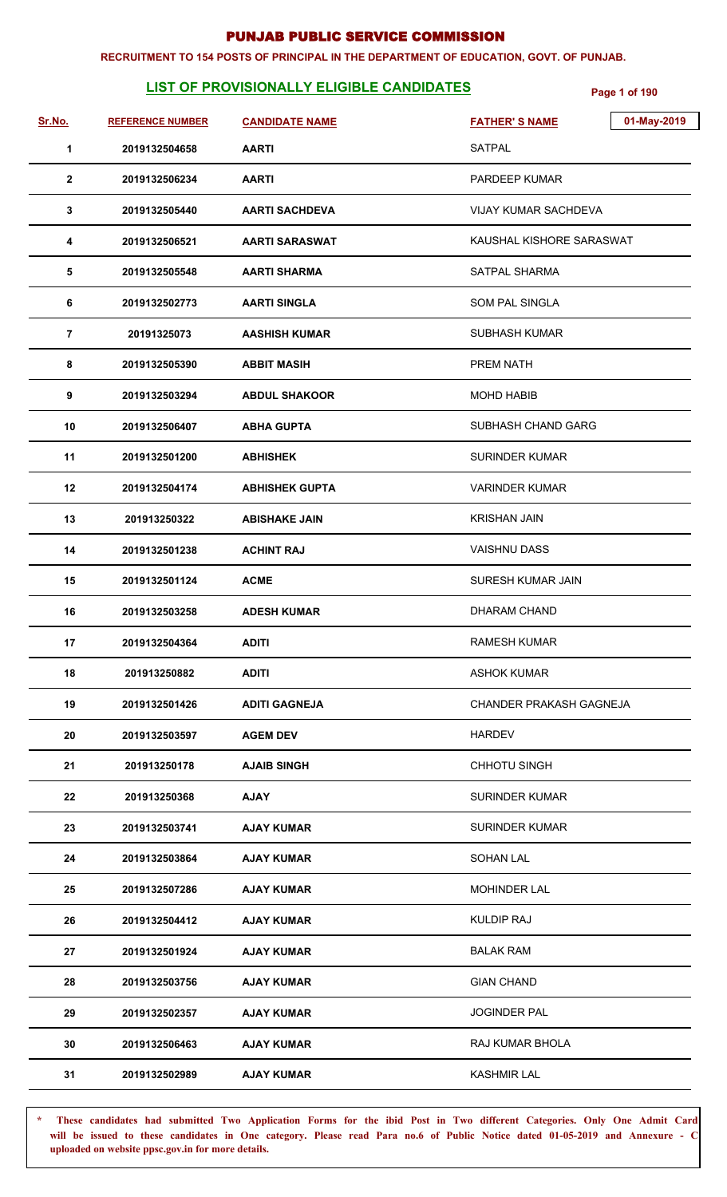# PUNJAB PUBLIC SERVICE COMMISSION

**RECRUITMENT TO 154 POSTS OF PRINCIPAL IN THE DEPARTMENT OF EDUCATION, GOVT. OF PUNJAB.**

## LIST OF PROVISIONALLY ELIGIBLE CANDIDATES

01-May-2019

| Sr.No. | REFERENCE NUMBER | CANDIDATE NAME | FATHER' S NAME |
|---|---|---|---|
| 1 | 2019132504658 | AARTI | SATPAL |
| 2 | 2019132506234 | AARTI | PARDEEP KUMAR |
| 3 | 2019132505440 | AARTI SACHDEVA | VIJAY KUMAR SACHDEVA |
| 4 | 2019132506521 | AARTI SARASWAT | KAUSHAL KISHORE SARASWAT |
| 5 | 2019132505548 | AARTI SHARMA | SATPAL SHARMA |
| 6 | 2019132502773 | AARTI SINGLA | SOM PAL SINGLA |
| 7 | 20191325073 | AASHISH KUMAR | SUBHASH KUMAR |
| 8 | 2019132505390 | ABBIT MASIH | PREM NATH |
| 9 | 2019132503294 | ABDUL SHAKOOR | MOHD HABIB |
| 10 | 2019132506407 | ABHA GUPTA | SUBHASH CHAND GARG |
| 11 | 2019132501200 | ABHISHEK | SURINDER KUMAR |
| 12 | 2019132504174 | ABHISHEK GUPTA | VARINDER KUMAR |
| 13 | 201913250322 | ABISHAKE JAIN | KRISHAN JAIN |
| 14 | 2019132501238 | ACHINT RAJ | VAISHNU DASS |
| 15 | 2019132501124 | ACME | SURESH KUMAR JAIN |
| 16 | 2019132503258 | ADESH KUMAR | DHARAM CHAND |
| 17 | 2019132504364 | ADITI | RAMESH KUMAR |
| 18 | 201913250882 | ADITI | ASHOK KUMAR |
| 19 | 2019132501426 | ADITI GAGNEJA | CHANDER PRAKASH GAGNEJA |
| 20 | 2019132503597 | AGEM DEV | HARDEV |
| 21 | 201913250178 | AJAIB SINGH | CHHOTU SINGH |
| 22 | 201913250368 | AJAY | SURINDER KUMAR |
| 23 | 2019132503741 | AJAY KUMAR | SURINDER KUMAR |
| 24 | 2019132503864 | AJAY KUMAR | SOHAN LAL |
| 25 | 2019132507286 | AJAY KUMAR | MOHINDER LAL |
| 26 | 2019132504412 | AJAY KUMAR | KULDIP RAJ |
| 27 | 2019132501924 | AJAY KUMAR | BALAK RAM |
| 28 | 2019132503756 | AJAY KUMAR | GIAN CHAND |
| 29 | 2019132502357 | AJAY KUMAR | JOGINDER PAL |
| 30 | 2019132506463 | AJAY KUMAR | RAJ KUMAR BHOLA |
| 31 | 2019132502989 | AJAY KUMAR | KASHMIR LAL |

**\* These candidates had submitted Two Application Forms for the ibid Post in Two different Categories. Only One Admit Card will be issued to these candidates in One category. Please read Para no.6 of Public Notice dated 01-05-2019 and Annexure - C uploaded on website ppsc.gov.in for more details.**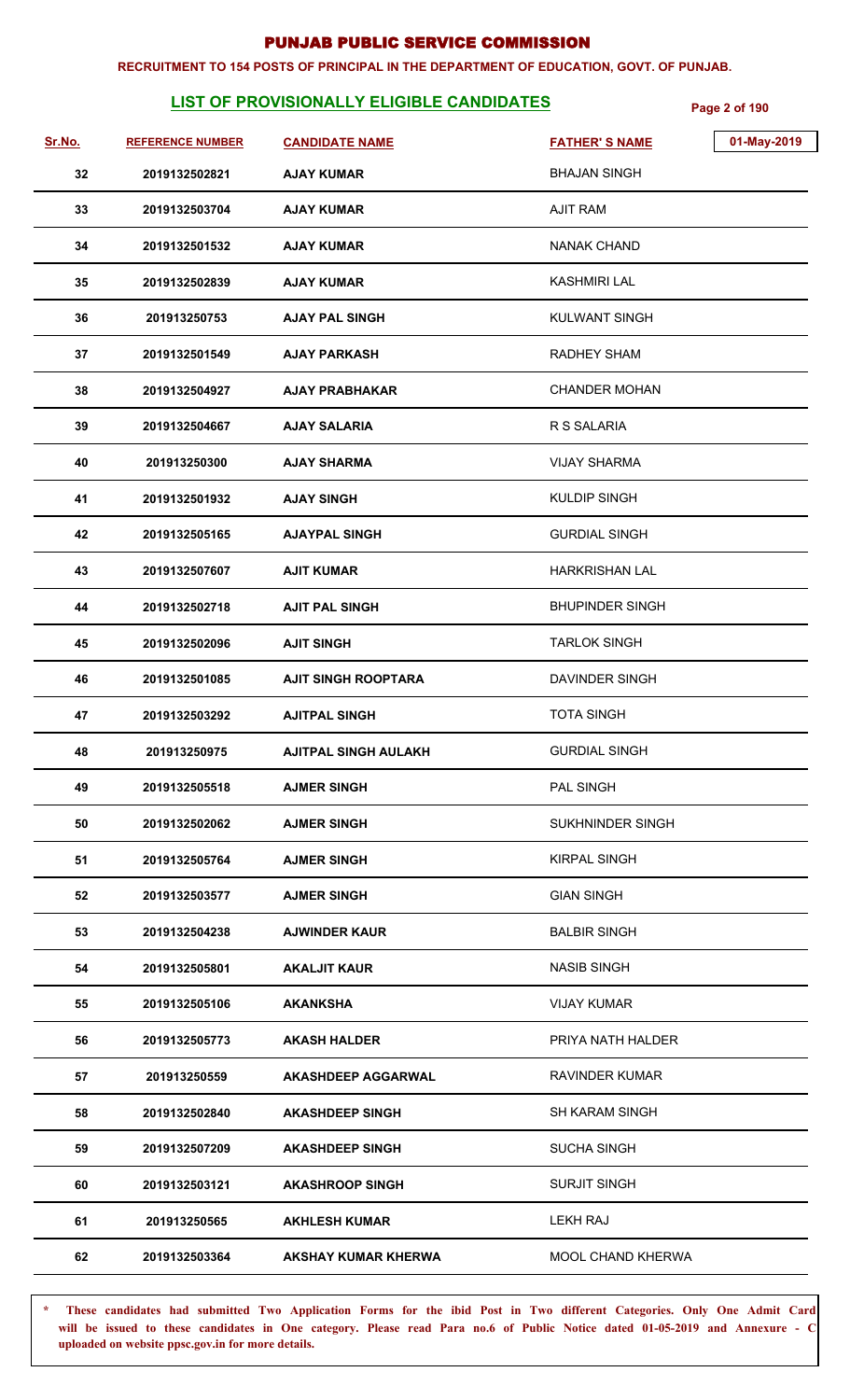# PUNJAB PUBLIC SERVICE COMMISSION

**RECRUITMENT TO 154 POSTS OF PRINCIPAL IN THE DEPARTMENT OF EDUCATION, GOVT. OF PUNJAB.**

## LIST OF PROVISIONALLY ELIGIBLE CANDIDATES

01-May-2019

| Sr.No. | REFERENCE NUMBER | CANDIDATE NAME | FATHER' S NAME |
|---|---|---|---|
| 32 | 2019132502821 | AJAY KUMAR | BHAJAN SINGH |
| 33 | 2019132503704 | AJAY KUMAR | AJIT RAM |
| 34 | 2019132501532 | AJAY KUMAR | NANAK CHAND |
| 35 | 2019132502839 | AJAY KUMAR | KASHMIRI LAL |
| 36 | 201913250753 | AJAY PAL SINGH | KULWANT SINGH |
| 37 | 2019132501549 | AJAY PARKASH | RADHEY SHAM |
| 38 | 2019132504927 | AJAY PRABHAKAR | CHANDER MOHAN |
| 39 | 2019132504667 | AJAY SALARIA | R S SALARIA |
| 40 | 201913250300 | AJAY SHARMA | VIJAY SHARMA |
| 41 | 2019132501932 | AJAY SINGH | KULDIP SINGH |
| 42 | 2019132505165 | AJAYPAL SINGH | GURDIAL SINGH |
| 43 | 2019132507607 | AJIT KUMAR | HARKRISHAN LAL |
| 44 | 2019132502718 | AJIT PAL SINGH | BHUPINDER SINGH |
| 45 | 2019132502096 | AJIT SINGH | TARLOK SINGH |
| 46 | 2019132501085 | AJIT SINGH ROOPTARA | DAVINDER SINGH |
| 47 | 2019132503292 | AJITPAL SINGH | TOTA SINGH |
| 48 | 201913250975 | AJITPAL SINGH AULAKH | GURDIAL SINGH |
| 49 | 2019132505518 | AJMER SINGH | PAL SINGH |
| 50 | 2019132502062 | AJMER SINGH | SUKHNINDER SINGH |
| 51 | 2019132505764 | AJMER SINGH | KIRPAL SINGH |
| 52 | 2019132503577 | AJMER SINGH | GIAN SINGH |
| 53 | 2019132504238 | AJWINDER KAUR | BALBIR SINGH |
| 54 | 2019132505801 | AKALJIT KAUR | NASIB SINGH |
| 55 | 2019132505106 | AKANKSHA | VIJAY KUMAR |
| 56 | 2019132505773 | AKASH HALDER | PRIYA NATH HALDER |
| 57 | 201913250559 | AKASHDEEP AGGARWAL | RAVINDER KUMAR |
| 58 | 2019132502840 | AKASHDEEP SINGH | SH KARAM SINGH |
| 59 | 2019132507209 | AKASHDEEP SINGH | SUCHA SINGH |
| 60 | 2019132503121 | AKASHROOP SINGH | SURJIT SINGH |
| 61 | 201913250565 | AKHLESH KUMAR | LEKH RAJ |
| 62 | 2019132503364 | AKSHAY KUMAR KHERWA | MOOL CHAND KHERWA |

\* These candidates had submitted Two Application Forms for the ibid Post in Two different Categories. Only One Admit Card will be issued to these candidates in One category. Please read Para no.6 of Public Notice dated 01-05-2019 and Annexure - C uploaded on website ppsc.gov.in for more details.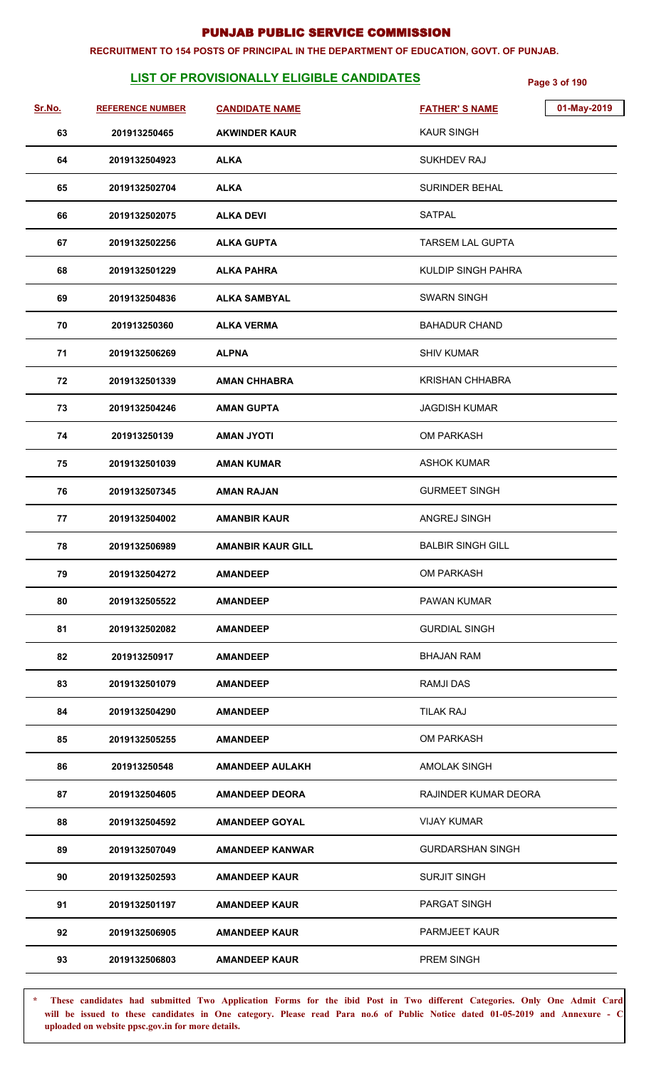# PUNJAB PUBLIC SERVICE COMMISSION

**RECRUITMENT TO 154 POSTS OF PRINCIPAL IN THE DEPARTMENT OF EDUCATION, GOVT. OF PUNJAB.**

## LIST OF PROVISIONALLY ELIGIBLE CANDIDATES

01-May-2019

| Sr.No. | REFERENCE NUMBER | CANDIDATE NAME | FATHER' S NAME |
|---|---|---|---|
| 63 | 201913250465 | AKWINDER KAUR | KAUR SINGH |
| 64 | 2019132504923 | ALKA | SUKHDEV RAJ |
| 65 | 2019132502704 | ALKA | SURINDER BEHAL |
| 66 | 2019132502075 | ALKA DEVI | SATPAL |
| 67 | 2019132502256 | ALKA GUPTA | TARSEM LAL GUPTA |
| 68 | 2019132501229 | ALKA PAHRA | KULDIP SINGH PAHRA |
| 69 | 2019132504836 | ALKA SAMBYAL | SWARN SINGH |
| 70 | 201913250360 | ALKA VERMA | BAHADUR CHAND |
| 71 | 2019132506269 | ALPNA | SHIV KUMAR |
| 72 | 2019132501339 | AMAN CHHABRA | KRISHAN CHHABRA |
| 73 | 2019132504246 | AMAN GUPTA | JAGDISH KUMAR |
| 74 | 201913250139 | AMAN JYOTI | OM PARKASH |
| 75 | 2019132501039 | AMAN KUMAR | ASHOK KUMAR |
| 76 | 2019132507345 | AMAN RAJAN | GURMEET SINGH |
| 77 | 2019132504002 | AMANBIR KAUR | ANGREJ SINGH |
| 78 | 2019132506989 | AMANBIR KAUR GILL | BALBIR SINGH GILL |
| 79 | 2019132504272 | AMANDEEP | OM PARKASH |
| 80 | 2019132505522 | AMANDEEP | PAWAN KUMAR |
| 81 | 2019132502082 | AMANDEEP | GURDIAL SINGH |
| 82 | 201913250917 | AMANDEEP | BHAJAN RAM |
| 83 | 2019132501079 | AMANDEEP | RAMJI DAS |
| 84 | 2019132504290 | AMANDEEP | TILAK RAJ |
| 85 | 2019132505255 | AMANDEEP | OM PARKASH |
| 86 | 201913250548 | AMANDEEP AULAKH | AMOLAK SINGH |
| 87 | 2019132504605 | AMANDEEP DEORA | RAJINDER KUMAR DEORA |
| 88 | 2019132504592 | AMANDEEP GOYAL | VIJAY KUMAR |
| 89 | 2019132507049 | AMANDEEP KANWAR | GURDARSHAN SINGH |
| 90 | 2019132502593 | AMANDEEP KAUR | SURJIT SINGH |
| 91 | 2019132501197 | AMANDEEP KAUR | PARGAT SINGH |
| 92 | 2019132506905 | AMANDEEP KAUR | PARMJEET KAUR |
| 93 | 2019132506803 | AMANDEEP KAUR | PREM SINGH |

\* **These candidates had submitted Two Application Forms for the ibid Post in Two different Categories. Only One Admit Card will be issued to these candidates in One category. Please read Para no.6 of Public Notice dated 01-05-2019 and Annexure - C uploaded on website ppsc.gov.in for more details.**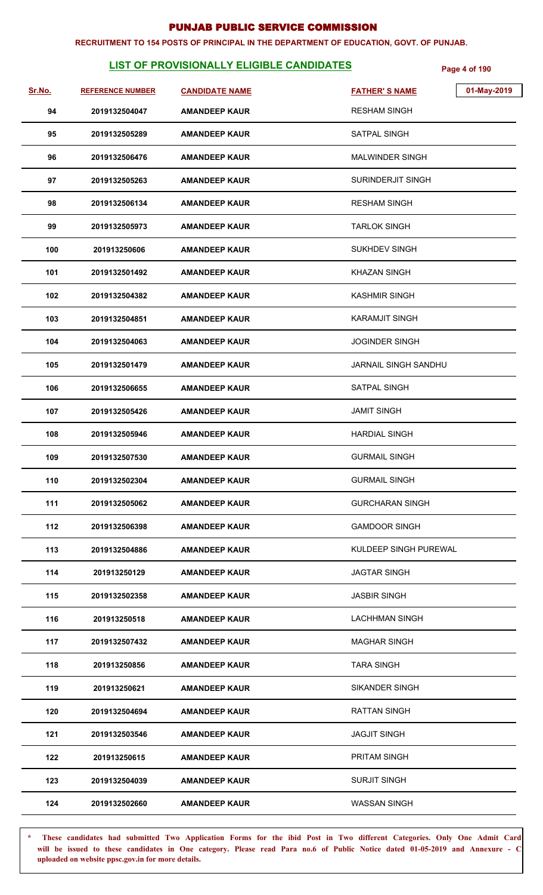# PUNJAB PUBLIC SERVICE COMMISSION

**RECRUITMENT TO 154 POSTS OF PRINCIPAL IN THE DEPARTMENT OF EDUCATION, GOVT. OF PUNJAB.**

## LIST OF PROVISIONALLY ELIGIBLE CANDIDATES

01-May-2019

| Sr.No. | REFERENCE NUMBER | CANDIDATE NAME | FATHER' S NAME |
|---|---|---|---|
| 94 | 2019132504047 | AMANDEEP KAUR | RESHAM SINGH |
| 95 | 2019132505289 | AMANDEEP KAUR | SATPAL SINGH |
| 96 | 2019132506476 | AMANDEEP KAUR | MALWINDER SINGH |
| 97 | 2019132505263 | AMANDEEP KAUR | SURINDERJIT SINGH |
| 98 | 2019132506134 | AMANDEEP KAUR | RESHAM SINGH |
| 99 | 2019132505973 | AMANDEEP KAUR | TARLOK SINGH |
| 100 | 201913250606 | AMANDEEP KAUR | SUKHDEV SINGH |
| 101 | 2019132501492 | AMANDEEP KAUR | KHAZAN SINGH |
| 102 | 2019132504382 | AMANDEEP KAUR | KASHMIR SINGH |
| 103 | 2019132504851 | AMANDEEP KAUR | KARAMJIT SINGH |
| 104 | 2019132504063 | AMANDEEP KAUR | JOGINDER SINGH |
| 105 | 2019132501479 | AMANDEEP KAUR | JARNAIL SINGH SANDHU |
| 106 | 2019132506655 | AMANDEEP KAUR | SATPAL SINGH |
| 107 | 2019132505426 | AMANDEEP KAUR | JAMIT SINGH |
| 108 | 2019132505946 | AMANDEEP KAUR | HARDIAL SINGH |
| 109 | 2019132507530 | AMANDEEP KAUR | GURMAIL SINGH |
| 110 | 2019132502304 | AMANDEEP KAUR | GURMAIL SINGH |
| 111 | 2019132505062 | AMANDEEP KAUR | GURCHARAN SINGH |
| 112 | 2019132506398 | AMANDEEP KAUR | GAMDOOR SINGH |
| 113 | 2019132504886 | AMANDEEP KAUR | KULDEEP SINGH PUREWAL |
| 114 | 201913250129 | AMANDEEP KAUR | JAGTAR SINGH |
| 115 | 2019132502358 | AMANDEEP KAUR | JASBIR SINGH |
| 116 | 201913250518 | AMANDEEP KAUR | LACHHMAN SINGH |
| 117 | 2019132507432 | AMANDEEP KAUR | MAGHAR SINGH |
| 118 | 201913250856 | AMANDEEP KAUR | TARA SINGH |
| 119 | 201913250621 | AMANDEEP KAUR | SIKANDER SINGH |
| 120 | 2019132504694 | AMANDEEP KAUR | RATTAN SINGH |
| 121 | 2019132503546 | AMANDEEP KAUR | JAGJIT SINGH |
| 122 | 201913250615 | AMANDEEP KAUR | PRITAM SINGH |
| 123 | 2019132504039 | AMANDEEP KAUR | SURJIT SINGH |
| 124 | 2019132502660 | AMANDEEP KAUR | WASSAN SINGH |

\* These candidates had submitted Two Application Forms for the ibid Post in Two different Categories. Only One Admit Card will be issued to these candidates in One category. Please read Para no.6 of Public Notice dated 01-05-2019 and Annexure - C uploaded on website ppsc.gov.in for more details.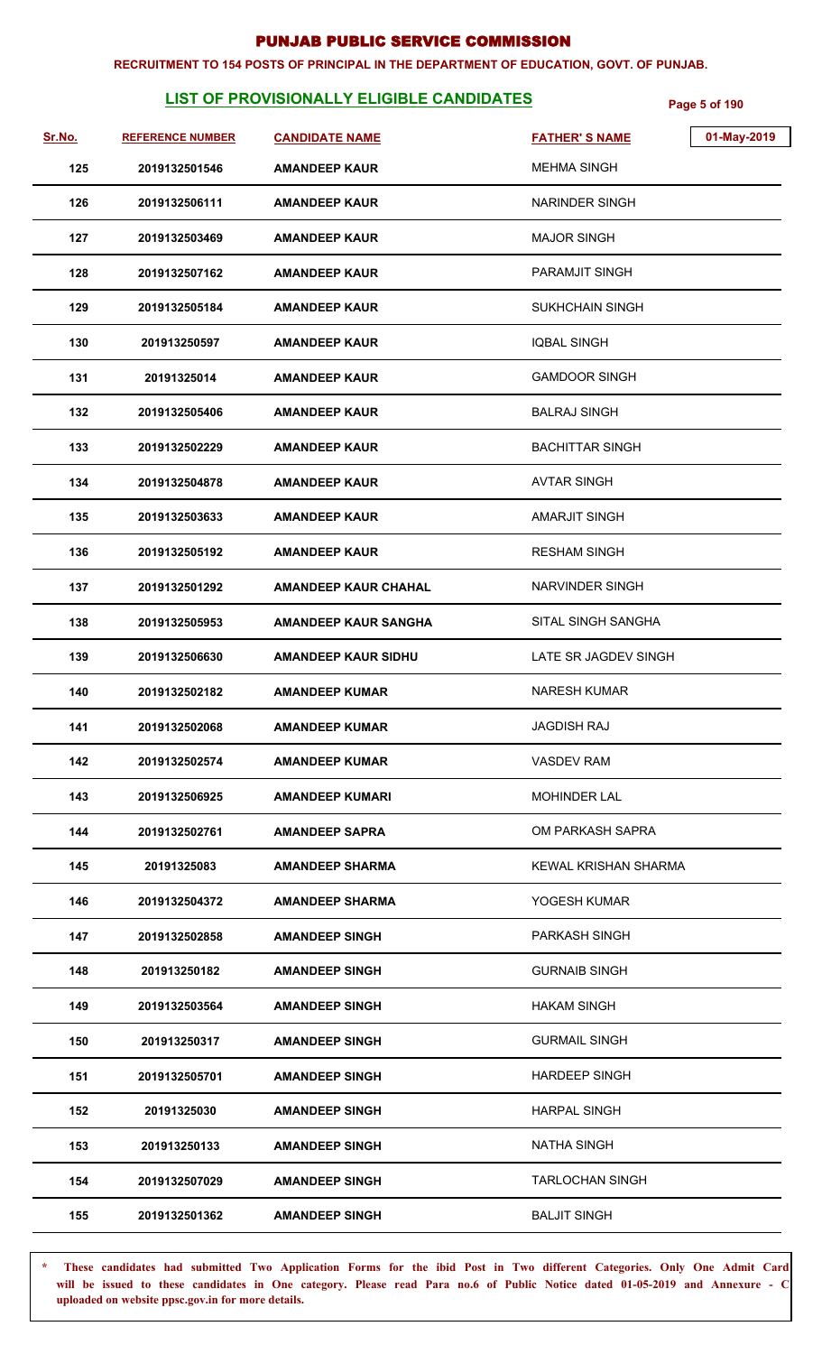# PUNJAB PUBLIC SERVICE COMMISSION

**RECRUITMENT TO 154 POSTS OF PRINCIPAL IN THE DEPARTMENT OF EDUCATION, GOVT. OF PUNJAB.**

## LIST OF PROVISIONALLY ELIGIBLE CANDIDATES

01-May-2019

| Sr.No. | REFERENCE NUMBER | CANDIDATE NAME | FATHER' S NAME |
|---|---|---|---|
| 125 | 2019132501546 | AMANDEEP KAUR | MEHMA SINGH |
| 126 | 2019132506111 | AMANDEEP KAUR | NARINDER SINGH |
| 127 | 2019132503469 | AMANDEEP KAUR | MAJOR SINGH |
| 128 | 2019132507162 | AMANDEEP KAUR | PARAMJIT SINGH |
| 129 | 2019132505184 | AMANDEEP KAUR | SUKHCHAIN SINGH |
| 130 | 201913250597 | AMANDEEP KAUR | IQBAL SINGH |
| 131 | 20191325014 | AMANDEEP KAUR | GAMDOOR SINGH |
| 132 | 2019132505406 | AMANDEEP KAUR | BALRAJ SINGH |
| 133 | 2019132502229 | AMANDEEP KAUR | BACHITTAR SINGH |
| 134 | 2019132504878 | AMANDEEP KAUR | AVTAR SINGH |
| 135 | 2019132503633 | AMANDEEP KAUR | AMARJIT SINGH |
| 136 | 2019132505192 | AMANDEEP KAUR | RESHAM SINGH |
| 137 | 2019132501292 | AMANDEEP KAUR CHAHAL | NARVINDER SINGH |
| 138 | 2019132505953 | AMANDEEP KAUR SANGHA | SITAL SINGH SANGHA |
| 139 | 2019132506630 | AMANDEEP KAUR SIDHU | LATE SR JAGDEV SINGH |
| 140 | 2019132502182 | AMANDEEP KUMAR | NARESH KUMAR |
| 141 | 2019132502068 | AMANDEEP KUMAR | JAGDISH RAJ |
| 142 | 2019132502574 | AMANDEEP KUMAR | VASDEV RAM |
| 143 | 2019132506925 | AMANDEEP KUMARI | MOHINDER LAL |
| 144 | 2019132502761 | AMANDEEP SAPRA | OM PARKASH SAPRA |
| 145 | 20191325083 | AMANDEEP SHARMA | KEWAL KRISHAN SHARMA |
| 146 | 2019132504372 | AMANDEEP SHARMA | YOGESH KUMAR |
| 147 | 2019132502858 | AMANDEEP SINGH | PARKASH SINGH |
| 148 | 201913250182 | AMANDEEP SINGH | GURNAIB SINGH |
| 149 | 2019132503564 | AMANDEEP SINGH | HAKAM SINGH |
| 150 | 201913250317 | AMANDEEP SINGH | GURMAIL SINGH |
| 151 | 2019132505701 | AMANDEEP SINGH | HARDEEP SINGH |
| 152 | 20191325030 | AMANDEEP SINGH | HARPAL SINGH |
| 153 | 201913250133 | AMANDEEP SINGH | NATHA SINGH |
| 154 | 2019132507029 | AMANDEEP SINGH | TARLOCHAN SINGH |
| 155 | 2019132501362 | AMANDEEP SINGH | BALJIT SINGH |

\* **These candidates had submitted Two Application Forms for the ibid Post in Two different Categories. Only One Admit Card will be issued to these candidates in One category. Please read Para no.6 of Public Notice dated 01-05-2019 and Annexure - C uploaded on website ppsc.gov.in for more details.**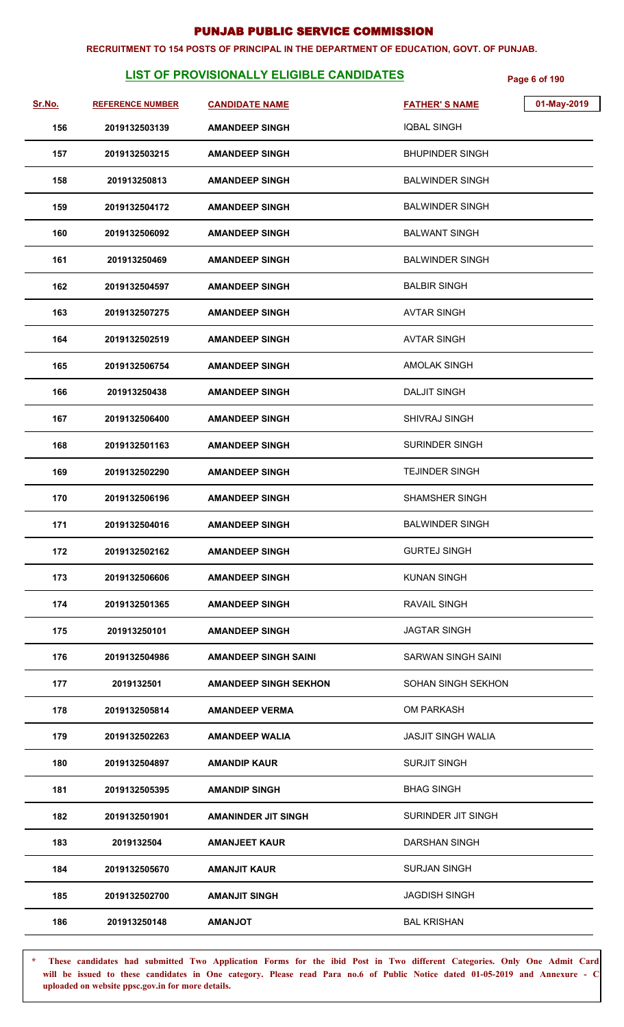# PUNJAB PUBLIC SERVICE COMMISSION

**RECRUITMENT TO 154 POSTS OF PRINCIPAL IN THE DEPARTMENT OF EDUCATION, GOVT. OF PUNJAB.**

## LIST OF PROVISIONALLY ELIGIBLE CANDIDATES

01-May-2019

| Sr.No. | REFERENCE NUMBER | CANDIDATE NAME | FATHER' S NAME |
|---|---|---|---|
| 156 | 2019132503139 | AMANDEEP SINGH | IQBAL SINGH |
| 157 | 2019132503215 | AMANDEEP SINGH | BHUPINDER SINGH |
| 158 | 201913250813 | AMANDEEP SINGH | BALWINDER SINGH |
| 159 | 2019132504172 | AMANDEEP SINGH | BALWINDER SINGH |
| 160 | 2019132506092 | AMANDEEP SINGH | BALWANT SINGH |
| 161 | 201913250469 | AMANDEEP SINGH | BALWINDER SINGH |
| 162 | 2019132504597 | AMANDEEP SINGH | BALBIR SINGH |
| 163 | 2019132507275 | AMANDEEP SINGH | AVTAR SINGH |
| 164 | 2019132502519 | AMANDEEP SINGH | AVTAR SINGH |
| 165 | 2019132506754 | AMANDEEP SINGH | AMOLAK SINGH |
| 166 | 201913250438 | AMANDEEP SINGH | DALJIT SINGH |
| 167 | 2019132506400 | AMANDEEP SINGH | SHIVRAJ SINGH |
| 168 | 2019132501163 | AMANDEEP SINGH | SURINDER SINGH |
| 169 | 2019132502290 | AMANDEEP SINGH | TEJINDER SINGH |
| 170 | 2019132506196 | AMANDEEP SINGH | SHAMSHER SINGH |
| 171 | 2019132504016 | AMANDEEP SINGH | BALWINDER SINGH |
| 172 | 2019132502162 | AMANDEEP SINGH | GURTEJ SINGH |
| 173 | 2019132506606 | AMANDEEP SINGH | KUNAN SINGH |
| 174 | 2019132501365 | AMANDEEP SINGH | RAVAIL SINGH |
| 175 | 201913250101 | AMANDEEP SINGH | JAGTAR SINGH |
| 176 | 2019132504986 | AMANDEEP SINGH SAINI | SARWAN SINGH SAINI |
| 177 | 2019132501 | AMANDEEP SINGH SEKHON | SOHAN SINGH SEKHON |
| 178 | 2019132505814 | AMANDEEP VERMA | OM PARKASH |
| 179 | 2019132502263 | AMANDEEP WALIA | JASJIT SINGH WALIA |
| 180 | 2019132504897 | AMANDIP KAUR | SURJIT SINGH |
| 181 | 2019132505395 | AMANDIP SINGH | BHAG SINGH |
| 182 | 2019132501901 | AMANINDER JIT SINGH | SURINDER JIT SINGH |
| 183 | 2019132504 | AMANJEET KAUR | DARSHAN SINGH |
| 184 | 2019132505670 | AMANJIT KAUR | SURJAN SINGH |
| 185 | 2019132502700 | AMANJIT SINGH | JAGDISH SINGH |
| 186 | 201913250148 | AMANJOT | BAL KRISHAN |

\* These candidates had submitted Two Application Forms for the ibid Post in Two different Categories. Only One Admit Card will be issued to these candidates in One category. Please read Para no.6 of Public Notice dated 01-05-2019 and Annexure - C uploaded on website ppsc.gov.in for more details.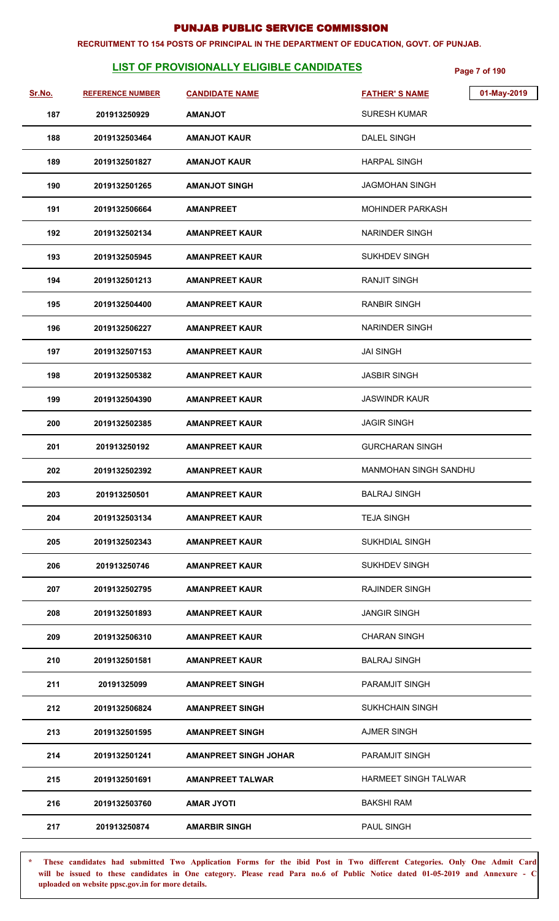# PUNJAB PUBLIC SERVICE COMMISSION

**RECRUITMENT TO 154 POSTS OF PRINCIPAL IN THE DEPARTMENT OF EDUCATION, GOVT. OF PUNJAB.**

## LIST OF PROVISIONALLY ELIGIBLE CANDIDATES

01-May-2019

| Sr.No. | REFERENCE NUMBER | CANDIDATE NAME | FATHER' S NAME |
|---|---|---|---|
| 187 | 201913250929 | AMANJOT | SURESH KUMAR |
| 188 | 2019132503464 | AMANJOT KAUR | DALEL SINGH |
| 189 | 2019132501827 | AMANJOT KAUR | HARPAL SINGH |
| 190 | 2019132501265 | AMANJOT SINGH | JAGMOHAN SINGH |
| 191 | 2019132506664 | AMANPREET | MOHINDER PARKASH |
| 192 | 2019132502134 | AMANPREET KAUR | NARINDER SINGH |
| 193 | 2019132505945 | AMANPREET KAUR | SUKHDEV SINGH |
| 194 | 2019132501213 | AMANPREET KAUR | RANJIT SINGH |
| 195 | 2019132504400 | AMANPREET KAUR | RANBIR SINGH |
| 196 | 2019132506227 | AMANPREET KAUR | NARINDER SINGH |
| 197 | 2019132507153 | AMANPREET KAUR | JAI SINGH |
| 198 | 2019132505382 | AMANPREET KAUR | JASBIR SINGH |
| 199 | 2019132504390 | AMANPREET KAUR | JASWINDR KAUR |
| 200 | 2019132502385 | AMANPREET KAUR | JAGIR SINGH |
| 201 | 201913250192 | AMANPREET KAUR | GURCHARAN SINGH |
| 202 | 2019132502392 | AMANPREET KAUR | MANMOHAN SINGH SANDHU |
| 203 | 201913250501 | AMANPREET KAUR | BALRAJ SINGH |
| 204 | 2019132503134 | AMANPREET KAUR | TEJA SINGH |
| 205 | 2019132502343 | AMANPREET KAUR | SUKHDIAL SINGH |
| 206 | 201913250746 | AMANPREET KAUR | SUKHDEV SINGH |
| 207 | 2019132502795 | AMANPREET KAUR | RAJINDER SINGH |
| 208 | 2019132501893 | AMANPREET KAUR | JANGIR SINGH |
| 209 | 2019132506310 | AMANPREET KAUR | CHARAN SINGH |
| 210 | 2019132501581 | AMANPREET KAUR | BALRAJ SINGH |
| 211 | 20191325099 | AMANPREET SINGH | PARAMJIT SINGH |
| 212 | 2019132506824 | AMANPREET SINGH | SUKHCHAIN SINGH |
| 213 | 2019132501595 | AMANPREET SINGH | AJMER SINGH |
| 214 | 2019132501241 | AMANPREET SINGH JOHAR | PARAMJIT SINGH |
| 215 | 2019132501691 | AMANPREET TALWAR | HARMEET SINGH TALWAR |
| 216 | 2019132503760 | AMAR JYOTI | BAKSHI RAM |
| 217 | 201913250874 | AMARBIR SINGH | PAUL SINGH |

\* **These candidates had submitted Two Application Forms for the ibid Post in Two different Categories. Only One Admit Card will be issued to these candidates in One category. Please read Para no.6 of Public Notice dated 01-05-2019 and Annexure - C uploaded on website ppsc.gov.in for more details.**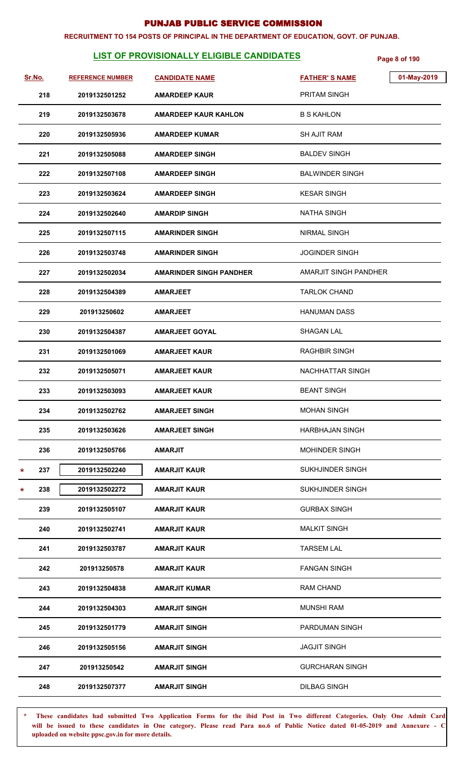# PUNJAB PUBLIC SERVICE COMMISSION

**RECRUITMENT TO 154 POSTS OF PRINCIPAL IN THE DEPARTMENT OF EDUCATION, GOVT. OF PUNJAB.**

## LIST OF PROVISIONALLY ELIGIBLE CANDIDATES

01-May-2019

| | Sr.No. | REFERENCE NUMBER | CANDIDATE NAME | FATHER' S NAME |
|---|---|---|---|---|
| | 218 | 2019132501252 | AMARDEEP KAUR | PRITAM SINGH |
| | 219 | 2019132503678 | AMARDEEP KAUR KAHLON | B S KAHLON |
| | 220 | 2019132505936 | AMARDEEP KUMAR | SH AJIT RAM |
| | 221 | 2019132505088 | AMARDEEP SINGH | BALDEV SINGH |
| | 222 | 2019132507108 | AMARDEEP SINGH | BALWINDER SINGH |
| | 223 | 2019132503624 | AMARDEEP SINGH | KESAR SINGH |
| | 224 | 2019132502640 | AMARDIP SINGH | NATHA SINGH |
| | 225 | 2019132507115 | AMARINDER SINGH | NIRMAL SINGH |
| | 226 | 2019132503748 | AMARINDER SINGH | JOGINDER SINGH |
| | 227 | 2019132502034 | AMARINDER SINGH PANDHER | AMARJIT SINGH PANDHER |
| | 228 | 2019132504389 | AMARJEET | TARLOK CHAND |
| | 229 | 201913250602 | AMARJEET | HANUMAN DASS |
| | 230 | 2019132504387 | AMARJEET GOYAL | SHAGAN LAL |
| | 231 | 2019132501069 | AMARJEET KAUR | RAGHBIR SINGH |
| | 232 | 2019132505071 | AMARJEET KAUR | NACHHATTAR SINGH |
| | 233 | 2019132503093 | AMARJEET KAUR | BEANT SINGH |
| | 234 | 2019132502762 | AMARJEET SINGH | MOHAN SINGH |
| | 235 | 2019132503626 | AMARJEET SINGH | HARBHAJAN SINGH |
| | 236 | 2019132505766 | AMARJIT | MOHINDER SINGH |
| * | 237 | 2019132502240 | AMARJIT KAUR | SUKHJINDER SINGH |
| * | 238 | 2019132502272 | AMARJIT KAUR | SUKHJINDER SINGH |
| | 239 | 2019132505107 | AMARJIT KAUR | GURBAX SINGH |
| | 240 | 2019132502741 | AMARJIT KAUR | MALKIT SINGH |
| | 241 | 2019132503787 | AMARJIT KAUR | TARSEM LAL |
| | 242 | 201913250578 | AMARJIT KAUR | FANGAN SINGH |
| | 243 | 2019132504838 | AMARJIT KUMAR | RAM CHAND |
| | 244 | 2019132504303 | AMARJIT SINGH | MUNSHI RAM |
| | 245 | 2019132501779 | AMARJIT SINGH | PARDUMAN SINGH |
| | 246 | 2019132505156 | AMARJIT SINGH | JAGJIT SINGH |
| | 247 | 201913250542 | AMARJIT SINGH | GURCHARAN SINGH |
| | 248 | 2019132507377 | AMARJIT SINGH | DILBAG SINGH |

\* These candidates had submitted Two Application Forms for the ibid Post in Two different Categories. Only One Admit Card will be issued to these candidates in One category. Please read Para no.6 of Public Notice dated 01-05-2019 and Annexure - C uploaded on website ppsc.gov.in for more details.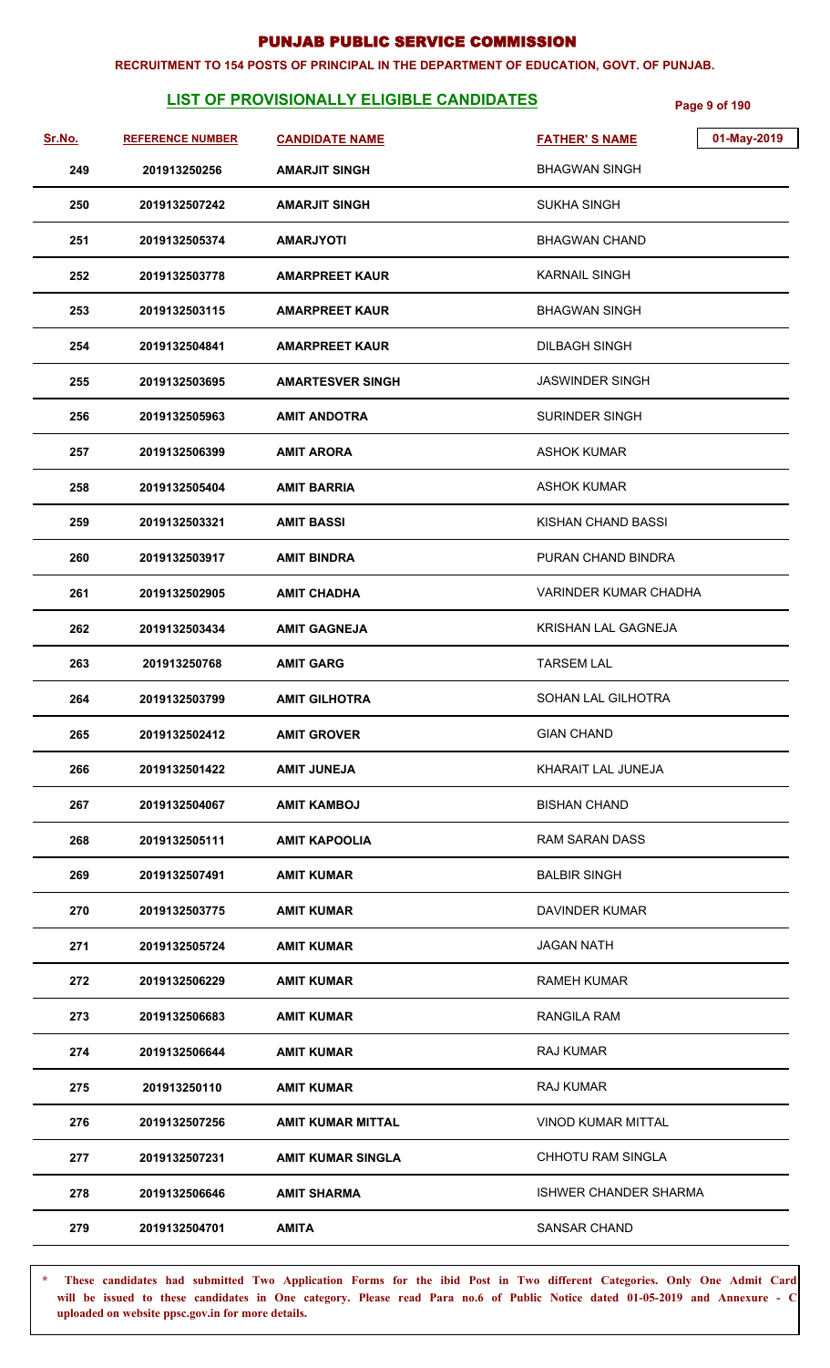# PUNJAB PUBLIC SERVICE COMMISSION

**RECRUITMENT TO 154 POSTS OF PRINCIPAL IN THE DEPARTMENT OF EDUCATION, GOVT. OF PUNJAB.**

## LIST OF PROVISIONALLY ELIGIBLE CANDIDATES

01-May-2019

| Sr.No. | REFERENCE NUMBER | CANDIDATE NAME | FATHER' S NAME |
|---|---|---|---|
| 249 | 201913250256 | AMARJIT SINGH | BHAGWAN SINGH |
| 250 | 2019132507242 | AMARJIT SINGH | SUKHA SINGH |
| 251 | 2019132505374 | AMARJYOTI | BHAGWAN CHAND |
| 252 | 2019132503778 | AMARPREET KAUR | KARNAIL SINGH |
| 253 | 2019132503115 | AMARPREET KAUR | BHAGWAN SINGH |
| 254 | 2019132504841 | AMARPREET KAUR | DILBAGH SINGH |
| 255 | 2019132503695 | AMARTESVER SINGH | JASWINDER SINGH |
| 256 | 2019132505963 | AMIT ANDOTRA | SURINDER SINGH |
| 257 | 2019132506399 | AMIT ARORA | ASHOK KUMAR |
| 258 | 2019132505404 | AMIT BARRIA | ASHOK KUMAR |
| 259 | 2019132503321 | AMIT BASSI | KISHAN CHAND BASSI |
| 260 | 2019132503917 | AMIT BINDRA | PURAN CHAND BINDRA |
| 261 | 2019132502905 | AMIT CHADHA | VARINDER KUMAR CHADHA |
| 262 | 2019132503434 | AMIT GAGNEJA | KRISHAN LAL GAGNEJA |
| 263 | 201913250768 | AMIT GARG | TARSEM LAL |
| 264 | 2019132503799 | AMIT GILHOTRA | SOHAN LAL GILHOTRA |
| 265 | 2019132502412 | AMIT GROVER | GIAN CHAND |
| 266 | 2019132501422 | AMIT JUNEJA | KHARAIT LAL JUNEJA |
| 267 | 2019132504067 | AMIT KAMBOJ | BISHAN CHAND |
| 268 | 2019132505111 | AMIT KAPOOLIA | RAM SARAN DASS |
| 269 | 2019132507491 | AMIT KUMAR | BALBIR SINGH |
| 270 | 2019132503775 | AMIT KUMAR | DAVINDER KUMAR |
| 271 | 2019132505724 | AMIT KUMAR | JAGAN NATH |
| 272 | 2019132506229 | AMIT KUMAR | RAMEH KUMAR |
| 273 | 2019132506683 | AMIT KUMAR | RANGILA RAM |
| 274 | 2019132506644 | AMIT KUMAR | RAJ KUMAR |
| 275 | 201913250110 | AMIT KUMAR | RAJ KUMAR |
| 276 | 2019132507256 | AMIT KUMAR MITTAL | VINOD KUMAR MITTAL |
| 277 | 2019132507231 | AMIT KUMAR SINGLA | CHHOTU RAM SINGLA |
| 278 | 2019132506646 | AMIT SHARMA | ISHWER CHANDER SHARMA |
| 279 | 2019132504701 | AMITA | SANSAR CHAND |

**\* These candidates had submitted Two Application Forms for the ibid Post in Two different Categories. Only One Admit Card will be issued to these candidates in One category. Please read Para no.6 of Public Notice dated 01-05-2019 and Annexure - C uploaded on website ppsc.gov.in for more details.**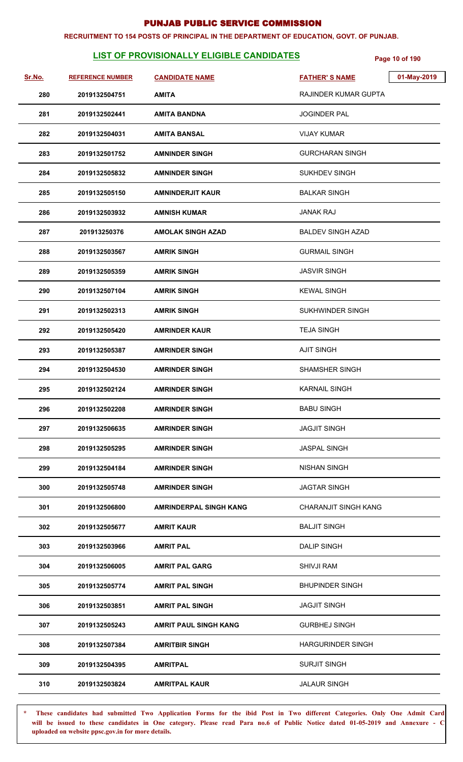# PUNJAB PUBLIC SERVICE COMMISSION

**RECRUITMENT TO 154 POSTS OF PRINCIPAL IN THE DEPARTMENT OF EDUCATION, GOVT. OF PUNJAB.**

## LIST OF PROVISIONALLY ELIGIBLE CANDIDATES

01-May-2019

| Sr.No. | REFERENCE NUMBER | CANDIDATE NAME | FATHER' S NAME |
|---|---|---|---|
| 280 | 2019132504751 | AMITA | RAJINDER KUMAR GUPTA |
| 281 | 2019132502441 | AMITA BANDNA | JOGINDER PAL |
| 282 | 2019132504031 | AMITA BANSAL | VIJAY KUMAR |
| 283 | 2019132501752 | AMNINDER SINGH | GURCHARAN SINGH |
| 284 | 2019132505832 | AMNINDER SINGH | SUKHDEV SINGH |
| 285 | 2019132505150 | AMNINDERJIT KAUR | BALKAR SINGH |
| 286 | 2019132503932 | AMNISH KUMAR | JANAK RAJ |
| 287 | 201913250376 | AMOLAK SINGH AZAD | BALDEV SINGH AZAD |
| 288 | 2019132503567 | AMRIK SINGH | GURMAIL SINGH |
| 289 | 2019132505359 | AMRIK SINGH | JASVIR SINGH |
| 290 | 2019132507104 | AMRIK SINGH | KEWAL SINGH |
| 291 | 2019132502313 | AMRIK SINGH | SUKHWINDER SINGH |
| 292 | 2019132505420 | AMRINDER KAUR | TEJA SINGH |
| 293 | 2019132505387 | AMRINDER SINGH | AJIT SINGH |
| 294 | 2019132504530 | AMRINDER SINGH | SHAMSHER SINGH |
| 295 | 2019132502124 | AMRINDER SINGH | KARNAIL SINGH |
| 296 | 2019132502208 | AMRINDER SINGH | BABU SINGH |
| 297 | 2019132506635 | AMRINDER SINGH | JAGJIT SINGH |
| 298 | 2019132505295 | AMRINDER SINGH | JASPAL SINGH |
| 299 | 2019132504184 | AMRINDER SINGH | NISHAN SINGH |
| 300 | 2019132505748 | AMRINDER SINGH | JAGTAR SINGH |
| 301 | 2019132506800 | AMRINDERPAL SINGH KANG | CHARANJIT SINGH KANG |
| 302 | 2019132505677 | AMRIT KAUR | BALJIT SINGH |
| 303 | 2019132503966 | AMRIT PAL | DALIP SINGH |
| 304 | 2019132506005 | AMRIT PAL GARG | SHIVJI RAM |
| 305 | 2019132505774 | AMRIT PAL SINGH | BHUPINDER SINGH |
| 306 | 2019132503851 | AMRIT PAL SINGH | JAGJIT SINGH |
| 307 | 2019132505243 | AMRIT PAUL SINGH KANG | GURBHEJ SINGH |
| 308 | 2019132507384 | AMRITBIR SINGH | HARGURINDER SINGH |
| 309 | 2019132504395 | AMRITPAL | SURJIT SINGH |
| 310 | 2019132503824 | AMRITPAL KAUR | JALAUR SINGH |

\* These candidates had submitted Two Application Forms for the ibid Post in Two different Categories. Only One Admit Card will be issued to these candidates in One category. Please read Para no.6 of Public Notice dated 01-05-2019 and Annexure - C uploaded on website ppsc.gov.in for more details.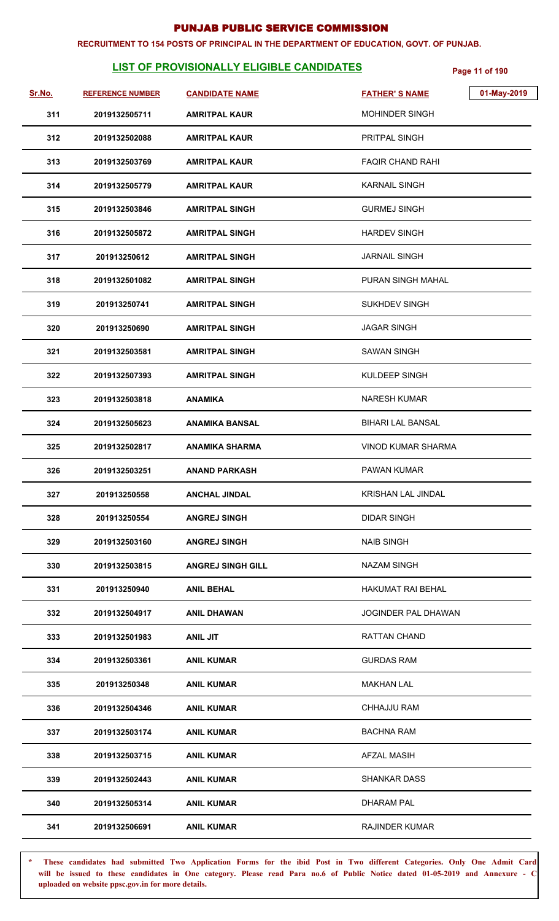# PUNJAB PUBLIC SERVICE COMMISSION

**RECRUITMENT TO 154 POSTS OF PRINCIPAL IN THE DEPARTMENT OF EDUCATION, GOVT. OF PUNJAB.**

## LIST OF PROVISIONALLY ELIGIBLE CANDIDATES

01-May-2019

| Sr.No. | REFERENCE NUMBER | CANDIDATE NAME | FATHER' S NAME |
|---|---|---|---|
| 311 | 2019132505711 | AMRITPAL KAUR | MOHINDER SINGH |
| 312 | 2019132502088 | AMRITPAL KAUR | PRITPAL SINGH |
| 313 | 2019132503769 | AMRITPAL KAUR | FAQIR CHAND RAHI |
| 314 | 2019132505779 | AMRITPAL KAUR | KARNAIL SINGH |
| 315 | 2019132503846 | AMRITPAL SINGH | GURMEJ SINGH |
| 316 | 2019132505872 | AMRITPAL SINGH | HARDEV SINGH |
| 317 | 201913250612 | AMRITPAL SINGH | JARNAIL SINGH |
| 318 | 2019132501082 | AMRITPAL SINGH | PURAN SINGH MAHAL |
| 319 | 201913250741 | AMRITPAL SINGH | SUKHDEV SINGH |
| 320 | 201913250690 | AMRITPAL SINGH | JAGAR SINGH |
| 321 | 2019132503581 | AMRITPAL SINGH | SAWAN SINGH |
| 322 | 2019132507393 | AMRITPAL SINGH | KULDEEP SINGH |
| 323 | 2019132503818 | ANAMIKA | NARESH KUMAR |
| 324 | 2019132505623 | ANAMIKA BANSAL | BIHARI LAL BANSAL |
| 325 | 2019132502817 | ANAMIKA SHARMA | VINOD KUMAR SHARMA |
| 326 | 2019132503251 | ANAND PARKASH | PAWAN KUMAR |
| 327 | 201913250558 | ANCHAL JINDAL | KRISHAN LAL JINDAL |
| 328 | 201913250554 | ANGREJ SINGH | DIDAR SINGH |
| 329 | 2019132503160 | ANGREJ SINGH | NAIB SINGH |
| 330 | 2019132503815 | ANGREJ SINGH GILL | NAZAM SINGH |
| 331 | 201913250940 | ANIL BEHAL | HAKUMAT RAI BEHAL |
| 332 | 2019132504917 | ANIL DHAWAN | JOGINDER PAL DHAWAN |
| 333 | 2019132501983 | ANIL JIT | RATTAN CHAND |
| 334 | 2019132503361 | ANIL KUMAR | GURDAS RAM |
| 335 | 201913250348 | ANIL KUMAR | MAKHAN LAL |
| 336 | 2019132504346 | ANIL KUMAR | CHHAJJU RAM |
| 337 | 2019132503174 | ANIL KUMAR | BACHNA RAM |
| 338 | 2019132503715 | ANIL KUMAR | AFZAL MASIH |
| 339 | 2019132502443 | ANIL KUMAR | SHANKAR DASS |
| 340 | 2019132505314 | ANIL KUMAR | DHARAM PAL |
| 341 | 2019132506691 | ANIL KUMAR | RAJINDER KUMAR |

\* **These candidates had submitted Two Application Forms for the ibid Post in Two different Categories. Only One Admit Card will be issued to these candidates in One category. Please read Para no.6 of Public Notice dated 01-05-2019 and Annexure - C uploaded on website ppsc.gov.in for more details.**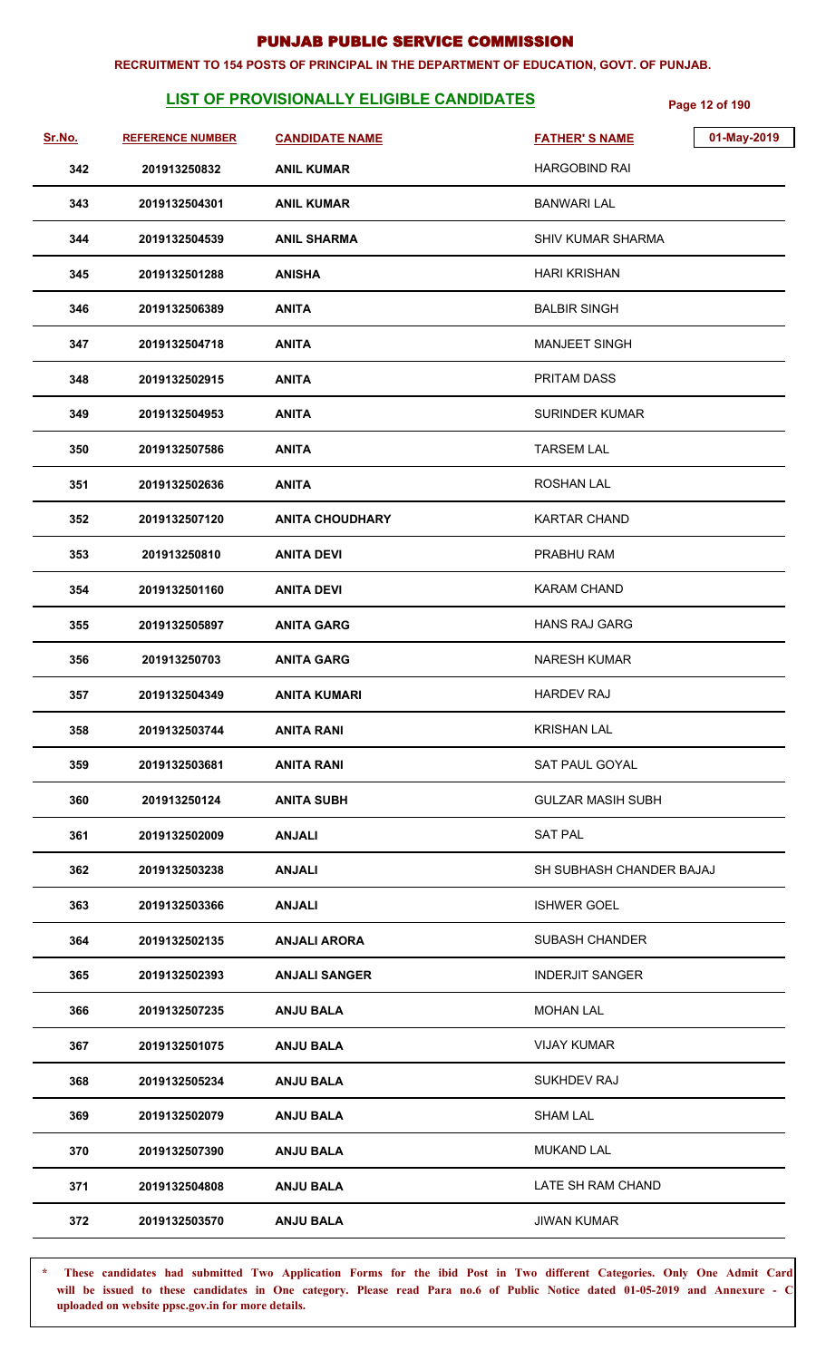# PUNJAB PUBLIC SERVICE COMMISSION

**RECRUITMENT TO 154 POSTS OF PRINCIPAL IN THE DEPARTMENT OF EDUCATION, GOVT. OF PUNJAB.**

## LIST OF PROVISIONALLY ELIGIBLE CANDIDATES

01-May-2019

| Sr.No. | REFERENCE NUMBER | CANDIDATE NAME | FATHER' S NAME |
|---|---|---|---|
| 342 | 201913250832 | ANIL KUMAR | HARGOBIND RAI |
| 343 | 2019132504301 | ANIL KUMAR | BANWARI LAL |
| 344 | 2019132504539 | ANIL SHARMA | SHIV KUMAR SHARMA |
| 345 | 2019132501288 | ANISHA | HARI KRISHAN |
| 346 | 2019132506389 | ANITA | BALBIR SINGH |
| 347 | 2019132504718 | ANITA | MANJEET SINGH |
| 348 | 2019132502915 | ANITA | PRITAM DASS |
| 349 | 2019132504953 | ANITA | SURINDER KUMAR |
| 350 | 2019132507586 | ANITA | TARSEM LAL |
| 351 | 2019132502636 | ANITA | ROSHAN LAL |
| 352 | 2019132507120 | ANITA CHOUDHARY | KARTAR CHAND |
| 353 | 201913250810 | ANITA DEVI | PRABHU RAM |
| 354 | 2019132501160 | ANITA DEVI | KARAM CHAND |
| 355 | 2019132505897 | ANITA GARG | HANS RAJ GARG |
| 356 | 201913250703 | ANITA GARG | NARESH KUMAR |
| 357 | 2019132504349 | ANITA KUMARI | HARDEV RAJ |
| 358 | 2019132503744 | ANITA RANI | KRISHAN LAL |
| 359 | 2019132503681 | ANITA RANI | SAT PAUL GOYAL |
| 360 | 201913250124 | ANITA SUBH | GULZAR MASIH SUBH |
| 361 | 2019132502009 | ANJALI | SAT PAL |
| 362 | 2019132503238 | ANJALI | SH SUBHASH CHANDER BAJAJ |
| 363 | 2019132503366 | ANJALI | ISHWER GOEL |
| 364 | 2019132502135 | ANJALI ARORA | SUBASH CHANDER |
| 365 | 2019132502393 | ANJALI SANGER | INDERJIT SANGER |
| 366 | 2019132507235 | ANJU BALA | MOHAN LAL |
| 367 | 2019132501075 | ANJU BALA | VIJAY KUMAR |
| 368 | 2019132505234 | ANJU BALA | SUKHDEV RAJ |
| 369 | 2019132502079 | ANJU BALA | SHAM LAL |
| 370 | 2019132507390 | ANJU BALA | MUKAND LAL |
| 371 | 2019132504808 | ANJU BALA | LATE SH RAM CHAND |
| 372 | 2019132503570 | ANJU BALA | JIWAN KUMAR |

**\* These candidates had submitted Two Application Forms for the ibid Post in Two different Categories. Only One Admit Card will be issued to these candidates in One category. Please read Para no.6 of Public Notice dated 01-05-2019 and Annexure - C uploaded on website ppsc.gov.in for more details.**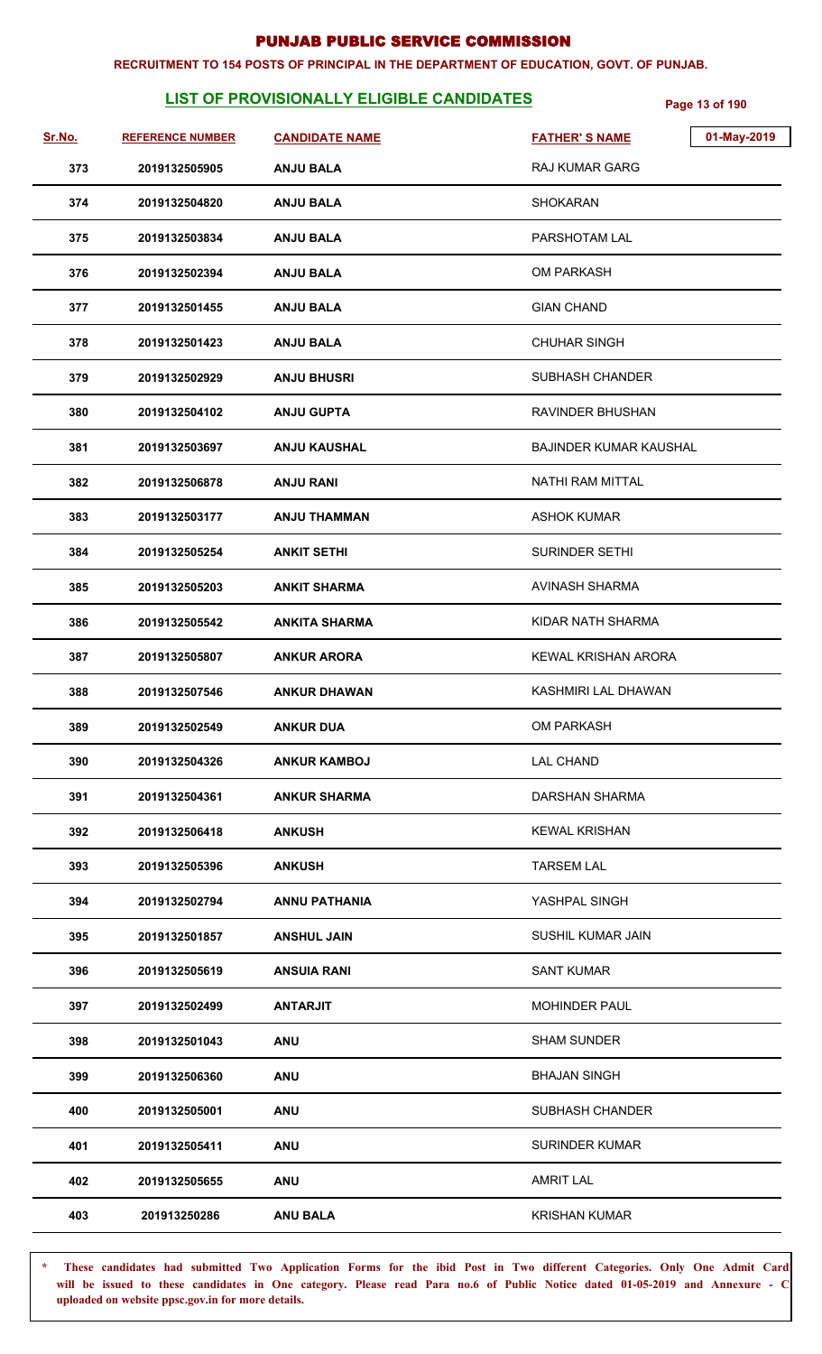# PUNJAB PUBLIC SERVICE COMMISSION

**RECRUITMENT TO 154 POSTS OF PRINCIPAL IN THE DEPARTMENT OF EDUCATION, GOVT. OF PUNJAB.**

## LIST OF PROVISIONALLY ELIGIBLE CANDIDATES

01-May-2019

| Sr.No. | REFERENCE NUMBER | CANDIDATE NAME | FATHER' S NAME |
|---|---|---|---|
| 373 | 2019132505905 | ANJU BALA | RAJ KUMAR GARG |
| 374 | 2019132504820 | ANJU BALA | SHOKARAN |
| 375 | 2019132503834 | ANJU BALA | PARSHOTAM LAL |
| 376 | 2019132502394 | ANJU BALA | OM PARKASH |
| 377 | 2019132501455 | ANJU BALA | GIAN CHAND |
| 378 | 2019132501423 | ANJU BALA | CHUHAR SINGH |
| 379 | 2019132502929 | ANJU BHUSRI | SUBHASH CHANDER |
| 380 | 2019132504102 | ANJU GUPTA | RAVINDER BHUSHAN |
| 381 | 2019132503697 | ANJU KAUSHAL | BAJINDER KUMAR KAUSHAL |
| 382 | 2019132506878 | ANJU RANI | NATHI RAM MITTAL |
| 383 | 2019132503177 | ANJU THAMMAN | ASHOK KUMAR |
| 384 | 2019132505254 | ANKIT SETHI | SURINDER SETHI |
| 385 | 2019132505203 | ANKIT SHARMA | AVINASH SHARMA |
| 386 | 2019132505542 | ANKITA SHARMA | KIDAR NATH SHARMA |
| 387 | 2019132505807 | ANKUR ARORA | KEWAL KRISHAN ARORA |
| 388 | 2019132507546 | ANKUR DHAWAN | KASHMIRI LAL DHAWAN |
| 389 | 2019132502549 | ANKUR DUA | OM PARKASH |
| 390 | 2019132504326 | ANKUR KAMBOJ | LAL CHAND |
| 391 | 2019132504361 | ANKUR SHARMA | DARSHAN SHARMA |
| 392 | 2019132506418 | ANKUSH | KEWAL KRISHAN |
| 393 | 2019132505396 | ANKUSH | TARSEM LAL |
| 394 | 2019132502794 | ANNU PATHANIA | YASHPAL SINGH |
| 395 | 2019132501857 | ANSHUL JAIN | SUSHIL KUMAR JAIN |
| 396 | 2019132505619 | ANSUIA RANI | SANT KUMAR |
| 397 | 2019132502499 | ANTARJIT | MOHINDER PAUL |
| 398 | 2019132501043 | ANU | SHAM SUNDER |
| 399 | 2019132506360 | ANU | BHAJAN SINGH |
| 400 | 2019132505001 | ANU | SUBHASH CHANDER |
| 401 | 2019132505411 | ANU | SURINDER KUMAR |
| 402 | 2019132505655 | ANU | AMRIT LAL |
| 403 | 201913250286 | ANU BALA | KRISHAN KUMAR |

\* These candidates had submitted Two Application Forms for the ibid Post in Two different Categories. Only One Admit Card will be issued to these candidates in One category. Please read Para no.6 of Public Notice dated 01-05-2019 and Annexure - C uploaded on website ppsc.gov.in for more details.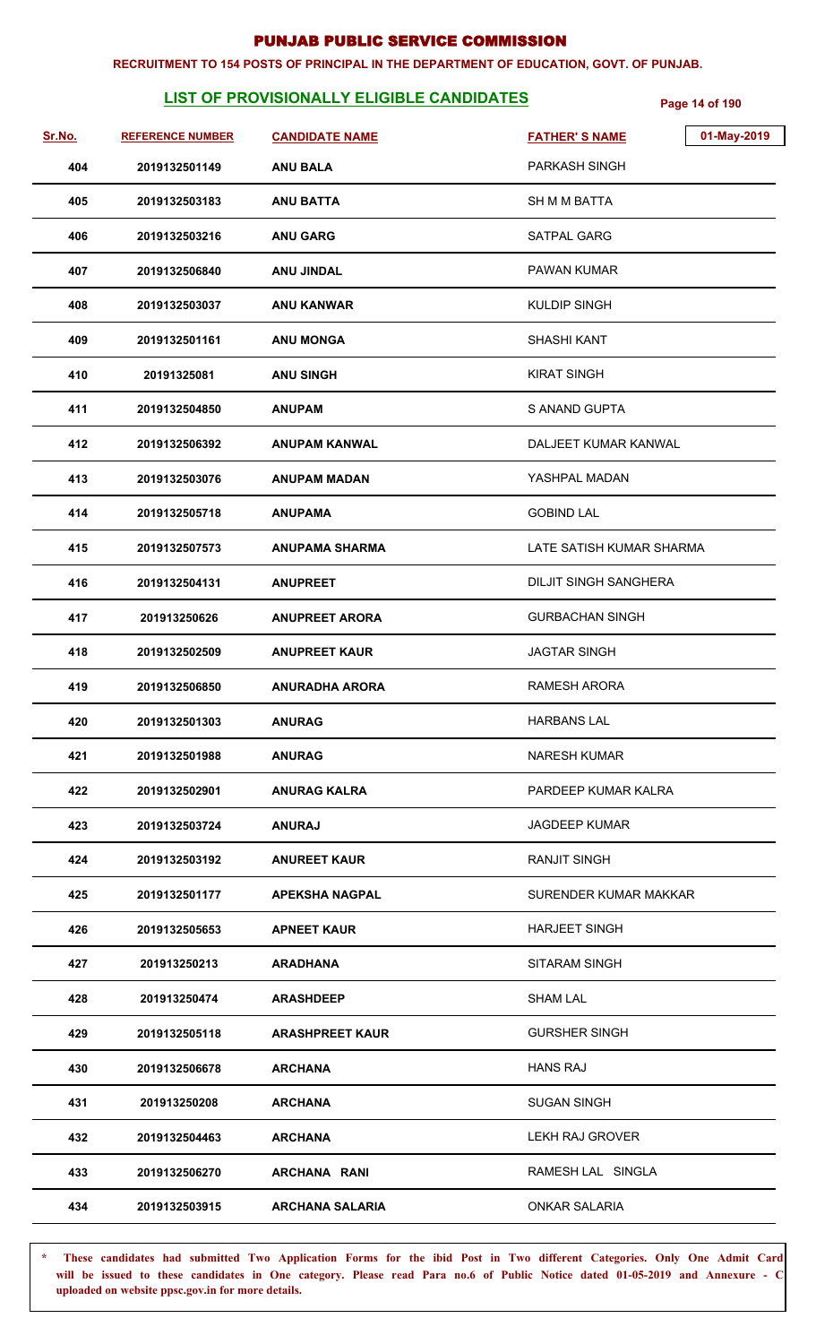# PUNJAB PUBLIC SERVICE COMMISSION

**RECRUITMENT TO 154 POSTS OF PRINCIPAL IN THE DEPARTMENT OF EDUCATION, GOVT. OF PUNJAB.**

## LIST OF PROVISIONALLY ELIGIBLE CANDIDATES

01-May-2019

| Sr.No. | REFERENCE NUMBER | CANDIDATE NAME | FATHER' S NAME |
|---|---|---|---|
| 404 | 2019132501149 | ANU BALA | PARKASH SINGH |
| 405 | 2019132503183 | ANU BATTA | SH M M BATTA |
| 406 | 2019132503216 | ANU GARG | SATPAL GARG |
| 407 | 2019132506840 | ANU JINDAL | PAWAN KUMAR |
| 408 | 2019132503037 | ANU KANWAR | KULDIP SINGH |
| 409 | 2019132501161 | ANU MONGA | SHASHI KANT |
| 410 | 20191325081 | ANU SINGH | KIRAT SINGH |
| 411 | 2019132504850 | ANUPAM | S ANAND GUPTA |
| 412 | 2019132506392 | ANUPAM KANWAL | DALJEET KUMAR KANWAL |
| 413 | 2019132503076 | ANUPAM MADAN | YASHPAL MADAN |
| 414 | 2019132505718 | ANUPAMA | GOBIND LAL |
| 415 | 2019132507573 | ANUPAMA SHARMA | LATE SATISH KUMAR SHARMA |
| 416 | 2019132504131 | ANUPREET | DILJIT SINGH SANGHERA |
| 417 | 201913250626 | ANUPREET ARORA | GURBACHAN SINGH |
| 418 | 2019132502509 | ANUPREET KAUR | JAGTAR SINGH |
| 419 | 2019132506850 | ANURADHA ARORA | RAMESH ARORA |
| 420 | 2019132501303 | ANURAG | HARBANS LAL |
| 421 | 2019132501988 | ANURAG | NARESH KUMAR |
| 422 | 2019132502901 | ANURAG KALRA | PARDEEP KUMAR KALRA |
| 423 | 2019132503724 | ANURAJ | JAGDEEP KUMAR |
| 424 | 2019132503192 | ANUREET KAUR | RANJIT SINGH |
| 425 | 2019132501177 | APEKSHA NAGPAL | SURENDER KUMAR MAKKAR |
| 426 | 2019132505653 | APNEET KAUR | HARJEET SINGH |
| 427 | 201913250213 | ARADHANA | SITARAM SINGH |
| 428 | 201913250474 | ARASHDEEP | SHAM LAL |
| 429 | 2019132505118 | ARASHPREET KAUR | GURSHER SINGH |
| 430 | 2019132506678 | ARCHANA | HANS RAJ |
| 431 | 201913250208 | ARCHANA | SUGAN SINGH |
| 432 | 2019132504463 | ARCHANA | LEKH RAJ GROVER |
| 433 | 2019132506270 | ARCHANA RANI | RAMESH LAL SINGLA |
| 434 | 2019132503915 | ARCHANA SALARIA | ONKAR SALARIA |

\* These candidates had submitted Two Application Forms for the ibid Post in Two different Categories. Only One Admit Card will be issued to these candidates in One category. Please read Para no.6 of Public Notice dated 01-05-2019 and Annexure - C uploaded on website ppsc.gov.in for more details.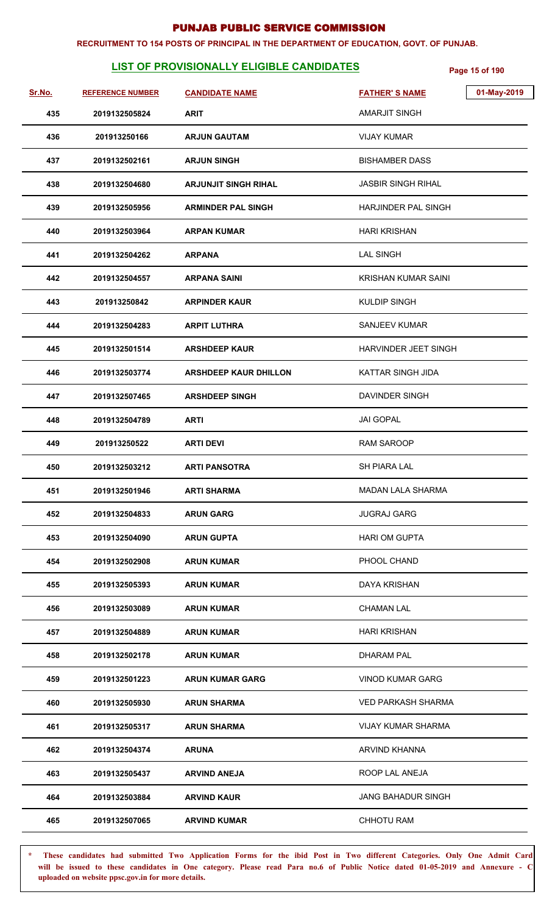# PUNJAB PUBLIC SERVICE COMMISSION

**RECRUITMENT TO 154 POSTS OF PRINCIPAL IN THE DEPARTMENT OF EDUCATION, GOVT. OF PUNJAB.**

## LIST OF PROVISIONALLY ELIGIBLE CANDIDATES

01-May-2019

| Sr.No. | REFERENCE NUMBER | CANDIDATE NAME | FATHER' S NAME |
|---|---|---|---|
| 435 | 2019132505824 | ARIT | AMARJIT SINGH |
| 436 | 201913250166 | ARJUN GAUTAM | VIJAY KUMAR |
| 437 | 2019132502161 | ARJUN SINGH | BISHAMBER DASS |
| 438 | 2019132504680 | ARJUNJIT SINGH RIHAL | JASBIR SINGH RIHAL |
| 439 | 2019132505956 | ARMINDER PAL SINGH | HARJINDER PAL SINGH |
| 440 | 2019132503964 | ARPAN KUMAR | HARI KRISHAN |
| 441 | 2019132504262 | ARPANA | LAL SINGH |
| 442 | 2019132504557 | ARPANA SAINI | KRISHAN KUMAR SAINI |
| 443 | 201913250842 | ARPINDER KAUR | KULDIP SINGH |
| 444 | 2019132504283 | ARPIT LUTHRA | SANJEEV KUMAR |
| 445 | 2019132501514 | ARSHDEEP KAUR | HARVINDER JEET SINGH |
| 446 | 2019132503774 | ARSHDEEP KAUR DHILLON | KATTAR SINGH JIDA |
| 447 | 2019132507465 | ARSHDEEP SINGH | DAVINDER SINGH |
| 448 | 2019132504789 | ARTI | JAI GOPAL |
| 449 | 201913250522 | ARTI DEVI | RAM SAROOP |
| 450 | 2019132503212 | ARTI PANSOTRA | SH PIARA LAL |
| 451 | 2019132501946 | ARTI SHARMA | MADAN LALA SHARMA |
| 452 | 2019132504833 | ARUN GARG | JUGRAJ GARG |
| 453 | 2019132504090 | ARUN GUPTA | HARI OM GUPTA |
| 454 | 2019132502908 | ARUN KUMAR | PHOOL CHAND |
| 455 | 2019132505393 | ARUN KUMAR | DAYA KRISHAN |
| 456 | 2019132503089 | ARUN KUMAR | CHAMAN LAL |
| 457 | 2019132504889 | ARUN KUMAR | HARI KRISHAN |
| 458 | 2019132502178 | ARUN KUMAR | DHARAM PAL |
| 459 | 2019132501223 | ARUN KUMAR GARG | VINOD KUMAR GARG |
| 460 | 2019132505930 | ARUN SHARMA | VED PARKASH SHARMA |
| 461 | 2019132505317 | ARUN SHARMA | VIJAY KUMAR SHARMA |
| 462 | 2019132504374 | ARUNA | ARVIND KHANNA |
| 463 | 2019132505437 | ARVIND ANEJA | ROOP LAL ANEJA |
| 464 | 2019132503884 | ARVIND KAUR | JANG BAHADUR SINGH |
| 465 | 2019132507065 | ARVIND KUMAR | CHHOTU RAM |

\* **These candidates had submitted Two Application Forms for the ibid Post in Two different Categories. Only One Admit Card will be issued to these candidates in One category. Please read Para no.6 of Public Notice dated 01-05-2019 and Annexure - C uploaded on website ppsc.gov.in for more details.**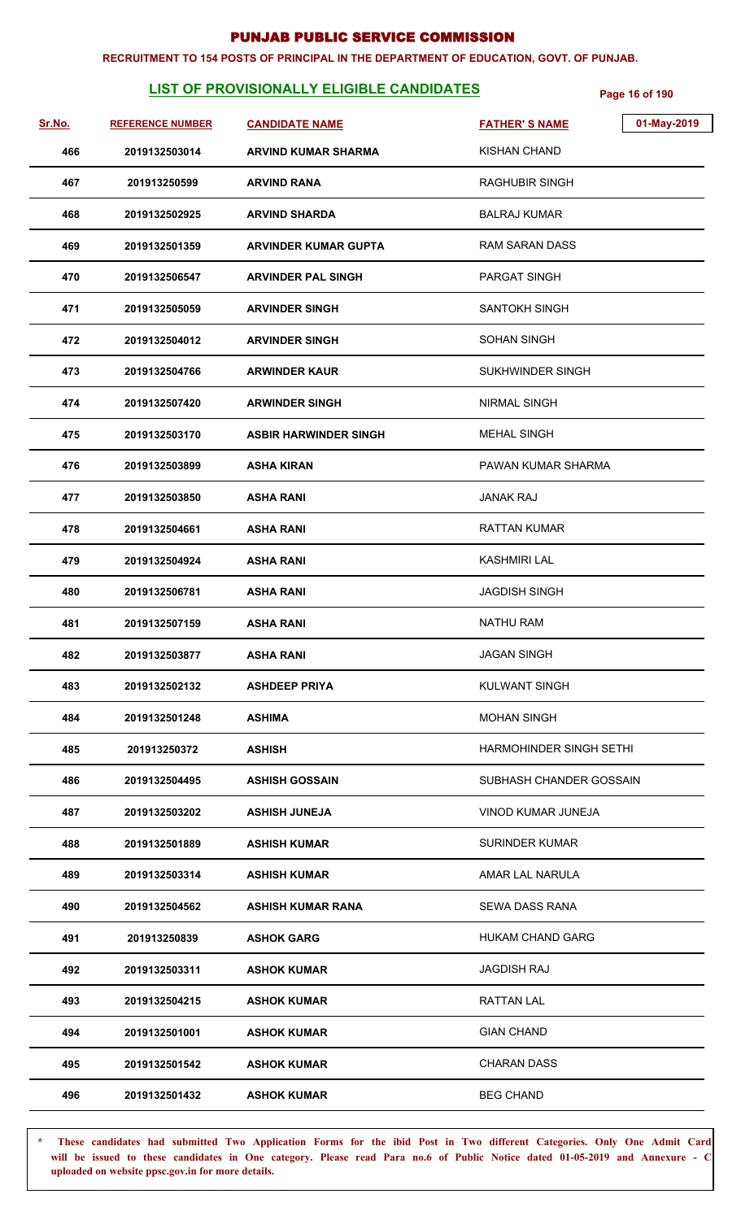# PUNJAB PUBLIC SERVICE COMMISSION

**RECRUITMENT TO 154 POSTS OF PRINCIPAL IN THE DEPARTMENT OF EDUCATION, GOVT. OF PUNJAB.**

## LIST OF PROVISIONALLY ELIGIBLE CANDIDATES

01-May-2019

| Sr.No. | REFERENCE NUMBER | CANDIDATE NAME | FATHER'S NAME |
|---|---|---|---|
| 466 | 2019132503014 | ARVIND KUMAR SHARMA | KISHAN CHAND |
| 467 | 201913250599 | ARVIND RANA | RAGHUBIR SINGH |
| 468 | 2019132502925 | ARVIND SHARDA | BALRAJ KUMAR |
| 469 | 2019132501359 | ARVINDER KUMAR GUPTA | RAM SARAN DASS |
| 470 | 2019132506547 | ARVINDER PAL SINGH | PARGAT SINGH |
| 471 | 2019132505059 | ARVINDER SINGH | SANTOKH SINGH |
| 472 | 2019132504012 | ARVINDER SINGH | SOHAN SINGH |
| 473 | 2019132504766 | ARWINDER KAUR | SUKHWINDER SINGH |
| 474 | 2019132507420 | ARWINDER SINGH | NIRMAL SINGH |
| 475 | 2019132503170 | ASBIR HARWINDER SINGH | MEHAL SINGH |
| 476 | 2019132503899 | ASHA KIRAN | PAWAN KUMAR SHARMA |
| 477 | 2019132503850 | ASHA RANI | JANAK RAJ |
| 478 | 2019132504661 | ASHA RANI | RATTAN KUMAR |
| 479 | 2019132504924 | ASHA RANI | KASHMIRI LAL |
| 480 | 2019132506781 | ASHA RANI | JAGDISH SINGH |
| 481 | 2019132507159 | ASHA RANI | NATHU RAM |
| 482 | 2019132503877 | ASHA RANI | JAGAN SINGH |
| 483 | 2019132502132 | ASHDEEP PRIYA | KULWANT SINGH |
| 484 | 2019132501248 | ASHIMA | MOHAN SINGH |
| 485 | 201913250372 | ASHISH | HARMOHINDER SINGH SETHI |
| 486 | 2019132504495 | ASHISH GOSSAIN | SUBHASH CHANDER GOSSAIN |
| 487 | 2019132503202 | ASHISH JUNEJA | VINOD KUMAR JUNEJA |
| 488 | 2019132501889 | ASHISH KUMAR | SURINDER KUMAR |
| 489 | 2019132503314 | ASHISH KUMAR | AMAR LAL NARULA |
| 490 | 2019132504562 | ASHISH KUMAR RANA | SEWA DASS RANA |
| 491 | 201913250839 | ASHOK GARG | HUKAM CHAND GARG |
| 492 | 2019132503311 | ASHOK KUMAR | JAGDISH RAJ |
| 493 | 2019132504215 | ASHOK KUMAR | RATTAN LAL |
| 494 | 2019132501001 | ASHOK KUMAR | GIAN CHAND |
| 495 | 2019132501542 | ASHOK KUMAR | CHARAN DASS |
| 496 | 2019132501432 | ASHOK KUMAR | BEG CHAND |

\* **These candidates had submitted Two Application Forms for the ibid Post in Two different Categories. Only One Admit Card will be issued to these candidates in One category. Please read Para no.6 of Public Notice dated 01-05-2019 and Annexure - C uploaded on website ppsc.gov.in for more details.**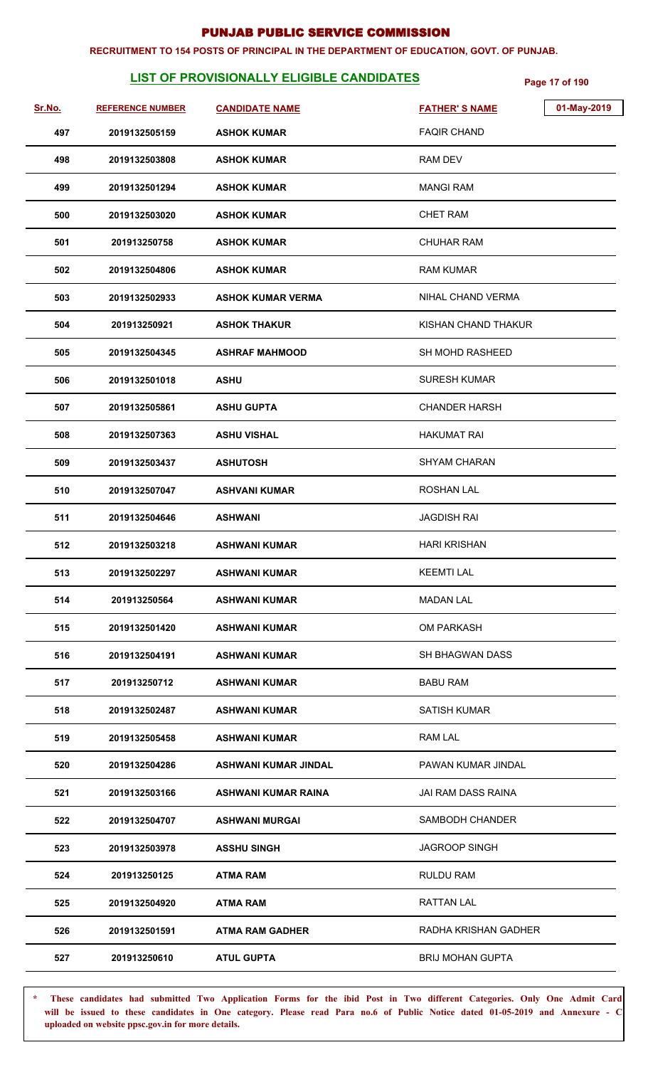# PUNJAB PUBLIC SERVICE COMMISSION

**RECRUITMENT TO 154 POSTS OF PRINCIPAL IN THE DEPARTMENT OF EDUCATION, GOVT. OF PUNJAB.**

## LIST OF PROVISIONALLY ELIGIBLE CANDIDATES

01-May-2019

| Sr.No. | REFERENCE NUMBER | CANDIDATE NAME | FATHER' S NAME |
|---|---|---|---|
| 497 | 2019132505159 | ASHOK KUMAR | FAQIR CHAND |
| 498 | 2019132503808 | ASHOK KUMAR | RAM DEV |
| 499 | 2019132501294 | ASHOK KUMAR | MANGI RAM |
| 500 | 2019132503020 | ASHOK KUMAR | CHET RAM |
| 501 | 201913250758 | ASHOK KUMAR | CHUHAR RAM |
| 502 | 2019132504806 | ASHOK KUMAR | RAM KUMAR |
| 503 | 2019132502933 | ASHOK KUMAR VERMA | NIHAL CHAND VERMA |
| 504 | 201913250921 | ASHOK THAKUR | KISHAN CHAND THAKUR |
| 505 | 2019132504345 | ASHRAF MAHMOOD | SH MOHD RASHEED |
| 506 | 2019132501018 | ASHU | SURESH KUMAR |
| 507 | 2019132505861 | ASHU GUPTA | CHANDER HARSH |
| 508 | 2019132507363 | ASHU VISHAL | HAKUMAT RAI |
| 509 | 2019132503437 | ASHUTOSH | SHYAM CHARAN |
| 510 | 2019132507047 | ASHVANI KUMAR | ROSHAN LAL |
| 511 | 2019132504646 | ASHWANI | JAGDISH RAI |
| 512 | 2019132503218 | ASHWANI KUMAR | HARI KRISHAN |
| 513 | 2019132502297 | ASHWANI KUMAR | KEEMTI LAL |
| 514 | 201913250564 | ASHWANI KUMAR | MADAN LAL |
| 515 | 2019132501420 | ASHWANI KUMAR | OM PARKASH |
| 516 | 2019132504191 | ASHWANI KUMAR | SH BHAGWAN DASS |
| 517 | 201913250712 | ASHWANI KUMAR | BABU RAM |
| 518 | 2019132502487 | ASHWANI KUMAR | SATISH KUMAR |
| 519 | 2019132505458 | ASHWANI KUMAR | RAM LAL |
| 520 | 2019132504286 | ASHWANI KUMAR JINDAL | PAWAN KUMAR JINDAL |
| 521 | 2019132503166 | ASHWANI KUMAR RAINA | JAI RAM DASS RAINA |
| 522 | 2019132504707 | ASHWANI MURGAI | SAMBODH CHANDER |
| 523 | 2019132503978 | ASSHU SINGH | JAGROOP SINGH |
| 524 | 201913250125 | ATMA RAM | RULDU RAM |
| 525 | 2019132504920 | ATMA RAM | RATTAN LAL |
| 526 | 2019132501591 | ATMA RAM GADHER | RADHA KRISHAN GADHER |
| 527 | 201913250610 | ATUL GUPTA | BRIJ MOHAN GUPTA |

\* These candidates had submitted Two Application Forms for the ibid Post in Two different Categories. Only One Admit Card will be issued to these candidates in One category. Please read Para no.6 of Public Notice dated 01-05-2019 and Annexure - C uploaded on website ppsc.gov.in for more details.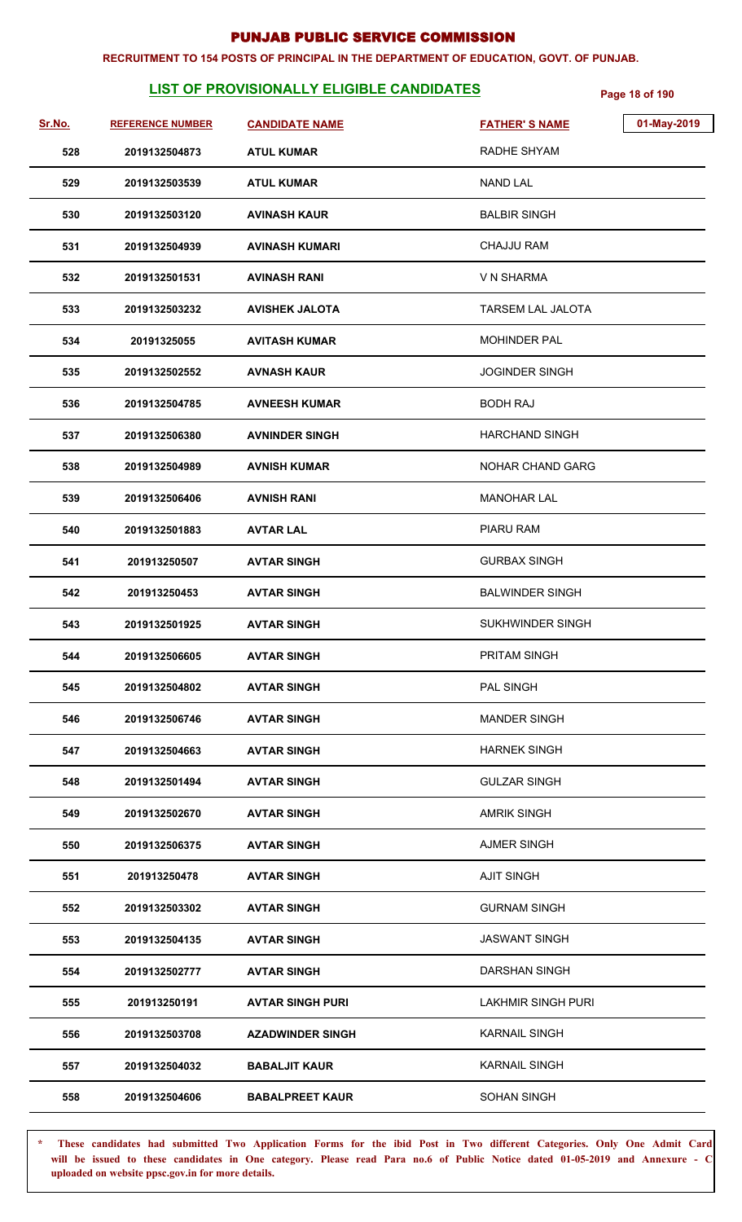# PUNJAB PUBLIC SERVICE COMMISSION

**RECRUITMENT TO 154 POSTS OF PRINCIPAL IN THE DEPARTMENT OF EDUCATION, GOVT. OF PUNJAB.**

## LIST OF PROVISIONALLY ELIGIBLE CANDIDATES

01-May-2019

| Sr.No. | REFERENCE NUMBER | CANDIDATE NAME | FATHER' S NAME |
|---|---|---|---|
| 528 | 2019132504873 | ATUL KUMAR | RADHE SHYAM |
| 529 | 2019132503539 | ATUL KUMAR | NAND LAL |
| 530 | 2019132503120 | AVINASH KAUR | BALBIR SINGH |
| 531 | 2019132504939 | AVINASH KUMARI | CHAJJU RAM |
| 532 | 2019132501531 | AVINASH RANI | V N SHARMA |
| 533 | 2019132503232 | AVISHEK JALOTA | TARSEM LAL JALOTA |
| 534 | 20191325055 | AVITASH KUMAR | MOHINDER PAL |
| 535 | 2019132502552 | AVNASH KAUR | JOGINDER SINGH |
| 536 | 2019132504785 | AVNEESH KUMAR | BODH RAJ |
| 537 | 2019132506380 | AVNINDER SINGH | HARCHAND SINGH |
| 538 | 2019132504989 | AVNISH KUMAR | NOHAR CHAND GARG |
| 539 | 2019132506406 | AVNISH RANI | MANOHAR LAL |
| 540 | 2019132501883 | AVTAR LAL | PIARU RAM |
| 541 | 201913250507 | AVTAR SINGH | GURBAX SINGH |
| 542 | 201913250453 | AVTAR SINGH | BALWINDER SINGH |
| 543 | 2019132501925 | AVTAR SINGH | SUKHWINDER SINGH |
| 544 | 2019132506605 | AVTAR SINGH | PRITAM SINGH |
| 545 | 2019132504802 | AVTAR SINGH | PAL SINGH |
| 546 | 2019132506746 | AVTAR SINGH | MANDER SINGH |
| 547 | 2019132504663 | AVTAR SINGH | HARNEK SINGH |
| 548 | 2019132501494 | AVTAR SINGH | GULZAR SINGH |
| 549 | 2019132502670 | AVTAR SINGH | AMRIK SINGH |
| 550 | 2019132506375 | AVTAR SINGH | AJMER SINGH |
| 551 | 201913250478 | AVTAR SINGH | AJIT SINGH |
| 552 | 2019132503302 | AVTAR SINGH | GURNAM SINGH |
| 553 | 2019132504135 | AVTAR SINGH | JASWANT SINGH |
| 554 | 2019132502777 | AVTAR SINGH | DARSHAN SINGH |
| 555 | 201913250191 | AVTAR SINGH PURI | LAKHMIR SINGH PURI |
| 556 | 2019132503708 | AZADWINDER SINGH | KARNAIL SINGH |
| 557 | 2019132504032 | BABALJIT KAUR | KARNAIL SINGH |
| 558 | 2019132504606 | BABALPREET KAUR | SOHAN SINGH |

\* These candidates had submitted Two Application Forms for the ibid Post in Two different Categories. Only One Admit Card will be issued to these candidates in One category. Please read Para no.6 of Public Notice dated 01-05-2019 and Annexure - C uploaded on website ppsc.gov.in for more details.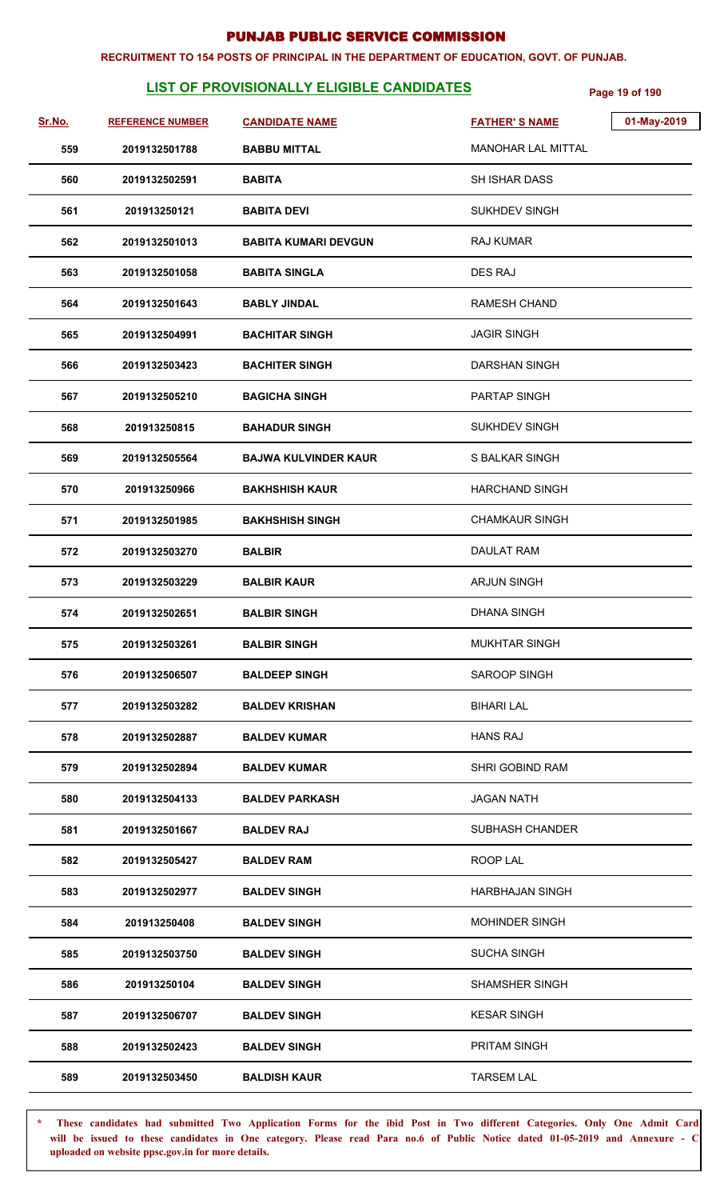## PUNJAB PUBLIC SERVICE COMMISSION

**RECRUITMENT TO 154 POSTS OF PRINCIPAL IN THE DEPARTMENT OF EDUCATION, GOVT. OF PUNJAB.**

### LIST OF PROVISIONALLY ELIGIBLE CANDIDATES

01-May-2019

| Sr.No. | REFERENCE NUMBER | CANDIDATE NAME | FATHER' S NAME |
|---|---|---|---|
| 559 | 2019132501788 | BABBU MITTAL | MANOHAR LAL MITTAL |
| 560 | 2019132502591 | BABITA | SH ISHAR DASS |
| 561 | 201913250121 | BABITA DEVI | SUKHDEV SINGH |
| 562 | 2019132501013 | BABITA KUMARI DEVGUN | RAJ KUMAR |
| 563 | 2019132501058 | BABITA SINGLA | DES RAJ |
| 564 | 2019132501643 | BABLY JINDAL | RAMESH CHAND |
| 565 | 2019132504991 | BACHITAR SINGH | JAGIR SINGH |
| 566 | 2019132503423 | BACHITER SINGH | DARSHAN SINGH |
| 567 | 2019132505210 | BAGICHA SINGH | PARTAP SINGH |
| 568 | 201913250815 | BAHADUR SINGH | SUKHDEV SINGH |
| 569 | 2019132505564 | BAJWA KULVINDER KAUR | S BALKAR SINGH |
| 570 | 201913250966 | BAKHSHISH KAUR | HARCHAND SINGH |
| 571 | 2019132501985 | BAKHSHISH SINGH | CHAMKAUR SINGH |
| 572 | 2019132503270 | BALBIR | DAULAT RAM |
| 573 | 2019132503229 | BALBIR KAUR | ARJUN SINGH |
| 574 | 2019132502651 | BALBIR SINGH | DHANA SINGH |
| 575 | 2019132503261 | BALBIR SINGH | MUKHTAR SINGH |
| 576 | 2019132506507 | BALDEEP SINGH | SAROOP SINGH |
| 577 | 2019132503282 | BALDEV KRISHAN | BIHARI LAL |
| 578 | 2019132502887 | BALDEV KUMAR | HANS RAJ |
| 579 | 2019132502894 | BALDEV KUMAR | SHRI GOBIND RAM |
| 580 | 2019132504133 | BALDEV PARKASH | JAGAN NATH |
| 581 | 2019132501667 | BALDEV RAJ | SUBHASH CHANDER |
| 582 | 2019132505427 | BALDEV RAM | ROOP LAL |
| 583 | 2019132502977 | BALDEV SINGH | HARBHAJAN SINGH |
| 584 | 201913250408 | BALDEV SINGH | MOHINDER SINGH |
| 585 | 2019132503750 | BALDEV SINGH | SUCHA SINGH |
| 586 | 201913250104 | BALDEV SINGH | SHAMSHER SINGH |
| 587 | 2019132506707 | BALDEV SINGH | KESAR SINGH |
| 588 | 2019132502423 | BALDEV SINGH | PRITAM SINGH |
| 589 | 2019132503450 | BALDISH KAUR | TARSEM LAL |

\* These candidates had submitted Two Application Forms for the ibid Post in Two different Categories. Only One Admit Card will be issued to these candidates in One category. Please read Para no.6 of Public Notice dated 01-05-2019 and Annexure - C uploaded on website ppsc.gov.in for more details.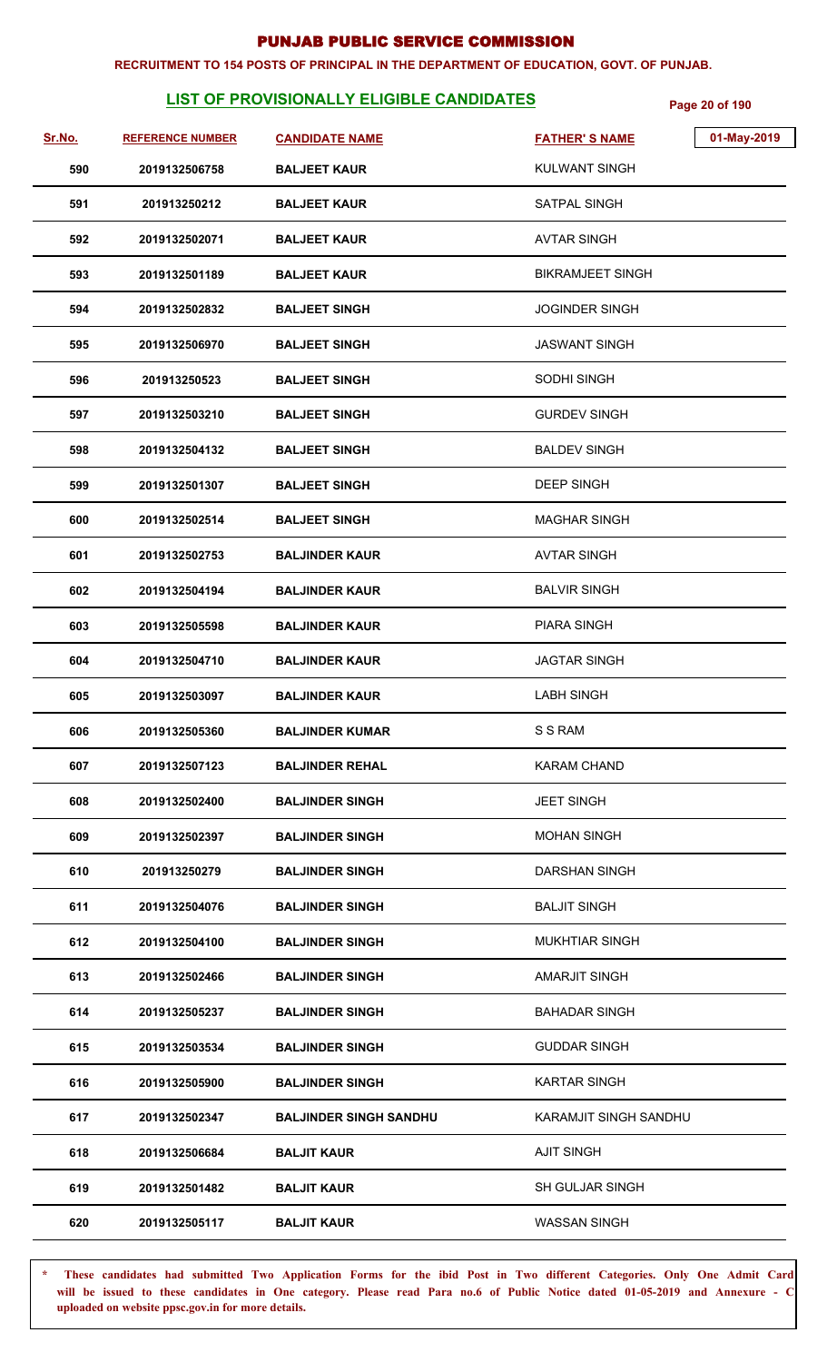# PUNJAB PUBLIC SERVICE COMMISSION

**RECRUITMENT TO 154 POSTS OF PRINCIPAL IN THE DEPARTMENT OF EDUCATION, GOVT. OF PUNJAB.**

## LIST OF PROVISIONALLY ELIGIBLE CANDIDATES

01-May-2019

| Sr.No. | REFERENCE NUMBER | CANDIDATE NAME | FATHER' S NAME |
|---|---|---|---|
| 590 | 2019132506758 | BALJEET KAUR | KULWANT SINGH |
| 591 | 201913250212 | BALJEET KAUR | SATPAL SINGH |
| 592 | 2019132502071 | BALJEET KAUR | AVTAR SINGH |
| 593 | 2019132501189 | BALJEET KAUR | BIKRAMJEET SINGH |
| 594 | 2019132502832 | BALJEET SINGH | JOGINDER SINGH |
| 595 | 2019132506970 | BALJEET SINGH | JASWANT SINGH |
| 596 | 201913250523 | BALJEET SINGH | SODHI SINGH |
| 597 | 2019132503210 | BALJEET SINGH | GURDEV SINGH |
| 598 | 2019132504132 | BALJEET SINGH | BALDEV SINGH |
| 599 | 2019132501307 | BALJEET SINGH | DEEP SINGH |
| 600 | 2019132502514 | BALJEET SINGH | MAGHAR SINGH |
| 601 | 2019132502753 | BALJINDER KAUR | AVTAR SINGH |
| 602 | 2019132504194 | BALJINDER KAUR | BALVIR SINGH |
| 603 | 2019132505598 | BALJINDER KAUR | PIARA SINGH |
| 604 | 2019132504710 | BALJINDER KAUR | JAGTAR SINGH |
| 605 | 2019132503097 | BALJINDER KAUR | LABH SINGH |
| 606 | 2019132505360 | BALJINDER KUMAR | S S RAM |
| 607 | 2019132507123 | BALJINDER REHAL | KARAM CHAND |
| 608 | 2019132502400 | BALJINDER SINGH | JEET SINGH |
| 609 | 2019132502397 | BALJINDER SINGH | MOHAN SINGH |
| 610 | 201913250279 | BALJINDER SINGH | DARSHAN SINGH |
| 611 | 2019132504076 | BALJINDER SINGH | BALJIT SINGH |
| 612 | 2019132504100 | BALJINDER SINGH | MUKHTIAR SINGH |
| 613 | 2019132502466 | BALJINDER SINGH | AMARJIT SINGH |
| 614 | 2019132505237 | BALJINDER SINGH | BAHADAR SINGH |
| 615 | 2019132503534 | BALJINDER SINGH | GUDDAR SINGH |
| 616 | 2019132505900 | BALJINDER SINGH | KARTAR SINGH |
| 617 | 2019132502347 | BALJINDER SINGH SANDHU | KARAMJIT SINGH SANDHU |
| 618 | 2019132506684 | BALJIT KAUR | AJIT SINGH |
| 619 | 2019132501482 | BALJIT KAUR | SH GULJAR SINGH |
| 620 | 2019132505117 | BALJIT KAUR | WASSAN SINGH |

\* **These candidates had submitted Two Application Forms for the ibid Post in Two different Categories. Only One Admit Card will be issued to these candidates in One category. Please read Para no.6 of Public Notice dated 01-05-2019 and Annexure - C uploaded on website ppsc.gov.in for more details.**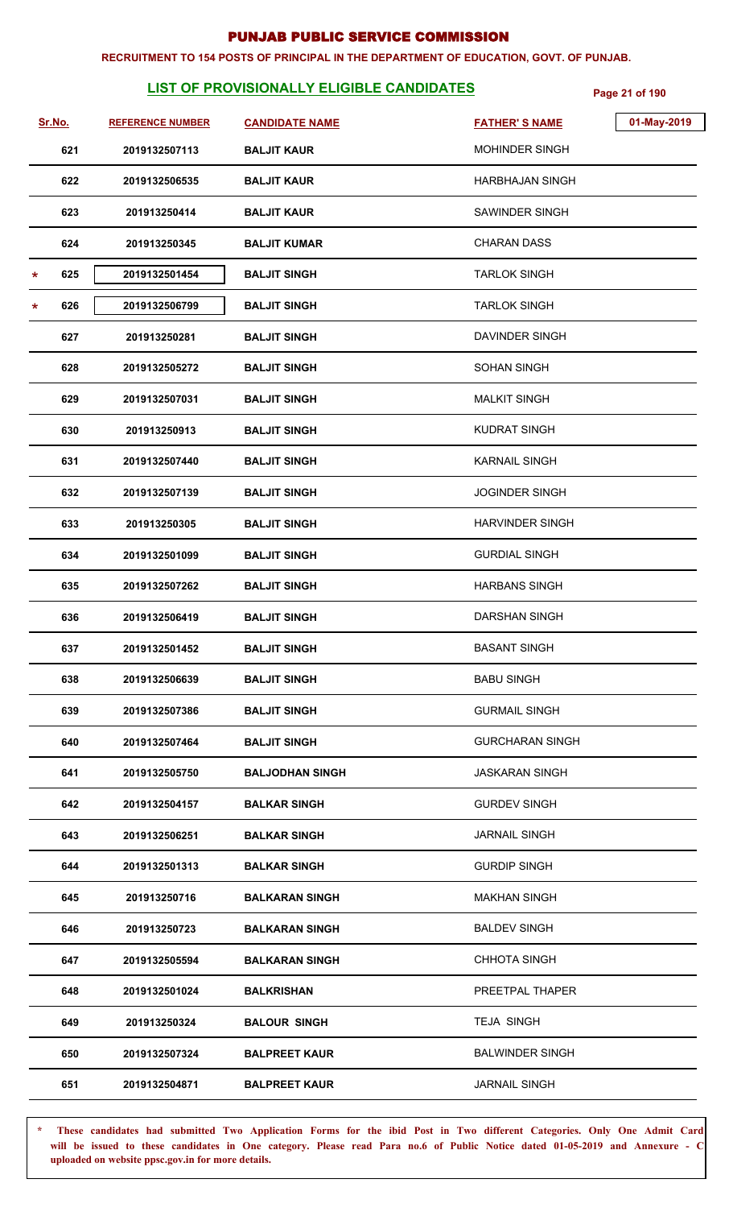# PUNJAB PUBLIC SERVICE COMMISSION

**RECRUITMENT TO 154 POSTS OF PRINCIPAL IN THE DEPARTMENT OF EDUCATION, GOVT. OF PUNJAB.**

## LIST OF PROVISIONALLY ELIGIBLE CANDIDATES

01-May-2019

| Sr.No. | REFERENCE NUMBER | CANDIDATE NAME | FATHER' S NAME |
|---|---|---|---|
| 621 | 2019132507113 | BALJIT KAUR | MOHINDER SINGH |
| 622 | 2019132506535 | BALJIT KAUR | HARBHAJAN SINGH |
| 623 | 201913250414 | BALJIT KAUR | SAWINDER SINGH |
| 624 | 201913250345 | BALJIT KUMAR | CHARAN DASS |
| * 625 | 2019132501454 | BALJIT SINGH | TARLOK SINGH |
| * 626 | 2019132506799 | BALJIT SINGH | TARLOK SINGH |
| 627 | 201913250281 | BALJIT SINGH | DAVINDER SINGH |
| 628 | 2019132505272 | BALJIT SINGH | SOHAN SINGH |
| 629 | 2019132507031 | BALJIT SINGH | MALKIT SINGH |
| 630 | 201913250913 | BALJIT SINGH | KUDRAT SINGH |
| 631 | 2019132507440 | BALJIT SINGH | KARNAIL SINGH |
| 632 | 2019132507139 | BALJIT SINGH | JOGINDER SINGH |
| 633 | 201913250305 | BALJIT SINGH | HARVINDER SINGH |
| 634 | 2019132501099 | BALJIT SINGH | GURDIAL SINGH |
| 635 | 2019132507262 | BALJIT SINGH | HARBANS SINGH |
| 636 | 2019132506419 | BALJIT SINGH | DARSHAN SINGH |
| 637 | 2019132501452 | BALJIT SINGH | BASANT SINGH |
| 638 | 2019132506639 | BALJIT SINGH | BABU SINGH |
| 639 | 2019132507386 | BALJIT SINGH | GURMAIL SINGH |
| 640 | 2019132507464 | BALJIT SINGH | GURCHARAN SINGH |
| 641 | 2019132505750 | BALJODHAN SINGH | JASKARAN SINGH |
| 642 | 2019132504157 | BALKAR SINGH | GURDEV SINGH |
| 643 | 2019132506251 | BALKAR SINGH | JARNAIL SINGH |
| 644 | 2019132501313 | BALKAR SINGH | GURDIP SINGH |
| 645 | 201913250716 | BALKARAN SINGH | MAKHAN SINGH |
| 646 | 201913250723 | BALKARAN SINGH | BALDEV SINGH |
| 647 | 2019132505594 | BALKARAN SINGH | CHHOTA SINGH |
| 648 | 2019132501024 | BALKRISHAN | PREETPAL THAPER |
| 649 | 201913250324 | BALOUR SINGH | TEJA SINGH |
| 650 | 2019132507324 | BALPREET KAUR | BALWINDER SINGH |
| 651 | 2019132504871 | BALPREET KAUR | JARNAIL SINGH |

\* These candidates had submitted Two Application Forms for the ibid Post in Two different Categories. Only One Admit Card will be issued to these candidates in One category. Please read Para no.6 of Public Notice dated 01-05-2019 and Annexure - C uploaded on website ppsc.gov.in for more details.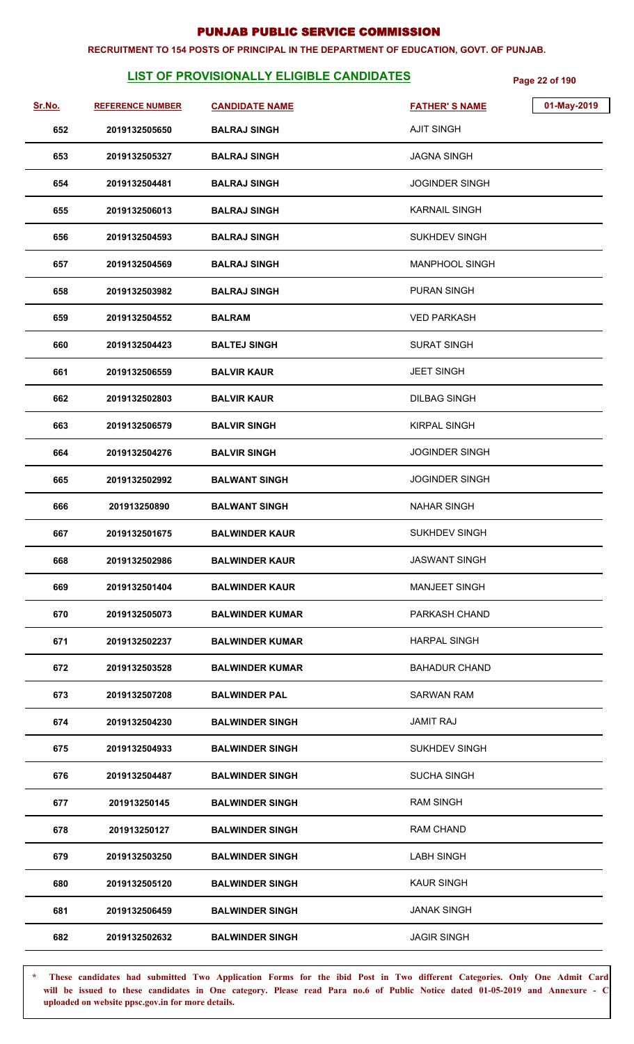# PUNJAB PUBLIC SERVICE COMMISSION

**RECRUITMENT TO 154 POSTS OF PRINCIPAL IN THE DEPARTMENT OF EDUCATION, GOVT. OF PUNJAB.**

## LIST OF PROVISIONALLY ELIGIBLE CANDIDATES

01-May-2019

| Sr.No. | REFERENCE NUMBER | CANDIDATE NAME | FATHER' S NAME |
|---|---|---|---|
| 652 | 2019132505650 | BALRAJ SINGH | AJIT SINGH |
| 653 | 2019132505327 | BALRAJ SINGH | JAGNA SINGH |
| 654 | 2019132504481 | BALRAJ SINGH | JOGINDER SINGH |
| 655 | 2019132506013 | BALRAJ SINGH | KARNAIL SINGH |
| 656 | 2019132504593 | BALRAJ SINGH | SUKHDEV SINGH |
| 657 | 2019132504569 | BALRAJ SINGH | MANPHOOL SINGH |
| 658 | 2019132503982 | BALRAJ SINGH | PURAN SINGH |
| 659 | 2019132504552 | BALRAM | VED PARKASH |
| 660 | 2019132504423 | BALTEJ SINGH | SURAT SINGH |
| 661 | 2019132506559 | BALVIR KAUR | JEET SINGH |
| 662 | 2019132502803 | BALVIR KAUR | DILBAG SINGH |
| 663 | 2019132506579 | BALVIR SINGH | KIRPAL SINGH |
| 664 | 2019132504276 | BALVIR SINGH | JOGINDER SINGH |
| 665 | 2019132502992 | BALWANT SINGH | JOGINDER SINGH |
| 666 | 201913250890 | BALWANT SINGH | NAHAR SINGH |
| 667 | 2019132501675 | BALWINDER KAUR | SUKHDEV SINGH |
| 668 | 2019132502986 | BALWINDER KAUR | JASWANT SINGH |
| 669 | 2019132501404 | BALWINDER KAUR | MANJEET SINGH |
| 670 | 2019132505073 | BALWINDER KUMAR | PARKASH CHAND |
| 671 | 2019132502237 | BALWINDER KUMAR | HARPAL SINGH |
| 672 | 2019132503528 | BALWINDER KUMAR | BAHADUR CHAND |
| 673 | 2019132507208 | BALWINDER PAL | SARWAN RAM |
| 674 | 2019132504230 | BALWINDER SINGH | JAMIT RAJ |
| 675 | 2019132504933 | BALWINDER SINGH | SUKHDEV SINGH |
| 676 | 2019132504487 | BALWINDER SINGH | SUCHA SINGH |
| 677 | 201913250145 | BALWINDER SINGH | RAM SINGH |
| 678 | 201913250127 | BALWINDER SINGH | RAM CHAND |
| 679 | 2019132503250 | BALWINDER SINGH | LABH SINGH |
| 680 | 2019132505120 | BALWINDER SINGH | KAUR SINGH |
| 681 | 2019132506459 | BALWINDER SINGH | JANAK SINGH |
| 682 | 2019132502632 | BALWINDER SINGH | JAGIR SINGH |

\* These candidates had submitted Two Application Forms for the ibid Post in Two different Categories. Only One Admit Card will be issued to these candidates in One category. Please read Para no.6 of Public Notice dated 01-05-2019 and Annexure - C uploaded on website ppsc.gov.in for more details.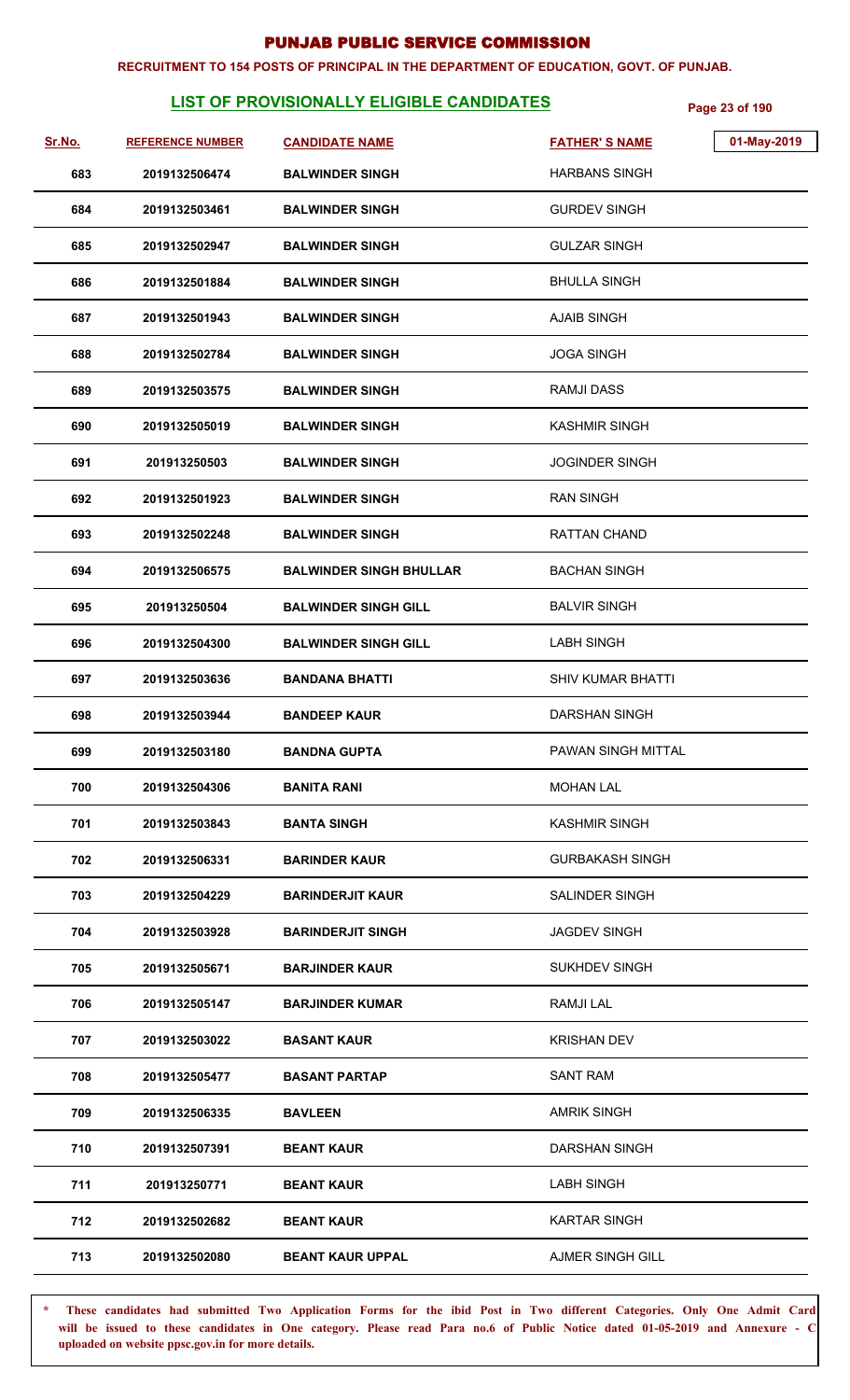# PUNJAB PUBLIC SERVICE COMMISSION

**RECRUITMENT TO 154 POSTS OF PRINCIPAL IN THE DEPARTMENT OF EDUCATION, GOVT. OF PUNJAB.**

## LIST OF PROVISIONALLY ELIGIBLE CANDIDATES

01-May-2019

| Sr.No. | REFERENCE NUMBER | CANDIDATE NAME | FATHER' S NAME |
|---|---|---|---|
| 683 | 2019132506474 | BALWINDER SINGH | HARBANS SINGH |
| 684 | 2019132503461 | BALWINDER SINGH | GURDEV SINGH |
| 685 | 2019132502947 | BALWINDER SINGH | GULZAR SINGH |
| 686 | 2019132501884 | BALWINDER SINGH | BHULLA SINGH |
| 687 | 2019132501943 | BALWINDER SINGH | AJAIB SINGH |
| 688 | 2019132502784 | BALWINDER SINGH | JOGA SINGH |
| 689 | 2019132503575 | BALWINDER SINGH | RAMJI DASS |
| 690 | 2019132505019 | BALWINDER SINGH | KASHMIR SINGH |
| 691 | 201913250503 | BALWINDER SINGH | JOGINDER SINGH |
| 692 | 2019132501923 | BALWINDER SINGH | RAN SINGH |
| 693 | 2019132502248 | BALWINDER SINGH | RATTAN CHAND |
| 694 | 2019132506575 | BALWINDER SINGH BHULLAR | BACHAN SINGH |
| 695 | 201913250504 | BALWINDER SINGH GILL | BALVIR SINGH |
| 696 | 2019132504300 | BALWINDER SINGH GILL | LABH SINGH |
| 697 | 2019132503636 | BANDANA BHATTI | SHIV KUMAR BHATTI |
| 698 | 2019132503944 | BANDEEP KAUR | DARSHAN SINGH |
| 699 | 2019132503180 | BANDNA GUPTA | PAWAN SINGH MITTAL |
| 700 | 2019132504306 | BANITA RANI | MOHAN LAL |
| 701 | 2019132503843 | BANTA SINGH | KASHMIR SINGH |
| 702 | 2019132506331 | BARINDER KAUR | GURBAKASH SINGH |
| 703 | 2019132504229 | BARINDERJIT KAUR | SALINDER SINGH |
| 704 | 2019132503928 | BARINDERJIT SINGH | JAGDEV SINGH |
| 705 | 2019132505671 | BARJINDER KAUR | SUKHDEV SINGH |
| 706 | 2019132505147 | BARJINDER KUMAR | RAMJI LAL |
| 707 | 2019132503022 | BASANT KAUR | KRISHAN DEV |
| 708 | 2019132505477 | BASANT PARTAP | SANT RAM |
| 709 | 2019132506335 | BAVLEEN | AMRIK SINGH |
| 710 | 2019132507391 | BEANT KAUR | DARSHAN SINGH |
| 711 | 201913250771 | BEANT KAUR | LABH SINGH |
| 712 | 2019132502682 | BEANT KAUR | KARTAR SINGH |
| 713 | 2019132502080 | BEANT KAUR UPPAL | AJMER SINGH GILL |

\* **These candidates had submitted Two Application Forms for the ibid Post in Two different Categories. Only One Admit Card will be issued to these candidates in One category. Please read Para no.6 of Public Notice dated 01-05-2019 and Annexure - C uploaded on website ppsc.gov.in for more details.**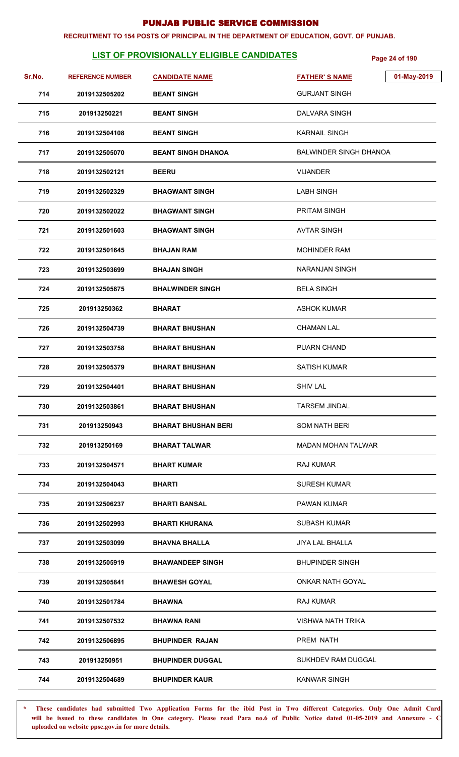# PUNJAB PUBLIC SERVICE COMMISSION

**RECRUITMENT TO 154 POSTS OF PRINCIPAL IN THE DEPARTMENT OF EDUCATION, GOVT. OF PUNJAB.**

## LIST OF PROVISIONALLY ELIGIBLE CANDIDATES

01-May-2019

| Sr.No. | REFERENCE NUMBER | CANDIDATE NAME | FATHER' S NAME |
|---|---|---|---|
| 714 | 2019132505202 | BEANT SINGH | GURJANT SINGH |
| 715 | 201913250221 | BEANT SINGH | DALVARA SINGH |
| 716 | 2019132504108 | BEANT SINGH | KARNAIL SINGH |
| 717 | 2019132505070 | BEANT SINGH DHANOA | BALWINDER SINGH DHANOA |
| 718 | 2019132502121 | BEERU | VIJANDER |
| 719 | 2019132502329 | BHAGWANT SINGH | LABH SINGH |
| 720 | 2019132502022 | BHAGWANT SINGH | PRITAM SINGH |
| 721 | 2019132501603 | BHAGWANT SINGH | AVTAR SINGH |
| 722 | 2019132501645 | BHAJAN RAM | MOHINDER RAM |
| 723 | 2019132503699 | BHAJAN SINGH | NARANJAN SINGH |
| 724 | 2019132505875 | BHALWINDER SINGH | BELA SINGH |
| 725 | 201913250362 | BHARAT | ASHOK KUMAR |
| 726 | 2019132504739 | BHARAT BHUSHAN | CHAMAN LAL |
| 727 | 2019132503758 | BHARAT BHUSHAN | PUARN CHAND |
| 728 | 2019132505379 | BHARAT BHUSHAN | SATISH KUMAR |
| 729 | 2019132504401 | BHARAT BHUSHAN | SHIV LAL |
| 730 | 2019132503861 | BHARAT BHUSHAN | TARSEM JINDAL |
| 731 | 201913250943 | BHARAT BHUSHAN BERI | SOM NATH BERI |
| 732 | 201913250169 | BHARAT TALWAR | MADAN MOHAN TALWAR |
| 733 | 2019132504571 | BHART KUMAR | RAJ KUMAR |
| 734 | 2019132504043 | BHARTI | SURESH KUMAR |
| 735 | 2019132506237 | BHARTI BANSAL | PAWAN KUMAR |
| 736 | 2019132502993 | BHARTI KHURANA | SUBASH KUMAR |
| 737 | 2019132503099 | BHAVNA BHALLA | JIYA LAL BHALLA |
| 738 | 2019132505919 | BHAWANDEEP SINGH | BHUPINDER SINGH |
| 739 | 2019132505841 | BHAWESH GOYAL | ONKAR NATH GOYAL |
| 740 | 2019132501784 | BHAWNA | RAJ KUMAR |
| 741 | 2019132507532 | BHAWNA RANI | VISHWA NATH TRIKA |
| 742 | 2019132506895 | BHUPINDER RAJAN | PREM NATH |
| 743 | 201913250951 | BHUPINDER DUGGAL | SUKHDEV RAM DUGGAL |
| 744 | 2019132504689 | BHUPINDER KAUR | KANWAR SINGH |

\* **These candidates had submitted Two Application Forms for the ibid Post in Two different Categories. Only One Admit Card will be issued to these candidates in One category. Please read Para no.6 of Public Notice dated 01-05-2019 and Annexure - C uploaded on website ppsc.gov.in for more details.**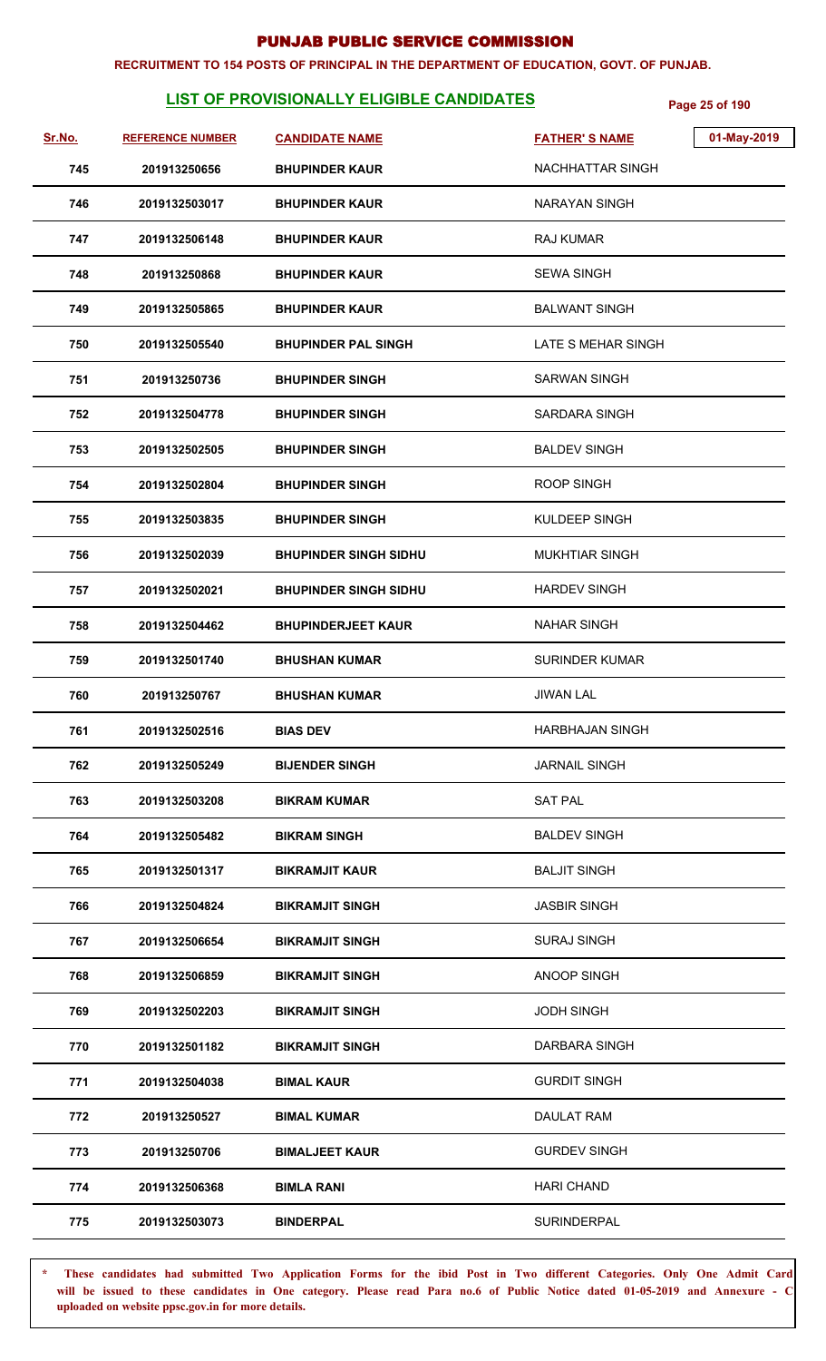# PUNJAB PUBLIC SERVICE COMMISSION

**RECRUITMENT TO 154 POSTS OF PRINCIPAL IN THE DEPARTMENT OF EDUCATION, GOVT. OF PUNJAB.**

## LIST OF PROVISIONALLY ELIGIBLE CANDIDATES

01-May-2019

| Sr.No. | REFERENCE NUMBER | CANDIDATE NAME | FATHER' S NAME |
|---|---|---|---|
| 745 | 201913250656 | BHUPINDER KAUR | NACHHATTAR SINGH |
| 746 | 2019132503017 | BHUPINDER KAUR | NARAYAN SINGH |
| 747 | 2019132506148 | BHUPINDER KAUR | RAJ KUMAR |
| 748 | 201913250868 | BHUPINDER KAUR | SEWA SINGH |
| 749 | 2019132505865 | BHUPINDER KAUR | BALWANT SINGH |
| 750 | 2019132505540 | BHUPINDER PAL SINGH | LATE S MEHAR SINGH |
| 751 | 201913250736 | BHUPINDER SINGH | SARWAN SINGH |
| 752 | 2019132504778 | BHUPINDER SINGH | SARDARA SINGH |
| 753 | 2019132502505 | BHUPINDER SINGH | BALDEV SINGH |
| 754 | 2019132502804 | BHUPINDER SINGH | ROOP SINGH |
| 755 | 2019132503835 | BHUPINDER SINGH | KULDEEP SINGH |
| 756 | 2019132502039 | BHUPINDER SINGH SIDHU | MUKHTIAR SINGH |
| 757 | 2019132502021 | BHUPINDER SINGH SIDHU | HARDEV SINGH |
| 758 | 2019132504462 | BHUPINDERJEET KAUR | NAHAR SINGH |
| 759 | 2019132501740 | BHUSHAN KUMAR | SURINDER KUMAR |
| 760 | 201913250767 | BHUSHAN KUMAR | JIWAN LAL |
| 761 | 2019132502516 | BIAS DEV | HARBHAJAN SINGH |
| 762 | 2019132505249 | BIJENDER SINGH | JARNAIL SINGH |
| 763 | 2019132503208 | BIKRAM KUMAR | SAT PAL |
| 764 | 2019132505482 | BIKRAM SINGH | BALDEV SINGH |
| 765 | 2019132501317 | BIKRAMJIT KAUR | BALJIT SINGH |
| 766 | 2019132504824 | BIKRAMJIT SINGH | JASBIR SINGH |
| 767 | 2019132506654 | BIKRAMJIT SINGH | SURAJ SINGH |
| 768 | 2019132506859 | BIKRAMJIT SINGH | ANOOP SINGH |
| 769 | 2019132502203 | BIKRAMJIT SINGH | JODH SINGH |
| 770 | 2019132501182 | BIKRAMJIT SINGH | DARBARA SINGH |
| 771 | 2019132504038 | BIMAL KAUR | GURDIT SINGH |
| 772 | 201913250527 | BIMAL KUMAR | DAULAT RAM |
| 773 | 201913250706 | BIMALJEET KAUR | GURDEV SINGH |
| 774 | 2019132506368 | BIMLA RANI | HARI CHAND |
| 775 | 2019132503073 | BINDERPAL | SURINDERPAL |

\* These candidates had submitted Two Application Forms for the ibid Post in Two different Categories. Only One Admit Card will be issued to these candidates in One category. Please read Para no.6 of Public Notice dated 01-05-2019 and Annexure - C uploaded on website ppsc.gov.in for more details.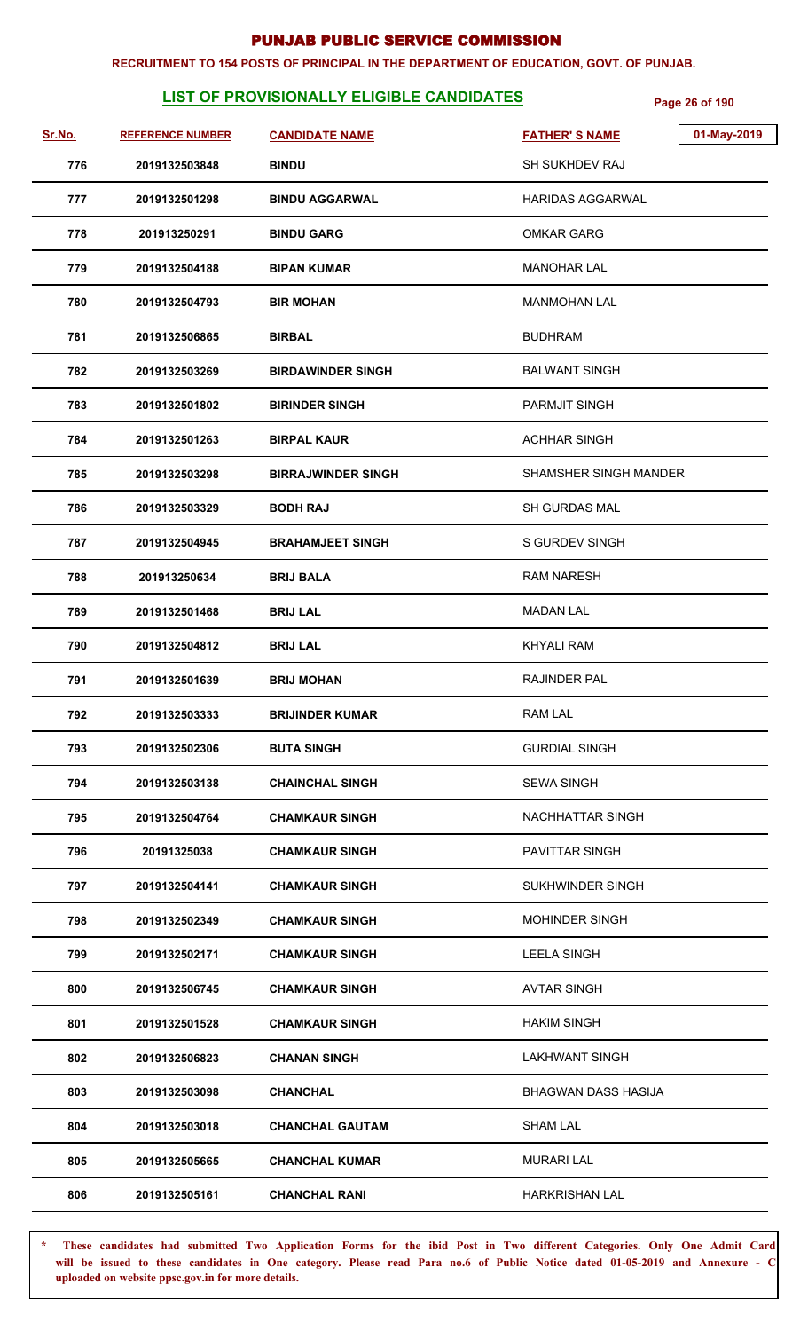# PUNJAB PUBLIC SERVICE COMMISSION

**RECRUITMENT TO 154 POSTS OF PRINCIPAL IN THE DEPARTMENT OF EDUCATION, GOVT. OF PUNJAB.**

## LIST OF PROVISIONALLY ELIGIBLE CANDIDATES

01-May-2019

| Sr.No. | REFERENCE NUMBER | CANDIDATE NAME | FATHER' S NAME |
|---|---|---|---|
| 776 | 2019132503848 | BINDU | SH SUKHDEV RAJ |
| 777 | 2019132501298 | BINDU AGGARWAL | HARIDAS AGGARWAL |
| 778 | 201913250291 | BINDU GARG | OMKAR GARG |
| 779 | 2019132504188 | BIPAN KUMAR | MANOHAR LAL |
| 780 | 2019132504793 | BIR MOHAN | MANMOHAN LAL |
| 781 | 2019132506865 | BIRBAL | BUDHRAM |
| 782 | 2019132503269 | BIRDAWINDER SINGH | BALWANT SINGH |
| 783 | 2019132501802 | BIRINDER SINGH | PARMJIT SINGH |
| 784 | 2019132501263 | BIRPAL KAUR | ACHHAR SINGH |
| 785 | 2019132503298 | BIRRAJWINDER SINGH | SHAMSHER SINGH MANDER |
| 786 | 2019132503329 | BODH RAJ | SH GURDAS MAL |
| 787 | 2019132504945 | BRAHAMJEET SINGH | S GURDEV SINGH |
| 788 | 201913250634 | BRIJ BALA | RAM NARESH |
| 789 | 2019132501468 | BRIJ LAL | MADAN LAL |
| 790 | 2019132504812 | BRIJ LAL | KHYALI RAM |
| 791 | 2019132501639 | BRIJ MOHAN | RAJINDER PAL |
| 792 | 2019132503333 | BRIJINDER KUMAR | RAM LAL |
| 793 | 2019132502306 | BUTA SINGH | GURDIAL SINGH |
| 794 | 2019132503138 | CHAINCHAL SINGH | SEWA SINGH |
| 795 | 2019132504764 | CHAMKAUR SINGH | NACHHATTAR SINGH |
| 796 | 20191325038 | CHAMKAUR SINGH | PAVITTAR SINGH |
| 797 | 2019132504141 | CHAMKAUR SINGH | SUKHWINDER SINGH |
| 798 | 2019132502349 | CHAMKAUR SINGH | MOHINDER SINGH |
| 799 | 2019132502171 | CHAMKAUR SINGH | LEELA SINGH |
| 800 | 2019132506745 | CHAMKAUR SINGH | AVTAR SINGH |
| 801 | 2019132501528 | CHAMKAUR SINGH | HAKIM SINGH |
| 802 | 2019132506823 | CHANAN SINGH | LAKHWANT SINGH |
| 803 | 2019132503098 | CHANCHAL | BHAGWAN DASS HASIJA |
| 804 | 2019132503018 | CHANCHAL GAUTAM | SHAM LAL |
| 805 | 2019132505665 | CHANCHAL KUMAR | MURARI LAL |
| 806 | 2019132505161 | CHANCHAL RANI | HARKRISHAN LAL |

\* These candidates had submitted Two Application Forms for the ibid Post in Two different Categories. Only One Admit Card will be issued to these candidates in One category. Please read Para no.6 of Public Notice dated 01-05-2019 and Annexure - C uploaded on website ppsc.gov.in for more details.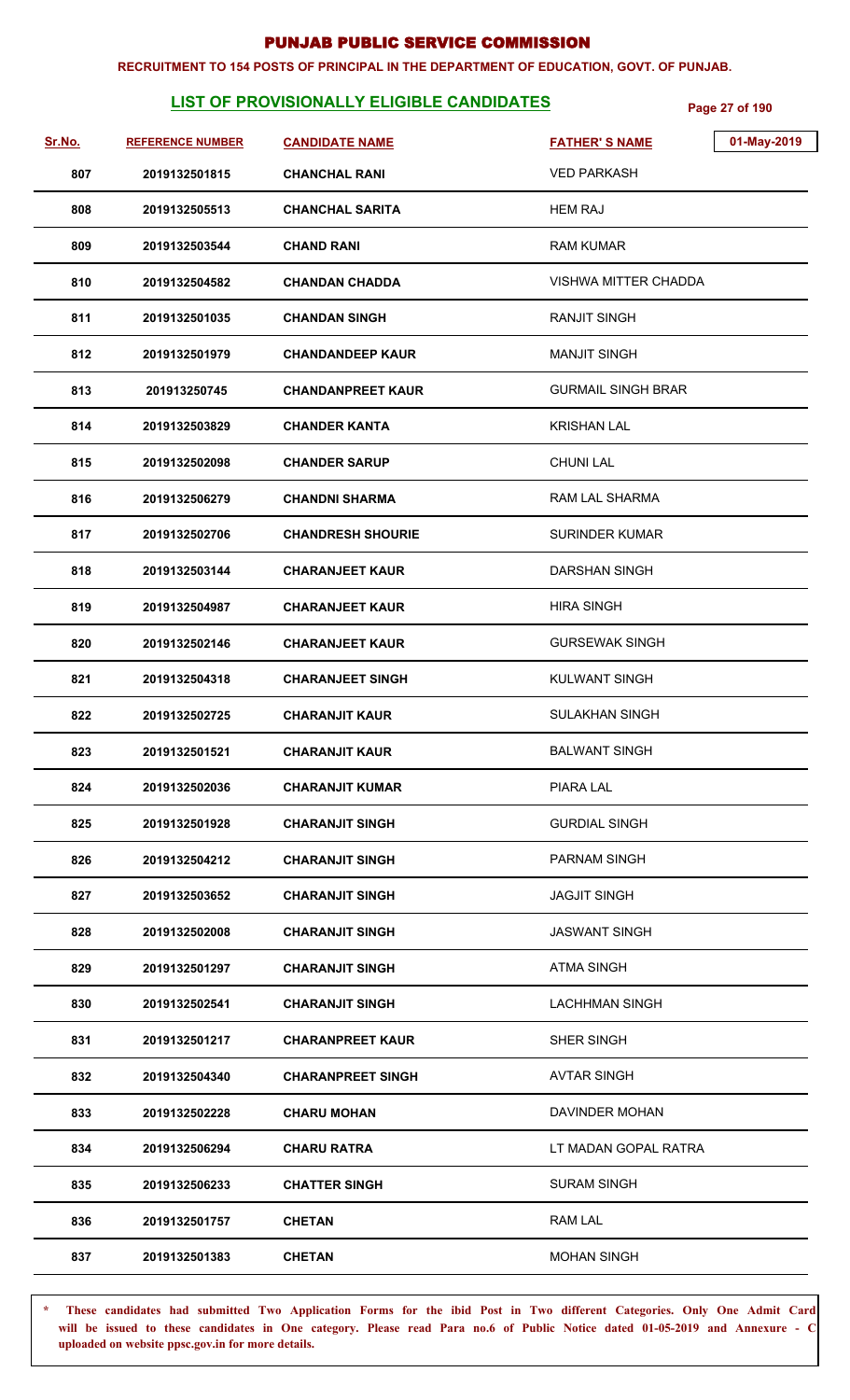# PUNJAB PUBLIC SERVICE COMMISSION

**RECRUITMENT TO 154 POSTS OF PRINCIPAL IN THE DEPARTMENT OF EDUCATION, GOVT. OF PUNJAB.**

## LIST OF PROVISIONALLY ELIGIBLE CANDIDATES

01-May-2019

| Sr.No. | REFERENCE NUMBER | CANDIDATE NAME | FATHER' S NAME |
|---|---|---|---|
| 807 | 2019132501815 | CHANCHAL RANI | VED PARKASH |
| 808 | 2019132505513 | CHANCHAL SARITA | HEM RAJ |
| 809 | 2019132503544 | CHAND RANI | RAM KUMAR |
| 810 | 2019132504582 | CHANDAN CHADDA | VISHWA MITTER CHADDA |
| 811 | 2019132501035 | CHANDAN SINGH | RANJIT SINGH |
| 812 | 2019132501979 | CHANDANDEEP KAUR | MANJIT SINGH |
| 813 | 201913250745 | CHANDANPREET KAUR | GURMAIL SINGH BRAR |
| 814 | 2019132503829 | CHANDER KANTA | KRISHAN LAL |
| 815 | 2019132502098 | CHANDER SARUP | CHUNI LAL |
| 816 | 2019132506279 | CHANDNI SHARMA | RAM LAL SHARMA |
| 817 | 2019132502706 | CHANDRESH SHOURIE | SURINDER KUMAR |
| 818 | 2019132503144 | CHARANJEET KAUR | DARSHAN SINGH |
| 819 | 2019132504987 | CHARANJEET KAUR | HIRA SINGH |
| 820 | 2019132502146 | CHARANJEET KAUR | GURSEWAK SINGH |
| 821 | 2019132504318 | CHARANJEET SINGH | KULWANT SINGH |
| 822 | 2019132502725 | CHARANJIT KAUR | SULAKHAN SINGH |
| 823 | 2019132501521 | CHARANJIT KAUR | BALWANT SINGH |
| 824 | 2019132502036 | CHARANJIT KUMAR | PIARA LAL |
| 825 | 2019132501928 | CHARANJIT SINGH | GURDIAL SINGH |
| 826 | 2019132504212 | CHARANJIT SINGH | PARNAM SINGH |
| 827 | 2019132503652 | CHARANJIT SINGH | JAGJIT SINGH |
| 828 | 2019132502008 | CHARANJIT SINGH | JASWANT SINGH |
| 829 | 2019132501297 | CHARANJIT SINGH | ATMA SINGH |
| 830 | 2019132502541 | CHARANJIT SINGH | LACHHMAN SINGH |
| 831 | 2019132501217 | CHARANPREET KAUR | SHER SINGH |
| 832 | 2019132504340 | CHARANPREET SINGH | AVTAR SINGH |
| 833 | 2019132502228 | CHARU MOHAN | DAVINDER MOHAN |
| 834 | 2019132506294 | CHARU RATRA | LT MADAN GOPAL RATRA |
| 835 | 2019132506233 | CHATTER SINGH | SURAM SINGH |
| 836 | 2019132501757 | CHETAN | RAM LAL |
| 837 | 2019132501383 | CHETAN | MOHAN SINGH |

\* These candidates had submitted Two Application Forms for the ibid Post in Two different Categories. Only One Admit Card will be issued to these candidates in One category. Please read Para no.6 of Public Notice dated 01-05-2019 and Annexure - C uploaded on website ppsc.gov.in for more details.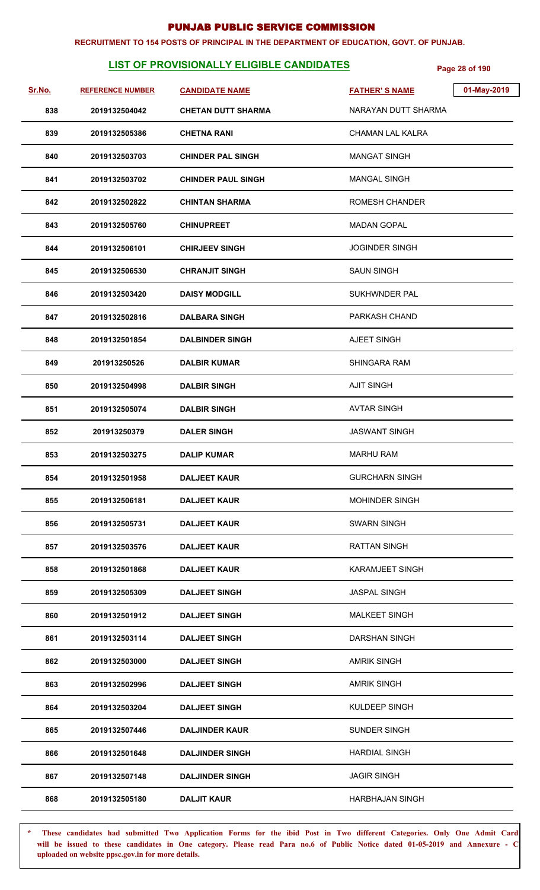# PUNJAB PUBLIC SERVICE COMMISSION

**RECRUITMENT TO 154 POSTS OF PRINCIPAL IN THE DEPARTMENT OF EDUCATION, GOVT. OF PUNJAB.**

## LIST OF PROVISIONALLY ELIGIBLE CANDIDATES

01-May-2019

| Sr.No. | REFERENCE NUMBER | CANDIDATE NAME | FATHER' S NAME |
|---|---|---|---|
| 838 | 2019132504042 | CHETAN DUTT SHARMA | NARAYAN DUTT SHARMA |
| 839 | 2019132505386 | CHETNA RANI | CHAMAN LAL KALRA |
| 840 | 2019132503703 | CHINDER PAL SINGH | MANGAT SINGH |
| 841 | 2019132503702 | CHINDER PAUL SINGH | MANGAL SINGH |
| 842 | 2019132502822 | CHINTAN SHARMA | ROMESH CHANDER |
| 843 | 2019132505760 | CHINUPREET | MADAN GOPAL |
| 844 | 2019132506101 | CHIRJEEV SINGH | JOGINDER SINGH |
| 845 | 2019132506530 | CHRANJIT SINGH | SAUN SINGH |
| 846 | 2019132503420 | DAISY MODGILL | SUKHWNDER PAL |
| 847 | 2019132502816 | DALBARA SINGH | PARKASH CHAND |
| 848 | 2019132501854 | DALBINDER SINGH | AJEET SINGH |
| 849 | 201913250526 | DALBIR KUMAR | SHINGARA RAM |
| 850 | 2019132504998 | DALBIR SINGH | AJIT SINGH |
| 851 | 2019132505074 | DALBIR SINGH | AVTAR SINGH |
| 852 | 201913250379 | DALER SINGH | JASWANT SINGH |
| 853 | 2019132503275 | DALIP KUMAR | MARHU RAM |
| 854 | 2019132501958 | DALJEET KAUR | GURCHARN SINGH |
| 855 | 2019132506181 | DALJEET KAUR | MOHINDER SINGH |
| 856 | 2019132505731 | DALJEET KAUR | SWARN SINGH |
| 857 | 2019132503576 | DALJEET KAUR | RATTAN SINGH |
| 858 | 2019132501868 | DALJEET KAUR | KARAMJEET SINGH |
| 859 | 2019132505309 | DALJEET SINGH | JASPAL SINGH |
| 860 | 2019132501912 | DALJEET SINGH | MALKEET SINGH |
| 861 | 2019132503114 | DALJEET SINGH | DARSHAN SINGH |
| 862 | 2019132503000 | DALJEET SINGH | AMRIK SINGH |
| 863 | 2019132502996 | DALJEET SINGH | AMRIK SINGH |
| 864 | 2019132503204 | DALJEET SINGH | KULDEEP SINGH |
| 865 | 2019132507446 | DALJINDER KAUR | SUNDER SINGH |
| 866 | 2019132501648 | DALJINDER SINGH | HARDIAL SINGH |
| 867 | 2019132507148 | DALJINDER SINGH | JAGIR SINGH |
| 868 | 2019132505180 | DALJIT KAUR | HARBHAJAN SINGH |

\* These candidates had submitted Two Application Forms for the ibid Post in Two different Categories. Only One Admit Card will be issued to these candidates in One category. Please read Para no.6 of Public Notice dated 01-05-2019 and Annexure - C uploaded on website ppsc.gov.in for more details.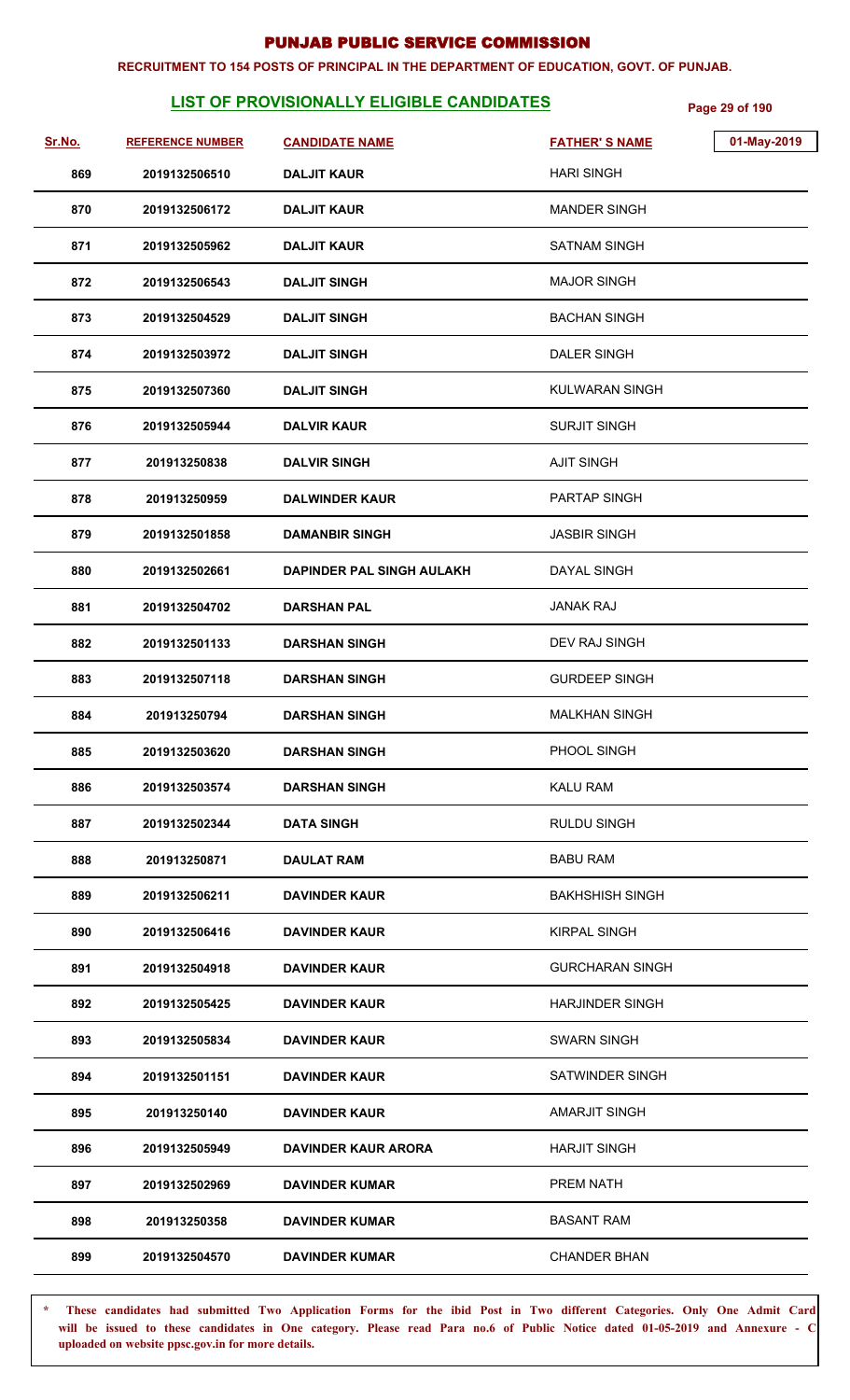# PUNJAB PUBLIC SERVICE COMMISSION

**RECRUITMENT TO 154 POSTS OF PRINCIPAL IN THE DEPARTMENT OF EDUCATION, GOVT. OF PUNJAB.**

## LIST OF PROVISIONALLY ELIGIBLE CANDIDATES

01-May-2019

| Sr.No. | REFERENCE NUMBER | CANDIDATE NAME | FATHER' S NAME |
|---|---|---|---|
| 869 | 2019132506510 | DALJIT KAUR | HARI SINGH |
| 870 | 2019132506172 | DALJIT KAUR | MANDER SINGH |
| 871 | 2019132505962 | DALJIT KAUR | SATNAM SINGH |
| 872 | 2019132506543 | DALJIT SINGH | MAJOR SINGH |
| 873 | 2019132504529 | DALJIT SINGH | BACHAN SINGH |
| 874 | 2019132503972 | DALJIT SINGH | DALER SINGH |
| 875 | 2019132507360 | DALJIT SINGH | KULWARAN SINGH |
| 876 | 2019132505944 | DALVIR KAUR | SURJIT SINGH |
| 877 | 201913250838 | DALVIR SINGH | AJIT SINGH |
| 878 | 201913250959 | DALWINDER KAUR | PARTAP SINGH |
| 879 | 2019132501858 | DAMANBIR SINGH | JASBIR SINGH |
| 880 | 2019132502661 | DAPINDER PAL SINGH AULAKH | DAYAL SINGH |
| 881 | 2019132504702 | DARSHAN PAL | JANAK RAJ |
| 882 | 2019132501133 | DARSHAN SINGH | DEV RAJ SINGH |
| 883 | 2019132507118 | DARSHAN SINGH | GURDEEP SINGH |
| 884 | 201913250794 | DARSHAN SINGH | MALKHAN SINGH |
| 885 | 2019132503620 | DARSHAN SINGH | PHOOL SINGH |
| 886 | 2019132503574 | DARSHAN SINGH | KALU RAM |
| 887 | 2019132502344 | DATA SINGH | RULDU SINGH |
| 888 | 201913250871 | DAULAT RAM | BABU RAM |
| 889 | 2019132506211 | DAVINDER KAUR | BAKHSHISH SINGH |
| 890 | 2019132506416 | DAVINDER KAUR | KIRPAL SINGH |
| 891 | 2019132504918 | DAVINDER KAUR | GURCHARAN SINGH |
| 892 | 2019132505425 | DAVINDER KAUR | HARJINDER SINGH |
| 893 | 2019132505834 | DAVINDER KAUR | SWARN SINGH |
| 894 | 2019132501151 | DAVINDER KAUR | SATWINDER SINGH |
| 895 | 201913250140 | DAVINDER KAUR | AMARJIT SINGH |
| 896 | 2019132505949 | DAVINDER KAUR ARORA | HARJIT SINGH |
| 897 | 2019132502969 | DAVINDER KUMAR | PREM NATH |
| 898 | 201913250358 | DAVINDER KUMAR | BASANT RAM |
| 899 | 2019132504570 | DAVINDER KUMAR | CHANDER BHAN |

\* These candidates had submitted Two Application Forms for the ibid Post in Two different Categories. Only One Admit Card will be issued to these candidates in One category. Please read Para no.6 of Public Notice dated 01-05-2019 and Annexure - C uploaded on website ppsc.gov.in for more details.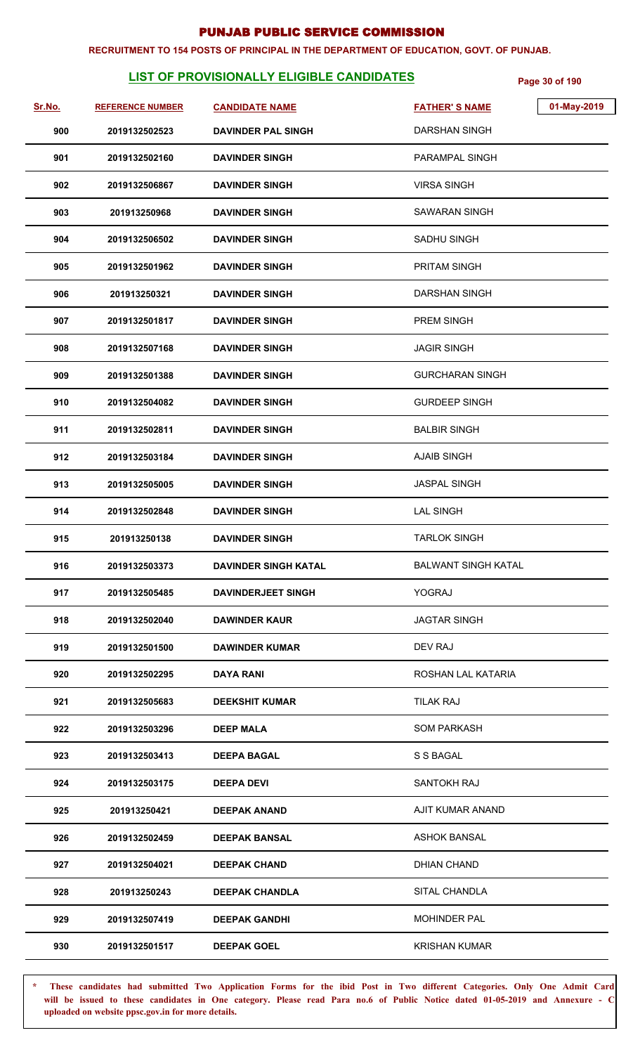# PUNJAB PUBLIC SERVICE COMMISSION

**RECRUITMENT TO 154 POSTS OF PRINCIPAL IN THE DEPARTMENT OF EDUCATION, GOVT. OF PUNJAB.**

## LIST OF PROVISIONALLY ELIGIBLE CANDIDATES

01-May-2019

| Sr.No. | REFERENCE NUMBER | CANDIDATE NAME | FATHER' S NAME |
|---|---|---|---|
| 900 | 2019132502523 | DAVINDER PAL SINGH | DARSHAN SINGH |
| 901 | 2019132502160 | DAVINDER SINGH | PARAMPAL SINGH |
| 902 | 2019132506867 | DAVINDER SINGH | VIRSA SINGH |
| 903 | 201913250968 | DAVINDER SINGH | SAWARAN SINGH |
| 904 | 2019132506502 | DAVINDER SINGH | SADHU SINGH |
| 905 | 2019132501962 | DAVINDER SINGH | PRITAM SINGH |
| 906 | 201913250321 | DAVINDER SINGH | DARSHAN SINGH |
| 907 | 2019132501817 | DAVINDER SINGH | PREM SINGH |
| 908 | 2019132507168 | DAVINDER SINGH | JAGIR SINGH |
| 909 | 2019132501388 | DAVINDER SINGH | GURCHARAN SINGH |
| 910 | 2019132504082 | DAVINDER SINGH | GURDEEP SINGH |
| 911 | 2019132502811 | DAVINDER SINGH | BALBIR SINGH |
| 912 | 2019132503184 | DAVINDER SINGH | AJAIB SINGH |
| 913 | 2019132505005 | DAVINDER SINGH | JASPAL SINGH |
| 914 | 2019132502848 | DAVINDER SINGH | LAL SINGH |
| 915 | 201913250138 | DAVINDER SINGH | TARLOK SINGH |
| 916 | 2019132503373 | DAVINDER SINGH KATAL | BALWANT SINGH KATAL |
| 917 | 2019132505485 | DAVINDERJEET SINGH | YOGRAJ |
| 918 | 2019132502040 | DAWINDER KAUR | JAGTAR SINGH |
| 919 | 2019132501500 | DAWINDER KUMAR | DEV RAJ |
| 920 | 2019132502295 | DAYA RANI | ROSHAN LAL KATARIA |
| 921 | 2019132505683 | DEEKSHIT KUMAR | TILAK RAJ |
| 922 | 2019132503296 | DEEP MALA | SOM PARKASH |
| 923 | 2019132503413 | DEEPA BAGAL | S S BAGAL |
| 924 | 2019132503175 | DEEPA DEVI | SANTOKH RAJ |
| 925 | 201913250421 | DEEPAK ANAND | AJIT KUMAR ANAND |
| 926 | 2019132502459 | DEEPAK BANSAL | ASHOK BANSAL |
| 927 | 2019132504021 | DEEPAK CHAND | DHIAN CHAND |
| 928 | 201913250243 | DEEPAK CHANDLA | SITAL CHANDLA |
| 929 | 2019132507419 | DEEPAK GANDHI | MOHINDER PAL |
| 930 | 2019132501517 | DEEPAK GOEL | KRISHAN KUMAR |

\* These candidates had submitted Two Application Forms for the ibid Post in Two different Categories. Only One Admit Card will be issued to these candidates in One category. Please read Para no.6 of Public Notice dated 01-05-2019 and Annexure - C uploaded on website ppsc.gov.in for more details.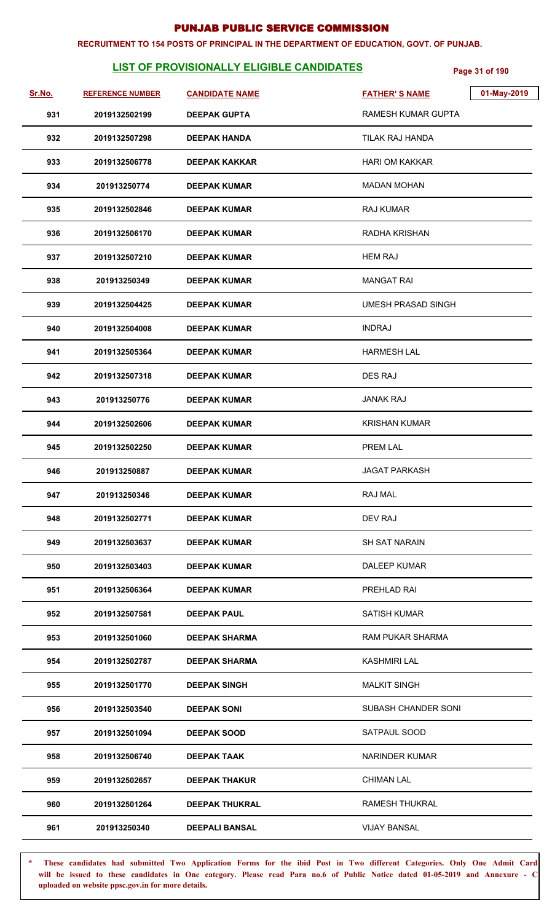# PUNJAB PUBLIC SERVICE COMMISSION

**RECRUITMENT TO 154 POSTS OF PRINCIPAL IN THE DEPARTMENT OF EDUCATION, GOVT. OF PUNJAB.**

## LIST OF PROVISIONALLY ELIGIBLE CANDIDATES

01-May-2019

| Sr.No. | REFERENCE NUMBER | CANDIDATE NAME | FATHER' S NAME |
|---|---|---|---|
| 931 | 2019132502199 | DEEPAK GUPTA | RAMESH KUMAR GUPTA |
| 932 | 2019132507298 | DEEPAK HANDA | TILAK RAJ HANDA |
| 933 | 2019132506778 | DEEPAK KAKKAR | HARI OM KAKKAR |
| 934 | 201913250774 | DEEPAK KUMAR | MADAN MOHAN |
| 935 | 2019132502846 | DEEPAK KUMAR | RAJ KUMAR |
| 936 | 2019132506170 | DEEPAK KUMAR | RADHA KRISHAN |
| 937 | 2019132507210 | DEEPAK KUMAR | HEM RAJ |
| 938 | 201913250349 | DEEPAK KUMAR | MANGAT RAI |
| 939 | 2019132504425 | DEEPAK KUMAR | UMESH PRASAD SINGH |
| 940 | 2019132504008 | DEEPAK KUMAR | INDRAJ |
| 941 | 2019132505364 | DEEPAK KUMAR | HARMESH LAL |
| 942 | 2019132507318 | DEEPAK KUMAR | DES RAJ |
| 943 | 201913250776 | DEEPAK KUMAR | JANAK RAJ |
| 944 | 2019132502606 | DEEPAK KUMAR | KRISHAN KUMAR |
| 945 | 2019132502250 | DEEPAK KUMAR | PREM LAL |
| 946 | 201913250887 | DEEPAK KUMAR | JAGAT PARKASH |
| 947 | 201913250346 | DEEPAK KUMAR | RAJ MAL |
| 948 | 2019132502771 | DEEPAK KUMAR | DEV RAJ |
| 949 | 2019132503637 | DEEPAK KUMAR | SH SAT NARAIN |
| 950 | 2019132503403 | DEEPAK KUMAR | DALEEP KUMAR |
| 951 | 2019132506364 | DEEPAK KUMAR | PREHLAD RAI |
| 952 | 2019132507581 | DEEPAK PAUL | SATISH KUMAR |
| 953 | 2019132501060 | DEEPAK SHARMA | RAM PUKAR SHARMA |
| 954 | 2019132502787 | DEEPAK SHARMA | KASHMIRI LAL |
| 955 | 2019132501770 | DEEPAK SINGH | MALKIT SINGH |
| 956 | 2019132503540 | DEEPAK SONI | SUBASH CHANDER SONI |
| 957 | 2019132501094 | DEEPAK SOOD | SATPAUL SOOD |
| 958 | 2019132506740 | DEEPAK TAAK | NARINDER KUMAR |
| 959 | 2019132502657 | DEEPAK THAKUR | CHIMAN LAL |
| 960 | 2019132501264 | DEEPAK THUKRAL | RAMESH THUKRAL |
| 961 | 201913250340 | DEEPALI BANSAL | VIJAY BANSAL |

\* These candidates had submitted Two Application Forms for the ibid Post in Two different Categories. Only One Admit Card will be issued to these candidates in One category. Please read Para no.6 of Public Notice dated 01-05-2019 and Annexure - C uploaded on website ppsc.gov.in for more details.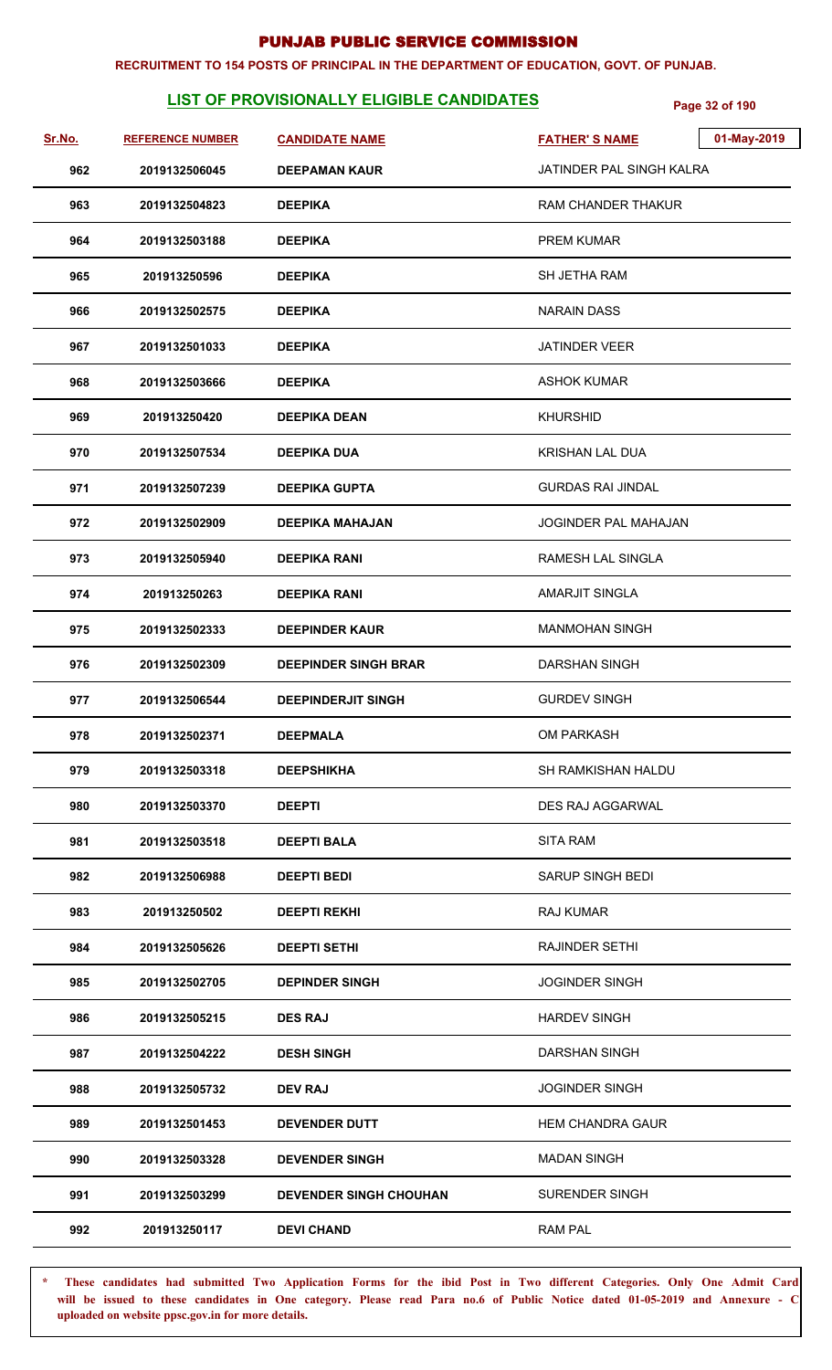# PUNJAB PUBLIC SERVICE COMMISSION

**RECRUITMENT TO 154 POSTS OF PRINCIPAL IN THE DEPARTMENT OF EDUCATION, GOVT. OF PUNJAB.**

## LIST OF PROVISIONALLY ELIGIBLE CANDIDATES

01-May-2019

| Sr.No. | REFERENCE NUMBER | CANDIDATE NAME | FATHER' S NAME |
|---|---|---|---|
| 962 | 2019132506045 | DEEPAMAN KAUR | JATINDER PAL SINGH KALRA |
| 963 | 2019132504823 | DEEPIKA | RAM CHANDER THAKUR |
| 964 | 2019132503188 | DEEPIKA | PREM KUMAR |
| 965 | 201913250596 | DEEPIKA | SH JETHA RAM |
| 966 | 2019132502575 | DEEPIKA | NARAIN DASS |
| 967 | 2019132501033 | DEEPIKA | JATINDER VEER |
| 968 | 2019132503666 | DEEPIKA | ASHOK KUMAR |
| 969 | 201913250420 | DEEPIKA DEAN | KHURSHID |
| 970 | 2019132507534 | DEEPIKA DUA | KRISHAN LAL DUA |
| 971 | 2019132507239 | DEEPIKA GUPTA | GURDAS RAI JINDAL |
| 972 | 2019132502909 | DEEPIKA MAHAJAN | JOGINDER PAL MAHAJAN |
| 973 | 2019132505940 | DEEPIKA RANI | RAMESH LAL SINGLA |
| 974 | 201913250263 | DEEPIKA RANI | AMARJIT SINGLA |
| 975 | 2019132502333 | DEEPINDER KAUR | MANMOHAN SINGH |
| 976 | 2019132502309 | DEEPINDER SINGH BRAR | DARSHAN SINGH |
| 977 | 2019132506544 | DEEPINDERJIT SINGH | GURDEV SINGH |
| 978 | 2019132502371 | DEEPMALA | OM PARKASH |
| 979 | 2019132503318 | DEEPSHIKHA | SH RAMKISHAN HALDU |
| 980 | 2019132503370 | DEEPTI | DES RAJ AGGARWAL |
| 981 | 2019132503518 | DEEPTI BALA | SITA RAM |
| 982 | 2019132506988 | DEEPTI BEDI | SARUP SINGH BEDI |
| 983 | 201913250502 | DEEPTI REKHI | RAJ KUMAR |
| 984 | 2019132505626 | DEEPTI SETHI | RAJINDER SETHI |
| 985 | 2019132502705 | DEPINDER SINGH | JOGINDER SINGH |
| 986 | 2019132505215 | DES RAJ | HARDEV SINGH |
| 987 | 2019132504222 | DESH SINGH | DARSHAN SINGH |
| 988 | 2019132505732 | DEV RAJ | JOGINDER SINGH |
| 989 | 2019132501453 | DEVENDER DUTT | HEM CHANDRA GAUR |
| 990 | 2019132503328 | DEVENDER SINGH | MADAN SINGH |
| 991 | 2019132503299 | DEVENDER SINGH CHOUHAN | SURENDER SINGH |
| 992 | 201913250117 | DEVI CHAND | RAM PAL |

\* These candidates had submitted Two Application Forms for the ibid Post in Two different Categories. Only One Admit Card will be issued to these candidates in One category. Please read Para no.6 of Public Notice dated 01-05-2019 and Annexure - C uploaded on website ppsc.gov.in for more details.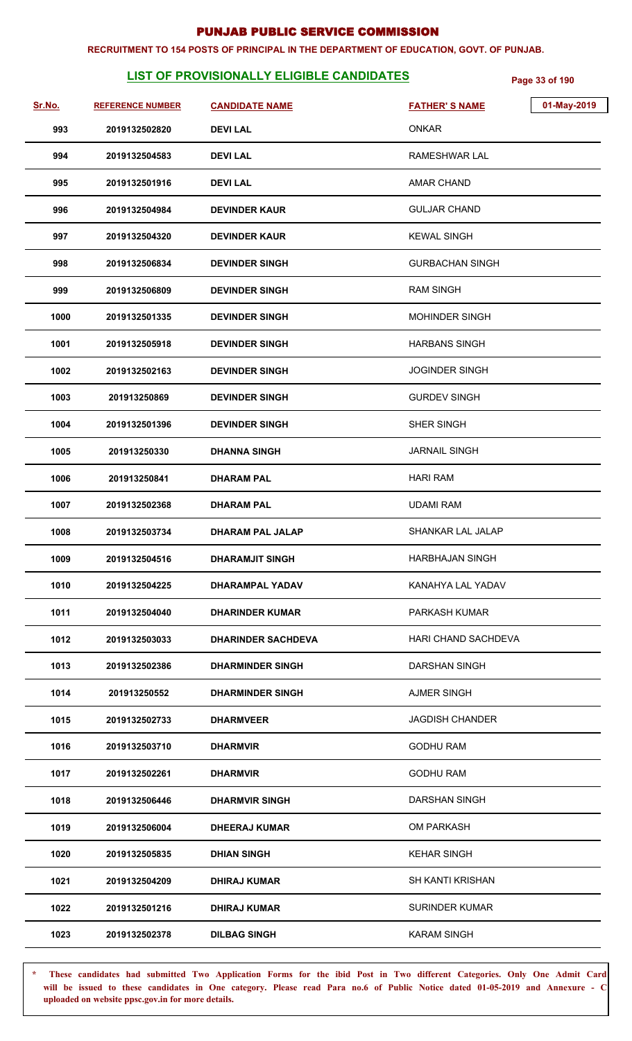# PUNJAB PUBLIC SERVICE COMMISSION

**RECRUITMENT TO 154 POSTS OF PRINCIPAL IN THE DEPARTMENT OF EDUCATION, GOVT. OF PUNJAB.**

## LIST OF PROVISIONALLY ELIGIBLE CANDIDATES

01-May-2019

| Sr.No. | REFERENCE NUMBER | CANDIDATE NAME | FATHER' S NAME |
|---|---|---|---|
| 993 | 2019132502820 | DEVI LAL | ONKAR |
| 994 | 2019132504583 | DEVI LAL | RAMESHWAR LAL |
| 995 | 2019132501916 | DEVI LAL | AMAR CHAND |
| 996 | 2019132504984 | DEVINDER KAUR | GULJAR CHAND |
| 997 | 2019132504320 | DEVINDER KAUR | KEWAL SINGH |
| 998 | 2019132506834 | DEVINDER SINGH | GURBACHAN SINGH |
| 999 | 2019132506809 | DEVINDER SINGH | RAM SINGH |
| 1000 | 2019132501335 | DEVINDER SINGH | MOHINDER SINGH |
| 1001 | 2019132505918 | DEVINDER SINGH | HARBANS SINGH |
| 1002 | 2019132502163 | DEVINDER SINGH | JOGINDER SINGH |
| 1003 | 201913250869 | DEVINDER SINGH | GURDEV SINGH |
| 1004 | 2019132501396 | DEVINDER SINGH | SHER SINGH |
| 1005 | 201913250330 | DHANNA SINGH | JARNAIL SINGH |
| 1006 | 201913250841 | DHARAM PAL | HARI RAM |
| 1007 | 2019132502368 | DHARAM PAL | UDAMI RAM |
| 1008 | 2019132503734 | DHARAM PAL JALAP | SHANKAR LAL JALAP |
| 1009 | 2019132504516 | DHARAMJIT SINGH | HARBHAJAN SINGH |
| 1010 | 2019132504225 | DHARAMPAL YADAV | KANAHYA LAL YADAV |
| 1011 | 2019132504040 | DHARINDER KUMAR | PARKASH KUMAR |
| 1012 | 2019132503033 | DHARINDER SACHDEVA | HARI CHAND SACHDEVA |
| 1013 | 2019132502386 | DHARMINDER SINGH | DARSHAN SINGH |
| 1014 | 201913250552 | DHARMINDER SINGH | AJMER SINGH |
| 1015 | 2019132502733 | DHARMVEER | JAGDISH CHANDER |
| 1016 | 2019132503710 | DHARMVIR | GODHU RAM |
| 1017 | 2019132502261 | DHARMVIR | GODHU RAM |
| 1018 | 2019132506446 | DHARMVIR SINGH | DARSHAN SINGH |
| 1019 | 2019132506004 | DHEERAJ KUMAR | OM PARKASH |
| 1020 | 2019132505835 | DHIAN SINGH | KEHAR SINGH |
| 1021 | 2019132504209 | DHIRAJ KUMAR | SH KANTI KRISHAN |
| 1022 | 2019132501216 | DHIRAJ KUMAR | SURINDER KUMAR |
| 1023 | 2019132502378 | DILBAG SINGH | KARAM SINGH |

**\* These candidates had submitted Two Application Forms for the ibid Post in Two different Categories. Only One Admit Card will be issued to these candidates in One category. Please read Para no.6 of Public Notice dated 01-05-2019 and Annexure - C uploaded on website ppsc.gov.in for more details.**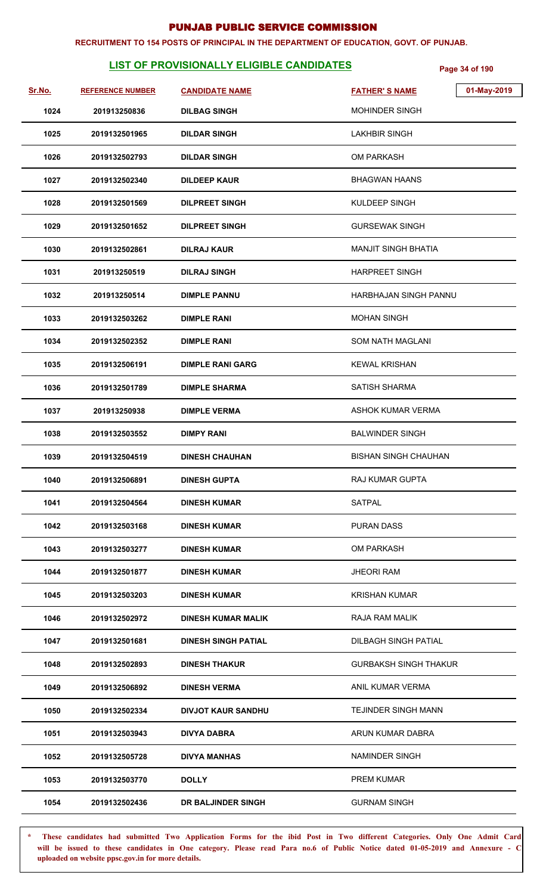# PUNJAB PUBLIC SERVICE COMMISSION

**RECRUITMENT TO 154 POSTS OF PRINCIPAL IN THE DEPARTMENT OF EDUCATION, GOVT. OF PUNJAB.**

## LIST OF PROVISIONALLY ELIGIBLE CANDIDATES

01-May-2019

| Sr.No. | REFERENCE NUMBER | CANDIDATE NAME | FATHER' S NAME |
|---|---|---|---|
| 1024 | 201913250836 | DILBAG SINGH | MOHINDER SINGH |
| 1025 | 2019132501965 | DILDAR SINGH | LAKHBIR SINGH |
| 1026 | 2019132502793 | DILDAR SINGH | OM PARKASH |
| 1027 | 2019132502340 | DILDEEP KAUR | BHAGWAN HAANS |
| 1028 | 2019132501569 | DILPREET SINGH | KULDEEP SINGH |
| 1029 | 2019132501652 | DILPREET SINGH | GURSEWAK SINGH |
| 1030 | 2019132502861 | DILRAJ KAUR | MANJIT SINGH BHATIA |
| 1031 | 201913250519 | DILRAJ SINGH | HARPREET SINGH |
| 1032 | 201913250514 | DIMPLE PANNU | HARBHAJAN SINGH PANNU |
| 1033 | 2019132503262 | DIMPLE RANI | MOHAN SINGH |
| 1034 | 2019132502352 | DIMPLE RANI | SOM NATH MAGLANI |
| 1035 | 2019132506191 | DIMPLE RANI GARG | KEWAL KRISHAN |
| 1036 | 2019132501789 | DIMPLE SHARMA | SATISH SHARMA |
| 1037 | 201913250938 | DIMPLE VERMA | ASHOK KUMAR VERMA |
| 1038 | 2019132503552 | DIMPY RANI | BALWINDER SINGH |
| 1039 | 2019132504519 | DINESH CHAUHAN | BISHAN SINGH CHAUHAN |
| 1040 | 2019132506891 | DINESH GUPTA | RAJ KUMAR GUPTA |
| 1041 | 2019132504564 | DINESH KUMAR | SATPAL |
| 1042 | 2019132503168 | DINESH KUMAR | PURAN DASS |
| 1043 | 2019132503277 | DINESH KUMAR | OM PARKASH |
| 1044 | 2019132501877 | DINESH KUMAR | JHEORI RAM |
| 1045 | 2019132503203 | DINESH KUMAR | KRISHAN KUMAR |
| 1046 | 2019132502972 | DINESH KUMAR MALIK | RAJA RAM MALIK |
| 1047 | 2019132501681 | DINESH SINGH PATIAL | DILBAGH SINGH PATIAL |
| 1048 | 2019132502893 | DINESH THAKUR | GURBAKSH SINGH THAKUR |
| 1049 | 2019132506892 | DINESH VERMA | ANIL KUMAR VERMA |
| 1050 | 2019132502334 | DIVJOT KAUR SANDHU | TEJINDER SINGH MANN |
| 1051 | 2019132503943 | DIVYA DABRA | ARUN KUMAR DABRA |
| 1052 | 2019132505728 | DIVYA MANHAS | NAMINDER SINGH |
| 1053 | 2019132503770 | DOLLY | PREM KUMAR |
| 1054 | 2019132502436 | DR BALJINDER SINGH | GURNAM SINGH |

\* These candidates had submitted Two Application Forms for the ibid Post in Two different Categories. Only One Admit Card will be issued to these candidates in One category. Please read Para no.6 of Public Notice dated 01-05-2019 and Annexure - C uploaded on website ppsc.gov.in for more details.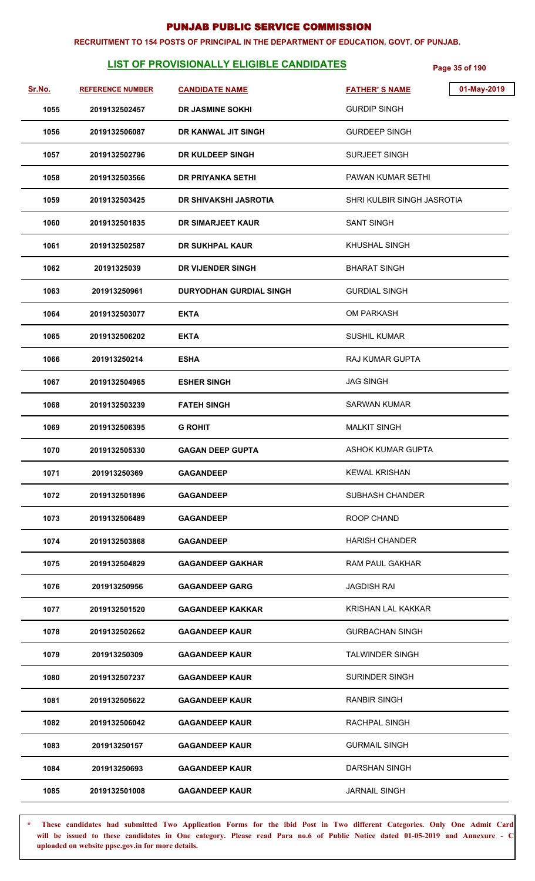# PUNJAB PUBLIC SERVICE COMMISSION

**RECRUITMENT TO 154 POSTS OF PRINCIPAL IN THE DEPARTMENT OF EDUCATION, GOVT. OF PUNJAB.**

## LIST OF PROVISIONALLY ELIGIBLE CANDIDATES

01-May-2019

| Sr.No. | REFERENCE NUMBER | CANDIDATE NAME | FATHER' S NAME |
|---|---|---|---|
| 1055 | 2019132502457 | DR JASMINE SOKHI | GURDIP SINGH |
| 1056 | 2019132506087 | DR KANWAL JIT SINGH | GURDEEP SINGH |
| 1057 | 2019132502796 | DR KULDEEP SINGH | SURJEET SINGH |
| 1058 | 2019132503566 | DR PRIYANKA SETHI | PAWAN KUMAR SETHI |
| 1059 | 2019132503425 | DR SHIVAKSHI JASROTIA | SHRI KULBIR SINGH JASROTIA |
| 1060 | 2019132501835 | DR SIMARJEET KAUR | SANT SINGH |
| 1061 | 2019132502587 | DR SUKHPAL KAUR | KHUSHAL SINGH |
| 1062 | 20191325039 | DR VIJENDER SINGH | BHARAT SINGH |
| 1063 | 201913250961 | DURYODHAN GURDIAL SINGH | GURDIAL SINGH |
| 1064 | 2019132503077 | EKTA | OM PARKASH |
| 1065 | 2019132506202 | EKTA | SUSHIL KUMAR |
| 1066 | 201913250214 | ESHA | RAJ KUMAR GUPTA |
| 1067 | 2019132504965 | ESHER SINGH | JAG SINGH |
| 1068 | 2019132503239 | FATEH SINGH | SARWAN KUMAR |
| 1069 | 2019132506395 | G ROHIT | MALKIT SINGH |
| 1070 | 2019132505330 | GAGAN DEEP GUPTA | ASHOK KUMAR GUPTA |
| 1071 | 201913250369 | GAGANDEEP | KEWAL KRISHAN |
| 1072 | 2019132501896 | GAGANDEEP | SUBHASH CHANDER |
| 1073 | 2019132506489 | GAGANDEEP | ROOP CHAND |
| 1074 | 2019132503868 | GAGANDEEP | HARISH CHANDER |
| 1075 | 2019132504829 | GAGANDEEP GAKHAR | RAM PAUL GAKHAR |
| 1076 | 201913250956 | GAGANDEEP GARG | JAGDISH RAI |
| 1077 | 2019132501520 | GAGANDEEP KAKKAR | KRISHAN LAL KAKKAR |
| 1078 | 2019132502662 | GAGANDEEP KAUR | GURBACHAN SINGH |
| 1079 | 201913250309 | GAGANDEEP KAUR | TALWINDER SINGH |
| 1080 | 2019132507237 | GAGANDEEP KAUR | SURINDER SINGH |
| 1081 | 2019132505622 | GAGANDEEP KAUR | RANBIR SINGH |
| 1082 | 2019132506042 | GAGANDEEP KAUR | RACHPAL SINGH |
| 1083 | 201913250157 | GAGANDEEP KAUR | GURMAIL SINGH |
| 1084 | 201913250693 | GAGANDEEP KAUR | DARSHAN SINGH |
| 1085 | 2019132501008 | GAGANDEEP KAUR | JARNAIL SINGH |

* These candidates had submitted Two Application Forms for the ibid Post in Two different Categories. Only One Admit Card will be issued to these candidates in One category. Please read Para no.6 of Public Notice dated 01-05-2019 and Annexure - C uploaded on website ppsc.gov.in for more details.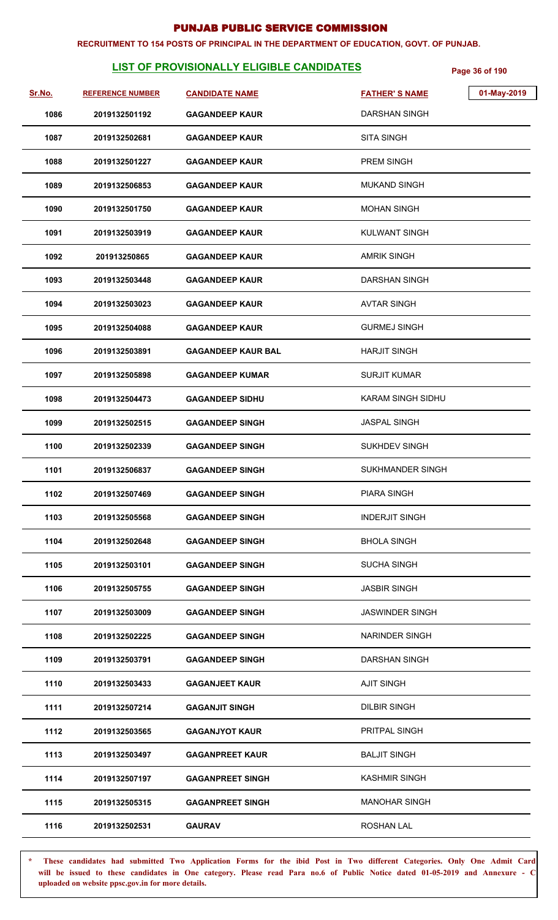# PUNJAB PUBLIC SERVICE COMMISSION

**RECRUITMENT TO 154 POSTS OF PRINCIPAL IN THE DEPARTMENT OF EDUCATION, GOVT. OF PUNJAB.**

## LIST OF PROVISIONALLY ELIGIBLE CANDIDATES

01-May-2019

| Sr.No. | REFERENCE NUMBER | CANDIDATE NAME | FATHER' S NAME |
|---|---|---|---|
| 1086 | 2019132501192 | GAGANDEEP KAUR | DARSHAN SINGH |
| 1087 | 2019132502681 | GAGANDEEP KAUR | SITA SINGH |
| 1088 | 2019132501227 | GAGANDEEP KAUR | PREM SINGH |
| 1089 | 2019132506853 | GAGANDEEP KAUR | MUKAND SINGH |
| 1090 | 2019132501750 | GAGANDEEP KAUR | MOHAN SINGH |
| 1091 | 2019132503919 | GAGANDEEP KAUR | KULWANT SINGH |
| 1092 | 201913250865 | GAGANDEEP KAUR | AMRIK SINGH |
| 1093 | 2019132503448 | GAGANDEEP KAUR | DARSHAN SINGH |
| 1094 | 2019132503023 | GAGANDEEP KAUR | AVTAR SINGH |
| 1095 | 2019132504088 | GAGANDEEP KAUR | GURMEJ SINGH |
| 1096 | 2019132503891 | GAGANDEEP KAUR BAL | HARJIT SINGH |
| 1097 | 2019132505898 | GAGANDEEP KUMAR | SURJIT KUMAR |
| 1098 | 2019132504473 | GAGANDEEP SIDHU | KARAM SINGH SIDHU |
| 1099 | 2019132502515 | GAGANDEEP SINGH | JASPAL SINGH |
| 1100 | 2019132502339 | GAGANDEEP SINGH | SUKHDEV SINGH |
| 1101 | 2019132506837 | GAGANDEEP SINGH | SUKHMANDER SINGH |
| 1102 | 2019132507469 | GAGANDEEP SINGH | PIARA SINGH |
| 1103 | 2019132505568 | GAGANDEEP SINGH | INDERJIT SINGH |
| 1104 | 2019132502648 | GAGANDEEP SINGH | BHOLA SINGH |
| 1105 | 2019132503101 | GAGANDEEP SINGH | SUCHA SINGH |
| 1106 | 2019132505755 | GAGANDEEP SINGH | JASBIR SINGH |
| 1107 | 2019132503009 | GAGANDEEP SINGH | JASWINDER SINGH |
| 1108 | 2019132502225 | GAGANDEEP SINGH | NARINDER SINGH |
| 1109 | 2019132503791 | GAGANDEEP SINGH | DARSHAN SINGH |
| 1110 | 2019132503433 | GAGANJEET KAUR | AJIT SINGH |
| 1111 | 2019132507214 | GAGANJIT SINGH | DILBIR SINGH |
| 1112 | 2019132503565 | GAGANJYOT KAUR | PRITPAL SINGH |
| 1113 | 2019132503497 | GAGANPREET KAUR | BALJIT SINGH |
| 1114 | 2019132507197 | GAGANPREET SINGH | KASHMIR SINGH |
| 1115 | 2019132505315 | GAGANPREET SINGH | MANOHAR SINGH |
| 1116 | 2019132502531 | GAURAV | ROSHAN LAL |

\* **These candidates had submitted Two Application Forms for the ibid Post in Two different Categories. Only One Admit Card will be issued to these candidates in One category. Please read Para no.6 of Public Notice dated 01-05-2019 and Annexure - C uploaded on website ppsc.gov.in for more details.**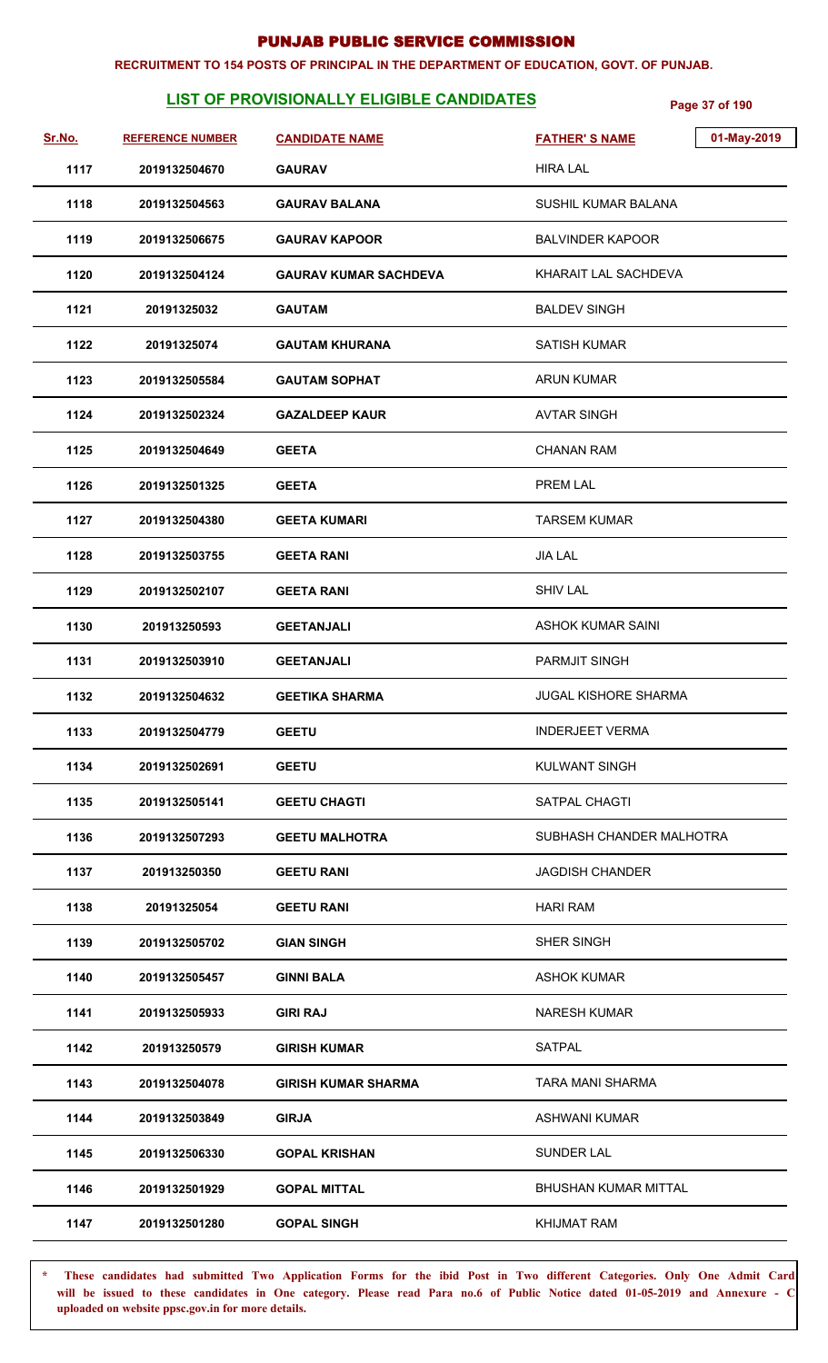# PUNJAB PUBLIC SERVICE COMMISSION

**RECRUITMENT TO 154 POSTS OF PRINCIPAL IN THE DEPARTMENT OF EDUCATION, GOVT. OF PUNJAB.**

## LIST OF PROVISIONALLY ELIGIBLE CANDIDATES

01-May-2019

| Sr.No. | REFERENCE NUMBER | CANDIDATE NAME | FATHER' S NAME |
|---|---|---|---|
| 1117 | 2019132504670 | GAURAV | HIRA LAL |
| 1118 | 2019132504563 | GAURAV BALANA | SUSHIL KUMAR BALANA |
| 1119 | 2019132506675 | GAURAV KAPOOR | BALVINDER KAPOOR |
| 1120 | 2019132504124 | GAURAV KUMAR SACHDEVA | KHARAIT LAL SACHDEVA |
| 1121 | 20191325032 | GAUTAM | BALDEV SINGH |
| 1122 | 20191325074 | GAUTAM KHURANA | SATISH KUMAR |
| 1123 | 2019132505584 | GAUTAM SOPHAT | ARUN KUMAR |
| 1124 | 2019132502324 | GAZALDEEP KAUR | AVTAR SINGH |
| 1125 | 2019132504649 | GEETA | CHANAN RAM |
| 1126 | 2019132501325 | GEETA | PREM LAL |
| 1127 | 2019132504380 | GEETA KUMARI | TARSEM KUMAR |
| 1128 | 2019132503755 | GEETA RANI | JIA LAL |
| 1129 | 2019132502107 | GEETA RANI | SHIV LAL |
| 1130 | 201913250593 | GEETANJALI | ASHOK KUMAR SAINI |
| 1131 | 2019132503910 | GEETANJALI | PARMJIT SINGH |
| 1132 | 2019132504632 | GEETIKA SHARMA | JUGAL KISHORE SHARMA |
| 1133 | 2019132504779 | GEETU | INDERJEET VERMA |
| 1134 | 2019132502691 | GEETU | KULWANT SINGH |
| 1135 | 2019132505141 | GEETU CHAGTI | SATPAL CHAGTI |
| 1136 | 2019132507293 | GEETU MALHOTRA | SUBHASH CHANDER MALHOTRA |
| 1137 | 201913250350 | GEETU RANI | JAGDISH CHANDER |
| 1138 | 20191325054 | GEETU RANI | HARI RAM |
| 1139 | 2019132505702 | GIAN SINGH | SHER SINGH |
| 1140 | 2019132505457 | GINNI BALA | ASHOK KUMAR |
| 1141 | 2019132505933 | GIRI RAJ | NARESH KUMAR |
| 1142 | 201913250579 | GIRISH KUMAR | SATPAL |
| 1143 | 2019132504078 | GIRISH KUMAR SHARMA | TARA MANI SHARMA |
| 1144 | 2019132503849 | GIRJA | ASHWANI KUMAR |
| 1145 | 2019132506330 | GOPAL KRISHAN | SUNDER LAL |
| 1146 | 2019132501929 | GOPAL MITTAL | BHUSHAN KUMAR MITTAL |
| 1147 | 2019132501280 | GOPAL SINGH | KHIJMAT RAM |

\* These candidates had submitted Two Application Forms for the ibid Post in Two different Categories. Only One Admit Card will be issued to these candidates in One category. Please read Para no.6 of Public Notice dated 01-05-2019 and Annexure - C uploaded on website ppsc.gov.in for more details.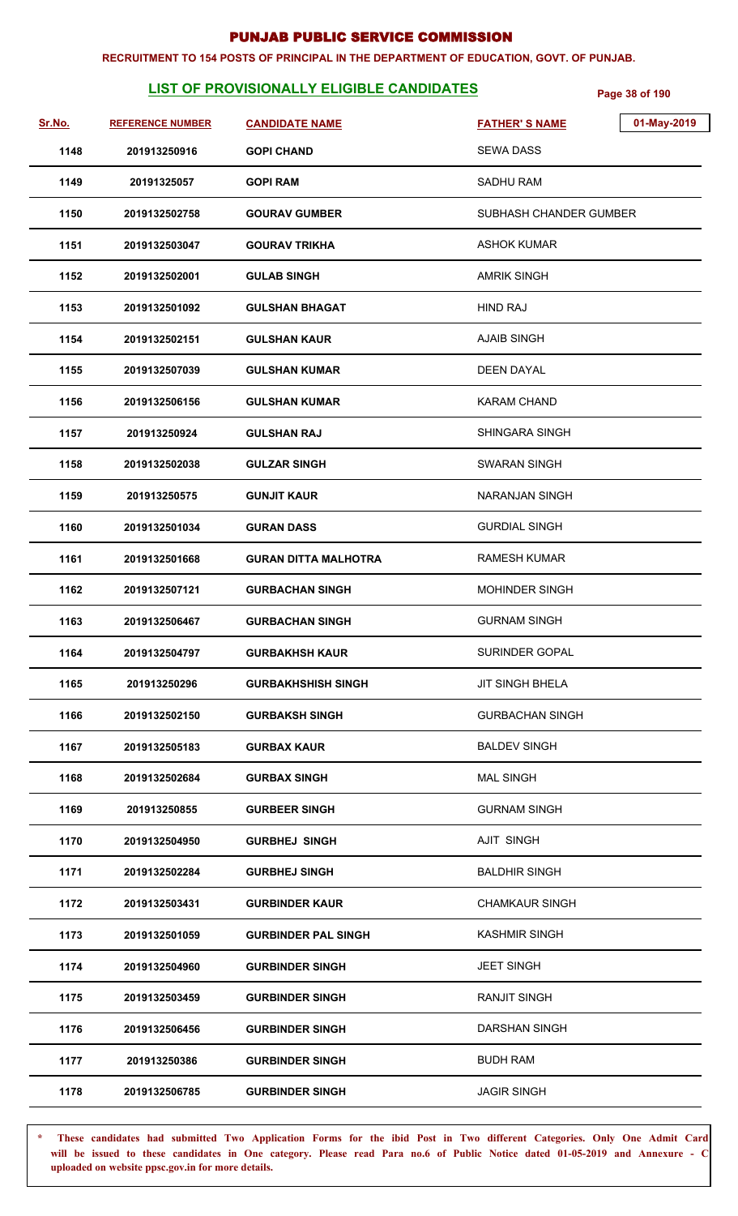# PUNJAB PUBLIC SERVICE COMMISSION

**RECRUITMENT TO 154 POSTS OF PRINCIPAL IN THE DEPARTMENT OF EDUCATION, GOVT. OF PUNJAB.**

## LIST OF PROVISIONALLY ELIGIBLE CANDIDATES

01-May-2019

| Sr.No. | REFERENCE NUMBER | CANDIDATE NAME | FATHER' S NAME |
|---|---|---|---|
| 1148 | 201913250916 | GOPI CHAND | SEWA DASS |
| 1149 | 20191325057 | GOPI RAM | SADHU RAM |
| 1150 | 2019132502758 | GOURAV GUMBER | SUBHASH CHANDER GUMBER |
| 1151 | 2019132503047 | GOURAV TRIKHA | ASHOK KUMAR |
| 1152 | 2019132502001 | GULAB SINGH | AMRIK SINGH |
| 1153 | 2019132501092 | GULSHAN BHAGAT | HIND RAJ |
| 1154 | 2019132502151 | GULSHAN KAUR | AJAIB SINGH |
| 1155 | 2019132507039 | GULSHAN KUMAR | DEEN DAYAL |
| 1156 | 2019132506156 | GULSHAN KUMAR | KARAM CHAND |
| 1157 | 201913250924 | GULSHAN RAJ | SHINGARA SINGH |
| 1158 | 2019132502038 | GULZAR SINGH | SWARAN SINGH |
| 1159 | 201913250575 | GUNJIT KAUR | NARANJAN SINGH |
| 1160 | 2019132501034 | GURAN DASS | GURDIAL SINGH |
| 1161 | 2019132501668 | GURAN DITTA MALHOTRA | RAMESH KUMAR |
| 1162 | 2019132507121 | GURBACHAN SINGH | MOHINDER SINGH |
| 1163 | 2019132506467 | GURBACHAN SINGH | GURNAM SINGH |
| 1164 | 2019132504797 | GURBAKHSH KAUR | SURINDER GOPAL |
| 1165 | 201913250296 | GURBAKHSHISH SINGH | JIT SINGH BHELA |
| 1166 | 2019132502150 | GURBAKSH SINGH | GURBACHAN SINGH |
| 1167 | 2019132505183 | GURBAX KAUR | BALDEV SINGH |
| 1168 | 2019132502684 | GURBAX SINGH | MAL SINGH |
| 1169 | 201913250855 | GURBEER SINGH | GURNAM SINGH |
| 1170 | 2019132504950 | GURBHEJ SINGH | AJIT SINGH |
| 1171 | 2019132502284 | GURBHEJ SINGH | BALDHIR SINGH |
| 1172 | 2019132503431 | GURBINDER KAUR | CHAMKAUR SINGH |
| 1173 | 2019132501059 | GURBINDER PAL SINGH | KASHMIR SINGH |
| 1174 | 2019132504960 | GURBINDER SINGH | JEET SINGH |
| 1175 | 2019132503459 | GURBINDER SINGH | RANJIT SINGH |
| 1176 | 2019132506456 | GURBINDER SINGH | DARSHAN SINGH |
| 1177 | 201913250386 | GURBINDER SINGH | BUDH RAM |
| 1178 | 2019132506785 | GURBINDER SINGH | JAGIR SINGH |

\* These candidates had submitted Two Application Forms for the ibid Post in Two different Categories. Only One Admit Card will be issued to these candidates in One category. Please read Para no.6 of Public Notice dated 01-05-2019 and Annexure - C uploaded on website ppsc.gov.in for more details.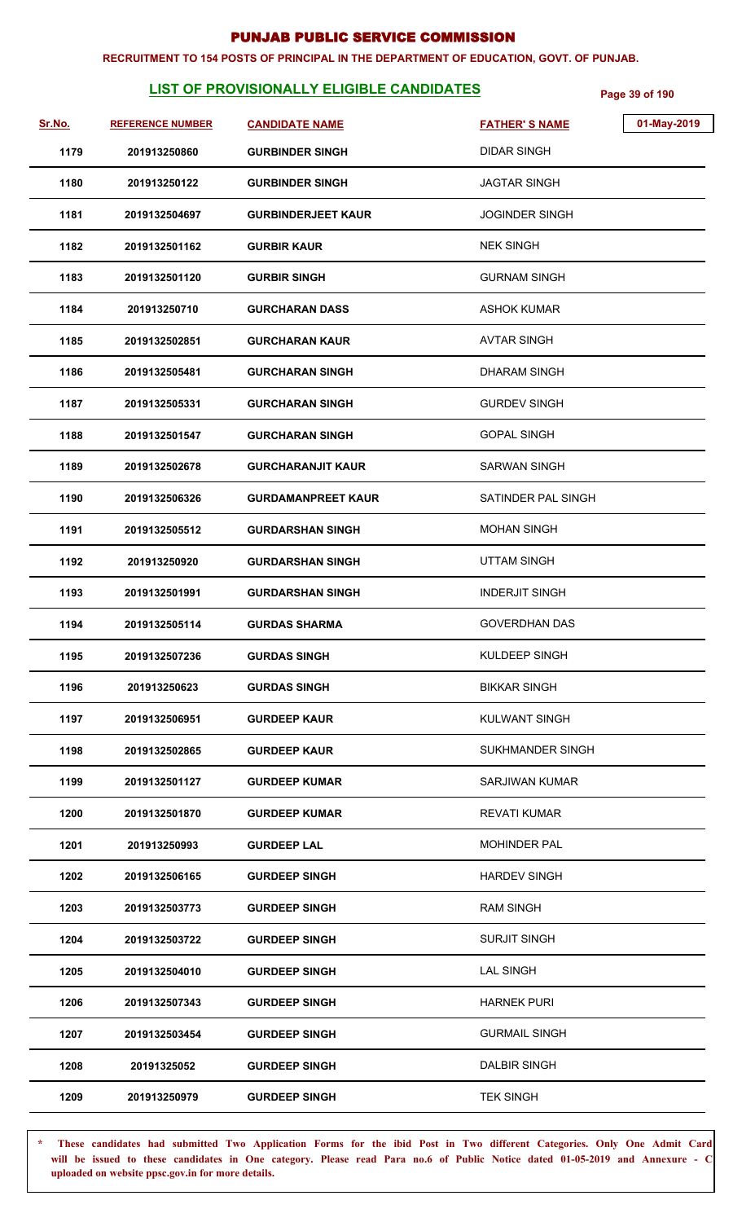# PUNJAB PUBLIC SERVICE COMMISSION

**RECRUITMENT TO 154 POSTS OF PRINCIPAL IN THE DEPARTMENT OF EDUCATION, GOVT. OF PUNJAB.**

## LIST OF PROVISIONALLY ELIGIBLE CANDIDATES

01-May-2019

| Sr.No. | REFERENCE NUMBER | CANDIDATE NAME | FATHER' S NAME |
|---|---|---|---|
| 1179 | 201913250860 | GURBINDER SINGH | DIDAR SINGH |
| 1180 | 201913250122 | GURBINDER SINGH | JAGTAR SINGH |
| 1181 | 2019132504697 | GURBINDERJEET KAUR | JOGINDER SINGH |
| 1182 | 2019132501162 | GURBIR KAUR | NEK SINGH |
| 1183 | 2019132501120 | GURBIR SINGH | GURNAM SINGH |
| 1184 | 201913250710 | GURCHARAN DASS | ASHOK KUMAR |
| 1185 | 2019132502851 | GURCHARAN KAUR | AVTAR SINGH |
| 1186 | 2019132505481 | GURCHARAN SINGH | DHARAM SINGH |
| 1187 | 2019132505331 | GURCHARAN SINGH | GURDEV SINGH |
| 1188 | 2019132501547 | GURCHARAN SINGH | GOPAL SINGH |
| 1189 | 2019132502678 | GURCHARANJIT KAUR | SARWAN SINGH |
| 1190 | 2019132506326 | GURDAMANPREET KAUR | SATINDER PAL SINGH |
| 1191 | 2019132505512 | GURDARSHAN SINGH | MOHAN SINGH |
| 1192 | 201913250920 | GURDARSHAN SINGH | UTTAM SINGH |
| 1193 | 2019132501991 | GURDARSHAN SINGH | INDERJIT SINGH |
| 1194 | 2019132505114 | GURDAS SHARMA | GOVERDHAN DAS |
| 1195 | 2019132507236 | GURDAS SINGH | KULDEEP SINGH |
| 1196 | 201913250623 | GURDAS SINGH | BIKKAR SINGH |
| 1197 | 2019132506951 | GURDEEP KAUR | KULWANT SINGH |
| 1198 | 2019132502865 | GURDEEP KAUR | SUKHMANDER SINGH |
| 1199 | 2019132501127 | GURDEEP KUMAR | SARJIWAN KUMAR |
| 1200 | 2019132501870 | GURDEEP KUMAR | REVATI KUMAR |
| 1201 | 201913250993 | GURDEEP LAL | MOHINDER PAL |
| 1202 | 2019132506165 | GURDEEP SINGH | HARDEV SINGH |
| 1203 | 2019132503773 | GURDEEP SINGH | RAM SINGH |
| 1204 | 2019132503722 | GURDEEP SINGH | SURJIT SINGH |
| 1205 | 2019132504010 | GURDEEP SINGH | LAL SINGH |
| 1206 | 2019132507343 | GURDEEP SINGH | HARNEK PURI |
| 1207 | 2019132503454 | GURDEEP SINGH | GURMAIL SINGH |
| 1208 | 20191325052 | GURDEEP SINGH | DALBIR SINGH |
| 1209 | 201913250979 | GURDEEP SINGH | TEK SINGH |

\* **These candidates had submitted Two Application Forms for the ibid Post in Two different Categories. Only One Admit Card will be issued to these candidates in One category. Please read Para no.6 of Public Notice dated 01-05-2019 and Annexure - C uploaded on website ppsc.gov.in for more details.**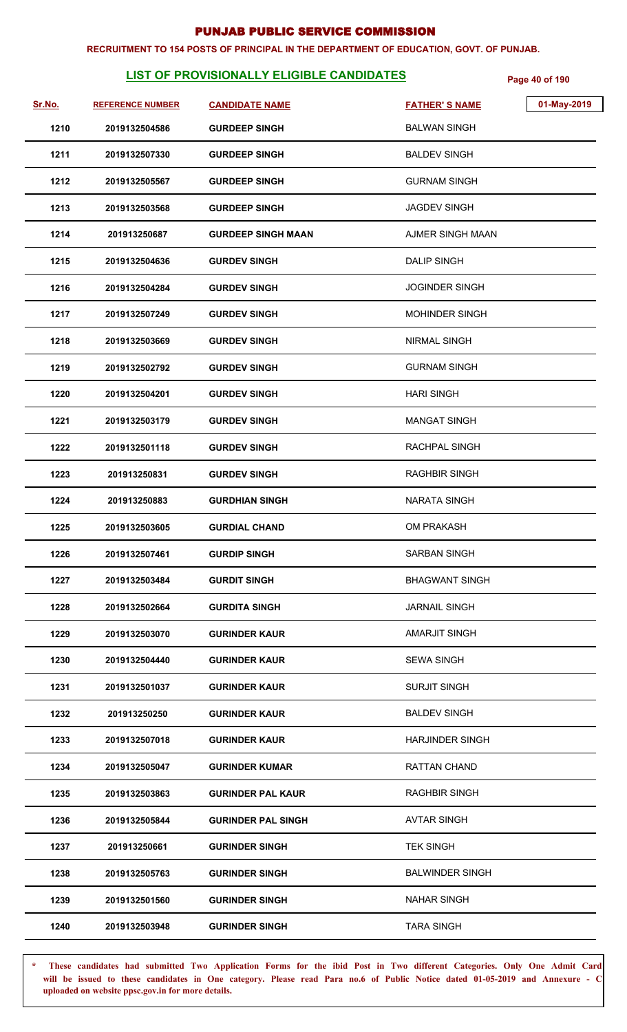# PUNJAB PUBLIC SERVICE COMMISSION

**RECRUITMENT TO 154 POSTS OF PRINCIPAL IN THE DEPARTMENT OF EDUCATION, GOVT. OF PUNJAB.**

## LIST OF PROVISIONALLY ELIGIBLE CANDIDATES

01-May-2019

| Sr.No. | REFERENCE NUMBER | CANDIDATE NAME | FATHER' S NAME |
|---|---|---|---|
| 1210 | 2019132504586 | GURDEEP SINGH | BALWAN SINGH |
| 1211 | 2019132507330 | GURDEEP SINGH | BALDEV SINGH |
| 1212 | 2019132505567 | GURDEEP SINGH | GURNAM SINGH |
| 1213 | 2019132503568 | GURDEEP SINGH | JAGDEV SINGH |
| 1214 | 201913250687 | GURDEEP SINGH MAAN | AJMER SINGH MAAN |
| 1215 | 2019132504636 | GURDEV SINGH | DALIP SINGH |
| 1216 | 2019132504284 | GURDEV SINGH | JOGINDER SINGH |
| 1217 | 2019132507249 | GURDEV SINGH | MOHINDER SINGH |
| 1218 | 2019132503669 | GURDEV SINGH | NIRMAL SINGH |
| 1219 | 2019132502792 | GURDEV SINGH | GURNAM SINGH |
| 1220 | 2019132504201 | GURDEV SINGH | HARI SINGH |
| 1221 | 2019132503179 | GURDEV SINGH | MANGAT SINGH |
| 1222 | 2019132501118 | GURDEV SINGH | RACHPAL SINGH |
| 1223 | 201913250831 | GURDEV SINGH | RAGHBIR SINGH |
| 1224 | 201913250883 | GURDHIAN SINGH | NARATA SINGH |
| 1225 | 2019132503605 | GURDIAL CHAND | OM PRAKASH |
| 1226 | 2019132507461 | GURDIP SINGH | SARBAN SINGH |
| 1227 | 2019132503484 | GURDIT SINGH | BHAGWANT SINGH |
| 1228 | 2019132502664 | GURDITA SINGH | JARNAIL SINGH |
| 1229 | 2019132503070 | GURINDER KAUR | AMARJIT SINGH |
| 1230 | 2019132504440 | GURINDER KAUR | SEWA SINGH |
| 1231 | 2019132501037 | GURINDER KAUR | SURJIT SINGH |
| 1232 | 201913250250 | GURINDER KAUR | BALDEV SINGH |
| 1233 | 2019132507018 | GURINDER KAUR | HARJINDER SINGH |
| 1234 | 2019132505047 | GURINDER KUMAR | RATTAN CHAND |
| 1235 | 2019132503863 | GURINDER PAL KAUR | RAGHBIR SINGH |
| 1236 | 2019132505844 | GURINDER PAL SINGH | AVTAR SINGH |
| 1237 | 201913250661 | GURINDER SINGH | TEK SINGH |
| 1238 | 2019132505763 | GURINDER SINGH | BALWINDER SINGH |
| 1239 | 2019132501560 | GURINDER SINGH | NAHAR SINGH |
| 1240 | 2019132503948 | GURINDER SINGH | TARA SINGH |

**\* These candidates had submitted Two Application Forms for the ibid Post in Two different Categories. Only One Admit Card will be issued to these candidates in One category. Please read Para no.6 of Public Notice dated 01-05-2019 and Annexure - C uploaded on website ppsc.gov.in for more details.**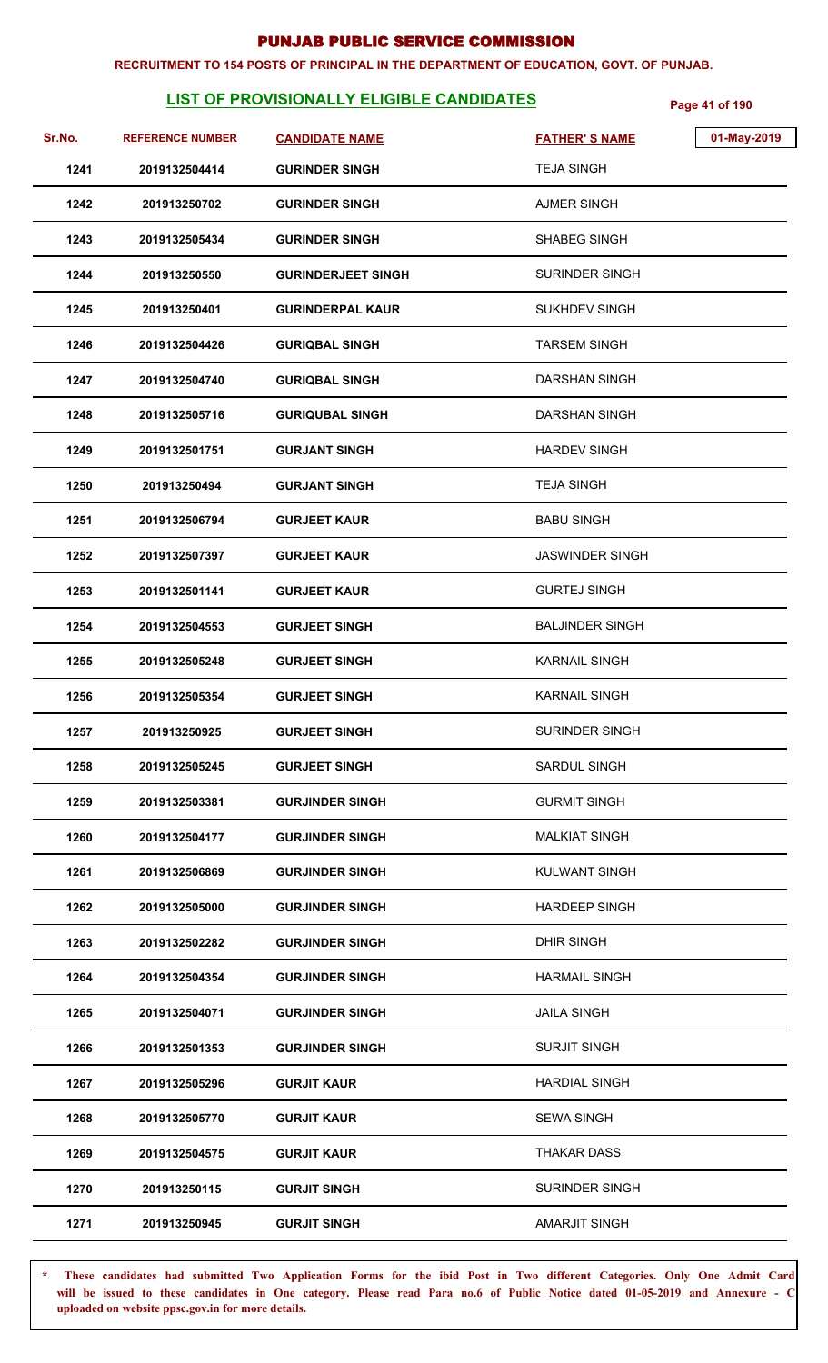# PUNJAB PUBLIC SERVICE COMMISSION

**RECRUITMENT TO 154 POSTS OF PRINCIPAL IN THE DEPARTMENT OF EDUCATION, GOVT. OF PUNJAB.**

## LIST OF PROVISIONALLY ELIGIBLE CANDIDATES

01-May-2019

| Sr.No. | REFERENCE NUMBER | CANDIDATE NAME | FATHER' S NAME |
|---|---|---|---|
| 1241 | 2019132504414 | GURINDER SINGH | TEJA SINGH |
| 1242 | 201913250702 | GURINDER SINGH | AJMER SINGH |
| 1243 | 2019132505434 | GURINDER SINGH | SHABEG SINGH |
| 1244 | 201913250550 | GURINDERJEET SINGH | SURINDER SINGH |
| 1245 | 201913250401 | GURINDERPAL KAUR | SUKHDEV SINGH |
| 1246 | 2019132504426 | GURIQBAL SINGH | TARSEM SINGH |
| 1247 | 2019132504740 | GURIQBAL SINGH | DARSHAN SINGH |
| 1248 | 2019132505716 | GURIQUBAL SINGH | DARSHAN SINGH |
| 1249 | 2019132501751 | GURJANT SINGH | HARDEV SINGH |
| 1250 | 201913250494 | GURJANT SINGH | TEJA SINGH |
| 1251 | 2019132506794 | GURJEET KAUR | BABU SINGH |
| 1252 | 2019132507397 | GURJEET KAUR | JASWINDER SINGH |
| 1253 | 2019132501141 | GURJEET KAUR | GURTEJ SINGH |
| 1254 | 2019132504553 | GURJEET SINGH | BALJINDER SINGH |
| 1255 | 2019132505248 | GURJEET SINGH | KARNAIL SINGH |
| 1256 | 2019132505354 | GURJEET SINGH | KARNAIL SINGH |
| 1257 | 201913250925 | GURJEET SINGH | SURINDER SINGH |
| 1258 | 2019132505245 | GURJEET SINGH | SARDUL SINGH |
| 1259 | 2019132503381 | GURJINDER SINGH | GURMIT SINGH |
| 1260 | 2019132504177 | GURJINDER SINGH | MALKIAT SINGH |
| 1261 | 2019132506869 | GURJINDER SINGH | KULWANT SINGH |
| 1262 | 2019132505000 | GURJINDER SINGH | HARDEEP SINGH |
| 1263 | 2019132502282 | GURJINDER SINGH | DHIR SINGH |
| 1264 | 2019132504354 | GURJINDER SINGH | HARMAIL SINGH |
| 1265 | 2019132504071 | GURJINDER SINGH | JAILA SINGH |
| 1266 | 2019132501353 | GURJINDER SINGH | SURJIT SINGH |
| 1267 | 2019132505296 | GURJIT KAUR | HARDIAL SINGH |
| 1268 | 2019132505770 | GURJIT KAUR | SEWA SINGH |
| 1269 | 2019132504575 | GURJIT KAUR | THAKAR DASS |
| 1270 | 201913250115 | GURJIT SINGH | SURINDER SINGH |
| 1271 | 201913250945 | GURJIT SINGH | AMARJIT SINGH |

**\* These candidates had submitted Two Application Forms for the ibid Post in Two different Categories. Only One Admit Card will be issued to these candidates in One category. Please read Para no.6 of Public Notice dated 01-05-2019 and Annexure - C uploaded on website ppsc.gov.in for more details.**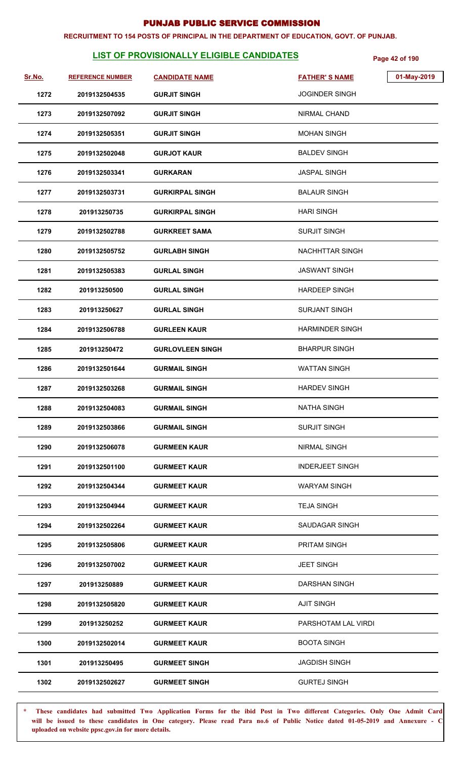# PUNJAB PUBLIC SERVICE COMMISSION

**RECRUITMENT TO 154 POSTS OF PRINCIPAL IN THE DEPARTMENT OF EDUCATION, GOVT. OF PUNJAB.**

## LIST OF PROVISIONALLY ELIGIBLE CANDIDATES

01-May-2019

| Sr.No. | REFERENCE NUMBER | CANDIDATE NAME | FATHER' S NAME |
|---|---|---|---|
| 1272 | 2019132504535 | GURJIT SINGH | JOGINDER SINGH |
| 1273 | 2019132507092 | GURJIT SINGH | NIRMAL CHAND |
| 1274 | 2019132505351 | GURJIT SINGH | MOHAN SINGH |
| 1275 | 2019132502048 | GURJOT KAUR | BALDEV SINGH |
| 1276 | 2019132503341 | GURKARAN | JASPAL SINGH |
| 1277 | 2019132503731 | GURKIRPAL SINGH | BALAUR SINGH |
| 1278 | 201913250735 | GURKIRPAL SINGH | HARI SINGH |
| 1279 | 2019132502788 | GURKREET SAMA | SURJIT SINGH |
| 1280 | 2019132505752 | GURLABH SINGH | NACHHTTAR SINGH |
| 1281 | 2019132505383 | GURLAL SINGH | JASWANT SINGH |
| 1282 | 201913250500 | GURLAL SINGH | HARDEEP SINGH |
| 1283 | 201913250627 | GURLAL SINGH | SURJANT SINGH |
| 1284 | 2019132506788 | GURLEEN KAUR | HARMINDER SINGH |
| 1285 | 201913250472 | GURLOVLEEN SINGH | BHARPUR SINGH |
| 1286 | 2019132501644 | GURMAIL SINGH | WATTAN SINGH |
| 1287 | 2019132503268 | GURMAIL SINGH | HARDEV SINGH |
| 1288 | 2019132504083 | GURMAIL SINGH | NATHA SINGH |
| 1289 | 2019132503866 | GURMAIL SINGH | SURJIT SINGH |
| 1290 | 2019132506078 | GURMEEN KAUR | NIRMAL SINGH |
| 1291 | 2019132501100 | GURMEET KAUR | INDERJEET SINGH |
| 1292 | 2019132504344 | GURMEET KAUR | WARYAM SINGH |
| 1293 | 2019132504944 | GURMEET KAUR | TEJA SINGH |
| 1294 | 2019132502264 | GURMEET KAUR | SAUDAGAR SINGH |
| 1295 | 2019132505806 | GURMEET KAUR | PRITAM SINGH |
| 1296 | 2019132507002 | GURMEET KAUR | JEET SINGH |
| 1297 | 201913250889 | GURMEET KAUR | DARSHAN SINGH |
| 1298 | 2019132505820 | GURMEET KAUR | AJIT SINGH |
| 1299 | 201913250252 | GURMEET KAUR | PARSHOTAM LAL VIRDI |
| 1300 | 2019132502014 | GURMEET KAUR | BOOTA SINGH |
| 1301 | 201913250495 | GURMEET SINGH | JAGDISH SINGH |
| 1302 | 2019132502627 | GURMEET SINGH | GURTEJ SINGH |

\* These candidates had submitted Two Application Forms for the ibid Post in Two different Categories. Only One Admit Card will be issued to these candidates in One category. Please read Para no.6 of Public Notice dated 01-05-2019 and Annexure - C uploaded on website ppsc.gov.in for more details.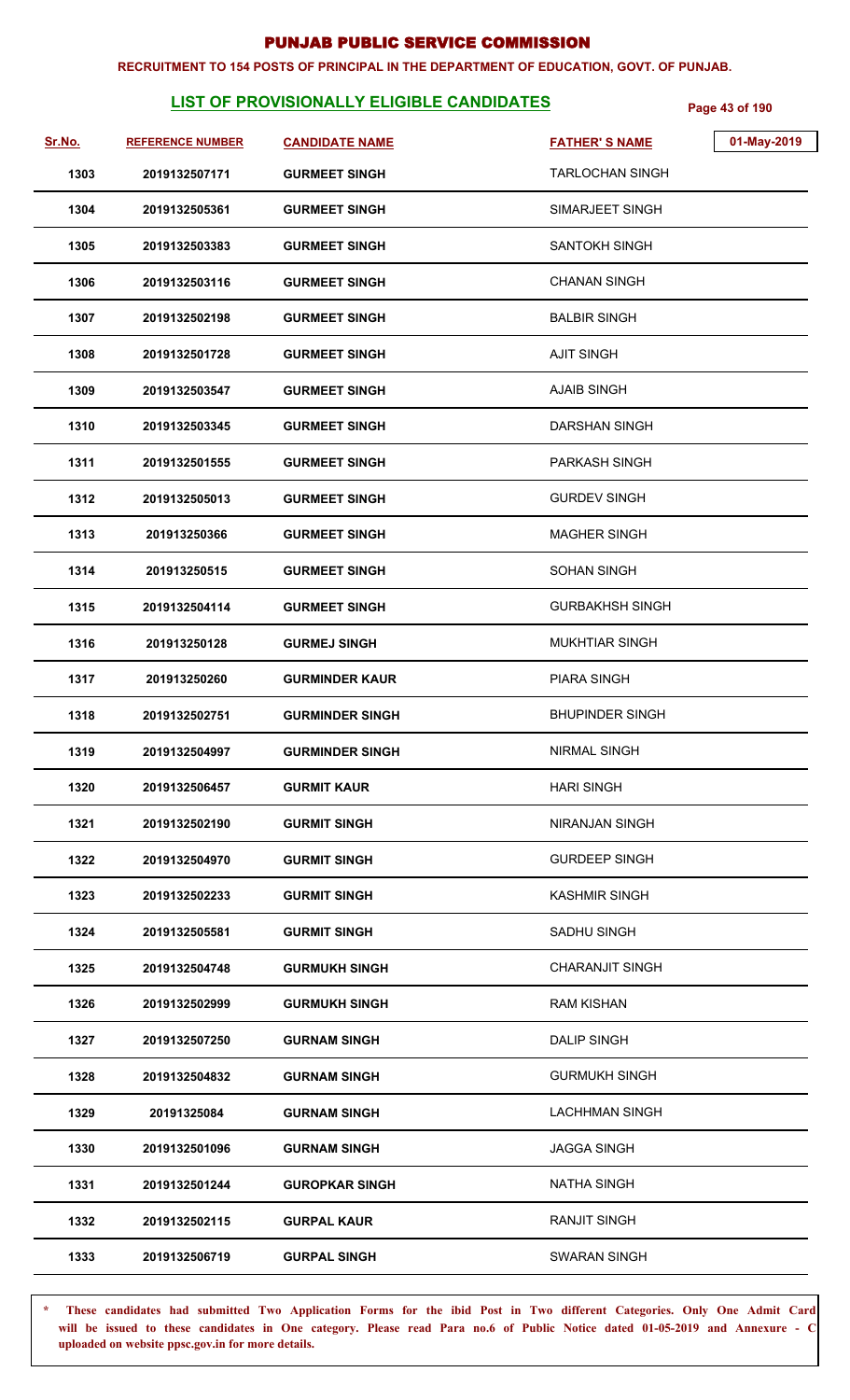# PUNJAB PUBLIC SERVICE COMMISSION

**RECRUITMENT TO 154 POSTS OF PRINCIPAL IN THE DEPARTMENT OF EDUCATION, GOVT. OF PUNJAB.**

## LIST OF PROVISIONALLY ELIGIBLE CANDIDATES

01-May-2019

| Sr.No. | REFERENCE NUMBER | CANDIDATE NAME | FATHER' S NAME |
|---|---|---|---|
| 1303 | 2019132507171 | GURMEET SINGH | TARLOCHAN SINGH |
| 1304 | 2019132505361 | GURMEET SINGH | SIMARJEET SINGH |
| 1305 | 2019132503383 | GURMEET SINGH | SANTOKH SINGH |
| 1306 | 2019132503116 | GURMEET SINGH | CHANAN SINGH |
| 1307 | 2019132502198 | GURMEET SINGH | BALBIR SINGH |
| 1308 | 2019132501728 | GURMEET SINGH | AJIT SINGH |
| 1309 | 2019132503547 | GURMEET SINGH | AJAIB SINGH |
| 1310 | 2019132503345 | GURMEET SINGH | DARSHAN SINGH |
| 1311 | 2019132501555 | GURMEET SINGH | PARKASH SINGH |
| 1312 | 2019132505013 | GURMEET SINGH | GURDEV SINGH |
| 1313 | 201913250366 | GURMEET SINGH | MAGHER SINGH |
| 1314 | 201913250515 | GURMEET SINGH | SOHAN SINGH |
| 1315 | 2019132504114 | GURMEET SINGH | GURBAKHSH SINGH |
| 1316 | 201913250128 | GURMEJ SINGH | MUKHTIAR SINGH |
| 1317 | 201913250260 | GURMINDER KAUR | PIARA SINGH |
| 1318 | 2019132502751 | GURMINDER SINGH | BHUPINDER SINGH |
| 1319 | 2019132504997 | GURMINDER SINGH | NIRMAL SINGH |
| 1320 | 2019132506457 | GURMIT KAUR | HARI SINGH |
| 1321 | 2019132502190 | GURMIT SINGH | NIRANJAN SINGH |
| 1322 | 2019132504970 | GURMIT SINGH | GURDEEP SINGH |
| 1323 | 2019132502233 | GURMIT SINGH | KASHMIR SINGH |
| 1324 | 2019132505581 | GURMIT SINGH | SADHU SINGH |
| 1325 | 2019132504748 | GURMUKH SINGH | CHARANJIT SINGH |
| 1326 | 2019132502999 | GURMUKH SINGH | RAM KISHAN |
| 1327 | 2019132507250 | GURNAM SINGH | DALIP SINGH |
| 1328 | 2019132504832 | GURNAM SINGH | GURMUKH SINGH |
| 1329 | 20191325084 | GURNAM SINGH | LACHHMAN SINGH |
| 1330 | 2019132501096 | GURNAM SINGH | JAGGA SINGH |
| 1331 | 2019132501244 | GUROPKAR SINGH | NATHA SINGH |
| 1332 | 2019132502115 | GURPAL KAUR | RANJIT SINGH |
| 1333 | 2019132506719 | GURPAL SINGH | SWARAN SINGH |

\* These candidates had submitted Two Application Forms for the ibid Post in Two different Categories. Only One Admit Card will be issued to these candidates in One category. Please read Para no.6 of Public Notice dated 01-05-2019 and Annexure - C uploaded on website ppsc.gov.in for more details.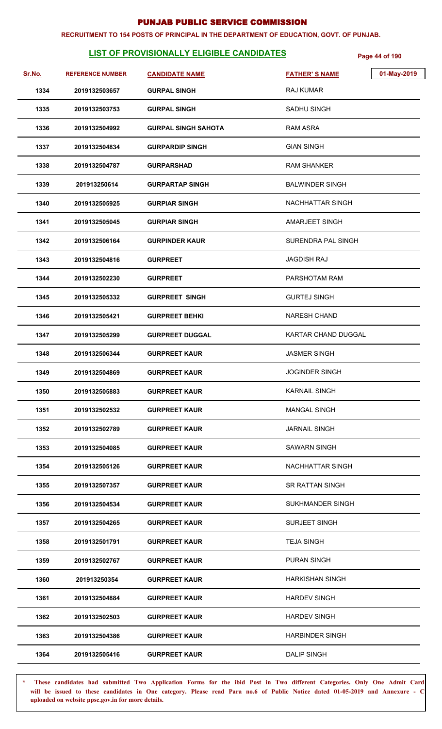# PUNJAB PUBLIC SERVICE COMMISSION

**RECRUITMENT TO 154 POSTS OF PRINCIPAL IN THE DEPARTMENT OF EDUCATION, GOVT. OF PUNJAB.**

## LIST OF PROVISIONALLY ELIGIBLE CANDIDATES

01-May-2019

| Sr.No. | REFERENCE NUMBER | CANDIDATE NAME | FATHER' S NAME |
|---|---|---|---|
| 1334 | 2019132503657 | GURPAL SINGH | RAJ KUMAR |
| 1335 | 2019132503753 | GURPAL SINGH | SADHU SINGH |
| 1336 | 2019132504992 | GURPAL SINGH SAHOTA | RAM ASRA |
| 1337 | 2019132504834 | GURPARDIP SINGH | GIAN SINGH |
| 1338 | 2019132504787 | GURPARSHAD | RAM SHANKER |
| 1339 | 201913250614 | GURPARTAP SINGH | BALWINDER SINGH |
| 1340 | 2019132505925 | GURPIAR SINGH | NACHHATTAR SINGH |
| 1341 | 2019132505045 | GURPIAR SINGH | AMARJEET SINGH |
| 1342 | 2019132506164 | GURPINDER KAUR | SURENDRA PAL SINGH |
| 1343 | 2019132504816 | GURPREET | JAGDISH RAJ |
| 1344 | 2019132502230 | GURPREET | PARSHOTAM RAM |
| 1345 | 2019132505332 | GURPREET SINGH | GURTEJ SINGH |
| 1346 | 2019132505421 | GURPREET BEHKI | NARESH CHAND |
| 1347 | 2019132505299 | GURPREET DUGGAL | KARTAR CHAND DUGGAL |
| 1348 | 2019132506344 | GURPREET KAUR | JASMER SINGH |
| 1349 | 2019132504869 | GURPREET KAUR | JOGINDER SINGH |
| 1350 | 2019132505883 | GURPREET KAUR | KARNAIL SINGH |
| 1351 | 2019132502532 | GURPREET KAUR | MANGAL SINGH |
| 1352 | 2019132502789 | GURPREET KAUR | JARNAIL SINGH |
| 1353 | 2019132504085 | GURPREET KAUR | SAWARN SINGH |
| 1354 | 2019132505126 | GURPREET KAUR | NACHHATTAR SINGH |
| 1355 | 2019132507357 | GURPREET KAUR | SR RATTAN SINGH |
| 1356 | 2019132504534 | GURPREET KAUR | SUKHMANDER SINGH |
| 1357 | 2019132504265 | GURPREET KAUR | SURJEET SINGH |
| 1358 | 2019132501791 | GURPREET KAUR | TEJA SINGH |
| 1359 | 2019132502767 | GURPREET KAUR | PURAN SINGH |
| 1360 | 201913250354 | GURPREET KAUR | HARKISHAN SINGH |
| 1361 | 2019132504884 | GURPREET KAUR | HARDEV SINGH |
| 1362 | 2019132502503 | GURPREET KAUR | HARDEV SINGH |
| 1363 | 2019132504386 | GURPREET KAUR | HARBINDER SINGH |
| 1364 | 2019132505416 | GURPREET KAUR | DALIP SINGH |

\* These candidates had submitted Two Application Forms for the ibid Post in Two different Categories. Only One Admit Card will be issued to these candidates in One category. Please read Para no.6 of Public Notice dated 01-05-2019 and Annexure - C uploaded on website ppsc.gov.in for more details.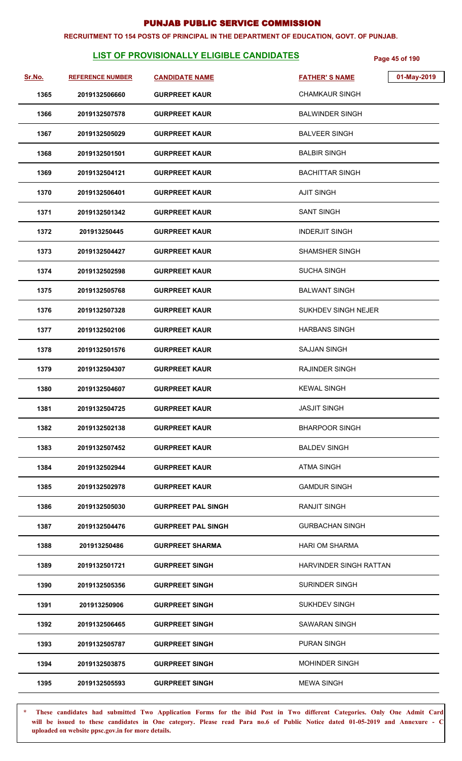# PUNJAB PUBLIC SERVICE COMMISSION

**RECRUITMENT TO 154 POSTS OF PRINCIPAL IN THE DEPARTMENT OF EDUCATION, GOVT. OF PUNJAB.**

## LIST OF PROVISIONALLY ELIGIBLE CANDIDATES

01-May-2019

| Sr.No. | REFERENCE NUMBER | CANDIDATE NAME | FATHER' S NAME |
|---|---|---|---|
| 1365 | 2019132506660 | GURPREET KAUR | CHAMKAUR SINGH |
| 1366 | 2019132507578 | GURPREET KAUR | BALWINDER SINGH |
| 1367 | 2019132505029 | GURPREET KAUR | BALVEER SINGH |
| 1368 | 2019132501501 | GURPREET KAUR | BALBIR SINGH |
| 1369 | 2019132504121 | GURPREET KAUR | BACHITTAR SINGH |
| 1370 | 2019132506401 | GURPREET KAUR | AJIT SINGH |
| 1371 | 2019132501342 | GURPREET KAUR | SANT SINGH |
| 1372 | 201913250445 | GURPREET KAUR | INDERJIT SINGH |
| 1373 | 2019132504427 | GURPREET KAUR | SHAMSHER SINGH |
| 1374 | 2019132502598 | GURPREET KAUR | SUCHA SINGH |
| 1375 | 2019132505768 | GURPREET KAUR | BALWANT SINGH |
| 1376 | 2019132507328 | GURPREET KAUR | SUKHDEV SINGH NEJER |
| 1377 | 2019132502106 | GURPREET KAUR | HARBANS SINGH |
| 1378 | 2019132501576 | GURPREET KAUR | SAJJAN SINGH |
| 1379 | 2019132504307 | GURPREET KAUR | RAJINDER SINGH |
| 1380 | 2019132504607 | GURPREET KAUR | KEWAL SINGH |
| 1381 | 2019132504725 | GURPREET KAUR | JASJIT SINGH |
| 1382 | 2019132502138 | GURPREET KAUR | BHARPOOR SINGH |
| 1383 | 2019132507452 | GURPREET KAUR | BALDEV SINGH |
| 1384 | 2019132502944 | GURPREET KAUR | ATMA SINGH |
| 1385 | 2019132502978 | GURPREET KAUR | GAMDUR SINGH |
| 1386 | 2019132505030 | GURPREET PAL SINGH | RANJIT SINGH |
| 1387 | 2019132504476 | GURPREET PAL SINGH | GURBACHAN SINGH |
| 1388 | 201913250486 | GURPREET SHARMA | HARI OM SHARMA |
| 1389 | 2019132501721 | GURPREET SINGH | HARVINDER SINGH RATTAN |
| 1390 | 2019132505356 | GURPREET SINGH | SURINDER SINGH |
| 1391 | 201913250906 | GURPREET SINGH | SUKHDEV SINGH |
| 1392 | 2019132506465 | GURPREET SINGH | SAWARAN SINGH |
| 1393 | 2019132505787 | GURPREET SINGH | PURAN SINGH |
| 1394 | 2019132503875 | GURPREET SINGH | MOHINDER SINGH |
| 1395 | 2019132505593 | GURPREET SINGH | MEWA SINGH |

\* These candidates had submitted Two Application Forms for the ibid Post in Two different Categories. Only One Admit Card will be issued to these candidates in One category. Please read Para no.6 of Public Notice dated 01-05-2019 and Annexure - C uploaded on website ppsc.gov.in for more details.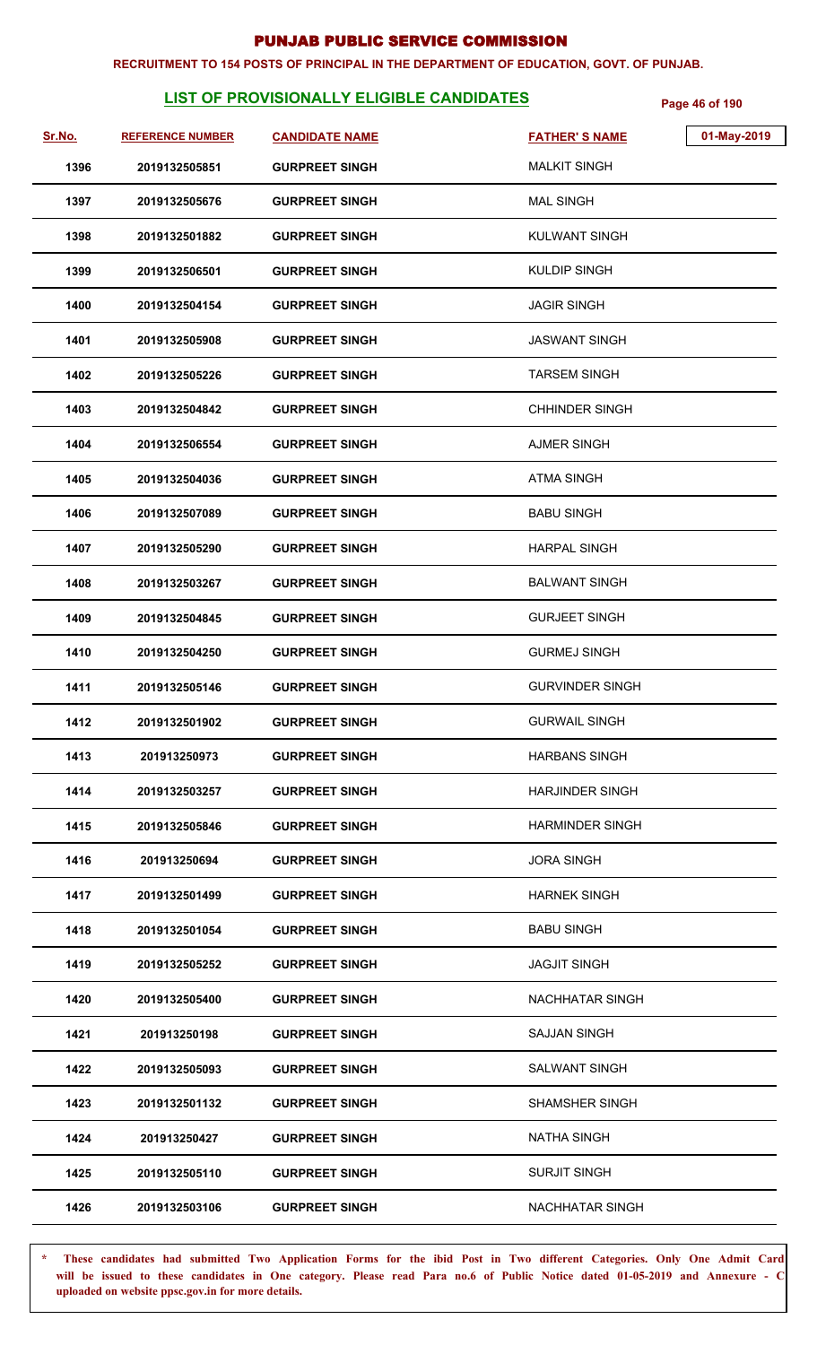# PUNJAB PUBLIC SERVICE COMMISSION

**RECRUITMENT TO 154 POSTS OF PRINCIPAL IN THE DEPARTMENT OF EDUCATION, GOVT. OF PUNJAB.**

## LIST OF PROVISIONALLY ELIGIBLE CANDIDATES

01-May-2019

| Sr.No. | REFERENCE NUMBER | CANDIDATE NAME | FATHER' S NAME |
|---|---|---|---|
| 1396 | 2019132505851 | GURPREET SINGH | MALKIT SINGH |
| 1397 | 2019132505676 | GURPREET SINGH | MAL SINGH |
| 1398 | 2019132501882 | GURPREET SINGH | KULWANT SINGH |
| 1399 | 2019132506501 | GURPREET SINGH | KULDIP SINGH |
| 1400 | 2019132504154 | GURPREET SINGH | JAGIR SINGH |
| 1401 | 2019132505908 | GURPREET SINGH | JASWANT SINGH |
| 1402 | 2019132505226 | GURPREET SINGH | TARSEM SINGH |
| 1403 | 2019132504842 | GURPREET SINGH | CHHINDER SINGH |
| 1404 | 2019132506554 | GURPREET SINGH | AJMER SINGH |
| 1405 | 2019132504036 | GURPREET SINGH | ATMA SINGH |
| 1406 | 2019132507089 | GURPREET SINGH | BABU SINGH |
| 1407 | 2019132505290 | GURPREET SINGH | HARPAL SINGH |
| 1408 | 2019132503267 | GURPREET SINGH | BALWANT SINGH |
| 1409 | 2019132504845 | GURPREET SINGH | GURJEET SINGH |
| 1410 | 2019132504250 | GURPREET SINGH | GURMEJ SINGH |
| 1411 | 2019132505146 | GURPREET SINGH | GURVINDER SINGH |
| 1412 | 2019132501902 | GURPREET SINGH | GURWAIL SINGH |
| 1413 | 201913250973 | GURPREET SINGH | HARBANS SINGH |
| 1414 | 2019132503257 | GURPREET SINGH | HARJINDER SINGH |
| 1415 | 2019132505846 | GURPREET SINGH | HARMINDER SINGH |
| 1416 | 201913250694 | GURPREET SINGH | JORA SINGH |
| 1417 | 2019132501499 | GURPREET SINGH | HARNEK SINGH |
| 1418 | 2019132501054 | GURPREET SINGH | BABU SINGH |
| 1419 | 2019132505252 | GURPREET SINGH | JAGJIT SINGH |
| 1420 | 2019132505400 | GURPREET SINGH | NACHHATAR SINGH |
| 1421 | 201913250198 | GURPREET SINGH | SAJJAN SINGH |
| 1422 | 2019132505093 | GURPREET SINGH | SALWANT SINGH |
| 1423 | 2019132501132 | GURPREET SINGH | SHAMSHER SINGH |
| 1424 | 201913250427 | GURPREET SINGH | NATHA SINGH |
| 1425 | 2019132505110 | GURPREET SINGH | SURJIT SINGH |
| 1426 | 2019132503106 | GURPREET SINGH | NACHHATAR SINGH |

**\* These candidates had submitted Two Application Forms for the ibid Post in Two different Categories. Only One Admit Card will be issued to these candidates in One category. Please read Para no.6 of Public Notice dated 01-05-2019 and Annexure - C uploaded on website ppsc.gov.in for more details.**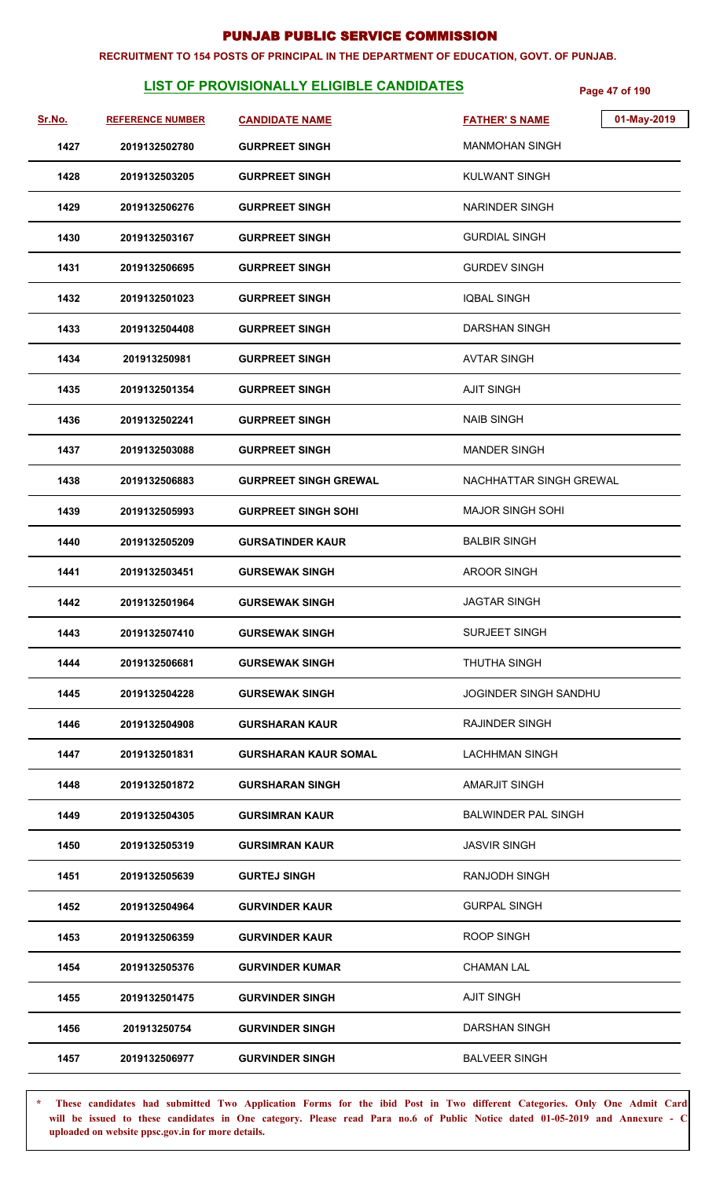# PUNJAB PUBLIC SERVICE COMMISSION

**RECRUITMENT TO 154 POSTS OF PRINCIPAL IN THE DEPARTMENT OF EDUCATION, GOVT. OF PUNJAB.**

## LIST OF PROVISIONALLY ELIGIBLE CANDIDATES

01-May-2019

| Sr.No. | REFERENCE NUMBER | CANDIDATE NAME | FATHER' S NAME |
|---|---|---|---|
| 1427 | 2019132502780 | GURPREET SINGH | MANMOHAN SINGH |
| 1428 | 2019132503205 | GURPREET SINGH | KULWANT SINGH |
| 1429 | 2019132506276 | GURPREET SINGH | NARINDER SINGH |
| 1430 | 2019132503167 | GURPREET SINGH | GURDIAL SINGH |
| 1431 | 2019132506695 | GURPREET SINGH | GURDEV SINGH |
| 1432 | 2019132501023 | GURPREET SINGH | IQBAL SINGH |
| 1433 | 2019132504408 | GURPREET SINGH | DARSHAN SINGH |
| 1434 | 201913250981 | GURPREET SINGH | AVTAR SINGH |
| 1435 | 2019132501354 | GURPREET SINGH | AJIT SINGH |
| 1436 | 2019132502241 | GURPREET SINGH | NAIB SINGH |
| 1437 | 2019132503088 | GURPREET SINGH | MANDER SINGH |
| 1438 | 2019132506883 | GURPREET SINGH GREWAL | NACHHATTAR SINGH GREWAL |
| 1439 | 2019132505993 | GURPREET SINGH SOHI | MAJOR SINGH SOHI |
| 1440 | 2019132505209 | GURSATINDER KAUR | BALBIR SINGH |
| 1441 | 2019132503451 | GURSEWAK SINGH | AROOR SINGH |
| 1442 | 2019132501964 | GURSEWAK SINGH | JAGTAR SINGH |
| 1443 | 2019132507410 | GURSEWAK SINGH | SURJEET SINGH |
| 1444 | 2019132506681 | GURSEWAK SINGH | THUTHA SINGH |
| 1445 | 2019132504228 | GURSEWAK SINGH | JOGINDER SINGH SANDHU |
| 1446 | 2019132504908 | GURSHARAN KAUR | RAJINDER SINGH |
| 1447 | 2019132501831 | GURSHARAN KAUR SOMAL | LACHHMAN SINGH |
| 1448 | 2019132501872 | GURSHARAN SINGH | AMARJIT SINGH |
| 1449 | 2019132504305 | GURSIMRAN KAUR | BALWINDER PAL SINGH |
| 1450 | 2019132505319 | GURSIMRAN KAUR | JASVIR SINGH |
| 1451 | 2019132505639 | GURTEJ SINGH | RANJODH SINGH |
| 1452 | 2019132504964 | GURVINDER KAUR | GURPAL SINGH |
| 1453 | 2019132506359 | GURVINDER KAUR | ROOP SINGH |
| 1454 | 2019132505376 | GURVINDER KUMAR | CHAMAN LAL |
| 1455 | 2019132501475 | GURVINDER SINGH | AJIT SINGH |
| 1456 | 201913250754 | GURVINDER SINGH | DARSHAN SINGH |
| 1457 | 2019132506977 | GURVINDER SINGH | BALVEER SINGH |

\* These candidates had submitted Two Application Forms for the ibid Post in Two different Categories. Only One Admit Card will be issued to these candidates in One category. Please read Para no.6 of Public Notice dated 01-05-2019 and Annexure - C uploaded on website ppsc.gov.in for more details.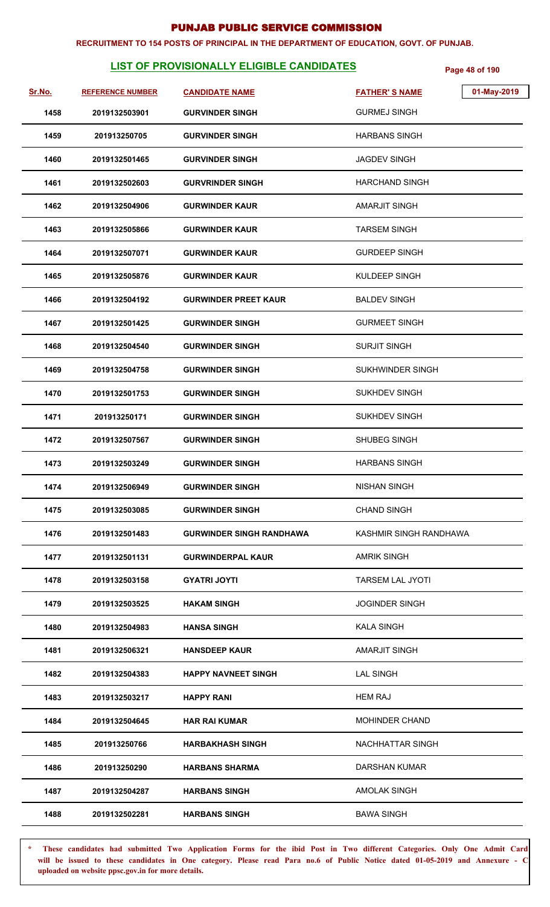# PUNJAB PUBLIC SERVICE COMMISSION

**RECRUITMENT TO 154 POSTS OF PRINCIPAL IN THE DEPARTMENT OF EDUCATION, GOVT. OF PUNJAB.**

## LIST OF PROVISIONALLY ELIGIBLE CANDIDATES

01-May-2019

| Sr.No. | REFERENCE NUMBER | CANDIDATE NAME | FATHER' S NAME |
|---|---|---|---|
| 1458 | 2019132503901 | GURVINDER SINGH | GURMEJ SINGH |
| 1459 | 201913250705 | GURVINDER SINGH | HARBANS SINGH |
| 1460 | 2019132501465 | GURVINDER SINGH | JAGDEV SINGH |
| 1461 | 2019132502603 | GURVRINDER SINGH | HARCHAND SINGH |
| 1462 | 2019132504906 | GURWINDER KAUR | AMARJIT SINGH |
| 1463 | 2019132505866 | GURWINDER KAUR | TARSEM SINGH |
| 1464 | 2019132507071 | GURWINDER KAUR | GURDEEP SINGH |
| 1465 | 2019132505876 | GURWINDER KAUR | KULDEEP SINGH |
| 1466 | 2019132504192 | GURWINDER PREET KAUR | BALDEV SINGH |
| 1467 | 2019132501425 | GURWINDER SINGH | GURMEET SINGH |
| 1468 | 2019132504540 | GURWINDER SINGH | SURJIT SINGH |
| 1469 | 2019132504758 | GURWINDER SINGH | SUKHWINDER SINGH |
| 1470 | 2019132501753 | GURWINDER SINGH | SUKHDEV SINGH |
| 1471 | 201913250171 | GURWINDER SINGH | SUKHDEV SINGH |
| 1472 | 2019132507567 | GURWINDER SINGH | SHUBEG SINGH |
| 1473 | 2019132503249 | GURWINDER SINGH | HARBANS SINGH |
| 1474 | 2019132506949 | GURWINDER SINGH | NISHAN SINGH |
| 1475 | 2019132503085 | GURWINDER SINGH | CHAND SINGH |
| 1476 | 2019132501483 | GURWINDER SINGH RANDHAWA | KASHMIR SINGH RANDHAWA |
| 1477 | 2019132501131 | GURWINDERPAL KAUR | AMRIK SINGH |
| 1478 | 2019132503158 | GYATRI JOYTI | TARSEM LAL JYOTI |
| 1479 | 2019132503525 | HAKAM SINGH | JOGINDER SINGH |
| 1480 | 2019132504983 | HANSA SINGH | KALA SINGH |
| 1481 | 2019132506321 | HANSDEEP KAUR | AMARJIT SINGH |
| 1482 | 2019132504383 | HAPPY NAVNEET SINGH | LAL SINGH |
| 1483 | 2019132503217 | HAPPY RANI | HEM RAJ |
| 1484 | 2019132504645 | HAR RAI KUMAR | MOHINDER CHAND |
| 1485 | 201913250766 | HARBAKHASH SINGH | NACHHATTAR SINGH |
| 1486 | 201913250290 | HARBANS SHARMA | DARSHAN KUMAR |
| 1487 | 2019132504287 | HARBANS SINGH | AMOLAK SINGH |
| 1488 | 2019132502281 | HARBANS SINGH | BAWA SINGH |

**\* These candidates had submitted Two Application Forms for the ibid Post in Two different Categories. Only One Admit Card will be issued to these candidates in One category. Please read Para no.6 of Public Notice dated 01-05-2019 and Annexure - C uploaded on website ppsc.gov.in for more details.**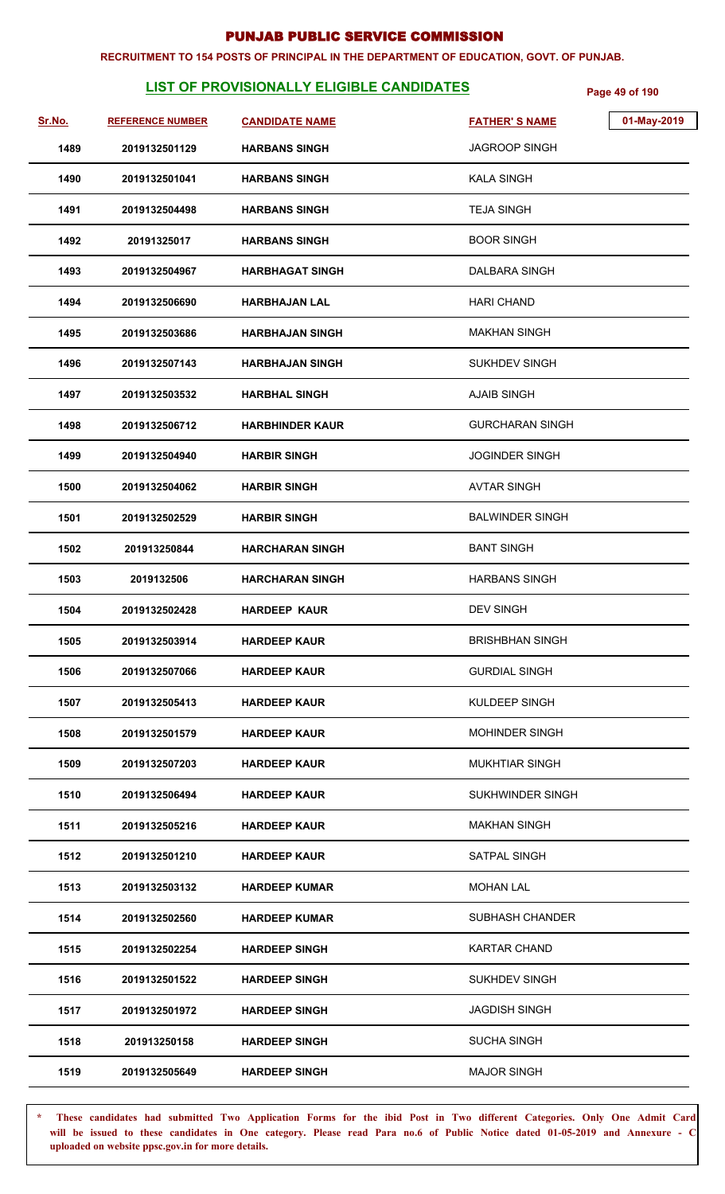# PUNJAB PUBLIC SERVICE COMMISSION

**RECRUITMENT TO 154 POSTS OF PRINCIPAL IN THE DEPARTMENT OF EDUCATION, GOVT. OF PUNJAB.**

## LIST OF PROVISIONALLY ELIGIBLE CANDIDATES

01-May-2019

| Sr.No. | REFERENCE NUMBER | CANDIDATE NAME | FATHER' S NAME |
|---|---|---|---|
| 1489 | 2019132501129 | HARBANS SINGH | JAGROOP SINGH |
| 1490 | 2019132501041 | HARBANS SINGH | KALA SINGH |
| 1491 | 2019132504498 | HARBANS SINGH | TEJA SINGH |
| 1492 | 20191325017 | HARBANS SINGH | BOOR SINGH |
| 1493 | 2019132504967 | HARBHAGAT SINGH | DALBARA SINGH |
| 1494 | 2019132506690 | HARBHAJAN LAL | HARI CHAND |
| 1495 | 2019132503686 | HARBHAJAN SINGH | MAKHAN SINGH |
| 1496 | 2019132507143 | HARBHAJAN SINGH | SUKHDEV SINGH |
| 1497 | 2019132503532 | HARBHAL SINGH | AJAIB SINGH |
| 1498 | 2019132506712 | HARBHINDER KAUR | GURCHARAN SINGH |
| 1499 | 2019132504940 | HARBIR SINGH | JOGINDER SINGH |
| 1500 | 2019132504062 | HARBIR SINGH | AVTAR SINGH |
| 1501 | 2019132502529 | HARBIR SINGH | BALWINDER SINGH |
| 1502 | 201913250844 | HARCHARAN SINGH | BANT SINGH |
| 1503 | 2019132506 | HARCHARAN SINGH | HARBANS SINGH |
| 1504 | 2019132502428 | HARDEEP KAUR | DEV SINGH |
| 1505 | 2019132503914 | HARDEEP KAUR | BRISHBHAN SINGH |
| 1506 | 2019132507066 | HARDEEP KAUR | GURDIAL SINGH |
| 1507 | 2019132505413 | HARDEEP KAUR | KULDEEP SINGH |
| 1508 | 2019132501579 | HARDEEP KAUR | MOHINDER SINGH |
| 1509 | 2019132507203 | HARDEEP KAUR | MUKHTIAR SINGH |
| 1510 | 2019132506494 | HARDEEP KAUR | SUKHWINDER SINGH |
| 1511 | 2019132505216 | HARDEEP KAUR | MAKHAN SINGH |
| 1512 | 2019132501210 | HARDEEP KAUR | SATPAL SINGH |
| 1513 | 2019132503132 | HARDEEP KUMAR | MOHAN LAL |
| 1514 | 2019132502560 | HARDEEP KUMAR | SUBHASH CHANDER |
| 1515 | 2019132502254 | HARDEEP SINGH | KARTAR CHAND |
| 1516 | 2019132501522 | HARDEEP SINGH | SUKHDEV SINGH |
| 1517 | 2019132501972 | HARDEEP SINGH | JAGDISH SINGH |
| 1518 | 201913250158 | HARDEEP SINGH | SUCHA SINGH |
| 1519 | 2019132505649 | HARDEEP SINGH | MAJOR SINGH |

**\* These candidates had submitted Two Application Forms for the ibid Post in Two different Categories. Only One Admit Card will be issued to these candidates in One category. Please read Para no.6 of Public Notice dated 01-05-2019 and Annexure - C uploaded on website ppsc.gov.in for more details.**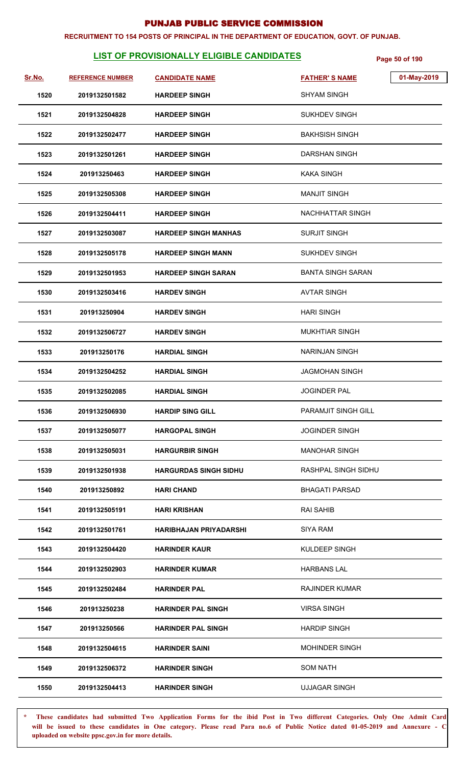# PUNJAB PUBLIC SERVICE COMMISSION

**RECRUITMENT TO 154 POSTS OF PRINCIPAL IN THE DEPARTMENT OF EDUCATION, GOVT. OF PUNJAB.**

## LIST OF PROVISIONALLY ELIGIBLE CANDIDATES

01-May-2019

| Sr.No. | REFERENCE NUMBER | CANDIDATE NAME | FATHER' S NAME |
|---|---|---|---|
| 1520 | 2019132501582 | HARDEEP SINGH | SHYAM SINGH |
| 1521 | 2019132504828 | HARDEEP SINGH | SUKHDEV SINGH |
| 1522 | 2019132502477 | HARDEEP SINGH | BAKHSISH SINGH |
| 1523 | 2019132501261 | HARDEEP SINGH | DARSHAN SINGH |
| 1524 | 201913250463 | HARDEEP SINGH | KAKA SINGH |
| 1525 | 2019132505308 | HARDEEP SINGH | MANJIT SINGH |
| 1526 | 2019132504411 | HARDEEP SINGH | NACHHATTAR SINGH |
| 1527 | 2019132503087 | HARDEEP SINGH MANHAS | SURJIT SINGH |
| 1528 | 2019132505178 | HARDEEP SINGH MANN | SUKHDEV SINGH |
| 1529 | 2019132501953 | HARDEEP SINGH SARAN | BANTA SINGH SARAN |
| 1530 | 2019132503416 | HARDEV SINGH | AVTAR SINGH |
| 1531 | 201913250904 | HARDEV SINGH | HARI SINGH |
| 1532 | 2019132506727 | HARDEV SINGH | MUKHTIAR SINGH |
| 1533 | 201913250176 | HARDIAL SINGH | NARINJAN SINGH |
| 1534 | 2019132504252 | HARDIAL SINGH | JAGMOHAN SINGH |
| 1535 | 2019132502085 | HARDIAL SINGH | JOGINDER PAL |
| 1536 | 2019132506930 | HARDIP SING GILL | PARAMJIT SINGH GILL |
| 1537 | 2019132505077 | HARGOPAL SINGH | JOGINDER SINGH |
| 1538 | 2019132505031 | HARGURBIR SINGH | MANOHAR SINGH |
| 1539 | 2019132501938 | HARGURDAS SINGH SIDHU | RASHPAL SINGH SIDHU |
| 1540 | 201913250892 | HARI CHAND | BHAGATI PARSAD |
| 1541 | 2019132505191 | HARI KRISHAN | RAI SAHIB |
| 1542 | 2019132501761 | HARIBHAJAN PRIYADARSHI | SIYA RAM |
| 1543 | 2019132504420 | HARINDER KAUR | KULDEEP SINGH |
| 1544 | 2019132502903 | HARINDER KUMAR | HARBANS LAL |
| 1545 | 2019132502484 | HARINDER PAL | RAJINDER KUMAR |
| 1546 | 201913250238 | HARINDER PAL SINGH | VIRSA SINGH |
| 1547 | 201913250566 | HARINDER PAL SINGH | HARDIP SINGH |
| 1548 | 2019132504615 | HARINDER SAINI | MOHINDER SINGH |
| 1549 | 2019132506372 | HARINDER SINGH | SOM NATH |
| 1550 | 2019132504413 | HARINDER SINGH | UJJAGAR SINGH |

**\* These candidates had submitted Two Application Forms for the ibid Post in Two different Categories. Only One Admit Card will be issued to these candidates in One category. Please read Para no.6 of Public Notice dated 01-05-2019 and Annexure - C uploaded on website ppsc.gov.in for more details.**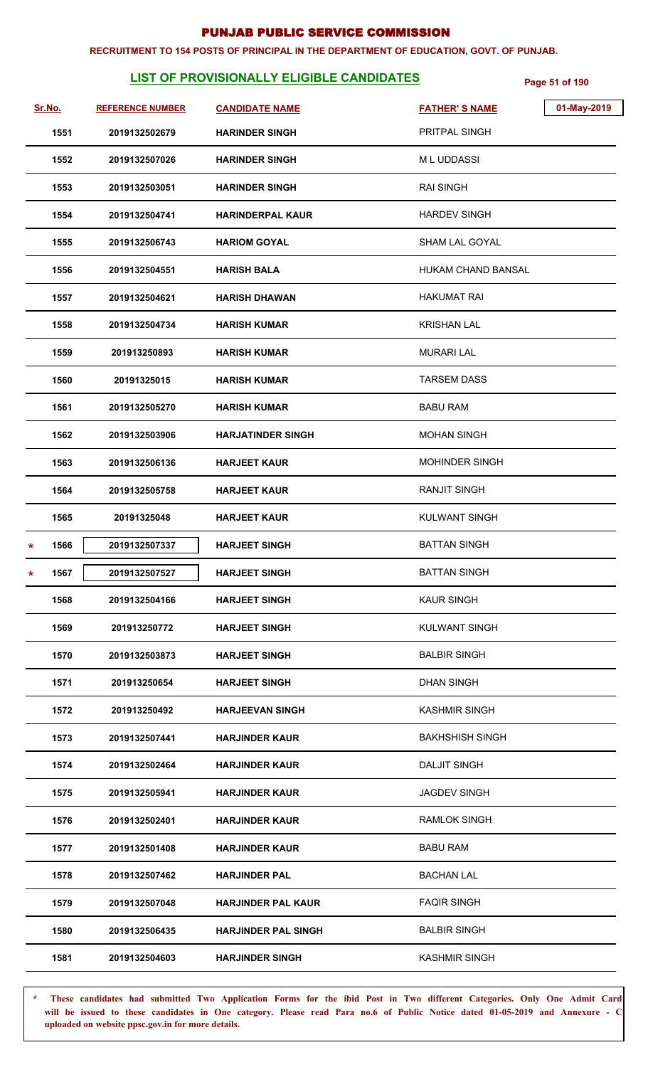# PUNJAB PUBLIC SERVICE COMMISSION

**RECRUITMENT TO 154 POSTS OF PRINCIPAL IN THE DEPARTMENT OF EDUCATION, GOVT. OF PUNJAB.**

## LIST OF PROVISIONALLY ELIGIBLE CANDIDATES

01-May-2019

| Sr.No. | REFERENCE NUMBER | CANDIDATE NAME | FATHER'S NAME |
|---|---|---|---|
| 1551 | 2019132502679 | HARINDER SINGH | PRITPAL SINGH |
| 1552 | 2019132507026 | HARINDER SINGH | M L UDDASSI |
| 1553 | 2019132503051 | HARINDER SINGH | RAI SINGH |
| 1554 | 2019132504741 | HARINDERPAL KAUR | HARDEV SINGH |
| 1555 | 2019132506743 | HARIOM GOYAL | SHAM LAL GOYAL |
| 1556 | 2019132504551 | HARISH BALA | HUKAM CHAND BANSAL |
| 1557 | 2019132504621 | HARISH DHAWAN | HAKUMAT RAI |
| 1558 | 2019132504734 | HARISH KUMAR | KRISHAN LAL |
| 1559 | 201913250893 | HARISH KUMAR | MURARI LAL |
| 1560 | 20191325015 | HARISH KUMAR | TARSEM DASS |
| 1561 | 2019132505270 | HARISH KUMAR | BABU RAM |
| 1562 | 2019132503906 | HARJATINDER SINGH | MOHAN SINGH |
| 1563 | 2019132506136 | HARJEET KAUR | MOHINDER SINGH |
| 1564 | 2019132505758 | HARJEET KAUR | RANJIT SINGH |
| 1565 | 20191325048 | HARJEET KAUR | KULWANT SINGH |
| * 1566 | 2019132507337 | HARJEET SINGH | BATTAN SINGH |
| * 1567 | 2019132507527 | HARJEET SINGH | BATTAN SINGH |
| 1568 | 2019132504166 | HARJEET SINGH | KAUR SINGH |
| 1569 | 201913250772 | HARJEET SINGH | KULWANT SINGH |
| 1570 | 2019132503873 | HARJEET SINGH | BALBIR SINGH |
| 1571 | 201913250654 | HARJEET SINGH | DHAN SINGH |
| 1572 | 201913250492 | HARJEEVAN SINGH | KASHMIR SINGH |
| 1573 | 2019132507441 | HARJINDER KAUR | BAKHSHISH SINGH |
| 1574 | 2019132502464 | HARJINDER KAUR | DALJIT SINGH |
| 1575 | 2019132505941 | HARJINDER KAUR | JAGDEV SINGH |
| 1576 | 2019132502401 | HARJINDER KAUR | RAMLOK SINGH |
| 1577 | 2019132501408 | HARJINDER KAUR | BABU RAM |
| 1578 | 2019132507462 | HARJINDER PAL | BACHAN LAL |
| 1579 | 2019132507048 | HARJINDER PAL KAUR | FAQIR SINGH |
| 1580 | 2019132506435 | HARJINDER PAL SINGH | BALBIR SINGH |
| 1581 | 2019132504603 | HARJINDER SINGH | KASHMIR SINGH |

\* These candidates had submitted Two Application Forms for the ibid Post in Two different Categories. Only One Admit Card will be issued to these candidates in One category. Please read Para no.6 of Public Notice dated 01-05-2019 and Annexure - C uploaded on website ppsc.gov.in for more details.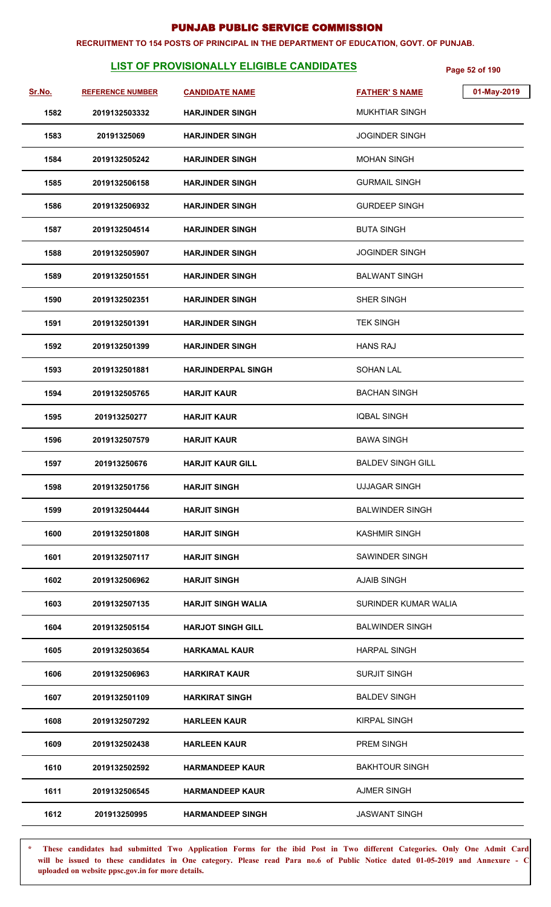# PUNJAB PUBLIC SERVICE COMMISSION

**RECRUITMENT TO 154 POSTS OF PRINCIPAL IN THE DEPARTMENT OF EDUCATION, GOVT. OF PUNJAB.**

## LIST OF PROVISIONALLY ELIGIBLE CANDIDATES

01-May-2019

| Sr.No. | REFERENCE NUMBER | CANDIDATE NAME | FATHER' S NAME |
|---|---|---|---|
| 1582 | 2019132503332 | HARJINDER SINGH | MUKHTIAR SINGH |
| 1583 | 20191325069 | HARJINDER SINGH | JOGINDER SINGH |
| 1584 | 2019132505242 | HARJINDER SINGH | MOHAN SINGH |
| 1585 | 2019132506158 | HARJINDER SINGH | GURMAIL SINGH |
| 1586 | 2019132506932 | HARJINDER SINGH | GURDEEP SINGH |
| 1587 | 2019132504514 | HARJINDER SINGH | BUTA SINGH |
| 1588 | 2019132505907 | HARJINDER SINGH | JOGINDER SINGH |
| 1589 | 2019132501551 | HARJINDER SINGH | BALWANT SINGH |
| 1590 | 2019132502351 | HARJINDER SINGH | SHER SINGH |
| 1591 | 2019132501391 | HARJINDER SINGH | TEK SINGH |
| 1592 | 2019132501399 | HARJINDER SINGH | HANS RAJ |
| 1593 | 2019132501881 | HARJINDERPAL SINGH | SOHAN LAL |
| 1594 | 2019132505765 | HARJIT KAUR | BACHAN SINGH |
| 1595 | 201913250277 | HARJIT KAUR | IQBAL SINGH |
| 1596 | 2019132507579 | HARJIT KAUR | BAWA SINGH |
| 1597 | 201913250676 | HARJIT KAUR GILL | BALDEV SINGH GILL |
| 1598 | 2019132501756 | HARJIT SINGH | UJJAGAR SINGH |
| 1599 | 2019132504444 | HARJIT SINGH | BALWINDER SINGH |
| 1600 | 2019132501808 | HARJIT SINGH | KASHMIR SINGH |
| 1601 | 2019132507117 | HARJIT SINGH | SAWINDER SINGH |
| 1602 | 2019132506962 | HARJIT SINGH | AJAIB SINGH |
| 1603 | 2019132507135 | HARJIT SINGH WALIA | SURINDER KUMAR WALIA |
| 1604 | 2019132505154 | HARJOT SINGH GILL | BALWINDER SINGH |
| 1605 | 2019132503654 | HARKAMAL KAUR | HARPAL SINGH |
| 1606 | 2019132506963 | HARKIRAT KAUR | SURJIT SINGH |
| 1607 | 2019132501109 | HARKIRAT SINGH | BALDEV SINGH |
| 1608 | 2019132507292 | HARLEEN KAUR | KIRPAL SINGH |
| 1609 | 2019132502438 | HARLEEN KAUR | PREM SINGH |
| 1610 | 2019132502592 | HARMANDEEP KAUR | BAKHTOUR SINGH |
| 1611 | 2019132506545 | HARMANDEEP KAUR | AJMER SINGH |
| 1612 | 201913250995 | HARMANDEEP SINGH | JASWANT SINGH |

\* These candidates had submitted Two Application Forms for the ibid Post in Two different Categories. Only One Admit Card will be issued to these candidates in One category. Please read Para no.6 of Public Notice dated 01-05-2019 and Annexure - C uploaded on website ppsc.gov.in for more details.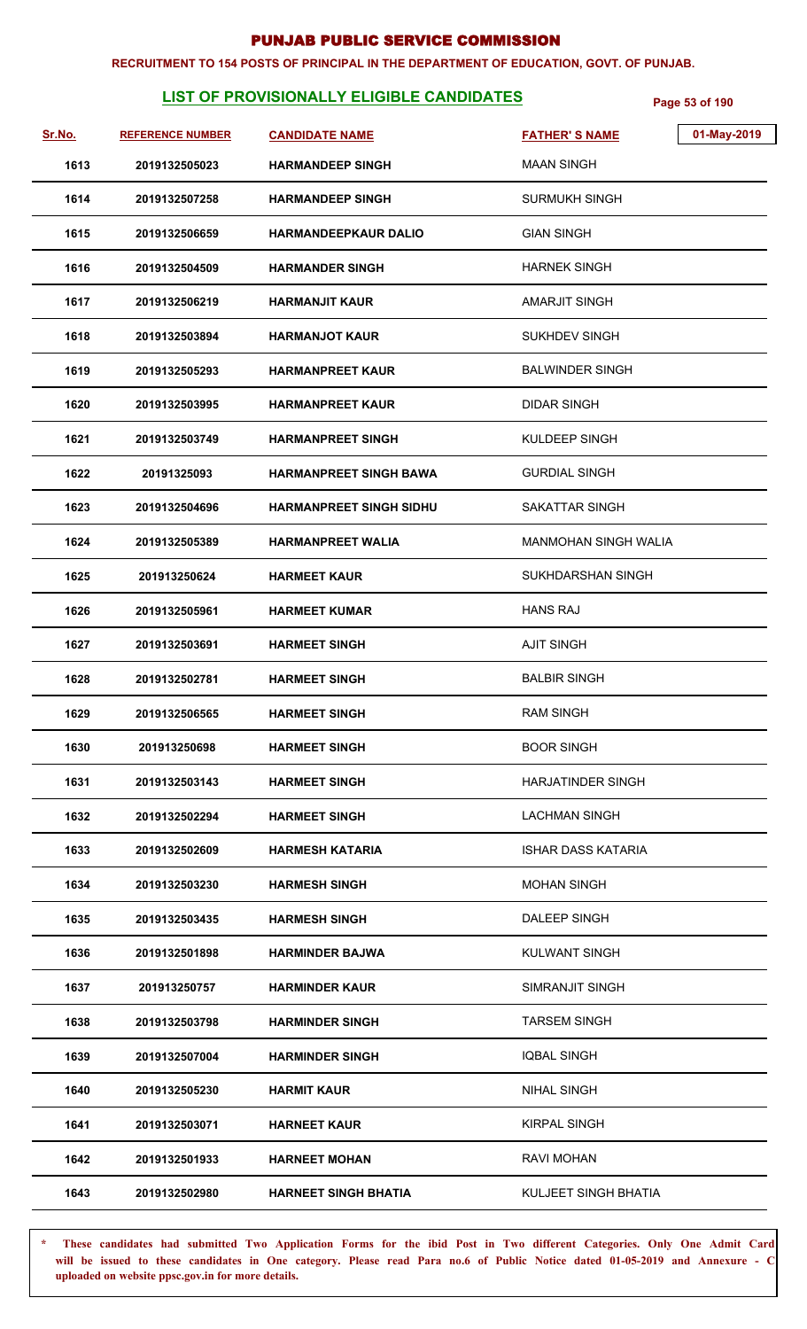# PUNJAB PUBLIC SERVICE COMMISSION

**RECRUITMENT TO 154 POSTS OF PRINCIPAL IN THE DEPARTMENT OF EDUCATION, GOVT. OF PUNJAB.**

## LIST OF PROVISIONALLY ELIGIBLE CANDIDATES

01-May-2019

| Sr.No. | REFERENCE NUMBER | CANDIDATE NAME | FATHER' S NAME |
|---|---|---|---|
| 1613 | 2019132505023 | HARMANDEEP SINGH | MAAN SINGH |
| 1614 | 2019132507258 | HARMANDEEP SINGH | SURMUKH SINGH |
| 1615 | 2019132506659 | HARMANDEEPKAUR DALIO | GIAN SINGH |
| 1616 | 2019132504509 | HARMANDER SINGH | HARNEK SINGH |
| 1617 | 2019132506219 | HARMANJIT KAUR | AMARJIT SINGH |
| 1618 | 2019132503894 | HARMANJOT KAUR | SUKHDEV SINGH |
| 1619 | 2019132505293 | HARMANPREET KAUR | BALWINDER SINGH |
| 1620 | 2019132503995 | HARMANPREET KAUR | DIDAR SINGH |
| 1621 | 2019132503749 | HARMANPREET SINGH | KULDEEP SINGH |
| 1622 | 20191325093 | HARMANPREET SINGH BAWA | GURDIAL SINGH |
| 1623 | 2019132504696 | HARMANPREET SINGH SIDHU | SAKATTAR SINGH |
| 1624 | 2019132505389 | HARMANPREET WALIA | MANMOHAN SINGH WALIA |
| 1625 | 201913250624 | HARMEET KAUR | SUKHDARSHAN SINGH |
| 1626 | 2019132505961 | HARMEET KUMAR | HANS RAJ |
| 1627 | 2019132503691 | HARMEET SINGH | AJIT SINGH |
| 1628 | 2019132502781 | HARMEET SINGH | BALBIR SINGH |
| 1629 | 2019132506565 | HARMEET SINGH | RAM SINGH |
| 1630 | 201913250698 | HARMEET SINGH | BOOR SINGH |
| 1631 | 2019132503143 | HARMEET SINGH | HARJATINDER SINGH |
| 1632 | 2019132502294 | HARMEET SINGH | LACHMAN SINGH |
| 1633 | 2019132502609 | HARMESH KATARIA | ISHAR DASS KATARIA |
| 1634 | 2019132503230 | HARMESH SINGH | MOHAN SINGH |
| 1635 | 2019132503435 | HARMESH SINGH | DALEEP SINGH |
| 1636 | 2019132501898 | HARMINDER BAJWA | KULWANT SINGH |
| 1637 | 201913250757 | HARMINDER KAUR | SIMRANJIT SINGH |
| 1638 | 2019132503798 | HARMINDER SINGH | TARSEM SINGH |
| 1639 | 2019132507004 | HARMINDER SINGH | IQBAL SINGH |
| 1640 | 2019132505230 | HARMIT KAUR | NIHAL SINGH |
| 1641 | 2019132503071 | HARNEET KAUR | KIRPAL SINGH |
| 1642 | 2019132501933 | HARNEET MOHAN | RAVI MOHAN |
| 1643 | 2019132502980 | HARNEET SINGH BHATIA | KULJEET SINGH BHATIA |

\* **These candidates had submitted Two Application Forms for the ibid Post in Two different Categories. Only One Admit Card will be issued to these candidates in One category. Please read Para no.6 of Public Notice dated 01-05-2019 and Annexure - C uploaded on website ppsc.gov.in for more details.**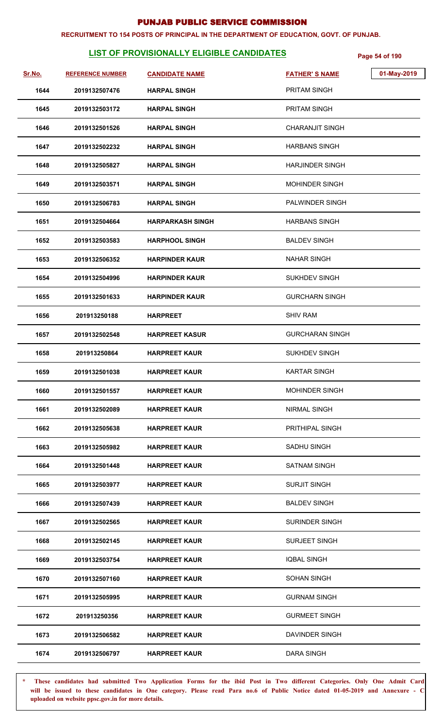# PUNJAB PUBLIC SERVICE COMMISSION

**RECRUITMENT TO 154 POSTS OF PRINCIPAL IN THE DEPARTMENT OF EDUCATION, GOVT. OF PUNJAB.**

## LIST OF PROVISIONALLY ELIGIBLE CANDIDATES

01-May-2019

| Sr.No. | REFERENCE NUMBER | CANDIDATE NAME | FATHER' S NAME |
|---|---|---|---|
| 1644 | 2019132507476 | HARPAL SINGH | PRITAM SINGH |
| 1645 | 2019132503172 | HARPAL SINGH | PRITAM SINGH |
| 1646 | 2019132501526 | HARPAL SINGH | CHARANJIT SINGH |
| 1647 | 2019132502232 | HARPAL SINGH | HARBANS SINGH |
| 1648 | 2019132505827 | HARPAL SINGH | HARJINDER SINGH |
| 1649 | 2019132503571 | HARPAL SINGH | MOHINDER SINGH |
| 1650 | 2019132506783 | HARPAL SINGH | PALWINDER SINGH |
| 1651 | 2019132504664 | HARPARKASH SINGH | HARBANS SINGH |
| 1652 | 2019132503583 | HARPHOOL SINGH | BALDEV SINGH |
| 1653 | 2019132506352 | HARPINDER KAUR | NAHAR SINGH |
| 1654 | 2019132504996 | HARPINDER KAUR | SUKHDEV SINGH |
| 1655 | 2019132501633 | HARPINDER KAUR | GURCHARN SINGH |
| 1656 | 201913250188 | HARPREET | SHIV RAM |
| 1657 | 2019132502548 | HARPREET KASUR | GURCHARAN SINGH |
| 1658 | 201913250864 | HARPREET KAUR | SUKHDEV SINGH |
| 1659 | 2019132501038 | HARPREET KAUR | KARTAR SINGH |
| 1660 | 2019132501557 | HARPREET KAUR | MOHINDER SINGH |
| 1661 | 2019132502089 | HARPREET KAUR | NIRMAL SINGH |
| 1662 | 2019132505638 | HARPREET KAUR | PRITHIPAL SINGH |
| 1663 | 2019132505982 | HARPREET KAUR | SADHU SINGH |
| 1664 | 2019132501448 | HARPREET KAUR | SATNAM SINGH |
| 1665 | 2019132503977 | HARPREET KAUR | SURJIT SINGH |
| 1666 | 2019132507439 | HARPREET KAUR | BALDEV SINGH |
| 1667 | 2019132502565 | HARPREET KAUR | SURINDER SINGH |
| 1668 | 2019132502145 | HARPREET KAUR | SURJEET SINGH |
| 1669 | 2019132503754 | HARPREET KAUR | IQBAL SINGH |
| 1670 | 2019132507160 | HARPREET KAUR | SOHAN SINGH |
| 1671 | 2019132505995 | HARPREET KAUR | GURNAM SINGH |
| 1672 | 201913250356 | HARPREET KAUR | GURMEET SINGH |
| 1673 | 2019132506582 | HARPREET KAUR | DAVINDER SINGH |
| 1674 | 2019132506797 | HARPREET KAUR | DARA SINGH |

\* These candidates had submitted Two Application Forms for the ibid Post in Two different Categories. Only One Admit Card will be issued to these candidates in One category. Please read Para no.6 of Public Notice dated 01-05-2019 and Annexure - C uploaded on website ppsc.gov.in for more details.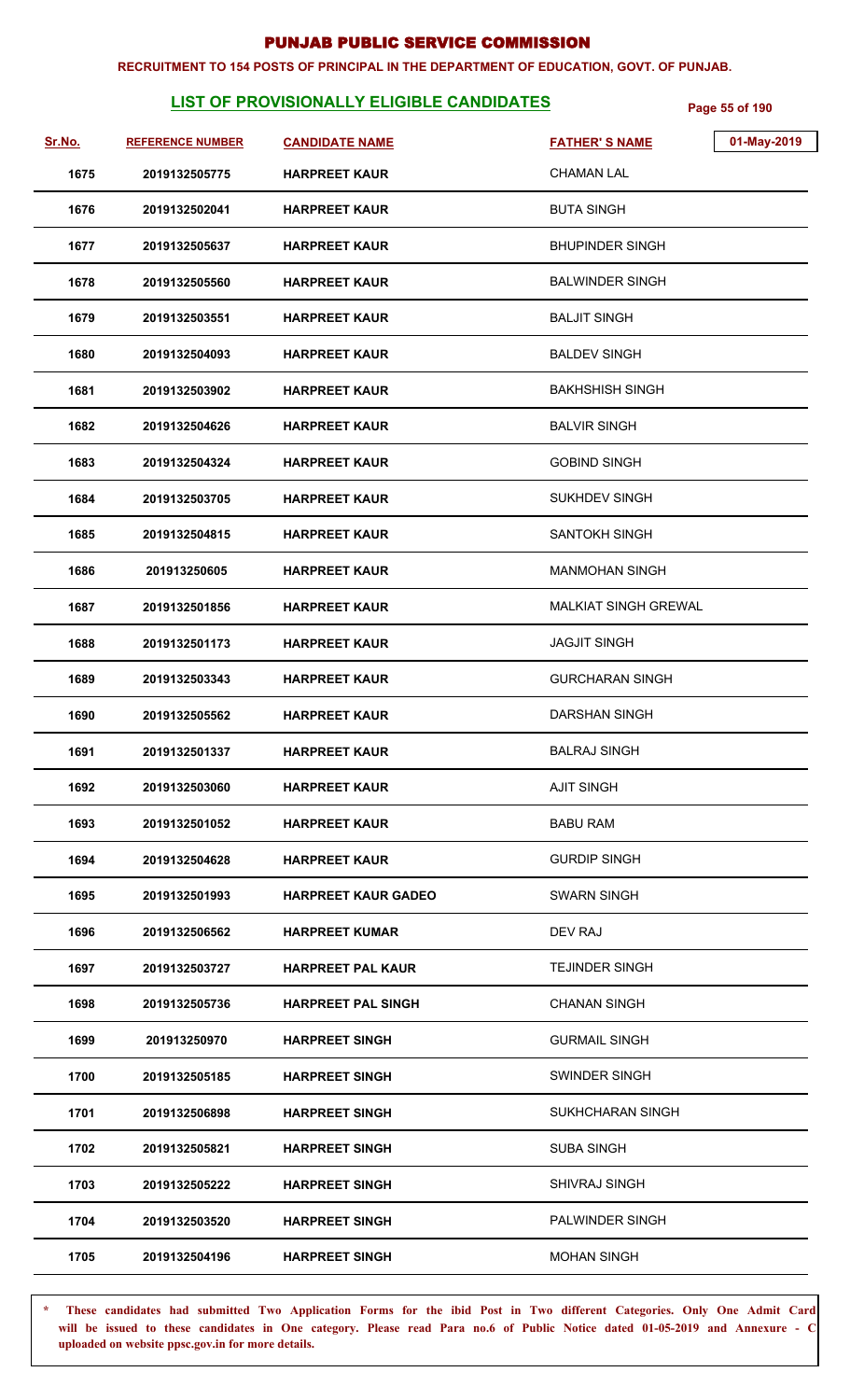# PUNJAB PUBLIC SERVICE COMMISSION

**RECRUITMENT TO 154 POSTS OF PRINCIPAL IN THE DEPARTMENT OF EDUCATION, GOVT. OF PUNJAB.**

## LIST OF PROVISIONALLY ELIGIBLE CANDIDATES

01-May-2019

| Sr.No. | REFERENCE NUMBER | CANDIDATE NAME | FATHER' S NAME |
|---|---|---|---|
| 1675 | 2019132505775 | HARPREET KAUR | CHAMAN LAL |
| 1676 | 2019132502041 | HARPREET KAUR | BUTA SINGH |
| 1677 | 2019132505637 | HARPREET KAUR | BHUPINDER SINGH |
| 1678 | 2019132505560 | HARPREET KAUR | BALWINDER SINGH |
| 1679 | 2019132503551 | HARPREET KAUR | BALJIT SINGH |
| 1680 | 2019132504093 | HARPREET KAUR | BALDEV SINGH |
| 1681 | 2019132503902 | HARPREET KAUR | BAKHSHISH SINGH |
| 1682 | 2019132504626 | HARPREET KAUR | BALVIR SINGH |
| 1683 | 2019132504324 | HARPREET KAUR | GOBIND SINGH |
| 1684 | 2019132503705 | HARPREET KAUR | SUKHDEV SINGH |
| 1685 | 2019132504815 | HARPREET KAUR | SANTOKH SINGH |
| 1686 | 201913250605 | HARPREET KAUR | MANMOHAN SINGH |
| 1687 | 2019132501856 | HARPREET KAUR | MALKIAT SINGH GREWAL |
| 1688 | 2019132501173 | HARPREET KAUR | JAGJIT SINGH |
| 1689 | 2019132503343 | HARPREET KAUR | GURCHARAN SINGH |
| 1690 | 2019132505562 | HARPREET KAUR | DARSHAN SINGH |
| 1691 | 2019132501337 | HARPREET KAUR | BALRAJ SINGH |
| 1692 | 2019132503060 | HARPREET KAUR | AJIT SINGH |
| 1693 | 2019132501052 | HARPREET KAUR | BABU RAM |
| 1694 | 2019132504628 | HARPREET KAUR | GURDIP SINGH |
| 1695 | 2019132501993 | HARPREET KAUR GADEO | SWARN SINGH |
| 1696 | 2019132506562 | HARPREET KUMAR | DEV RAJ |
| 1697 | 2019132503727 | HARPREET PAL KAUR | TEJINDER SINGH |
| 1698 | 2019132505736 | HARPREET PAL SINGH | CHANAN SINGH |
| 1699 | 201913250970 | HARPREET SINGH | GURMAIL SINGH |
| 1700 | 2019132505185 | HARPREET SINGH | SWINDER SINGH |
| 1701 | 2019132506898 | HARPREET SINGH | SUKHCHARAN SINGH |
| 1702 | 2019132505821 | HARPREET SINGH | SUBA SINGH |
| 1703 | 2019132505222 | HARPREET SINGH | SHIVRAJ SINGH |
| 1704 | 2019132503520 | HARPREET SINGH | PALWINDER SINGH |
| 1705 | 2019132504196 | HARPREET SINGH | MOHAN SINGH |

\* These candidates had submitted Two Application Forms for the ibid Post in Two different Categories. Only One Admit Card will be issued to these candidates in One category. Please read Para no.6 of Public Notice dated 01-05-2019 and Annexure - C uploaded on website ppsc.gov.in for more details.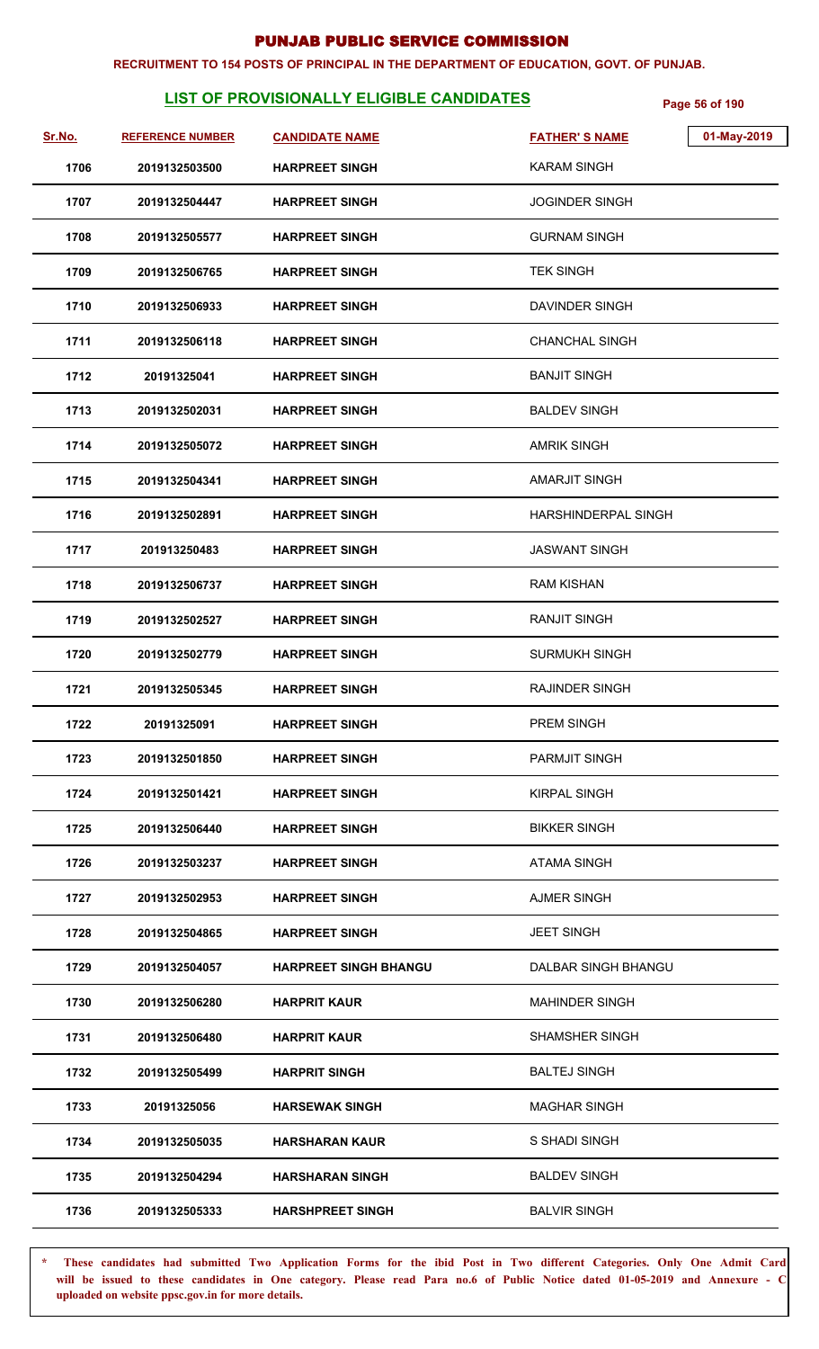# PUNJAB PUBLIC SERVICE COMMISSION

**RECRUITMENT TO 154 POSTS OF PRINCIPAL IN THE DEPARTMENT OF EDUCATION, GOVT. OF PUNJAB.**

## LIST OF PROVISIONALLY ELIGIBLE CANDIDATES

01-May-2019

| Sr.No. | REFERENCE NUMBER | CANDIDATE NAME | FATHER' S NAME |
|---|---|---|---|
| 1706 | 2019132503500 | HARPREET SINGH | KARAM SINGH |
| 1707 | 2019132504447 | HARPREET SINGH | JOGINDER SINGH |
| 1708 | 2019132505577 | HARPREET SINGH | GURNAM SINGH |
| 1709 | 2019132506765 | HARPREET SINGH | TEK SINGH |
| 1710 | 2019132506933 | HARPREET SINGH | DAVINDER SINGH |
| 1711 | 2019132506118 | HARPREET SINGH | CHANCHAL SINGH |
| 1712 | 20191325041 | HARPREET SINGH | BANJIT SINGH |
| 1713 | 2019132502031 | HARPREET SINGH | BALDEV SINGH |
| 1714 | 2019132505072 | HARPREET SINGH | AMRIK SINGH |
| 1715 | 2019132504341 | HARPREET SINGH | AMARJIT SINGH |
| 1716 | 2019132502891 | HARPREET SINGH | HARSHINDERPAL SINGH |
| 1717 | 201913250483 | HARPREET SINGH | JASWANT SINGH |
| 1718 | 2019132506737 | HARPREET SINGH | RAM KISHAN |
| 1719 | 2019132502527 | HARPREET SINGH | RANJIT SINGH |
| 1720 | 2019132502779 | HARPREET SINGH | SURMUKH SINGH |
| 1721 | 2019132505345 | HARPREET SINGH | RAJINDER SINGH |
| 1722 | 20191325091 | HARPREET SINGH | PREM SINGH |
| 1723 | 2019132501850 | HARPREET SINGH | PARMJIT SINGH |
| 1724 | 2019132501421 | HARPREET SINGH | KIRPAL SINGH |
| 1725 | 2019132506440 | HARPREET SINGH | BIKKER SINGH |
| 1726 | 2019132503237 | HARPREET SINGH | ATAMA SINGH |
| 1727 | 2019132502953 | HARPREET SINGH | AJMER SINGH |
| 1728 | 2019132504865 | HARPREET SINGH | JEET SINGH |
| 1729 | 2019132504057 | HARPREET SINGH BHANGU | DALBAR SINGH BHANGU |
| 1730 | 2019132506280 | HARPRIT KAUR | MAHINDER SINGH |
| 1731 | 2019132506480 | HARPRIT KAUR | SHAMSHER SINGH |
| 1732 | 2019132505499 | HARPRIT SINGH | BALTEJ SINGH |
| 1733 | 20191325056 | HARSEWAK SINGH | MAGHAR SINGH |
| 1734 | 2019132505035 | HARSHARAN KAUR | S SHADI SINGH |
| 1735 | 2019132504294 | HARSHARAN SINGH | BALDEV SINGH |
| 1736 | 2019132505333 | HARSHPREET SINGH | BALVIR SINGH |

\* These candidates had submitted Two Application Forms for the ibid Post in Two different Categories. Only One Admit Card will be issued to these candidates in One category. Please read Para no.6 of Public Notice dated 01-05-2019 and Annexure - C uploaded on website ppsc.gov.in for more details.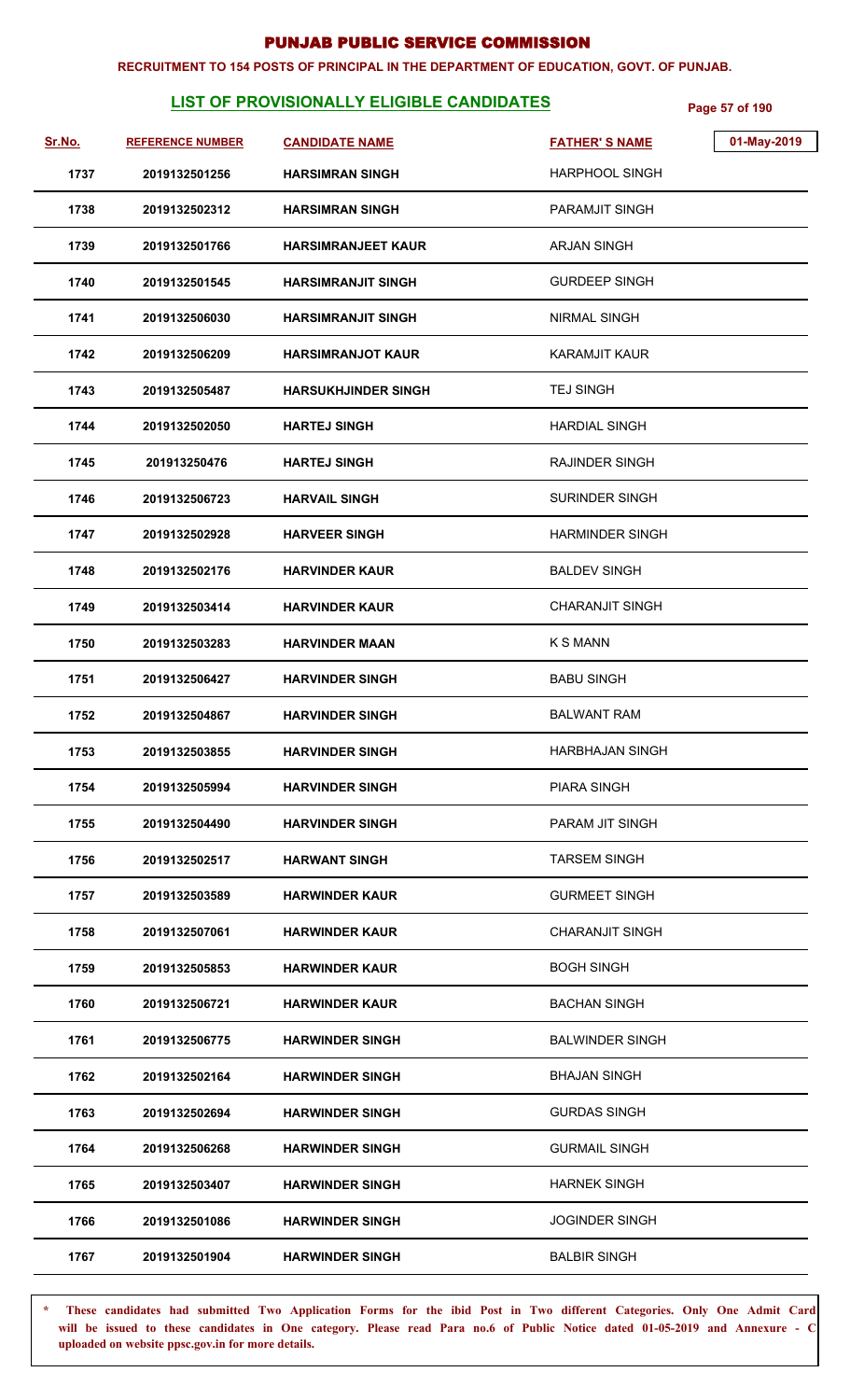# PUNJAB PUBLIC SERVICE COMMISSION

**RECRUITMENT TO 154 POSTS OF PRINCIPAL IN THE DEPARTMENT OF EDUCATION, GOVT. OF PUNJAB.**

## LIST OF PROVISIONALLY ELIGIBLE CANDIDATES

01-May-2019

| Sr.No. | REFERENCE NUMBER | CANDIDATE NAME | FATHER' S NAME |
|---|---|---|---|
| 1737 | 2019132501256 | HARSIMRAN SINGH | HARPHOOL SINGH |
| 1738 | 2019132502312 | HARSIMRAN SINGH | PARAMJIT SINGH |
| 1739 | 2019132501766 | HARSIMRANJEET KAUR | ARJAN SINGH |
| 1740 | 2019132501545 | HARSIMRANJIT SINGH | GURDEEP SINGH |
| 1741 | 2019132506030 | HARSIMRANJIT SINGH | NIRMAL SINGH |
| 1742 | 2019132506209 | HARSIMRANJOT KAUR | KARAMJIT KAUR |
| 1743 | 2019132505487 | HARSUKHJINDER SINGH | TEJ SINGH |
| 1744 | 2019132502050 | HARTEJ SINGH | HARDIAL SINGH |
| 1745 | 201913250476 | HARTEJ SINGH | RAJINDER SINGH |
| 1746 | 2019132506723 | HARVAIL SINGH | SURINDER SINGH |
| 1747 | 2019132502928 | HARVEER SINGH | HARMINDER SINGH |
| 1748 | 2019132502176 | HARVINDER KAUR | BALDEV SINGH |
| 1749 | 2019132503414 | HARVINDER KAUR | CHARANJIT SINGH |
| 1750 | 2019132503283 | HARVINDER MAAN | K S MANN |
| 1751 | 2019132506427 | HARVINDER SINGH | BABU SINGH |
| 1752 | 2019132504867 | HARVINDER SINGH | BALWANT RAM |
| 1753 | 2019132503855 | HARVINDER SINGH | HARBHAJAN SINGH |
| 1754 | 2019132505994 | HARVINDER SINGH | PIARA SINGH |
| 1755 | 2019132504490 | HARVINDER SINGH | PARAM JIT SINGH |
| 1756 | 2019132502517 | HARWANT SINGH | TARSEM SINGH |
| 1757 | 2019132503589 | HARWINDER KAUR | GURMEET SINGH |
| 1758 | 2019132507061 | HARWINDER KAUR | CHARANJIT SINGH |
| 1759 | 2019132505853 | HARWINDER KAUR | BOGH SINGH |
| 1760 | 2019132506721 | HARWINDER KAUR | BACHAN SINGH |
| 1761 | 2019132506775 | HARWINDER SINGH | BALWINDER SINGH |
| 1762 | 2019132502164 | HARWINDER SINGH | BHAJAN SINGH |
| 1763 | 2019132502694 | HARWINDER SINGH | GURDAS SINGH |
| 1764 | 2019132506268 | HARWINDER SINGH | GURMAIL SINGH |
| 1765 | 2019132503407 | HARWINDER SINGH | HARNEK SINGH |
| 1766 | 2019132501086 | HARWINDER SINGH | JOGINDER SINGH |
| 1767 | 2019132501904 | HARWINDER SINGH | BALBIR SINGH |

\* These candidates had submitted Two Application Forms for the ibid Post in Two different Categories. Only One Admit Card will be issued to these candidates in One category. Please read Para no.6 of Public Notice dated 01-05-2019 and Annexure - C uploaded on website ppsc.gov.in for more details.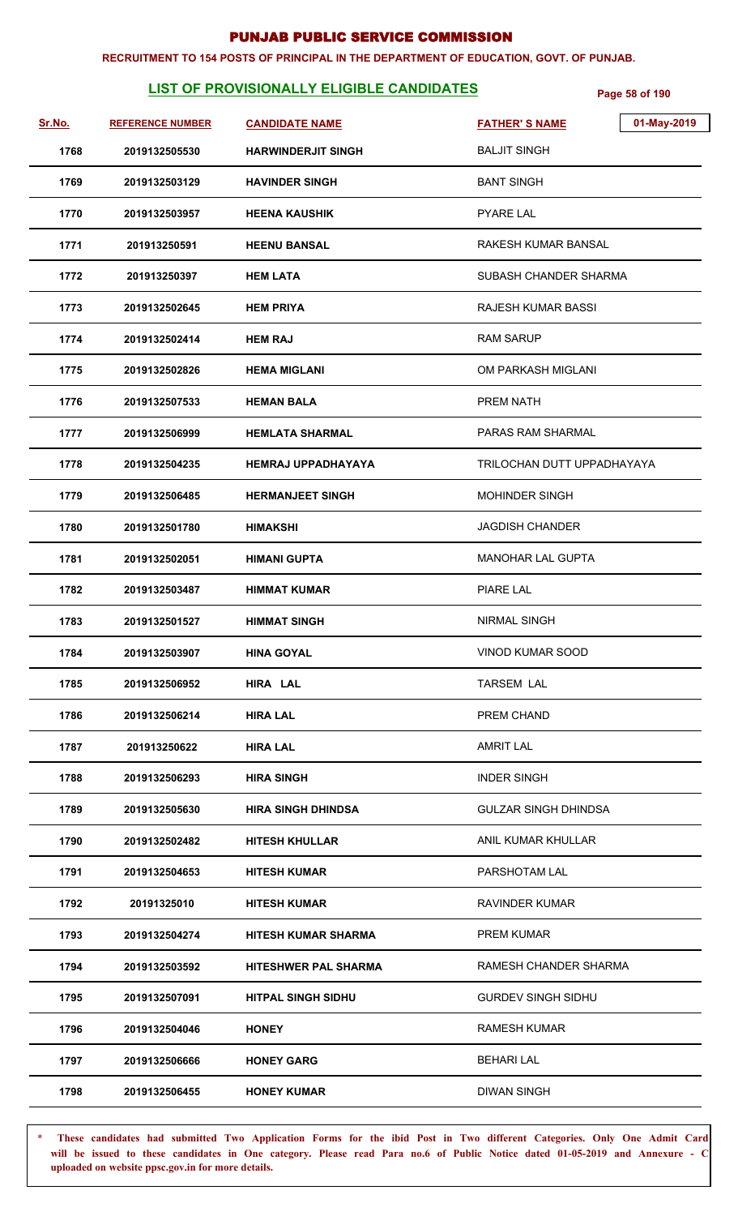# PUNJAB PUBLIC SERVICE COMMISSION

**RECRUITMENT TO 154 POSTS OF PRINCIPAL IN THE DEPARTMENT OF EDUCATION, GOVT. OF PUNJAB.**

## LIST OF PROVISIONALLY ELIGIBLE CANDIDATES

01-May-2019

| Sr.No. | REFERENCE NUMBER | CANDIDATE NAME | FATHER' S NAME |
|---|---|---|---|
| 1768 | 2019132505530 | HARWINDERJIT SINGH | BALJIT SINGH |
| 1769 | 2019132503129 | HAVINDER SINGH | BANT SINGH |
| 1770 | 2019132503957 | HEENA KAUSHIK | PYARE LAL |
| 1771 | 201913250591 | HEENU BANSAL | RAKESH KUMAR BANSAL |
| 1772 | 201913250397 | HEM LATA | SUBASH CHANDER SHARMA |
| 1773 | 2019132502645 | HEM PRIYA | RAJESH KUMAR BASSI |
| 1774 | 2019132502414 | HEM RAJ | RAM SARUP |
| 1775 | 2019132502826 | HEMA MIGLANI | OM PARKASH MIGLANI |
| 1776 | 2019132507533 | HEMAN BALA | PREM NATH |
| 1777 | 2019132506999 | HEMLATA SHARMAL | PARAS RAM SHARMAL |
| 1778 | 2019132504235 | HEMRAJ UPPADHAYAYA | TRILOCHAN DUTT UPPADHAYAYA |
| 1779 | 2019132506485 | HERMANJEET SINGH | MOHINDER SINGH |
| 1780 | 2019132501780 | HIMAKSHI | JAGDISH CHANDER |
| 1781 | 2019132502051 | HIMANI GUPTA | MANOHAR LAL GUPTA |
| 1782 | 2019132503487 | HIMMAT KUMAR | PIARE LAL |
| 1783 | 2019132501527 | HIMMAT SINGH | NIRMAL SINGH |
| 1784 | 2019132503907 | HINA GOYAL | VINOD KUMAR SOOD |
| 1785 | 2019132506952 | HIRA LAL | TARSEM LAL |
| 1786 | 2019132506214 | HIRA LAL | PREM CHAND |
| 1787 | 201913250622 | HIRA LAL | AMRIT LAL |
| 1788 | 2019132506293 | HIRA SINGH | INDER SINGH |
| 1789 | 2019132505630 | HIRA SINGH DHINDSA | GULZAR SINGH DHINDSA |
| 1790 | 2019132502482 | HITESH KHULLAR | ANIL KUMAR KHULLAR |
| 1791 | 2019132504653 | HITESH KUMAR | PARSHOTAM LAL |
| 1792 | 20191325010 | HITESH KUMAR | RAVINDER KUMAR |
| 1793 | 2019132504274 | HITESH KUMAR SHARMA | PREM KUMAR |
| 1794 | 2019132503592 | HITESHWER PAL SHARMA | RAMESH CHANDER SHARMA |
| 1795 | 2019132507091 | HITPAL SINGH SIDHU | GURDEV SINGH SIDHU |
| 1796 | 2019132504046 | HONEY | RAMESH KUMAR |
| 1797 | 2019132506666 | HONEY GARG | BEHARI LAL |
| 1798 | 2019132506455 | HONEY KUMAR | DIWAN SINGH |

**\* These candidates had submitted Two Application Forms for the ibid Post in Two different Categories. Only One Admit Card will be issued to these candidates in One category. Please read Para no.6 of Public Notice dated 01-05-2019 and Annexure - C uploaded on website ppsc.gov.in for more details.**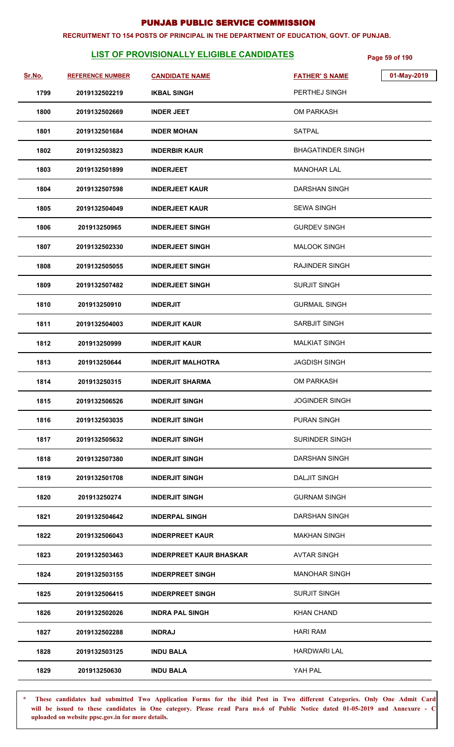# PUNJAB PUBLIC SERVICE COMMISSION

**RECRUITMENT TO 154 POSTS OF PRINCIPAL IN THE DEPARTMENT OF EDUCATION, GOVT. OF PUNJAB.**

## LIST OF PROVISIONALLY ELIGIBLE CANDIDATES

01-May-2019

| Sr.No. | REFERENCE NUMBER | CANDIDATE NAME | FATHER' S NAME |
|---|---|---|---|
| 1799 | 2019132502219 | IKBAL SINGH | PERTHEJ SINGH |
| 1800 | 2019132502669 | INDER JEET | OM PARKASH |
| 1801 | 2019132501684 | INDER MOHAN | SATPAL |
| 1802 | 2019132503823 | INDERBIR KAUR | BHAGATINDER SINGH |
| 1803 | 2019132501899 | INDERJEET | MANOHAR LAL |
| 1804 | 2019132507598 | INDERJEET KAUR | DARSHAN SINGH |
| 1805 | 2019132504049 | INDERJEET KAUR | SEWA SINGH |
| 1806 | 201913250965 | INDERJEET SINGH | GURDEV SINGH |
| 1807 | 2019132502330 | INDERJEET SINGH | MALOOK SINGH |
| 1808 | 2019132505055 | INDERJEET SINGH | RAJINDER SINGH |
| 1809 | 2019132507482 | INDERJEET SINGH | SURJIT SINGH |
| 1810 | 201913250910 | INDERJIT | GURMAIL SINGH |
| 1811 | 2019132504003 | INDERJIT KAUR | SARBJIT SINGH |
| 1812 | 201913250999 | INDERJIT KAUR | MALKIAT SINGH |
| 1813 | 201913250644 | INDERJIT MALHOTRA | JAGDISH SINGH |
| 1814 | 201913250315 | INDERJIT SHARMA | OM PARKASH |
| 1815 | 2019132506526 | INDERJIT SINGH | JOGINDER SINGH |
| 1816 | 2019132503035 | INDERJIT SINGH | PURAN SINGH |
| 1817 | 2019132505632 | INDERJIT SINGH | SURINDER SINGH |
| 1818 | 2019132507380 | INDERJIT SINGH | DARSHAN SINGH |
| 1819 | 2019132501708 | INDERJIT SINGH | DALJIT SINGH |
| 1820 | 201913250274 | INDERJIT SINGH | GURNAM SINGH |
| 1821 | 2019132504642 | INDERPAL SINGH | DARSHAN SINGH |
| 1822 | 2019132506043 | INDERPREET KAUR | MAKHAN SINGH |
| 1823 | 2019132503463 | INDERPREET KAUR BHASKAR | AVTAR SINGH |
| 1824 | 2019132503155 | INDERPREET SINGH | MANOHAR SINGH |
| 1825 | 2019132506415 | INDERPREET SINGH | SURJIT SINGH |
| 1826 | 2019132502026 | INDRA PAL SINGH | KHAN CHAND |
| 1827 | 2019132502288 | INDRAJ | HARI RAM |
| 1828 | 2019132503125 | INDU BALA | HARDWARI LAL |
| 1829 | 201913250630 | INDU BALA | YAH PAL |

\* These candidates had submitted Two Application Forms for the ibid Post in Two different Categories. Only One Admit Card will be issued to these candidates in One category. Please read Para no.6 of Public Notice dated 01-05-2019 and Annexure - C uploaded on website ppsc.gov.in for more details.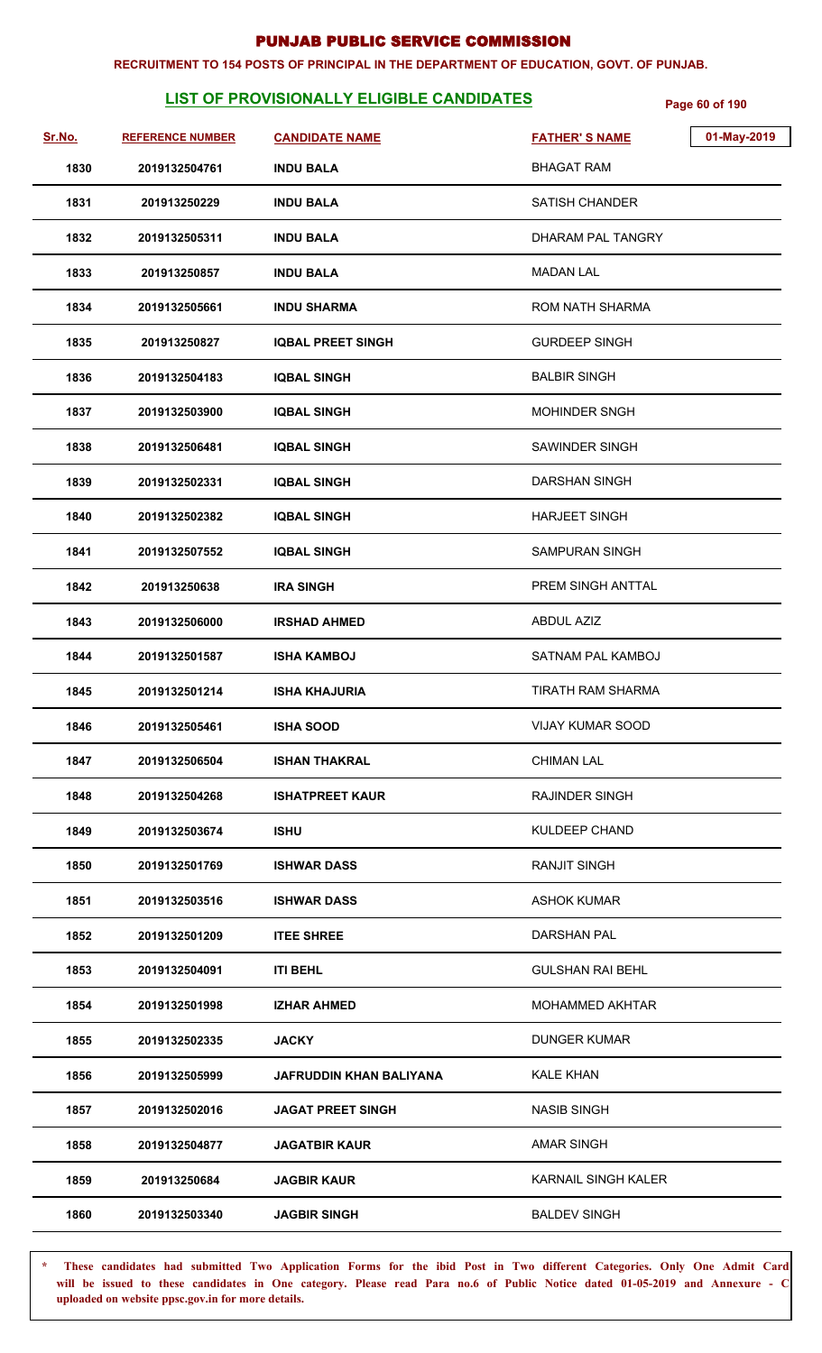# PUNJAB PUBLIC SERVICE COMMISSION

**RECRUITMENT TO 154 POSTS OF PRINCIPAL IN THE DEPARTMENT OF EDUCATION, GOVT. OF PUNJAB.**

## LIST OF PROVISIONALLY ELIGIBLE CANDIDATES

01-May-2019

| Sr.No. | REFERENCE NUMBER | CANDIDATE NAME | FATHER' S NAME |
|---|---|---|---|
| 1830 | 2019132504761 | INDU BALA | BHAGAT RAM |
| 1831 | 201913250229 | INDU BALA | SATISH CHANDER |
| 1832 | 2019132505311 | INDU BALA | DHARAM PAL TANGRY |
| 1833 | 201913250857 | INDU BALA | MADAN LAL |
| 1834 | 2019132505661 | INDU SHARMA | ROM NATH SHARMA |
| 1835 | 201913250827 | IQBAL PREET SINGH | GURDEEP SINGH |
| 1836 | 2019132504183 | IQBAL SINGH | BALBIR SINGH |
| 1837 | 2019132503900 | IQBAL SINGH | MOHINDER SNGH |
| 1838 | 2019132506481 | IQBAL SINGH | SAWINDER SINGH |
| 1839 | 2019132502331 | IQBAL SINGH | DARSHAN SINGH |
| 1840 | 2019132502382 | IQBAL SINGH | HARJEET SINGH |
| 1841 | 2019132507552 | IQBAL SINGH | SAMPURAN SINGH |
| 1842 | 201913250638 | IRA SINGH | PREM SINGH ANTTAL |
| 1843 | 2019132506000 | IRSHAD AHMED | ABDUL AZIZ |
| 1844 | 2019132501587 | ISHA KAMBOJ | SATNAM PAL KAMBOJ |
| 1845 | 2019132501214 | ISHA KHAJURIA | TIRATH RAM SHARMA |
| 1846 | 2019132505461 | ISHA SOOD | VIJAY KUMAR SOOD |
| 1847 | 2019132506504 | ISHAN THAKRAL | CHIMAN LAL |
| 1848 | 2019132504268 | ISHATPREET KAUR | RAJINDER SINGH |
| 1849 | 2019132503674 | ISHU | KULDEEP CHAND |
| 1850 | 2019132501769 | ISHWAR DASS | RANJIT SINGH |
| 1851 | 2019132503516 | ISHWAR DASS | ASHOK KUMAR |
| 1852 | 2019132501209 | ITEE SHREE | DARSHAN PAL |
| 1853 | 2019132504091 | ITI BEHL | GULSHAN RAI BEHL |
| 1854 | 2019132501998 | IZHAR AHMED | MOHAMMED AKHTAR |
| 1855 | 2019132502335 | JACKY | DUNGER KUMAR |
| 1856 | 2019132505999 | JAFRUDDIN KHAN BALIYANA | KALE KHAN |
| 1857 | 2019132502016 | JAGAT PREET SINGH | NASIB SINGH |
| 1858 | 2019132504877 | JAGATBIR KAUR | AMAR SINGH |
| 1859 | 201913250684 | JAGBIR KAUR | KARNAIL SINGH KALER |
| 1860 | 2019132503340 | JAGBIR SINGH | BALDEV SINGH |

\* **These candidates had submitted Two Application Forms for the ibid Post in Two different Categories. Only One Admit Card will be issued to these candidates in One category. Please read Para no.6 of Public Notice dated 01-05-2019 and Annexure - C uploaded on website ppsc.gov.in for more details.**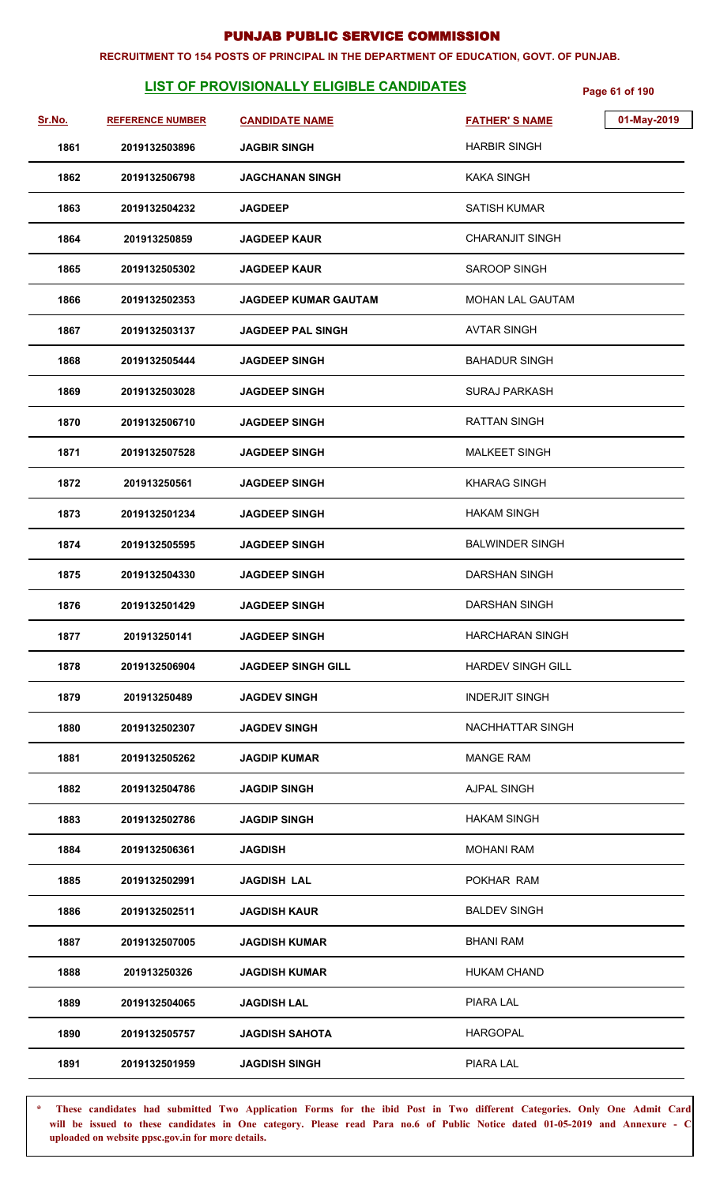# PUNJAB PUBLIC SERVICE COMMISSION

**RECRUITMENT TO 154 POSTS OF PRINCIPAL IN THE DEPARTMENT OF EDUCATION, GOVT. OF PUNJAB.**

## LIST OF PROVISIONALLY ELIGIBLE CANDIDATES

01-May-2019

| Sr.No. | REFERENCE NUMBER | CANDIDATE NAME | FATHER' S NAME |
|---|---|---|---|
| 1861 | 2019132503896 | JAGBIR SINGH | HARBIR SINGH |
| 1862 | 2019132506798 | JAGCHANAN SINGH | KAKA SINGH |
| 1863 | 2019132504232 | JAGDEEP | SATISH KUMAR |
| 1864 | 201913250859 | JAGDEEP KAUR | CHARANJIT SINGH |
| 1865 | 2019132505302 | JAGDEEP KAUR | SAROOP SINGH |
| 1866 | 2019132502353 | JAGDEEP KUMAR GAUTAM | MOHAN LAL GAUTAM |
| 1867 | 2019132503137 | JAGDEEP PAL SINGH | AVTAR SINGH |
| 1868 | 2019132505444 | JAGDEEP SINGH | BAHADUR SINGH |
| 1869 | 2019132503028 | JAGDEEP SINGH | SURAJ PARKASH |
| 1870 | 2019132506710 | JAGDEEP SINGH | RATTAN SINGH |
| 1871 | 2019132507528 | JAGDEEP SINGH | MALKEET SINGH |
| 1872 | 201913250561 | JAGDEEP SINGH | KHARAG SINGH |
| 1873 | 2019132501234 | JAGDEEP SINGH | HAKAM SINGH |
| 1874 | 2019132505595 | JAGDEEP SINGH | BALWINDER SINGH |
| 1875 | 2019132504330 | JAGDEEP SINGH | DARSHAN SINGH |
| 1876 | 2019132501429 | JAGDEEP SINGH | DARSHAN SINGH |
| 1877 | 201913250141 | JAGDEEP SINGH | HARCHARAN SINGH |
| 1878 | 2019132506904 | JAGDEEP SINGH GILL | HARDEV SINGH GILL |
| 1879 | 201913250489 | JAGDEV SINGH | INDERJIT SINGH |
| 1880 | 2019132502307 | JAGDEV SINGH | NACHHATTAR SINGH |
| 1881 | 2019132505262 | JAGDIP KUMAR | MANGE RAM |
| 1882 | 2019132504786 | JAGDIP SINGH | AJPAL SINGH |
| 1883 | 2019132502786 | JAGDIP SINGH | HAKAM SINGH |
| 1884 | 2019132506361 | JAGDISH | MOHANI RAM |
| 1885 | 2019132502991 | JAGDISH LAL | POKHAR RAM |
| 1886 | 2019132502511 | JAGDISH KAUR | BALDEV SINGH |
| 1887 | 2019132507005 | JAGDISH KUMAR | BHANI RAM |
| 1888 | 201913250326 | JAGDISH KUMAR | HUKAM CHAND |
| 1889 | 2019132504065 | JAGDISH LAL | PIARA LAL |
| 1890 | 2019132505757 | JAGDISH SAHOTA | HARGOPAL |
| 1891 | 2019132501959 | JAGDISH SINGH | PIARA LAL |

\* These candidates had submitted Two Application Forms for the ibid Post in Two different Categories. Only One Admit Card will be issued to these candidates in One category. Please read Para no.6 of Public Notice dated 01-05-2019 and Annexure - C uploaded on website ppsc.gov.in for more details.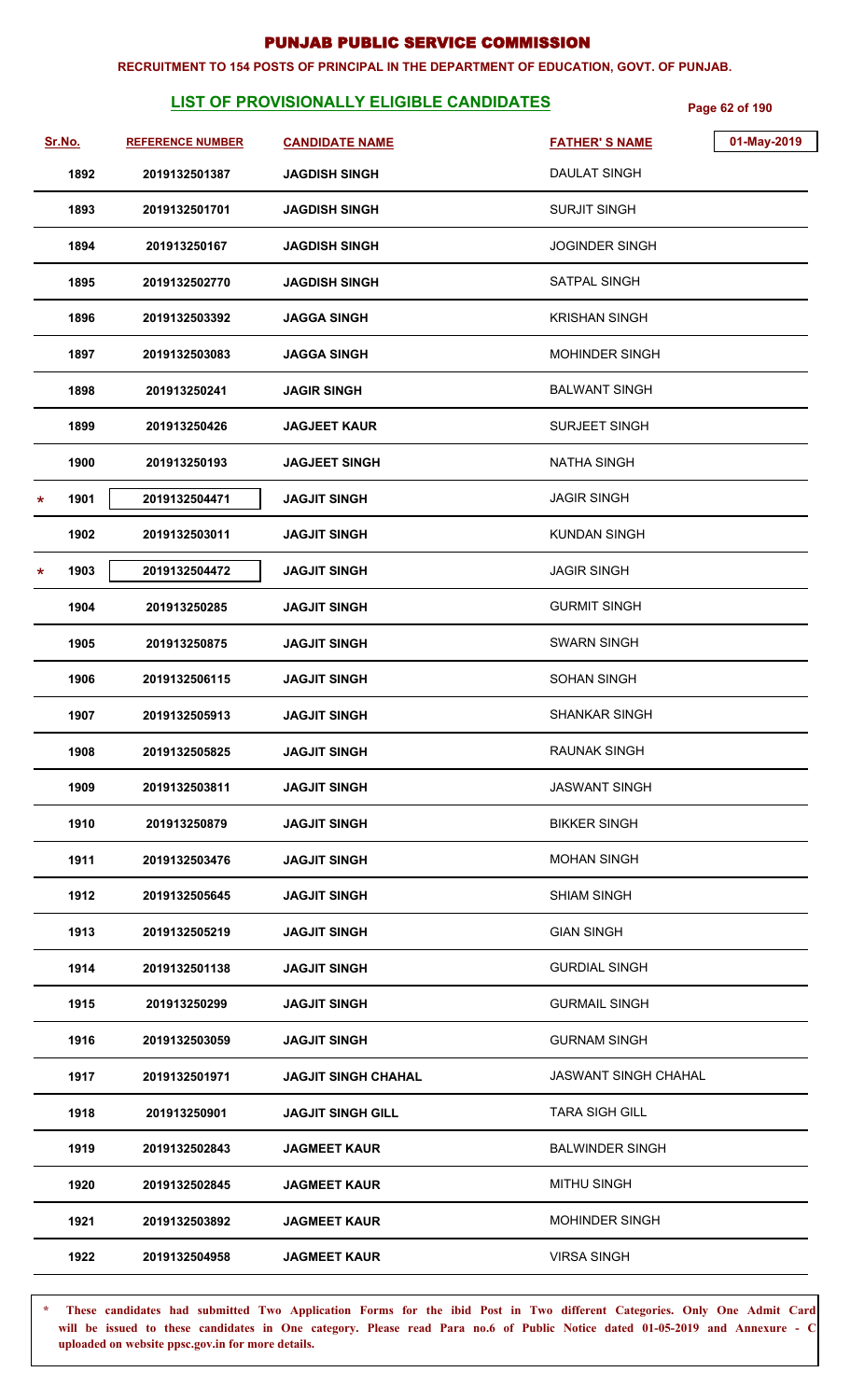# PUNJAB PUBLIC SERVICE COMMISSION

**RECRUITMENT TO 154 POSTS OF PRINCIPAL IN THE DEPARTMENT OF EDUCATION, GOVT. OF PUNJAB.**

## LIST OF PROVISIONALLY ELIGIBLE CANDIDATES

01-May-2019

| Sr.No. | REFERENCE NUMBER | CANDIDATE NAME | FATHER'S NAME |
|---|---|---|---|
| 1892 | 2019132501387 | JAGDISH SINGH | DAULAT SINGH |
| 1893 | 2019132501701 | JAGDISH SINGH | SURJIT SINGH |
| 1894 | 201913250167 | JAGDISH SINGH | JOGINDER SINGH |
| 1895 | 2019132502770 | JAGDISH SINGH | SATPAL SINGH |
| 1896 | 2019132503392 | JAGGA SINGH | KRISHAN SINGH |
| 1897 | 2019132503083 | JAGGA SINGH | MOHINDER SINGH |
| 1898 | 201913250241 | JAGIR SINGH | BALWANT SINGH |
| 1899 | 201913250426 | JAGJEET KAUR | SURJEET SINGH |
| 1900 | 201913250193 | JAGJEET SINGH | NATHA SINGH |
| * 1901 | 2019132504471 | JAGJIT SINGH | JAGIR SINGH |
| 1902 | 2019132503011 | JAGJIT SINGH | KUNDAN SINGH |
| * 1903 | 2019132504472 | JAGJIT SINGH | JAGIR SINGH |
| 1904 | 201913250285 | JAGJIT SINGH | GURMIT SINGH |
| 1905 | 201913250875 | JAGJIT SINGH | SWARN SINGH |
| 1906 | 2019132506115 | JAGJIT SINGH | SOHAN SINGH |
| 1907 | 2019132505913 | JAGJIT SINGH | SHANKAR SINGH |
| 1908 | 2019132505825 | JAGJIT SINGH | RAUNAK SINGH |
| 1909 | 2019132503811 | JAGJIT SINGH | JASWANT SINGH |
| 1910 | 201913250879 | JAGJIT SINGH | BIKKER SINGH |
| 1911 | 2019132503476 | JAGJIT SINGH | MOHAN SINGH |
| 1912 | 2019132505645 | JAGJIT SINGH | SHIAM SINGH |
| 1913 | 2019132505219 | JAGJIT SINGH | GIAN SINGH |
| 1914 | 2019132501138 | JAGJIT SINGH | GURDIAL SINGH |
| 1915 | 201913250299 | JAGJIT SINGH | GURMAIL SINGH |
| 1916 | 2019132503059 | JAGJIT SINGH | GURNAM SINGH |
| 1917 | 2019132501971 | JAGJIT SINGH CHAHAL | JASWANT SINGH CHAHAL |
| 1918 | 201913250901 | JAGJIT SINGH GILL | TARA SIGH GILL |
| 1919 | 2019132502843 | JAGMEET KAUR | BALWINDER SINGH |
| 1920 | 2019132502845 | JAGMEET KAUR | MITHU SINGH |
| 1921 | 2019132503892 | JAGMEET KAUR | MOHINDER SINGH |
| 1922 | 2019132504958 | JAGMEET KAUR | VIRSA SINGH |

\* **These candidates had submitted Two Application Forms for the ibid Post in Two different Categories. Only One Admit Card will be issued to these candidates in One category. Please read Para no.6 of Public Notice dated 01-05-2019 and Annexure - C uploaded on website ppsc.gov.in for more details.**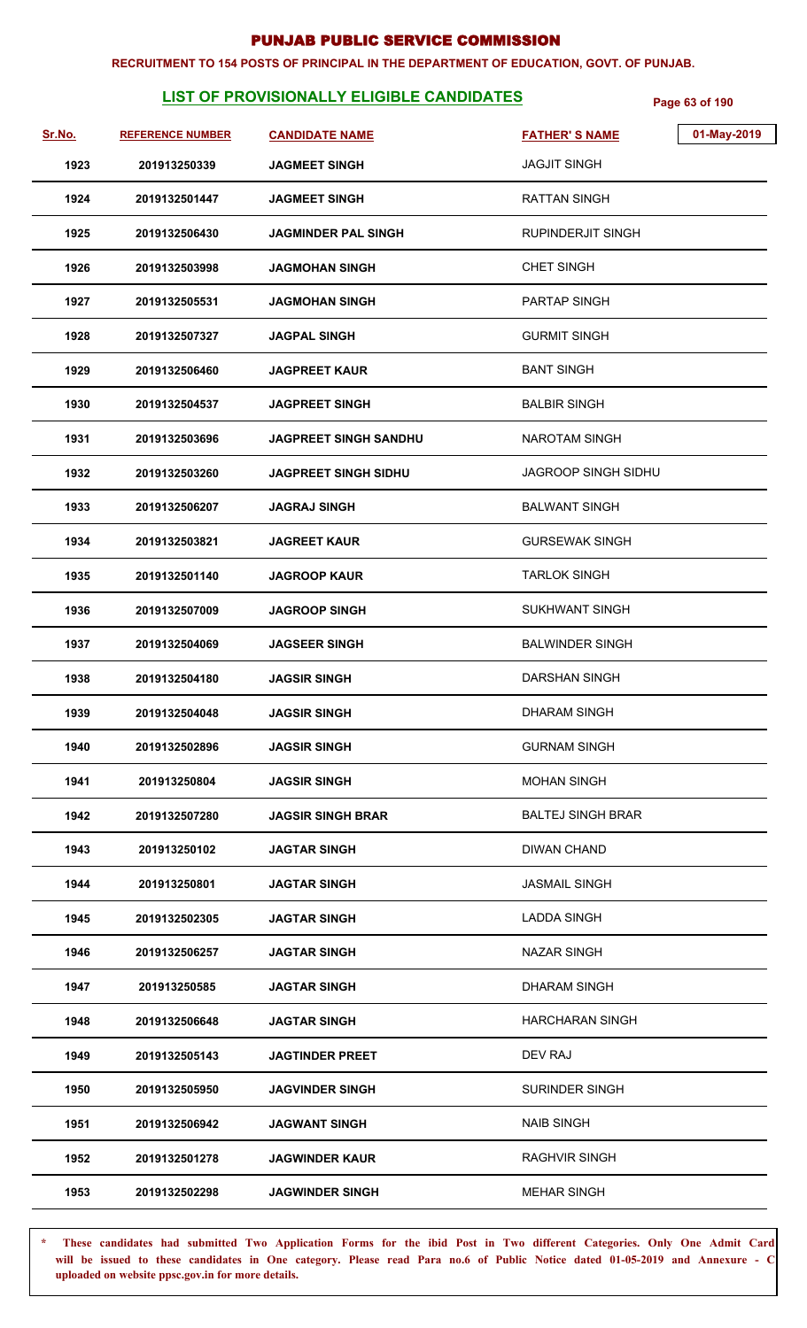# PUNJAB PUBLIC SERVICE COMMISSION

**RECRUITMENT TO 154 POSTS OF PRINCIPAL IN THE DEPARTMENT OF EDUCATION, GOVT. OF PUNJAB.**

## LIST OF PROVISIONALLY ELIGIBLE CANDIDATES

01-May-2019

| Sr.No. | REFERENCE NUMBER | CANDIDATE NAME | FATHER' S NAME |
|---|---|---|---|
| 1923 | 201913250339 | JAGMEET SINGH | JAGJIT SINGH |
| 1924 | 2019132501447 | JAGMEET SINGH | RATTAN SINGH |
| 1925 | 2019132506430 | JAGMINDER PAL SINGH | RUPINDERJIT SINGH |
| 1926 | 2019132503998 | JAGMOHAN SINGH | CHET SINGH |
| 1927 | 2019132505531 | JAGMOHAN SINGH | PARTAP SINGH |
| 1928 | 2019132507327 | JAGPAL SINGH | GURMIT SINGH |
| 1929 | 2019132506460 | JAGPREET KAUR | BANT SINGH |
| 1930 | 2019132504537 | JAGPREET SINGH | BALBIR SINGH |
| 1931 | 2019132503696 | JAGPREET SINGH SANDHU | NAROTAM SINGH |
| 1932 | 2019132503260 | JAGPREET SINGH SIDHU | JAGROOP SINGH SIDHU |
| 1933 | 2019132506207 | JAGRAJ SINGH | BALWANT SINGH |
| 1934 | 2019132503821 | JAGREET KAUR | GURSEWAK SINGH |
| 1935 | 2019132501140 | JAGROOP KAUR | TARLOK SINGH |
| 1936 | 2019132507009 | JAGROOP SINGH | SUKHWANT SINGH |
| 1937 | 2019132504069 | JAGSEER SINGH | BALWINDER SINGH |
| 1938 | 2019132504180 | JAGSIR SINGH | DARSHAN SINGH |
| 1939 | 2019132504048 | JAGSIR SINGH | DHARAM SINGH |
| 1940 | 2019132502896 | JAGSIR SINGH | GURNAM SINGH |
| 1941 | 201913250804 | JAGSIR SINGH | MOHAN SINGH |
| 1942 | 2019132507280 | JAGSIR SINGH BRAR | BALTEJ SINGH BRAR |
| 1943 | 201913250102 | JAGTAR SINGH | DIWAN CHAND |
| 1944 | 201913250801 | JAGTAR SINGH | JASMAIL SINGH |
| 1945 | 2019132502305 | JAGTAR SINGH | LADDA SINGH |
| 1946 | 2019132506257 | JAGTAR SINGH | NAZAR SINGH |
| 1947 | 201913250585 | JAGTAR SINGH | DHARAM SINGH |
| 1948 | 2019132506648 | JAGTAR SINGH | HARCHARAN SINGH |
| 1949 | 2019132505143 | JAGTINDER PREET | DEV RAJ |
| 1950 | 2019132505950 | JAGVINDER SINGH | SURINDER SINGH |
| 1951 | 2019132506942 | JAGWANT SINGH | NAIB SINGH |
| 1952 | 2019132501278 | JAGWINDER KAUR | RAGHVIR SINGH |
| 1953 | 2019132502298 | JAGWINDER SINGH | MEHAR SINGH |

\* These candidates had submitted Two Application Forms for the ibid Post in Two different Categories. Only One Admit Card will be issued to these candidates in One category. Please read Para no.6 of Public Notice dated 01-05-2019 and Annexure - C uploaded on website ppsc.gov.in for more details.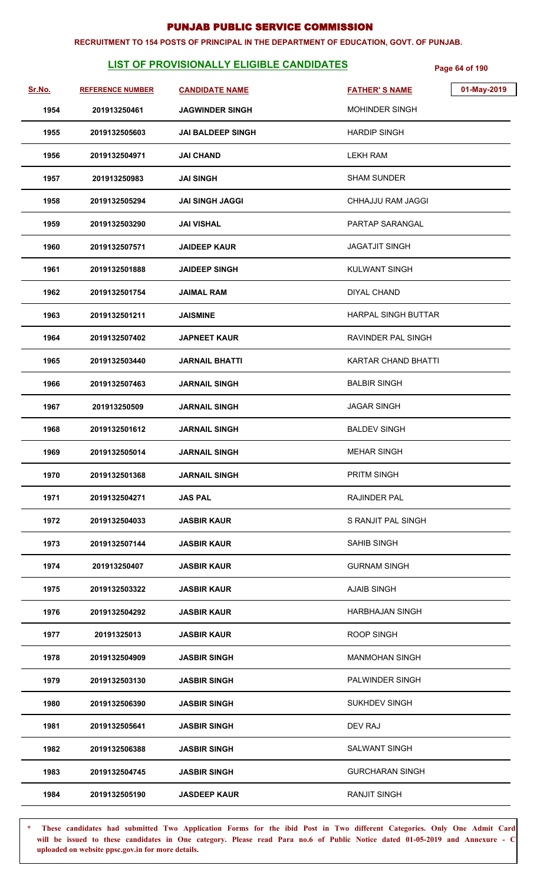# PUNJAB PUBLIC SERVICE COMMISSION

**RECRUITMENT TO 154 POSTS OF PRINCIPAL IN THE DEPARTMENT OF EDUCATION, GOVT. OF PUNJAB.**

## LIST OF PROVISIONALLY ELIGIBLE CANDIDATES

01-May-2019

| Sr.No. | REFERENCE NUMBER | CANDIDATE NAME | FATHER' S NAME |
|---|---|---|---|
| 1954 | 201913250461 | JAGWINDER SINGH | MOHINDER SINGH |
| 1955 | 2019132505603 | JAI BALDEEP SINGH | HARDIP SINGH |
| 1956 | 2019132504971 | JAI CHAND | LEKH RAM |
| 1957 | 201913250983 | JAI SINGH | SHAM SUNDER |
| 1958 | 2019132505294 | JAI SINGH JAGGI | CHHAJJU RAM JAGGI |
| 1959 | 2019132503290 | JAI VISHAL | PARTAP SARANGAL |
| 1960 | 2019132507571 | JAIDEEP KAUR | JAGATJIT SINGH |
| 1961 | 2019132501888 | JAIDEEP SINGH | KULWANT SINGH |
| 1962 | 2019132501754 | JAIMAL RAM | DIYAL CHAND |
| 1963 | 2019132501211 | JAISMINE | HARPAL SINGH BUTTAR |
| 1964 | 2019132507402 | JAPNEET KAUR | RAVINDER PAL SINGH |
| 1965 | 2019132503440 | JARNAIL BHATTI | KARTAR CHAND BHATTI |
| 1966 | 2019132507463 | JARNAIL SINGH | BALBIR SINGH |
| 1967 | 201913250509 | JARNAIL SINGH | JAGAR SINGH |
| 1968 | 2019132501612 | JARNAIL SINGH | BALDEV SINGH |
| 1969 | 2019132505014 | JARNAIL SINGH | MEHAR SINGH |
| 1970 | 2019132501368 | JARNAIL SINGH | PRITM SINGH |
| 1971 | 2019132504271 | JAS PAL | RAJINDER PAL |
| 1972 | 2019132504033 | JASBIR KAUR | S RANJIT PAL SINGH |
| 1973 | 2019132507144 | JASBIR KAUR | SAHIB SINGH |
| 1974 | 201913250407 | JASBIR KAUR | GURNAM SINGH |
| 1975 | 2019132503322 | JASBIR KAUR | AJAIB SINGH |
| 1976 | 2019132504292 | JASBIR KAUR | HARBHAJAN SINGH |
| 1977 | 20191325013 | JASBIR KAUR | ROOP SINGH |
| 1978 | 2019132504909 | JASBIR SINGH | MANMOHAN SINGH |
| 1979 | 2019132503130 | JASBIR SINGH | PALWINDER SINGH |
| 1980 | 2019132506390 | JASBIR SINGH | SUKHDEV SINGH |
| 1981 | 2019132505641 | JASBIR SINGH | DEV RAJ |
| 1982 | 2019132506388 | JASBIR SINGH | SALWANT SINGH |
| 1983 | 2019132504745 | JASBIR SINGH | GURCHARAN SINGH |
| 1984 | 2019132505190 | JASDEEP KAUR | RANJIT SINGH |

\* These candidates had submitted Two Application Forms for the ibid Post in Two different Categories. Only One Admit Card will be issued to these candidates in One category. Please read Para no.6 of Public Notice dated 01-05-2019 and Annexure - C uploaded on website ppsc.gov.in for more details.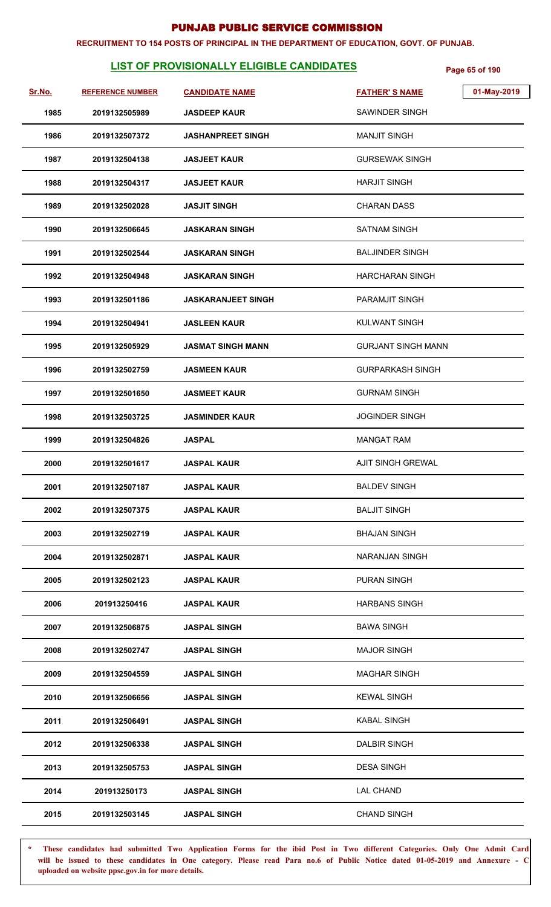# PUNJAB PUBLIC SERVICE COMMISSION

**RECRUITMENT TO 154 POSTS OF PRINCIPAL IN THE DEPARTMENT OF EDUCATION, GOVT. OF PUNJAB.**

## LIST OF PROVISIONALLY ELIGIBLE CANDIDATES

01-May-2019

| Sr.No. | REFERENCE NUMBER | CANDIDATE NAME | FATHER' S NAME |
|---|---|---|---|
| 1985 | 2019132505989 | JASDEEP KAUR | SAWINDER SINGH |
| 1986 | 2019132507372 | JASHANPREET SINGH | MANJIT SINGH |
| 1987 | 2019132504138 | JASJEET KAUR | GURSEWAK SINGH |
| 1988 | 2019132504317 | JASJEET KAUR | HARJIT SINGH |
| 1989 | 2019132502028 | JASJIT SINGH | CHARAN DASS |
| 1990 | 2019132506645 | JASKARAN SINGH | SATNAM SINGH |
| 1991 | 2019132502544 | JASKARAN SINGH | BALJINDER SINGH |
| 1992 | 2019132504948 | JASKARAN SINGH | HARCHARAN SINGH |
| 1993 | 2019132501186 | JASKARANJEET SINGH | PARAMJIT SINGH |
| 1994 | 2019132504941 | JASLEEN KAUR | KULWANT SINGH |
| 1995 | 2019132505929 | JASMAT SINGH MANN | GURJANT SINGH MANN |
| 1996 | 2019132502759 | JASMEEN KAUR | GURPARKASH SINGH |
| 1997 | 2019132501650 | JASMEET KAUR | GURNAM SINGH |
| 1998 | 2019132503725 | JASMINDER KAUR | JOGINDER SINGH |
| 1999 | 2019132504826 | JASPAL | MANGAT RAM |
| 2000 | 2019132501617 | JASPAL KAUR | AJIT SINGH GREWAL |
| 2001 | 2019132507187 | JASPAL KAUR | BALDEV SINGH |
| 2002 | 2019132507375 | JASPAL KAUR | BALJIT SINGH |
| 2003 | 2019132502719 | JASPAL KAUR | BHAJAN SINGH |
| 2004 | 2019132502871 | JASPAL KAUR | NARANJAN SINGH |
| 2005 | 2019132502123 | JASPAL KAUR | PURAN SINGH |
| 2006 | 201913250416 | JASPAL KAUR | HARBANS SINGH |
| 2007 | 2019132506875 | JASPAL SINGH | BAWA SINGH |
| 2008 | 2019132502747 | JASPAL SINGH | MAJOR SINGH |
| 2009 | 2019132504559 | JASPAL SINGH | MAGHAR SINGH |
| 2010 | 2019132506656 | JASPAL SINGH | KEWAL SINGH |
| 2011 | 2019132506491 | JASPAL SINGH | KABAL SINGH |
| 2012 | 2019132506338 | JASPAL SINGH | DALBIR SINGH |
| 2013 | 2019132505753 | JASPAL SINGH | DESA SINGH |
| 2014 | 201913250173 | JASPAL SINGH | LAL CHAND |
| 2015 | 2019132503145 | JASPAL SINGH | CHAND SINGH |

\* These candidates had submitted Two Application Forms for the ibid Post in Two different Categories. Only One Admit Card will be issued to these candidates in One category. Please read Para no.6 of Public Notice dated 01-05-2019 and Annexure - C uploaded on website ppsc.gov.in for more details.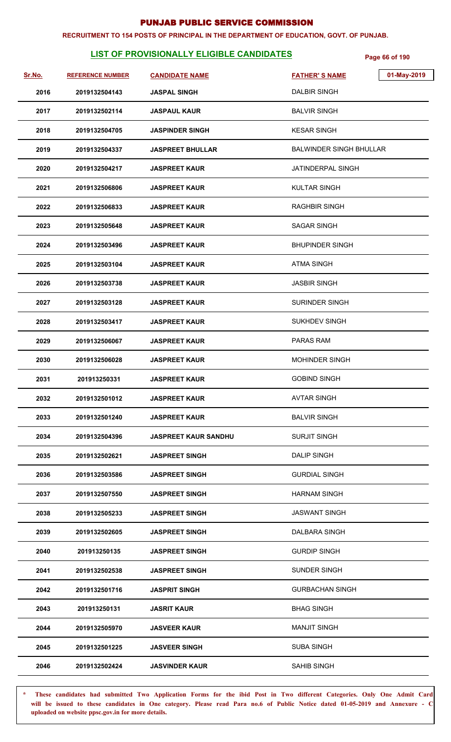# PUNJAB PUBLIC SERVICE COMMISSION

**RECRUITMENT TO 154 POSTS OF PRINCIPAL IN THE DEPARTMENT OF EDUCATION, GOVT. OF PUNJAB.**

## LIST OF PROVISIONALLY ELIGIBLE CANDIDATES

01-May-2019

| Sr.No. | REFERENCE NUMBER | CANDIDATE NAME | FATHER' S NAME |
|---|---|---|---|
| 2016 | 2019132504143 | JASPAL SINGH | DALBIR SINGH |
| 2017 | 2019132502114 | JASPAUL KAUR | BALVIR SINGH |
| 2018 | 2019132504705 | JASPINDER SINGH | KESAR SINGH |
| 2019 | 2019132504337 | JASPREET BHULLAR | BALWINDER SINGH BHULLAR |
| 2020 | 2019132504217 | JASPREET KAUR | JATINDERPAL SINGH |
| 2021 | 2019132506806 | JASPREET KAUR | KULTAR SINGH |
| 2022 | 2019132506833 | JASPREET KAUR | RAGHBIR SINGH |
| 2023 | 2019132505648 | JASPREET KAUR | SAGAR SINGH |
| 2024 | 2019132503496 | JASPREET KAUR | BHUPINDER SINGH |
| 2025 | 2019132503104 | JASPREET KAUR | ATMA SINGH |
| 2026 | 2019132503738 | JASPREET KAUR | JASBIR SINGH |
| 2027 | 2019132503128 | JASPREET KAUR | SURINDER SINGH |
| 2028 | 2019132503417 | JASPREET KAUR | SUKHDEV SINGH |
| 2029 | 2019132506067 | JASPREET KAUR | PARAS RAM |
| 2030 | 2019132506028 | JASPREET KAUR | MOHINDER SINGH |
| 2031 | 201913250331 | JASPREET KAUR | GOBIND SINGH |
| 2032 | 2019132501012 | JASPREET KAUR | AVTAR SINGH |
| 2033 | 2019132501240 | JASPREET KAUR | BALVIR SINGH |
| 2034 | 2019132504396 | JASPREET KAUR SANDHU | SURJIT SINGH |
| 2035 | 2019132502621 | JASPREET SINGH | DALIP SINGH |
| 2036 | 2019132503586 | JASPREET SINGH | GURDIAL SINGH |
| 2037 | 2019132507550 | JASPREET SINGH | HARNAM SINGH |
| 2038 | 2019132505233 | JASPREET SINGH | JASWANT SINGH |
| 2039 | 2019132502605 | JASPREET SINGH | DALBARA SINGH |
| 2040 | 201913250135 | JASPREET SINGH | GURDIP SINGH |
| 2041 | 2019132502538 | JASPREET SINGH | SUNDER SINGH |
| 2042 | 2019132501716 | JASPRIT SINGH | GURBACHAN SINGH |
| 2043 | 201913250131 | JASRIT KAUR | BHAG SINGH |
| 2044 | 2019132505970 | JASVEER KAUR | MANJIT SINGH |
| 2045 | 2019132501225 | JASVEER SINGH | SUBA SINGH |
| 2046 | 2019132502424 | JASVINDER KAUR | SAHIB SINGH |

* **These candidates had submitted Two Application Forms for the ibid Post in Two different Categories. Only One Admit Card will be issued to these candidates in One category. Please read Para no.6 of Public Notice dated 01-05-2019 and Annexure - C uploaded on website ppsc.gov.in for more details.**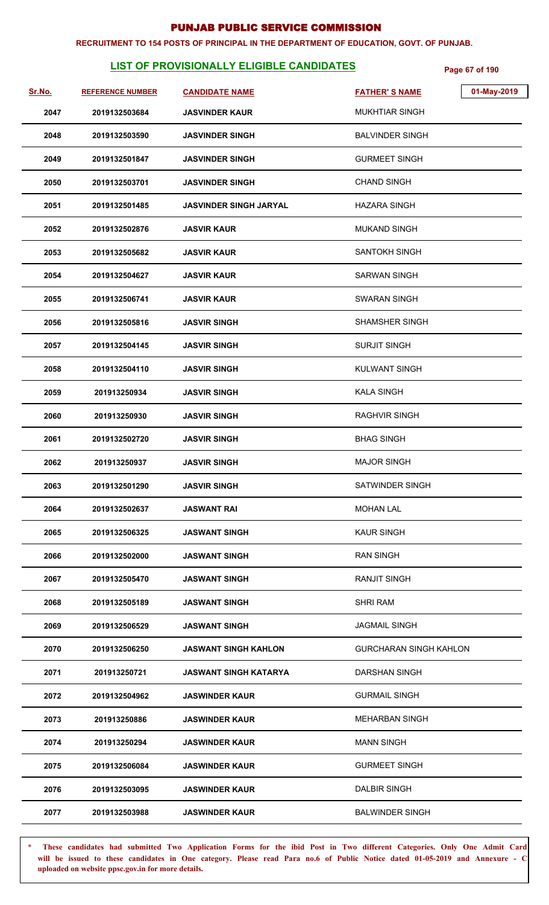# PUNJAB PUBLIC SERVICE COMMISSION

**RECRUITMENT TO 154 POSTS OF PRINCIPAL IN THE DEPARTMENT OF EDUCATION, GOVT. OF PUNJAB.**

## LIST OF PROVISIONALLY ELIGIBLE CANDIDATES

01-May-2019

| Sr.No. | REFERENCE NUMBER | CANDIDATE NAME | FATHER' S NAME |
|---|---|---|---|
| 2047 | 2019132503684 | JASVINDER KAUR | MUKHTIAR SINGH |
| 2048 | 2019132503590 | JASVINDER SINGH | BALVINDER SINGH |
| 2049 | 2019132501847 | JASVINDER SINGH | GURMEET SINGH |
| 2050 | 2019132503701 | JASVINDER SINGH | CHAND SINGH |
| 2051 | 2019132501485 | JASVINDER SINGH JARYAL | HAZARA SINGH |
| 2052 | 2019132502876 | JASVIR KAUR | MUKAND SINGH |
| 2053 | 2019132505682 | JASVIR KAUR | SANTOKH SINGH |
| 2054 | 2019132504627 | JASVIR KAUR | SARWAN SINGH |
| 2055 | 2019132506741 | JASVIR KAUR | SWARAN SINGH |
| 2056 | 2019132505816 | JASVIR SINGH | SHAMSHER SINGH |
| 2057 | 2019132504145 | JASVIR SINGH | SURJIT SINGH |
| 2058 | 2019132504110 | JASVIR SINGH | KULWANT SINGH |
| 2059 | 201913250934 | JASVIR SINGH | KALA SINGH |
| 2060 | 201913250930 | JASVIR SINGH | RAGHVIR SINGH |
| 2061 | 2019132502720 | JASVIR SINGH | BHAG SINGH |
| 2062 | 201913250937 | JASVIR SINGH | MAJOR SINGH |
| 2063 | 2019132501290 | JASVIR SINGH | SATWINDER SINGH |
| 2064 | 2019132502637 | JASWANT RAI | MOHAN LAL |
| 2065 | 2019132506325 | JASWANT SINGH | KAUR SINGH |
| 2066 | 2019132502000 | JASWANT SINGH | RAN SINGH |
| 2067 | 2019132505470 | JASWANT SINGH | RANJIT SINGH |
| 2068 | 2019132505189 | JASWANT SINGH | SHRI RAM |
| 2069 | 2019132506529 | JASWANT SINGH | JAGMAIL SINGH |
| 2070 | 2019132506250 | JASWANT SINGH KAHLON | GURCHARAN SINGH KAHLON |
| 2071 | 201913250721 | JASWANT SINGH KATARYA | DARSHAN SINGH |
| 2072 | 2019132504962 | JASWINDER KAUR | GURMAIL SINGH |
| 2073 | 201913250886 | JASWINDER KAUR | MEHARBAN SINGH |
| 2074 | 201913250294 | JASWINDER KAUR | MANN SINGH |
| 2075 | 2019132506084 | JASWINDER KAUR | GURMEET SINGH |
| 2076 | 2019132503095 | JASWINDER KAUR | DALBIR SINGH |
| 2077 | 2019132503988 | JASWINDER KAUR | BALWINDER SINGH |

\* These candidates had submitted Two Application Forms for the ibid Post in Two different Categories. Only One Admit Card will be issued to these candidates in One category. Please read Para no.6 of Public Notice dated 01-05-2019 and Annexure - C uploaded on website ppsc.gov.in for more details.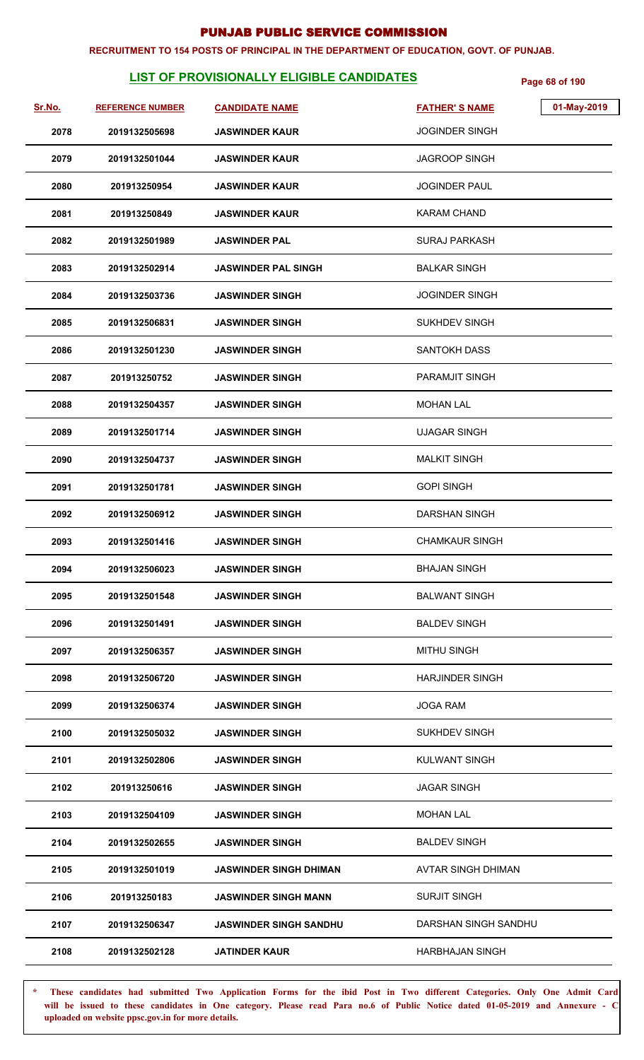# PUNJAB PUBLIC SERVICE COMMISSION

**RECRUITMENT TO 154 POSTS OF PRINCIPAL IN THE DEPARTMENT OF EDUCATION, GOVT. OF PUNJAB.**

## LIST OF PROVISIONALLY ELIGIBLE CANDIDATES

01-May-2019

| Sr.No. | REFERENCE NUMBER | CANDIDATE NAME | FATHER' S NAME |
|---|---|---|---|
| 2078 | 2019132505698 | JASWINDER KAUR | JOGINDER SINGH |
| 2079 | 2019132501044 | JASWINDER KAUR | JAGROOP SINGH |
| 2080 | 201913250954 | JASWINDER KAUR | JOGINDER PAUL |
| 2081 | 201913250849 | JASWINDER KAUR | KARAM CHAND |
| 2082 | 2019132501989 | JASWINDER PAL | SURAJ PARKASH |
| 2083 | 2019132502914 | JASWINDER PAL SINGH | BALKAR SINGH |
| 2084 | 2019132503736 | JASWINDER SINGH | JOGINDER SINGH |
| 2085 | 2019132506831 | JASWINDER SINGH | SUKHDEV SINGH |
| 2086 | 2019132501230 | JASWINDER SINGH | SANTOKH DASS |
| 2087 | 201913250752 | JASWINDER SINGH | PARAMJIT SINGH |
| 2088 | 2019132504357 | JASWINDER SINGH | MOHAN LAL |
| 2089 | 2019132501714 | JASWINDER SINGH | UJAGAR SINGH |
| 2090 | 2019132504737 | JASWINDER SINGH | MALKIT SINGH |
| 2091 | 2019132501781 | JASWINDER SINGH | GOPI SINGH |
| 2092 | 2019132506912 | JASWINDER SINGH | DARSHAN SINGH |
| 2093 | 2019132501416 | JASWINDER SINGH | CHAMKAUR SINGH |
| 2094 | 2019132506023 | JASWINDER SINGH | BHAJAN SINGH |
| 2095 | 2019132501548 | JASWINDER SINGH | BALWANT SINGH |
| 2096 | 2019132501491 | JASWINDER SINGH | BALDEV SINGH |
| 2097 | 2019132506357 | JASWINDER SINGH | MITHU SINGH |
| 2098 | 2019132506720 | JASWINDER SINGH | HARJINDER SINGH |
| 2099 | 2019132506374 | JASWINDER SINGH | JOGA RAM |
| 2100 | 2019132505032 | JASWINDER SINGH | SUKHDEV SINGH |
| 2101 | 2019132502806 | JASWINDER SINGH | KULWANT SINGH |
| 2102 | 201913250616 | JASWINDER SINGH | JAGAR SINGH |
| 2103 | 2019132504109 | JASWINDER SINGH | MOHAN LAL |
| 2104 | 2019132502655 | JASWINDER SINGH | BALDEV SINGH |
| 2105 | 2019132501019 | JASWINDER SINGH DHIMAN | AVTAR SINGH DHIMAN |
| 2106 | 201913250183 | JASWINDER SINGH MANN | SURJIT SINGH |
| 2107 | 2019132506347 | JASWINDER SINGH SANDHU | DARSHAN SINGH SANDHU |
| 2108 | 2019132502128 | JATINDER KAUR | HARBHAJAN SINGH |

**\* These candidates had submitted Two Application Forms for the ibid Post in Two different Categories. Only One Admit Card will be issued to these candidates in One category. Please read Para no.6 of Public Notice dated 01-05-2019 and Annexure - C uploaded on website ppsc.gov.in for more details.**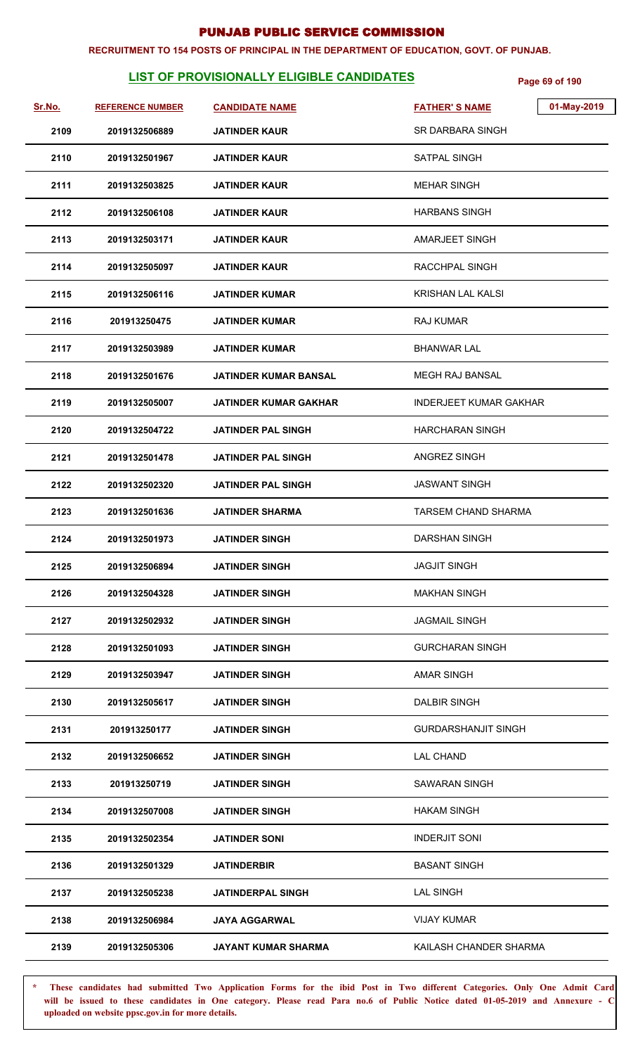# PUNJAB PUBLIC SERVICE COMMISSION

**RECRUITMENT TO 154 POSTS OF PRINCIPAL IN THE DEPARTMENT OF EDUCATION, GOVT. OF PUNJAB.**

## LIST OF PROVISIONALLY ELIGIBLE CANDIDATES

01-May-2019

| Sr.No. | REFERENCE NUMBER | CANDIDATE NAME | FATHER' S NAME |
|---|---|---|---|
| 2109 | 2019132506889 | JATINDER KAUR | SR DARBARA SINGH |
| 2110 | 2019132501967 | JATINDER KAUR | SATPAL SINGH |
| 2111 | 2019132503825 | JATINDER KAUR | MEHAR SINGH |
| 2112 | 2019132506108 | JATINDER KAUR | HARBANS SINGH |
| 2113 | 2019132503171 | JATINDER KAUR | AMARJEET SINGH |
| 2114 | 2019132505097 | JATINDER KAUR | RACCHPAL SINGH |
| 2115 | 2019132506116 | JATINDER KUMAR | KRISHAN LAL KALSI |
| 2116 | 201913250475 | JATINDER KUMAR | RAJ KUMAR |
| 2117 | 2019132503989 | JATINDER KUMAR | BHANWAR LAL |
| 2118 | 2019132501676 | JATINDER KUMAR BANSAL | MEGH RAJ BANSAL |
| 2119 | 2019132505007 | JATINDER KUMAR GAKHAR | INDERJEET KUMAR GAKHAR |
| 2120 | 2019132504722 | JATINDER PAL SINGH | HARCHARAN SINGH |
| 2121 | 2019132501478 | JATINDER PAL SINGH | ANGREZ SINGH |
| 2122 | 2019132502320 | JATINDER PAL SINGH | JASWANT SINGH |
| 2123 | 2019132501636 | JATINDER SHARMA | TARSEM CHAND SHARMA |
| 2124 | 2019132501973 | JATINDER SINGH | DARSHAN SINGH |
| 2125 | 2019132506894 | JATINDER SINGH | JAGJIT SINGH |
| 2126 | 2019132504328 | JATINDER SINGH | MAKHAN SINGH |
| 2127 | 2019132502932 | JATINDER SINGH | JAGMAIL SINGH |
| 2128 | 2019132501093 | JATINDER SINGH | GURCHARAN SINGH |
| 2129 | 2019132503947 | JATINDER SINGH | AMAR SINGH |
| 2130 | 2019132505617 | JATINDER SINGH | DALBIR SINGH |
| 2131 | 201913250177 | JATINDER SINGH | GURDARSHANJIT SINGH |
| 2132 | 2019132506652 | JATINDER SINGH | LAL CHAND |
| 2133 | 201913250719 | JATINDER SINGH | SAWARAN SINGH |
| 2134 | 2019132507008 | JATINDER SINGH | HAKAM SINGH |
| 2135 | 2019132502354 | JATINDER SONI | INDERJIT SONI |
| 2136 | 2019132501329 | JATINDERBIR | BASANT SINGH |
| 2137 | 2019132505238 | JATINDERPAL SINGH | LAL SINGH |
| 2138 | 2019132506984 | JAYA AGGARWAL | VIJAY KUMAR |
| 2139 | 2019132505306 | JAYANT KUMAR SHARMA | KAILASH CHANDER SHARMA |

\* These candidates had submitted Two Application Forms for the ibid Post in Two different Categories. Only One Admit Card will be issued to these candidates in One category. Please read Para no.6 of Public Notice dated 01-05-2019 and Annexure - C uploaded on website ppsc.gov.in for more details.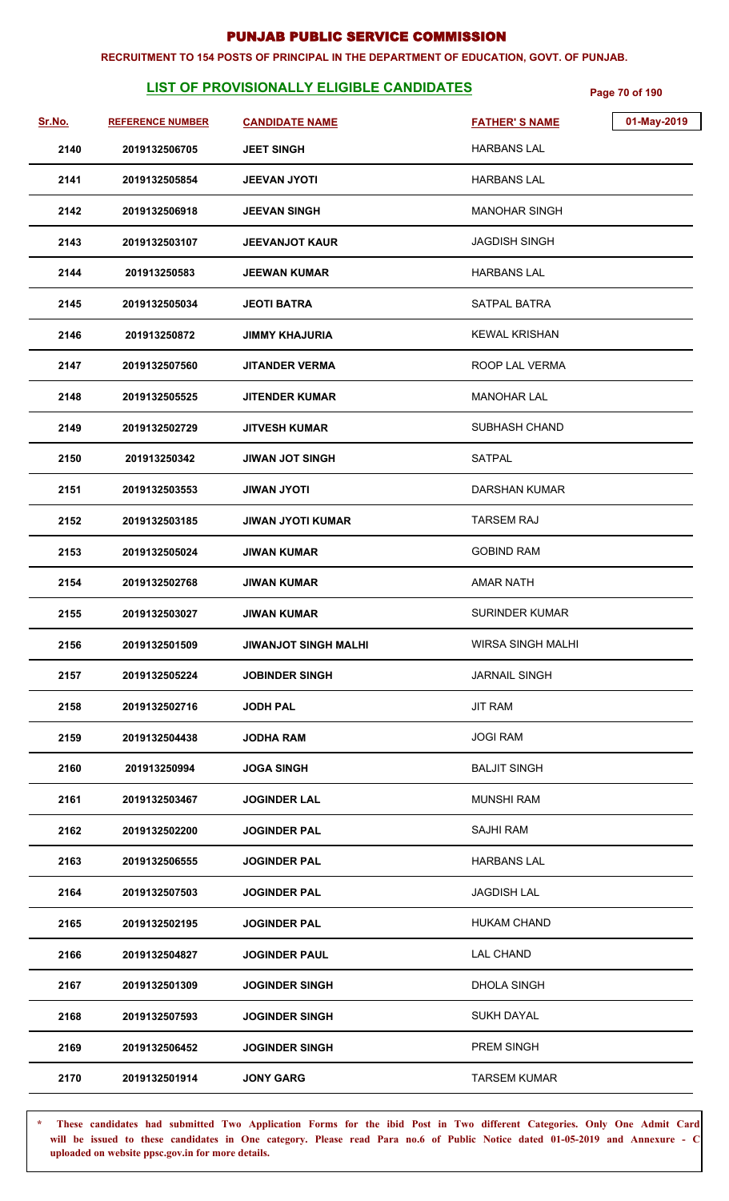# PUNJAB PUBLIC SERVICE COMMISSION

**RECRUITMENT TO 154 POSTS OF PRINCIPAL IN THE DEPARTMENT OF EDUCATION, GOVT. OF PUNJAB.**

## LIST OF PROVISIONALLY ELIGIBLE CANDIDATES

01-May-2019

| Sr.No. | REFERENCE NUMBER | CANDIDATE NAME | FATHER' S NAME |
|---|---|---|---|
| 2140 | 2019132506705 | JEET SINGH | HARBANS LAL |
| 2141 | 2019132505854 | JEEVAN JYOTI | HARBANS LAL |
| 2142 | 2019132506918 | JEEVAN SINGH | MANOHAR SINGH |
| 2143 | 2019132503107 | JEEVANJOT KAUR | JAGDISH SINGH |
| 2144 | 201913250583 | JEEWAN KUMAR | HARBANS LAL |
| 2145 | 2019132505034 | JEOTI BATRA | SATPAL BATRA |
| 2146 | 201913250872 | JIMMY KHAJURIA | KEWAL KRISHAN |
| 2147 | 2019132507560 | JITANDER VERMA | ROOP LAL VERMA |
| 2148 | 2019132505525 | JITENDER KUMAR | MANOHAR LAL |
| 2149 | 2019132502729 | JITVESH KUMAR | SUBHASH CHAND |
| 2150 | 201913250342 | JIWAN JOT SINGH | SATPAL |
| 2151 | 2019132503553 | JIWAN JYOTI | DARSHAN KUMAR |
| 2152 | 2019132503185 | JIWAN JYOTI KUMAR | TARSEM RAJ |
| 2153 | 2019132505024 | JIWAN KUMAR | GOBIND RAM |
| 2154 | 2019132502768 | JIWAN KUMAR | AMAR NATH |
| 2155 | 2019132503027 | JIWAN KUMAR | SURINDER KUMAR |
| 2156 | 2019132501509 | JIWANJOT SINGH MALHI | WIRSA SINGH MALHI |
| 2157 | 2019132505224 | JOBINDER SINGH | JARNAIL SINGH |
| 2158 | 2019132502716 | JODH PAL | JIT RAM |
| 2159 | 2019132504438 | JODHA RAM | JOGI RAM |
| 2160 | 201913250994 | JOGA SINGH | BALJIT SINGH |
| 2161 | 2019132503467 | JOGINDER LAL | MUNSHI RAM |
| 2162 | 2019132502200 | JOGINDER PAL | SAJHI RAM |
| 2163 | 2019132506555 | JOGINDER PAL | HARBANS LAL |
| 2164 | 2019132507503 | JOGINDER PAL | JAGDISH LAL |
| 2165 | 2019132502195 | JOGINDER PAL | HUKAM CHAND |
| 2166 | 2019132504827 | JOGINDER PAUL | LAL CHAND |
| 2167 | 2019132501309 | JOGINDER SINGH | DHOLA SINGH |
| 2168 | 2019132507593 | JOGINDER SINGH | SUKH DAYAL |
| 2169 | 2019132506452 | JOGINDER SINGH | PREM SINGH |
| 2170 | 2019132501914 | JONY GARG | TARSEM KUMAR |

**\* These candidates had submitted Two Application Forms for the ibid Post in Two different Categories. Only One Admit Card will be issued to these candidates in One category. Please read Para no.6 of Public Notice dated 01-05-2019 and Annexure - C uploaded on website ppsc.gov.in for more details.**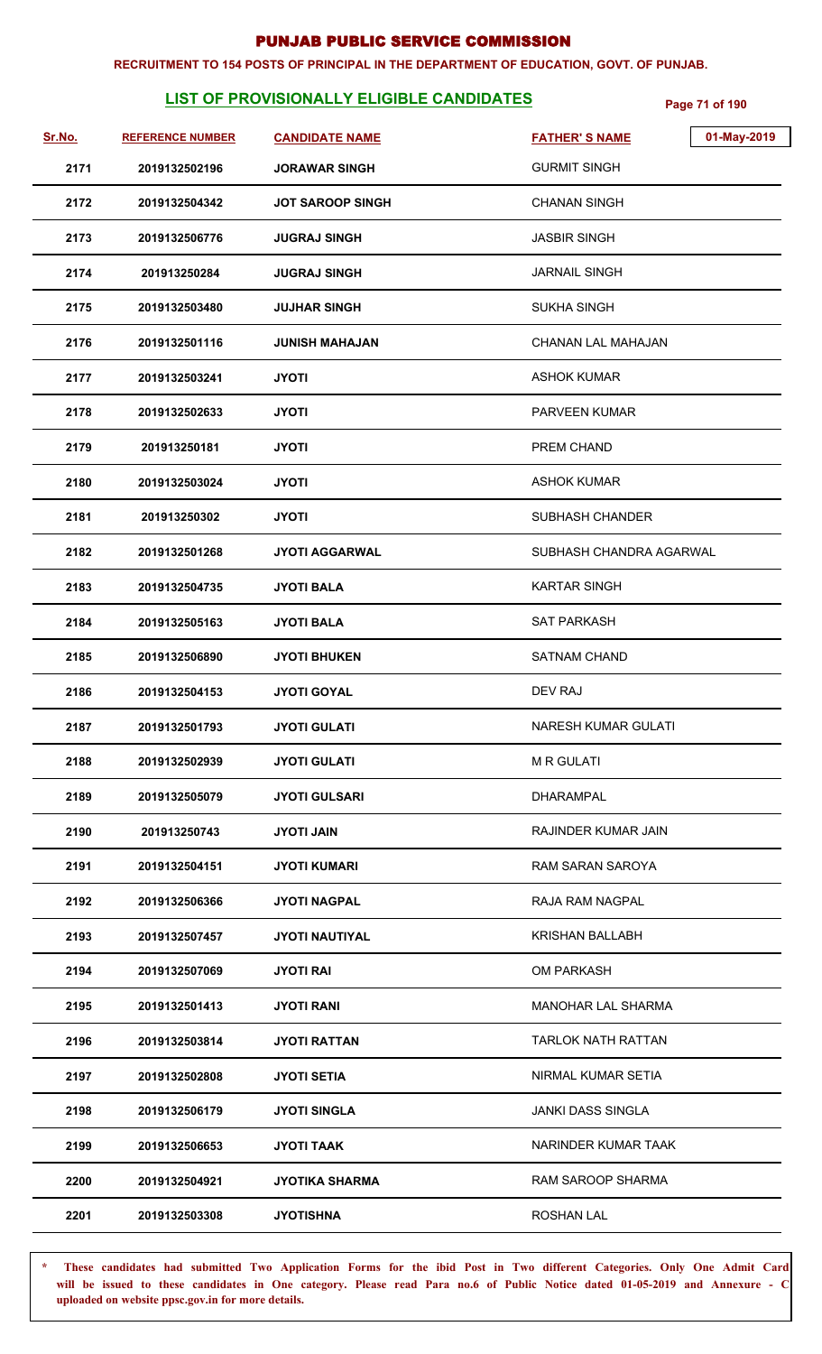# PUNJAB PUBLIC SERVICE COMMISSION

**RECRUITMENT TO 154 POSTS OF PRINCIPAL IN THE DEPARTMENT OF EDUCATION, GOVT. OF PUNJAB.**

## LIST OF PROVISIONALLY ELIGIBLE CANDIDATES

01-May-2019

| Sr.No. | REFERENCE NUMBER | CANDIDATE NAME | FATHER' S NAME |
|---|---|---|---|
| 2171 | 2019132502196 | JORAWAR SINGH | GURMIT SINGH |
| 2172 | 2019132504342 | JOT SAROOP SINGH | CHANAN SINGH |
| 2173 | 2019132506776 | JUGRAJ SINGH | JASBIR SINGH |
| 2174 | 201913250284 | JUGRAJ SINGH | JARNAIL SINGH |
| 2175 | 2019132503480 | JUJHAR SINGH | SUKHA SINGH |
| 2176 | 2019132501116 | JUNISH MAHAJAN | CHANAN LAL MAHAJAN |
| 2177 | 2019132503241 | JYOTI | ASHOK KUMAR |
| 2178 | 2019132502633 | JYOTI | PARVEEN KUMAR |
| 2179 | 201913250181 | JYOTI | PREM CHAND |
| 2180 | 2019132503024 | JYOTI | ASHOK KUMAR |
| 2181 | 201913250302 | JYOTI | SUBHASH CHANDER |
| 2182 | 2019132501268 | JYOTI AGGARWAL | SUBHASH CHANDRA AGARWAL |
| 2183 | 2019132504735 | JYOTI BALA | KARTAR SINGH |
| 2184 | 2019132505163 | JYOTI BALA | SAT PARKASH |
| 2185 | 2019132506890 | JYOTI BHUKEN | SATNAM CHAND |
| 2186 | 2019132504153 | JYOTI GOYAL | DEV RAJ |
| 2187 | 2019132501793 | JYOTI GULATI | NARESH KUMAR GULATI |
| 2188 | 2019132502939 | JYOTI GULATI | M R GULATI |
| 2189 | 2019132505079 | JYOTI GULSARI | DHARAMPAL |
| 2190 | 201913250743 | JYOTI JAIN | RAJINDER KUMAR JAIN |
| 2191 | 2019132504151 | JYOTI KUMARI | RAM SARAN SAROYA |
| 2192 | 2019132506366 | JYOTI NAGPAL | RAJA RAM NAGPAL |
| 2193 | 2019132507457 | JYOTI NAUTIYAL | KRISHAN BALLABH |
| 2194 | 2019132507069 | JYOTI RAI | OM PARKASH |
| 2195 | 2019132501413 | JYOTI RANI | MANOHAR LAL SHARMA |
| 2196 | 2019132503814 | JYOTI RATTAN | TARLOK NATH RATTAN |
| 2197 | 2019132502808 | JYOTI SETIA | NIRMAL KUMAR SETIA |
| 2198 | 2019132506179 | JYOTI SINGLA | JANKI DASS SINGLA |
| 2199 | 2019132506653 | JYOTI TAAK | NARINDER KUMAR TAAK |
| 2200 | 2019132504921 | JYOTIKA SHARMA | RAM SAROOP SHARMA |
| 2201 | 2019132503308 | JYOTISHNA | ROSHAN LAL |

**\* These candidates had submitted Two Application Forms for the ibid Post in Two different Categories. Only One Admit Card will be issued to these candidates in One category. Please read Para no.6 of Public Notice dated 01-05-2019 and Annexure - C uploaded on website ppsc.gov.in for more details.**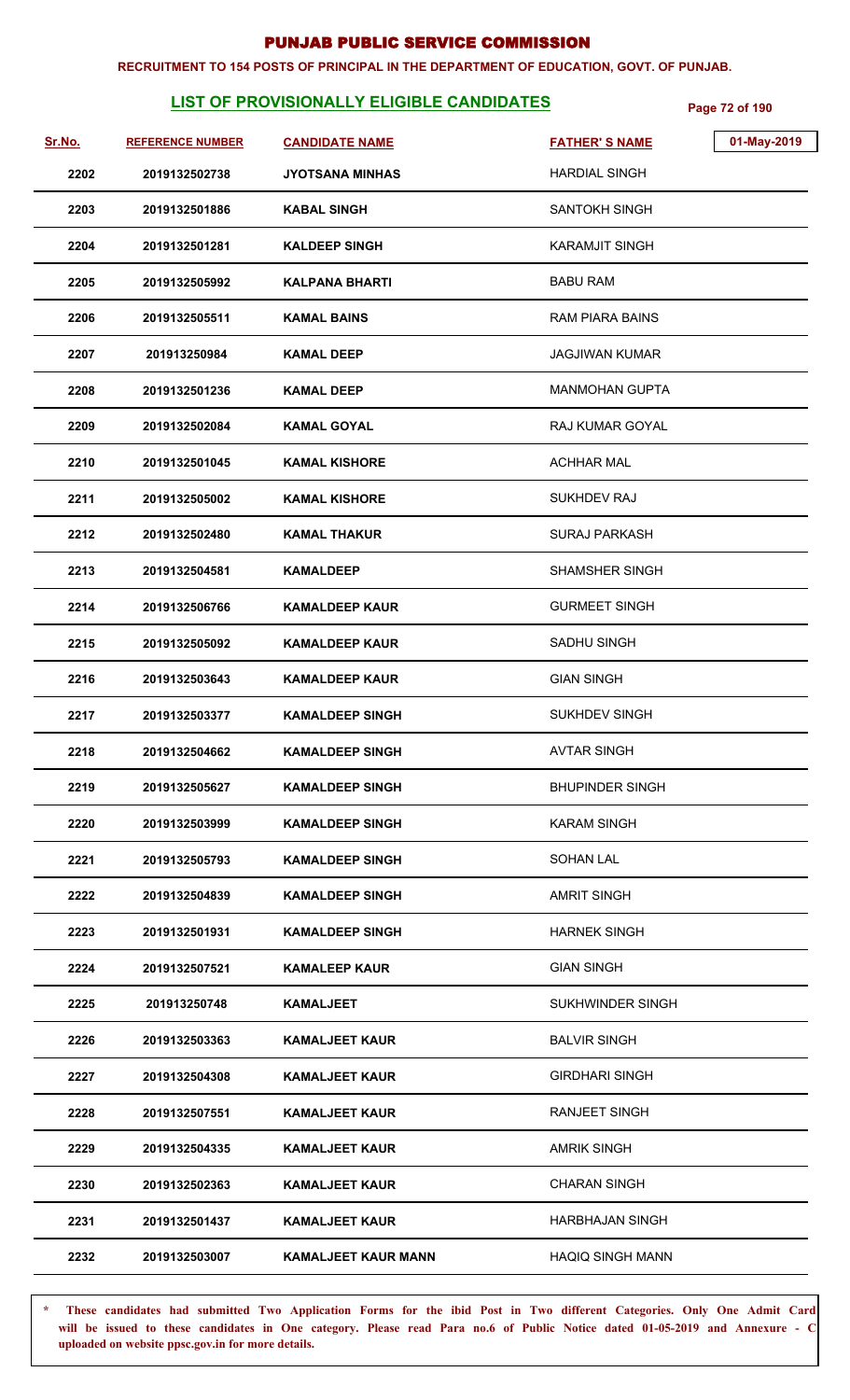# PUNJAB PUBLIC SERVICE COMMISSION

**RECRUITMENT TO 154 POSTS OF PRINCIPAL IN THE DEPARTMENT OF EDUCATION, GOVT. OF PUNJAB.**

## LIST OF PROVISIONALLY ELIGIBLE CANDIDATES

01-May-2019

| Sr.No. | REFERENCE NUMBER | CANDIDATE NAME | FATHER' S NAME |
|---|---|---|---|
| 2202 | 2019132502738 | JYOTSANA MINHAS | HARDIAL SINGH |
| 2203 | 2019132501886 | KABAL SINGH | SANTOKH SINGH |
| 2204 | 2019132501281 | KALDEEP SINGH | KARAMJIT SINGH |
| 2205 | 2019132505992 | KALPANA BHARTI | BABU RAM |
| 2206 | 2019132505511 | KAMAL BAINS | RAM PIARA BAINS |
| 2207 | 201913250984 | KAMAL DEEP | JAGJIWAN KUMAR |
| 2208 | 2019132501236 | KAMAL DEEP | MANMOHAN GUPTA |
| 2209 | 2019132502084 | KAMAL GOYAL | RAJ KUMAR GOYAL |
| 2210 | 2019132501045 | KAMAL KISHORE | ACHHAR MAL |
| 2211 | 2019132505002 | KAMAL KISHORE | SUKHDEV RAJ |
| 2212 | 2019132502480 | KAMAL THAKUR | SURAJ PARKASH |
| 2213 | 2019132504581 | KAMALDEEP | SHAMSHER SINGH |
| 2214 | 2019132506766 | KAMALDEEP KAUR | GURMEET SINGH |
| 2215 | 2019132505092 | KAMALDEEP KAUR | SADHU SINGH |
| 2216 | 2019132503643 | KAMALDEEP KAUR | GIAN SINGH |
| 2217 | 2019132503377 | KAMALDEEP SINGH | SUKHDEV SINGH |
| 2218 | 2019132504662 | KAMALDEEP SINGH | AVTAR SINGH |
| 2219 | 2019132505627 | KAMALDEEP SINGH | BHUPINDER SINGH |
| 2220 | 2019132503999 | KAMALDEEP SINGH | KARAM SINGH |
| 2221 | 2019132505793 | KAMALDEEP SINGH | SOHAN LAL |
| 2222 | 2019132504839 | KAMALDEEP SINGH | AMRIT SINGH |
| 2223 | 2019132501931 | KAMALDEEP SINGH | HARNEK SINGH |
| 2224 | 2019132507521 | KAMALEEP KAUR | GIAN SINGH |
| 2225 | 201913250748 | KAMALJEET | SUKHWINDER SINGH |
| 2226 | 2019132503363 | KAMALJEET KAUR | BALVIR SINGH |
| 2227 | 2019132504308 | KAMALJEET KAUR | GIRDHARI SINGH |
| 2228 | 2019132507551 | KAMALJEET KAUR | RANJEET SINGH |
| 2229 | 2019132504335 | KAMALJEET KAUR | AMRIK SINGH |
| 2230 | 2019132502363 | KAMALJEET KAUR | CHARAN SINGH |
| 2231 | 2019132501437 | KAMALJEET KAUR | HARBHAJAN SINGH |
| 2232 | 2019132503007 | KAMALJEET KAUR MANN | HAQIQ SINGH MANN |

\* These candidates had submitted Two Application Forms for the ibid Post in Two different Categories. Only One Admit Card will be issued to these candidates in One category. Please read Para no.6 of Public Notice dated 01-05-2019 and Annexure - C uploaded on website ppsc.gov.in for more details.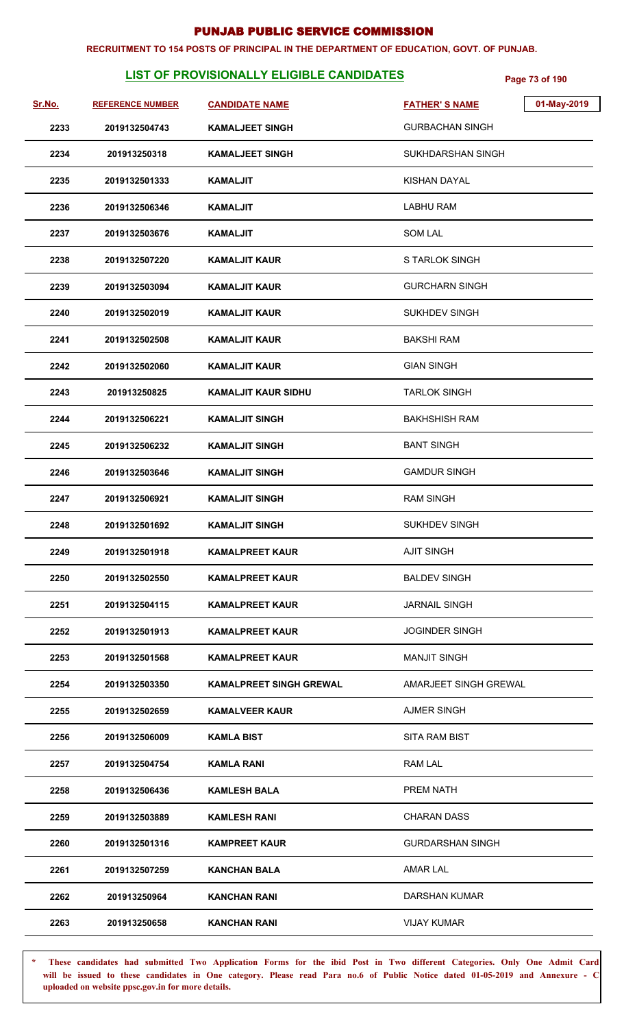# PUNJAB PUBLIC SERVICE COMMISSION

**RECRUITMENT TO 154 POSTS OF PRINCIPAL IN THE DEPARTMENT OF EDUCATION, GOVT. OF PUNJAB.**

## LIST OF PROVISIONALLY ELIGIBLE CANDIDATES

01-May-2019

| Sr.No. | REFERENCE NUMBER | CANDIDATE NAME | FATHER' S NAME |
|---|---|---|---|
| 2233 | 2019132504743 | KAMALJEET SINGH | GURBACHAN SINGH |
| 2234 | 201913250318 | KAMALJEET SINGH | SUKHDARSHAN SINGH |
| 2235 | 2019132501333 | KAMALJIT | KISHAN DAYAL |
| 2236 | 2019132506346 | KAMALJIT | LABHU RAM |
| 2237 | 2019132503676 | KAMALJIT | SOM LAL |
| 2238 | 2019132507220 | KAMALJIT KAUR | S TARLOK SINGH |
| 2239 | 2019132503094 | KAMALJIT KAUR | GURCHARN SINGH |
| 2240 | 2019132502019 | KAMALJIT KAUR | SUKHDEV SINGH |
| 2241 | 2019132502508 | KAMALJIT KAUR | BAKSHI RAM |
| 2242 | 2019132502060 | KAMALJIT KAUR | GIAN SINGH |
| 2243 | 201913250825 | KAMALJIT KAUR SIDHU | TARLOK SINGH |
| 2244 | 2019132506221 | KAMALJIT SINGH | BAKHSHISH RAM |
| 2245 | 2019132506232 | KAMALJIT SINGH | BANT SINGH |
| 2246 | 2019132503646 | KAMALJIT SINGH | GAMDUR SINGH |
| 2247 | 2019132506921 | KAMALJIT SINGH | RAM SINGH |
| 2248 | 2019132501692 | KAMALJIT SINGH | SUKHDEV SINGH |
| 2249 | 2019132501918 | KAMALPREET KAUR | AJIT SINGH |
| 2250 | 2019132502550 | KAMALPREET KAUR | BALDEV SINGH |
| 2251 | 2019132504115 | KAMALPREET KAUR | JARNAIL SINGH |
| 2252 | 2019132501913 | KAMALPREET KAUR | JOGINDER SINGH |
| 2253 | 2019132501568 | KAMALPREET KAUR | MANJIT SINGH |
| 2254 | 2019132503350 | KAMALPREET SINGH GREWAL | AMARJEET SINGH GREWAL |
| 2255 | 2019132502659 | KAMALVEER KAUR | AJMER SINGH |
| 2256 | 2019132506009 | KAMLA BIST | SITA RAM BIST |
| 2257 | 2019132504754 | KAMLA RANI | RAM LAL |
| 2258 | 2019132506436 | KAMLESH BALA | PREM NATH |
| 2259 | 2019132503889 | KAMLESH RANI | CHARAN DASS |
| 2260 | 2019132501316 | KAMPREET KAUR | GURDARSHAN SINGH |
| 2261 | 2019132507259 | KANCHAN BALA | AMAR LAL |
| 2262 | 201913250964 | KANCHAN RANI | DARSHAN KUMAR |
| 2263 | 201913250658 | KANCHAN RANI | VIJAY KUMAR |

\* These candidates had submitted Two Application Forms for the ibid Post in Two different Categories. Only One Admit Card will be issued to these candidates in One category. Please read Para no.6 of Public Notice dated 01-05-2019 and Annexure - C uploaded on website ppsc.gov.in for more details.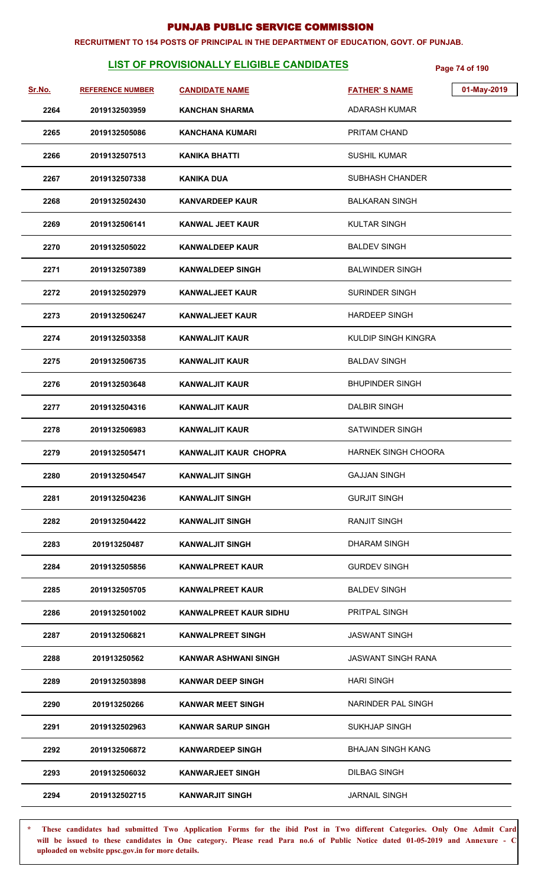# PUNJAB PUBLIC SERVICE COMMISSION

**RECRUITMENT TO 154 POSTS OF PRINCIPAL IN THE DEPARTMENT OF EDUCATION, GOVT. OF PUNJAB.**

## LIST OF PROVISIONALLY ELIGIBLE CANDIDATES

01-May-2019

| Sr.No. | REFERENCE NUMBER | CANDIDATE NAME | FATHER' S NAME |
|---|---|---|---|
| 2264 | 2019132503959 | KANCHAN SHARMA | ADARASH KUMAR |
| 2265 | 2019132505086 | KANCHANA KUMARI | PRITAM CHAND |
| 2266 | 2019132507513 | KANIKA BHATTI | SUSHIL KUMAR |
| 2267 | 2019132507338 | KANIKA DUA | SUBHASH CHANDER |
| 2268 | 2019132502430 | KANVARDEEP KAUR | BALKARAN SINGH |
| 2269 | 2019132506141 | KANWAL JEET KAUR | KULTAR SINGH |
| 2270 | 2019132505022 | KANWALDEEP KAUR | BALDEV SINGH |
| 2271 | 2019132507389 | KANWALDEEP SINGH | BALWINDER SINGH |
| 2272 | 2019132502979 | KANWALJEET KAUR | SURINDER SINGH |
| 2273 | 2019132506247 | KANWALJEET KAUR | HARDEEP SINGH |
| 2274 | 2019132503358 | KANWALJIT KAUR | KULDIP SINGH KINGRA |
| 2275 | 2019132506735 | KANWALJIT KAUR | BALDAV SINGH |
| 2276 | 2019132503648 | KANWALJIT KAUR | BHUPINDER SINGH |
| 2277 | 2019132504316 | KANWALJIT KAUR | DALBIR SINGH |
| 2278 | 2019132506983 | KANWALJIT KAUR | SATWINDER SINGH |
| 2279 | 2019132505471 | KANWALJIT KAUR CHOPRA | HARNEK SINGH CHOORA |
| 2280 | 2019132504547 | KANWALJIT SINGH | GAJJAN SINGH |
| 2281 | 2019132504236 | KANWALJIT SINGH | GURJIT SINGH |
| 2282 | 2019132504422 | KANWALJIT SINGH | RANJIT SINGH |
| 2283 | 201913250487 | KANWALJIT SINGH | DHARAM SINGH |
| 2284 | 2019132505856 | KANWALPREET KAUR | GURDEV SINGH |
| 2285 | 2019132505705 | KANWALPREET KAUR | BALDEV SINGH |
| 2286 | 2019132501002 | KANWALPREET KAUR SIDHU | PRITPAL SINGH |
| 2287 | 2019132506821 | KANWALPREET SINGH | JASWANT SINGH |
| 2288 | 201913250562 | KANWAR ASHWANI SINGH | JASWANT SINGH RANA |
| 2289 | 2019132503898 | KANWAR DEEP SINGH | HARI SINGH |
| 2290 | 201913250266 | KANWAR MEET SINGH | NARINDER PAL SINGH |
| 2291 | 2019132502963 | KANWAR SARUP SINGH | SUKHJAP SINGH |
| 2292 | 2019132506872 | KANWARDEEP SINGH | BHAJAN SINGH KANG |
| 2293 | 2019132506032 | KANWARJEET SINGH | DILBAG SINGH |
| 2294 | 2019132502715 | KANWARJIT SINGH | JARNAIL SINGH |

**\* These candidates had submitted Two Application Forms for the ibid Post in Two different Categories. Only One Admit Card will be issued to these candidates in One category. Please read Para no.6 of Public Notice dated 01-05-2019 and Annexure - C uploaded on website ppsc.gov.in for more details.**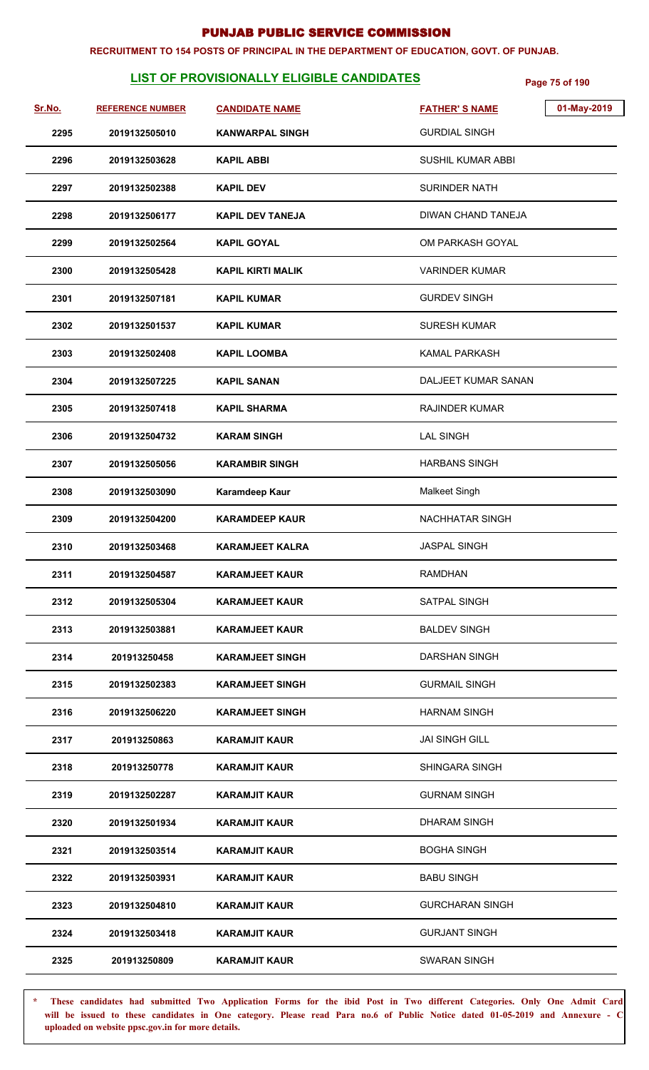# PUNJAB PUBLIC SERVICE COMMISSION

**RECRUITMENT TO 154 POSTS OF PRINCIPAL IN THE DEPARTMENT OF EDUCATION, GOVT. OF PUNJAB.**

## LIST OF PROVISIONALLY ELIGIBLE CANDIDATES

01-May-2019

| Sr.No. | REFERENCE NUMBER | CANDIDATE NAME | FATHER' S NAME |
|---|---|---|---|
| 2295 | 2019132505010 | KANWARPAL SINGH | GURDIAL SINGH |
| 2296 | 2019132503628 | KAPIL ABBI | SUSHIL KUMAR ABBI |
| 2297 | 2019132502388 | KAPIL DEV | SURINDER NATH |
| 2298 | 2019132506177 | KAPIL DEV TANEJA | DIWAN CHAND TANEJA |
| 2299 | 2019132502564 | KAPIL GOYAL | OM PARKASH GOYAL |
| 2300 | 2019132505428 | KAPIL KIRTI MALIK | VARINDER KUMAR |
| 2301 | 2019132507181 | KAPIL KUMAR | GURDEV SINGH |
| 2302 | 2019132501537 | KAPIL KUMAR | SURESH KUMAR |
| 2303 | 2019132502408 | KAPIL LOOMBA | KAMAL PARKASH |
| 2304 | 2019132507225 | KAPIL SANAN | DALJEET KUMAR SANAN |
| 2305 | 2019132507418 | KAPIL SHARMA | RAJINDER KUMAR |
| 2306 | 2019132504732 | KARAM SINGH | LAL SINGH |
| 2307 | 2019132505056 | KARAMBIR SINGH | HARBANS SINGH |
| 2308 | 2019132503090 | Karamdeep Kaur | Malkeet Singh |
| 2309 | 2019132504200 | KARAMDEEP KAUR | NACHHATAR SINGH |
| 2310 | 2019132503468 | KARAMJEET KALRA | JASPAL SINGH |
| 2311 | 2019132504587 | KARAMJEET KAUR | RAMDHAN |
| 2312 | 2019132505304 | KARAMJEET KAUR | SATPAL SINGH |
| 2313 | 2019132503881 | KARAMJEET KAUR | BALDEV SINGH |
| 2314 | 201913250458 | KARAMJEET SINGH | DARSHAN SINGH |
| 2315 | 2019132502383 | KARAMJEET SINGH | GURMAIL SINGH |
| 2316 | 2019132506220 | KARAMJEET SINGH | HARNAM SINGH |
| 2317 | 201913250863 | KARAMJIT KAUR | JAI SINGH GILL |
| 2318 | 201913250778 | KARAMJIT KAUR | SHINGARA SINGH |
| 2319 | 2019132502287 | KARAMJIT KAUR | GURNAM SINGH |
| 2320 | 2019132501934 | KARAMJIT KAUR | DHARAM SINGH |
| 2321 | 2019132503514 | KARAMJIT KAUR | BOGHA SINGH |
| 2322 | 2019132503931 | KARAMJIT KAUR | BABU SINGH |
| 2323 | 2019132504810 | KARAMJIT KAUR | GURCHARAN SINGH |
| 2324 | 2019132503418 | KARAMJIT KAUR | GURJANT SINGH |
| 2325 | 201913250809 | KARAMJIT KAUR | SWARAN SINGH |

\* **These candidates had submitted Two Application Forms for the ibid Post in Two different Categories. Only One Admit Card will be issued to these candidates in One category. Please read Para no.6 of Public Notice dated 01-05-2019 and Annexure - C uploaded on website ppsc.gov.in for more details.**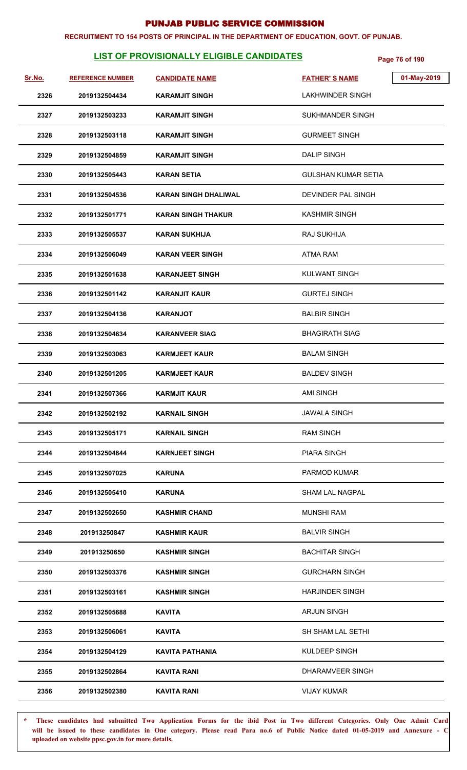# PUNJAB PUBLIC SERVICE COMMISSION

**RECRUITMENT TO 154 POSTS OF PRINCIPAL IN THE DEPARTMENT OF EDUCATION, GOVT. OF PUNJAB.**

## LIST OF PROVISIONALLY ELIGIBLE CANDIDATES

01-May-2019

| Sr.No. | REFERENCE NUMBER | CANDIDATE NAME | FATHER' S NAME |
|---|---|---|---|
| 2326 | 2019132504434 | KARAMJIT SINGH | LAKHWINDER SINGH |
| 2327 | 2019132503233 | KARAMJIT SINGH | SUKHMANDER SINGH |
| 2328 | 2019132503118 | KARAMJIT SINGH | GURMEET SINGH |
| 2329 | 2019132504859 | KARAMJIT SINGH | DALIP SINGH |
| 2330 | 2019132505443 | KARAN SETIA | GULSHAN KUMAR SETIA |
| 2331 | 2019132504536 | KARAN SINGH DHALIWAL | DEVINDER PAL SINGH |
| 2332 | 2019132501771 | KARAN SINGH THAKUR | KASHMIR SINGH |
| 2333 | 2019132505537 | KARAN SUKHIJA | RAJ SUKHIJA |
| 2334 | 2019132506049 | KARAN VEER SINGH | ATMA RAM |
| 2335 | 2019132501638 | KARANJEET SINGH | KULWANT SINGH |
| 2336 | 2019132501142 | KARANJIT KAUR | GURTEJ SINGH |
| 2337 | 2019132504136 | KARANJOT | BALBIR SINGH |
| 2338 | 2019132504634 | KARANVEER SIAG | BHAGIRATH SIAG |
| 2339 | 2019132503063 | KARMJEET KAUR | BALAM SINGH |
| 2340 | 2019132501205 | KARMJEET KAUR | BALDEV SINGH |
| 2341 | 2019132507366 | KARMJIT KAUR | AMI SINGH |
| 2342 | 2019132502192 | KARNAIL SINGH | JAWALA SINGH |
| 2343 | 2019132505171 | KARNAIL SINGH | RAM SINGH |
| 2344 | 2019132504844 | KARNJEET SINGH | PIARA SINGH |
| 2345 | 2019132507025 | KARUNA | PARMOD KUMAR |
| 2346 | 2019132505410 | KARUNA | SHAM LAL NAGPAL |
| 2347 | 2019132502650 | KASHMIR CHAND | MUNSHI RAM |
| 2348 | 201913250847 | KASHMIR KAUR | BALVIR SINGH |
| 2349 | 201913250650 | KASHMIR SINGH | BACHITAR SINGH |
| 2350 | 2019132503376 | KASHMIR SINGH | GURCHARN SINGH |
| 2351 | 2019132503161 | KASHMIR SINGH | HARJINDER SINGH |
| 2352 | 2019132505688 | KAVITA | ARJUN SINGH |
| 2353 | 2019132506061 | KAVITA | SH SHAM LAL SETHI |
| 2354 | 2019132504129 | KAVITA PATHANIA | KULDEEP SINGH |
| 2355 | 2019132502864 | KAVITA RANI | DHARAMVEER SINGH |
| 2356 | 2019132502380 | KAVITA RANI | VIJAY KUMAR |

**\* These candidates had submitted Two Application Forms for the ibid Post in Two different Categories. Only One Admit Card will be issued to these candidates in One category. Please read Para no.6 of Public Notice dated 01-05-2019 and Annexure - C uploaded on website ppsc.gov.in for more details.**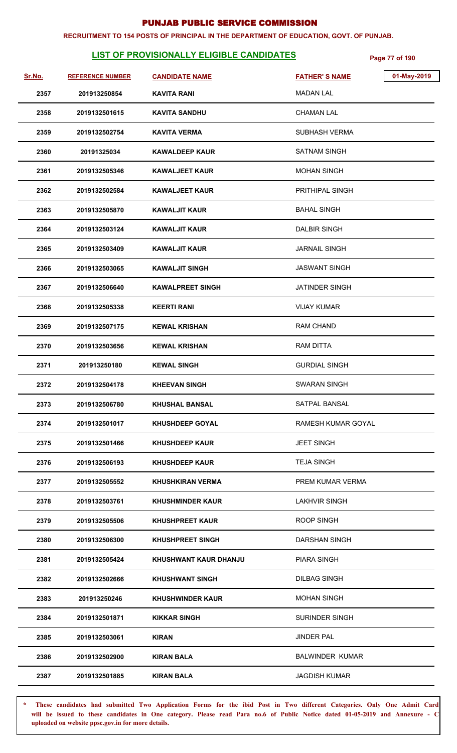# PUNJAB PUBLIC SERVICE COMMISSION

**RECRUITMENT TO 154 POSTS OF PRINCIPAL IN THE DEPARTMENT OF EDUCATION, GOVT. OF PUNJAB.**

## LIST OF PROVISIONALLY ELIGIBLE CANDIDATES

01-May-2019

| Sr.No. | REFERENCE NUMBER | CANDIDATE NAME | FATHER' S NAME |
|---|---|---|---|
| 2357 | 201913250854 | KAVITA RANI | MADAN LAL |
| 2358 | 2019132501615 | KAVITA SANDHU | CHAMAN LAL |
| 2359 | 2019132502754 | KAVITA VERMA | SUBHASH VERMA |
| 2360 | 20191325034 | KAWALDEEP KAUR | SATNAM SINGH |
| 2361 | 2019132505346 | KAWALJEET KAUR | MOHAN SINGH |
| 2362 | 2019132502584 | KAWALJEET KAUR | PRITHIPAL SINGH |
| 2363 | 2019132505870 | KAWALJIT KAUR | BAHAL SINGH |
| 2364 | 2019132503124 | KAWALJIT KAUR | DALBIR SINGH |
| 2365 | 2019132503409 | KAWALJIT KAUR | JARNAIL SINGH |
| 2366 | 2019132503065 | KAWALJIT SINGH | JASWANT SINGH |
| 2367 | 2019132506640 | KAWALPREET SINGH | JATINDER SINGH |
| 2368 | 2019132505338 | KEERTI RANI | VIJAY KUMAR |
| 2369 | 2019132507175 | KEWAL KRISHAN | RAM CHAND |
| 2370 | 2019132503656 | KEWAL KRISHAN | RAM DITTA |
| 2371 | 201913250180 | KEWAL SINGH | GURDIAL SINGH |
| 2372 | 2019132504178 | KHEEVAN SINGH | SWARAN SINGH |
| 2373 | 2019132506780 | KHUSHAL BANSAL | SATPAL BANSAL |
| 2374 | 2019132501017 | KHUSHDEEP GOYAL | RAMESH KUMAR GOYAL |
| 2375 | 2019132501466 | KHUSHDEEP KAUR | JEET SINGH |
| 2376 | 2019132506193 | KHUSHDEEP KAUR | TEJA SINGH |
| 2377 | 2019132505552 | KHUSHKIRAN VERMA | PREM KUMAR VERMA |
| 2378 | 2019132503761 | KHUSHMINDER KAUR | LAKHVIR SINGH |
| 2379 | 2019132505506 | KHUSHPREET KAUR | ROOP SINGH |
| 2380 | 2019132506300 | KHUSHPREET SINGH | DARSHAN SINGH |
| 2381 | 2019132505424 | KHUSHWANT KAUR DHANJU | PIARA SINGH |
| 2382 | 2019132502666 | KHUSHWANT SINGH | DILBAG SINGH |
| 2383 | 201913250246 | KHUSHWINDER KAUR | MOHAN SINGH |
| 2384 | 2019132501871 | KIKKAR SINGH | SURINDER SINGH |
| 2385 | 2019132503061 | KIRAN | JINDER PAL |
| 2386 | 2019132502900 | KIRAN BALA | BALWINDER KUMAR |
| 2387 | 2019132501885 | KIRAN BALA | JAGDISH KUMAR |

\* These candidates had submitted Two Application Forms for the ibid Post in Two different Categories. Only One Admit Card will be issued to these candidates in One category. Please read Para no.6 of Public Notice dated 01-05-2019 and Annexure - C uploaded on website ppsc.gov.in for more details.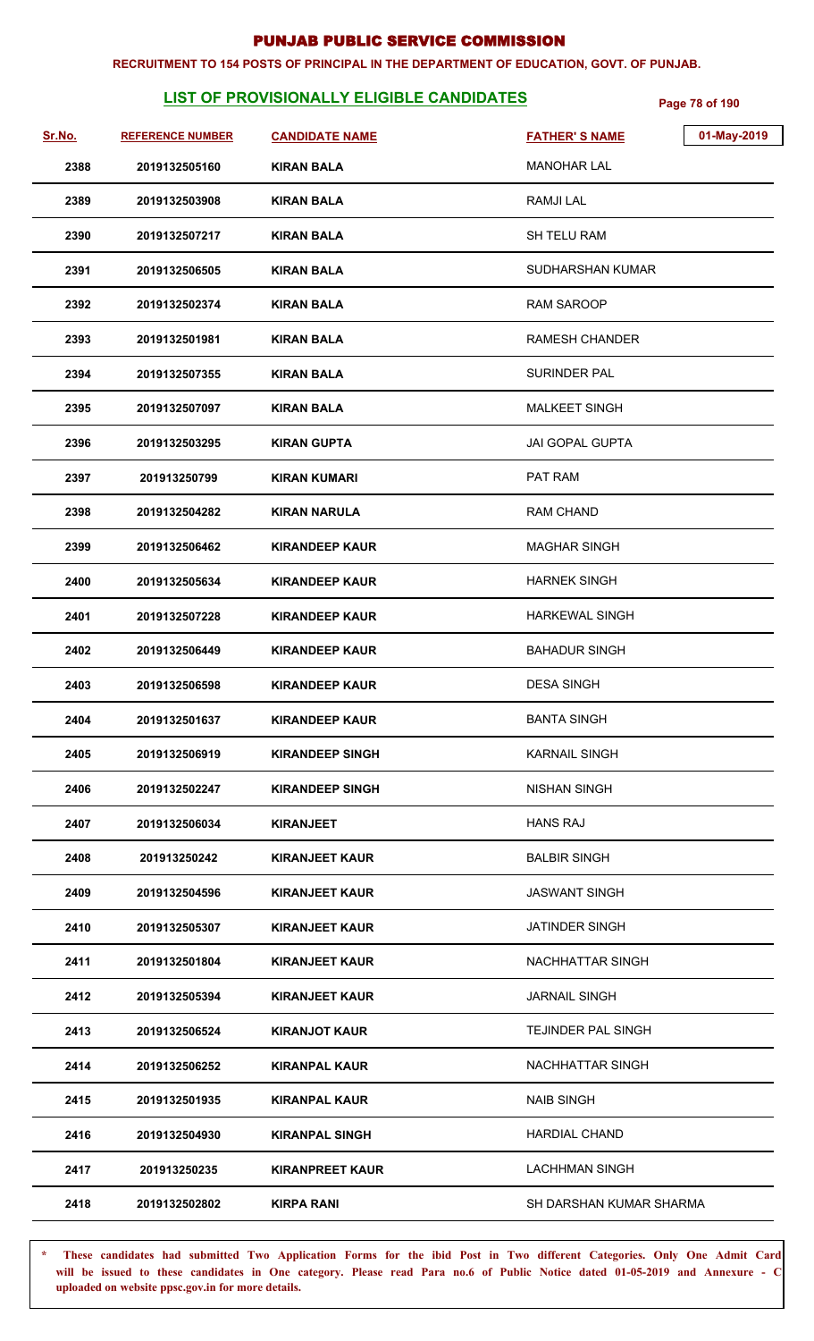# PUNJAB PUBLIC SERVICE COMMISSION

**RECRUITMENT TO 154 POSTS OF PRINCIPAL IN THE DEPARTMENT OF EDUCATION, GOVT. OF PUNJAB.**

## LIST OF PROVISIONALLY ELIGIBLE CANDIDATES

01-May-2019

| Sr.No. | REFERENCE NUMBER | CANDIDATE NAME | FATHER' S NAME |
|---|---|---|---|
| 2388 | 2019132505160 | KIRAN BALA | MANOHAR LAL |
| 2389 | 2019132503908 | KIRAN BALA | RAMJI LAL |
| 2390 | 2019132507217 | KIRAN BALA | SH TELU RAM |
| 2391 | 2019132506505 | KIRAN BALA | SUDHARSHAN KUMAR |
| 2392 | 2019132502374 | KIRAN BALA | RAM SAROOP |
| 2393 | 2019132501981 | KIRAN BALA | RAMESH CHANDER |
| 2394 | 2019132507355 | KIRAN BALA | SURINDER PAL |
| 2395 | 2019132507097 | KIRAN BALA | MALKEET SINGH |
| 2396 | 2019132503295 | KIRAN GUPTA | JAI GOPAL GUPTA |
| 2397 | 201913250799 | KIRAN KUMARI | PAT RAM |
| 2398 | 2019132504282 | KIRAN NARULA | RAM CHAND |
| 2399 | 2019132506462 | KIRANDEEP KAUR | MAGHAR SINGH |
| 2400 | 2019132505634 | KIRANDEEP KAUR | HARNEK SINGH |
| 2401 | 2019132507228 | KIRANDEEP KAUR | HARKEWAL SINGH |
| 2402 | 2019132506449 | KIRANDEEP KAUR | BAHADUR SINGH |
| 2403 | 2019132506598 | KIRANDEEP KAUR | DESA SINGH |
| 2404 | 2019132501637 | KIRANDEEP KAUR | BANTA SINGH |
| 2405 | 2019132506919 | KIRANDEEP SINGH | KARNAIL SINGH |
| 2406 | 2019132502247 | KIRANDEEP SINGH | NISHAN SINGH |
| 2407 | 2019132506034 | KIRANJEET | HANS RAJ |
| 2408 | 201913250242 | KIRANJEET KAUR | BALBIR SINGH |
| 2409 | 2019132504596 | KIRANJEET KAUR | JASWANT SINGH |
| 2410 | 2019132505307 | KIRANJEET KAUR | JATINDER SINGH |
| 2411 | 2019132501804 | KIRANJEET KAUR | NACHHATTAR SINGH |
| 2412 | 2019132505394 | KIRANJEET KAUR | JARNAIL SINGH |
| 2413 | 2019132506524 | KIRANJOT KAUR | TEJINDER PAL SINGH |
| 2414 | 2019132506252 | KIRANPAL KAUR | NACHHATTAR SINGH |
| 2415 | 2019132501935 | KIRANPAL KAUR | NAIB SINGH |
| 2416 | 2019132504930 | KIRANPAL SINGH | HARDIAL CHAND |
| 2417 | 201913250235 | KIRANPREET KAUR | LACHHMAN SINGH |
| 2418 | 2019132502802 | KIRPA RANI | SH DARSHAN KUMAR SHARMA |

\* **These candidates had submitted Two Application Forms for the ibid Post in Two different Categories. Only One Admit Card will be issued to these candidates in One category. Please read Para no.6 of Public Notice dated 01-05-2019 and Annexure - C uploaded on website ppsc.gov.in for more details.**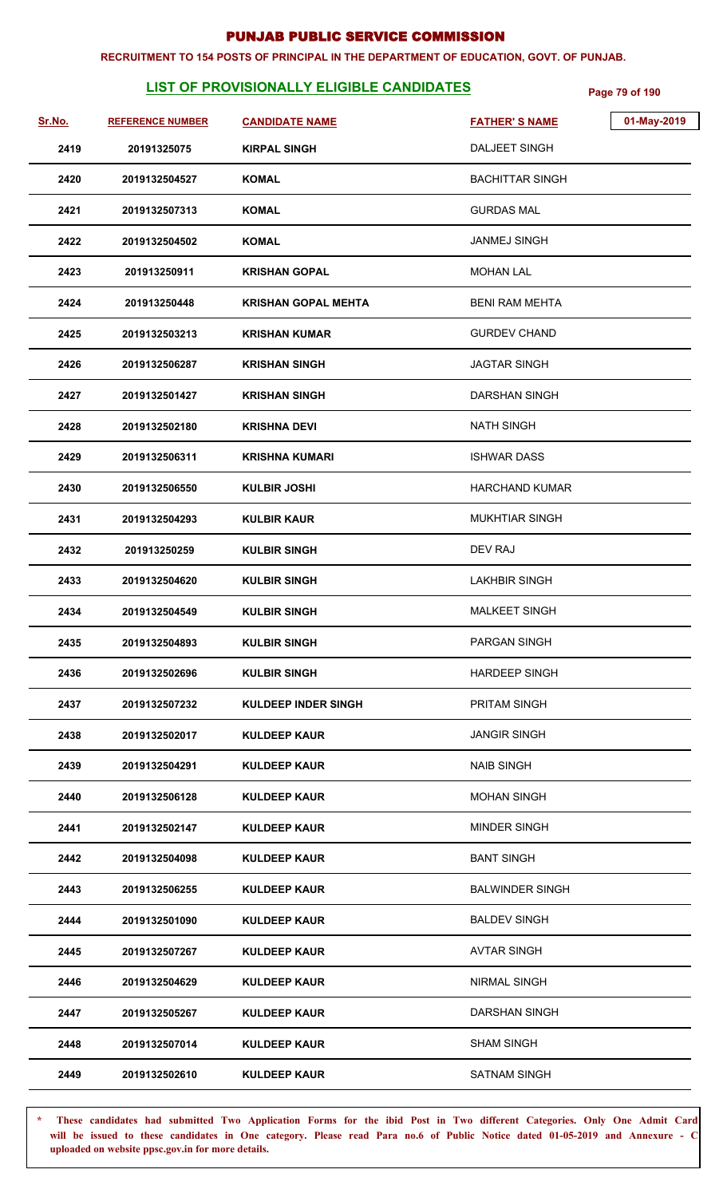# PUNJAB PUBLIC SERVICE COMMISSION

**RECRUITMENT TO 154 POSTS OF PRINCIPAL IN THE DEPARTMENT OF EDUCATION, GOVT. OF PUNJAB.**

## LIST OF PROVISIONALLY ELIGIBLE CANDIDATES

01-May-2019

| Sr.No. | REFERENCE NUMBER | CANDIDATE NAME | FATHER' S NAME |
|---|---|---|---|
| 2419 | 20191325075 | KIRPAL SINGH | DALJEET SINGH |
| 2420 | 2019132504527 | KOMAL | BACHITTAR SINGH |
| 2421 | 2019132507313 | KOMAL | GURDAS MAL |
| 2422 | 2019132504502 | KOMAL | JANMEJ SINGH |
| 2423 | 201913250911 | KRISHAN GOPAL | MOHAN LAL |
| 2424 | 201913250448 | KRISHAN GOPAL MEHTA | BENI RAM MEHTA |
| 2425 | 2019132503213 | KRISHAN KUMAR | GURDEV CHAND |
| 2426 | 2019132506287 | KRISHAN SINGH | JAGTAR SINGH |
| 2427 | 2019132501427 | KRISHAN SINGH | DARSHAN SINGH |
| 2428 | 2019132502180 | KRISHNA DEVI | NATH SINGH |
| 2429 | 2019132506311 | KRISHNA KUMARI | ISHWAR DASS |
| 2430 | 2019132506550 | KULBIR JOSHI | HARCHAND KUMAR |
| 2431 | 2019132504293 | KULBIR KAUR | MUKHTIAR SINGH |
| 2432 | 201913250259 | KULBIR SINGH | DEV RAJ |
| 2433 | 2019132504620 | KULBIR SINGH | LAKHBIR SINGH |
| 2434 | 2019132504549 | KULBIR SINGH | MALKEET SINGH |
| 2435 | 2019132504893 | KULBIR SINGH | PARGAN SINGH |
| 2436 | 2019132502696 | KULBIR SINGH | HARDEEP SINGH |
| 2437 | 2019132507232 | KULDEEP INDER SINGH | PRITAM SINGH |
| 2438 | 2019132502017 | KULDEEP KAUR | JANGIR SINGH |
| 2439 | 2019132504291 | KULDEEP KAUR | NAIB SINGH |
| 2440 | 2019132506128 | KULDEEP KAUR | MOHAN SINGH |
| 2441 | 2019132502147 | KULDEEP KAUR | MINDER SINGH |
| 2442 | 2019132504098 | KULDEEP KAUR | BANT SINGH |
| 2443 | 2019132506255 | KULDEEP KAUR | BALWINDER SINGH |
| 2444 | 2019132501090 | KULDEEP KAUR | BALDEV SINGH |
| 2445 | 2019132507267 | KULDEEP KAUR | AVTAR SINGH |
| 2446 | 2019132504629 | KULDEEP KAUR | NIRMAL SINGH |
| 2447 | 2019132505267 | KULDEEP KAUR | DARSHAN SINGH |
| 2448 | 2019132507014 | KULDEEP KAUR | SHAM SINGH |
| 2449 | 2019132502610 | KULDEEP KAUR | SATNAM SINGH |

\* These candidates had submitted Two Application Forms for the ibid Post in Two different Categories. Only One Admit Card will be issued to these candidates in One category. Please read Para no.6 of Public Notice dated 01-05-2019 and Annexure - C uploaded on website ppsc.gov.in for more details.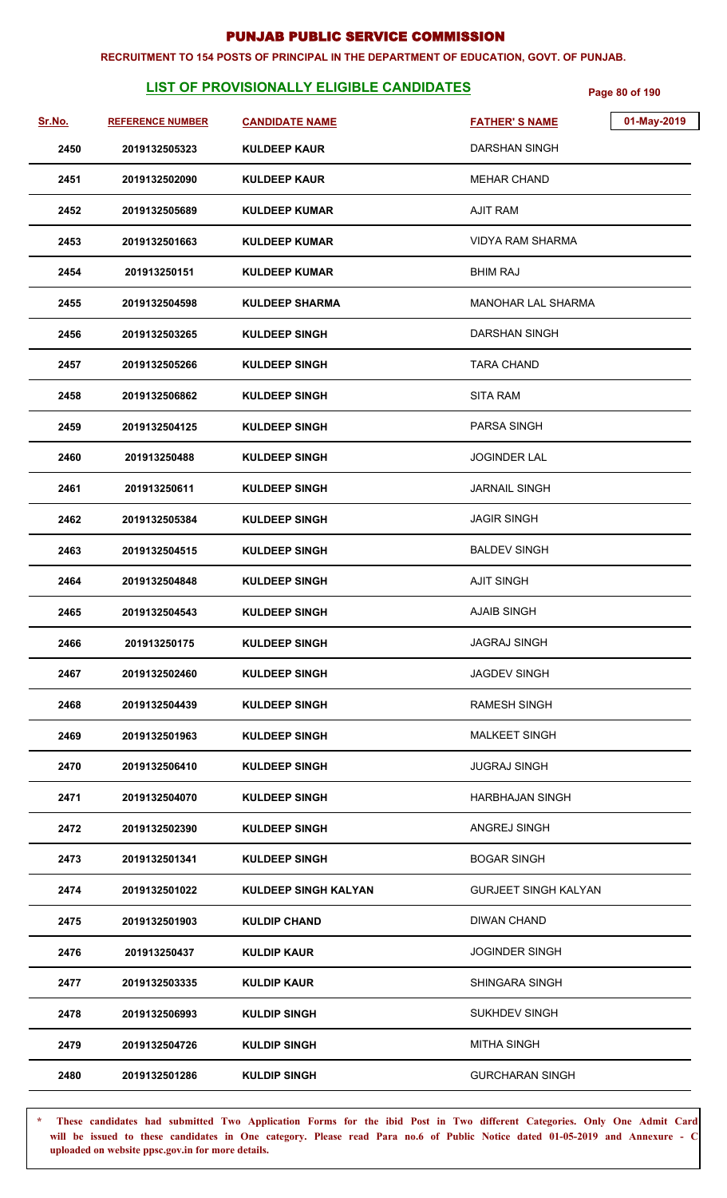# PUNJAB PUBLIC SERVICE COMMISSION

**RECRUITMENT TO 154 POSTS OF PRINCIPAL IN THE DEPARTMENT OF EDUCATION, GOVT. OF PUNJAB.**

## LIST OF PROVISIONALLY ELIGIBLE CANDIDATES

01-May-2019

| Sr.No. | REFERENCE NUMBER | CANDIDATE NAME | FATHER' S NAME |
|---|---|---|---|
| 2450 | 2019132505323 | KULDEEP KAUR | DARSHAN SINGH |
| 2451 | 2019132502090 | KULDEEP KAUR | MEHAR CHAND |
| 2452 | 2019132505689 | KULDEEP KUMAR | AJIT RAM |
| 2453 | 2019132501663 | KULDEEP KUMAR | VIDYA RAM SHARMA |
| 2454 | 201913250151 | KULDEEP KUMAR | BHIM RAJ |
| 2455 | 2019132504598 | KULDEEP SHARMA | MANOHAR LAL SHARMA |
| 2456 | 2019132503265 | KULDEEP SINGH | DARSHAN SINGH |
| 2457 | 2019132505266 | KULDEEP SINGH | TARA CHAND |
| 2458 | 2019132506862 | KULDEEP SINGH | SITA RAM |
| 2459 | 2019132504125 | KULDEEP SINGH | PARSA SINGH |
| 2460 | 201913250488 | KULDEEP SINGH | JOGINDER LAL |
| 2461 | 201913250611 | KULDEEP SINGH | JARNAIL SINGH |
| 2462 | 2019132505384 | KULDEEP SINGH | JAGIR SINGH |
| 2463 | 2019132504515 | KULDEEP SINGH | BALDEV SINGH |
| 2464 | 2019132504848 | KULDEEP SINGH | AJIT SINGH |
| 2465 | 2019132504543 | KULDEEP SINGH | AJAIB SINGH |
| 2466 | 201913250175 | KULDEEP SINGH | JAGRAJ SINGH |
| 2467 | 2019132502460 | KULDEEP SINGH | JAGDEV SINGH |
| 2468 | 2019132504439 | KULDEEP SINGH | RAMESH SINGH |
| 2469 | 2019132501963 | KULDEEP SINGH | MALKEET SINGH |
| 2470 | 2019132506410 | KULDEEP SINGH | JUGRAJ SINGH |
| 2471 | 2019132504070 | KULDEEP SINGH | HARBHAJAN SINGH |
| 2472 | 2019132502390 | KULDEEP SINGH | ANGREJ SINGH |
| 2473 | 2019132501341 | KULDEEP SINGH | BOGAR SINGH |
| 2474 | 2019132501022 | KULDEEP SINGH KALYAN | GURJEET SINGH KALYAN |
| 2475 | 2019132501903 | KULDIP CHAND | DIWAN CHAND |
| 2476 | 201913250437 | KULDIP KAUR | JOGINDER SINGH |
| 2477 | 2019132503335 | KULDIP KAUR | SHINGARA SINGH |
| 2478 | 2019132506993 | KULDIP SINGH | SUKHDEV SINGH |
| 2479 | 2019132504726 | KULDIP SINGH | MITHA SINGH |
| 2480 | 2019132501286 | KULDIP SINGH | GURCHARAN SINGH |

\* These candidates had submitted Two Application Forms for the ibid Post in Two different Categories. Only One Admit Card will be issued to these candidates in One category. Please read Para no.6 of Public Notice dated 01-05-2019 and Annexure - C uploaded on website ppsc.gov.in for more details.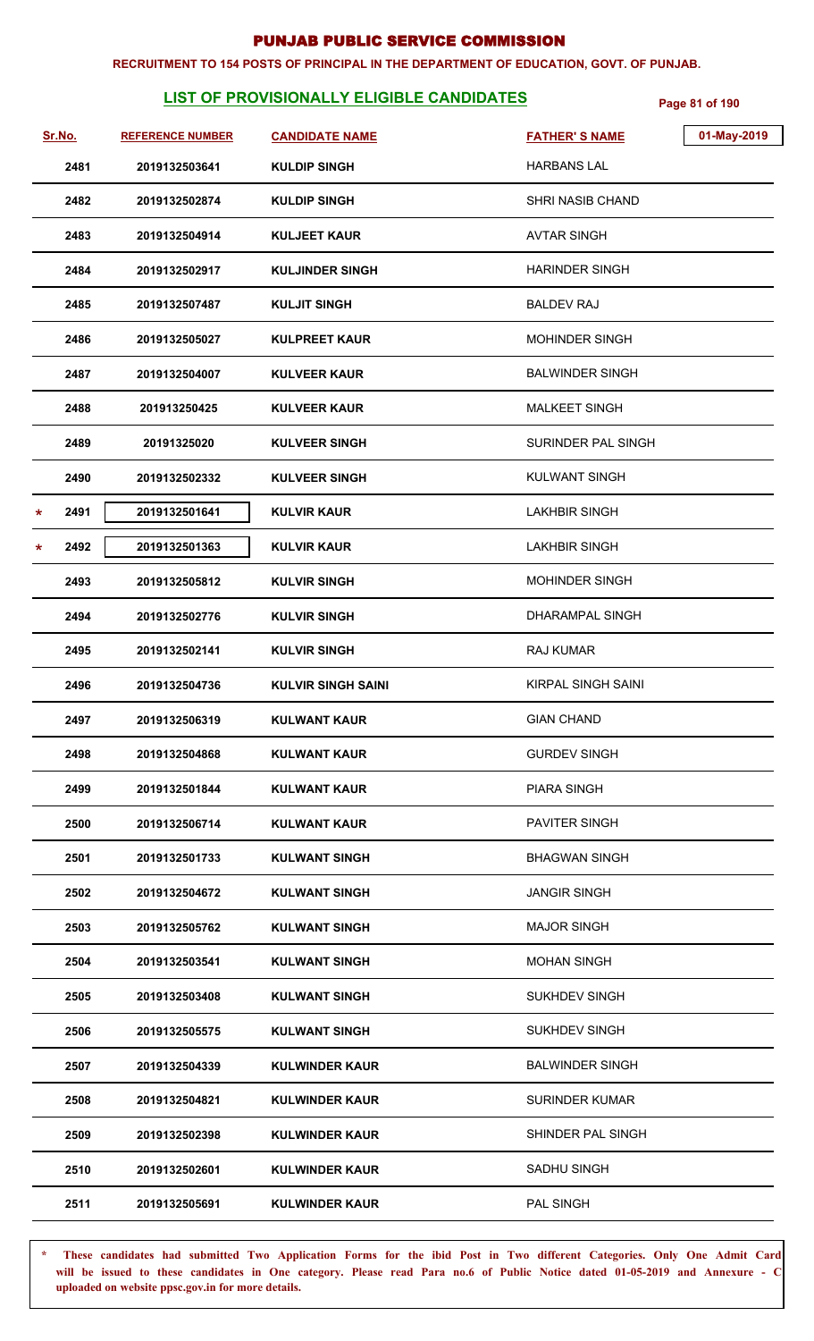# PUNJAB PUBLIC SERVICE COMMISSION

**RECRUITMENT TO 154 POSTS OF PRINCIPAL IN THE DEPARTMENT OF EDUCATION, GOVT. OF PUNJAB.**

## LIST OF PROVISIONALLY ELIGIBLE CANDIDATES

01-May-2019

| Sr.No. | REFERENCE NUMBER | CANDIDATE NAME | FATHER' S NAME |
|---|---|---|---|
| 2481 | 2019132503641 | KULDIP SINGH | HARBANS LAL |
| 2482 | 2019132502874 | KULDIP SINGH | SHRI NASIB CHAND |
| 2483 | 2019132504914 | KULJEET KAUR | AVTAR SINGH |
| 2484 | 2019132502917 | KULJINDER SINGH | HARINDER SINGH |
| 2485 | 2019132507487 | KULJIT SINGH | BALDEV RAJ |
| 2486 | 2019132505027 | KULPREET KAUR | MOHINDER SINGH |
| 2487 | 2019132504007 | KULVEER KAUR | BALWINDER SINGH |
| 2488 | 201913250425 | KULVEER KAUR | MALKEET SINGH |
| 2489 | 20191325020 | KULVEER SINGH | SURINDER PAL SINGH |
| 2490 | 2019132502332 | KULVEER SINGH | KULWANT SINGH |
| * 2491 | 2019132501641 | KULVIR KAUR | LAKHBIR SINGH |
| * 2492 | 2019132501363 | KULVIR KAUR | LAKHBIR SINGH |
| 2493 | 2019132505812 | KULVIR SINGH | MOHINDER SINGH |
| 2494 | 2019132502776 | KULVIR SINGH | DHARAMPAL SINGH |
| 2495 | 2019132502141 | KULVIR SINGH | RAJ KUMAR |
| 2496 | 2019132504736 | KULVIR SINGH SAINI | KIRPAL SINGH SAINI |
| 2497 | 2019132506319 | KULWANT KAUR | GIAN CHAND |
| 2498 | 2019132504868 | KULWANT KAUR | GURDEV SINGH |
| 2499 | 2019132501844 | KULWANT KAUR | PIARA SINGH |
| 2500 | 2019132506714 | KULWANT KAUR | PAVITER SINGH |
| 2501 | 2019132501733 | KULWANT SINGH | BHAGWAN SINGH |
| 2502 | 2019132504672 | KULWANT SINGH | JANGIR SINGH |
| 2503 | 2019132505762 | KULWANT SINGH | MAJOR SINGH |
| 2504 | 2019132503541 | KULWANT SINGH | MOHAN SINGH |
| 2505 | 2019132503408 | KULWANT SINGH | SUKHDEV SINGH |
| 2506 | 2019132505575 | KULWANT SINGH | SUKHDEV SINGH |
| 2507 | 2019132504339 | KULWINDER KAUR | BALWINDER SINGH |
| 2508 | 2019132504821 | KULWINDER KAUR | SURINDER KUMAR |
| 2509 | 2019132502398 | KULWINDER KAUR | SHINDER PAL SINGH |
| 2510 | 2019132502601 | KULWINDER KAUR | SADHU SINGH |
| 2511 | 2019132505691 | KULWINDER KAUR | PAL SINGH |

\* **These candidates had submitted Two Application Forms for the ibid Post in Two different Categories. Only One Admit Card will be issued to these candidates in One category. Please read Para no.6 of Public Notice dated 01-05-2019 and Annexure - C uploaded on website ppsc.gov.in for more details.**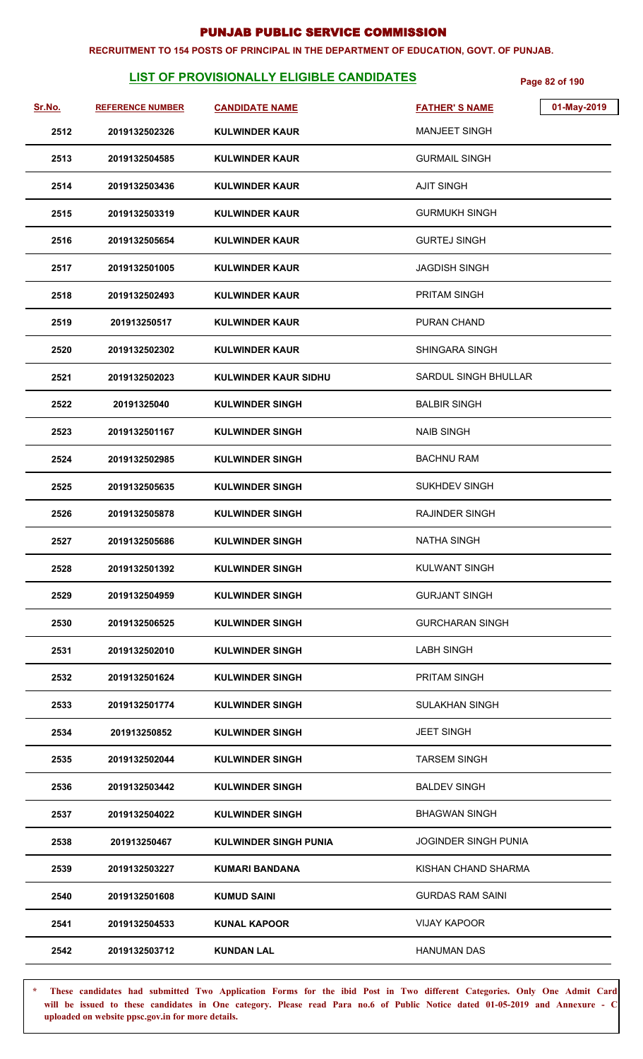# PUNJAB PUBLIC SERVICE COMMISSION

**RECRUITMENT TO 154 POSTS OF PRINCIPAL IN THE DEPARTMENT OF EDUCATION, GOVT. OF PUNJAB.**

## LIST OF PROVISIONALLY ELIGIBLE CANDIDATES

01-May-2019

| Sr.No. | REFERENCE NUMBER | CANDIDATE NAME | FATHER'S NAME |
|---|---|---|---|
| 2512 | 2019132502326 | KULWINDER KAUR | MANJEET SINGH |
| 2513 | 2019132504585 | KULWINDER KAUR | GURMAIL SINGH |
| 2514 | 2019132503436 | KULWINDER KAUR | AJIT SINGH |
| 2515 | 2019132503319 | KULWINDER KAUR | GURMUKH SINGH |
| 2516 | 2019132505654 | KULWINDER KAUR | GURTEJ SINGH |
| 2517 | 2019132501005 | KULWINDER KAUR | JAGDISH SINGH |
| 2518 | 2019132502493 | KULWINDER KAUR | PRITAM SINGH |
| 2519 | 201913250517 | KULWINDER KAUR | PURAN CHAND |
| 2520 | 2019132502302 | KULWINDER KAUR | SHINGARA SINGH |
| 2521 | 2019132502023 | KULWINDER KAUR SIDHU | SARDUL SINGH BHULLAR |
| 2522 | 20191325040 | KULWINDER SINGH | BALBIR SINGH |
| 2523 | 2019132501167 | KULWINDER SINGH | NAIB SINGH |
| 2524 | 2019132502985 | KULWINDER SINGH | BACHNU RAM |
| 2525 | 2019132505635 | KULWINDER SINGH | SUKHDEV SINGH |
| 2526 | 2019132505878 | KULWINDER SINGH | RAJINDER SINGH |
| 2527 | 2019132505686 | KULWINDER SINGH | NATHA SINGH |
| 2528 | 2019132501392 | KULWINDER SINGH | KULWANT SINGH |
| 2529 | 2019132504959 | KULWINDER SINGH | GURJANT SINGH |
| 2530 | 2019132506525 | KULWINDER SINGH | GURCHARAN SINGH |
| 2531 | 2019132502010 | KULWINDER SINGH | LABH SINGH |
| 2532 | 2019132501624 | KULWINDER SINGH | PRITAM SINGH |
| 2533 | 2019132501774 | KULWINDER SINGH | SULAKHAN SINGH |
| 2534 | 201913250852 | KULWINDER SINGH | JEET SINGH |
| 2535 | 2019132502044 | KULWINDER SINGH | TARSEM SINGH |
| 2536 | 2019132503442 | KULWINDER SINGH | BALDEV SINGH |
| 2537 | 2019132504022 | KULWINDER SINGH | BHAGWAN SINGH |
| 2538 | 201913250467 | KULWINDER SINGH PUNIA | JOGINDER SINGH PUNIA |
| 2539 | 2019132503227 | KUMARI BANDANA | KISHAN CHAND SHARMA |
| 2540 | 2019132501608 | KUMUD SAINI | GURDAS RAM SAINI |
| 2541 | 2019132504533 | KUNAL KAPOOR | VIJAY KAPOOR |
| 2542 | 2019132503712 | KUNDAN LAL | HANUMAN DAS |

\* These candidates had submitted Two Application Forms for the ibid Post in Two different Categories. Only One Admit Card will be issued to these candidates in One category. Please read Para no.6 of Public Notice dated 01-05-2019 and Annexure - C uploaded on website ppsc.gov.in for more details.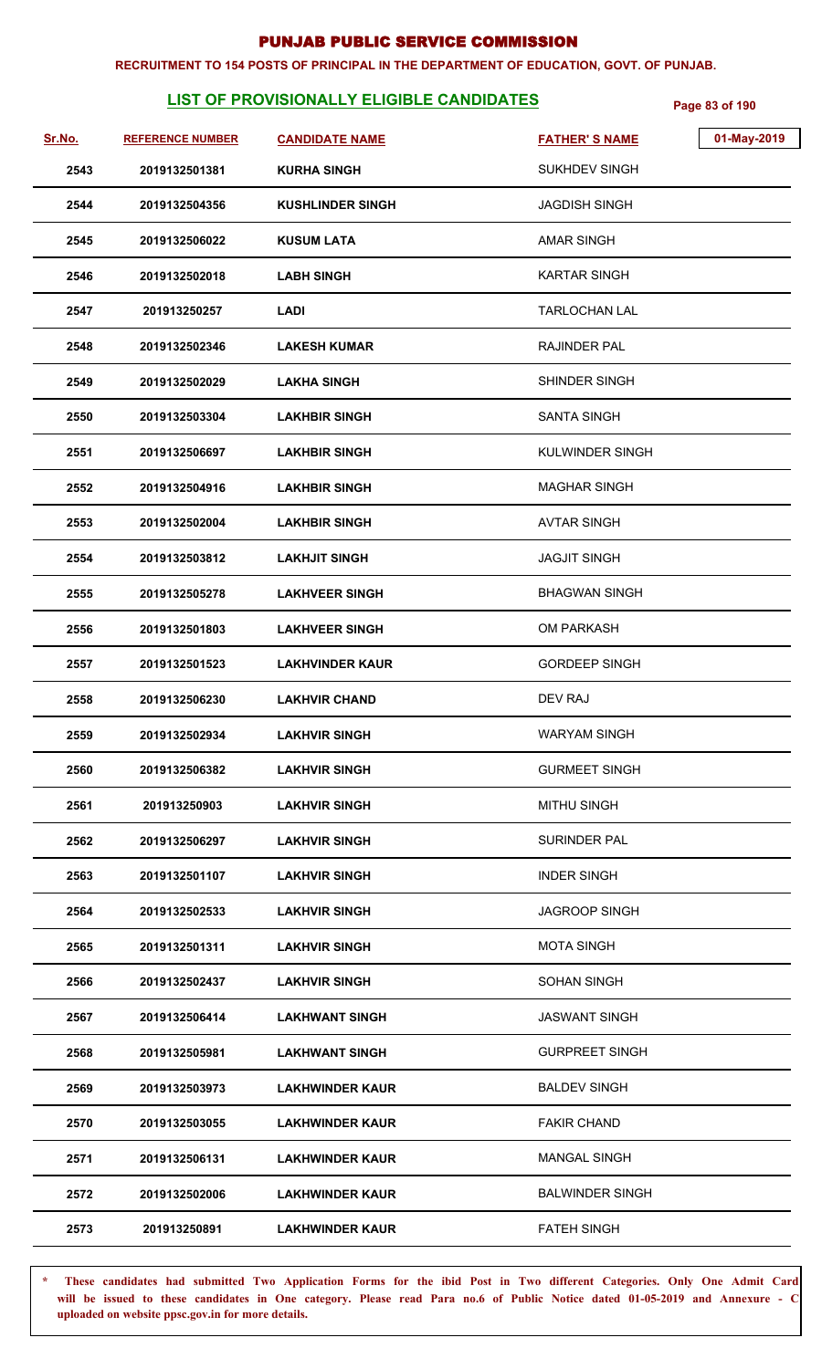# PUNJAB PUBLIC SERVICE COMMISSION

**RECRUITMENT TO 154 POSTS OF PRINCIPAL IN THE DEPARTMENT OF EDUCATION, GOVT. OF PUNJAB.**

## LIST OF PROVISIONALLY ELIGIBLE CANDIDATES

01-May-2019

| Sr.No. | REFERENCE NUMBER | CANDIDATE NAME | FATHER' S NAME |
|---|---|---|---|
| 2543 | 2019132501381 | KURHA SINGH | SUKHDEV SINGH |
| 2544 | 2019132504356 | KUSHLINDER SINGH | JAGDISH SINGH |
| 2545 | 2019132506022 | KUSUM LATA | AMAR SINGH |
| 2546 | 2019132502018 | LABH SINGH | KARTAR SINGH |
| 2547 | 201913250257 | LADI | TARLOCHAN LAL |
| 2548 | 2019132502346 | LAKESH KUMAR | RAJINDER PAL |
| 2549 | 2019132502029 | LAKHA SINGH | SHINDER SINGH |
| 2550 | 2019132503304 | LAKHBIR SINGH | SANTA SINGH |
| 2551 | 2019132506697 | LAKHBIR SINGH | KULWINDER SINGH |
| 2552 | 2019132504916 | LAKHBIR SINGH | MAGHAR SINGH |
| 2553 | 2019132502004 | LAKHBIR SINGH | AVTAR SINGH |
| 2554 | 2019132503812 | LAKHJIT SINGH | JAGJIT SINGH |
| 2555 | 2019132505278 | LAKHVEER SINGH | BHAGWAN SINGH |
| 2556 | 2019132501803 | LAKHVEER SINGH | OM PARKASH |
| 2557 | 2019132501523 | LAKHVINDER KAUR | GORDEEP SINGH |
| 2558 | 2019132506230 | LAKHVIR CHAND | DEV RAJ |
| 2559 | 2019132502934 | LAKHVIR SINGH | WARYAM SINGH |
| 2560 | 2019132506382 | LAKHVIR SINGH | GURMEET SINGH |
| 2561 | 201913250903 | LAKHVIR SINGH | MITHU SINGH |
| 2562 | 2019132506297 | LAKHVIR SINGH | SURINDER PAL |
| 2563 | 2019132501107 | LAKHVIR SINGH | INDER SINGH |
| 2564 | 2019132502533 | LAKHVIR SINGH | JAGROOP SINGH |
| 2565 | 2019132501311 | LAKHVIR SINGH | MOTA SINGH |
| 2566 | 2019132502437 | LAKHVIR SINGH | SOHAN SINGH |
| 2567 | 2019132506414 | LAKHWANT SINGH | JASWANT SINGH |
| 2568 | 2019132505981 | LAKHWANT SINGH | GURPREET SINGH |
| 2569 | 2019132503973 | LAKHWINDER KAUR | BALDEV SINGH |
| 2570 | 2019132503055 | LAKHWINDER KAUR | FAKIR CHAND |
| 2571 | 2019132506131 | LAKHWINDER KAUR | MANGAL SINGH |
| 2572 | 2019132502006 | LAKHWINDER KAUR | BALWINDER SINGH |
| 2573 | 201913250891 | LAKHWINDER KAUR | FATEH SINGH |

\* These candidates had submitted Two Application Forms for the ibid Post in Two different Categories. Only One Admit Card will be issued to these candidates in One category. Please read Para no.6 of Public Notice dated 01-05-2019 and Annexure - C uploaded on website ppsc.gov.in for more details.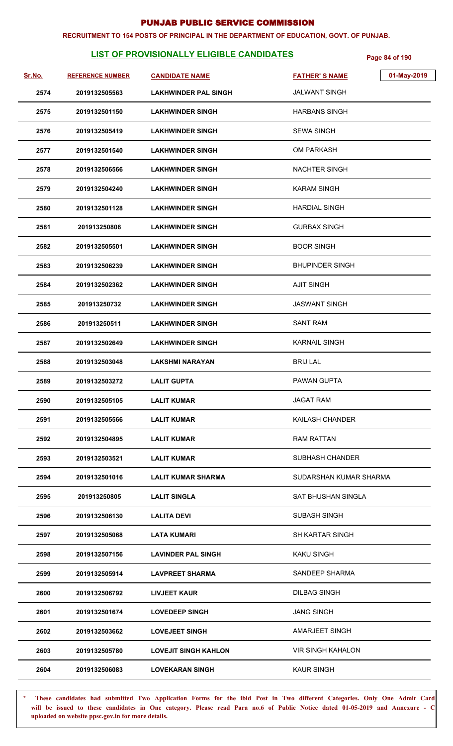# PUNJAB PUBLIC SERVICE COMMISSION

**RECRUITMENT TO 154 POSTS OF PRINCIPAL IN THE DEPARTMENT OF EDUCATION, GOVT. OF PUNJAB.**

## LIST OF PROVISIONALLY ELIGIBLE CANDIDATES

01-May-2019

| Sr.No. | REFERENCE NUMBER | CANDIDATE NAME | FATHER' S NAME |
|---|---|---|---|
| 2574 | 2019132505563 | LAKHWINDER PAL SINGH | JALWANT SINGH |
| 2575 | 2019132501150 | LAKHWINDER SINGH | HARBANS SINGH |
| 2576 | 2019132505419 | LAKHWINDER SINGH | SEWA SINGH |
| 2577 | 2019132501540 | LAKHWINDER SINGH | OM PARKASH |
| 2578 | 2019132506566 | LAKHWINDER SINGH | NACHTER SINGH |
| 2579 | 2019132504240 | LAKHWINDER SINGH | KARAM SINGH |
| 2580 | 2019132501128 | LAKHWINDER SINGH | HARDIAL SINGH |
| 2581 | 201913250808 | LAKHWINDER SINGH | GURBAX SINGH |
| 2582 | 2019132505501 | LAKHWINDER SINGH | BOOR SINGH |
| 2583 | 2019132506239 | LAKHWINDER SINGH | BHUPINDER SINGH |
| 2584 | 2019132502362 | LAKHWINDER SINGH | AJIT SINGH |
| 2585 | 201913250732 | LAKHWINDER SINGH | JASWANT SINGH |
| 2586 | 201913250511 | LAKHWINDER SINGH | SANT RAM |
| 2587 | 2019132502649 | LAKHWINDER SINGH | KARNAIL SINGH |
| 2588 | 2019132503048 | LAKSHMI NARAYAN | BRIJ LAL |
| 2589 | 2019132503272 | LALIT GUPTA | PAWAN GUPTA |
| 2590 | 2019132505105 | LALIT KUMAR | JAGAT RAM |
| 2591 | 2019132505566 | LALIT KUMAR | KAILASH CHANDER |
| 2592 | 2019132504895 | LALIT KUMAR | RAM RATTAN |
| 2593 | 2019132503521 | LALIT KUMAR | SUBHASH CHANDER |
| 2594 | 2019132501016 | LALIT KUMAR SHARMA | SUDARSHAN KUMAR SHARMA |
| 2595 | 201913250805 | LALIT SINGLA | SAT BHUSHAN SINGLA |
| 2596 | 2019132506130 | LALITA DEVI | SUBASH SINGH |
| 2597 | 2019132505068 | LATA KUMARI | SH KARTAR SINGH |
| 2598 | 2019132507156 | LAVINDER PAL SINGH | KAKU SINGH |
| 2599 | 2019132505914 | LAVPREET SHARMA | SANDEEP SHARMA |
| 2600 | 2019132506792 | LIVJEET KAUR | DILBAG SINGH |
| 2601 | 2019132501674 | LOVEDEEP SINGH | JANG SINGH |
| 2602 | 2019132503662 | LOVEJEET SINGH | AMARJEET SINGH |
| 2603 | 2019132505780 | LOVEJIT SINGH KAHLON | VIR SINGH KAHALON |
| 2604 | 2019132506083 | LOVEKARAN SINGH | KAUR SINGH |

\* **These candidates had submitted Two Application Forms for the ibid Post in Two different Categories. Only One Admit Card will be issued to these candidates in One category. Please read Para no.6 of Public Notice dated 01-05-2019 and Annexure - C uploaded on website ppsc.gov.in for more details.**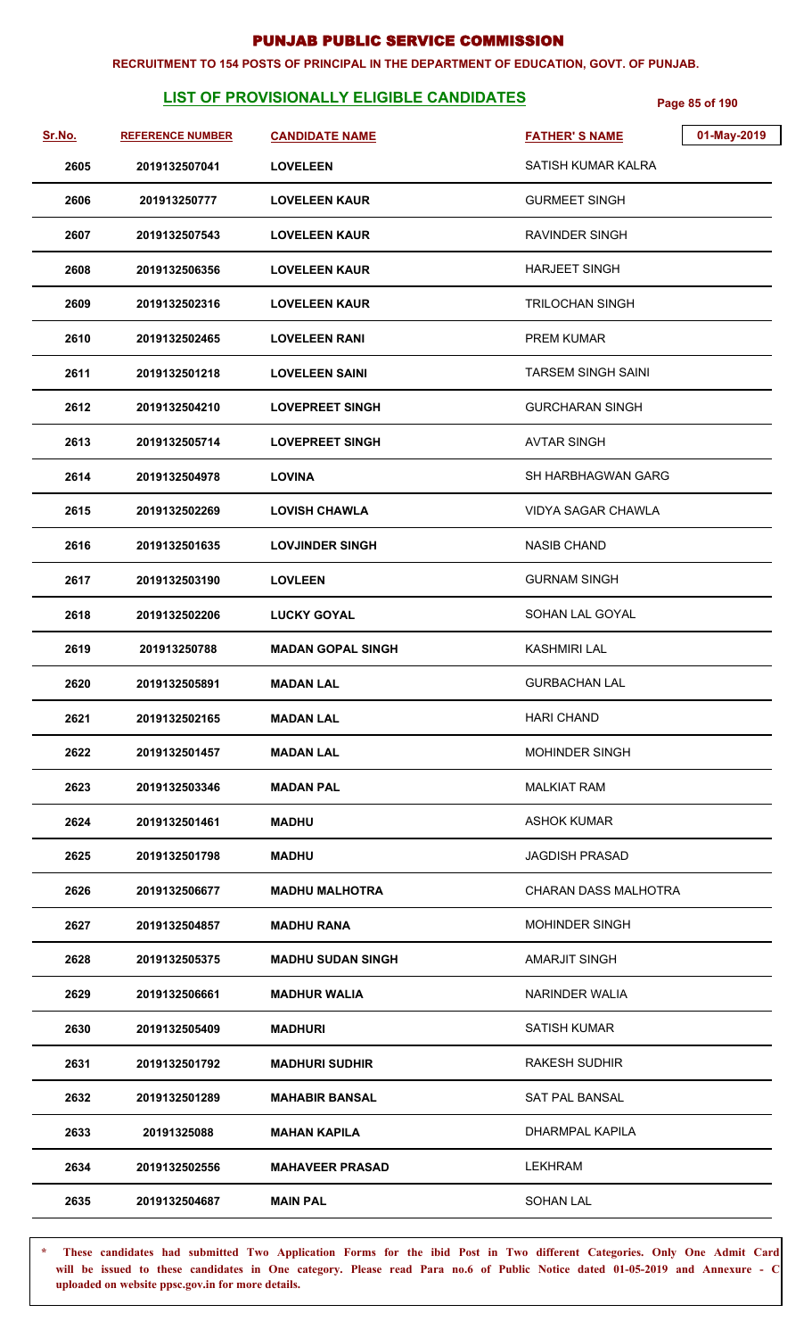# PUNJAB PUBLIC SERVICE COMMISSION

**RECRUITMENT TO 154 POSTS OF PRINCIPAL IN THE DEPARTMENT OF EDUCATION, GOVT. OF PUNJAB.**

## LIST OF PROVISIONALLY ELIGIBLE CANDIDATES

01-May-2019

| Sr.No. | REFERENCE NUMBER | CANDIDATE NAME | FATHER' S NAME |
|---|---|---|---|
| 2605 | 2019132507041 | LOVELEEN | SATISH KUMAR KALRA |
| 2606 | 201913250777 | LOVELEEN KAUR | GURMEET SINGH |
| 2607 | 2019132507543 | LOVELEEN KAUR | RAVINDER SINGH |
| 2608 | 2019132506356 | LOVELEEN KAUR | HARJEET SINGH |
| 2609 | 2019132502316 | LOVELEEN KAUR | TRILOCHAN SINGH |
| 2610 | 2019132502465 | LOVELEEN RANI | PREM KUMAR |
| 2611 | 2019132501218 | LOVELEEN SAINI | TARSEM SINGH SAINI |
| 2612 | 2019132504210 | LOVEPREET SINGH | GURCHARAN SINGH |
| 2613 | 2019132505714 | LOVEPREET SINGH | AVTAR SINGH |
| 2614 | 2019132504978 | LOVINA | SH HARBHAGWAN GARG |
| 2615 | 2019132502269 | LOVISH CHAWLA | VIDYA SAGAR CHAWLA |
| 2616 | 2019132501635 | LOVJINDER SINGH | NASIB CHAND |
| 2617 | 2019132503190 | LOVLEEN | GURNAM SINGH |
| 2618 | 2019132502206 | LUCKY GOYAL | SOHAN LAL GOYAL |
| 2619 | 201913250788 | MADAN GOPAL SINGH | KASHMIRI LAL |
| 2620 | 2019132505891 | MADAN LAL | GURBACHAN LAL |
| 2621 | 2019132502165 | MADAN LAL | HARI CHAND |
| 2622 | 2019132501457 | MADAN LAL | MOHINDER SINGH |
| 2623 | 2019132503346 | MADAN PAL | MALKIAT RAM |
| 2624 | 2019132501461 | MADHU | ASHOK KUMAR |
| 2625 | 2019132501798 | MADHU | JAGDISH PRASAD |
| 2626 | 2019132506677 | MADHU MALHOTRA | CHARAN DASS MALHOTRA |
| 2627 | 2019132504857 | MADHU RANA | MOHINDER SINGH |
| 2628 | 2019132505375 | MADHU SUDAN SINGH | AMARJIT SINGH |
| 2629 | 2019132506661 | MADHUR WALIA | NARINDER WALIA |
| 2630 | 2019132505409 | MADHURI | SATISH KUMAR |
| 2631 | 2019132501792 | MADHURI SUDHIR | RAKESH SUDHIR |
| 2632 | 2019132501289 | MAHABIR BANSAL | SAT PAL BANSAL |
| 2633 | 20191325088 | MAHAN KAPILA | DHARMPAL KAPILA |
| 2634 | 2019132502556 | MAHAVEER PRASAD | LEKHRAM |
| 2635 | 2019132504687 | MAIN PAL | SOHAN LAL |

\* These candidates had submitted Two Application Forms for the ibid Post in Two different Categories. Only One Admit Card will be issued to these candidates in One category. Please read Para no.6 of Public Notice dated 01-05-2019 and Annexure - C uploaded on website ppsc.gov.in for more details.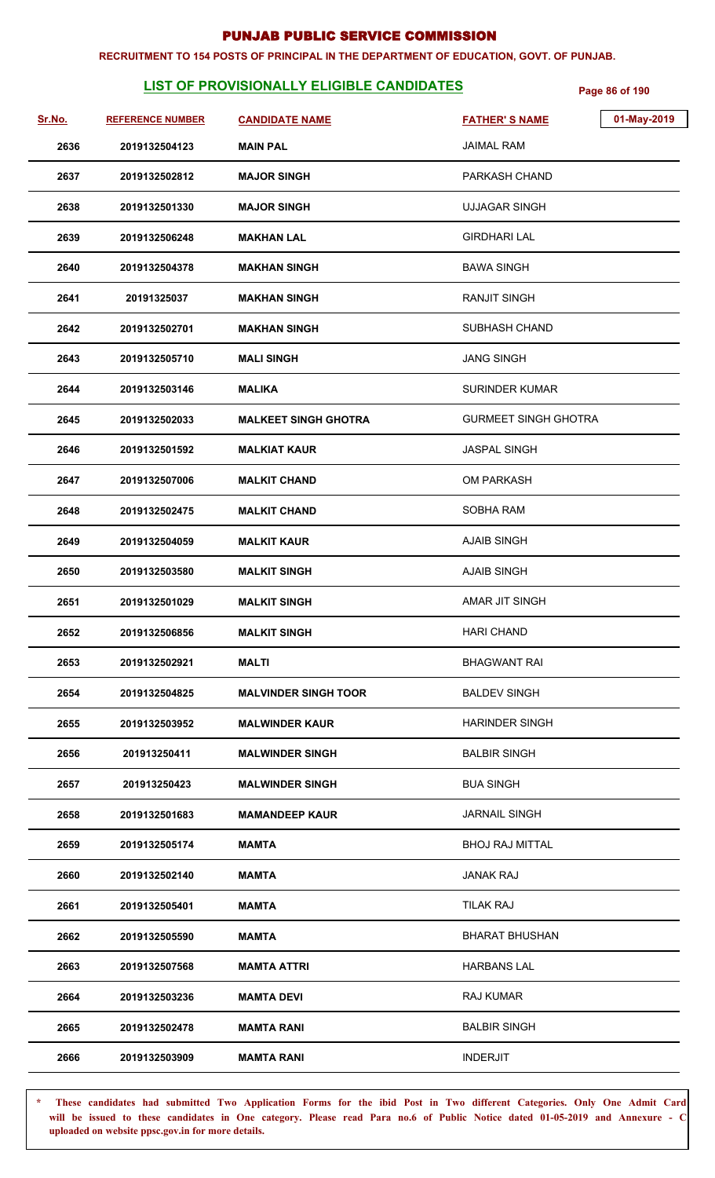# PUNJAB PUBLIC SERVICE COMMISSION

**RECRUITMENT TO 154 POSTS OF PRINCIPAL IN THE DEPARTMENT OF EDUCATION, GOVT. OF PUNJAB.**

## LIST OF PROVISIONALLY ELIGIBLE CANDIDATES

01-May-2019

| Sr.No. | REFERENCE NUMBER | CANDIDATE NAME | FATHER' S NAME |
|---|---|---|---|
| 2636 | 2019132504123 | MAIN PAL | JAIMAL RAM |
| 2637 | 2019132502812 | MAJOR SINGH | PARKASH CHAND |
| 2638 | 2019132501330 | MAJOR SINGH | UJJAGAR SINGH |
| 2639 | 2019132506248 | MAKHAN LAL | GIRDHARI LAL |
| 2640 | 2019132504378 | MAKHAN SINGH | BAWA SINGH |
| 2641 | 20191325037 | MAKHAN SINGH | RANJIT SINGH |
| 2642 | 2019132502701 | MAKHAN SINGH | SUBHASH CHAND |
| 2643 | 2019132505710 | MALI SINGH | JANG SINGH |
| 2644 | 2019132503146 | MALIKA | SURINDER KUMAR |
| 2645 | 2019132502033 | MALKEET SINGH GHOTRA | GURMEET SINGH GHOTRA |
| 2646 | 2019132501592 | MALKIAT KAUR | JASPAL SINGH |
| 2647 | 2019132507006 | MALKIT CHAND | OM PARKASH |
| 2648 | 2019132502475 | MALKIT CHAND | SOBHA RAM |
| 2649 | 2019132504059 | MALKIT KAUR | AJAIB SINGH |
| 2650 | 2019132503580 | MALKIT SINGH | AJAIB SINGH |
| 2651 | 2019132501029 | MALKIT SINGH | AMAR JIT SINGH |
| 2652 | 2019132506856 | MALKIT SINGH | HARI CHAND |
| 2653 | 2019132502921 | MALTI | BHAGWANT RAI |
| 2654 | 2019132504825 | MALVINDER SINGH TOOR | BALDEV SINGH |
| 2655 | 2019132503952 | MALWINDER KAUR | HARINDER SINGH |
| 2656 | 201913250411 | MALWINDER SINGH | BALBIR SINGH |
| 2657 | 201913250423 | MALWINDER SINGH | BUA SINGH |
| 2658 | 2019132501683 | MAMANDEEP KAUR | JARNAIL SINGH |
| 2659 | 2019132505174 | MAMTA | BHOJ RAJ MITTAL |
| 2660 | 2019132502140 | MAMTA | JANAK RAJ |
| 2661 | 2019132505401 | MAMTA | TILAK RAJ |
| 2662 | 2019132505590 | MAMTA | BHARAT BHUSHAN |
| 2663 | 2019132507568 | MAMTA ATTRI | HARBANS LAL |
| 2664 | 2019132503236 | MAMTA DEVI | RAJ KUMAR |
| 2665 | 2019132502478 | MAMTA RANI | BALBIR SINGH |
| 2666 | 2019132503909 | MAMTA RANI | INDERJIT |

\* These candidates had submitted Two Application Forms for the ibid Post in Two different Categories. Only One Admit Card will be issued to these candidates in One category. Please read Para no.6 of Public Notice dated 01-05-2019 and Annexure - C uploaded on website ppsc.gov.in for more details.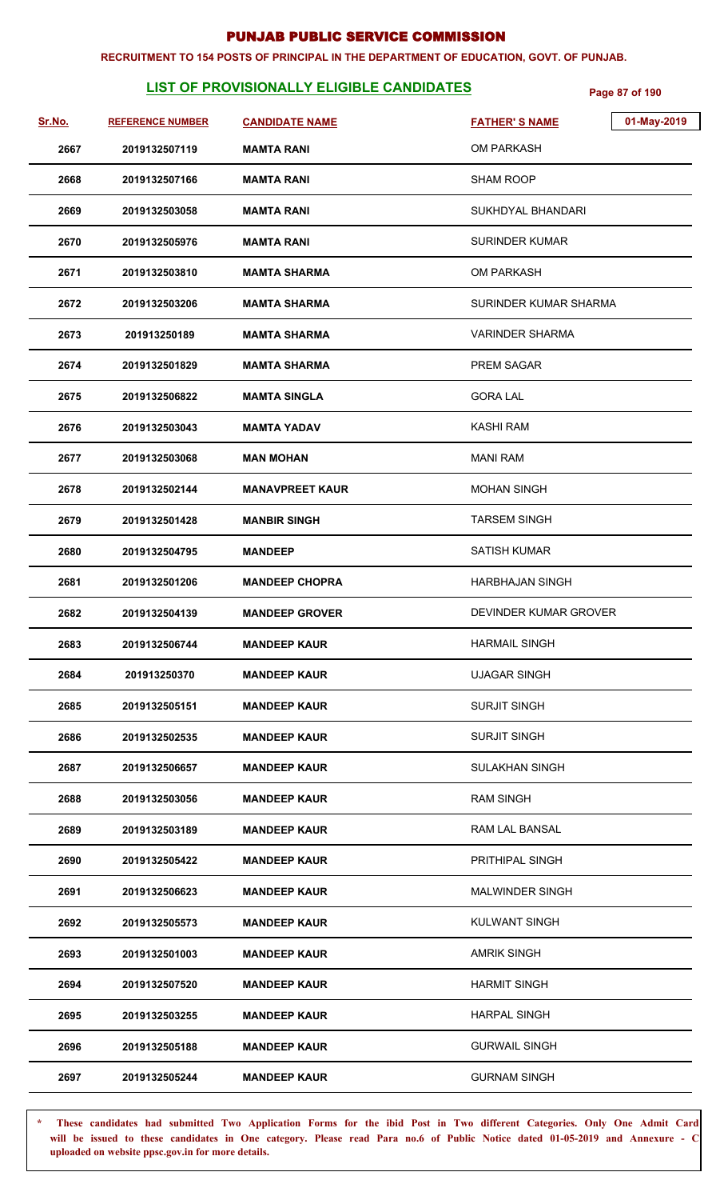# PUNJAB PUBLIC SERVICE COMMISSION

**RECRUITMENT TO 154 POSTS OF PRINCIPAL IN THE DEPARTMENT OF EDUCATION, GOVT. OF PUNJAB.**

## LIST OF PROVISIONALLY ELIGIBLE CANDIDATES

01-May-2019

| Sr.No. | REFERENCE NUMBER | CANDIDATE NAME | FATHER' S NAME |
|---|---|---|---|
| 2667 | 2019132507119 | MAMTA RANI | OM PARKASH |
| 2668 | 2019132507166 | MAMTA RANI | SHAM ROOP |
| 2669 | 2019132503058 | MAMTA RANI | SUKHDYAL BHANDARI |
| 2670 | 2019132505976 | MAMTA RANI | SURINDER KUMAR |
| 2671 | 2019132503810 | MAMTA SHARMA | OM PARKASH |
| 2672 | 2019132503206 | MAMTA SHARMA | SURINDER KUMAR SHARMA |
| 2673 | 201913250189 | MAMTA SHARMA | VARINDER SHARMA |
| 2674 | 2019132501829 | MAMTA SHARMA | PREM SAGAR |
| 2675 | 2019132506822 | MAMTA SINGLA | GORA LAL |
| 2676 | 2019132503043 | MAMTA YADAV | KASHI RAM |
| 2677 | 2019132503068 | MAN MOHAN | MANI RAM |
| 2678 | 2019132502144 | MANAVPREET KAUR | MOHAN SINGH |
| 2679 | 2019132501428 | MANBIR SINGH | TARSEM SINGH |
| 2680 | 2019132504795 | MANDEEP | SATISH KUMAR |
| 2681 | 2019132501206 | MANDEEP CHOPRA | HARBHAJAN SINGH |
| 2682 | 2019132504139 | MANDEEP GROVER | DEVINDER KUMAR GROVER |
| 2683 | 2019132506744 | MANDEEP KAUR | HARMAIL SINGH |
| 2684 | 201913250370 | MANDEEP KAUR | UJAGAR SINGH |
| 2685 | 2019132505151 | MANDEEP KAUR | SURJIT SINGH |
| 2686 | 2019132502535 | MANDEEP KAUR | SURJIT SINGH |
| 2687 | 2019132506657 | MANDEEP KAUR | SULAKHAN SINGH |
| 2688 | 2019132503056 | MANDEEP KAUR | RAM SINGH |
| 2689 | 2019132503189 | MANDEEP KAUR | RAM LAL BANSAL |
| 2690 | 2019132505422 | MANDEEP KAUR | PRITHIPAL SINGH |
| 2691 | 2019132506623 | MANDEEP KAUR | MALWINDER SINGH |
| 2692 | 2019132505573 | MANDEEP KAUR | KULWANT SINGH |
| 2693 | 2019132501003 | MANDEEP KAUR | AMRIK SINGH |
| 2694 | 2019132507520 | MANDEEP KAUR | HARMIT SINGH |
| 2695 | 2019132503255 | MANDEEP KAUR | HARPAL SINGH |
| 2696 | 2019132505188 | MANDEEP KAUR | GURWAIL SINGH |
| 2697 | 2019132505244 | MANDEEP KAUR | GURNAM SINGH |

\* These candidates had submitted Two Application Forms for the ibid Post in Two different Categories. Only One Admit Card will be issued to these candidates in One category. Please read Para no.6 of Public Notice dated 01-05-2019 and Annexure - C uploaded on website ppsc.gov.in for more details.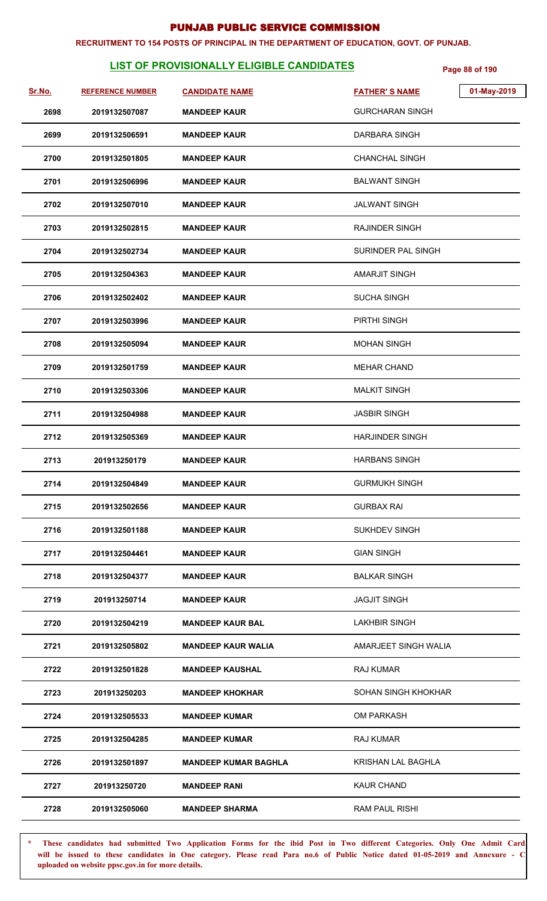# PUNJAB PUBLIC SERVICE COMMISSION

**RECRUITMENT TO 154 POSTS OF PRINCIPAL IN THE DEPARTMENT OF EDUCATION, GOVT. OF PUNJAB.**

## LIST OF PROVISIONALLY ELIGIBLE CANDIDATES

01-May-2019

| Sr.No. | REFERENCE NUMBER | CANDIDATE NAME | FATHER' S NAME |
|---|---|---|---|
| 2698 | 2019132507087 | MANDEEP KAUR | GURCHARAN SINGH |
| 2699 | 2019132506591 | MANDEEP KAUR | DARBARA SINGH |
| 2700 | 2019132501805 | MANDEEP KAUR | CHANCHAL SINGH |
| 2701 | 2019132506996 | MANDEEP KAUR | BALWANT SINGH |
| 2702 | 2019132507010 | MANDEEP KAUR | JALWANT SINGH |
| 2703 | 2019132502815 | MANDEEP KAUR | RAJINDER SINGH |
| 2704 | 2019132502734 | MANDEEP KAUR | SURINDER PAL SINGH |
| 2705 | 2019132504363 | MANDEEP KAUR | AMARJIT SINGH |
| 2706 | 2019132502402 | MANDEEP KAUR | SUCHA SINGH |
| 2707 | 2019132503996 | MANDEEP KAUR | PIRTHI SINGH |
| 2708 | 2019132505094 | MANDEEP KAUR | MOHAN SINGH |
| 2709 | 2019132501759 | MANDEEP KAUR | MEHAR CHAND |
| 2710 | 2019132503306 | MANDEEP KAUR | MALKIT SINGH |
| 2711 | 2019132504988 | MANDEEP KAUR | JASBIR SINGH |
| 2712 | 2019132505369 | MANDEEP KAUR | HARJINDER SINGH |
| 2713 | 201913250179 | MANDEEP KAUR | HARBANS SINGH |
| 2714 | 2019132504849 | MANDEEP KAUR | GURMUKH SINGH |
| 2715 | 2019132502656 | MANDEEP KAUR | GURBAX RAI |
| 2716 | 2019132501188 | MANDEEP KAUR | SUKHDEV SINGH |
| 2717 | 2019132504461 | MANDEEP KAUR | GIAN SINGH |
| 2718 | 2019132504377 | MANDEEP KAUR | BALKAR SINGH |
| 2719 | 201913250714 | MANDEEP KAUR | JAGJIT SINGH |
| 2720 | 2019132504219 | MANDEEP KAUR BAL | LAKHBIR SINGH |
| 2721 | 2019132505802 | MANDEEP KAUR WALIA | AMARJEET SINGH WALIA |
| 2722 | 2019132501828 | MANDEEP KAUSHAL | RAJ KUMAR |
| 2723 | 201913250203 | MANDEEP KHOKHAR | SOHAN SINGH KHOKHAR |
| 2724 | 2019132505533 | MANDEEP KUMAR | OM PARKASH |
| 2725 | 2019132504285 | MANDEEP KUMAR | RAJ KUMAR |
| 2726 | 2019132501897 | MANDEEP KUMAR BAGHLA | KRISHAN LAL BAGHLA |
| 2727 | 201913250720 | MANDEEP RANI | KAUR CHAND |
| 2728 | 2019132505060 | MANDEEP SHARMA | RAM PAUL RISHI |

\* **These candidates had submitted Two Application Forms for the ibid Post in Two different Categories. Only One Admit Card will be issued to these candidates in One category. Please read Para no.6 of Public Notice dated 01-05-2019 and Annexure - C uploaded on website ppsc.gov.in for more details.**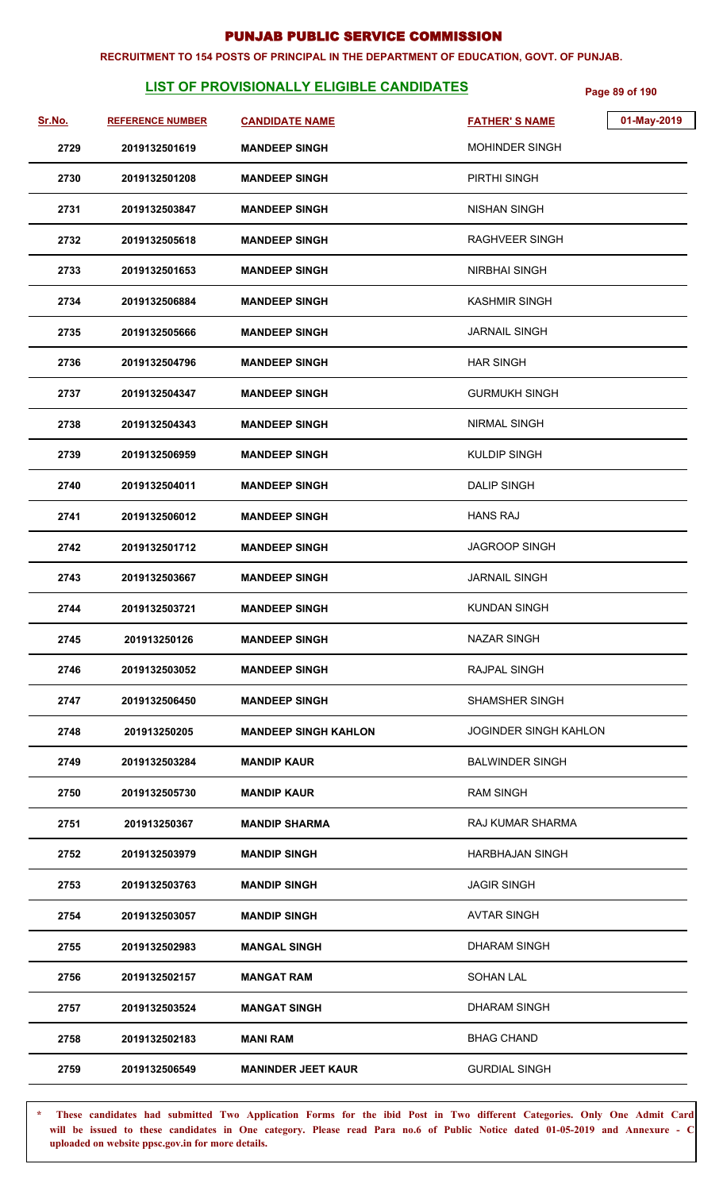# PUNJAB PUBLIC SERVICE COMMISSION

**RECRUITMENT TO 154 POSTS OF PRINCIPAL IN THE DEPARTMENT OF EDUCATION, GOVT. OF PUNJAB.**

## LIST OF PROVISIONALLY ELIGIBLE CANDIDATES

01-May-2019

| Sr.No. | REFERENCE NUMBER | CANDIDATE NAME | FATHER' S NAME |
|---|---|---|---|
| 2729 | 2019132501619 | MANDEEP SINGH | MOHINDER SINGH |
| 2730 | 2019132501208 | MANDEEP SINGH | PIRTHI SINGH |
| 2731 | 2019132503847 | MANDEEP SINGH | NISHAN SINGH |
| 2732 | 2019132505618 | MANDEEP SINGH | RAGHVEER SINGH |
| 2733 | 2019132501653 | MANDEEP SINGH | NIRBHAI SINGH |
| 2734 | 2019132506884 | MANDEEP SINGH | KASHMIR SINGH |
| 2735 | 2019132505666 | MANDEEP SINGH | JARNAIL SINGH |
| 2736 | 2019132504796 | MANDEEP SINGH | HAR SINGH |
| 2737 | 2019132504347 | MANDEEP SINGH | GURMUKH SINGH |
| 2738 | 2019132504343 | MANDEEP SINGH | NIRMAL SINGH |
| 2739 | 2019132506959 | MANDEEP SINGH | KULDIP SINGH |
| 2740 | 2019132504011 | MANDEEP SINGH | DALIP SINGH |
| 2741 | 2019132506012 | MANDEEP SINGH | HANS RAJ |
| 2742 | 2019132501712 | MANDEEP SINGH | JAGROOP SINGH |
| 2743 | 2019132503667 | MANDEEP SINGH | JARNAIL SINGH |
| 2744 | 2019132503721 | MANDEEP SINGH | KUNDAN SINGH |
| 2745 | 201913250126 | MANDEEP SINGH | NAZAR SINGH |
| 2746 | 2019132503052 | MANDEEP SINGH | RAJPAL SINGH |
| 2747 | 2019132506450 | MANDEEP SINGH | SHAMSHER SINGH |
| 2748 | 201913250205 | MANDEEP SINGH KAHLON | JOGINDER SINGH KAHLON |
| 2749 | 2019132503284 | MANDIP KAUR | BALWINDER SINGH |
| 2750 | 2019132505730 | MANDIP KAUR | RAM SINGH |
| 2751 | 201913250367 | MANDIP SHARMA | RAJ KUMAR SHARMA |
| 2752 | 2019132503979 | MANDIP SINGH | HARBHAJAN SINGH |
| 2753 | 2019132503763 | MANDIP SINGH | JAGIR SINGH |
| 2754 | 2019132503057 | MANDIP SINGH | AVTAR SINGH |
| 2755 | 2019132502983 | MANGAL SINGH | DHARAM SINGH |
| 2756 | 2019132502157 | MANGAT RAM | SOHAN LAL |
| 2757 | 2019132503524 | MANGAT SINGH | DHARAM SINGH |
| 2758 | 2019132502183 | MANI RAM | BHAG CHAND |
| 2759 | 2019132506549 | MANINDER JEET KAUR | GURDIAL SINGH |

\* These candidates had submitted Two Application Forms for the ibid Post in Two different Categories. Only One Admit Card will be issued to these candidates in One category. Please read Para no.6 of Public Notice dated 01-05-2019 and Annexure - C uploaded on website ppsc.gov.in for more details.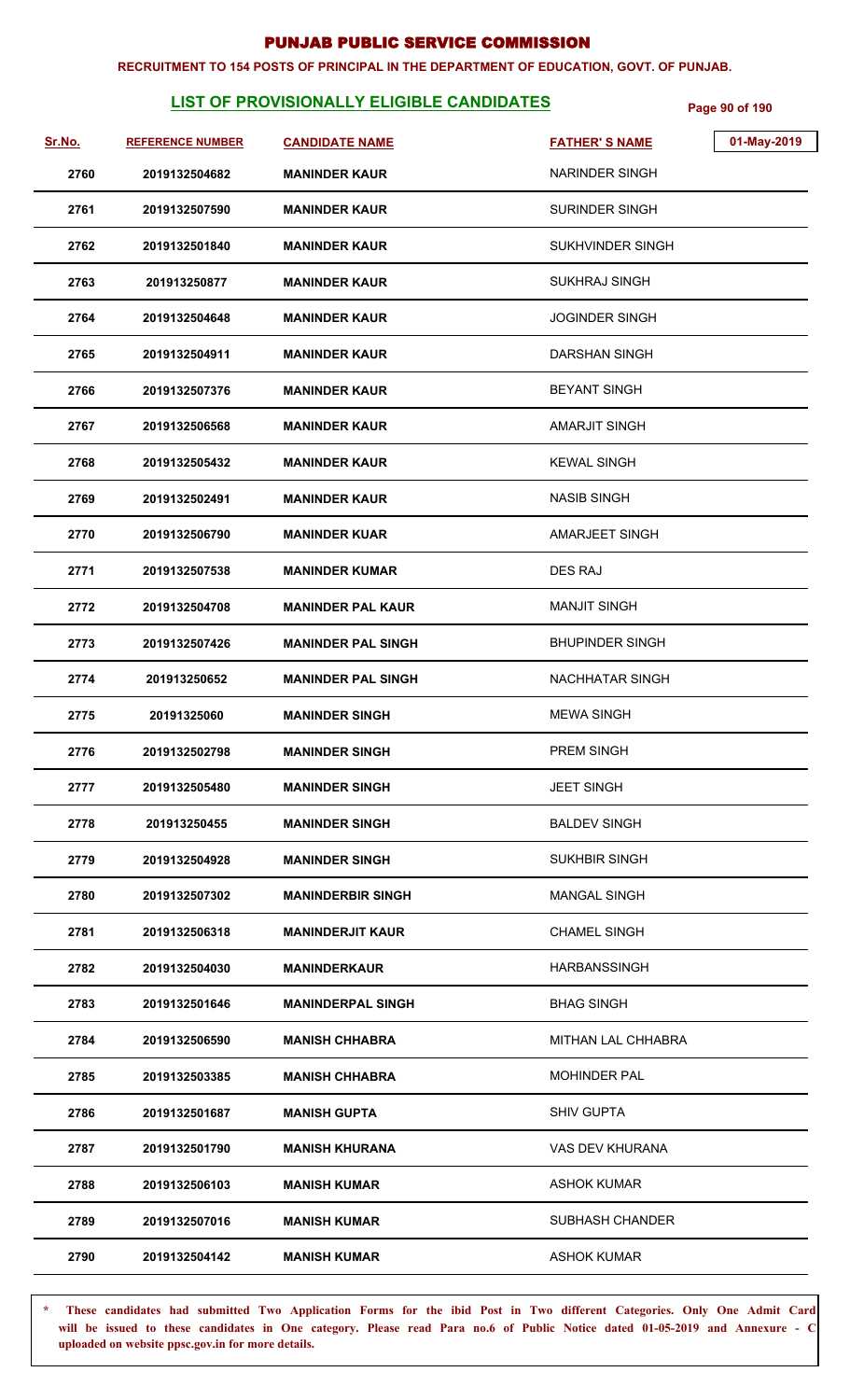# PUNJAB PUBLIC SERVICE COMMISSION

**RECRUITMENT TO 154 POSTS OF PRINCIPAL IN THE DEPARTMENT OF EDUCATION, GOVT. OF PUNJAB.**

## LIST OF PROVISIONALLY ELIGIBLE CANDIDATES

01-May-2019

| Sr.No. | REFERENCE NUMBER | CANDIDATE NAME | FATHER' S NAME |
|---|---|---|---|
| 2760 | 2019132504682 | MANINDER KAUR | NARINDER SINGH |
| 2761 | 2019132507590 | MANINDER KAUR | SURINDER SINGH |
| 2762 | 2019132501840 | MANINDER KAUR | SUKHVINDER SINGH |
| 2763 | 201913250877 | MANINDER KAUR | SUKHRAJ SINGH |
| 2764 | 2019132504648 | MANINDER KAUR | JOGINDER SINGH |
| 2765 | 2019132504911 | MANINDER KAUR | DARSHAN SINGH |
| 2766 | 2019132507376 | MANINDER KAUR | BEYANT SINGH |
| 2767 | 2019132506568 | MANINDER KAUR | AMARJIT SINGH |
| 2768 | 2019132505432 | MANINDER KAUR | KEWAL SINGH |
| 2769 | 2019132502491 | MANINDER KAUR | NASIB SINGH |
| 2770 | 2019132506790 | MANINDER KUAR | AMARJEET SINGH |
| 2771 | 2019132507538 | MANINDER KUMAR | DES RAJ |
| 2772 | 2019132504708 | MANINDER PAL KAUR | MANJIT SINGH |
| 2773 | 2019132507426 | MANINDER PAL SINGH | BHUPINDER SINGH |
| 2774 | 201913250652 | MANINDER PAL SINGH | NACHHATAR SINGH |
| 2775 | 20191325060 | MANINDER SINGH | MEWA SINGH |
| 2776 | 2019132502798 | MANINDER SINGH | PREM SINGH |
| 2777 | 2019132505480 | MANINDER SINGH | JEET SINGH |
| 2778 | 201913250455 | MANINDER SINGH | BALDEV SINGH |
| 2779 | 2019132504928 | MANINDER SINGH | SUKHBIR SINGH |
| 2780 | 2019132507302 | MANINDERBIR SINGH | MANGAL SINGH |
| 2781 | 2019132506318 | MANINDERJIT KAUR | CHAMEL SINGH |
| 2782 | 2019132504030 | MANINDERKAUR | HARBANSSINGH |
| 2783 | 2019132501646 | MANINDERPAL SINGH | BHAG SINGH |
| 2784 | 2019132506590 | MANISH CHHABRA | MITHAN LAL CHHABRA |
| 2785 | 2019132503385 | MANISH CHHABRA | MOHINDER PAL |
| 2786 | 2019132501687 | MANISH GUPTA | SHIV GUPTA |
| 2787 | 2019132501790 | MANISH KHURANA | VAS DEV KHURANA |
| 2788 | 2019132506103 | MANISH KUMAR | ASHOK KUMAR |
| 2789 | 2019132507016 | MANISH KUMAR | SUBHASH CHANDER |
| 2790 | 2019132504142 | MANISH KUMAR | ASHOK KUMAR |

\* These candidates had submitted Two Application Forms for the ibid Post in Two different Categories. Only One Admit Card will be issued to these candidates in One category. Please read Para no.6 of Public Notice dated 01-05-2019 and Annexure - C uploaded on website ppsc.gov.in for more details.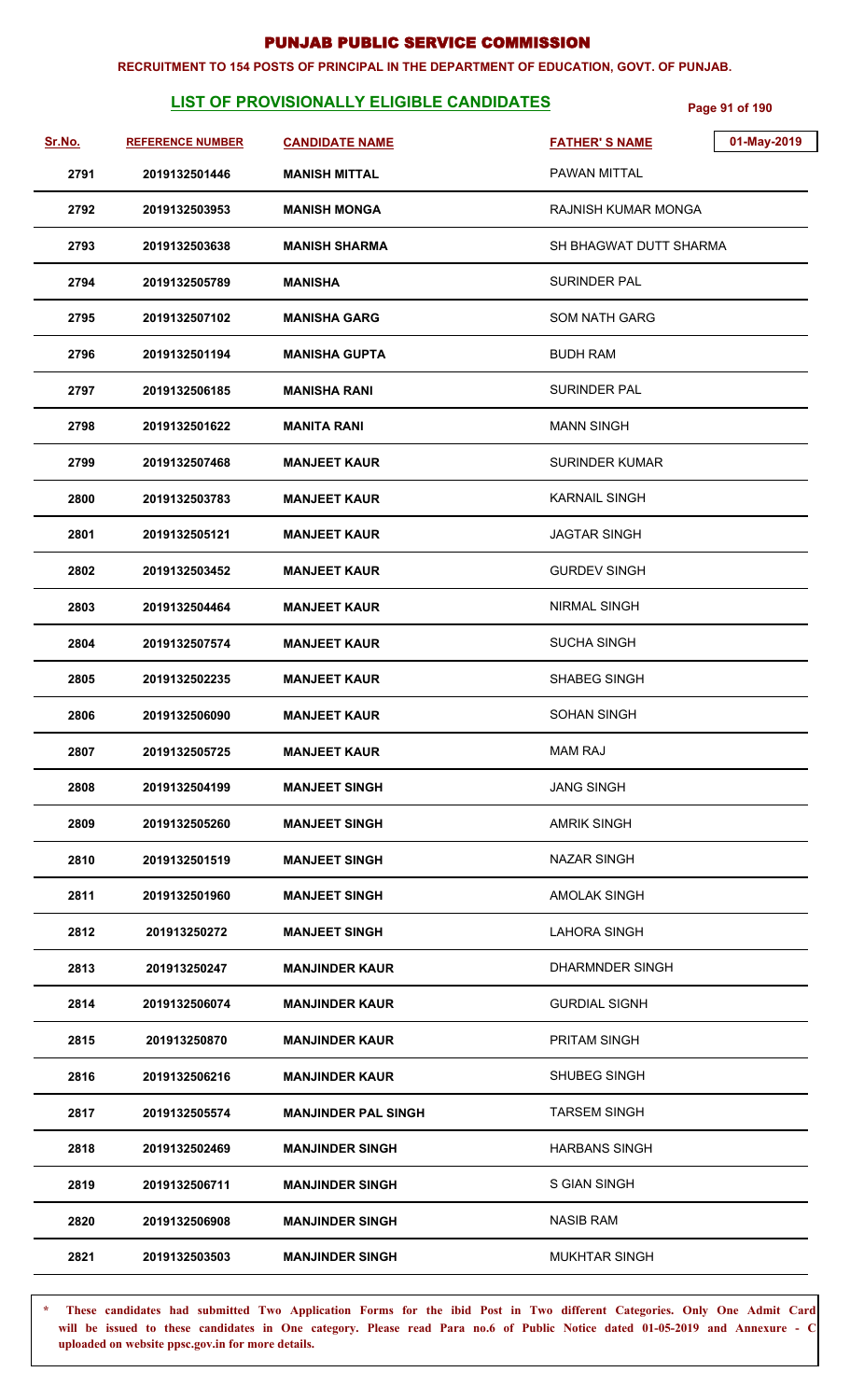# PUNJAB PUBLIC SERVICE COMMISSION

**RECRUITMENT TO 154 POSTS OF PRINCIPAL IN THE DEPARTMENT OF EDUCATION, GOVT. OF PUNJAB.**

## LIST OF PROVISIONALLY ELIGIBLE CANDIDATES

01-May-2019

| Sr.No. | REFERENCE NUMBER | CANDIDATE NAME | FATHER' S NAME |
|---|---|---|---|
| 2791 | 2019132501446 | MANISH MITTAL | PAWAN MITTAL |
| 2792 | 2019132503953 | MANISH MONGA | RAJNISH KUMAR MONGA |
| 2793 | 2019132503638 | MANISH SHARMA | SH BHAGWAT DUTT SHARMA |
| 2794 | 2019132505789 | MANISHA | SURINDER PAL |
| 2795 | 2019132507102 | MANISHA GARG | SOM NATH GARG |
| 2796 | 2019132501194 | MANISHA GUPTA | BUDH RAM |
| 2797 | 2019132506185 | MANISHA RANI | SURINDER PAL |
| 2798 | 2019132501622 | MANITA RANI | MANN SINGH |
| 2799 | 2019132507468 | MANJEET KAUR | SURINDER KUMAR |
| 2800 | 2019132503783 | MANJEET KAUR | KARNAIL SINGH |
| 2801 | 2019132505121 | MANJEET KAUR | JAGTAR SINGH |
| 2802 | 2019132503452 | MANJEET KAUR | GURDEV SINGH |
| 2803 | 2019132504464 | MANJEET KAUR | NIRMAL SINGH |
| 2804 | 2019132507574 | MANJEET KAUR | SUCHA SINGH |
| 2805 | 2019132502235 | MANJEET KAUR | SHABEG SINGH |
| 2806 | 2019132506090 | MANJEET KAUR | SOHAN SINGH |
| 2807 | 2019132505725 | MANJEET KAUR | MAM RAJ |
| 2808 | 2019132504199 | MANJEET SINGH | JANG SINGH |
| 2809 | 2019132505260 | MANJEET SINGH | AMRIK SINGH |
| 2810 | 2019132501519 | MANJEET SINGH | NAZAR SINGH |
| 2811 | 2019132501960 | MANJEET SINGH | AMOLAK SINGH |
| 2812 | 201913250272 | MANJEET SINGH | LAHORA SINGH |
| 2813 | 201913250247 | MANJINDER KAUR | DHARMNDER SINGH |
| 2814 | 2019132506074 | MANJINDER KAUR | GURDIAL SIGNH |
| 2815 | 201913250870 | MANJINDER KAUR | PRITAM SINGH |
| 2816 | 2019132506216 | MANJINDER KAUR | SHUBEG SINGH |
| 2817 | 2019132505574 | MANJINDER PAL SINGH | TARSEM SINGH |
| 2818 | 2019132502469 | MANJINDER SINGH | HARBANS SINGH |
| 2819 | 2019132506711 | MANJINDER SINGH | S GIAN SINGH |
| 2820 | 2019132506908 | MANJINDER SINGH | NASIB RAM |
| 2821 | 2019132503503 | MANJINDER SINGH | MUKHTAR SINGH |

\* These candidates had submitted Two Application Forms for the ibid Post in Two different Categories. Only One Admit Card will be issued to these candidates in One category. Please read Para no.6 of Public Notice dated 01-05-2019 and Annexure - C uploaded on website ppsc.gov.in for more details.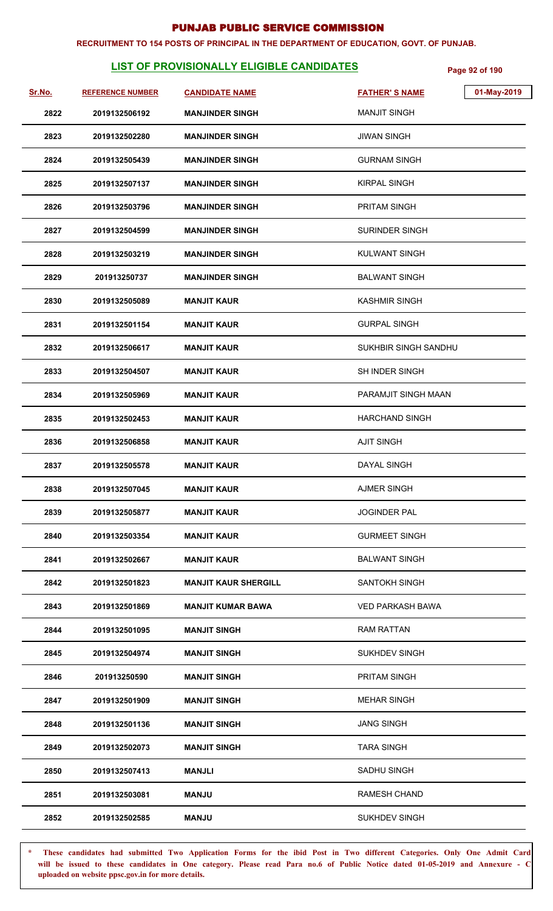# PUNJAB PUBLIC SERVICE COMMISSION

**RECRUITMENT TO 154 POSTS OF PRINCIPAL IN THE DEPARTMENT OF EDUCATION, GOVT. OF PUNJAB.**

## LIST OF PROVISIONALLY ELIGIBLE CANDIDATES

01-May-2019

| Sr.No. | REFERENCE NUMBER | CANDIDATE NAME | FATHER' S NAME |
|---|---|---|---|
| 2822 | 2019132506192 | MANJINDER SINGH | MANJIT SINGH |
| 2823 | 2019132502280 | MANJINDER SINGH | JIWAN SINGH |
| 2824 | 2019132505439 | MANJINDER SINGH | GURNAM SINGH |
| 2825 | 2019132507137 | MANJINDER SINGH | KIRPAL SINGH |
| 2826 | 2019132503796 | MANJINDER SINGH | PRITAM SINGH |
| 2827 | 2019132504599 | MANJINDER SINGH | SURINDER SINGH |
| 2828 | 2019132503219 | MANJINDER SINGH | KULWANT SINGH |
| 2829 | 201913250737 | MANJINDER SINGH | BALWANT SINGH |
| 2830 | 2019132505089 | MANJIT KAUR | KASHMIR SINGH |
| 2831 | 2019132501154 | MANJIT KAUR | GURPAL SINGH |
| 2832 | 2019132506617 | MANJIT KAUR | SUKHBIR SINGH SANDHU |
| 2833 | 2019132504507 | MANJIT KAUR | SH INDER SINGH |
| 2834 | 2019132505969 | MANJIT KAUR | PARAMJIT SINGH MAAN |
| 2835 | 2019132502453 | MANJIT KAUR | HARCHAND SINGH |
| 2836 | 2019132506858 | MANJIT KAUR | AJIT SINGH |
| 2837 | 2019132505578 | MANJIT KAUR | DAYAL SINGH |
| 2838 | 2019132507045 | MANJIT KAUR | AJMER SINGH |
| 2839 | 2019132505877 | MANJIT KAUR | JOGINDER PAL |
| 2840 | 2019132503354 | MANJIT KAUR | GURMEET SINGH |
| 2841 | 2019132502667 | MANJIT KAUR | BALWANT SINGH |
| 2842 | 2019132501823 | MANJIT KAUR SHERGILL | SANTOKH SINGH |
| 2843 | 2019132501869 | MANJIT KUMAR BAWA | VED PARKASH BAWA |
| 2844 | 2019132501095 | MANJIT SINGH | RAM RATTAN |
| 2845 | 2019132504974 | MANJIT SINGH | SUKHDEV SINGH |
| 2846 | 201913250590 | MANJIT SINGH | PRITAM SINGH |
| 2847 | 2019132501909 | MANJIT SINGH | MEHAR SINGH |
| 2848 | 2019132501136 | MANJIT SINGH | JANG SINGH |
| 2849 | 2019132502073 | MANJIT SINGH | TARA SINGH |
| 2850 | 2019132507413 | MANJLI | SADHU SINGH |
| 2851 | 2019132503081 | MANJU | RAMESH CHAND |
| 2852 | 2019132502585 | MANJU | SUKHDEV SINGH |

\* These candidates had submitted Two Application Forms for the ibid Post in Two different Categories. Only One Admit Card will be issued to these candidates in One category. Please read Para no.6 of Public Notice dated 01-05-2019 and Annexure - C uploaded on website ppsc.gov.in for more details.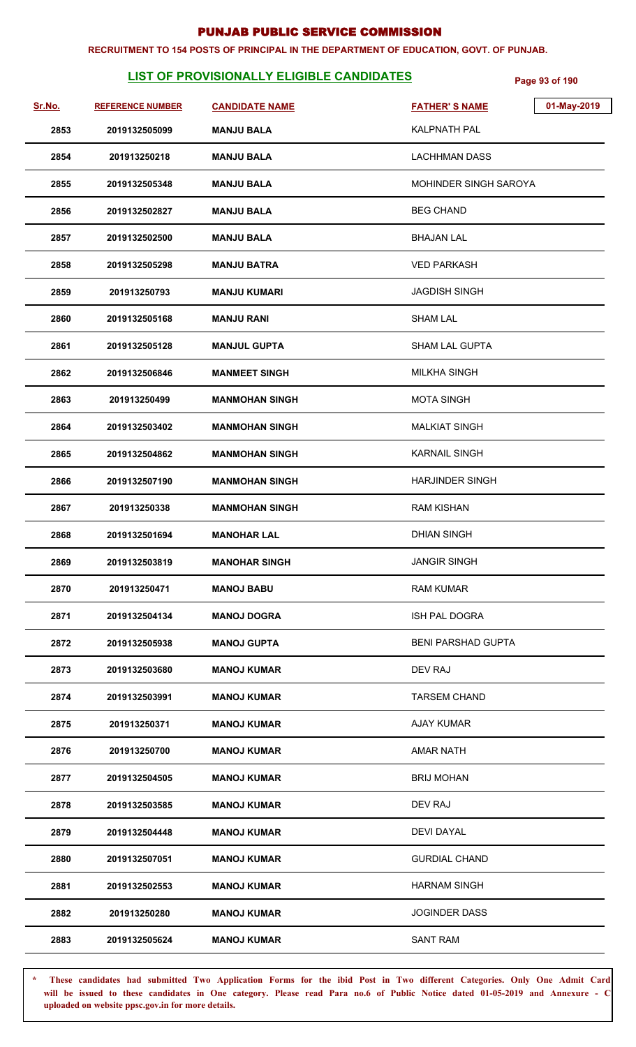# PUNJAB PUBLIC SERVICE COMMISSION

**RECRUITMENT TO 154 POSTS OF PRINCIPAL IN THE DEPARTMENT OF EDUCATION, GOVT. OF PUNJAB.**

## LIST OF PROVISIONALLY ELIGIBLE CANDIDATES

01-May-2019

| Sr.No. | REFERENCE NUMBER | CANDIDATE NAME | FATHER' S NAME |
|---|---|---|---|
| 2853 | 2019132505099 | MANJU BALA | KALPNATH PAL |
| 2854 | 201913250218 | MANJU BALA | LACHHMAN DASS |
| 2855 | 2019132505348 | MANJU BALA | MOHINDER SINGH SAROYA |
| 2856 | 2019132502827 | MANJU BALA | BEG CHAND |
| 2857 | 2019132502500 | MANJU BALA | BHAJAN LAL |
| 2858 | 2019132505298 | MANJU BATRA | VED PARKASH |
| 2859 | 201913250793 | MANJU KUMARI | JAGDISH SINGH |
| 2860 | 2019132505168 | MANJU RANI | SHAM LAL |
| 2861 | 2019132505128 | MANJUL GUPTA | SHAM LAL GUPTA |
| 2862 | 2019132506846 | MANMEET SINGH | MILKHA SINGH |
| 2863 | 201913250499 | MANMOHAN SINGH | MOTA SINGH |
| 2864 | 2019132503402 | MANMOHAN SINGH | MALKIAT SINGH |
| 2865 | 2019132504862 | MANMOHAN SINGH | KARNAIL SINGH |
| 2866 | 2019132507190 | MANMOHAN SINGH | HARJINDER SINGH |
| 2867 | 201913250338 | MANMOHAN SINGH | RAM KISHAN |
| 2868 | 2019132501694 | MANOHAR LAL | DHIAN SINGH |
| 2869 | 2019132503819 | MANOHAR SINGH | JANGIR SINGH |
| 2870 | 201913250471 | MANOJ BABU | RAM KUMAR |
| 2871 | 2019132504134 | MANOJ DOGRA | ISH PAL DOGRA |
| 2872 | 2019132505938 | MANOJ GUPTA | BENI PARSHAD GUPTA |
| 2873 | 2019132503680 | MANOJ KUMAR | DEV RAJ |
| 2874 | 2019132503991 | MANOJ KUMAR | TARSEM CHAND |
| 2875 | 201913250371 | MANOJ KUMAR | AJAY KUMAR |
| 2876 | 201913250700 | MANOJ KUMAR | AMAR NATH |
| 2877 | 2019132504505 | MANOJ KUMAR | BRIJ MOHAN |
| 2878 | 2019132503585 | MANOJ KUMAR | DEV RAJ |
| 2879 | 2019132504448 | MANOJ KUMAR | DEVI DAYAL |
| 2880 | 2019132507051 | MANOJ KUMAR | GURDIAL CHAND |
| 2881 | 2019132502553 | MANOJ KUMAR | HARNAM SINGH |
| 2882 | 201913250280 | MANOJ KUMAR | JOGINDER DASS |
| 2883 | 2019132505624 | MANOJ KUMAR | SANT RAM |

* These candidates had submitted Two Application Forms for the ibid Post in Two different Categories. Only One Admit Card will be issued to these candidates in One category. Please read Para no.6 of Public Notice dated 01-05-2019 and Annexure - C uploaded on website ppsc.gov.in for more details.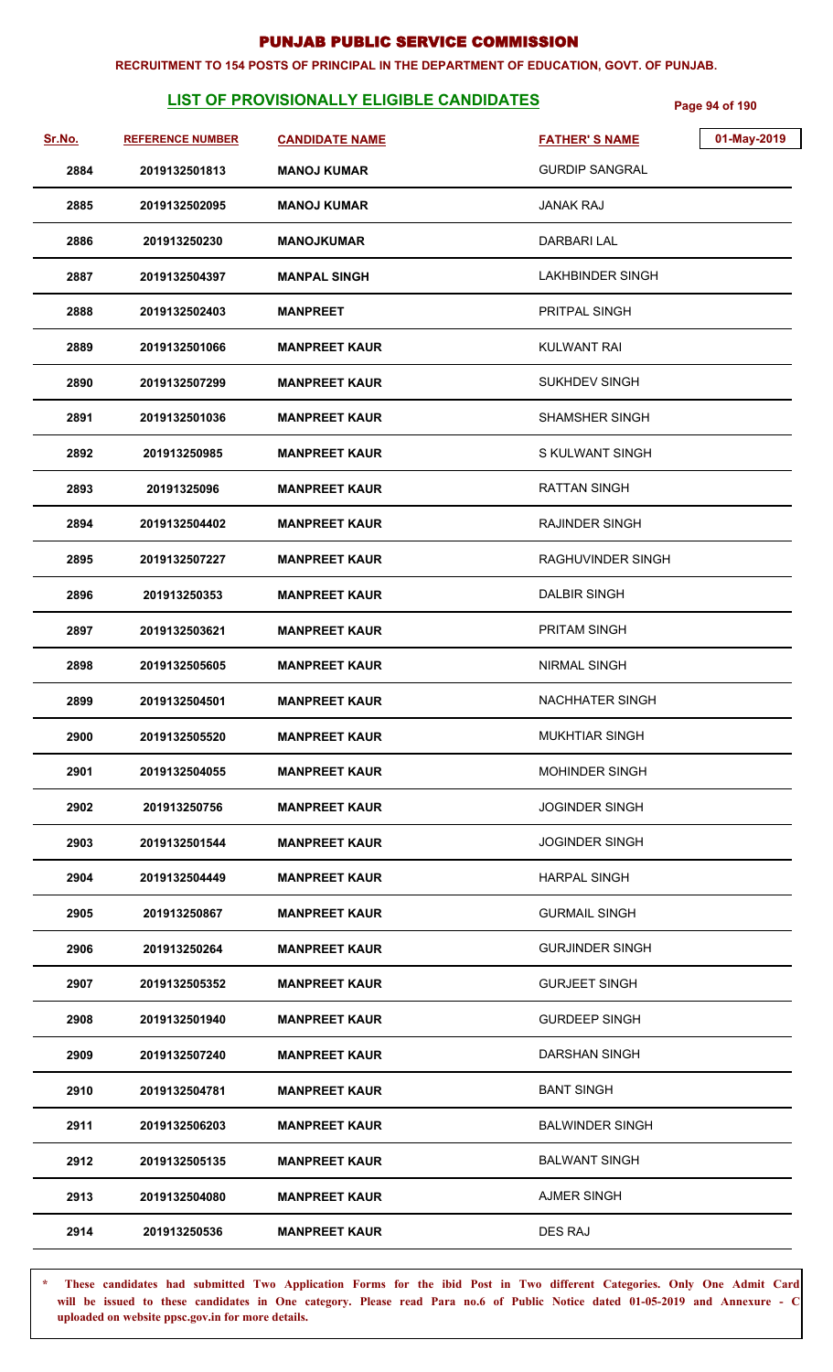# PUNJAB PUBLIC SERVICE COMMISSION

**RECRUITMENT TO 154 POSTS OF PRINCIPAL IN THE DEPARTMENT OF EDUCATION, GOVT. OF PUNJAB.**

## LIST OF PROVISIONALLY ELIGIBLE CANDIDATES

01-May-2019

| Sr.No. | REFERENCE NUMBER | CANDIDATE NAME | FATHER'S NAME |
|---|---|---|---|
| 2884 | 2019132501813 | MANOJ KUMAR | GURDIP SANGRAL |
| 2885 | 2019132502095 | MANOJ KUMAR | JANAK RAJ |
| 2886 | 201913250230 | MANOJKUMAR | DARBARI LAL |
| 2887 | 2019132504397 | MANPAL SINGH | LAKHBINDER SINGH |
| 2888 | 2019132502403 | MANPREET | PRITPAL SINGH |
| 2889 | 2019132501066 | MANPREET KAUR | KULWANT RAI |
| 2890 | 2019132507299 | MANPREET KAUR | SUKHDEV SINGH |
| 2891 | 2019132501036 | MANPREET KAUR | SHAMSHER SINGH |
| 2892 | 201913250985 | MANPREET KAUR | S KULWANT SINGH |
| 2893 | 20191325096 | MANPREET KAUR | RATTAN SINGH |
| 2894 | 2019132504402 | MANPREET KAUR | RAJINDER SINGH |
| 2895 | 2019132507227 | MANPREET KAUR | RAGHUVINDER SINGH |
| 2896 | 201913250353 | MANPREET KAUR | DALBIR SINGH |
| 2897 | 2019132503621 | MANPREET KAUR | PRITAM SINGH |
| 2898 | 2019132505605 | MANPREET KAUR | NIRMAL SINGH |
| 2899 | 2019132504501 | MANPREET KAUR | NACHHATER SINGH |
| 2900 | 2019132505520 | MANPREET KAUR | MUKHTIAR SINGH |
| 2901 | 2019132504055 | MANPREET KAUR | MOHINDER SINGH |
| 2902 | 201913250756 | MANPREET KAUR | JOGINDER SINGH |
| 2903 | 2019132501544 | MANPREET KAUR | JOGINDER SINGH |
| 2904 | 2019132504449 | MANPREET KAUR | HARPAL SINGH |
| 2905 | 201913250867 | MANPREET KAUR | GURMAIL SINGH |
| 2906 | 201913250264 | MANPREET KAUR | GURJINDER SINGH |
| 2907 | 2019132505352 | MANPREET KAUR | GURJEET SINGH |
| 2908 | 2019132501940 | MANPREET KAUR | GURDEEP SINGH |
| 2909 | 2019132507240 | MANPREET KAUR | DARSHAN SINGH |
| 2910 | 2019132504781 | MANPREET KAUR | BANT SINGH |
| 2911 | 2019132506203 | MANPREET KAUR | BALWINDER SINGH |
| 2912 | 2019132505135 | MANPREET KAUR | BALWANT SINGH |
| 2913 | 2019132504080 | MANPREET KAUR | AJMER SINGH |
| 2914 | 201913250536 | MANPREET KAUR | DES RAJ |

\* **These candidates had submitted Two Application Forms for the ibid Post in Two different Categories. Only One Admit Card will be issued to these candidates in One category. Please read Para no.6 of Public Notice dated 01-05-2019 and Annexure - C uploaded on website ppsc.gov.in for more details.**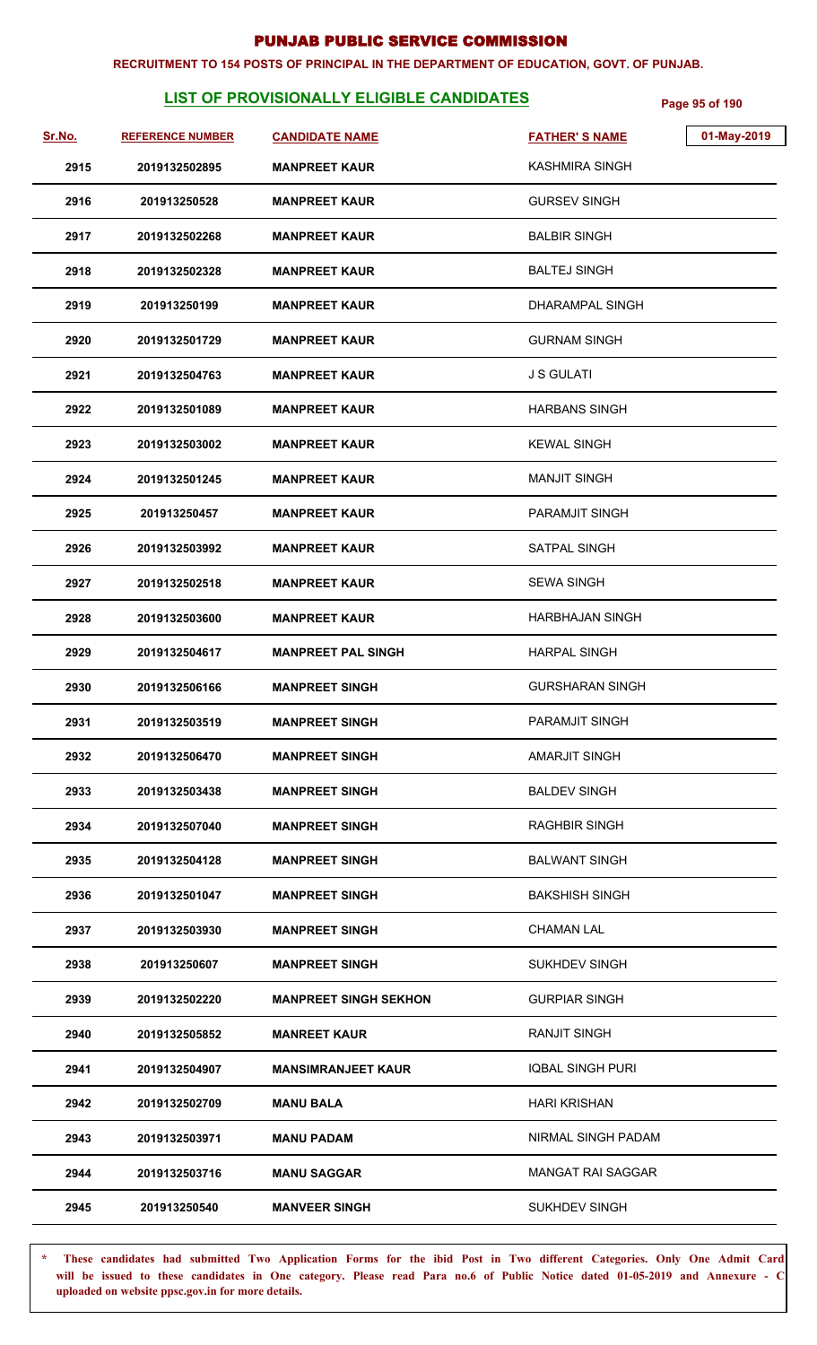# PUNJAB PUBLIC SERVICE COMMISSION

**RECRUITMENT TO 154 POSTS OF PRINCIPAL IN THE DEPARTMENT OF EDUCATION, GOVT. OF PUNJAB.**

## LIST OF PROVISIONALLY ELIGIBLE CANDIDATES

01-May-2019

| Sr.No. | REFERENCE NUMBER | CANDIDATE NAME | FATHER' S NAME |
|---|---|---|---|
| 2915 | 2019132502895 | MANPREET KAUR | KASHMIRA SINGH |
| 2916 | 201913250528 | MANPREET KAUR | GURSEV SINGH |
| 2917 | 2019132502268 | MANPREET KAUR | BALBIR SINGH |
| 2918 | 2019132502328 | MANPREET KAUR | BALTEJ SINGH |
| 2919 | 201913250199 | MANPREET KAUR | DHARAMPAL SINGH |
| 2920 | 2019132501729 | MANPREET KAUR | GURNAM SINGH |
| 2921 | 2019132504763 | MANPREET KAUR | J S GULATI |
| 2922 | 2019132501089 | MANPREET KAUR | HARBANS SINGH |
| 2923 | 2019132503002 | MANPREET KAUR | KEWAL SINGH |
| 2924 | 2019132501245 | MANPREET KAUR | MANJIT SINGH |
| 2925 | 201913250457 | MANPREET KAUR | PARAMJIT SINGH |
| 2926 | 2019132503992 | MANPREET KAUR | SATPAL SINGH |
| 2927 | 2019132502518 | MANPREET KAUR | SEWA SINGH |
| 2928 | 2019132503600 | MANPREET KAUR | HARBHAJAN SINGH |
| 2929 | 2019132504617 | MANPREET PAL SINGH | HARPAL SINGH |
| 2930 | 2019132506166 | MANPREET SINGH | GURSHARAN SINGH |
| 2931 | 2019132503519 | MANPREET SINGH | PARAMJIT SINGH |
| 2932 | 2019132506470 | MANPREET SINGH | AMARJIT SINGH |
| 2933 | 2019132503438 | MANPREET SINGH | BALDEV SINGH |
| 2934 | 2019132507040 | MANPREET SINGH | RAGHBIR SINGH |
| 2935 | 2019132504128 | MANPREET SINGH | BALWANT SINGH |
| 2936 | 2019132501047 | MANPREET SINGH | BAKSHISH SINGH |
| 2937 | 2019132503930 | MANPREET SINGH | CHAMAN LAL |
| 2938 | 201913250607 | MANPREET SINGH | SUKHDEV SINGH |
| 2939 | 2019132502220 | MANPREET SINGH SEKHON | GURPIAR SINGH |
| 2940 | 2019132505852 | MANREET KAUR | RANJIT SINGH |
| 2941 | 2019132504907 | MANSIMRANJEET KAUR | IQBAL SINGH PURI |
| 2942 | 2019132502709 | MANU BALA | HARI KRISHAN |
| 2943 | 2019132503971 | MANU PADAM | NIRMAL SINGH PADAM |
| 2944 | 2019132503716 | MANU SAGGAR | MANGAT RAI SAGGAR |
| 2945 | 201913250540 | MANVEER SINGH | SUKHDEV SINGH |

\* These candidates had submitted Two Application Forms for the ibid Post in Two different Categories. Only One Admit Card will be issued to these candidates in One category. Please read Para no.6 of Public Notice dated 01-05-2019 and Annexure - C uploaded on website ppsc.gov.in for more details.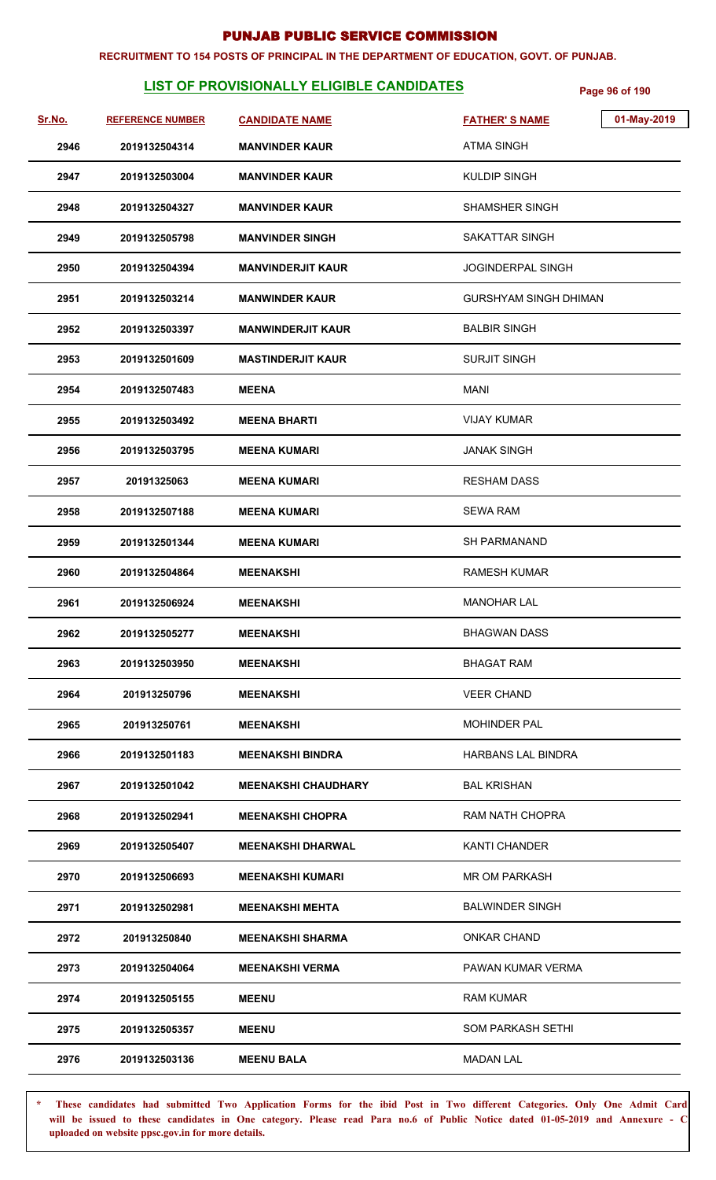# PUNJAB PUBLIC SERVICE COMMISSION

**RECRUITMENT TO 154 POSTS OF PRINCIPAL IN THE DEPARTMENT OF EDUCATION, GOVT. OF PUNJAB.**

## LIST OF PROVISIONALLY ELIGIBLE CANDIDATES

01-May-2019

| Sr.No. | REFERENCE NUMBER | CANDIDATE NAME | FATHER' S NAME |
|---|---|---|---|
| 2946 | 2019132504314 | MANVINDER KAUR | ATMA SINGH |
| 2947 | 2019132503004 | MANVINDER KAUR | KULDIP SINGH |
| 2948 | 2019132504327 | MANVINDER KAUR | SHAMSHER SINGH |
| 2949 | 2019132505798 | MANVINDER SINGH | SAKATTAR SINGH |
| 2950 | 2019132504394 | MANVINDERJIT KAUR | JOGINDERPAL SINGH |
| 2951 | 2019132503214 | MANWINDER KAUR | GURSHYAM SINGH DHIMAN |
| 2952 | 2019132503397 | MANWINDERJIT KAUR | BALBIR SINGH |
| 2953 | 2019132501609 | MASTINDERJIT KAUR | SURJIT SINGH |
| 2954 | 2019132507483 | MEENA | MANI |
| 2955 | 2019132503492 | MEENA BHARTI | VIJAY KUMAR |
| 2956 | 2019132503795 | MEENA KUMARI | JANAK SINGH |
| 2957 | 20191325063 | MEENA KUMARI | RESHAM DASS |
| 2958 | 2019132507188 | MEENA KUMARI | SEWA RAM |
| 2959 | 2019132501344 | MEENA KUMARI | SH PARMANAND |
| 2960 | 2019132504864 | MEENAKSHI | RAMESH KUMAR |
| 2961 | 2019132506924 | MEENAKSHI | MANOHAR LAL |
| 2962 | 2019132505277 | MEENAKSHI | BHAGWAN DASS |
| 2963 | 2019132503950 | MEENAKSHI | BHAGAT RAM |
| 2964 | 201913250796 | MEENAKSHI | VEER CHAND |
| 2965 | 201913250761 | MEENAKSHI | MOHINDER PAL |
| 2966 | 2019132501183 | MEENAKSHI BINDRA | HARBANS LAL BINDRA |
| 2967 | 2019132501042 | MEENAKSHI CHAUDHARY | BAL KRISHAN |
| 2968 | 2019132502941 | MEENAKSHI CHOPRA | RAM NATH CHOPRA |
| 2969 | 2019132505407 | MEENAKSHI DHARWAL | KANTI CHANDER |
| 2970 | 2019132506693 | MEENAKSHI KUMARI | MR OM PARKASH |
| 2971 | 2019132502981 | MEENAKSHI MEHTA | BALWINDER SINGH |
| 2972 | 201913250840 | MEENAKSHI SHARMA | ONKAR CHAND |
| 2973 | 2019132504064 | MEENAKSHI VERMA | PAWAN KUMAR VERMA |
| 2974 | 2019132505155 | MEENU | RAM KUMAR |
| 2975 | 2019132505357 | MEENU | SOM PARKASH SETHI |
| 2976 | 2019132503136 | MEENU BALA | MADAN LAL |

\* These candidates had submitted Two Application Forms for the ibid Post in Two different Categories. Only One Admit Card will be issued to these candidates in One category. Please read Para no.6 of Public Notice dated 01-05-2019 and Annexure - C uploaded on website ppsc.gov.in for more details.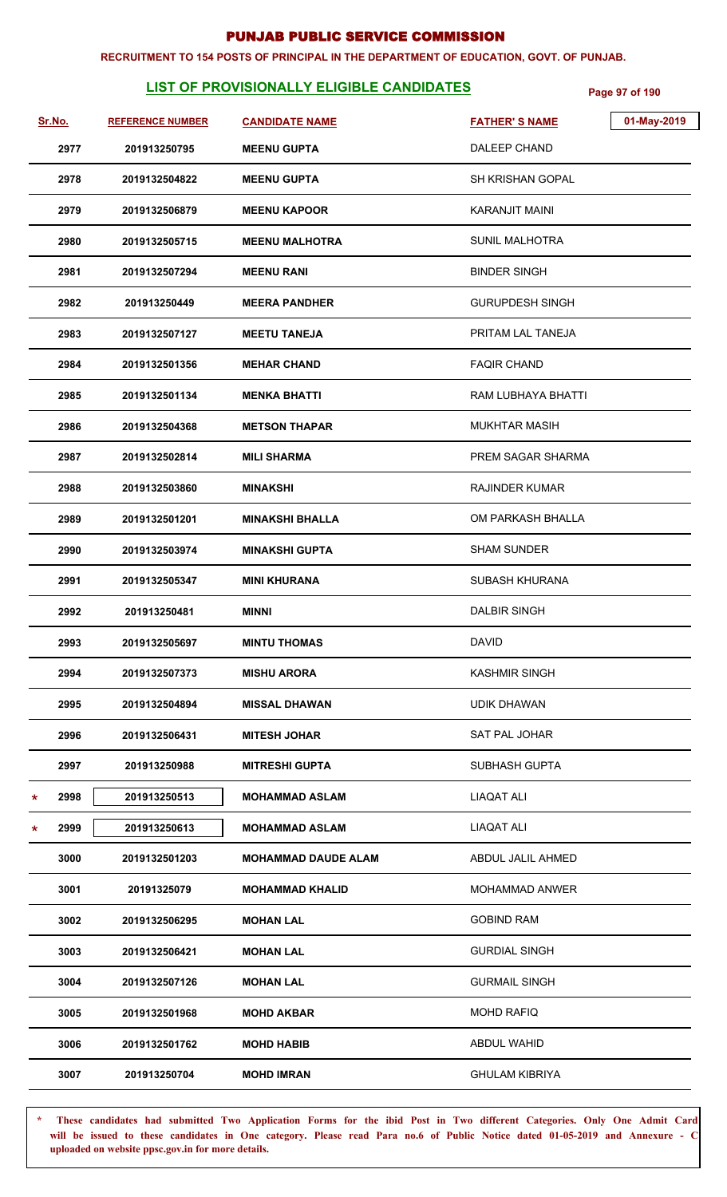# PUNJAB PUBLIC SERVICE COMMISSION

**RECRUITMENT TO 154 POSTS OF PRINCIPAL IN THE DEPARTMENT OF EDUCATION, GOVT. OF PUNJAB.**

## LIST OF PROVISIONALLY ELIGIBLE CANDIDATES

01-May-2019

| Sr.No. | REFERENCE NUMBER | CANDIDATE NAME | FATHER'S NAME |
|---|---|---|---|
| 2977 | 201913250795 | MEENU GUPTA | DALEEP CHAND |
| 2978 | 2019132504822 | MEENU GUPTA | SH KRISHAN GOPAL |
| 2979 | 2019132506879 | MEENU KAPOOR | KARANJIT MAINI |
| 2980 | 2019132505715 | MEENU MALHOTRA | SUNIL MALHOTRA |
| 2981 | 2019132507294 | MEENU RANI | BINDER SINGH |
| 2982 | 201913250449 | MEERA PANDHER | GURUPDESH SINGH |
| 2983 | 2019132507127 | MEETU TANEJA | PRITAM LAL TANEJA |
| 2984 | 2019132501356 | MEHAR CHAND | FAQIR CHAND |
| 2985 | 2019132501134 | MENKA BHATTI | RAM LUBHAYA BHATTI |
| 2986 | 2019132504368 | METSON THAPAR | MUKHTAR MASIH |
| 2987 | 2019132502814 | MILI SHARMA | PREM SAGAR SHARMA |
| 2988 | 2019132503860 | MINAKSHI | RAJINDER KUMAR |
| 2989 | 2019132501201 | MINAKSHI BHALLA | OM PARKASH BHALLA |
| 2990 | 2019132503974 | MINAKSHI GUPTA | SHAM SUNDER |
| 2991 | 2019132505347 | MINI KHURANA | SUBASH KHURANA |
| 2992 | 201913250481 | MINNI | DALBIR SINGH |
| 2993 | 2019132505697 | MINTU THOMAS | DAVID |
| 2994 | 2019132507373 | MISHU ARORA | KASHMIR SINGH |
| 2995 | 2019132504894 | MISSAL DHAWAN | UDIK DHAWAN |
| 2996 | 2019132506431 | MITESH JOHAR | SAT PAL JOHAR |
| 2997 | 201913250988 | MITRESHI GUPTA | SUBHASH GUPTA |
| * 2998 | 201913250513 | MOHAMMAD ASLAM | LIAQAT ALI |
| * 2999 | 201913250613 | MOHAMMAD ASLAM | LIAQAT ALI |
| 3000 | 2019132501203 | MOHAMMAD DAUDE ALAM | ABDUL JALIL AHMED |
| 3001 | 20191325079 | MOHAMMAD KHALID | MOHAMMAD ANWER |
| 3002 | 2019132506295 | MOHAN LAL | GOBIND RAM |
| 3003 | 2019132506421 | MOHAN LAL | GURDIAL SINGH |
| 3004 | 2019132507126 | MOHAN LAL | GURMAIL SINGH |
| 3005 | 2019132501968 | MOHD AKBAR | MOHD RAFIQ |
| 3006 | 2019132501762 | MOHD HABIB | ABDUL WAHID |
| 3007 | 201913250704 | MOHD IMRAN | GHULAM KIBRIYA |

\* **These candidates had submitted Two Application Forms for the ibid Post in Two different Categories. Only One Admit Card will be issued to these candidates in One category. Please read Para no.6 of Public Notice dated 01-05-2019 and Annexure - C uploaded on website ppsc.gov.in for more details.**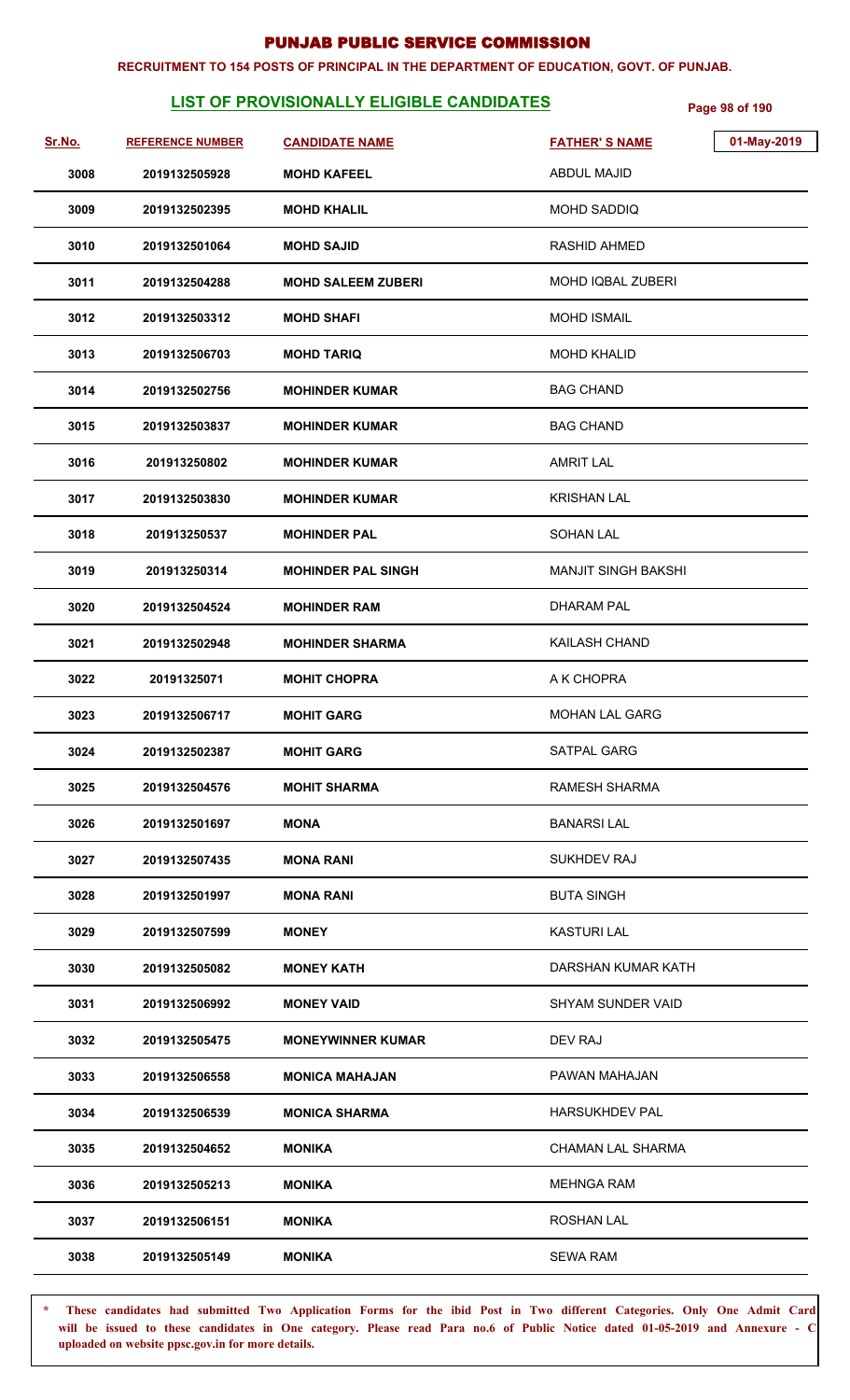# PUNJAB PUBLIC SERVICE COMMISSION

**RECRUITMENT TO 154 POSTS OF PRINCIPAL IN THE DEPARTMENT OF EDUCATION, GOVT. OF PUNJAB.**

## LIST OF PROVISIONALLY ELIGIBLE CANDIDATES

01-May-2019

| Sr.No. | REFERENCE NUMBER | CANDIDATE NAME | FATHER' S NAME |
|---|---|---|---|
| 3008 | 2019132505928 | MOHD KAFEEL | ABDUL MAJID |
| 3009 | 2019132502395 | MOHD KHALIL | MOHD SADDIQ |
| 3010 | 2019132501064 | MOHD SAJID | RASHID AHMED |
| 3011 | 2019132504288 | MOHD SALEEM ZUBERI | MOHD IQBAL ZUBERI |
| 3012 | 2019132503312 | MOHD SHAFI | MOHD ISMAIL |
| 3013 | 2019132506703 | MOHD TARIQ | MOHD KHALID |
| 3014 | 2019132502756 | MOHINDER KUMAR | BAG CHAND |
| 3015 | 2019132503837 | MOHINDER KUMAR | BAG CHAND |
| 3016 | 201913250802 | MOHINDER KUMAR | AMRIT LAL |
| 3017 | 2019132503830 | MOHINDER KUMAR | KRISHAN LAL |
| 3018 | 201913250537 | MOHINDER PAL | SOHAN LAL |
| 3019 | 201913250314 | MOHINDER PAL SINGH | MANJIT SINGH BAKSHI |
| 3020 | 2019132504524 | MOHINDER RAM | DHARAM PAL |
| 3021 | 2019132502948 | MOHINDER SHARMA | KAILASH CHAND |
| 3022 | 20191325071 | MOHIT CHOPRA | A K CHOPRA |
| 3023 | 2019132506717 | MOHIT GARG | MOHAN LAL GARG |
| 3024 | 2019132502387 | MOHIT GARG | SATPAL GARG |
| 3025 | 2019132504576 | MOHIT SHARMA | RAMESH SHARMA |
| 3026 | 2019132501697 | MONA | BANARSI LAL |
| 3027 | 2019132507435 | MONA RANI | SUKHDEV RAJ |
| 3028 | 2019132501997 | MONA RANI | BUTA SINGH |
| 3029 | 2019132507599 | MONEY | KASTURI LAL |
| 3030 | 2019132505082 | MONEY KATH | DARSHAN KUMAR KATH |
| 3031 | 2019132506992 | MONEY VAID | SHYAM SUNDER VAID |
| 3032 | 2019132505475 | MONEYWINNER KUMAR | DEV RAJ |
| 3033 | 2019132506558 | MONICA MAHAJAN | PAWAN MAHAJAN |
| 3034 | 2019132506539 | MONICA SHARMA | HARSUKHDEV PAL |
| 3035 | 2019132504652 | MONIKA | CHAMAN LAL SHARMA |
| 3036 | 2019132505213 | MONIKA | MEHNGA RAM |
| 3037 | 2019132506151 | MONIKA | ROSHAN LAL |
| 3038 | 2019132505149 | MONIKA | SEWA RAM |

\* **These candidates had submitted Two Application Forms for the ibid Post in Two different Categories. Only One Admit Card will be issued to these candidates in One category. Please read Para no.6 of Public Notice dated 01-05-2019 and Annexure - C uploaded on website ppsc.gov.in for more details.**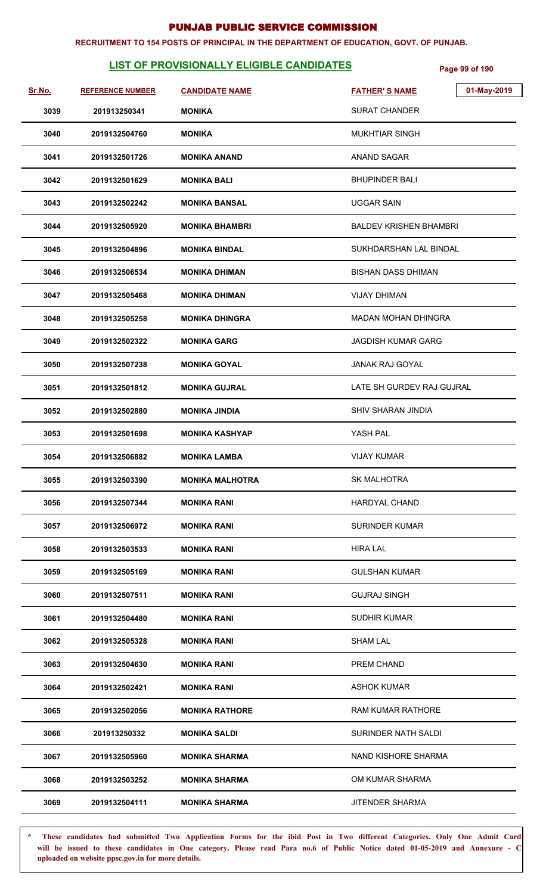# PUNJAB PUBLIC SERVICE COMMISSION

**RECRUITMENT TO 154 POSTS OF PRINCIPAL IN THE DEPARTMENT OF EDUCATION, GOVT. OF PUNJAB.**

## LIST OF PROVISIONALLY ELIGIBLE CANDIDATES

01-May-2019

| Sr.No. | REFERENCE NUMBER | CANDIDATE NAME | FATHER' S NAME |
|---|---|---|---|
| 3039 | 201913250341 | MONIKA | SURAT CHANDER |
| 3040 | 2019132504760 | MONIKA | MUKHTIAR SINGH |
| 3041 | 2019132501726 | MONIKA ANAND | ANAND SAGAR |
| 3042 | 2019132501629 | MONIKA BALI | BHUPINDER BALI |
| 3043 | 2019132502242 | MONIKA BANSAL | UGGAR SAIN |
| 3044 | 2019132505920 | MONIKA BHAMBRI | BALDEV KRISHEN BHAMBRI |
| 3045 | 2019132504896 | MONIKA BINDAL | SUKHDARSHAN LAL BINDAL |
| 3046 | 2019132506534 | MONIKA DHIMAN | BISHAN DASS DHIMAN |
| 3047 | 2019132505468 | MONIKA DHIMAN | VIJAY DHIMAN |
| 3048 | 2019132505258 | MONIKA DHINGRA | MADAN MOHAN DHINGRA |
| 3049 | 2019132502322 | MONIKA GARG | JAGDISH KUMAR GARG |
| 3050 | 2019132507238 | MONIKA GOYAL | JANAK RAJ GOYAL |
| 3051 | 2019132501812 | MONIKA GUJRAL | LATE SH GURDEV RAJ GUJRAL |
| 3052 | 2019132502880 | MONIKA JINDIA | SHIV SHARAN JINDIA |
| 3053 | 2019132501698 | MONIKA KASHYAP | YASH PAL |
| 3054 | 2019132506882 | MONIKA LAMBA | VIJAY KUMAR |
| 3055 | 2019132503390 | MONIKA MALHOTRA | SK MALHOTRA |
| 3056 | 2019132507344 | MONIKA RANI | HARDYAL CHAND |
| 3057 | 2019132506972 | MONIKA RANI | SURINDER KUMAR |
| 3058 | 2019132503533 | MONIKA RANI | HIRA LAL |
| 3059 | 2019132505169 | MONIKA RANI | GULSHAN KUMAR |
| 3060 | 2019132507511 | MONIKA RANI | GUJRAJ SINGH |
| 3061 | 2019132504480 | MONIKA RANI | SUDHIR KUMAR |
| 3062 | 2019132505328 | MONIKA RANI | SHAM LAL |
| 3063 | 2019132504630 | MONIKA RANI | PREM CHAND |
| 3064 | 2019132502421 | MONIKA RANI | ASHOK KUMAR |
| 3065 | 2019132502056 | MONIKA RATHORE | RAM KUMAR RATHORE |
| 3066 | 201913250332 | MONIKA SALDI | SURINDER NATH SALDI |
| 3067 | 2019132505960 | MONIKA SHARMA | NAND KISHORE SHARMA |
| 3068 | 2019132503252 | MONIKA SHARMA | OM KUMAR SHARMA |
| 3069 | 2019132504111 | MONIKA SHARMA | JITENDER SHARMA |

**\* These candidates had submitted Two Application Forms for the ibid Post in Two different Categories. Only One Admit Card will be issued to these candidates in One category. Please read Para no.6 of Public Notice dated 01-05-2019 and Annexure - C uploaded on website ppsc.gov.in for more details.**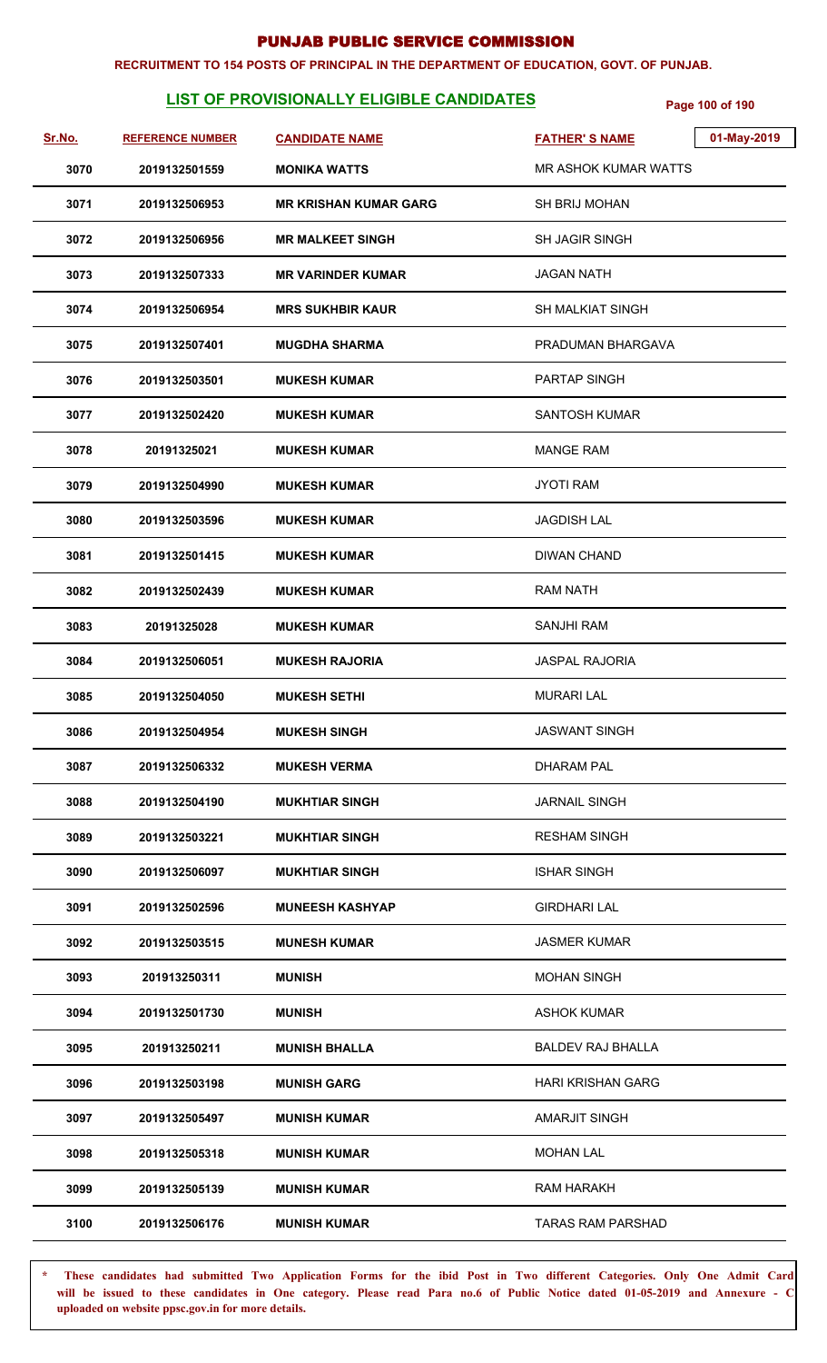# PUNJAB PUBLIC SERVICE COMMISSION

**RECRUITMENT TO 154 POSTS OF PRINCIPAL IN THE DEPARTMENT OF EDUCATION, GOVT. OF PUNJAB.**

## LIST OF PROVISIONALLY ELIGIBLE CANDIDATES

01-May-2019

| Sr.No. | REFERENCE NUMBER | CANDIDATE NAME | FATHER' S NAME |
|---|---|---|---|
| 3070 | 2019132501559 | MONIKA WATTS | MR ASHOK KUMAR WATTS |
| 3071 | 2019132506953 | MR KRISHAN KUMAR GARG | SH BRIJ MOHAN |
| 3072 | 2019132506956 | MR MALKEET SINGH | SH JAGIR SINGH |
| 3073 | 2019132507333 | MR VARINDER KUMAR | JAGAN NATH |
| 3074 | 2019132506954 | MRS SUKHBIR KAUR | SH MALKIAT SINGH |
| 3075 | 2019132507401 | MUGDHA SHARMA | PRADUMAN BHARGAVA |
| 3076 | 2019132503501 | MUKESH KUMAR | PARTAP SINGH |
| 3077 | 2019132502420 | MUKESH KUMAR | SANTOSH KUMAR |
| 3078 | 20191325021 | MUKESH KUMAR | MANGE RAM |
| 3079 | 2019132504990 | MUKESH KUMAR | JYOTI RAM |
| 3080 | 2019132503596 | MUKESH KUMAR | JAGDISH LAL |
| 3081 | 2019132501415 | MUKESH KUMAR | DIWAN CHAND |
| 3082 | 2019132502439 | MUKESH KUMAR | RAM NATH |
| 3083 | 20191325028 | MUKESH KUMAR | SANJHI RAM |
| 3084 | 2019132506051 | MUKESH RAJORIA | JASPAL RAJORIA |
| 3085 | 2019132504050 | MUKESH SETHI | MURARI LAL |
| 3086 | 2019132504954 | MUKESH SINGH | JASWANT SINGH |
| 3087 | 2019132506332 | MUKESH VERMA | DHARAM PAL |
| 3088 | 2019132504190 | MUKHTIAR SINGH | JARNAIL SINGH |
| 3089 | 2019132503221 | MUKHTIAR SINGH | RESHAM SINGH |
| 3090 | 2019132506097 | MUKHTIAR SINGH | ISHAR SINGH |
| 3091 | 2019132502596 | MUNEESH KASHYAP | GIRDHARI LAL |
| 3092 | 2019132503515 | MUNESH KUMAR | JASMER KUMAR |
| 3093 | 201913250311 | MUNISH | MOHAN SINGH |
| 3094 | 2019132501730 | MUNISH | ASHOK KUMAR |
| 3095 | 201913250211 | MUNISH BHALLA | BALDEV RAJ BHALLA |
| 3096 | 2019132503198 | MUNISH GARG | HARI KRISHAN GARG |
| 3097 | 2019132505497 | MUNISH KUMAR | AMARJIT SINGH |
| 3098 | 2019132505318 | MUNISH KUMAR | MOHAN LAL |
| 3099 | 2019132505139 | MUNISH KUMAR | RAM HARAKH |
| 3100 | 2019132506176 | MUNISH KUMAR | TARAS RAM PARSHAD |

\* These candidates had submitted Two Application Forms for the ibid Post in Two different Categories. Only One Admit Card will be issued to these candidates in One category. Please read Para no.6 of Public Notice dated 01-05-2019 and Annexure - C uploaded on website ppsc.gov.in for more details.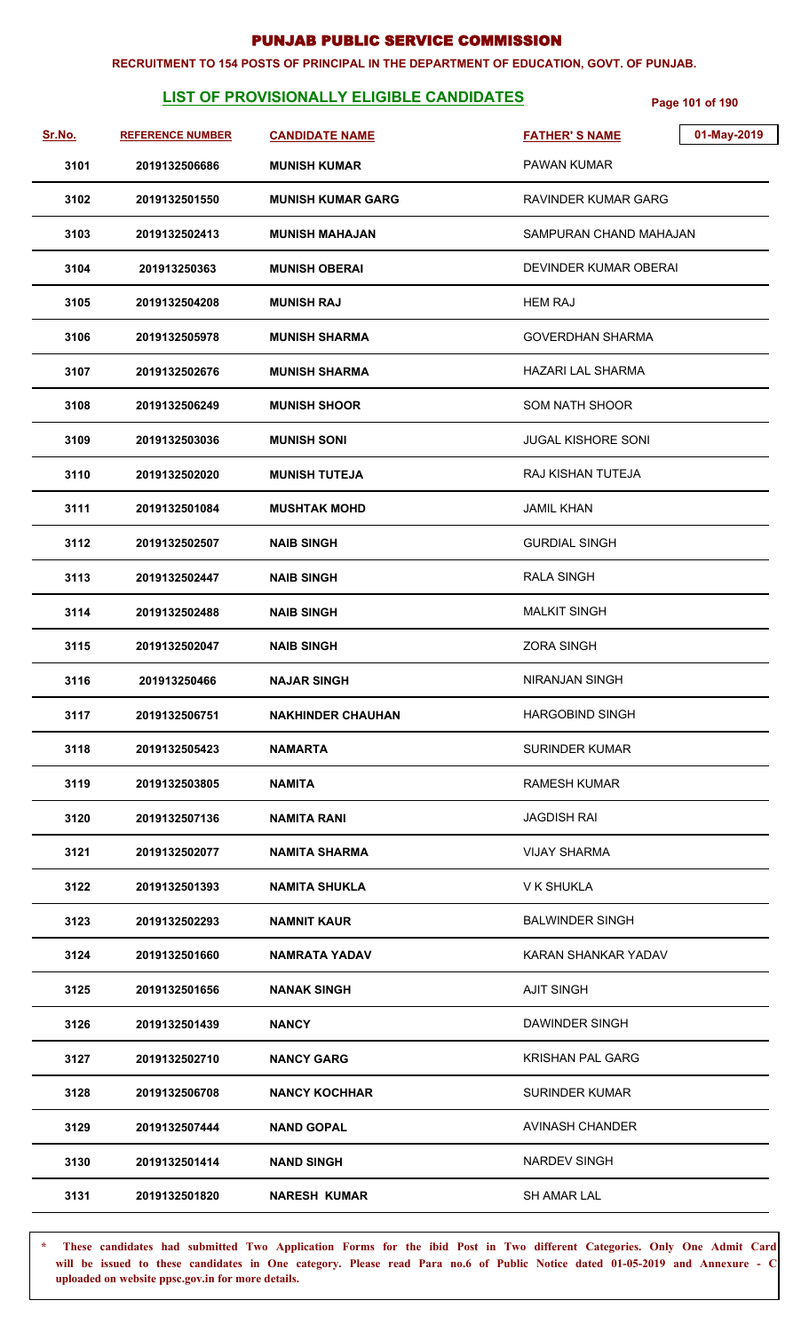# PUNJAB PUBLIC SERVICE COMMISSION

**RECRUITMENT TO 154 POSTS OF PRINCIPAL IN THE DEPARTMENT OF EDUCATION, GOVT. OF PUNJAB.**

## LIST OF PROVISIONALLY ELIGIBLE CANDIDATES

01-May-2019

| Sr.No. | REFERENCE NUMBER | CANDIDATE NAME | FATHER' S NAME |
|---|---|---|---|
| 3101 | 2019132506686 | MUNISH KUMAR | PAWAN KUMAR |
| 3102 | 2019132501550 | MUNISH KUMAR GARG | RAVINDER KUMAR GARG |
| 3103 | 2019132502413 | MUNISH MAHAJAN | SAMPURAN CHAND MAHAJAN |
| 3104 | 201913250363 | MUNISH OBERAI | DEVINDER KUMAR OBERAI |
| 3105 | 2019132504208 | MUNISH RAJ | HEM RAJ |
| 3106 | 2019132505978 | MUNISH SHARMA | GOVERDHAN SHARMA |
| 3107 | 2019132502676 | MUNISH SHARMA | HAZARI LAL SHARMA |
| 3108 | 2019132506249 | MUNISH SHOOR | SOM NATH SHOOR |
| 3109 | 2019132503036 | MUNISH SONI | JUGAL KISHORE SONI |
| 3110 | 2019132502020 | MUNISH TUTEJA | RAJ KISHAN TUTEJA |
| 3111 | 2019132501084 | MUSHTAK MOHD | JAMIL KHAN |
| 3112 | 2019132502507 | NAIB SINGH | GURDIAL SINGH |
| 3113 | 2019132502447 | NAIB SINGH | RALA SINGH |
| 3114 | 2019132502488 | NAIB SINGH | MALKIT SINGH |
| 3115 | 2019132502047 | NAIB SINGH | ZORA SINGH |
| 3116 | 201913250466 | NAJAR SINGH | NIRANJAN SINGH |
| 3117 | 2019132506751 | NAKHINDER CHAUHAN | HARGOBIND SINGH |
| 3118 | 2019132505423 | NAMARTA | SURINDER KUMAR |
| 3119 | 2019132503805 | NAMITA | RAMESH KUMAR |
| 3120 | 2019132507136 | NAMITA RANI | JAGDISH RAI |
| 3121 | 2019132502077 | NAMITA SHARMA | VIJAY SHARMA |
| 3122 | 2019132501393 | NAMITA SHUKLA | V K SHUKLA |
| 3123 | 2019132502293 | NAMNIT KAUR | BALWINDER SINGH |
| 3124 | 2019132501660 | NAMRATA YADAV | KARAN SHANKAR YADAV |
| 3125 | 2019132501656 | NANAK SINGH | AJIT SINGH |
| 3126 | 2019132501439 | NANCY | DAWINDER SINGH |
| 3127 | 2019132502710 | NANCY GARG | KRISHAN PAL GARG |
| 3128 | 2019132506708 | NANCY KOCHHAR | SURINDER KUMAR |
| 3129 | 2019132507444 | NAND GOPAL | AVINASH CHANDER |
| 3130 | 2019132501414 | NAND SINGH | NARDEV SINGH |
| 3131 | 2019132501820 | NARESH KUMAR | SH AMAR LAL |

**\* These candidates had submitted Two Application Forms for the ibid Post in Two different Categories. Only One Admit Card will be issued to these candidates in One category. Please read Para no.6 of Public Notice dated 01-05-2019 and Annexure - C uploaded on website ppsc.gov.in for more details.**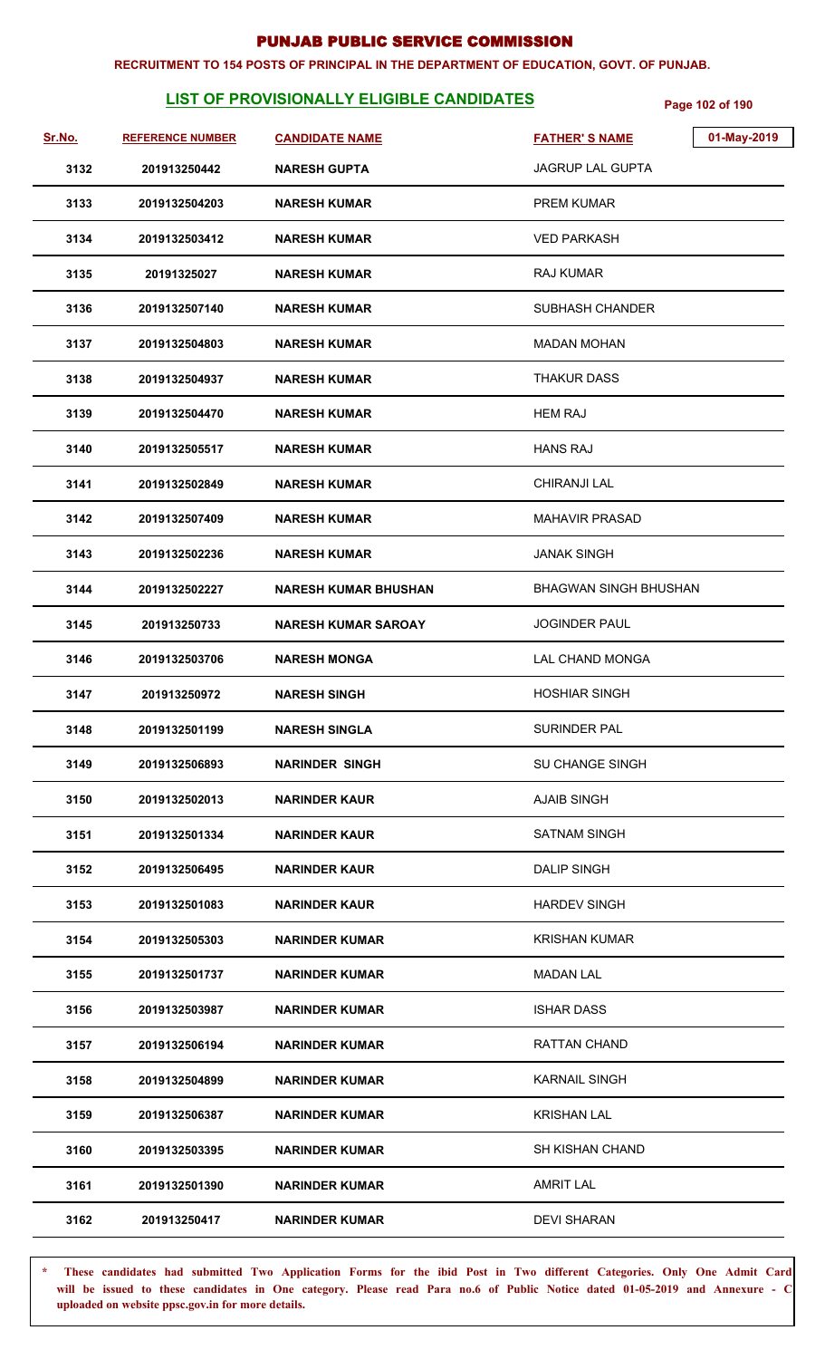# PUNJAB PUBLIC SERVICE COMMISSION

**RECRUITMENT TO 154 POSTS OF PRINCIPAL IN THE DEPARTMENT OF EDUCATION, GOVT. OF PUNJAB.**

## LIST OF PROVISIONALLY ELIGIBLE CANDIDATES

01-May-2019

| Sr.No. | REFERENCE NUMBER | CANDIDATE NAME | FATHER' S NAME |
|---|---|---|---|
| 3132 | 201913250442 | NARESH GUPTA | JAGRUP LAL GUPTA |
| 3133 | 2019132504203 | NARESH KUMAR | PREM KUMAR |
| 3134 | 2019132503412 | NARESH KUMAR | VED PARKASH |
| 3135 | 20191325027 | NARESH KUMAR | RAJ KUMAR |
| 3136 | 2019132507140 | NARESH KUMAR | SUBHASH CHANDER |
| 3137 | 2019132504803 | NARESH KUMAR | MADAN MOHAN |
| 3138 | 2019132504937 | NARESH KUMAR | THAKUR DASS |
| 3139 | 2019132504470 | NARESH KUMAR | HEM RAJ |
| 3140 | 2019132505517 | NARESH KUMAR | HANS RAJ |
| 3141 | 2019132502849 | NARESH KUMAR | CHIRANJI LAL |
| 3142 | 2019132507409 | NARESH KUMAR | MAHAVIR PRASAD |
| 3143 | 2019132502236 | NARESH KUMAR | JANAK SINGH |
| 3144 | 2019132502227 | NARESH KUMAR BHUSHAN | BHAGWAN SINGH BHUSHAN |
| 3145 | 201913250733 | NARESH KUMAR SAROAY | JOGINDER PAUL |
| 3146 | 2019132503706 | NARESH MONGA | LAL CHAND MONGA |
| 3147 | 201913250972 | NARESH SINGH | HOSHIAR SINGH |
| 3148 | 2019132501199 | NARESH SINGLA | SURINDER PAL |
| 3149 | 2019132506893 | NARINDER SINGH | SU CHANGE SINGH |
| 3150 | 2019132502013 | NARINDER KAUR | AJAIB SINGH |
| 3151 | 2019132501334 | NARINDER KAUR | SATNAM SINGH |
| 3152 | 2019132506495 | NARINDER KAUR | DALIP SINGH |
| 3153 | 2019132501083 | NARINDER KAUR | HARDEV SINGH |
| 3154 | 2019132505303 | NARINDER KUMAR | KRISHAN KUMAR |
| 3155 | 2019132501737 | NARINDER KUMAR | MADAN LAL |
| 3156 | 2019132503987 | NARINDER KUMAR | ISHAR DASS |
| 3157 | 2019132506194 | NARINDER KUMAR | RATTAN CHAND |
| 3158 | 2019132504899 | NARINDER KUMAR | KARNAIL SINGH |
| 3159 | 2019132506387 | NARINDER KUMAR | KRISHAN LAL |
| 3160 | 2019132503395 | NARINDER KUMAR | SH KISHAN CHAND |
| 3161 | 2019132501390 | NARINDER KUMAR | AMRIT LAL |
| 3162 | 201913250417 | NARINDER KUMAR | DEVI SHARAN |

\* These candidates had submitted Two Application Forms for the ibid Post in Two different Categories. Only One Admit Card will be issued to these candidates in One category. Please read Para no.6 of Public Notice dated 01-05-2019 and Annexure - C uploaded on website ppsc.gov.in for more details.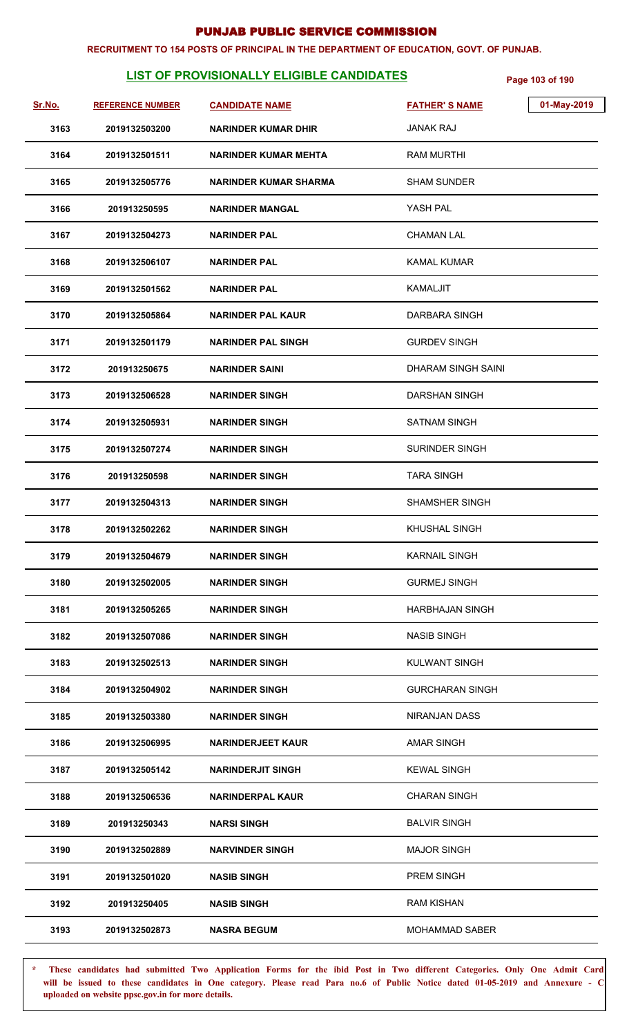# PUNJAB PUBLIC SERVICE COMMISSION

**RECRUITMENT TO 154 POSTS OF PRINCIPAL IN THE DEPARTMENT OF EDUCATION, GOVT. OF PUNJAB.**

## LIST OF PROVISIONALLY ELIGIBLE CANDIDATES

01-May-2019

| Sr.No. | REFERENCE NUMBER | CANDIDATE NAME | FATHER' S NAME |
|---|---|---|---|
| 3163 | 2019132503200 | NARINDER KUMAR DHIR | JANAK RAJ |
| 3164 | 2019132501511 | NARINDER KUMAR MEHTA | RAM MURTHI |
| 3165 | 2019132505776 | NARINDER KUMAR SHARMA | SHAM SUNDER |
| 3166 | 201913250595 | NARINDER MANGAL | YASH PAL |
| 3167 | 2019132504273 | NARINDER PAL | CHAMAN LAL |
| 3168 | 2019132506107 | NARINDER PAL | KAMAL KUMAR |
| 3169 | 2019132501562 | NARINDER PAL | KAMALJIT |
| 3170 | 2019132505864 | NARINDER PAL KAUR | DARBARA SINGH |
| 3171 | 2019132501179 | NARINDER PAL SINGH | GURDEV SINGH |
| 3172 | 201913250675 | NARINDER SAINI | DHARAM SINGH SAINI |
| 3173 | 2019132506528 | NARINDER SINGH | DARSHAN SINGH |
| 3174 | 2019132505931 | NARINDER SINGH | SATNAM SINGH |
| 3175 | 2019132507274 | NARINDER SINGH | SURINDER SINGH |
| 3176 | 201913250598 | NARINDER SINGH | TARA SINGH |
| 3177 | 2019132504313 | NARINDER SINGH | SHAMSHER SINGH |
| 3178 | 2019132502262 | NARINDER SINGH | KHUSHAL SINGH |
| 3179 | 2019132504679 | NARINDER SINGH | KARNAIL SINGH |
| 3180 | 2019132502005 | NARINDER SINGH | GURMEJ SINGH |
| 3181 | 2019132505265 | NARINDER SINGH | HARBHAJAN SINGH |
| 3182 | 2019132507086 | NARINDER SINGH | NASIB SINGH |
| 3183 | 2019132502513 | NARINDER SINGH | KULWANT SINGH |
| 3184 | 2019132504902 | NARINDER SINGH | GURCHARAN SINGH |
| 3185 | 2019132503380 | NARINDER SINGH | NIRANJAN DASS |
| 3186 | 2019132506995 | NARINDERJEET KAUR | AMAR SINGH |
| 3187 | 2019132505142 | NARINDERJIT SINGH | KEWAL SINGH |
| 3188 | 2019132506536 | NARINDERPAL KAUR | CHARAN SINGH |
| 3189 | 201913250343 | NARSI SINGH | BALVIR SINGH |
| 3190 | 2019132502889 | NARVINDER SINGH | MAJOR SINGH |
| 3191 | 2019132501020 | NASIB SINGH | PREM SINGH |
| 3192 | 201913250405 | NASIB SINGH | RAM KISHAN |
| 3193 | 2019132502873 | NASRA BEGUM | MOHAMMAD SABER |

**\* These candidates had submitted Two Application Forms for the ibid Post in Two different Categories. Only One Admit Card will be issued to these candidates in One category. Please read Para no.6 of Public Notice dated 01-05-2019 and Annexure - C uploaded on website ppsc.gov.in for more details.**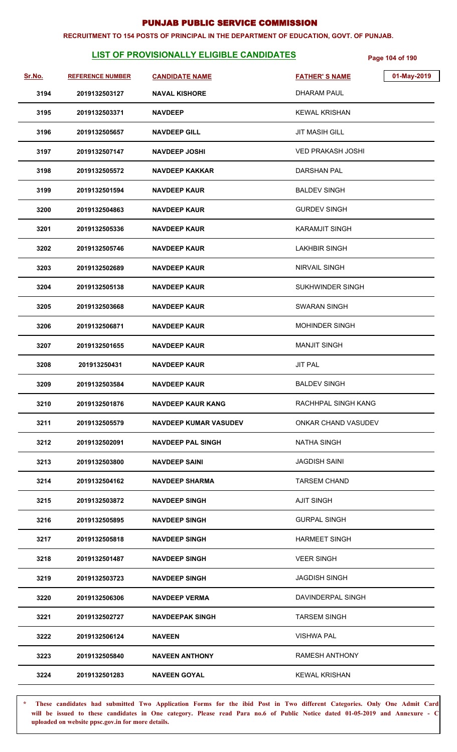# PUNJAB PUBLIC SERVICE COMMISSION

**RECRUITMENT TO 154 POSTS OF PRINCIPAL IN THE DEPARTMENT OF EDUCATION, GOVT. OF PUNJAB.**

## LIST OF PROVISIONALLY ELIGIBLE CANDIDATES

01-May-2019

| Sr.No. | REFERENCE NUMBER | CANDIDATE NAME | FATHER' S NAME |
|---|---|---|---|
| 3194 | 2019132503127 | NAVAL KISHORE | DHARAM PAUL |
| 3195 | 2019132503371 | NAVDEEP | KEWAL KRISHAN |
| 3196 | 2019132505657 | NAVDEEP GILL | JIT MASIH GILL |
| 3197 | 2019132507147 | NAVDEEP JOSHI | VED PRAKASH JOSHI |
| 3198 | 2019132505572 | NAVDEEP KAKKAR | DARSHAN PAL |
| 3199 | 2019132501594 | NAVDEEP KAUR | BALDEV SINGH |
| 3200 | 2019132504863 | NAVDEEP KAUR | GURDEV SINGH |
| 3201 | 2019132505336 | NAVDEEP KAUR | KARAMJIT SINGH |
| 3202 | 2019132505746 | NAVDEEP KAUR | LAKHBIR SINGH |
| 3203 | 2019132502689 | NAVDEEP KAUR | NIRVAIL SINGH |
| 3204 | 2019132505138 | NAVDEEP KAUR | SUKHWINDER SINGH |
| 3205 | 2019132503668 | NAVDEEP KAUR | SWARAN SINGH |
| 3206 | 2019132506871 | NAVDEEP KAUR | MOHINDER SINGH |
| 3207 | 2019132501655 | NAVDEEP KAUR | MANJIT SINGH |
| 3208 | 201913250431 | NAVDEEP KAUR | JIT PAL |
| 3209 | 2019132503584 | NAVDEEP KAUR | BALDEV SINGH |
| 3210 | 2019132501876 | NAVDEEP KAUR KANG | RACHHPAL SINGH KANG |
| 3211 | 2019132505579 | NAVDEEP KUMAR VASUDEV | ONKAR CHAND VASUDEV |
| 3212 | 2019132502091 | NAVDEEP PAL SINGH | NATHA SINGH |
| 3213 | 2019132503800 | NAVDEEP SAINI | JAGDISH SAINI |
| 3214 | 2019132504162 | NAVDEEP SHARMA | TARSEM CHAND |
| 3215 | 2019132503872 | NAVDEEP SINGH | AJIT SINGH |
| 3216 | 2019132505895 | NAVDEEP SINGH | GURPAL SINGH |
| 3217 | 2019132505818 | NAVDEEP SINGH | HARMEET SINGH |
| 3218 | 2019132501487 | NAVDEEP SINGH | VEER SINGH |
| 3219 | 2019132503723 | NAVDEEP SINGH | JAGDISH SINGH |
| 3220 | 2019132506306 | NAVDEEP VERMA | DAVINDERPAL SINGH |
| 3221 | 2019132502727 | NAVDEEPAK SINGH | TARSEM SINGH |
| 3222 | 2019132506124 | NAVEEN | VISHWA PAL |
| 3223 | 2019132505840 | NAVEEN ANTHONY | RAMESH ANTHONY |
| 3224 | 2019132501283 | NAVEEN GOYAL | KEWAL KRISHAN |

\* **These candidates had submitted Two Application Forms for the ibid Post in Two different Categories. Only One Admit Card will be issued to these candidates in One category. Please read Para no.6 of Public Notice dated 01-05-2019 and Annexure - C uploaded on website ppsc.gov.in for more details.**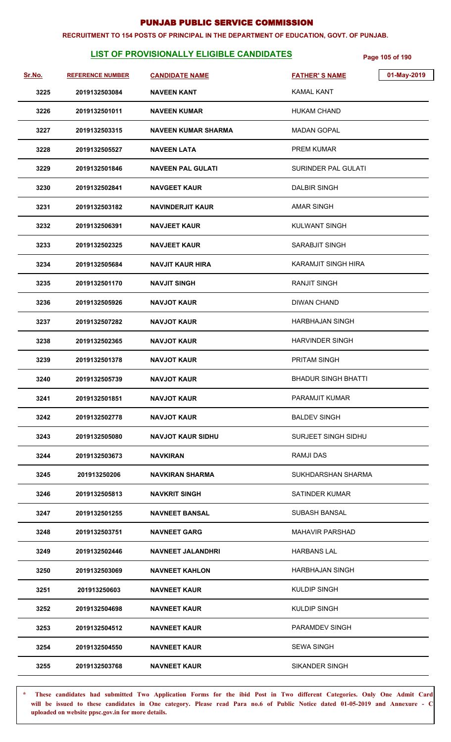# PUNJAB PUBLIC SERVICE COMMISSION

**RECRUITMENT TO 154 POSTS OF PRINCIPAL IN THE DEPARTMENT OF EDUCATION, GOVT. OF PUNJAB.**

## LIST OF PROVISIONALLY ELIGIBLE CANDIDATES

01-May-2019

| Sr.No. | REFERENCE NUMBER | CANDIDATE NAME | FATHER' S NAME |
|---|---|---|---|
| 3225 | 2019132503084 | NAVEEN KANT | KAMAL KANT |
| 3226 | 2019132501011 | NAVEEN KUMAR | HUKAM CHAND |
| 3227 | 2019132503315 | NAVEEN KUMAR SHARMA | MADAN GOPAL |
| 3228 | 2019132505527 | NAVEEN LATA | PREM KUMAR |
| 3229 | 2019132501846 | NAVEEN PAL GULATI | SURINDER PAL GULATI |
| 3230 | 2019132502841 | NAVGEET KAUR | DALBIR SINGH |
| 3231 | 2019132503182 | NAVINDERJIT KAUR | AMAR SINGH |
| 3232 | 2019132506391 | NAVJEET KAUR | KULWANT SINGH |
| 3233 | 2019132502325 | NAVJEET KAUR | SARABJIT SINGH |
| 3234 | 2019132505684 | NAVJIT KAUR HIRA | KARAMJIT SINGH HIRA |
| 3235 | 2019132501170 | NAVJIT SINGH | RANJIT SINGH |
| 3236 | 2019132505926 | NAVJOT KAUR | DIWAN CHAND |
| 3237 | 2019132507282 | NAVJOT KAUR | HARBHAJAN SINGH |
| 3238 | 2019132502365 | NAVJOT KAUR | HARVINDER SINGH |
| 3239 | 2019132501378 | NAVJOT KAUR | PRITAM SINGH |
| 3240 | 2019132505739 | NAVJOT KAUR | BHADUR SINGH BHATTI |
| 3241 | 2019132501851 | NAVJOT KAUR | PARAMJIT KUMAR |
| 3242 | 2019132502778 | NAVJOT KAUR | BALDEV SINGH |
| 3243 | 2019132505080 | NAVJOT KAUR SIDHU | SURJEET SINGH SIDHU |
| 3244 | 2019132503673 | NAVKIRAN | RAMJI DAS |
| 3245 | 201913250206 | NAVKIRAN SHARMA | SUKHDARSHAN SHARMA |
| 3246 | 2019132505813 | NAVKRIT SINGH | SATINDER KUMAR |
| 3247 | 2019132501255 | NAVNEET BANSAL | SUBASH BANSAL |
| 3248 | 2019132503751 | NAVNEET GARG | MAHAVIR PARSHAD |
| 3249 | 2019132502446 | NAVNEET JALANDHRI | HARBANS LAL |
| 3250 | 2019132503069 | NAVNEET KAHLON | HARBHAJAN SINGH |
| 3251 | 201913250603 | NAVNEET KAUR | KULDIP SINGH |
| 3252 | 2019132504698 | NAVNEET KAUR | KULDIP SINGH |
| 3253 | 2019132504512 | NAVNEET KAUR | PARAMDEV SINGH |
| 3254 | 2019132504550 | NAVNEET KAUR | SEWA SINGH |
| 3255 | 2019132503768 | NAVNEET KAUR | SIKANDER SINGH |

\* **These candidates had submitted Two Application Forms for the ibid Post in Two different Categories. Only One Admit Card will be issued to these candidates in One category. Please read Para no.6 of Public Notice dated 01-05-2019 and Annexure - C uploaded on website ppsc.gov.in for more details.**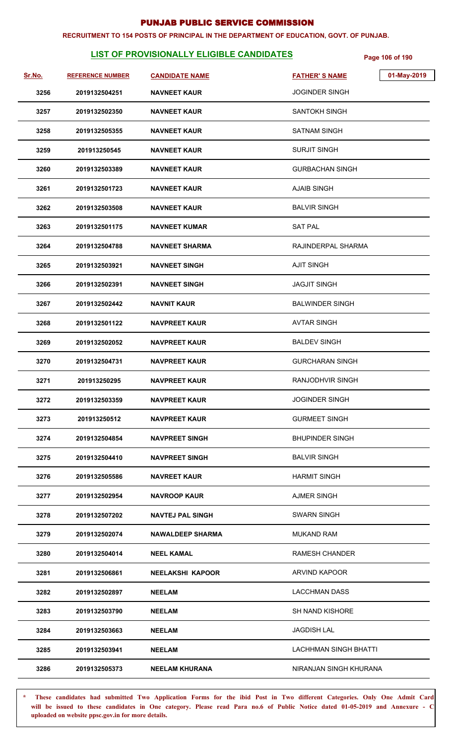# PUNJAB PUBLIC SERVICE COMMISSION

**RECRUITMENT TO 154 POSTS OF PRINCIPAL IN THE DEPARTMENT OF EDUCATION, GOVT. OF PUNJAB.**

## LIST OF PROVISIONALLY ELIGIBLE CANDIDATES

01-May-2019

| Sr.No. | REFERENCE NUMBER | CANDIDATE NAME | FATHER' S NAME |
|---|---|---|---|
| 3256 | 2019132504251 | NAVNEET KAUR | JOGINDER SINGH |
| 3257 | 2019132502350 | NAVNEET KAUR | SANTOKH SINGH |
| 3258 | 2019132505355 | NAVNEET KAUR | SATNAM SINGH |
| 3259 | 201913250545 | NAVNEET KAUR | SURJIT SINGH |
| 3260 | 2019132503389 | NAVNEET KAUR | GURBACHAN SINGH |
| 3261 | 2019132501723 | NAVNEET KAUR | AJAIB SINGH |
| 3262 | 2019132503508 | NAVNEET KAUR | BALVIR SINGH |
| 3263 | 2019132501175 | NAVNEET KUMAR | SAT PAL |
| 3264 | 2019132504788 | NAVNEET SHARMA | RAJINDERPAL SHARMA |
| 3265 | 2019132503921 | NAVNEET SINGH | AJIT SINGH |
| 3266 | 2019132502391 | NAVNEET SINGH | JAGJIT SINGH |
| 3267 | 2019132502442 | NAVNIT KAUR | BALWINDER SINGH |
| 3268 | 2019132501122 | NAVPREET KAUR | AVTAR SINGH |
| 3269 | 2019132502052 | NAVPREET KAUR | BALDEV SINGH |
| 3270 | 2019132504731 | NAVPREET KAUR | GURCHARAN SINGH |
| 3271 | 201913250295 | NAVPREET KAUR | RANJODHVIR SINGH |
| 3272 | 2019132503359 | NAVPREET KAUR | JOGINDER SINGH |
| 3273 | 201913250512 | NAVPREET KAUR | GURMEET SINGH |
| 3274 | 2019132504854 | NAVPREET SINGH | BHUPINDER SINGH |
| 3275 | 2019132504410 | NAVPREET SINGH | BALVIR SINGH |
| 3276 | 2019132505586 | NAVREET KAUR | HARMIT SINGH |
| 3277 | 2019132502954 | NAVROOP KAUR | AJMER SINGH |
| 3278 | 2019132507202 | NAVTEJ PAL SINGH | SWARN SINGH |
| 3279 | 2019132502074 | NAWALDEEP SHARMA | MUKAND RAM |
| 3280 | 2019132504014 | NEEL KAMAL | RAMESH CHANDER |
| 3281 | 2019132506861 | NEELAKSHI KAPOOR | ARVIND KAPOOR |
| 3282 | 2019132502897 | NEELAM | LACCHMAN DASS |
| 3283 | 2019132503790 | NEELAM | SH NAND KISHORE |
| 3284 | 2019132503663 | NEELAM | JAGDISH LAL |
| 3285 | 2019132503941 | NEELAM | LACHHMAN SINGH BHATTI |
| 3286 | 2019132505373 | NEELAM KHURANA | NIRANJAN SINGH KHURANA |

\* These candidates had submitted Two Application Forms for the ibid Post in Two different Categories. Only One Admit Card will be issued to these candidates in One category. Please read Para no.6 of Public Notice dated 01-05-2019 and Annexure - C uploaded on website ppsc.gov.in for more details.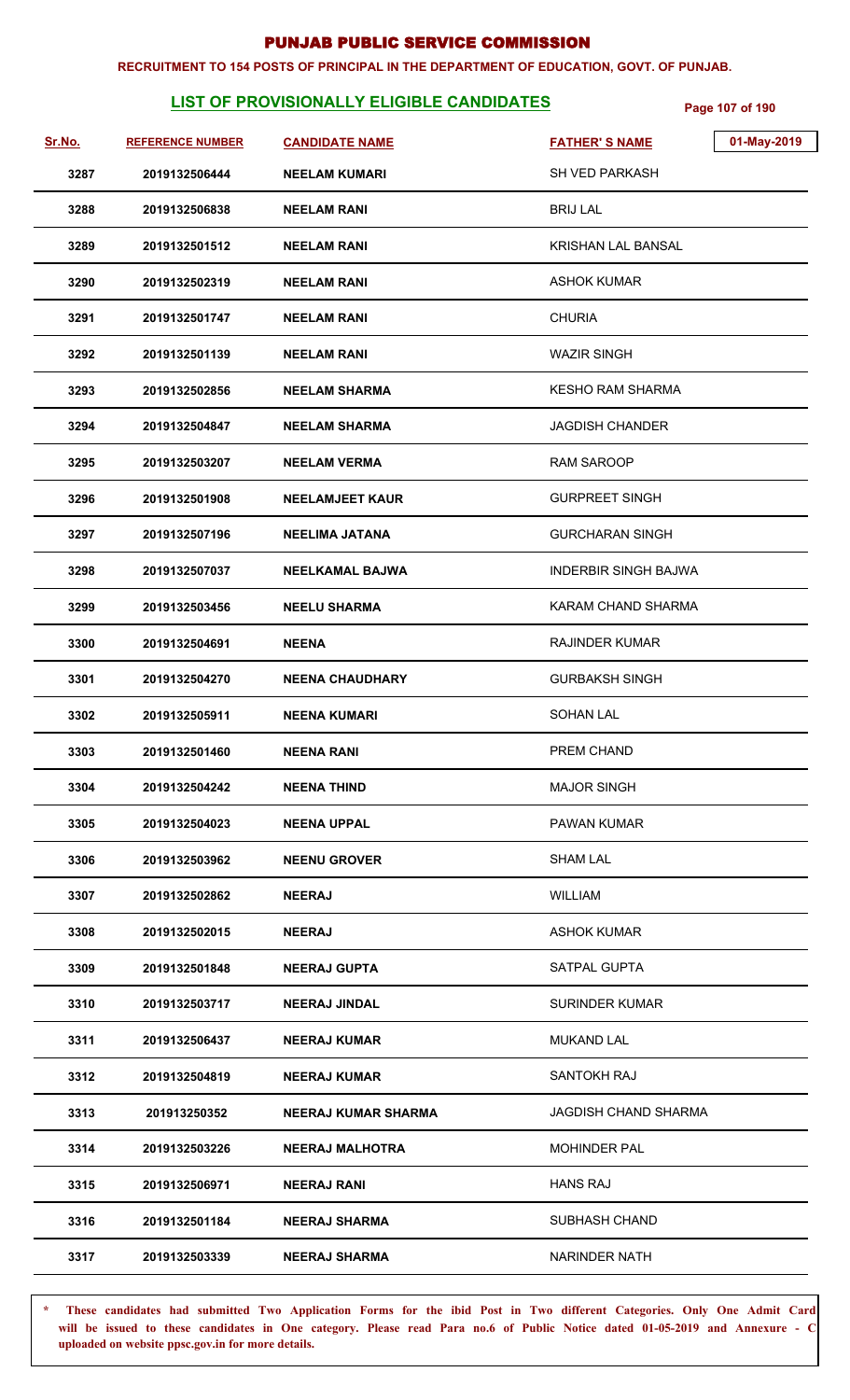# PUNJAB PUBLIC SERVICE COMMISSION

**RECRUITMENT TO 154 POSTS OF PRINCIPAL IN THE DEPARTMENT OF EDUCATION, GOVT. OF PUNJAB.**

## LIST OF PROVISIONALLY ELIGIBLE CANDIDATES

01-May-2019

| Sr.No. | REFERENCE NUMBER | CANDIDATE NAME | FATHER'S NAME |
|---|---|---|---|
| 3287 | 2019132506444 | NEELAM KUMARI | SH VED PARKASH |
| 3288 | 2019132506838 | NEELAM RANI | BRIJ LAL |
| 3289 | 2019132501512 | NEELAM RANI | KRISHAN LAL BANSAL |
| 3290 | 2019132502319 | NEELAM RANI | ASHOK KUMAR |
| 3291 | 2019132501747 | NEELAM RANI | CHURIA |
| 3292 | 2019132501139 | NEELAM RANI | WAZIR SINGH |
| 3293 | 2019132502856 | NEELAM SHARMA | KESHO RAM SHARMA |
| 3294 | 2019132504847 | NEELAM SHARMA | JAGDISH CHANDER |
| 3295 | 2019132503207 | NEELAM VERMA | RAM SAROOP |
| 3296 | 2019132501908 | NEELAMJEET KAUR | GURPREET SINGH |
| 3297 | 2019132507196 | NEELIMA JATANA | GURCHARAN SINGH |
| 3298 | 2019132507037 | NEELKAMAL BAJWA | INDERBIR SINGH BAJWA |
| 3299 | 2019132503456 | NEELU SHARMA | KARAM CHAND SHARMA |
| 3300 | 2019132504691 | NEENA | RAJINDER KUMAR |
| 3301 | 2019132504270 | NEENA CHAUDHARY | GURBAKSH SINGH |
| 3302 | 2019132505911 | NEENA KUMARI | SOHAN LAL |
| 3303 | 2019132501460 | NEENA RANI | PREM CHAND |
| 3304 | 2019132504242 | NEENA THIND | MAJOR SINGH |
| 3305 | 2019132504023 | NEENA UPPAL | PAWAN KUMAR |
| 3306 | 2019132503962 | NEENU GROVER | SHAM LAL |
| 3307 | 2019132502862 | NEERAJ | WILLIAM |
| 3308 | 2019132502015 | NEERAJ | ASHOK KUMAR |
| 3309 | 2019132501848 | NEERAJ GUPTA | SATPAL GUPTA |
| 3310 | 2019132503717 | NEERAJ JINDAL | SURINDER KUMAR |
| 3311 | 2019132506437 | NEERAJ KUMAR | MUKAND LAL |
| 3312 | 2019132504819 | NEERAJ KUMAR | SANTOKH RAJ |
| 3313 | 201913250352 | NEERAJ KUMAR SHARMA | JAGDISH CHAND SHARMA |
| 3314 | 2019132503226 | NEERAJ MALHOTRA | MOHINDER PAL |
| 3315 | 2019132506971 | NEERAJ RANI | HANS RAJ |
| 3316 | 2019132501184 | NEERAJ SHARMA | SUBHASH CHAND |
| 3317 | 2019132503339 | NEERAJ SHARMA | NARINDER NATH |

**\* These candidates had submitted Two Application Forms for the ibid Post in Two different Categories. Only One Admit Card will be issued to these candidates in One category. Please read Para no.6 of Public Notice dated 01-05-2019 and Annexure - C uploaded on website ppsc.gov.in for more details.**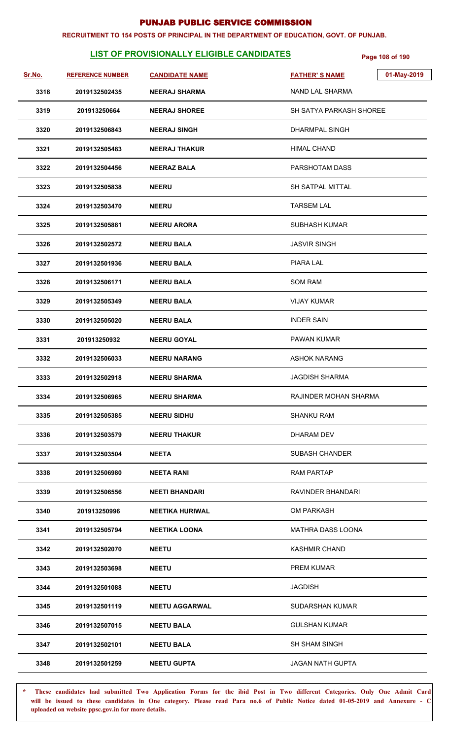# PUNJAB PUBLIC SERVICE COMMISSION

**RECRUITMENT TO 154 POSTS OF PRINCIPAL IN THE DEPARTMENT OF EDUCATION, GOVT. OF PUNJAB.**

## LIST OF PROVISIONALLY ELIGIBLE CANDIDATES

01-May-2019

| Sr.No. | REFERENCE NUMBER | CANDIDATE NAME | FATHER'S NAME |
|---|---|---|---|
| 3318 | 2019132502435 | NEERAJ SHARMA | NAND LAL SHARMA |
| 3319 | 201913250664 | NEERAJ SHOREE | SH SATYA PARKASH SHOREE |
| 3320 | 2019132506843 | NEERAJ SINGH | DHARMPAL SINGH |
| 3321 | 2019132505483 | NEERAJ THAKUR | HIMAL CHAND |
| 3322 | 2019132504456 | NEERAZ BALA | PARSHOTAM DASS |
| 3323 | 2019132505838 | NEERU | SH SATPAL MITTAL |
| 3324 | 2019132503470 | NEERU | TARSEM LAL |
| 3325 | 2019132505881 | NEERU ARORA | SUBHASH KUMAR |
| 3326 | 2019132502572 | NEERU BALA | JASVIR SINGH |
| 3327 | 2019132501936 | NEERU BALA | PIARA LAL |
| 3328 | 2019132506171 | NEERU BALA | SOM RAM |
| 3329 | 2019132505349 | NEERU BALA | VIJAY KUMAR |
| 3330 | 2019132505020 | NEERU BALA | INDER SAIN |
| 3331 | 201913250932 | NEERU GOYAL | PAWAN KUMAR |
| 3332 | 2019132506033 | NEERU NARANG | ASHOK NARANG |
| 3333 | 2019132502918 | NEERU SHARMA | JAGDISH SHARMA |
| 3334 | 2019132506965 | NEERU SHARMA | RAJINDER MOHAN SHARMA |
| 3335 | 2019132505385 | NEERU SIDHU | SHANKU RAM |
| 3336 | 2019132503579 | NEERU THAKUR | DHARAM DEV |
| 3337 | 2019132503504 | NEETA | SUBASH CHANDER |
| 3338 | 2019132506980 | NEETA RANI | RAM PARTAP |
| 3339 | 2019132506556 | NEETI BHANDARI | RAVINDER BHANDARI |
| 3340 | 201913250996 | NEETIKA HURIWAL | OM PARKASH |
| 3341 | 2019132505794 | NEETIKA LOONA | MATHRA DASS LOONA |
| 3342 | 2019132502070 | NEETU | KASHMIR CHAND |
| 3343 | 2019132503698 | NEETU | PREM KUMAR |
| 3344 | 2019132501088 | NEETU | JAGDISH |
| 3345 | 2019132501119 | NEETU AGGARWAL | SUDARSHAN KUMAR |
| 3346 | 2019132507015 | NEETU BALA | GULSHAN KUMAR |
| 3347 | 2019132502101 | NEETU BALA | SH SHAM SINGH |
| 3348 | 2019132501259 | NEETU GUPTA | JAGAN NATH GUPTA |

\* These candidates had submitted Two Application Forms for the ibid Post in Two different Categories. Only One Admit Card will be issued to these candidates in One category. Please read Para no.6 of Public Notice dated 01-05-2019 and Annexure - C uploaded on website ppsc.gov.in for more details.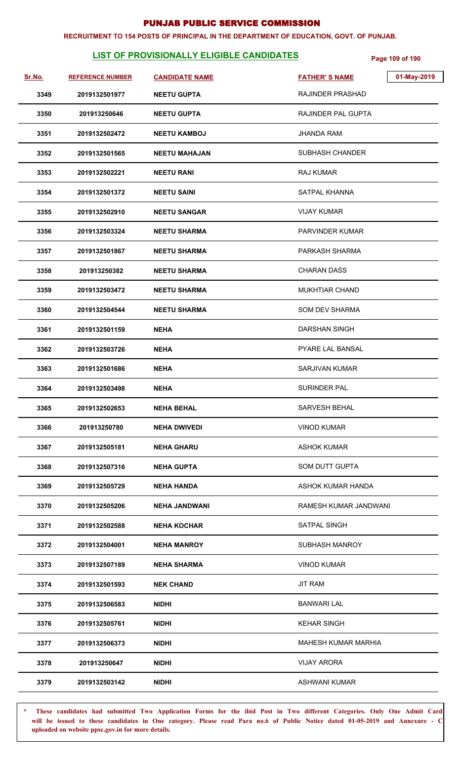# PUNJAB PUBLIC SERVICE COMMISSION

**RECRUITMENT TO 154 POSTS OF PRINCIPAL IN THE DEPARTMENT OF EDUCATION, GOVT. OF PUNJAB.**

## LIST OF PROVISIONALLY ELIGIBLE CANDIDATES

01-May-2019

| Sr.No. | REFERENCE NUMBER | CANDIDATE NAME | FATHER' S NAME |
|---|---|---|---|
| 3349 | 2019132501977 | NEETU GUPTA | RAJINDER PRASHAD |
| 3350 | 201913250646 | NEETU GUPTA | RAJINDER PAL GUPTA |
| 3351 | 2019132502472 | NEETU KAMBOJ | JHANDA RAM |
| 3352 | 2019132501565 | NEETU MAHAJAN | SUBHASH CHANDER |
| 3353 | 2019132502221 | NEETU RANI | RAJ KUMAR |
| 3354 | 2019132501372 | NEETU SAINI | SATPAL KHANNA |
| 3355 | 2019132502910 | NEETU SANGAR | VIJAY KUMAR |
| 3356 | 2019132503324 | NEETU SHARMA | PARVINDER KUMAR |
| 3357 | 2019132501867 | NEETU SHARMA | PARKASH SHARMA |
| 3358 | 201913250382 | NEETU SHARMA | CHARAN DASS |
| 3359 | 2019132503472 | NEETU SHARMA | MUKHTIAR CHAND |
| 3360 | 2019132504544 | NEETU SHARMA | SOM DEV SHARMA |
| 3361 | 2019132501159 | NEHA | DARSHAN SINGH |
| 3362 | 2019132503726 | NEHA | PYARE LAL BANSAL |
| 3363 | 2019132501686 | NEHA | SARJIVAN KUMAR |
| 3364 | 2019132503498 | NEHA | SURINDER PAL |
| 3365 | 2019132502653 | NEHA BEHAL | SARVESH BEHAL |
| 3366 | 201913250780 | NEHA DWIVEDI | VINOD KUMAR |
| 3367 | 2019132505181 | NEHA GHARU | ASHOK KUMAR |
| 3368 | 2019132507316 | NEHA GUPTA | SOM DUTT GUPTA |
| 3369 | 2019132505729 | NEHA HANDA | ASHOK KUMAR HANDA |
| 3370 | 2019132505206 | NEHA JANDWANI | RAMESH KUMAR JANDWANI |
| 3371 | 2019132502588 | NEHA KOCHAR | SATPAL SINGH |
| 3372 | 2019132504001 | NEHA MANROY | SUBHASH MANROY |
| 3373 | 2019132507189 | NEHA SHARMA | VINOD KUMAR |
| 3374 | 2019132501593 | NEK CHAND | JIT RAM |
| 3375 | 2019132506583 | NIDHI | BANWARI LAL |
| 3376 | 2019132505761 | NIDHI | KEHAR SINGH |
| 3377 | 2019132506373 | NIDHI | MAHESH KUMAR MARHIA |
| 3378 | 201913250647 | NIDHI | VIJAY ARORA |
| 3379 | 2019132503142 | NIDHI | ASHWANI KUMAR |

\* **These candidates had submitted Two Application Forms for the ibid Post in Two different Categories. Only One Admit Card will be issued to these candidates in One category. Please read Para no.6 of Public Notice dated 01-05-2019 and Annexure - C uploaded on website ppsc.gov.in for more details.**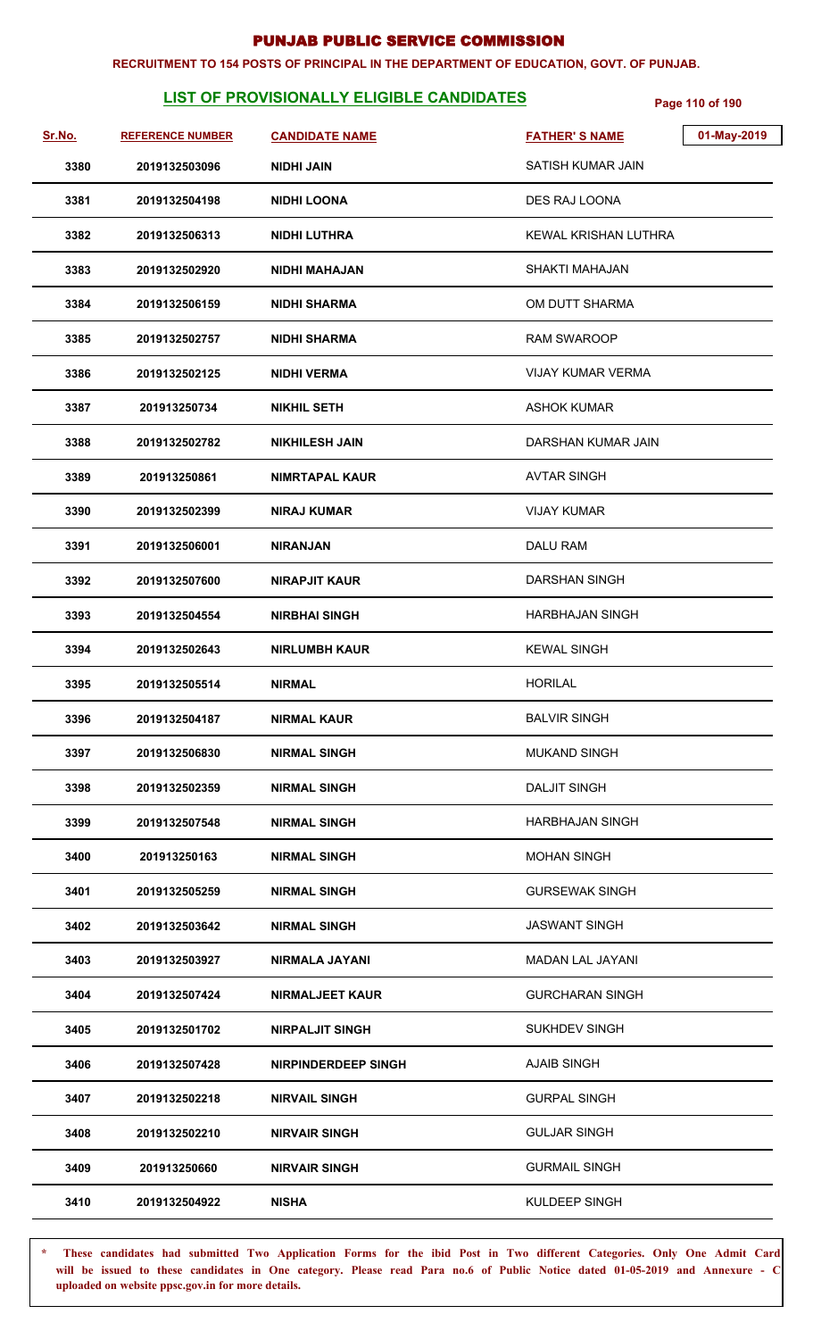# PUNJAB PUBLIC SERVICE COMMISSION

**RECRUITMENT TO 154 POSTS OF PRINCIPAL IN THE DEPARTMENT OF EDUCATION, GOVT. OF PUNJAB.**

## LIST OF PROVISIONALLY ELIGIBLE CANDIDATES

01-May-2019

| Sr.No. | REFERENCE NUMBER | CANDIDATE NAME | FATHER' S NAME |
|---|---|---|---|
| 3380 | 2019132503096 | NIDHI JAIN | SATISH KUMAR JAIN |
| 3381 | 2019132504198 | NIDHI LOONA | DES RAJ LOONA |
| 3382 | 2019132506313 | NIDHI LUTHRA | KEWAL KRISHAN LUTHRA |
| 3383 | 2019132502920 | NIDHI MAHAJAN | SHAKTI MAHAJAN |
| 3384 | 2019132506159 | NIDHI SHARMA | OM DUTT SHARMA |
| 3385 | 2019132502757 | NIDHI SHARMA | RAM SWAROOP |
| 3386 | 2019132502125 | NIDHI VERMA | VIJAY KUMAR VERMA |
| 3387 | 201913250734 | NIKHIL SETH | ASHOK KUMAR |
| 3388 | 2019132502782 | NIKHILESH JAIN | DARSHAN KUMAR JAIN |
| 3389 | 201913250861 | NIMRTAPAL KAUR | AVTAR SINGH |
| 3390 | 2019132502399 | NIRAJ KUMAR | VIJAY KUMAR |
| 3391 | 2019132506001 | NIRANJAN | DALU RAM |
| 3392 | 2019132507600 | NIRAPJIT KAUR | DARSHAN SINGH |
| 3393 | 2019132504554 | NIRBHAI SINGH | HARBHAJAN SINGH |
| 3394 | 2019132502643 | NIRLUMBH KAUR | KEWAL SINGH |
| 3395 | 2019132505514 | NIRMAL | HORILAL |
| 3396 | 2019132504187 | NIRMAL KAUR | BALVIR SINGH |
| 3397 | 2019132506830 | NIRMAL SINGH | MUKAND SINGH |
| 3398 | 2019132502359 | NIRMAL SINGH | DALJIT SINGH |
| 3399 | 2019132507548 | NIRMAL SINGH | HARBHAJAN SINGH |
| 3400 | 201913250163 | NIRMAL SINGH | MOHAN SINGH |
| 3401 | 2019132505259 | NIRMAL SINGH | GURSEWAK SINGH |
| 3402 | 2019132503642 | NIRMAL SINGH | JASWANT SINGH |
| 3403 | 2019132503927 | NIRMALA JAYANI | MADAN LAL JAYANI |
| 3404 | 2019132507424 | NIRMALJEET KAUR | GURCHARAN SINGH |
| 3405 | 2019132501702 | NIRPALJIT SINGH | SUKHDEV SINGH |
| 3406 | 2019132507428 | NIRPINDERDEEP SINGH | AJAIB SINGH |
| 3407 | 2019132502218 | NIRVAIL SINGH | GURPAL SINGH |
| 3408 | 2019132502210 | NIRVAIR SINGH | GULJAR SINGH |
| 3409 | 201913250660 | NIRVAIR SINGH | GURMAIL SINGH |
| 3410 | 2019132504922 | NISHA | KULDEEP SINGH |

\* These candidates had submitted Two Application Forms for the ibid Post in Two different Categories. Only One Admit Card will be issued to these candidates in One category. Please read Para no.6 of Public Notice dated 01-05-2019 and Annexure - C uploaded on website ppsc.gov.in for more details.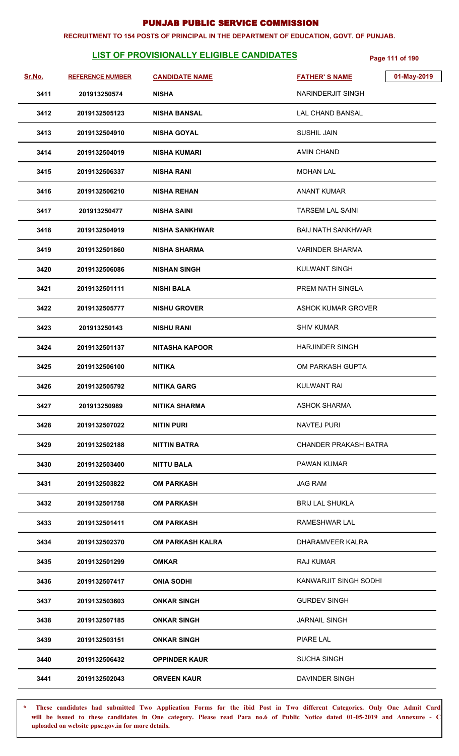# PUNJAB PUBLIC SERVICE COMMISSION

**RECRUITMENT TO 154 POSTS OF PRINCIPAL IN THE DEPARTMENT OF EDUCATION, GOVT. OF PUNJAB.**

## LIST OF PROVISIONALLY ELIGIBLE CANDIDATES

01-May-2019

| Sr.No. | REFERENCE NUMBER | CANDIDATE NAME | FATHER'S NAME |
|---|---|---|---|
| 3411 | 201913250574 | NISHA | NARINDERJIT SINGH |
| 3412 | 2019132505123 | NISHA BANSAL | LAL CHAND BANSAL |
| 3413 | 2019132504910 | NISHA GOYAL | SUSHIL JAIN |
| 3414 | 2019132504019 | NISHA KUMARI | AMIN CHAND |
| 3415 | 2019132506337 | NISHA RANI | MOHAN LAL |
| 3416 | 2019132506210 | NISHA REHAN | ANANT KUMAR |
| 3417 | 201913250477 | NISHA SAINI | TARSEM LAL SAINI |
| 3418 | 2019132504919 | NISHA SANKHWAR | BAIJ NATH SANKHWAR |
| 3419 | 2019132501860 | NISHA SHARMA | VARINDER SHARMA |
| 3420 | 2019132506086 | NISHAN SINGH | KULWANT SINGH |
| 3421 | 2019132501111 | NISHI BALA | PREM NATH SINGLA |
| 3422 | 2019132505777 | NISHU GROVER | ASHOK KUMAR GROVER |
| 3423 | 201913250143 | NISHU RANI | SHIV KUMAR |
| 3424 | 2019132501137 | NITASHA KAPOOR | HARJINDER SINGH |
| 3425 | 2019132506100 | NITIKA | OM PARKASH GUPTA |
| 3426 | 2019132505792 | NITIKA GARG | KULWANT RAI |
| 3427 | 201913250989 | NITIKA SHARMA | ASHOK SHARMA |
| 3428 | 2019132507022 | NITIN PURI | NAVTEJ PURI |
| 3429 | 2019132502188 | NITTIN BATRA | CHANDER PRAKASH BATRA |
| 3430 | 2019132503400 | NITTU BALA | PAWAN KUMAR |
| 3431 | 2019132503822 | OM PARKASH | JAG RAM |
| 3432 | 2019132501758 | OM PARKASH | BRIJ LAL SHUKLA |
| 3433 | 2019132501411 | OM PARKASH | RAMESHWAR LAL |
| 3434 | 2019132502370 | OM PARKASH KALRA | DHARAMVEER KALRA |
| 3435 | 2019132501299 | OMKAR | RAJ KUMAR |
| 3436 | 2019132507417 | ONIA SODHI | KANWARJIT SINGH SODHI |
| 3437 | 2019132503603 | ONKAR SINGH | GURDEV SINGH |
| 3438 | 2019132507185 | ONKAR SINGH | JARNAIL SINGH |
| 3439 | 2019132503151 | ONKAR SINGH | PIARE LAL |
| 3440 | 2019132506432 | OPPINDER KAUR | SUCHA SINGH |
| 3441 | 2019132502043 | ORVEEN KAUR | DAVINDER SINGH |

\* These candidates had submitted Two Application Forms for the ibid Post in Two different Categories. Only One Admit Card will be issued to these candidates in One category. Please read Para no.6 of Public Notice dated 01-05-2019 and Annexure - C uploaded on website ppsc.gov.in for more details.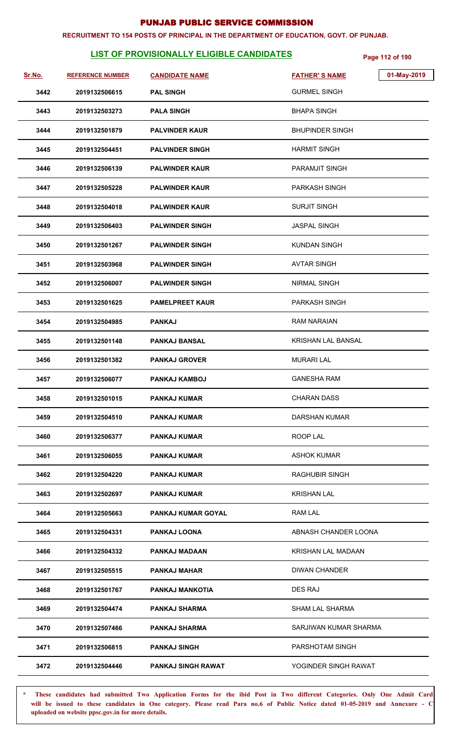# PUNJAB PUBLIC SERVICE COMMISSION

**RECRUITMENT TO 154 POSTS OF PRINCIPAL IN THE DEPARTMENT OF EDUCATION, GOVT. OF PUNJAB.**

## LIST OF PROVISIONALLY ELIGIBLE CANDIDATES

01-May-2019

| Sr.No. | REFERENCE NUMBER | CANDIDATE NAME | FATHER' S NAME |
|---|---|---|---|
| 3442 | 2019132506615 | PAL SINGH | GURMEL SINGH |
| 3443 | 2019132503273 | PALA SINGH | BHAPA SINGH |
| 3444 | 2019132501879 | PALVINDER KAUR | BHUPINDER SINGH |
| 3445 | 2019132504451 | PALVINDER SINGH | HARMIT SINGH |
| 3446 | 2019132506139 | PALWINDER KAUR | PARAMJIT SINGH |
| 3447 | 2019132505228 | PALWINDER KAUR | PARKASH SINGH |
| 3448 | 2019132504018 | PALWINDER KAUR | SURJIT SINGH |
| 3449 | 2019132506403 | PALWINDER SINGH | JASPAL SINGH |
| 3450 | 2019132501267 | PALWINDER SINGH | KUNDAN SINGH |
| 3451 | 2019132503968 | PALWINDER SINGH | AVTAR SINGH |
| 3452 | 2019132506007 | PALWINDER SINGH | NIRMAL SINGH |
| 3453 | 2019132501625 | PAMELPREET KAUR | PARKASH SINGH |
| 3454 | 2019132504985 | PANKAJ | RAM NARAIAN |
| 3455 | 2019132501148 | PANKAJ BANSAL | KRISHAN LAL BANSAL |
| 3456 | 2019132501382 | PANKAJ GROVER | MURARI LAL |
| 3457 | 2019132506077 | PANKAJ KAMBOJ | GANESHA RAM |
| 3458 | 2019132501015 | PANKAJ KUMAR | CHARAN DASS |
| 3459 | 2019132504510 | PANKAJ KUMAR | DARSHAN KUMAR |
| 3460 | 2019132506377 | PANKAJ KUMAR | ROOP LAL |
| 3461 | 2019132506055 | PANKAJ KUMAR | ASHOK KUMAR |
| 3462 | 2019132504220 | PANKAJ KUMAR | RAGHUBIR SINGH |
| 3463 | 2019132502697 | PANKAJ KUMAR | KRISHAN LAL |
| 3464 | 2019132505663 | PANKAJ KUMAR GOYAL | RAM LAL |
| 3465 | 2019132504331 | PANKAJ LOONA | ABNASH CHANDER LOONA |
| 3466 | 2019132504332 | PANKAJ MADAAN | KRISHAN LAL MADAAN |
| 3467 | 2019132505515 | PANKAJ MAHAR | DIWAN CHANDER |
| 3468 | 2019132501767 | PANKAJ MANKOTIA | DES RAJ |
| 3469 | 2019132504474 | PANKAJ SHARMA | SHAM LAL SHARMA |
| 3470 | 2019132507466 | PANKAJ SHARMA | SARJIWAN KUMAR SHARMA |
| 3471 | 2019132506815 | PANKAJ SINGH | PARSHOTAM SINGH |
| 3472 | 2019132504446 | PANKAJ SINGH RAWAT | YOGINDER SINGH RAWAT |

\* These candidates had submitted Two Application Forms for the ibid Post in Two different Categories. Only One Admit Card will be issued to these candidates in One category. Please read Para no.6 of Public Notice dated 01-05-2019 and Annexure - C uploaded on website ppsc.gov.in for more details.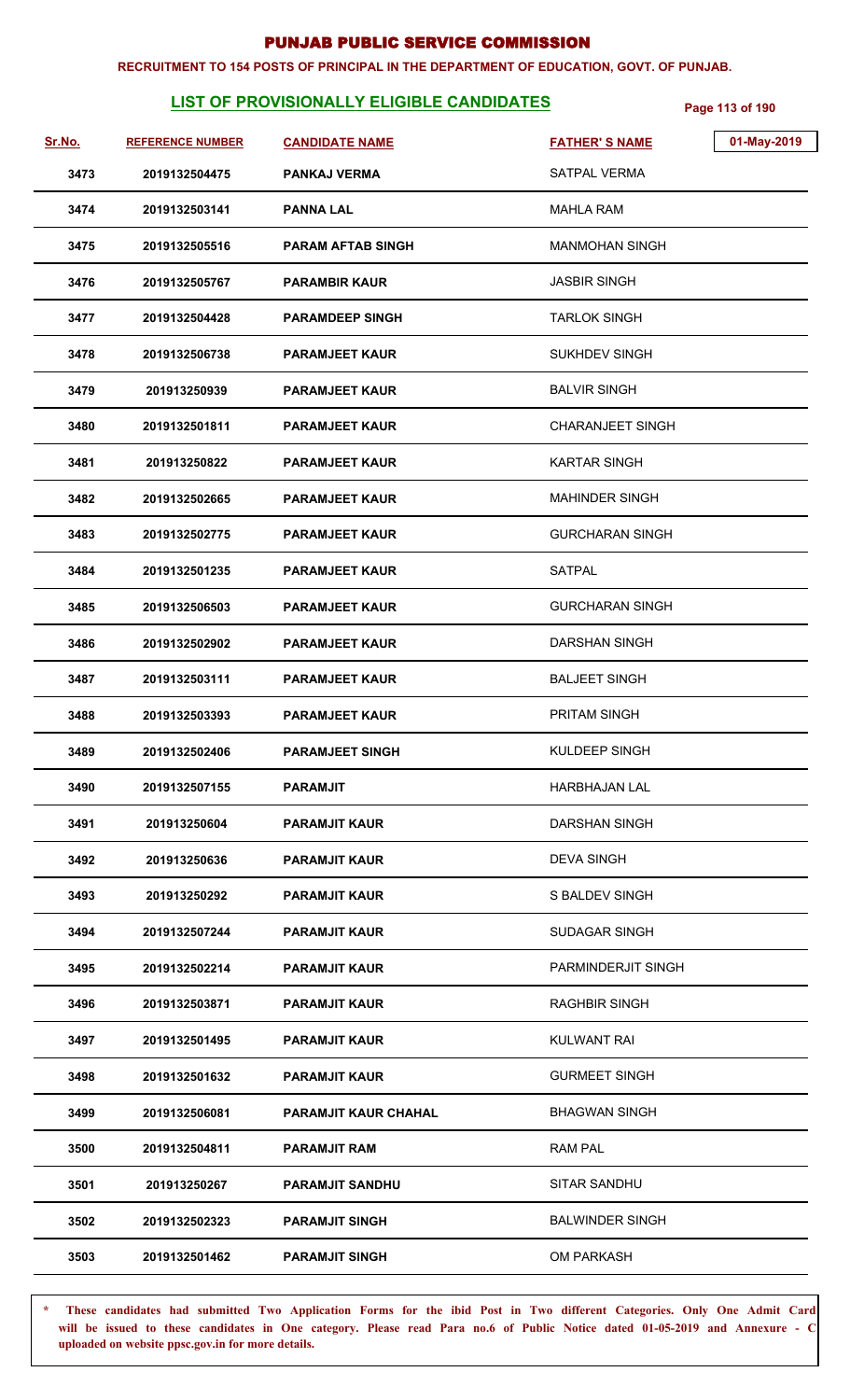# PUNJAB PUBLIC SERVICE COMMISSION

**RECRUITMENT TO 154 POSTS OF PRINCIPAL IN THE DEPARTMENT OF EDUCATION, GOVT. OF PUNJAB.**

## LIST OF PROVISIONALLY ELIGIBLE CANDIDATES

01-May-2019

| Sr.No. | REFERENCE NUMBER | CANDIDATE NAME | FATHER' S NAME |
|---|---|---|---|
| 3473 | 2019132504475 | PANKAJ VERMA | SATPAL VERMA |
| 3474 | 2019132503141 | PANNA LAL | MAHLA RAM |
| 3475 | 2019132505516 | PARAM AFTAB SINGH | MANMOHAN SINGH |
| 3476 | 2019132505767 | PARAMBIR KAUR | JASBIR SINGH |
| 3477 | 2019132504428 | PARAMDEEP SINGH | TARLOK SINGH |
| 3478 | 2019132506738 | PARAMJEET KAUR | SUKHDEV SINGH |
| 3479 | 201913250939 | PARAMJEET KAUR | BALVIR SINGH |
| 3480 | 2019132501811 | PARAMJEET KAUR | CHARANJEET SINGH |
| 3481 | 201913250822 | PARAMJEET KAUR | KARTAR SINGH |
| 3482 | 2019132502665 | PARAMJEET KAUR | MAHINDER SINGH |
| 3483 | 2019132502775 | PARAMJEET KAUR | GURCHARAN SINGH |
| 3484 | 2019132501235 | PARAMJEET KAUR | SATPAL |
| 3485 | 2019132506503 | PARAMJEET KAUR | GURCHARAN SINGH |
| 3486 | 2019132502902 | PARAMJEET KAUR | DARSHAN SINGH |
| 3487 | 2019132503111 | PARAMJEET KAUR | BALJEET SINGH |
| 3488 | 2019132503393 | PARAMJEET KAUR | PRITAM SINGH |
| 3489 | 2019132502406 | PARAMJEET SINGH | KULDEEP SINGH |
| 3490 | 2019132507155 | PARAMJIT | HARBHAJAN LAL |
| 3491 | 201913250604 | PARAMJIT KAUR | DARSHAN SINGH |
| 3492 | 201913250636 | PARAMJIT KAUR | DEVA SINGH |
| 3493 | 201913250292 | PARAMJIT KAUR | S BALDEV SINGH |
| 3494 | 2019132507244 | PARAMJIT KAUR | SUDAGAR SINGH |
| 3495 | 2019132502214 | PARAMJIT KAUR | PARMINDERJIT SINGH |
| 3496 | 2019132503871 | PARAMJIT KAUR | RAGHBIR SINGH |
| 3497 | 2019132501495 | PARAMJIT KAUR | KULWANT RAI |
| 3498 | 2019132501632 | PARAMJIT KAUR | GURMEET SINGH |
| 3499 | 2019132506081 | PARAMJIT KAUR CHAHAL | BHAGWAN SINGH |
| 3500 | 2019132504811 | PARAMJIT RAM | RAM PAL |
| 3501 | 201913250267 | PARAMJIT SANDHU | SITAR SANDHU |
| 3502 | 2019132502323 | PARAMJIT SINGH | BALWINDER SINGH |
| 3503 | 2019132501462 | PARAMJIT SINGH | OM PARKASH |

\* **These candidates had submitted Two Application Forms for the ibid Post in Two different Categories. Only One Admit Card will be issued to these candidates in One category. Please read Para no.6 of Public Notice dated 01-05-2019 and Annexure - C uploaded on website ppsc.gov.in for more details.**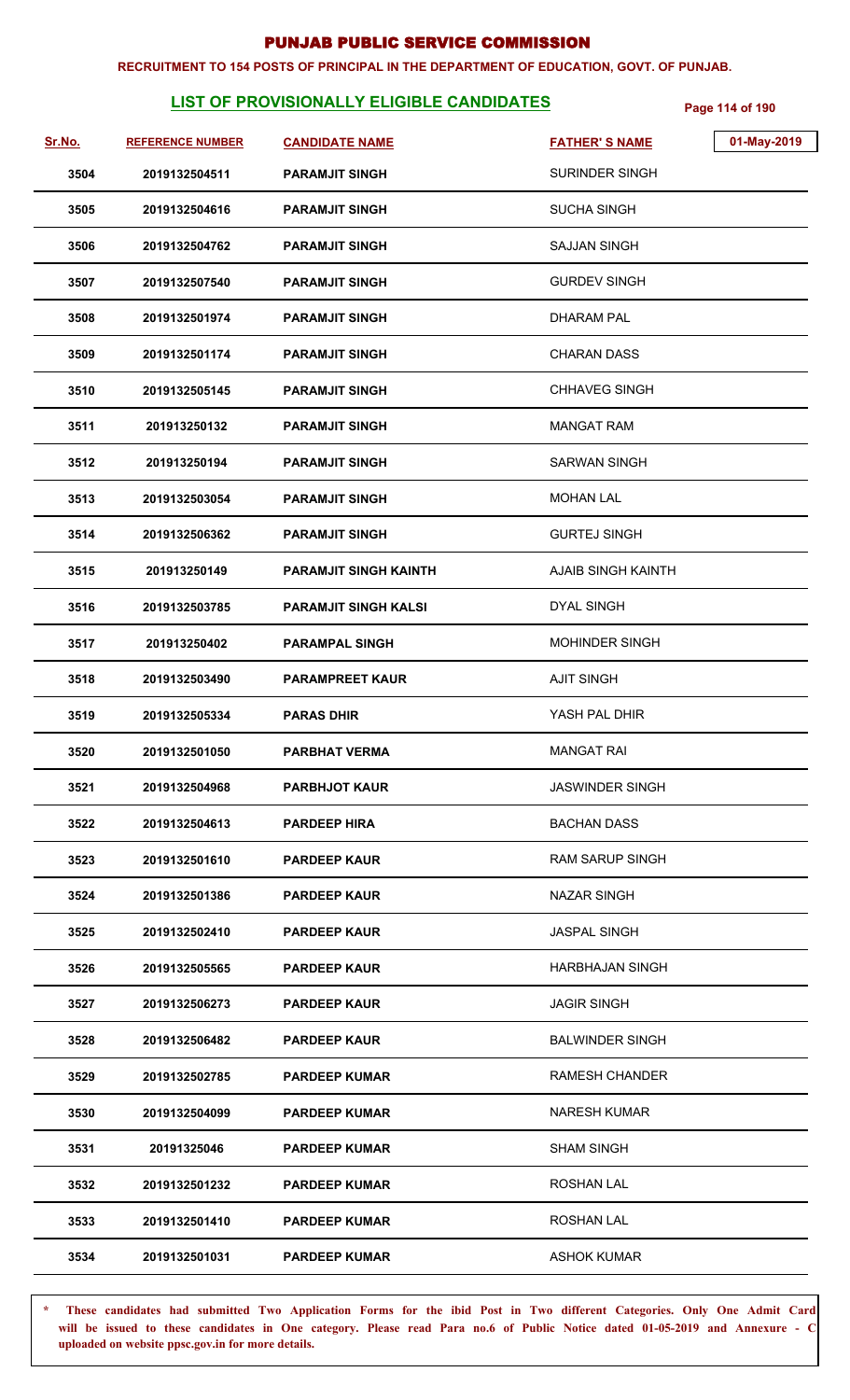# PUNJAB PUBLIC SERVICE COMMISSION

**RECRUITMENT TO 154 POSTS OF PRINCIPAL IN THE DEPARTMENT OF EDUCATION, GOVT. OF PUNJAB.**

## LIST OF PROVISIONALLY ELIGIBLE CANDIDATES

01-May-2019

| Sr.No. | REFERENCE NUMBER | CANDIDATE NAME | FATHER' S NAME |
|---|---|---|---|
| 3504 | 2019132504511 | PARAMJIT SINGH | SURINDER SINGH |
| 3505 | 2019132504616 | PARAMJIT SINGH | SUCHA SINGH |
| 3506 | 2019132504762 | PARAMJIT SINGH | SAJJAN SINGH |
| 3507 | 2019132507540 | PARAMJIT SINGH | GURDEV SINGH |
| 3508 | 2019132501974 | PARAMJIT SINGH | DHARAM PAL |
| 3509 | 2019132501174 | PARAMJIT SINGH | CHARAN DASS |
| 3510 | 2019132505145 | PARAMJIT SINGH | CHHAVEG SINGH |
| 3511 | 201913250132 | PARAMJIT SINGH | MANGAT RAM |
| 3512 | 201913250194 | PARAMJIT SINGH | SARWAN SINGH |
| 3513 | 2019132503054 | PARAMJIT SINGH | MOHAN LAL |
| 3514 | 2019132506362 | PARAMJIT SINGH | GURTEJ SINGH |
| 3515 | 201913250149 | PARAMJIT SINGH KAINTH | AJAIB SINGH KAINTH |
| 3516 | 2019132503785 | PARAMJIT SINGH KALSI | DYAL SINGH |
| 3517 | 201913250402 | PARAMPAL SINGH | MOHINDER SINGH |
| 3518 | 2019132503490 | PARAMPREET KAUR | AJIT SINGH |
| 3519 | 2019132505334 | PARAS DHIR | YASH PAL DHIR |
| 3520 | 2019132501050 | PARBHAT VERMA | MANGAT RAI |
| 3521 | 2019132504968 | PARBHJOT KAUR | JASWINDER SINGH |
| 3522 | 2019132504613 | PARDEEP HIRA | BACHAN DASS |
| 3523 | 2019132501610 | PARDEEP KAUR | RAM SARUP SINGH |
| 3524 | 2019132501386 | PARDEEP KAUR | NAZAR SINGH |
| 3525 | 2019132502410 | PARDEEP KAUR | JASPAL SINGH |
| 3526 | 2019132505565 | PARDEEP KAUR | HARBHAJAN SINGH |
| 3527 | 2019132506273 | PARDEEP KAUR | JAGIR SINGH |
| 3528 | 2019132506482 | PARDEEP KAUR | BALWINDER SINGH |
| 3529 | 2019132502785 | PARDEEP KUMAR | RAMESH CHANDER |
| 3530 | 2019132504099 | PARDEEP KUMAR | NARESH KUMAR |
| 3531 | 20191325046 | PARDEEP KUMAR | SHAM SINGH |
| 3532 | 2019132501232 | PARDEEP KUMAR | ROSHAN LAL |
| 3533 | 2019132501410 | PARDEEP KUMAR | ROSHAN LAL |
| 3534 | 2019132501031 | PARDEEP KUMAR | ASHOK KUMAR |

\* These candidates had submitted Two Application Forms for the ibid Post in Two different Categories. Only One Admit Card will be issued to these candidates in One category. Please read Para no.6 of Public Notice dated 01-05-2019 and Annexure - C uploaded on website ppsc.gov.in for more details.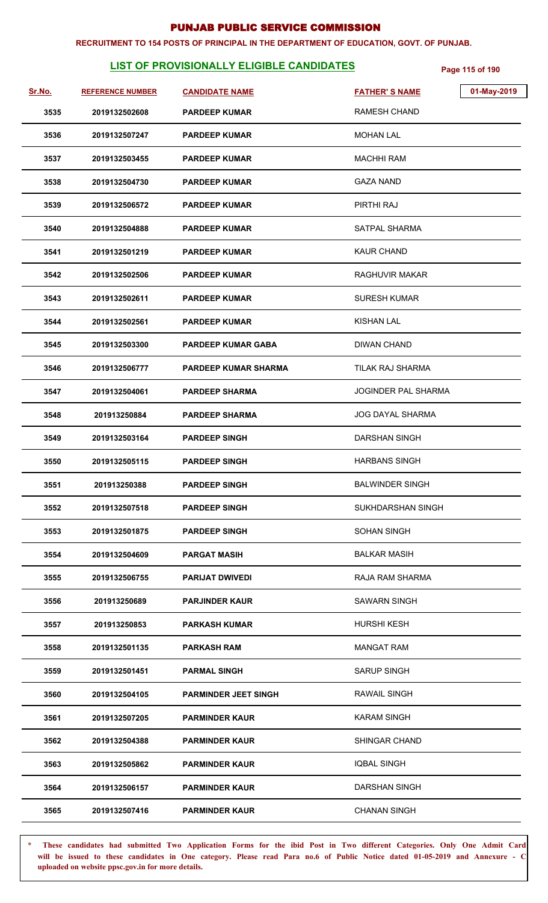# PUNJAB PUBLIC SERVICE COMMISSION

**RECRUITMENT TO 154 POSTS OF PRINCIPAL IN THE DEPARTMENT OF EDUCATION, GOVT. OF PUNJAB.**

## LIST OF PROVISIONALLY ELIGIBLE CANDIDATES

01-May-2019

| Sr.No. | REFERENCE NUMBER | CANDIDATE NAME | FATHER' S NAME |
|---|---|---|---|
| 3535 | 2019132502608 | PARDEEP KUMAR | RAMESH CHAND |
| 3536 | 2019132507247 | PARDEEP KUMAR | MOHAN LAL |
| 3537 | 2019132503455 | PARDEEP KUMAR | MACHHI RAM |
| 3538 | 2019132504730 | PARDEEP KUMAR | GAZA NAND |
| 3539 | 2019132506572 | PARDEEP KUMAR | PIRTHI RAJ |
| 3540 | 2019132504888 | PARDEEP KUMAR | SATPAL SHARMA |
| 3541 | 2019132501219 | PARDEEP KUMAR | KAUR CHAND |
| 3542 | 2019132502506 | PARDEEP KUMAR | RAGHUVIR MAKAR |
| 3543 | 2019132502611 | PARDEEP KUMAR | SURESH KUMAR |
| 3544 | 2019132502561 | PARDEEP KUMAR | KISHAN LAL |
| 3545 | 2019132503300 | PARDEEP KUMAR GABA | DIWAN CHAND |
| 3546 | 2019132506777 | PARDEEP KUMAR SHARMA | TILAK RAJ SHARMA |
| 3547 | 2019132504061 | PARDEEP SHARMA | JOGINDER PAL SHARMA |
| 3548 | 201913250884 | PARDEEP SHARMA | JOG DAYAL SHARMA |
| 3549 | 2019132503164 | PARDEEP SINGH | DARSHAN SINGH |
| 3550 | 2019132505115 | PARDEEP SINGH | HARBANS SINGH |
| 3551 | 201913250388 | PARDEEP SINGH | BALWINDER SINGH |
| 3552 | 2019132507518 | PARDEEP SINGH | SUKHDARSHAN SINGH |
| 3553 | 2019132501875 | PARDEEP SINGH | SOHAN SINGH |
| 3554 | 2019132504609 | PARGAT MASIH | BALKAR MASIH |
| 3555 | 2019132506755 | PARIJAT DWIVEDI | RAJA RAM SHARMA |
| 3556 | 201913250689 | PARJINDER KAUR | SAWARN SINGH |
| 3557 | 201913250853 | PARKASH KUMAR | HURSHI KESH |
| 3558 | 2019132501135 | PARKASH RAM | MANGAT RAM |
| 3559 | 2019132501451 | PARMAL SINGH | SARUP SINGH |
| 3560 | 2019132504105 | PARMINDER JEET SINGH | RAWAIL SINGH |
| 3561 | 2019132507205 | PARMINDER KAUR | KARAM SINGH |
| 3562 | 2019132504388 | PARMINDER KAUR | SHINGAR CHAND |
| 3563 | 2019132505862 | PARMINDER KAUR | IQBAL SINGH |
| 3564 | 2019132506157 | PARMINDER KAUR | DARSHAN SINGH |
| 3565 | 2019132507416 | PARMINDER KAUR | CHANAN SINGH |

**\* These candidates had submitted Two Application Forms for the ibid Post in Two different Categories. Only One Admit Card will be issued to these candidates in One category. Please read Para no.6 of Public Notice dated 01-05-2019 and Annexure - C uploaded on website ppsc.gov.in for more details.**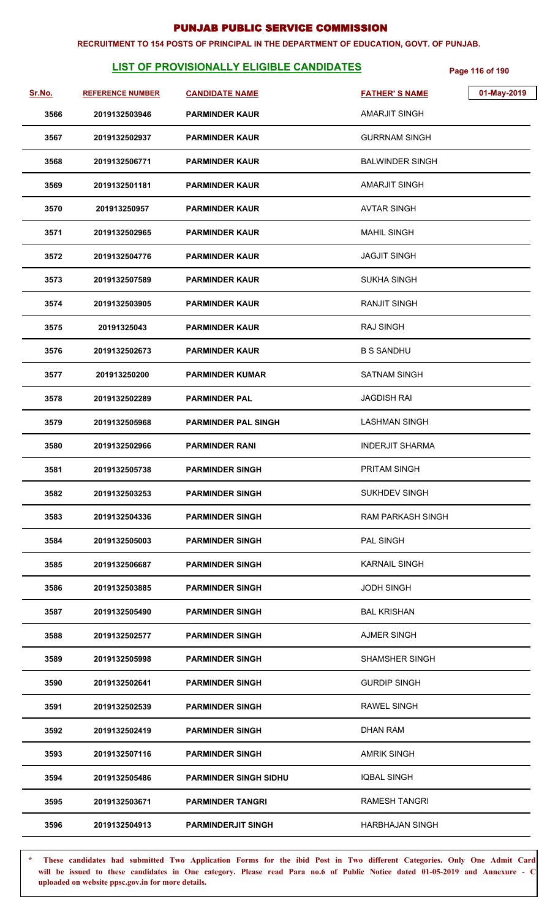# PUNJAB PUBLIC SERVICE COMMISSION

**RECRUITMENT TO 154 POSTS OF PRINCIPAL IN THE DEPARTMENT OF EDUCATION, GOVT. OF PUNJAB.**

## LIST OF PROVISIONALLY ELIGIBLE CANDIDATES

01-May-2019

| Sr.No. | REFERENCE NUMBER | CANDIDATE NAME | FATHER' S NAME |
|---|---|---|---|
| 3566 | 2019132503946 | PARMINDER KAUR | AMARJIT SINGH |
| 3567 | 2019132502937 | PARMINDER KAUR | GURRNAM SINGH |
| 3568 | 2019132506771 | PARMINDER KAUR | BALWINDER SINGH |
| 3569 | 2019132501181 | PARMINDER KAUR | AMARJIT SINGH |
| 3570 | 201913250957 | PARMINDER KAUR | AVTAR SINGH |
| 3571 | 2019132502965 | PARMINDER KAUR | MAHIL SINGH |
| 3572 | 2019132504776 | PARMINDER KAUR | JAGJIT SINGH |
| 3573 | 2019132507589 | PARMINDER KAUR | SUKHA SINGH |
| 3574 | 2019132503905 | PARMINDER KAUR | RANJIT SINGH |
| 3575 | 20191325043 | PARMINDER KAUR | RAJ SINGH |
| 3576 | 2019132502673 | PARMINDER KAUR | B S SANDHU |
| 3577 | 201913250200 | PARMINDER KUMAR | SATNAM SINGH |
| 3578 | 2019132502289 | PARMINDER PAL | JAGDISH RAI |
| 3579 | 2019132505968 | PARMINDER PAL SINGH | LASHMAN SINGH |
| 3580 | 2019132502966 | PARMINDER RANI | INDERJIT SHARMA |
| 3581 | 2019132505738 | PARMINDER SINGH | PRITAM SINGH |
| 3582 | 2019132503253 | PARMINDER SINGH | SUKHDEV SINGH |
| 3583 | 2019132504336 | PARMINDER SINGH | RAM PARKASH SINGH |
| 3584 | 2019132505003 | PARMINDER SINGH | PAL SINGH |
| 3585 | 2019132506687 | PARMINDER SINGH | KARNAIL SINGH |
| 3586 | 2019132503885 | PARMINDER SINGH | JODH SINGH |
| 3587 | 2019132505490 | PARMINDER SINGH | BAL KRISHAN |
| 3588 | 2019132502577 | PARMINDER SINGH | AJMER SINGH |
| 3589 | 2019132505998 | PARMINDER SINGH | SHAMSHER SINGH |
| 3590 | 2019132502641 | PARMINDER SINGH | GURDIP SINGH |
| 3591 | 2019132502539 | PARMINDER SINGH | RAWEL SINGH |
| 3592 | 2019132502419 | PARMINDER SINGH | DHAN RAM |
| 3593 | 2019132507116 | PARMINDER SINGH | AMRIK SINGH |
| 3594 | 2019132505486 | PARMINDER SINGH SIDHU | IQBAL SINGH |
| 3595 | 2019132503671 | PARMINDER TANGRI | RAMESH TANGRI |
| 3596 | 2019132504913 | PARMINDERJIT SINGH | HARBHAJAN SINGH |

\* These candidates had submitted Two Application Forms for the ibid Post in Two different Categories. Only One Admit Card will be issued to these candidates in One category. Please read Para no.6 of Public Notice dated 01-05-2019 and Annexure - C uploaded on website ppsc.gov.in for more details.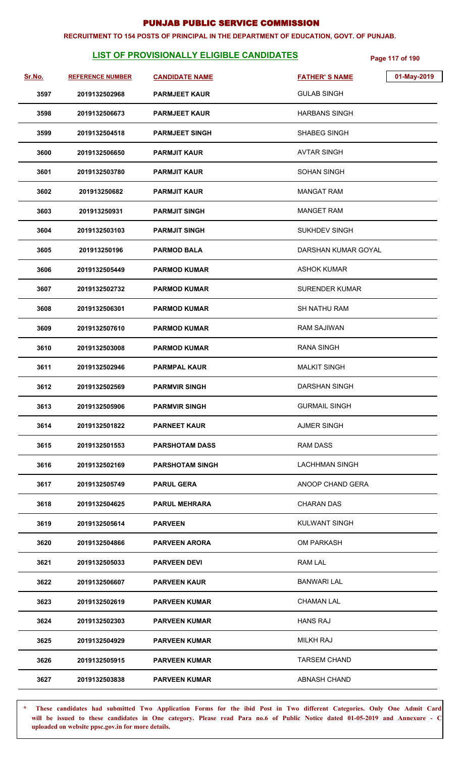# PUNJAB PUBLIC SERVICE COMMISSION

**RECRUITMENT TO 154 POSTS OF PRINCIPAL IN THE DEPARTMENT OF EDUCATION, GOVT. OF PUNJAB.**

## LIST OF PROVISIONALLY ELIGIBLE CANDIDATES

01-May-2019

| Sr.No. | REFERENCE NUMBER | CANDIDATE NAME | FATHER'S NAME |
|---|---|---|---|
| 3597 | 2019132502968 | PARMJEET KAUR | GULAB SINGH |
| 3598 | 2019132506673 | PARMJEET KAUR | HARBANS SINGH |
| 3599 | 2019132504518 | PARMJEET SINGH | SHABEG SINGH |
| 3600 | 2019132506650 | PARMJIT KAUR | AVTAR SINGH |
| 3601 | 2019132503780 | PARMJIT KAUR | SOHAN SINGH |
| 3602 | 201913250682 | PARMJIT KAUR | MANGAT RAM |
| 3603 | 201913250931 | PARMJIT SINGH | MANGET RAM |
| 3604 | 2019132503103 | PARMJIT SINGH | SUKHDEV SINGH |
| 3605 | 201913250196 | PARMOD BALA | DARSHAN KUMAR GOYAL |
| 3606 | 2019132505449 | PARMOD KUMAR | ASHOK KUMAR |
| 3607 | 2019132502732 | PARMOD KUMAR | SURENDER KUMAR |
| 3608 | 2019132506301 | PARMOD KUMAR | SH NATHU RAM |
| 3609 | 2019132507610 | PARMOD KUMAR | RAM SAJIWAN |
| 3610 | 2019132503008 | PARMOD KUMAR | RANA SINGH |
| 3611 | 2019132502946 | PARMPAL KAUR | MALKIT SINGH |
| 3612 | 2019132502569 | PARMVIR SINGH | DARSHAN SINGH |
| 3613 | 2019132505906 | PARMVIR SINGH | GURMAIL SINGH |
| 3614 | 2019132501822 | PARNEET KAUR | AJMER SINGH |
| 3615 | 2019132501553 | PARSHOTAM DASS | RAM DASS |
| 3616 | 2019132502169 | PARSHOTAM SINGH | LACHHMAN SINGH |
| 3617 | 2019132505749 | PARUL GERA | ANOOP CHAND GERA |
| 3618 | 2019132504625 | PARUL MEHRARA | CHARAN DAS |
| 3619 | 2019132505614 | PARVEEN | KULWANT SINGH |
| 3620 | 2019132504866 | PARVEEN ARORA | OM PARKASH |
| 3621 | 2019132505033 | PARVEEN DEVI | RAM LAL |
| 3622 | 2019132506607 | PARVEEN KAUR | BANWARI LAL |
| 3623 | 2019132502619 | PARVEEN KUMAR | CHAMAN LAL |
| 3624 | 2019132502303 | PARVEEN KUMAR | HANS RAJ |
| 3625 | 2019132504929 | PARVEEN KUMAR | MILKH RAJ |
| 3626 | 2019132505915 | PARVEEN KUMAR | TARSEM CHAND |
| 3627 | 2019132503838 | PARVEEN KUMAR | ABNASH CHAND |

\* **These candidates had submitted Two Application Forms for the ibid Post in Two different Categories. Only One Admit Card will be issued to these candidates in One category. Please read Para no.6 of Public Notice dated 01-05-2019 and Annexure - C uploaded on website ppsc.gov.in for more details.**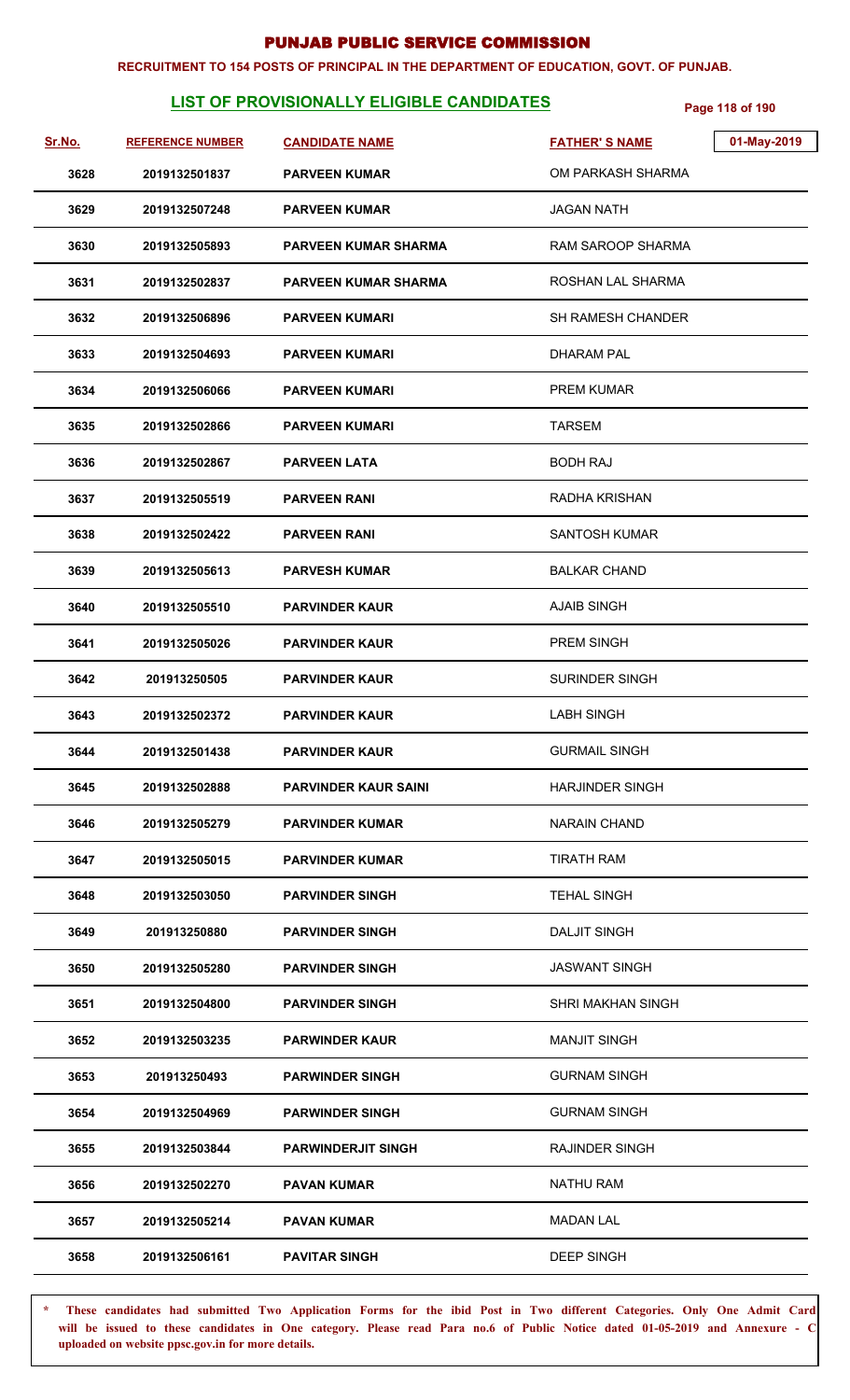# PUNJAB PUBLIC SERVICE COMMISSION

**RECRUITMENT TO 154 POSTS OF PRINCIPAL IN THE DEPARTMENT OF EDUCATION, GOVT. OF PUNJAB.**

## LIST OF PROVISIONALLY ELIGIBLE CANDIDATES

01-May-2019

| Sr.No. | REFERENCE NUMBER | CANDIDATE NAME | FATHER'S NAME |
|---|---|---|---|
| 3628 | 2019132501837 | PARVEEN KUMAR | OM PARKASH SHARMA |
| 3629 | 2019132507248 | PARVEEN KUMAR | JAGAN NATH |
| 3630 | 2019132505893 | PARVEEN KUMAR SHARMA | RAM SAROOP SHARMA |
| 3631 | 2019132502837 | PARVEEN KUMAR SHARMA | ROSHAN LAL SHARMA |
| 3632 | 2019132506896 | PARVEEN KUMARI | SH RAMESH CHANDER |
| 3633 | 2019132504693 | PARVEEN KUMARI | DHARAM PAL |
| 3634 | 2019132506066 | PARVEEN KUMARI | PREM KUMAR |
| 3635 | 2019132502866 | PARVEEN KUMARI | TARSEM |
| 3636 | 2019132502867 | PARVEEN LATA | BODH RAJ |
| 3637 | 2019132505519 | PARVEEN RANI | RADHA KRISHAN |
| 3638 | 2019132502422 | PARVEEN RANI | SANTOSH KUMAR |
| 3639 | 2019132505613 | PARVESH KUMAR | BALKAR CHAND |
| 3640 | 2019132505510 | PARVINDER KAUR | AJAIB SINGH |
| 3641 | 2019132505026 | PARVINDER KAUR | PREM SINGH |
| 3642 | 201913250505 | PARVINDER KAUR | SURINDER SINGH |
| 3643 | 2019132502372 | PARVINDER KAUR | LABH SINGH |
| 3644 | 2019132501438 | PARVINDER KAUR | GURMAIL SINGH |
| 3645 | 2019132502888 | PARVINDER KAUR SAINI | HARJINDER SINGH |
| 3646 | 2019132505279 | PARVINDER KUMAR | NARAIN CHAND |
| 3647 | 2019132505015 | PARVINDER KUMAR | TIRATH RAM |
| 3648 | 2019132503050 | PARVINDER SINGH | TEHAL SINGH |
| 3649 | 201913250880 | PARVINDER SINGH | DALJIT SINGH |
| 3650 | 2019132505280 | PARVINDER SINGH | JASWANT SINGH |
| 3651 | 2019132504800 | PARVINDER SINGH | SHRI MAKHAN SINGH |
| 3652 | 2019132503235 | PARWINDER KAUR | MANJIT SINGH |
| 3653 | 201913250493 | PARWINDER SINGH | GURNAM SINGH |
| 3654 | 2019132504969 | PARWINDER SINGH | GURNAM SINGH |
| 3655 | 2019132503844 | PARWINDERJIT SINGH | RAJINDER SINGH |
| 3656 | 2019132502270 | PAVAN KUMAR | NATHU RAM |
| 3657 | 2019132505214 | PAVAN KUMAR | MADAN LAL |
| 3658 | 2019132506161 | PAVITAR SINGH | DEEP SINGH |

\* These candidates had submitted Two Application Forms for the ibid Post in Two different Categories. Only One Admit Card will be issued to these candidates in One category. Please read Para no.6 of Public Notice dated 01-05-2019 and Annexure - C uploaded on website ppsc.gov.in for more details.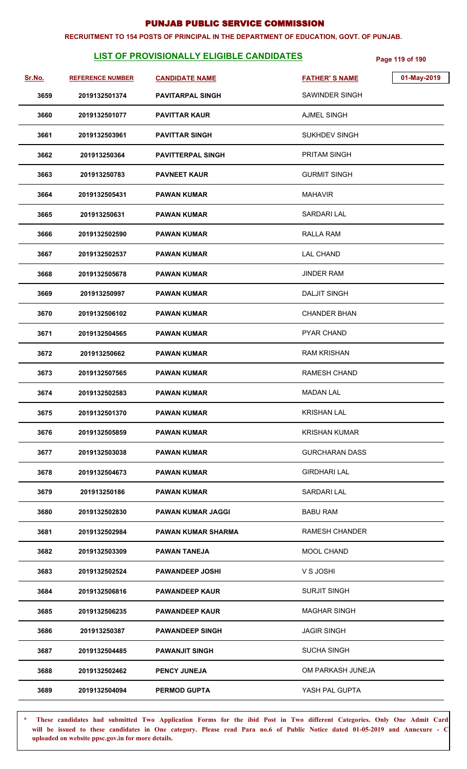# PUNJAB PUBLIC SERVICE COMMISSION

**RECRUITMENT TO 154 POSTS OF PRINCIPAL IN THE DEPARTMENT OF EDUCATION, GOVT. OF PUNJAB.**

## LIST OF PROVISIONALLY ELIGIBLE CANDIDATES

01-May-2019

| Sr.No. | REFERENCE NUMBER | CANDIDATE NAME | FATHER' S NAME |
|---|---|---|---|
| 3659 | 2019132501374 | PAVITARPAL SINGH | SAWINDER SINGH |
| 3660 | 2019132501077 | PAVITTAR KAUR | AJMEL SINGH |
| 3661 | 2019132503961 | PAVITTAR SINGH | SUKHDEV SINGH |
| 3662 | 201913250364 | PAVITTERPAL SINGH | PRITAM SINGH |
| 3663 | 201913250783 | PAVNEET KAUR | GURMIT SINGH |
| 3664 | 2019132505431 | PAWAN KUMAR | MAHAVIR |
| 3665 | 201913250631 | PAWAN KUMAR | SARDARI LAL |
| 3666 | 2019132502590 | PAWAN KUMAR | RALLA RAM |
| 3667 | 2019132502537 | PAWAN KUMAR | LAL CHAND |
| 3668 | 2019132505678 | PAWAN KUMAR | JINDER RAM |
| 3669 | 201913250997 | PAWAN KUMAR | DALJIT SINGH |
| 3670 | 2019132506102 | PAWAN KUMAR | CHANDER BHAN |
| 3671 | 2019132504565 | PAWAN KUMAR | PYAR CHAND |
| 3672 | 201913250662 | PAWAN KUMAR | RAM KRISHAN |
| 3673 | 2019132507565 | PAWAN KUMAR | RAMESH CHAND |
| 3674 | 2019132502583 | PAWAN KUMAR | MADAN LAL |
| 3675 | 2019132501370 | PAWAN KUMAR | KRISHAN LAL |
| 3676 | 2019132505859 | PAWAN KUMAR | KRISHAN KUMAR |
| 3677 | 2019132503038 | PAWAN KUMAR | GURCHARAN DASS |
| 3678 | 2019132504673 | PAWAN KUMAR | GIRDHARI LAL |
| 3679 | 201913250186 | PAWAN KUMAR | SARDARI LAL |
| 3680 | 2019132502830 | PAWAN KUMAR JAGGI | BABU RAM |
| 3681 | 2019132502984 | PAWAN KUMAR SHARMA | RAMESH CHANDER |
| 3682 | 2019132503309 | PAWAN TANEJA | MOOL CHAND |
| 3683 | 2019132502524 | PAWANDEEP JOSHI | V S JOSHI |
| 3684 | 2019132506816 | PAWANDEEP KAUR | SURJIT SINGH |
| 3685 | 2019132506235 | PAWANDEEP KAUR | MAGHAR SINGH |
| 3686 | 201913250387 | PAWANDEEP SINGH | JAGIR SINGH |
| 3687 | 2019132504485 | PAWANJIT SINGH | SUCHA SINGH |
| 3688 | 2019132502462 | PENCY JUNEJA | OM PARKASH JUNEJA |
| 3689 | 2019132504094 | PERMOD GUPTA | YASH PAL GUPTA |

\* These candidates had submitted Two Application Forms for the ibid Post in Two different Categories. Only One Admit Card will be issued to these candidates in One category. Please read Para no.6 of Public Notice dated 01-05-2019 and Annexure - C uploaded on website ppsc.gov.in for more details.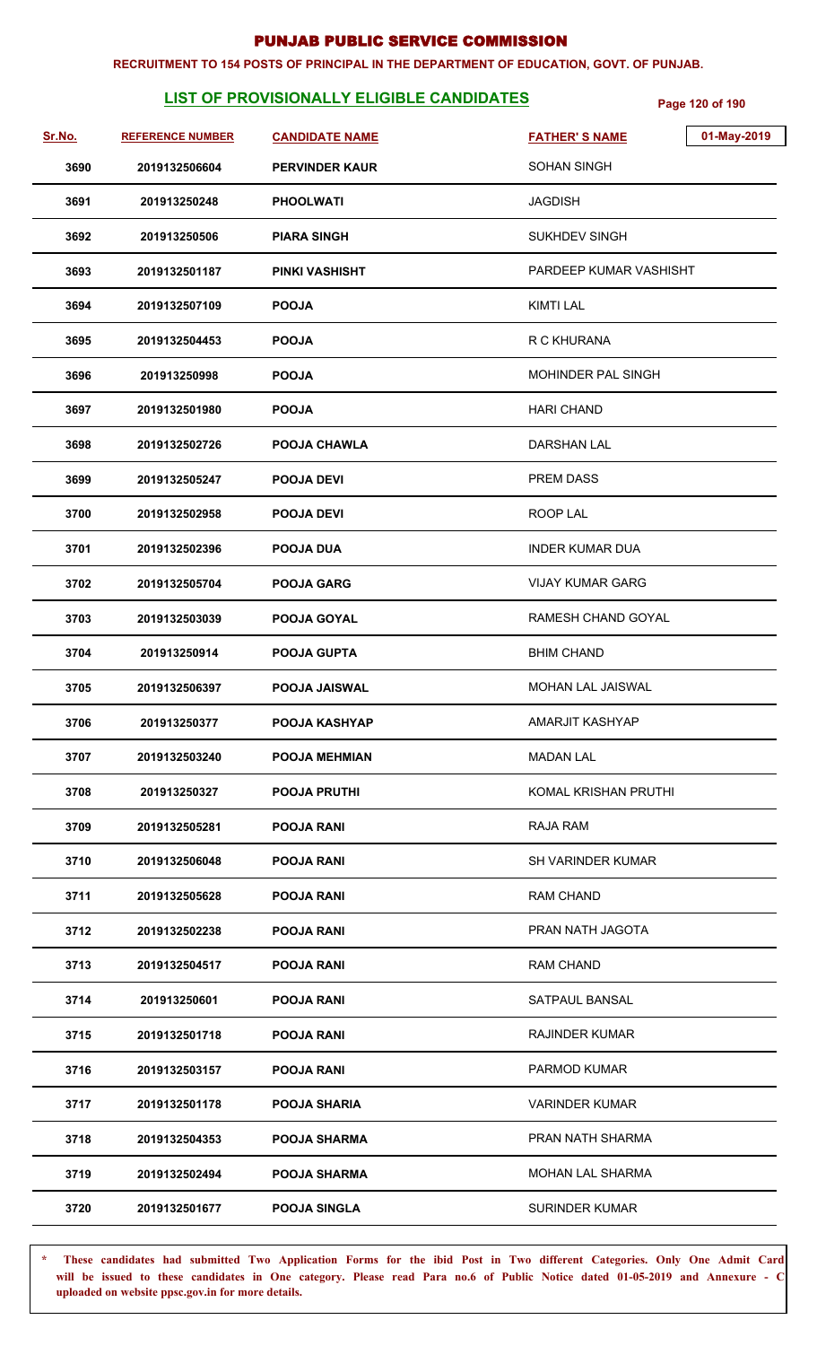# PUNJAB PUBLIC SERVICE COMMISSION

**RECRUITMENT TO 154 POSTS OF PRINCIPAL IN THE DEPARTMENT OF EDUCATION, GOVT. OF PUNJAB.**

## LIST OF PROVISIONALLY ELIGIBLE CANDIDATES

01-May-2019

| Sr.No. | REFERENCE NUMBER | CANDIDATE NAME | FATHER' S NAME |
|---|---|---|---|
| 3690 | 2019132506604 | PERVINDER KAUR | SOHAN SINGH |
| 3691 | 201913250248 | PHOOLWATI | JAGDISH |
| 3692 | 201913250506 | PIARA SINGH | SUKHDEV SINGH |
| 3693 | 2019132501187 | PINKI VASHISHT | PARDEEP KUMAR VASHISHT |
| 3694 | 2019132507109 | POOJA | KIMTI LAL |
| 3695 | 2019132504453 | POOJA | R C KHURANA |
| 3696 | 201913250998 | POOJA | MOHINDER PAL SINGH |
| 3697 | 2019132501980 | POOJA | HARI CHAND |
| 3698 | 2019132502726 | POOJA CHAWLA | DARSHAN LAL |
| 3699 | 2019132505247 | POOJA DEVI | PREM DASS |
| 3700 | 2019132502958 | POOJA DEVI | ROOP LAL |
| 3701 | 2019132502396 | POOJA DUA | INDER KUMAR DUA |
| 3702 | 2019132505704 | POOJA GARG | VIJAY KUMAR GARG |
| 3703 | 2019132503039 | POOJA GOYAL | RAMESH CHAND GOYAL |
| 3704 | 201913250914 | POOJA GUPTA | BHIM CHAND |
| 3705 | 2019132506397 | POOJA JAISWAL | MOHAN LAL JAISWAL |
| 3706 | 201913250377 | POOJA KASHYAP | AMARJIT KASHYAP |
| 3707 | 2019132503240 | POOJA MEHMIAN | MADAN LAL |
| 3708 | 201913250327 | POOJA PRUTHI | KOMAL KRISHAN PRUTHI |
| 3709 | 2019132505281 | POOJA RANI | RAJA RAM |
| 3710 | 2019132506048 | POOJA RANI | SH VARINDER KUMAR |
| 3711 | 2019132505628 | POOJA RANI | RAM CHAND |
| 3712 | 2019132502238 | POOJA RANI | PRAN NATH JAGOTA |
| 3713 | 2019132504517 | POOJA RANI | RAM CHAND |
| 3714 | 201913250601 | POOJA RANI | SATPAUL BANSAL |
| 3715 | 2019132501718 | POOJA RANI | RAJINDER KUMAR |
| 3716 | 2019132503157 | POOJA RANI | PARMOD KUMAR |
| 3717 | 2019132501178 | POOJA SHARIA | VARINDER KUMAR |
| 3718 | 2019132504353 | POOJA SHARMA | PRAN NATH SHARMA |
| 3719 | 2019132502494 | POOJA SHARMA | MOHAN LAL SHARMA |
| 3720 | 2019132501677 | POOJA SINGLA | SURINDER KUMAR |

\* These candidates had submitted Two Application Forms for the ibid Post in Two different Categories. Only One Admit Card will be issued to these candidates in One category. Please read Para no.6 of Public Notice dated 01-05-2019 and Annexure - C uploaded on website ppsc.gov.in for more details.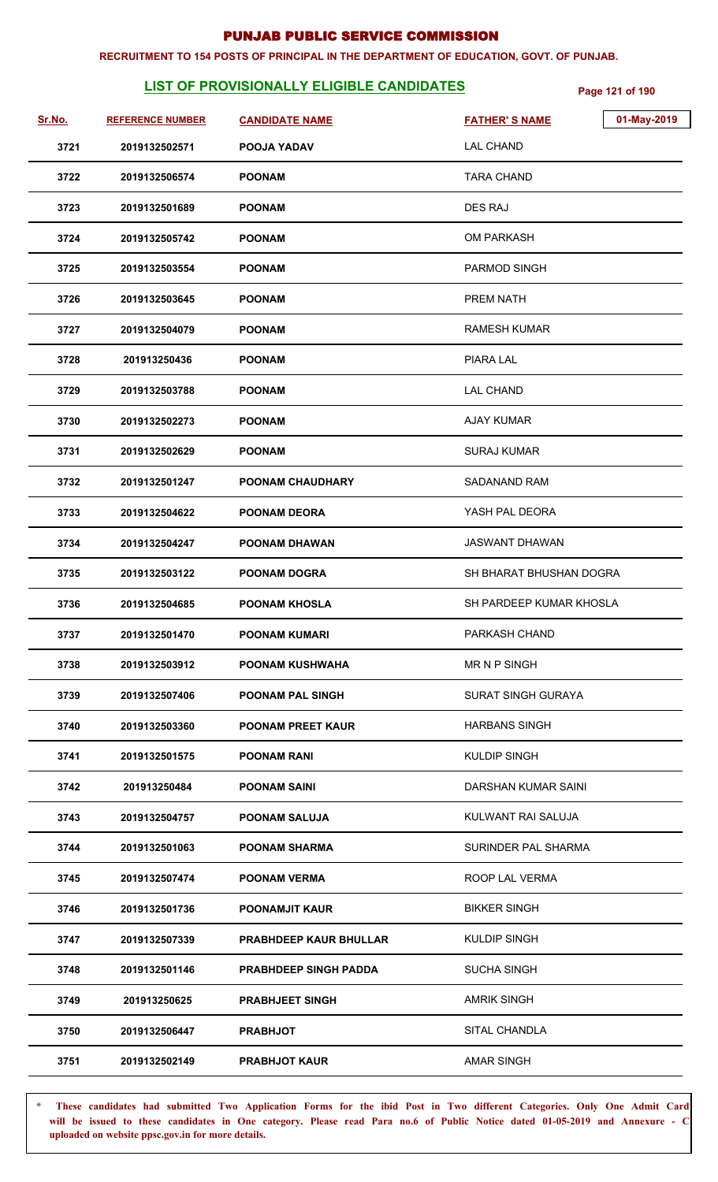# PUNJAB PUBLIC SERVICE COMMISSION

**RECRUITMENT TO 154 POSTS OF PRINCIPAL IN THE DEPARTMENT OF EDUCATION, GOVT. OF PUNJAB.**

## LIST OF PROVISIONALLY ELIGIBLE CANDIDATES

01-May-2019

| Sr.No. | REFERENCE NUMBER | CANDIDATE NAME | FATHER' S NAME |
|---|---|---|---|
| 3721 | 2019132502571 | POOJA YADAV | LAL CHAND |
| 3722 | 2019132506574 | POONAM | TARA CHAND |
| 3723 | 2019132501689 | POONAM | DES RAJ |
| 3724 | 2019132505742 | POONAM | OM PARKASH |
| 3725 | 2019132503554 | POONAM | PARMOD SINGH |
| 3726 | 2019132503645 | POONAM | PREM NATH |
| 3727 | 2019132504079 | POONAM | RAMESH KUMAR |
| 3728 | 201913250436 | POONAM | PIARA LAL |
| 3729 | 2019132503788 | POONAM | LAL CHAND |
| 3730 | 2019132502273 | POONAM | AJAY KUMAR |
| 3731 | 2019132502629 | POONAM | SURAJ KUMAR |
| 3732 | 2019132501247 | POONAM CHAUDHARY | SADANAND RAM |
| 3733 | 2019132504622 | POONAM DEORA | YASH PAL DEORA |
| 3734 | 2019132504247 | POONAM DHAWAN | JASWANT DHAWAN |
| 3735 | 2019132503122 | POONAM DOGRA | SH BHARAT BHUSHAN DOGRA |
| 3736 | 2019132504685 | POONAM KHOSLA | SH PARDEEP KUMAR KHOSLA |
| 3737 | 2019132501470 | POONAM KUMARI | PARKASH CHAND |
| 3738 | 2019132503912 | POONAM KUSHWAHA | MR N P SINGH |
| 3739 | 2019132507406 | POONAM PAL SINGH | SURAT SINGH GURAYA |
| 3740 | 2019132503360 | POONAM PREET KAUR | HARBANS SINGH |
| 3741 | 2019132501575 | POONAM RANI | KULDIP SINGH |
| 3742 | 201913250484 | POONAM SAINI | DARSHAN KUMAR SAINI |
| 3743 | 2019132504757 | POONAM SALUJA | KULWANT RAI SALUJA |
| 3744 | 2019132501063 | POONAM SHARMA | SURINDER PAL SHARMA |
| 3745 | 2019132507474 | POONAM VERMA | ROOP LAL VERMA |
| 3746 | 2019132501736 | POONAMJIT KAUR | BIKKER SINGH |
| 3747 | 2019132507339 | PRABHDEEP KAUR BHULLAR | KULDIP SINGH |
| 3748 | 2019132501146 | PRABHDEEP SINGH PADDA | SUCHA SINGH |
| 3749 | 201913250625 | PRABHJEET SINGH | AMRIK SINGH |
| 3750 | 2019132506447 | PRABHJOT | SITAL CHANDLA |
| 3751 | 2019132502149 | PRABHJOT KAUR | AMAR SINGH |

\* These candidates had submitted Two Application Forms for the ibid Post in Two different Categories. Only One Admit Card will be issued to these candidates in One category. Please read Para no.6 of Public Notice dated 01-05-2019 and Annexure - C uploaded on website ppsc.gov.in for more details.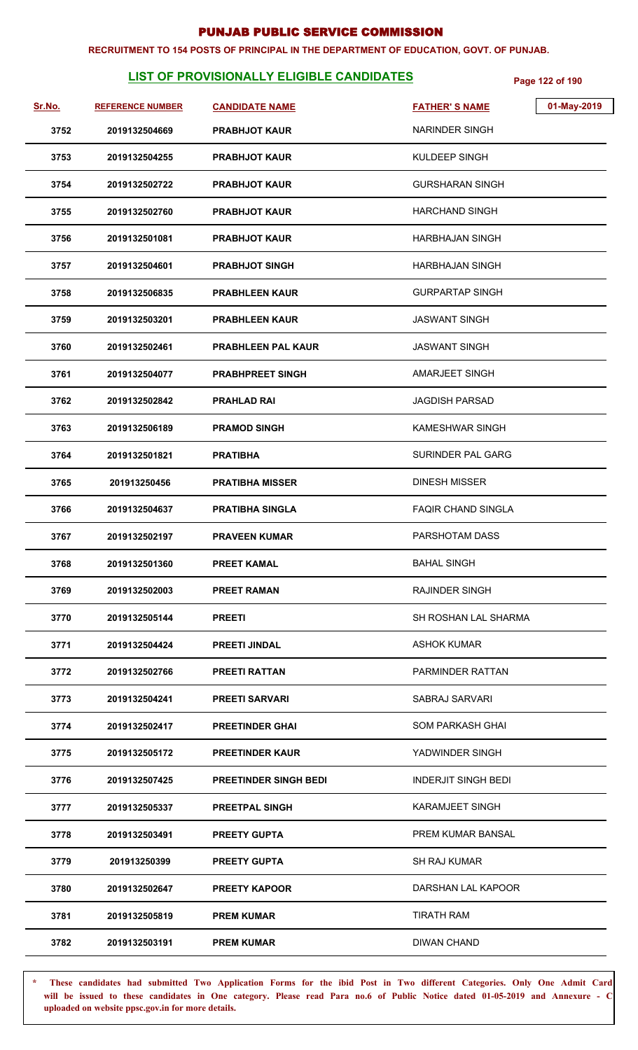# PUNJAB PUBLIC SERVICE COMMISSION

**RECRUITMENT TO 154 POSTS OF PRINCIPAL IN THE DEPARTMENT OF EDUCATION, GOVT. OF PUNJAB.**

## LIST OF PROVISIONALLY ELIGIBLE CANDIDATES

01-May-2019

| Sr.No. | REFERENCE NUMBER | CANDIDATE NAME | FATHER' S NAME |
|---|---|---|---|
| 3752 | 2019132504669 | PRABHJOT KAUR | NARINDER SINGH |
| 3753 | 2019132504255 | PRABHJOT KAUR | KULDEEP SINGH |
| 3754 | 2019132502722 | PRABHJOT KAUR | GURSHARAN SINGH |
| 3755 | 2019132502760 | PRABHJOT KAUR | HARCHAND SINGH |
| 3756 | 2019132501081 | PRABHJOT KAUR | HARBHAJAN SINGH |
| 3757 | 2019132504601 | PRABHJOT SINGH | HARBHAJAN SINGH |
| 3758 | 2019132506835 | PRABHLEEN KAUR | GURPARTAP SINGH |
| 3759 | 2019132503201 | PRABHLEEN KAUR | JASWANT SINGH |
| 3760 | 2019132502461 | PRABHLEEN PAL KAUR | JASWANT SINGH |
| 3761 | 2019132504077 | PRABHPREET SINGH | AMARJEET SINGH |
| 3762 | 2019132502842 | PRAHLAD RAI | JAGDISH PARSAD |
| 3763 | 2019132506189 | PRAMOD SINGH | KAMESHWAR SINGH |
| 3764 | 2019132501821 | PRATIBHA | SURINDER PAL GARG |
| 3765 | 201913250456 | PRATIBHA MISSER | DINESH MISSER |
| 3766 | 2019132504637 | PRATIBHA SINGLA | FAQIR CHAND SINGLA |
| 3767 | 2019132502197 | PRAVEEN KUMAR | PARSHOTAM DASS |
| 3768 | 2019132501360 | PREET KAMAL | BAHAL SINGH |
| 3769 | 2019132502003 | PREET RAMAN | RAJINDER SINGH |
| 3770 | 2019132505144 | PREETI | SH ROSHAN LAL SHARMA |
| 3771 | 2019132504424 | PREETI JINDAL | ASHOK KUMAR |
| 3772 | 2019132502766 | PREETI RATTAN | PARMINDER RATTAN |
| 3773 | 2019132504241 | PREETI SARVARI | SABRAJ SARVARI |
| 3774 | 2019132502417 | PREETINDER GHAI | SOM PARKASH GHAI |
| 3775 | 2019132505172 | PREETINDER KAUR | YADWINDER SINGH |
| 3776 | 2019132507425 | PREETINDER SINGH BEDI | INDERJIT SINGH BEDI |
| 3777 | 2019132505337 | PREETPAL SINGH | KARAMJEET SINGH |
| 3778 | 2019132503491 | PREETY GUPTA | PREM KUMAR BANSAL |
| 3779 | 201913250399 | PREETY GUPTA | SH RAJ KUMAR |
| 3780 | 2019132502647 | PREETY KAPOOR | DARSHAN LAL KAPOOR |
| 3781 | 2019132505819 | PREM KUMAR | TIRATH RAM |
| 3782 | 2019132503191 | PREM KUMAR | DIWAN CHAND |

\* These candidates had submitted Two Application Forms for the ibid Post in Two different Categories. Only One Admit Card will be issued to these candidates in One category. Please read Para no.6 of Public Notice dated 01-05-2019 and Annexure - C uploaded on website ppsc.gov.in for more details.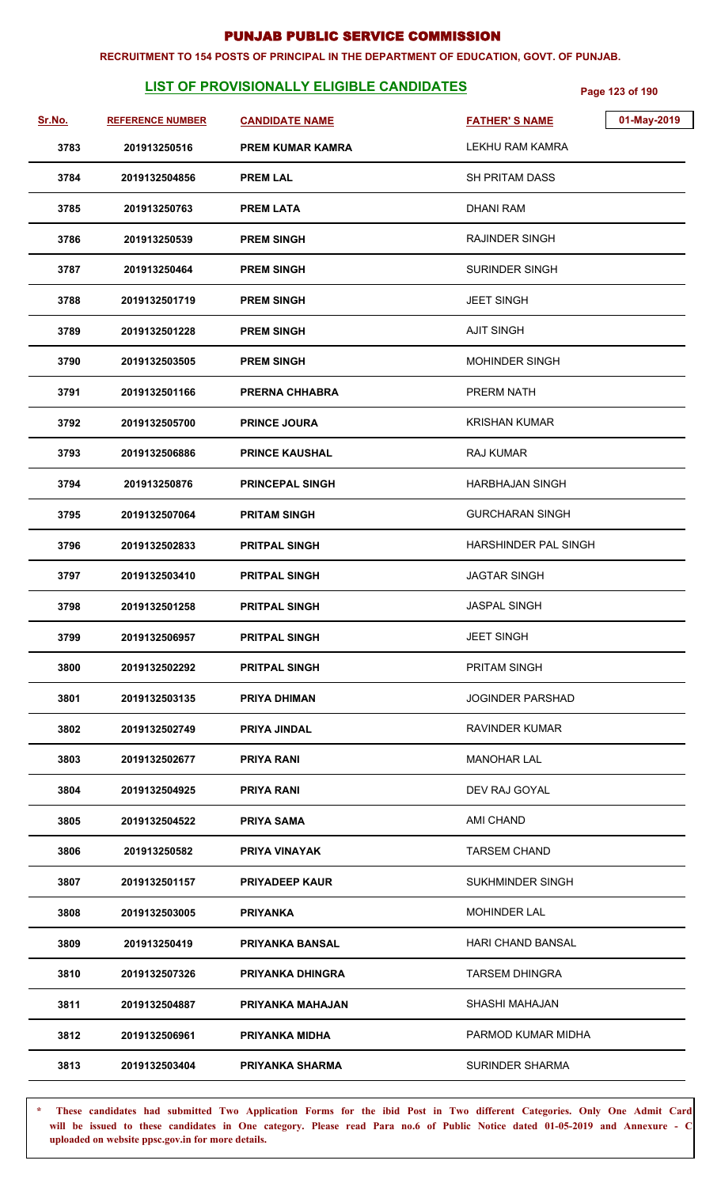# PUNJAB PUBLIC SERVICE COMMISSION

**RECRUITMENT TO 154 POSTS OF PRINCIPAL IN THE DEPARTMENT OF EDUCATION, GOVT. OF PUNJAB.**

## LIST OF PROVISIONALLY ELIGIBLE CANDIDATES

01-May-2019

| Sr.No. | REFERENCE NUMBER | CANDIDATE NAME | FATHER' S NAME |
|---|---|---|---|
| 3783 | 201913250516 | PREM KUMAR KAMRA | LEKHU RAM KAMRA |
| 3784 | 2019132504856 | PREM LAL | SH PRITAM DASS |
| 3785 | 201913250763 | PREM LATA | DHANI RAM |
| 3786 | 201913250539 | PREM SINGH | RAJINDER SINGH |
| 3787 | 201913250464 | PREM SINGH | SURINDER SINGH |
| 3788 | 2019132501719 | PREM SINGH | JEET SINGH |
| 3789 | 2019132501228 | PREM SINGH | AJIT SINGH |
| 3790 | 2019132503505 | PREM SINGH | MOHINDER SINGH |
| 3791 | 2019132501166 | PRERNA CHHABRA | PRERM NATH |
| 3792 | 2019132505700 | PRINCE JOURA | KRISHAN KUMAR |
| 3793 | 2019132506886 | PRINCE KAUSHAL | RAJ KUMAR |
| 3794 | 201913250876 | PRINCEPAL SINGH | HARBHAJAN SINGH |
| 3795 | 2019132507064 | PRITAM SINGH | GURCHARAN SINGH |
| 3796 | 2019132502833 | PRITPAL SINGH | HARSHINDER PAL SINGH |
| 3797 | 2019132503410 | PRITPAL SINGH | JAGTAR SINGH |
| 3798 | 2019132501258 | PRITPAL SINGH | JASPAL SINGH |
| 3799 | 2019132506957 | PRITPAL SINGH | JEET SINGH |
| 3800 | 2019132502292 | PRITPAL SINGH | PRITAM SINGH |
| 3801 | 2019132503135 | PRIYA DHIMAN | JOGINDER PARSHAD |
| 3802 | 2019132502749 | PRIYA JINDAL | RAVINDER KUMAR |
| 3803 | 2019132502677 | PRIYA RANI | MANOHAR LAL |
| 3804 | 2019132504925 | PRIYA RANI | DEV RAJ GOYAL |
| 3805 | 2019132504522 | PRIYA SAMA | AMI CHAND |
| 3806 | 201913250582 | PRIYA VINAYAK | TARSEM CHAND |
| 3807 | 2019132501157 | PRIYADEEP KAUR | SUKHMINDER SINGH |
| 3808 | 2019132503005 | PRIYANKA | MOHINDER LAL |
| 3809 | 201913250419 | PRIYANKA BANSAL | HARI CHAND BANSAL |
| 3810 | 2019132507326 | PRIYANKA DHINGRA | TARSEM DHINGRA |
| 3811 | 2019132504887 | PRIYANKA MAHAJAN | SHASHI MAHAJAN |
| 3812 | 2019132506961 | PRIYANKA MIDHA | PARMOD KUMAR MIDHA |
| 3813 | 2019132503404 | PRIYANKA SHARMA | SURINDER SHARMA |

\* These candidates had submitted Two Application Forms for the ibid Post in Two different Categories. Only One Admit Card will be issued to these candidates in One category. Please read Para no.6 of Public Notice dated 01-05-2019 and Annexure - C uploaded on website ppsc.gov.in for more details.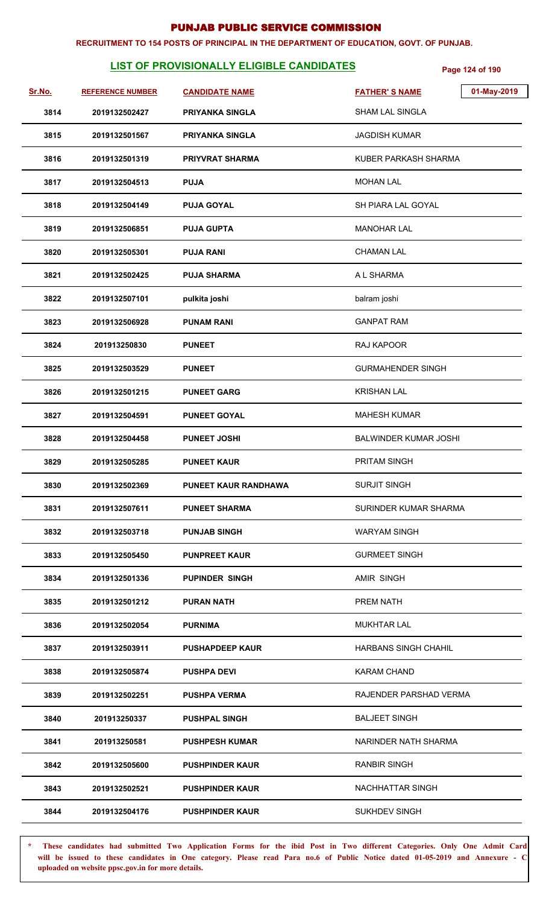# PUNJAB PUBLIC SERVICE COMMISSION

**RECRUITMENT TO 154 POSTS OF PRINCIPAL IN THE DEPARTMENT OF EDUCATION, GOVT. OF PUNJAB.**

## LIST OF PROVISIONALLY ELIGIBLE CANDIDATES

01-May-2019

| Sr.No. | REFERENCE NUMBER | CANDIDATE NAME | FATHER' S NAME |
|---|---|---|---|
| 3814 | 2019132502427 | PRIYANKA SINGLA | SHAM LAL SINGLA |
| 3815 | 2019132501567 | PRIYANKA SINGLA | JAGDISH KUMAR |
| 3816 | 2019132501319 | PRIYVRAT SHARMA | KUBER PARKASH SHARMA |
| 3817 | 2019132504513 | PUJA | MOHAN LAL |
| 3818 | 2019132504149 | PUJA GOYAL | SH PIARA LAL GOYAL |
| 3819 | 2019132506851 | PUJA GUPTA | MANOHAR LAL |
| 3820 | 2019132505301 | PUJA RANI | CHAMAN LAL |
| 3821 | 2019132502425 | PUJA SHARMA | A L SHARMA |
| 3822 | 2019132507101 | pulkita joshi | balram joshi |
| 3823 | 2019132506928 | PUNAM RANI | GANPAT RAM |
| 3824 | 201913250830 | PUNEET | RAJ KAPOOR |
| 3825 | 2019132503529 | PUNEET | GURMAHENDER SINGH |
| 3826 | 2019132501215 | PUNEET GARG | KRISHAN LAL |
| 3827 | 2019132504591 | PUNEET GOYAL | MAHESH KUMAR |
| 3828 | 2019132504458 | PUNEET JOSHI | BALWINDER KUMAR JOSHI |
| 3829 | 2019132505285 | PUNEET KAUR | PRITAM SINGH |
| 3830 | 2019132502369 | PUNEET KAUR RANDHAWA | SURJIT SINGH |
| 3831 | 2019132507611 | PUNEET SHARMA | SURINDER KUMAR SHARMA |
| 3832 | 2019132503718 | PUNJAB SINGH | WARYAM SINGH |
| 3833 | 2019132505450 | PUNPREET KAUR | GURMEET SINGH |
| 3834 | 2019132501336 | PUPINDER SINGH | AMIR SINGH |
| 3835 | 2019132501212 | PURAN NATH | PREM NATH |
| 3836 | 2019132502054 | PURNIMA | MUKHTAR LAL |
| 3837 | 2019132503911 | PUSHAPDEEP KAUR | HARBANS SINGH CHAHIL |
| 3838 | 2019132505874 | PUSHPA DEVI | KARAM CHAND |
| 3839 | 2019132502251 | PUSHPA VERMA | RAJENDER PARSHAD VERMA |
| 3840 | 201913250337 | PUSHPAL SINGH | BALJEET SINGH |
| 3841 | 201913250581 | PUSHPESH KUMAR | NARINDER NATH SHARMA |
| 3842 | 2019132505600 | PUSHPINDER KAUR | RANBIR SINGH |
| 3843 | 2019132502521 | PUSHPINDER KAUR | NACHHATTAR SINGH |
| 3844 | 2019132504176 | PUSHPINDER KAUR | SUKHDEV SINGH |

\* These candidates had submitted Two Application Forms for the ibid Post in Two different Categories. Only One Admit Card will be issued to these candidates in One category. Please read Para no.6 of Public Notice dated 01-05-2019 and Annexure - C uploaded on website ppsc.gov.in for more details.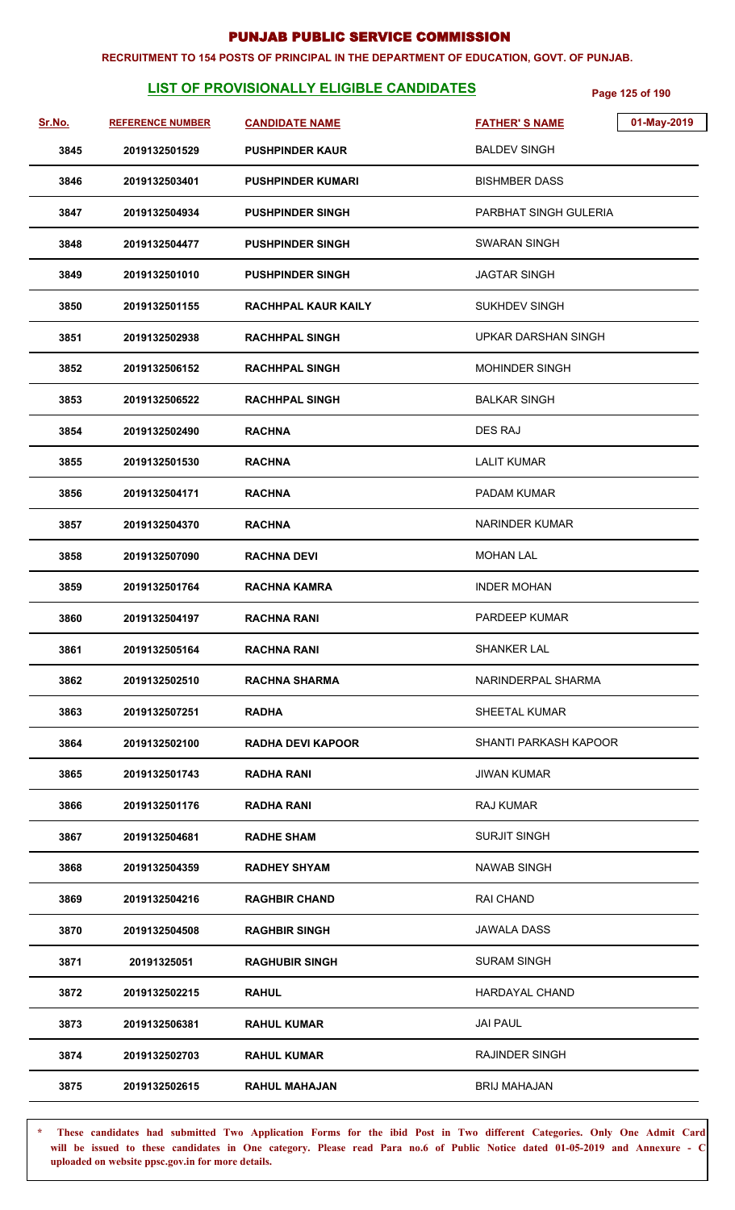# PUNJAB PUBLIC SERVICE COMMISSION

**RECRUITMENT TO 154 POSTS OF PRINCIPAL IN THE DEPARTMENT OF EDUCATION, GOVT. OF PUNJAB.**

## LIST OF PROVISIONALLY ELIGIBLE CANDIDATES

01-May-2019

| Sr.No. | REFERENCE NUMBER | CANDIDATE NAME | FATHER' S NAME |
|---|---|---|---|
| 3845 | 2019132501529 | PUSHPINDER KAUR | BALDEV SINGH |
| 3846 | 2019132503401 | PUSHPINDER KUMARI | BISHMBER DASS |
| 3847 | 2019132504934 | PUSHPINDER SINGH | PARBHAT SINGH GULERIA |
| 3848 | 2019132504477 | PUSHPINDER SINGH | SWARAN SINGH |
| 3849 | 2019132501010 | PUSHPINDER SINGH | JAGTAR SINGH |
| 3850 | 2019132501155 | RACHHPAL KAUR KAILY | SUKHDEV SINGH |
| 3851 | 2019132502938 | RACHHPAL SINGH | UPKAR DARSHAN SINGH |
| 3852 | 2019132506152 | RACHHPAL SINGH | MOHINDER SINGH |
| 3853 | 2019132506522 | RACHHPAL SINGH | BALKAR SINGH |
| 3854 | 2019132502490 | RACHNA | DES RAJ |
| 3855 | 2019132501530 | RACHNA | LALIT KUMAR |
| 3856 | 2019132504171 | RACHNA | PADAM KUMAR |
| 3857 | 2019132504370 | RACHNA | NARINDER KUMAR |
| 3858 | 2019132507090 | RACHNA DEVI | MOHAN LAL |
| 3859 | 2019132501764 | RACHNA KAMRA | INDER MOHAN |
| 3860 | 2019132504197 | RACHNA RANI | PARDEEP KUMAR |
| 3861 | 2019132505164 | RACHNA RANI | SHANKER LAL |
| 3862 | 2019132502510 | RACHNA SHARMA | NARINDERPAL SHARMA |
| 3863 | 2019132507251 | RADHA | SHEETAL KUMAR |
| 3864 | 2019132502100 | RADHA DEVI KAPOOR | SHANTI PARKASH KAPOOR |
| 3865 | 2019132501743 | RADHA RANI | JIWAN KUMAR |
| 3866 | 2019132501176 | RADHA RANI | RAJ KUMAR |
| 3867 | 2019132504681 | RADHE SHAM | SURJIT SINGH |
| 3868 | 2019132504359 | RADHEY SHYAM | NAWAB SINGH |
| 3869 | 2019132504216 | RAGHBIR CHAND | RAI CHAND |
| 3870 | 2019132504508 | RAGHBIR SINGH | JAWALA DASS |
| 3871 | 20191325051 | RAGHUBIR SINGH | SURAM SINGH |
| 3872 | 2019132502215 | RAHUL | HARDAYAL CHAND |
| 3873 | 2019132506381 | RAHUL KUMAR | JAI PAUL |
| 3874 | 2019132502703 | RAHUL KUMAR | RAJINDER SINGH |
| 3875 | 2019132502615 | RAHUL MAHAJAN | BRIJ MAHAJAN |

\* These candidates had submitted Two Application Forms for the ibid Post in Two different Categories. Only One Admit Card will be issued to these candidates in One category. Please read Para no.6 of Public Notice dated 01-05-2019 and Annexure - C uploaded on website ppsc.gov.in for more details.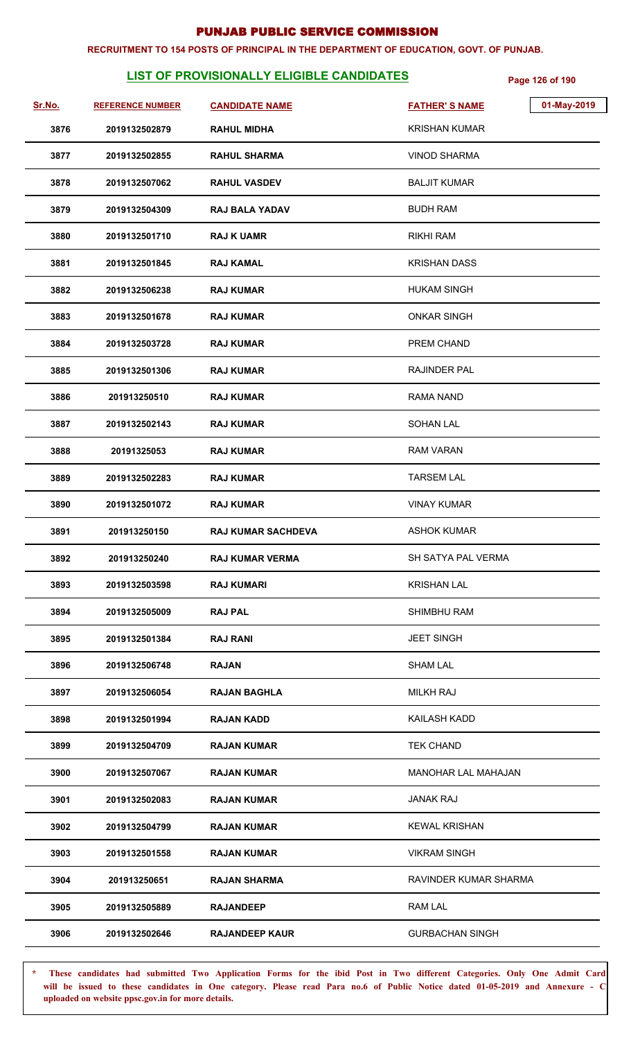# PUNJAB PUBLIC SERVICE COMMISSION

**RECRUITMENT TO 154 POSTS OF PRINCIPAL IN THE DEPARTMENT OF EDUCATION, GOVT. OF PUNJAB.**

## LIST OF PROVISIONALLY ELIGIBLE CANDIDATES

01-May-2019

| Sr.No. | REFERENCE NUMBER | CANDIDATE NAME | FATHER'S NAME |
|---|---|---|---|
| 3876 | 2019132502879 | RAHUL MIDHA | KRISHAN KUMAR |
| 3877 | 2019132502855 | RAHUL SHARMA | VINOD SHARMA |
| 3878 | 2019132507062 | RAHUL VASDEV | BALJIT KUMAR |
| 3879 | 2019132504309 | RAJ BALA YADAV | BUDH RAM |
| 3880 | 2019132501710 | RAJ K UAMR | RIKHI RAM |
| 3881 | 2019132501845 | RAJ KAMAL | KRISHAN DASS |
| 3882 | 2019132506238 | RAJ KUMAR | HUKAM SINGH |
| 3883 | 2019132501678 | RAJ KUMAR | ONKAR SINGH |
| 3884 | 2019132503728 | RAJ KUMAR | PREM CHAND |
| 3885 | 2019132501306 | RAJ KUMAR | RAJINDER PAL |
| 3886 | 201913250510 | RAJ KUMAR | RAMA NAND |
| 3887 | 2019132502143 | RAJ KUMAR | SOHAN LAL |
| 3888 | 20191325053 | RAJ KUMAR | RAM VARAN |
| 3889 | 2019132502283 | RAJ KUMAR | TARSEM LAL |
| 3890 | 2019132501072 | RAJ KUMAR | VINAY KUMAR |
| 3891 | 201913250150 | RAJ KUMAR SACHDEVA | ASHOK KUMAR |
| 3892 | 201913250240 | RAJ KUMAR VERMA | SH SATYA PAL VERMA |
| 3893 | 2019132503598 | RAJ KUMARI | KRISHAN LAL |
| 3894 | 2019132505009 | RAJ PAL | SHIMBHU RAM |
| 3895 | 2019132501384 | RAJ RANI | JEET SINGH |
| 3896 | 2019132506748 | RAJAN | SHAM LAL |
| 3897 | 2019132506054 | RAJAN BAGHLA | MILKH RAJ |
| 3898 | 2019132501994 | RAJAN KADD | KAILASH KADD |
| 3899 | 2019132504709 | RAJAN KUMAR | TEK CHAND |
| 3900 | 2019132507067 | RAJAN KUMAR | MANOHAR LAL MAHAJAN |
| 3901 | 2019132502083 | RAJAN KUMAR | JANAK RAJ |
| 3902 | 2019132504799 | RAJAN KUMAR | KEWAL KRISHAN |
| 3903 | 2019132501558 | RAJAN KUMAR | VIKRAM SINGH |
| 3904 | 201913250651 | RAJAN SHARMA | RAVINDER KUMAR SHARMA |
| 3905 | 2019132505889 | RAJANDEEP | RAM LAL |
| 3906 | 2019132502646 | RAJANDEEP KAUR | GURBACHAN SINGH |

\* These candidates had submitted Two Application Forms for the ibid Post in Two different Categories. Only One Admit Card will be issued to these candidates in One category. Please read Para no.6 of Public Notice dated 01-05-2019 and Annexure - C uploaded on website ppsc.gov.in for more details.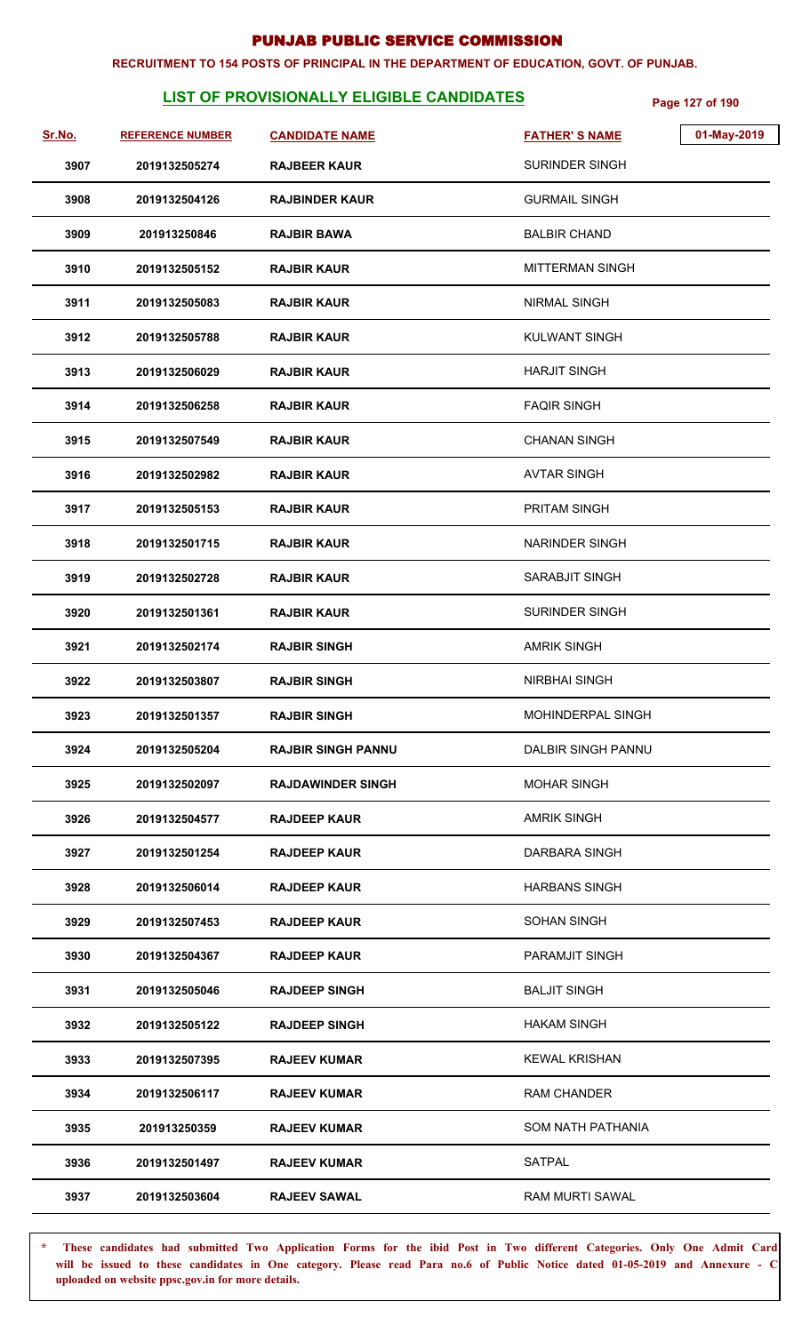# PUNJAB PUBLIC SERVICE COMMISSION

**RECRUITMENT TO 154 POSTS OF PRINCIPAL IN THE DEPARTMENT OF EDUCATION, GOVT. OF PUNJAB.**

## LIST OF PROVISIONALLY ELIGIBLE CANDIDATES

01-May-2019

| Sr.No. | REFERENCE NUMBER | CANDIDATE NAME | FATHER' S NAME |
|---|---|---|---|
| 3907 | 2019132505274 | RAJBEER KAUR | SURINDER SINGH |
| 3908 | 2019132504126 | RAJBINDER KAUR | GURMAIL SINGH |
| 3909 | 201913250846 | RAJBIR BAWA | BALBIR CHAND |
| 3910 | 2019132505152 | RAJBIR KAUR | MITTERMAN SINGH |
| 3911 | 2019132505083 | RAJBIR KAUR | NIRMAL SINGH |
| 3912 | 2019132505788 | RAJBIR KAUR | KULWANT SINGH |
| 3913 | 2019132506029 | RAJBIR KAUR | HARJIT SINGH |
| 3914 | 2019132506258 | RAJBIR KAUR | FAQIR SINGH |
| 3915 | 2019132507549 | RAJBIR KAUR | CHANAN SINGH |
| 3916 | 2019132502982 | RAJBIR KAUR | AVTAR SINGH |
| 3917 | 2019132505153 | RAJBIR KAUR | PRITAM SINGH |
| 3918 | 2019132501715 | RAJBIR KAUR | NARINDER SINGH |
| 3919 | 2019132502728 | RAJBIR KAUR | SARABJIT SINGH |
| 3920 | 2019132501361 | RAJBIR KAUR | SURINDER SINGH |
| 3921 | 2019132502174 | RAJBIR SINGH | AMRIK SINGH |
| 3922 | 2019132503807 | RAJBIR SINGH | NIRBHAI SINGH |
| 3923 | 2019132501357 | RAJBIR SINGH | MOHINDERPAL SINGH |
| 3924 | 2019132505204 | RAJBIR SINGH PANNU | DALBIR SINGH PANNU |
| 3925 | 2019132502097 | RAJDAWINDER SINGH | MOHAR SINGH |
| 3926 | 2019132504577 | RAJDEEP KAUR | AMRIK SINGH |
| 3927 | 2019132501254 | RAJDEEP KAUR | DARBARA SINGH |
| 3928 | 2019132506014 | RAJDEEP KAUR | HARBANS SINGH |
| 3929 | 2019132507453 | RAJDEEP KAUR | SOHAN SINGH |
| 3930 | 2019132504367 | RAJDEEP KAUR | PARAMJIT SINGH |
| 3931 | 2019132505046 | RAJDEEP SINGH | BALJIT SINGH |
| 3932 | 2019132505122 | RAJDEEP SINGH | HAKAM SINGH |
| 3933 | 2019132507395 | RAJEEV KUMAR | KEWAL KRISHAN |
| 3934 | 2019132506117 | RAJEEV KUMAR | RAM CHANDER |
| 3935 | 201913250359 | RAJEEV KUMAR | SOM NATH PATHANIA |
| 3936 | 2019132501497 | RAJEEV KUMAR | SATPAL |
| 3937 | 2019132503604 | RAJEEV SAWAL | RAM MURTI SAWAL |

\* **These candidates had submitted Two Application Forms for the ibid Post in Two different Categories. Only One Admit Card will be issued to these candidates in One category. Please read Para no.6 of Public Notice dated 01-05-2019 and Annexure - C uploaded on website ppsc.gov.in for more details.**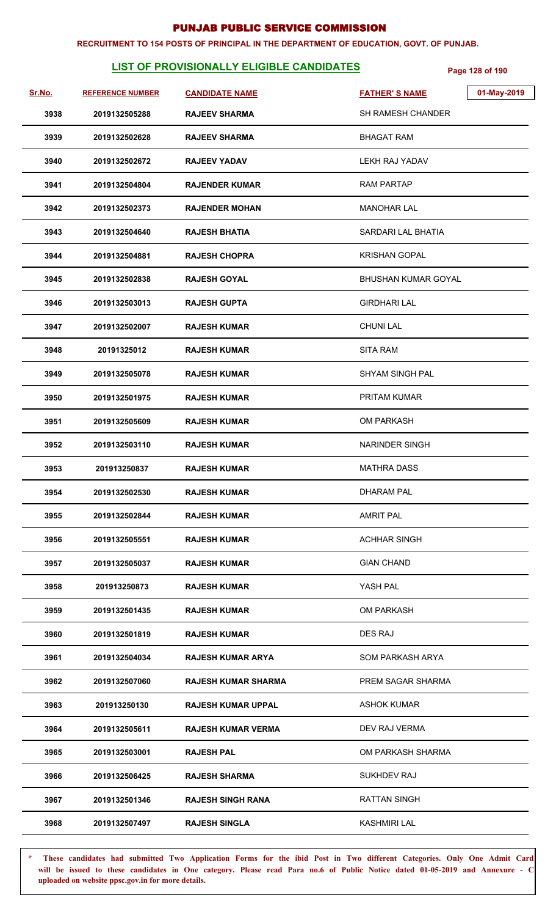# PUNJAB PUBLIC SERVICE COMMISSION

**RECRUITMENT TO 154 POSTS OF PRINCIPAL IN THE DEPARTMENT OF EDUCATION, GOVT. OF PUNJAB.**

## LIST OF PROVISIONALLY ELIGIBLE CANDIDATES

01-May-2019

| Sr.No. | REFERENCE NUMBER | CANDIDATE NAME | FATHER' S NAME |
|---|---|---|---|
| 3938 | 2019132505288 | RAJEEV SHARMA | SH RAMESH CHANDER |
| 3939 | 2019132502628 | RAJEEV SHARMA | BHAGAT RAM |
| 3940 | 2019132502672 | RAJEEV YADAV | LEKH RAJ YADAV |
| 3941 | 2019132504804 | RAJENDER KUMAR | RAM PARTAP |
| 3942 | 2019132502373 | RAJENDER MOHAN | MANOHAR LAL |
| 3943 | 2019132504640 | RAJESH BHATIA | SARDARI LAL BHATIA |
| 3944 | 2019132504881 | RAJESH CHOPRA | KRISHAN GOPAL |
| 3945 | 2019132502838 | RAJESH GOYAL | BHUSHAN KUMAR GOYAL |
| 3946 | 2019132503013 | RAJESH GUPTA | GIRDHARI LAL |
| 3947 | 2019132502007 | RAJESH KUMAR | CHUNI LAL |
| 3948 | 20191325012 | RAJESH KUMAR | SITA RAM |
| 3949 | 2019132505078 | RAJESH KUMAR | SHYAM SINGH PAL |
| 3950 | 2019132501975 | RAJESH KUMAR | PRITAM KUMAR |
| 3951 | 2019132505609 | RAJESH KUMAR | OM PARKASH |
| 3952 | 2019132503110 | RAJESH KUMAR | NARINDER SINGH |
| 3953 | 201913250837 | RAJESH KUMAR | MATHRA DASS |
| 3954 | 2019132502530 | RAJESH KUMAR | DHARAM PAL |
| 3955 | 2019132502844 | RAJESH KUMAR | AMRIT PAL |
| 3956 | 2019132505551 | RAJESH KUMAR | ACHHAR SINGH |
| 3957 | 2019132505037 | RAJESH KUMAR | GIAN CHAND |
| 3958 | 201913250873 | RAJESH KUMAR | YASH PAL |
| 3959 | 2019132501435 | RAJESH KUMAR | OM PARKASH |
| 3960 | 2019132501819 | RAJESH KUMAR | DES RAJ |
| 3961 | 2019132504034 | RAJESH KUMAR ARYA | SOM PARKASH ARYA |
| 3962 | 2019132507060 | RAJESH KUMAR SHARMA | PREM SAGAR SHARMA |
| 3963 | 201913250130 | RAJESH KUMAR UPPAL | ASHOK KUMAR |
| 3964 | 2019132505611 | RAJESH KUMAR VERMA | DEV RAJ VERMA |
| 3965 | 2019132503001 | RAJESH PAL | OM PARKASH SHARMA |
| 3966 | 2019132506425 | RAJESH SHARMA | SUKHDEV RAJ |
| 3967 | 2019132501346 | RAJESH SINGH RANA | RATTAN SINGH |
| 3968 | 2019132507497 | RAJESH SINGLA | KASHMIRI LAL |

\* These candidates had submitted Two Application Forms for the ibid Post in Two different Categories. Only One Admit Card will be issued to these candidates in One category. Please read Para no.6 of Public Notice dated 01-05-2019 and Annexure - C uploaded on website ppsc.gov.in for more details.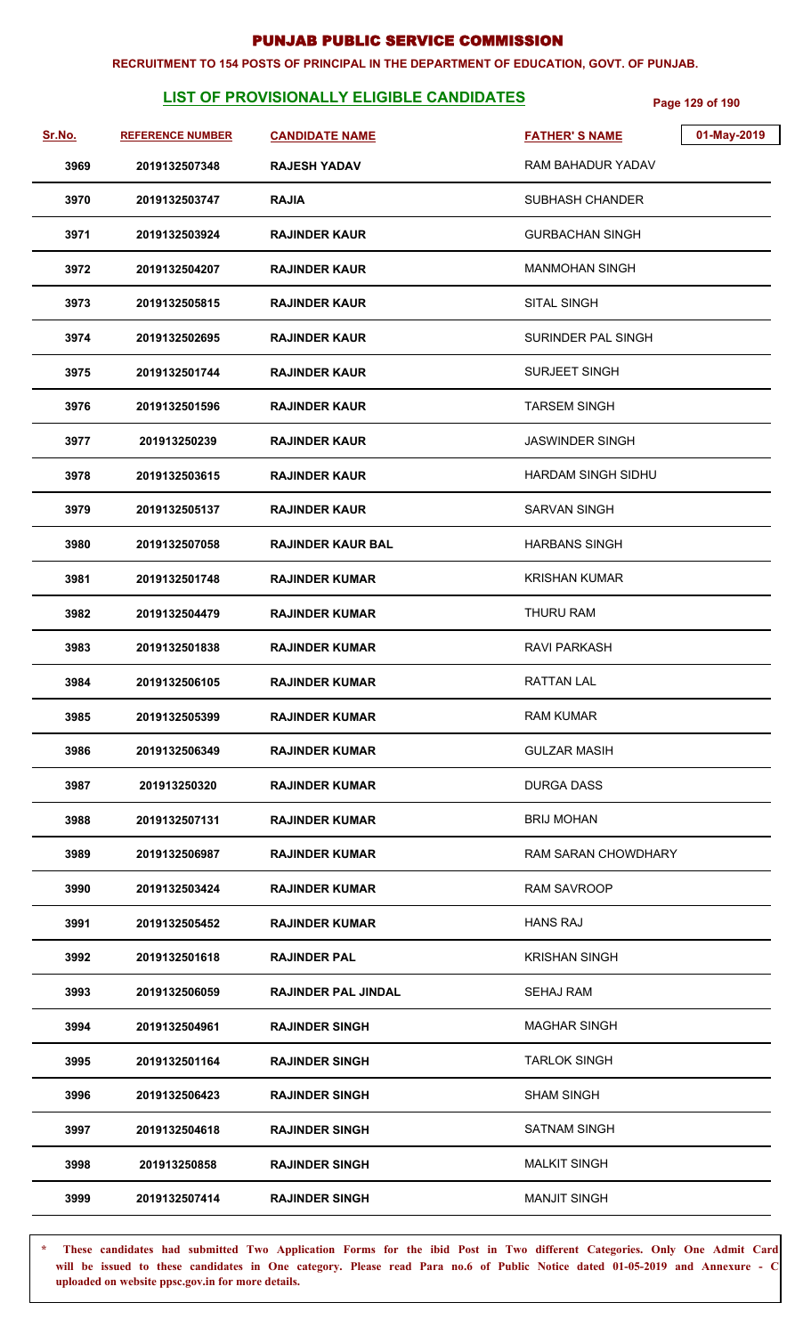# PUNJAB PUBLIC SERVICE COMMISSION

**RECRUITMENT TO 154 POSTS OF PRINCIPAL IN THE DEPARTMENT OF EDUCATION, GOVT. OF PUNJAB.**

## LIST OF PROVISIONALLY ELIGIBLE CANDIDATES

01-May-2019

| Sr.No. | REFERENCE NUMBER | CANDIDATE NAME | FATHER' S NAME |
|---|---|---|---|
| 3969 | 2019132507348 | RAJESH YADAV | RAM BAHADUR YADAV |
| 3970 | 2019132503747 | RAJIA | SUBHASH CHANDER |
| 3971 | 2019132503924 | RAJINDER KAUR | GURBACHAN SINGH |
| 3972 | 2019132504207 | RAJINDER KAUR | MANMOHAN SINGH |
| 3973 | 2019132505815 | RAJINDER KAUR | SITAL SINGH |
| 3974 | 2019132502695 | RAJINDER KAUR | SURINDER PAL SINGH |
| 3975 | 2019132501744 | RAJINDER KAUR | SURJEET SINGH |
| 3976 | 2019132501596 | RAJINDER KAUR | TARSEM SINGH |
| 3977 | 201913250239 | RAJINDER KAUR | JASWINDER SINGH |
| 3978 | 2019132503615 | RAJINDER KAUR | HARDAM SINGH SIDHU |
| 3979 | 2019132505137 | RAJINDER KAUR | SARVAN SINGH |
| 3980 | 2019132507058 | RAJINDER KAUR BAL | HARBANS SINGH |
| 3981 | 2019132501748 | RAJINDER KUMAR | KRISHAN KUMAR |
| 3982 | 2019132504479 | RAJINDER KUMAR | THURU RAM |
| 3983 | 2019132501838 | RAJINDER KUMAR | RAVI PARKASH |
| 3984 | 2019132506105 | RAJINDER KUMAR | RATTAN LAL |
| 3985 | 2019132505399 | RAJINDER KUMAR | RAM KUMAR |
| 3986 | 2019132506349 | RAJINDER KUMAR | GULZAR MASIH |
| 3987 | 201913250320 | RAJINDER KUMAR | DURGA DASS |
| 3988 | 2019132507131 | RAJINDER KUMAR | BRIJ MOHAN |
| 3989 | 2019132506987 | RAJINDER KUMAR | RAM SARAN CHOWDHARY |
| 3990 | 2019132503424 | RAJINDER KUMAR | RAM SAVROOP |
| 3991 | 2019132505452 | RAJINDER KUMAR | HANS RAJ |
| 3992 | 2019132501618 | RAJINDER PAL | KRISHAN SINGH |
| 3993 | 2019132506059 | RAJINDER PAL JINDAL | SEHAJ RAM |
| 3994 | 2019132504961 | RAJINDER SINGH | MAGHAR SINGH |
| 3995 | 2019132501164 | RAJINDER SINGH | TARLOK SINGH |
| 3996 | 2019132506423 | RAJINDER SINGH | SHAM SINGH |
| 3997 | 2019132504618 | RAJINDER SINGH | SATNAM SINGH |
| 3998 | 201913250858 | RAJINDER SINGH | MALKIT SINGH |
| 3999 | 2019132507414 | RAJINDER SINGH | MANJIT SINGH |

**\* These candidates had submitted Two Application Forms for the ibid Post in Two different Categories. Only One Admit Card will be issued to these candidates in One category. Please read Para no.6 of Public Notice dated 01-05-2019 and Annexure - C uploaded on website ppsc.gov.in for more details.**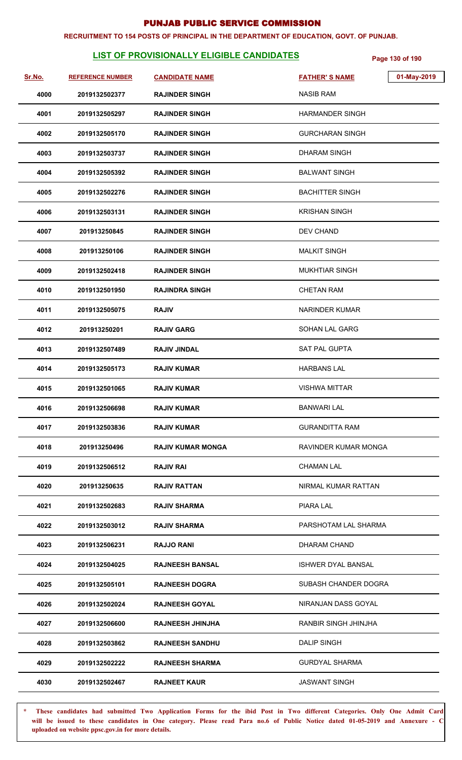# PUNJAB PUBLIC SERVICE COMMISSION

**RECRUITMENT TO 154 POSTS OF PRINCIPAL IN THE DEPARTMENT OF EDUCATION, GOVT. OF PUNJAB.**

## LIST OF PROVISIONALLY ELIGIBLE CANDIDATES

01-May-2019

| Sr.No. | REFERENCE NUMBER | CANDIDATE NAME | FATHER' S NAME |
|---|---|---|---|
| 4000 | 2019132502377 | RAJINDER SINGH | NASIB RAM |
| 4001 | 2019132505297 | RAJINDER SINGH | HARMANDER SINGH |
| 4002 | 2019132505170 | RAJINDER SINGH | GURCHARAN SINGH |
| 4003 | 2019132503737 | RAJINDER SINGH | DHARAM SINGH |
| 4004 | 2019132505392 | RAJINDER SINGH | BALWANT SINGH |
| 4005 | 2019132502276 | RAJINDER SINGH | BACHITTER SINGH |
| 4006 | 2019132503131 | RAJINDER SINGH | KRISHAN SINGH |
| 4007 | 201913250845 | RAJINDER SINGH | DEV CHAND |
| 4008 | 201913250106 | RAJINDER SINGH | MALKIT SINGH |
| 4009 | 2019132502418 | RAJINDER SINGH | MUKHTIAR SINGH |
| 4010 | 2019132501950 | RAJINDRA SINGH | CHETAN RAM |
| 4011 | 2019132505075 | RAJIV | NARINDER KUMAR |
| 4012 | 201913250201 | RAJIV GARG | SOHAN LAL GARG |
| 4013 | 2019132507489 | RAJIV JINDAL | SAT PAL GUPTA |
| 4014 | 2019132505173 | RAJIV KUMAR | HARBANS LAL |
| 4015 | 2019132501065 | RAJIV KUMAR | VISHWA MITTAR |
| 4016 | 2019132506698 | RAJIV KUMAR | BANWARI LAL |
| 4017 | 2019132503836 | RAJIV KUMAR | GURANDITTA RAM |
| 4018 | 201913250496 | RAJIV KUMAR MONGA | RAVINDER KUMAR MONGA |
| 4019 | 2019132506512 | RAJIV RAI | CHAMAN LAL |
| 4020 | 201913250635 | RAJIV RATTAN | NIRMAL KUMAR RATTAN |
| 4021 | 2019132502683 | RAJIV SHARMA | PIARA LAL |
| 4022 | 2019132503012 | RAJIV SHARMA | PARSHOTAM LAL SHARMA |
| 4023 | 2019132506231 | RAJJO RANI | DHARAM CHAND |
| 4024 | 2019132504025 | RAJNEESH BANSAL | ISHWER DYAL BANSAL |
| 4025 | 2019132505101 | RAJNEESH DOGRA | SUBASH CHANDER DOGRA |
| 4026 | 2019132502024 | RAJNEESH GOYAL | NIRANJAN DASS GOYAL |
| 4027 | 2019132506600 | RAJNEESH JHINJHA | RANBIR SINGH JHINJHA |
| 4028 | 2019132503862 | RAJNEESH SANDHU | DALIP SINGH |
| 4029 | 2019132502222 | RAJNEESH SHARMA | GURDYAL SHARMA |
| 4030 | 2019132502467 | RAJNEET KAUR | JASWANT SINGH |

\* These candidates had submitted Two Application Forms for the ibid Post in Two different Categories. Only One Admit Card will be issued to these candidates in One category. Please read Para no.6 of Public Notice dated 01-05-2019 and Annexure - C uploaded on website ppsc.gov.in for more details.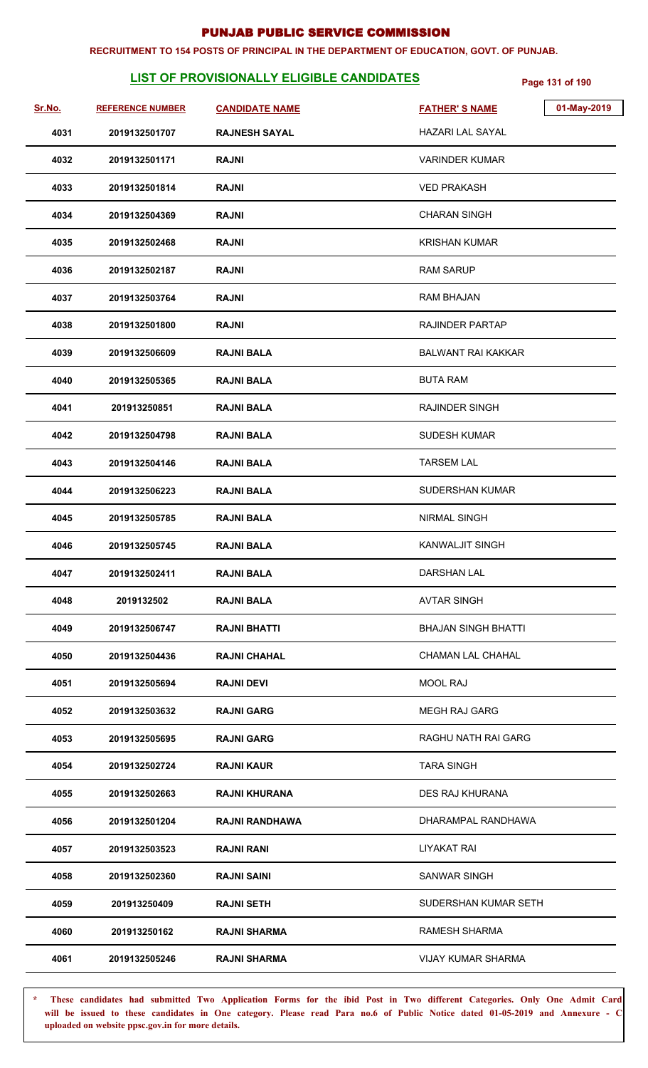# PUNJAB PUBLIC SERVICE COMMISSION

**RECRUITMENT TO 154 POSTS OF PRINCIPAL IN THE DEPARTMENT OF EDUCATION, GOVT. OF PUNJAB.**

## LIST OF PROVISIONALLY ELIGIBLE CANDIDATES

01-May-2019

| Sr.No. | REFERENCE NUMBER | CANDIDATE NAME | FATHER' S NAME |
|---|---|---|---|
| 4031 | 2019132501707 | RAJNESH SAYAL | HAZARI LAL SAYAL |
| 4032 | 2019132501171 | RAJNI | VARINDER KUMAR |
| 4033 | 2019132501814 | RAJNI | VED PRAKASH |
| 4034 | 2019132504369 | RAJNI | CHARAN SINGH |
| 4035 | 2019132502468 | RAJNI | KRISHAN KUMAR |
| 4036 | 2019132502187 | RAJNI | RAM SARUP |
| 4037 | 2019132503764 | RAJNI | RAM BHAJAN |
| 4038 | 2019132501800 | RAJNI | RAJINDER PARTAP |
| 4039 | 2019132506609 | RAJNI BALA | BALWANT RAI KAKKAR |
| 4040 | 2019132505365 | RAJNI BALA | BUTA RAM |
| 4041 | 201913250851 | RAJNI BALA | RAJINDER SINGH |
| 4042 | 2019132504798 | RAJNI BALA | SUDESH KUMAR |
| 4043 | 2019132504146 | RAJNI BALA | TARSEM LAL |
| 4044 | 2019132506223 | RAJNI BALA | SUDERSHAN KUMAR |
| 4045 | 2019132505785 | RAJNI BALA | NIRMAL SINGH |
| 4046 | 2019132505745 | RAJNI BALA | KANWALJIT SINGH |
| 4047 | 2019132502411 | RAJNI BALA | DARSHAN LAL |
| 4048 | 2019132502 | RAJNI BALA | AVTAR SINGH |
| 4049 | 2019132506747 | RAJNI BHATTI | BHAJAN SINGH BHATTI |
| 4050 | 2019132504436 | RAJNI CHAHAL | CHAMAN LAL CHAHAL |
| 4051 | 2019132505694 | RAJNI DEVI | MOOL RAJ |
| 4052 | 2019132503632 | RAJNI GARG | MEGH RAJ GARG |
| 4053 | 2019132505695 | RAJNI GARG | RAGHU NATH RAI GARG |
| 4054 | 2019132502724 | RAJNI KAUR | TARA SINGH |
| 4055 | 2019132502663 | RAJNI KHURANA | DES RAJ KHURANA |
| 4056 | 2019132501204 | RAJNI RANDHAWA | DHARAMPAL RANDHAWA |
| 4057 | 2019132503523 | RAJNI RANI | LIYAKAT RAI |
| 4058 | 2019132502360 | RAJNI SAINI | SANWAR SINGH |
| 4059 | 201913250409 | RAJNI SETH | SUDERSHAN KUMAR SETH |
| 4060 | 201913250162 | RAJNI SHARMA | RAMESH SHARMA |
| 4061 | 2019132505246 | RAJNI SHARMA | VIJAY KUMAR SHARMA |

\* These candidates had submitted Two Application Forms for the ibid Post in Two different Categories. Only One Admit Card will be issued to these candidates in One category. Please read Para no.6 of Public Notice dated 01-05-2019 and Annexure - C uploaded on website ppsc.gov.in for more details.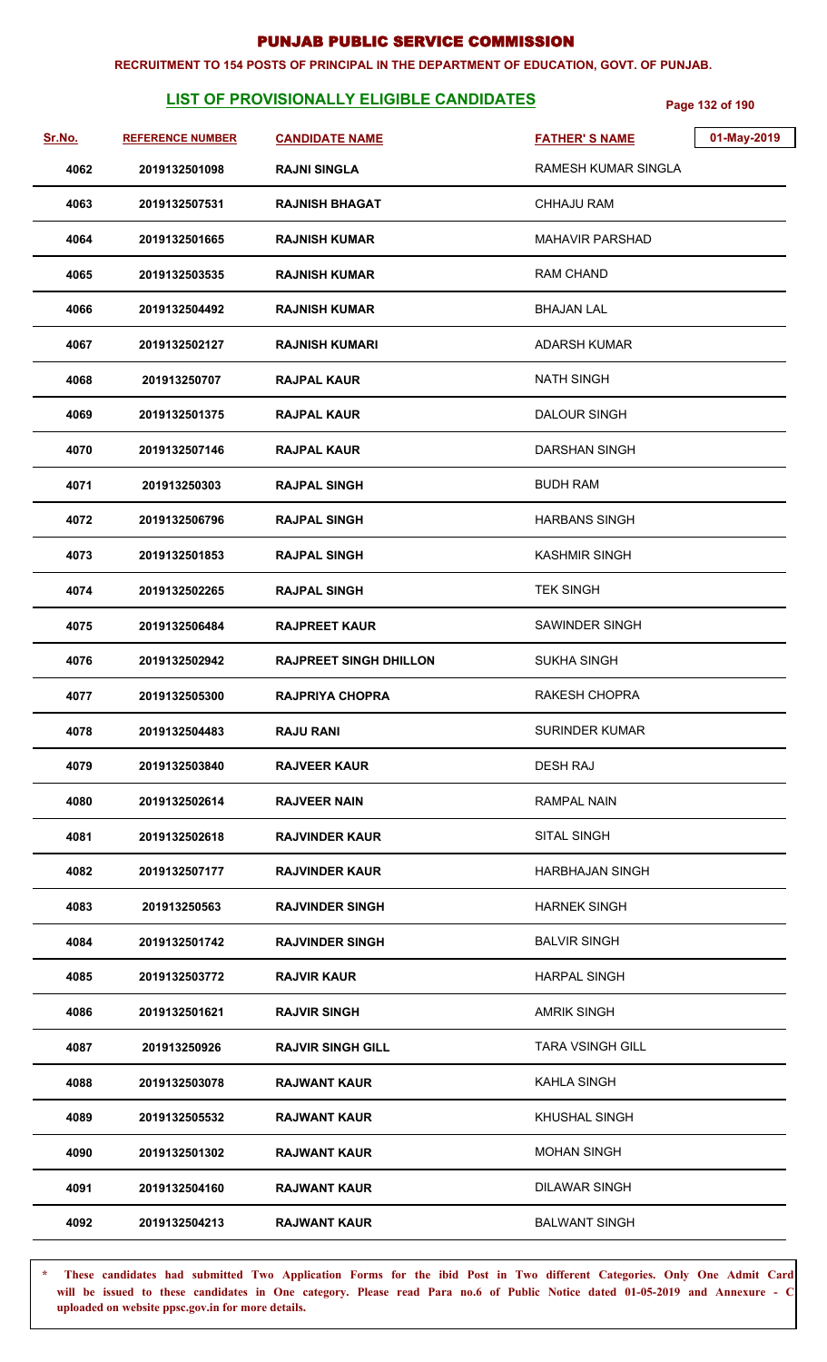# PUNJAB PUBLIC SERVICE COMMISSION

**RECRUITMENT TO 154 POSTS OF PRINCIPAL IN THE DEPARTMENT OF EDUCATION, GOVT. OF PUNJAB.**

## LIST OF PROVISIONALLY ELIGIBLE CANDIDATES

01-May-2019

| Sr.No. | REFERENCE NUMBER | CANDIDATE NAME | FATHER' S NAME |
|---|---|---|---|
| 4062 | 2019132501098 | RAJNI SINGLA | RAMESH KUMAR SINGLA |
| 4063 | 2019132507531 | RAJNISH BHAGAT | CHHAJU RAM |
| 4064 | 2019132501665 | RAJNISH KUMAR | MAHAVIR PARSHAD |
| 4065 | 2019132503535 | RAJNISH KUMAR | RAM CHAND |
| 4066 | 2019132504492 | RAJNISH KUMAR | BHAJAN LAL |
| 4067 | 2019132502127 | RAJNISH KUMARI | ADARSH KUMAR |
| 4068 | 201913250707 | RAJPAL KAUR | NATH SINGH |
| 4069 | 2019132501375 | RAJPAL KAUR | DALOUR SINGH |
| 4070 | 2019132507146 | RAJPAL KAUR | DARSHAN SINGH |
| 4071 | 201913250303 | RAJPAL SINGH | BUDH RAM |
| 4072 | 2019132506796 | RAJPAL SINGH | HARBANS SINGH |
| 4073 | 2019132501853 | RAJPAL SINGH | KASHMIR SINGH |
| 4074 | 2019132502265 | RAJPAL SINGH | TEK SINGH |
| 4075 | 2019132506484 | RAJPREET KAUR | SAWINDER SINGH |
| 4076 | 2019132502942 | RAJPREET SINGH DHILLON | SUKHA SINGH |
| 4077 | 2019132505300 | RAJPRIYA CHOPRA | RAKESH CHOPRA |
| 4078 | 2019132504483 | RAJU RANI | SURINDER KUMAR |
| 4079 | 2019132503840 | RAJVEER KAUR | DESH RAJ |
| 4080 | 2019132502614 | RAJVEER NAIN | RAMPAL NAIN |
| 4081 | 2019132502618 | RAJVINDER KAUR | SITAL SINGH |
| 4082 | 2019132507177 | RAJVINDER KAUR | HARBHAJAN SINGH |
| 4083 | 201913250563 | RAJVINDER SINGH | HARNEK SINGH |
| 4084 | 2019132501742 | RAJVINDER SINGH | BALVIR SINGH |
| 4085 | 2019132503772 | RAJVIR KAUR | HARPAL SINGH |
| 4086 | 2019132501621 | RAJVIR SINGH | AMRIK SINGH |
| 4087 | 201913250926 | RAJVIR SINGH GILL | TARA VSINGH GILL |
| 4088 | 2019132503078 | RAJWANT KAUR | KAHLA SINGH |
| 4089 | 2019132505532 | RAJWANT KAUR | KHUSHAL SINGH |
| 4090 | 2019132501302 | RAJWANT KAUR | MOHAN SINGH |
| 4091 | 2019132504160 | RAJWANT KAUR | DILAWAR SINGH |
| 4092 | 2019132504213 | RAJWANT KAUR | BALWANT SINGH |

\* These candidates had submitted Two Application Forms for the ibid Post in Two different Categories. Only One Admit Card will be issued to these candidates in One category. Please read Para no.6 of Public Notice dated 01-05-2019 and Annexure - C uploaded on website ppsc.gov.in for more details.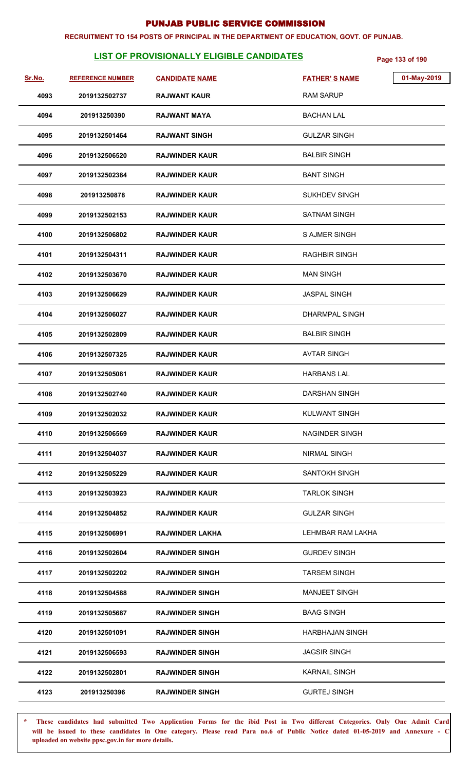# PUNJAB PUBLIC SERVICE COMMISSION

**RECRUITMENT TO 154 POSTS OF PRINCIPAL IN THE DEPARTMENT OF EDUCATION, GOVT. OF PUNJAB.**

## LIST OF PROVISIONALLY ELIGIBLE CANDIDATES

01-May-2019

| Sr.No. | REFERENCE NUMBER | CANDIDATE NAME | FATHER' S NAME |
|---|---|---|---|
| 4093 | 2019132502737 | RAJWANT KAUR | RAM SARUP |
| 4094 | 201913250390 | RAJWANT MAYA | BACHAN LAL |
| 4095 | 2019132501464 | RAJWANT SINGH | GULZAR SINGH |
| 4096 | 2019132506520 | RAJWINDER KAUR | BALBIR SINGH |
| 4097 | 2019132502384 | RAJWINDER KAUR | BANT SINGH |
| 4098 | 201913250878 | RAJWINDER KAUR | SUKHDEV SINGH |
| 4099 | 2019132502153 | RAJWINDER KAUR | SATNAM SINGH |
| 4100 | 2019132506802 | RAJWINDER KAUR | S AJMER SINGH |
| 4101 | 2019132504311 | RAJWINDER KAUR | RAGHBIR SINGH |
| 4102 | 2019132503670 | RAJWINDER KAUR | MAN SINGH |
| 4103 | 2019132506629 | RAJWINDER KAUR | JASPAL SINGH |
| 4104 | 2019132506027 | RAJWINDER KAUR | DHARMPAL SINGH |
| 4105 | 2019132502809 | RAJWINDER KAUR | BALBIR SINGH |
| 4106 | 2019132507325 | RAJWINDER KAUR | AVTAR SINGH |
| 4107 | 2019132505081 | RAJWINDER KAUR | HARBANS LAL |
| 4108 | 2019132502740 | RAJWINDER KAUR | DARSHAN SINGH |
| 4109 | 2019132502032 | RAJWINDER KAUR | KULWANT SINGH |
| 4110 | 2019132506569 | RAJWINDER KAUR | NAGINDER SINGH |
| 4111 | 2019132504037 | RAJWINDER KAUR | NIRMAL SINGH |
| 4112 | 2019132505229 | RAJWINDER KAUR | SANTOKH SINGH |
| 4113 | 2019132503923 | RAJWINDER KAUR | TARLOK SINGH |
| 4114 | 2019132504852 | RAJWINDER KAUR | GULZAR SINGH |
| 4115 | 2019132506991 | RAJWINDER LAKHA | LEHMBAR RAM LAKHA |
| 4116 | 2019132502604 | RAJWINDER SINGH | GURDEV SINGH |
| 4117 | 2019132502202 | RAJWINDER SINGH | TARSEM SINGH |
| 4118 | 2019132504588 | RAJWINDER SINGH | MANJEET SINGH |
| 4119 | 2019132505687 | RAJWINDER SINGH | BAAG SINGH |
| 4120 | 2019132501091 | RAJWINDER SINGH | HARBHAJAN SINGH |
| 4121 | 2019132506593 | RAJWINDER SINGH | JAGSIR SINGH |
| 4122 | 2019132502801 | RAJWINDER SINGH | KARNAIL SINGH |
| 4123 | 201913250396 | RAJWINDER SINGH | GURTEJ SINGH |

\* These candidates had submitted Two Application Forms for the ibid Post in Two different Categories. Only One Admit Card will be issued to these candidates in One category. Please read Para no.6 of Public Notice dated 01-05-2019 and Annexure - C uploaded on website ppsc.gov.in for more details.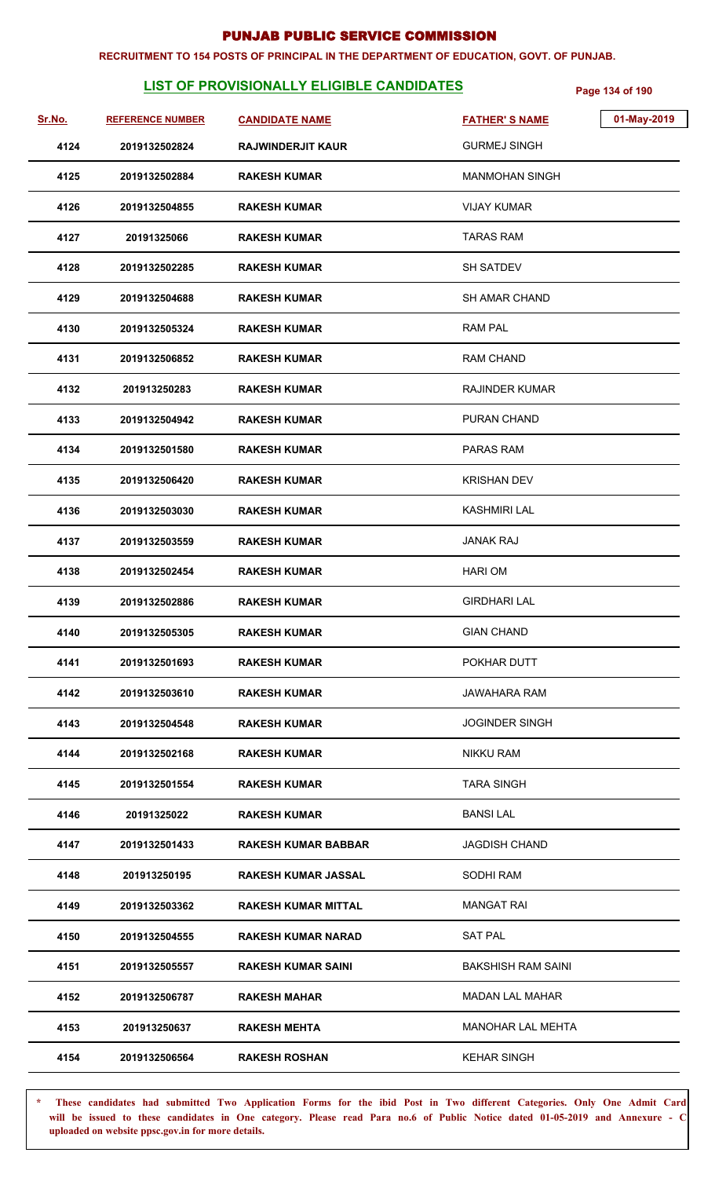# PUNJAB PUBLIC SERVICE COMMISSION

**RECRUITMENT TO 154 POSTS OF PRINCIPAL IN THE DEPARTMENT OF EDUCATION, GOVT. OF PUNJAB.**

## LIST OF PROVISIONALLY ELIGIBLE CANDIDATES

01-May-2019

| Sr.No. | REFERENCE NUMBER | CANDIDATE NAME | FATHER' S NAME |
|---|---|---|---|
| 4124 | 2019132502824 | RAJWINDERJIT KAUR | GURMEJ SINGH |
| 4125 | 2019132502884 | RAKESH KUMAR | MANMOHAN SINGH |
| 4126 | 2019132504855 | RAKESH KUMAR | VIJAY KUMAR |
| 4127 | 20191325066 | RAKESH KUMAR | TARAS RAM |
| 4128 | 2019132502285 | RAKESH KUMAR | SH SATDEV |
| 4129 | 2019132504688 | RAKESH KUMAR | SH AMAR CHAND |
| 4130 | 2019132505324 | RAKESH KUMAR | RAM PAL |
| 4131 | 2019132506852 | RAKESH KUMAR | RAM CHAND |
| 4132 | 201913250283 | RAKESH KUMAR | RAJINDER KUMAR |
| 4133 | 2019132504942 | RAKESH KUMAR | PURAN CHAND |
| 4134 | 2019132501580 | RAKESH KUMAR | PARAS RAM |
| 4135 | 2019132506420 | RAKESH KUMAR | KRISHAN DEV |
| 4136 | 2019132503030 | RAKESH KUMAR | KASHMIRI LAL |
| 4137 | 2019132503559 | RAKESH KUMAR | JANAK RAJ |
| 4138 | 2019132502454 | RAKESH KUMAR | HARI OM |
| 4139 | 2019132502886 | RAKESH KUMAR | GIRDHARI LAL |
| 4140 | 2019132505305 | RAKESH KUMAR | GIAN CHAND |
| 4141 | 2019132501693 | RAKESH KUMAR | POKHAR DUTT |
| 4142 | 2019132503610 | RAKESH KUMAR | JAWAHARA RAM |
| 4143 | 2019132504548 | RAKESH KUMAR | JOGINDER SINGH |
| 4144 | 2019132502168 | RAKESH KUMAR | NIKKU RAM |
| 4145 | 2019132501554 | RAKESH KUMAR | TARA SINGH |
| 4146 | 20191325022 | RAKESH KUMAR | BANSI LAL |
| 4147 | 2019132501433 | RAKESH KUMAR BABBAR | JAGDISH CHAND |
| 4148 | 201913250195 | RAKESH KUMAR JASSAL | SODHI RAM |
| 4149 | 2019132503362 | RAKESH KUMAR MITTAL | MANGAT RAI |
| 4150 | 2019132504555 | RAKESH KUMAR NARAD | SAT PAL |
| 4151 | 2019132505557 | RAKESH KUMAR SAINI | BAKSHISH RAM SAINI |
| 4152 | 2019132506787 | RAKESH MAHAR | MADAN LAL MAHAR |
| 4153 | 201913250637 | RAKESH MEHTA | MANOHAR LAL MEHTA |
| 4154 | 2019132506564 | RAKESH ROSHAN | KEHAR SINGH |

\* These candidates had submitted Two Application Forms for the ibid Post in Two different Categories. Only One Admit Card will be issued to these candidates in One category. Please read Para no.6 of Public Notice dated 01-05-2019 and Annexure - C uploaded on website ppsc.gov.in for more details.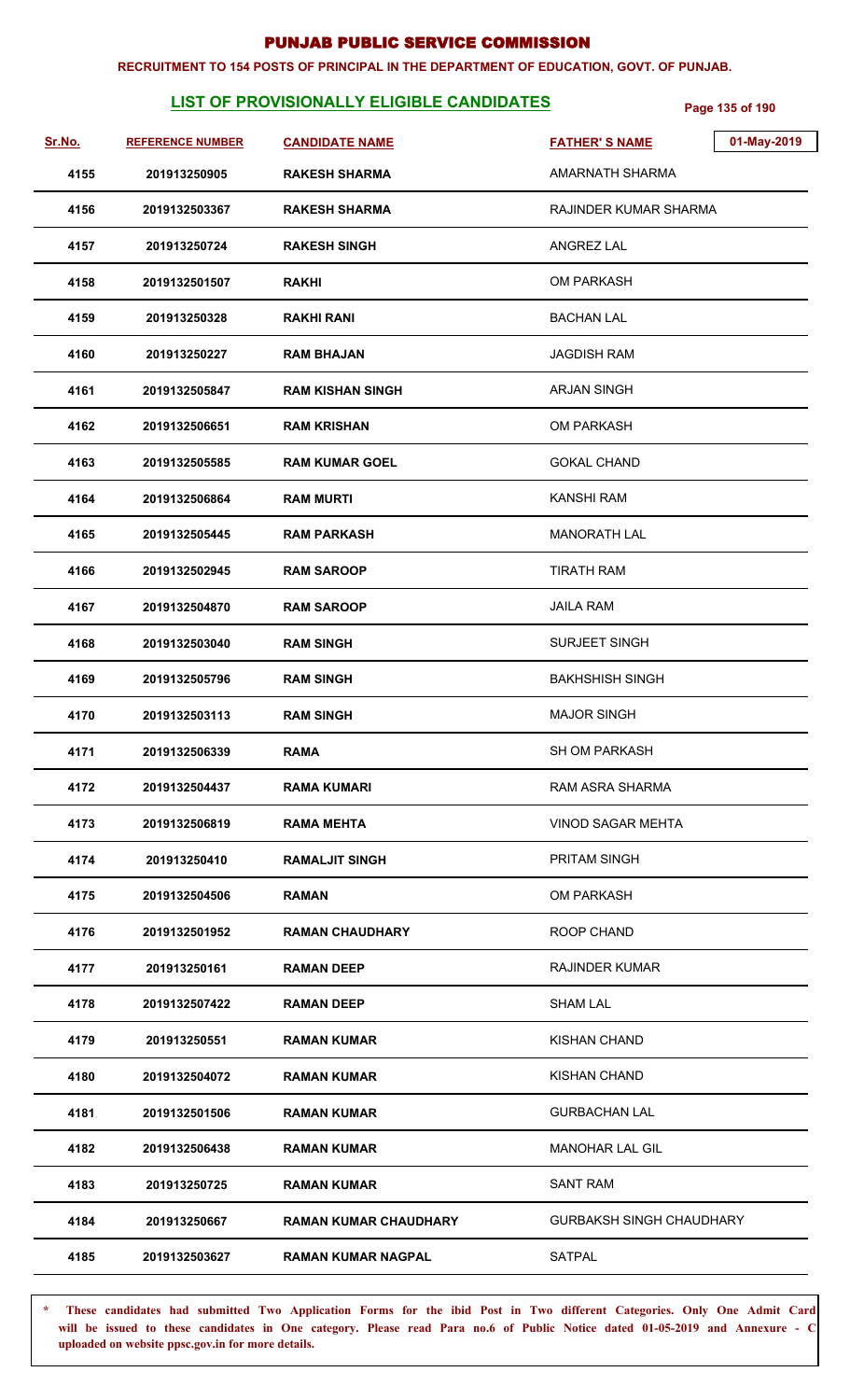# PUNJAB PUBLIC SERVICE COMMISSION

**RECRUITMENT TO 154 POSTS OF PRINCIPAL IN THE DEPARTMENT OF EDUCATION, GOVT. OF PUNJAB.**

## LIST OF PROVISIONALLY ELIGIBLE CANDIDATES

01-May-2019

| Sr.No. | REFERENCE NUMBER | CANDIDATE NAME | FATHER' S NAME |
|---|---|---|---|
| 4155 | 201913250905 | RAKESH SHARMA | AMARNATH SHARMA |
| 4156 | 2019132503367 | RAKESH SHARMA | RAJINDER KUMAR SHARMA |
| 4157 | 201913250724 | RAKESH SINGH | ANGREZ LAL |
| 4158 | 2019132501507 | RAKHI | OM PARKASH |
| 4159 | 201913250328 | RAKHI RANI | BACHAN LAL |
| 4160 | 201913250227 | RAM BHAJAN | JAGDISH RAM |
| 4161 | 2019132505847 | RAM KISHAN SINGH | ARJAN SINGH |
| 4162 | 2019132506651 | RAM KRISHAN | OM PARKASH |
| 4163 | 2019132505585 | RAM KUMAR GOEL | GOKAL CHAND |
| 4164 | 2019132506864 | RAM MURTI | KANSHI RAM |
| 4165 | 2019132505445 | RAM PARKASH | MANORATH LAL |
| 4166 | 2019132502945 | RAM SAROOP | TIRATH RAM |
| 4167 | 2019132504870 | RAM SAROOP | JAILA RAM |
| 4168 | 2019132503040 | RAM SINGH | SURJEET SINGH |
| 4169 | 2019132505796 | RAM SINGH | BAKHSHISH SINGH |
| 4170 | 2019132503113 | RAM SINGH | MAJOR SINGH |
| 4171 | 2019132506339 | RAMA | SH OM PARKASH |
| 4172 | 2019132504437 | RAMA KUMARI | RAM ASRA SHARMA |
| 4173 | 2019132506819 | RAMA MEHTA | VINOD SAGAR MEHTA |
| 4174 | 201913250410 | RAMALJIT SINGH | PRITAM SINGH |
| 4175 | 2019132504506 | RAMAN | OM PARKASH |
| 4176 | 2019132501952 | RAMAN CHAUDHARY | ROOP CHAND |
| 4177 | 201913250161 | RAMAN DEEP | RAJINDER KUMAR |
| 4178 | 2019132507422 | RAMAN DEEP | SHAM LAL |
| 4179 | 201913250551 | RAMAN KUMAR | KISHAN CHAND |
| 4180 | 2019132504072 | RAMAN KUMAR | KISHAN CHAND |
| 4181 | 2019132501506 | RAMAN KUMAR | GURBACHAN LAL |
| 4182 | 2019132506438 | RAMAN KUMAR | MANOHAR LAL GIL |
| 4183 | 201913250725 | RAMAN KUMAR | SANT RAM |
| 4184 | 201913250667 | RAMAN KUMAR CHAUDHARY | GURBAKSH SINGH CHAUDHARY |
| 4185 | 2019132503627 | RAMAN KUMAR NAGPAL | SATPAL |

\* These candidates had submitted Two Application Forms for the ibid Post in Two different Categories. Only One Admit Card will be issued to these candidates in One category. Please read Para no.6 of Public Notice dated 01-05-2019 and Annexure - C uploaded on website ppsc.gov.in for more details.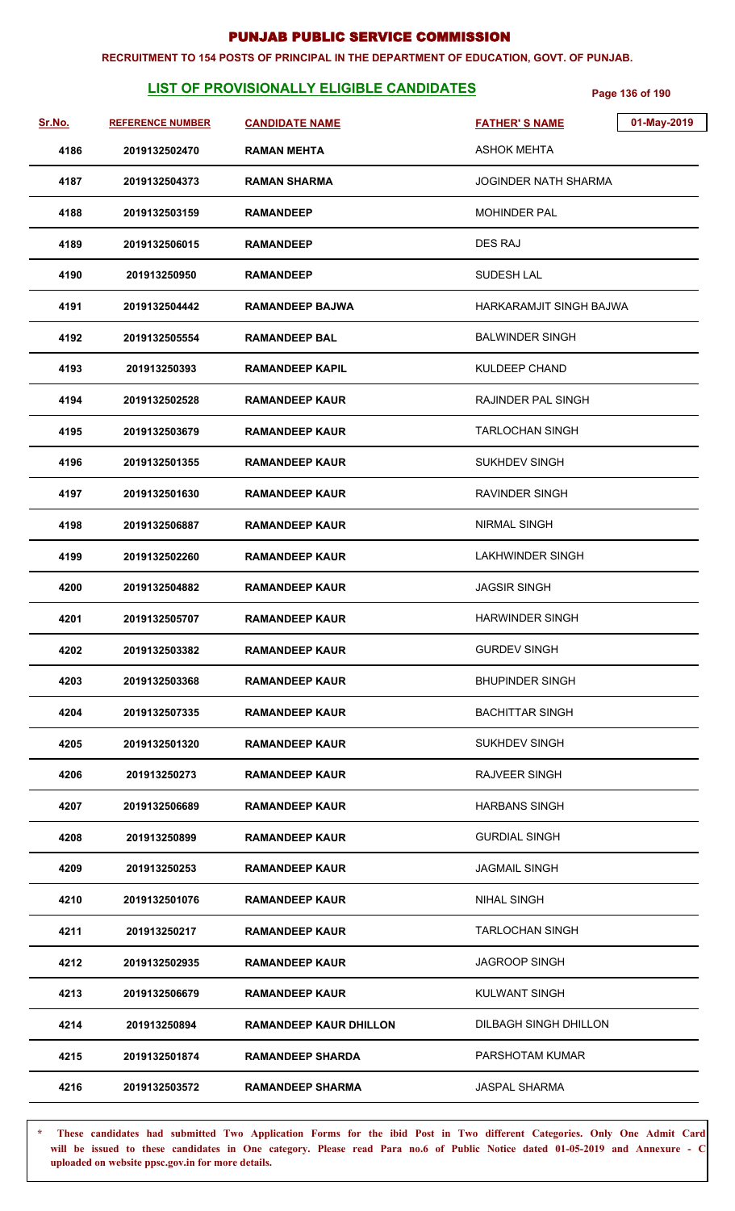# PUNJAB PUBLIC SERVICE COMMISSION

**RECRUITMENT TO 154 POSTS OF PRINCIPAL IN THE DEPARTMENT OF EDUCATION, GOVT. OF PUNJAB.**

## LIST OF PROVISIONALLY ELIGIBLE CANDIDATES

01-May-2019

| Sr.No. | REFERENCE NUMBER | CANDIDATE NAME | FATHER' S NAME |
|---|---|---|---|
| 4186 | 2019132502470 | RAMAN MEHTA | ASHOK MEHTA |
| 4187 | 2019132504373 | RAMAN SHARMA | JOGINDER NATH SHARMA |
| 4188 | 2019132503159 | RAMANDEEP | MOHINDER PAL |
| 4189 | 2019132506015 | RAMANDEEP | DES RAJ |
| 4190 | 201913250950 | RAMANDEEP | SUDESH LAL |
| 4191 | 2019132504442 | RAMANDEEP BAJWA | HARKARAMJIT SINGH BAJWA |
| 4192 | 2019132505554 | RAMANDEEP BAL | BALWINDER SINGH |
| 4193 | 201913250393 | RAMANDEEP KAPIL | KULDEEP CHAND |
| 4194 | 2019132502528 | RAMANDEEP KAUR | RAJINDER PAL SINGH |
| 4195 | 2019132503679 | RAMANDEEP KAUR | TARLOCHAN SINGH |
| 4196 | 2019132501355 | RAMANDEEP KAUR | SUKHDEV SINGH |
| 4197 | 2019132501630 | RAMANDEEP KAUR | RAVINDER SINGH |
| 4198 | 2019132506887 | RAMANDEEP KAUR | NIRMAL SINGH |
| 4199 | 2019132502260 | RAMANDEEP KAUR | LAKHWINDER SINGH |
| 4200 | 2019132504882 | RAMANDEEP KAUR | JAGSIR SINGH |
| 4201 | 2019132505707 | RAMANDEEP KAUR | HARWINDER SINGH |
| 4202 | 2019132503382 | RAMANDEEP KAUR | GURDEV SINGH |
| 4203 | 2019132503368 | RAMANDEEP KAUR | BHUPINDER SINGH |
| 4204 | 2019132507335 | RAMANDEEP KAUR | BACHITTAR SINGH |
| 4205 | 2019132501320 | RAMANDEEP KAUR | SUKHDEV SINGH |
| 4206 | 201913250273 | RAMANDEEP KAUR | RAJVEER SINGH |
| 4207 | 2019132506689 | RAMANDEEP KAUR | HARBANS SINGH |
| 4208 | 201913250899 | RAMANDEEP KAUR | GURDIAL SINGH |
| 4209 | 201913250253 | RAMANDEEP KAUR | JAGMAIL SINGH |
| 4210 | 2019132501076 | RAMANDEEP KAUR | NIHAL SINGH |
| 4211 | 201913250217 | RAMANDEEP KAUR | TARLOCHAN SINGH |
| 4212 | 2019132502935 | RAMANDEEP KAUR | JAGROOP SINGH |
| 4213 | 2019132506679 | RAMANDEEP KAUR | KULWANT SINGH |
| 4214 | 201913250894 | RAMANDEEP KAUR DHILLON | DILBAGH SINGH DHILLON |
| 4215 | 2019132501874 | RAMANDEEP SHARDA | PARSHOTAM KUMAR |
| 4216 | 2019132503572 | RAMANDEEP SHARMA | JASPAL SHARMA |

\* These candidates had submitted Two Application Forms for the ibid Post in Two different Categories. Only One Admit Card will be issued to these candidates in One category. Please read Para no.6 of Public Notice dated 01-05-2019 and Annexure - C uploaded on website ppsc.gov.in for more details.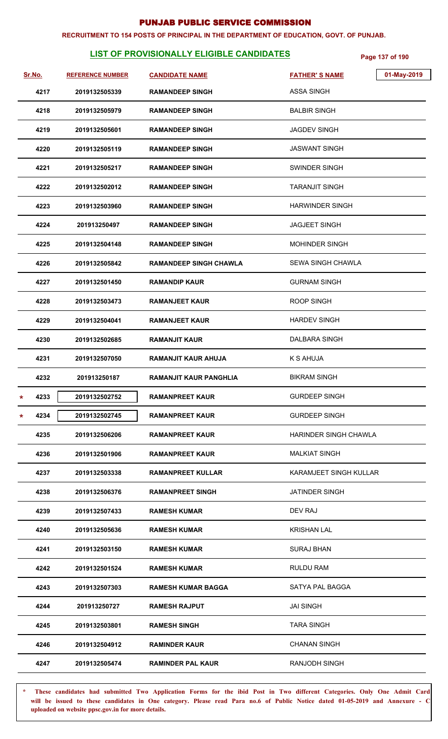# PUNJAB PUBLIC SERVICE COMMISSION

**RECRUITMENT TO 154 POSTS OF PRINCIPAL IN THE DEPARTMENT OF EDUCATION, GOVT. OF PUNJAB.**

## LIST OF PROVISIONALLY ELIGIBLE CANDIDATES

01-May-2019

| Sr.No. | REFERENCE NUMBER | CANDIDATE NAME | FATHER' S NAME |
|---|---|---|---|
| 4217 | 2019132505339 | RAMANDEEP SINGH | ASSA SINGH |
| 4218 | 2019132505979 | RAMANDEEP SINGH | BALBIR SINGH |
| 4219 | 2019132505601 | RAMANDEEP SINGH | JAGDEV SINGH |
| 4220 | 2019132505119 | RAMANDEEP SINGH | JASWANT SINGH |
| 4221 | 2019132505217 | RAMANDEEP SINGH | SWINDER SINGH |
| 4222 | 2019132502012 | RAMANDEEP SINGH | TARANJIT SINGH |
| 4223 | 2019132503960 | RAMANDEEP SINGH | HARWINDER SINGH |
| 4224 | 201913250497 | RAMANDEEP SINGH | JAGJEET SINGH |
| 4225 | 2019132504148 | RAMANDEEP SINGH | MOHINDER SINGH |
| 4226 | 2019132505842 | RAMANDEEP SINGH CHAWLA | SEWA SINGH CHAWLA |
| 4227 | 2019132501450 | RAMANDIP KAUR | GURNAM SINGH |
| 4228 | 2019132503473 | RAMANJEET KAUR | ROOP SINGH |
| 4229 | 2019132504041 | RAMANJEET KAUR | HARDEV SINGH |
| 4230 | 2019132502685 | RAMANJIT KAUR | DALBARA SINGH |
| 4231 | 2019132507050 | RAMANJIT KAUR AHUJA | K S AHUJA |
| 4232 | 201913250187 | RAMANJIT KAUR PANGHLIA | BIKRAM SINGH |
| * 4233 | 2019132502752 | RAMANPREET KAUR | GURDEEP SINGH |
| * 4234 | 2019132502745 | RAMANPREET KAUR | GURDEEP SINGH |
| 4235 | 2019132506206 | RAMANPREET KAUR | HARINDER SINGH CHAWLA |
| 4236 | 2019132501906 | RAMANPREET KAUR | MALKIAT SINGH |
| 4237 | 2019132503338 | RAMANPREET KULLAR | KARAMJEET SINGH KULLAR |
| 4238 | 2019132506376 | RAMANPREET SINGH | JATINDER SINGH |
| 4239 | 2019132507433 | RAMESH KUMAR | DEV RAJ |
| 4240 | 2019132505636 | RAMESH KUMAR | KRISHAN LAL |
| 4241 | 2019132503150 | RAMESH KUMAR | SURAJ BHAN |
| 4242 | 2019132501524 | RAMESH KUMAR | RULDU RAM |
| 4243 | 2019132507303 | RAMESH KUMAR BAGGA | SATYA PAL BAGGA |
| 4244 | 201913250727 | RAMESH RAJPUT | JAI SINGH |
| 4245 | 2019132503801 | RAMESH SINGH | TARA SINGH |
| 4246 | 2019132504912 | RAMINDER KAUR | CHANAN SINGH |
| 4247 | 2019132505474 | RAMINDER PAL KAUR | RANJODH SINGH |

\* **These candidates had submitted Two Application Forms for the ibid Post in Two different Categories. Only One Admit Card will be issued to these candidates in One category. Please read Para no.6 of Public Notice dated 01-05-2019 and Annexure - C uploaded on website ppsc.gov.in for more details.**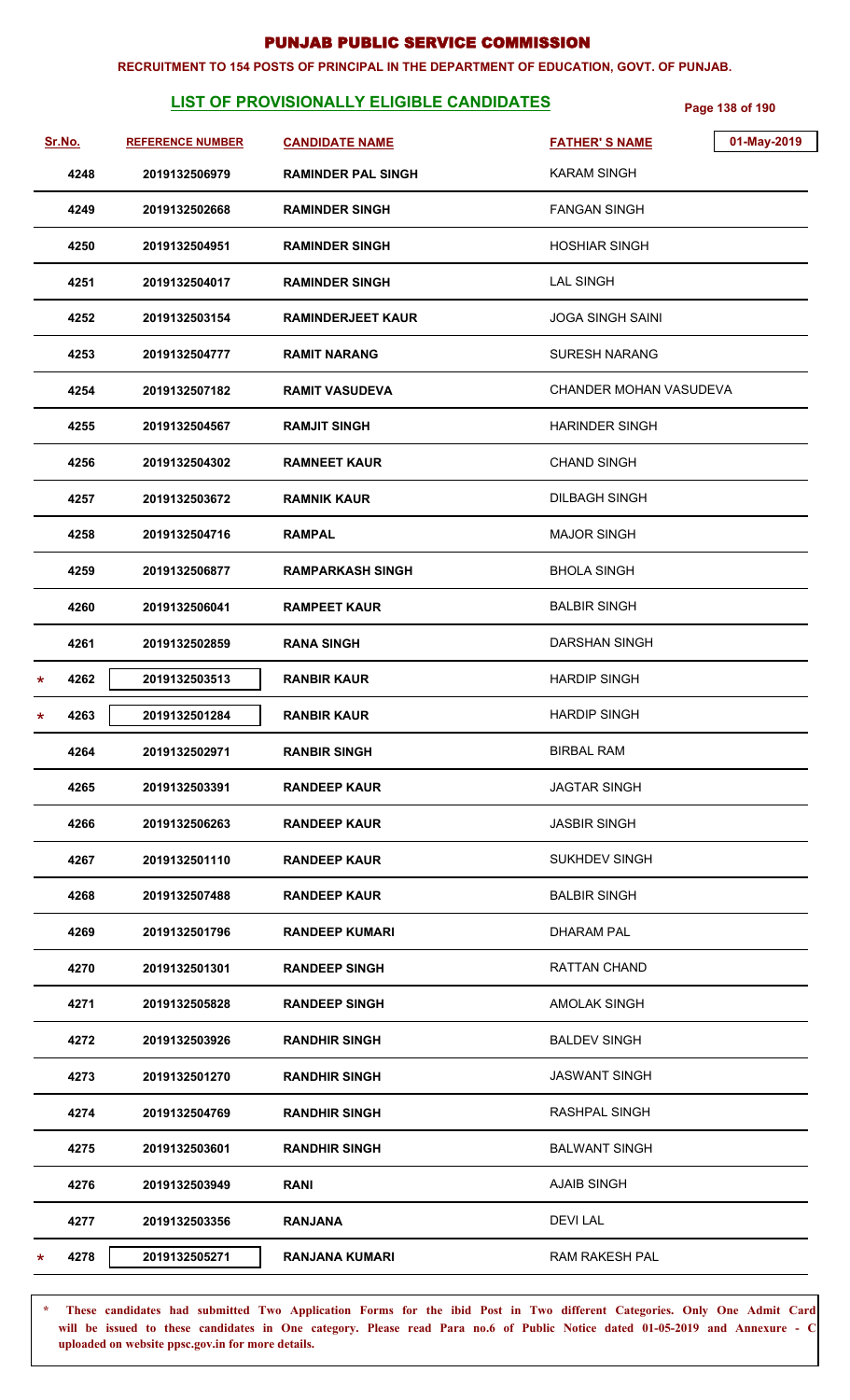# PUNJAB PUBLIC SERVICE COMMISSION

**RECRUITMENT TO 154 POSTS OF PRINCIPAL IN THE DEPARTMENT OF EDUCATION, GOVT. OF PUNJAB.**

## LIST OF PROVISIONALLY ELIGIBLE CANDIDATES

01-May-2019

| Sr.No. | REFERENCE NUMBER | CANDIDATE NAME | FATHER' S NAME |
|---|---|---|---|
| 4248 | 2019132506979 | RAMINDER PAL SINGH | KARAM SINGH |
| 4249 | 2019132502668 | RAMINDER SINGH | FANGAN SINGH |
| 4250 | 2019132504951 | RAMINDER SINGH | HOSHIAR SINGH |
| 4251 | 2019132504017 | RAMINDER SINGH | LAL SINGH |
| 4252 | 2019132503154 | RAMINDERJEET KAUR | JOGA SINGH SAINI |
| 4253 | 2019132504777 | RAMIT NARANG | SURESH NARANG |
| 4254 | 2019132507182 | RAMIT VASUDEVA | CHANDER MOHAN VASUDEVA |
| 4255 | 2019132504567 | RAMJIT SINGH | HARINDER SINGH |
| 4256 | 2019132504302 | RAMNEET KAUR | CHAND SINGH |
| 4257 | 2019132503672 | RAMNIK KAUR | DILBAGH SINGH |
| 4258 | 2019132504716 | RAMPAL | MAJOR SINGH |
| 4259 | 2019132506877 | RAMPARKASH SINGH | BHOLA SINGH |
| 4260 | 2019132506041 | RAMPEET KAUR | BALBIR SINGH |
| 4261 | 2019132502859 | RANA SINGH | DARSHAN SINGH |
| * 4262 | 2019132503513 | RANBIR KAUR | HARDIP SINGH |
| * 4263 | 2019132501284 | RANBIR KAUR | HARDIP SINGH |
| 4264 | 2019132502971 | RANBIR SINGH | BIRBAL RAM |
| 4265 | 2019132503391 | RANDEEP KAUR | JAGTAR SINGH |
| 4266 | 2019132506263 | RANDEEP KAUR | JASBIR SINGH |
| 4267 | 2019132501110 | RANDEEP KAUR | SUKHDEV SINGH |
| 4268 | 2019132507488 | RANDEEP KAUR | BALBIR SINGH |
| 4269 | 2019132501796 | RANDEEP KUMARI | DHARAM PAL |
| 4270 | 2019132501301 | RANDEEP SINGH | RATTAN CHAND |
| 4271 | 2019132505828 | RANDEEP SINGH | AMOLAK SINGH |
| 4272 | 2019132503926 | RANDHIR SINGH | BALDEV SINGH |
| 4273 | 2019132501270 | RANDHIR SINGH | JASWANT SINGH |
| 4274 | 2019132504769 | RANDHIR SINGH | RASHPAL SINGH |
| 4275 | 2019132503601 | RANDHIR SINGH | BALWANT SINGH |
| 4276 | 2019132503949 | RANI | AJAIB SINGH |
| 4277 | 2019132503356 | RANJANA | DEVI LAL |
| * 4278 | 2019132505271 | RANJANA KUMARI | RAM RAKESH PAL |

\* These candidates had submitted Two Application Forms for the ibid Post in Two different Categories. Only One Admit Card will be issued to these candidates in One category. Please read Para no.6 of Public Notice dated 01-05-2019 and Annexure - C uploaded on website ppsc.gov.in for more details.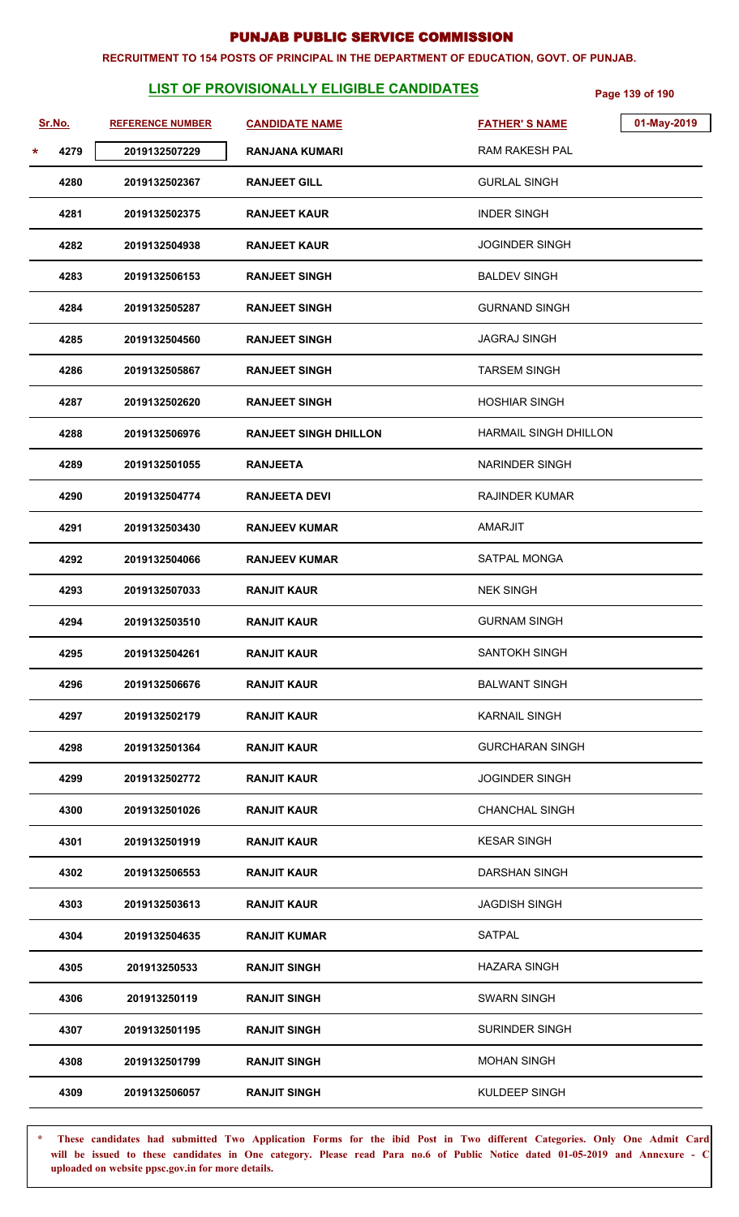# PUNJAB PUBLIC SERVICE COMMISSION

**RECRUITMENT TO 154 POSTS OF PRINCIPAL IN THE DEPARTMENT OF EDUCATION, GOVT. OF PUNJAB.**

## LIST OF PROVISIONALLY ELIGIBLE CANDIDATES

01-May-2019

| Sr.No. | REFERENCE NUMBER | CANDIDATE NAME | FATHER' S NAME |
|---|---|---|---|
| * 4279 | 2019132507229 | RANJANA KUMARI | RAM RAKESH PAL |
| 4280 | 2019132502367 | RANJEET GILL | GURLAL SINGH |
| 4281 | 2019132502375 | RANJEET KAUR | INDER SINGH |
| 4282 | 2019132504938 | RANJEET KAUR | JOGINDER SINGH |
| 4283 | 2019132506153 | RANJEET SINGH | BALDEV SINGH |
| 4284 | 2019132505287 | RANJEET SINGH | GURNAND SINGH |
| 4285 | 2019132504560 | RANJEET SINGH | JAGRAJ SINGH |
| 4286 | 2019132505867 | RANJEET SINGH | TARSEM SINGH |
| 4287 | 2019132502620 | RANJEET SINGH | HOSHIAR SINGH |
| 4288 | 2019132506976 | RANJEET SINGH DHILLON | HARMAIL SINGH DHILLON |
| 4289 | 2019132501055 | RANJEETA | NARINDER SINGH |
| 4290 | 2019132504774 | RANJEETA DEVI | RAJINDER KUMAR |
| 4291 | 2019132503430 | RANJEEV KUMAR | AMARJIT |
| 4292 | 2019132504066 | RANJEEV KUMAR | SATPAL MONGA |
| 4293 | 2019132507033 | RANJIT KAUR | NEK SINGH |
| 4294 | 2019132503510 | RANJIT KAUR | GURNAM SINGH |
| 4295 | 2019132504261 | RANJIT KAUR | SANTOKH SINGH |
| 4296 | 2019132506676 | RANJIT KAUR | BALWANT SINGH |
| 4297 | 2019132502179 | RANJIT KAUR | KARNAIL SINGH |
| 4298 | 2019132501364 | RANJIT KAUR | GURCHARAN SINGH |
| 4299 | 2019132502772 | RANJIT KAUR | JOGINDER SINGH |
| 4300 | 2019132501026 | RANJIT KAUR | CHANCHAL SINGH |
| 4301 | 2019132501919 | RANJIT KAUR | KESAR SINGH |
| 4302 | 2019132506553 | RANJIT KAUR | DARSHAN SINGH |
| 4303 | 2019132503613 | RANJIT KAUR | JAGDISH SINGH |
| 4304 | 2019132504635 | RANJIT KUMAR | SATPAL |
| 4305 | 201913250533 | RANJIT SINGH | HAZARA SINGH |
| 4306 | 201913250119 | RANJIT SINGH | SWARN SINGH |
| 4307 | 2019132501195 | RANJIT SINGH | SURINDER SINGH |
| 4308 | 2019132501799 | RANJIT SINGH | MOHAN SINGH |
| 4309 | 2019132506057 | RANJIT SINGH | KULDEEP SINGH |

\* These candidates had submitted Two Application Forms for the ibid Post in Two different Categories. Only One Admit Card will be issued to these candidates in One category. Please read Para no.6 of Public Notice dated 01-05-2019 and Annexure - C uploaded on website ppsc.gov.in for more details.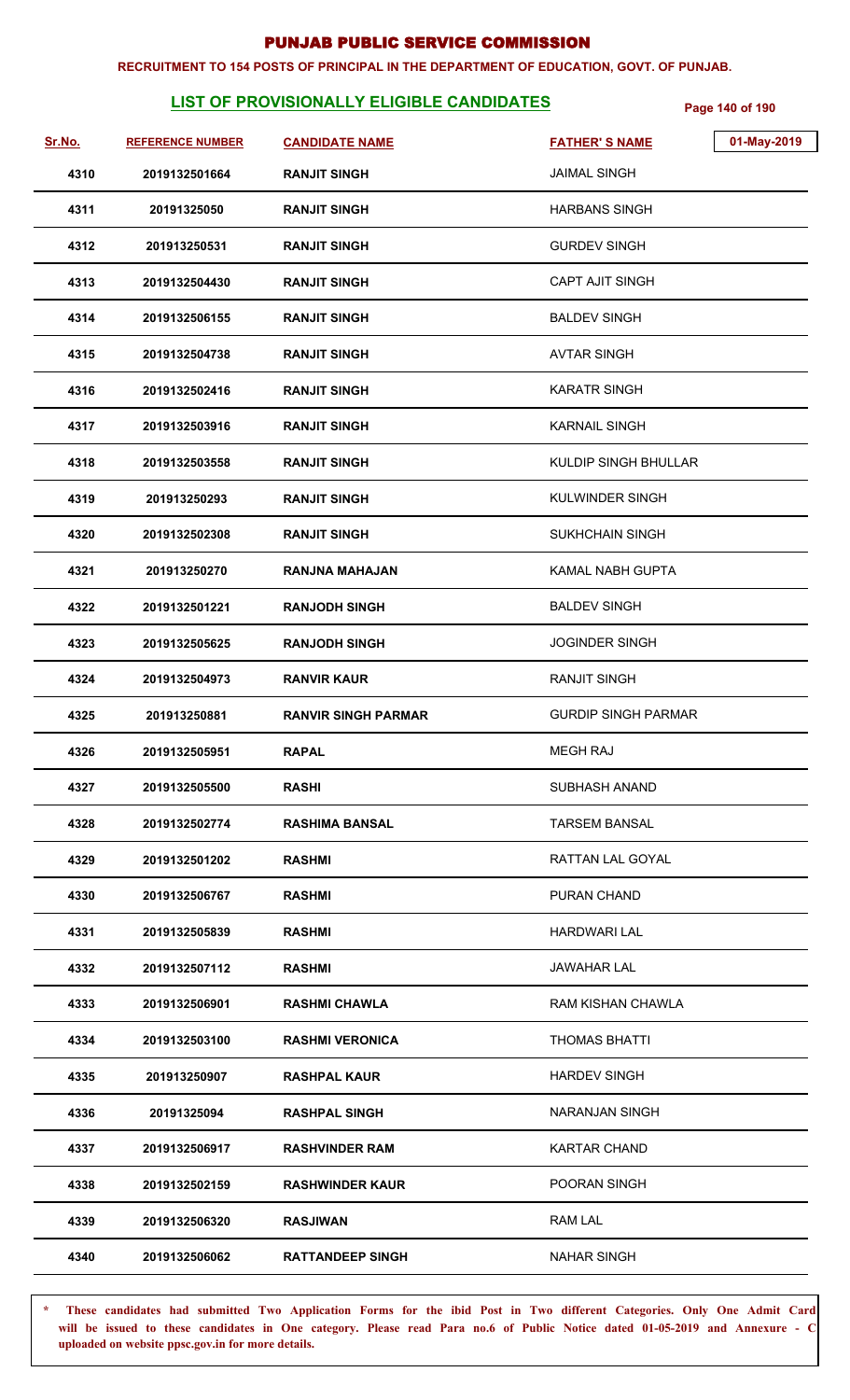# PUNJAB PUBLIC SERVICE COMMISSION

**RECRUITMENT TO 154 POSTS OF PRINCIPAL IN THE DEPARTMENT OF EDUCATION, GOVT. OF PUNJAB.**

## LIST OF PROVISIONALLY ELIGIBLE CANDIDATES

01-May-2019

| Sr.No. | REFERENCE NUMBER | CANDIDATE NAME | FATHER' S NAME |
|---|---|---|---|
| 4310 | 2019132501664 | RANJIT SINGH | JAIMAL SINGH |
| 4311 | 20191325050 | RANJIT SINGH | HARBANS SINGH |
| 4312 | 201913250531 | RANJIT SINGH | GURDEV SINGH |
| 4313 | 2019132504430 | RANJIT SINGH | CAPT AJIT SINGH |
| 4314 | 2019132506155 | RANJIT SINGH | BALDEV SINGH |
| 4315 | 2019132504738 | RANJIT SINGH | AVTAR SINGH |
| 4316 | 2019132502416 | RANJIT SINGH | KARATR SINGH |
| 4317 | 2019132503916 | RANJIT SINGH | KARNAIL SINGH |
| 4318 | 2019132503558 | RANJIT SINGH | KULDIP SINGH BHULLAR |
| 4319 | 201913250293 | RANJIT SINGH | KULWINDER SINGH |
| 4320 | 2019132502308 | RANJIT SINGH | SUKHCHAIN SINGH |
| 4321 | 201913250270 | RANJNA MAHAJAN | KAMAL NABH GUPTA |
| 4322 | 2019132501221 | RANJODH SINGH | BALDEV SINGH |
| 4323 | 2019132505625 | RANJODH SINGH | JOGINDER SINGH |
| 4324 | 2019132504973 | RANVIR KAUR | RANJIT SINGH |
| 4325 | 201913250881 | RANVIR SINGH PARMAR | GURDIP SINGH PARMAR |
| 4326 | 2019132505951 | RAPAL | MEGH RAJ |
| 4327 | 2019132505500 | RASHI | SUBHASH ANAND |
| 4328 | 2019132502774 | RASHIMA BANSAL | TARSEM BANSAL |
| 4329 | 2019132501202 | RASHMI | RATTAN LAL GOYAL |
| 4330 | 2019132506767 | RASHMI | PURAN CHAND |
| 4331 | 2019132505839 | RASHMI | HARDWARI LAL |
| 4332 | 2019132507112 | RASHMI | JAWAHAR LAL |
| 4333 | 2019132506901 | RASHMI CHAWLA | RAM KISHAN CHAWLA |
| 4334 | 2019132503100 | RASHMI VERONICA | THOMAS BHATTI |
| 4335 | 201913250907 | RASHPAL KAUR | HARDEV SINGH |
| 4336 | 20191325094 | RASHPAL SINGH | NARANJAN SINGH |
| 4337 | 2019132506917 | RASHVINDER RAM | KARTAR CHAND |
| 4338 | 2019132502159 | RASHWINDER KAUR | POORAN SINGH |
| 4339 | 2019132506320 | RASJIWAN | RAM LAL |
| 4340 | 2019132506062 | RATTANDEEP SINGH | NAHAR SINGH |

**\* These candidates had submitted Two Application Forms for the ibid Post in Two different Categories. Only One Admit Card will be issued to these candidates in One category. Please read Para no.6 of Public Notice dated 01-05-2019 and Annexure - C uploaded on website ppsc.gov.in for more details.**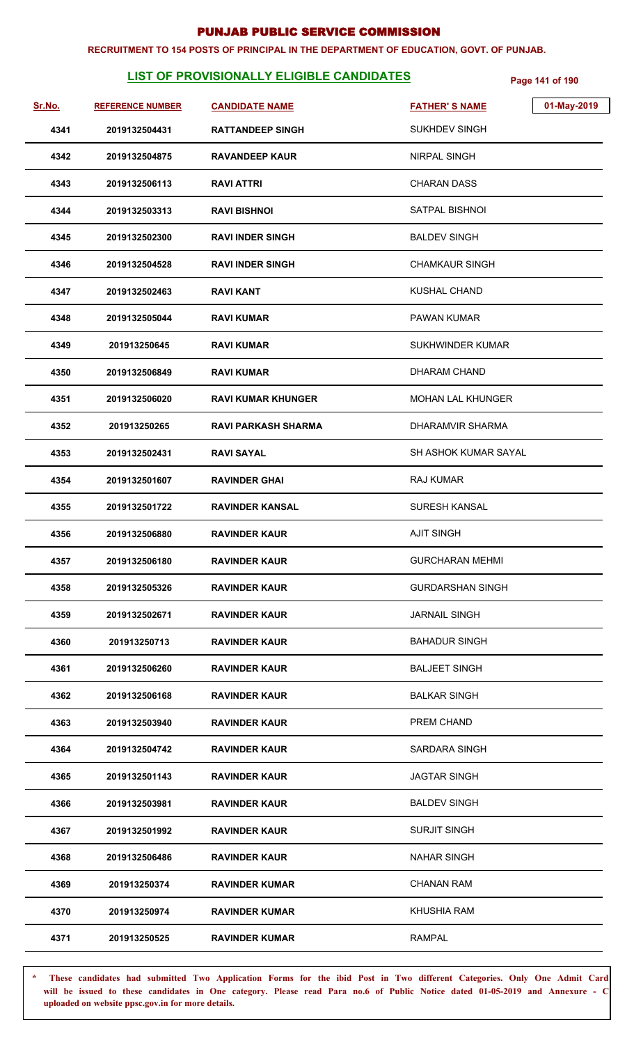# PUNJAB PUBLIC SERVICE COMMISSION

**RECRUITMENT TO 154 POSTS OF PRINCIPAL IN THE DEPARTMENT OF EDUCATION, GOVT. OF PUNJAB.**

## LIST OF PROVISIONALLY ELIGIBLE CANDIDATES

01-May-2019

| Sr.No. | REFERENCE NUMBER | CANDIDATE NAME | FATHER' S NAME |
|---|---|---|---|
| 4341 | 2019132504431 | RATTANDEEP SINGH | SUKHDEV SINGH |
| 4342 | 2019132504875 | RAVANDEEP KAUR | NIRPAL SINGH |
| 4343 | 2019132506113 | RAVI ATTRI | CHARAN DASS |
| 4344 | 2019132503313 | RAVI BISHNOI | SATPAL BISHNOI |
| 4345 | 2019132502300 | RAVI INDER SINGH | BALDEV SINGH |
| 4346 | 2019132504528 | RAVI INDER SINGH | CHAMKAUR SINGH |
| 4347 | 2019132502463 | RAVI KANT | KUSHAL CHAND |
| 4348 | 2019132505044 | RAVI KUMAR | PAWAN KUMAR |
| 4349 | 201913250645 | RAVI KUMAR | SUKHWINDER KUMAR |
| 4350 | 2019132506849 | RAVI KUMAR | DHARAM CHAND |
| 4351 | 2019132506020 | RAVI KUMAR KHUNGER | MOHAN LAL KHUNGER |
| 4352 | 201913250265 | RAVI PARKASH SHARMA | DHARAMVIR SHARMA |
| 4353 | 2019132502431 | RAVI SAYAL | SH ASHOK KUMAR SAYAL |
| 4354 | 2019132501607 | RAVINDER GHAI | RAJ KUMAR |
| 4355 | 2019132501722 | RAVINDER KANSAL | SURESH KANSAL |
| 4356 | 2019132506880 | RAVINDER KAUR | AJIT SINGH |
| 4357 | 2019132506180 | RAVINDER KAUR | GURCHARAN MEHMI |
| 4358 | 2019132505326 | RAVINDER KAUR | GURDARSHAN SINGH |
| 4359 | 2019132502671 | RAVINDER KAUR | JARNAIL SINGH |
| 4360 | 201913250713 | RAVINDER KAUR | BAHADUR SINGH |
| 4361 | 2019132506260 | RAVINDER KAUR | BALJEET SINGH |
| 4362 | 2019132506168 | RAVINDER KAUR | BALKAR SINGH |
| 4363 | 2019132503940 | RAVINDER KAUR | PREM CHAND |
| 4364 | 2019132504742 | RAVINDER KAUR | SARDARA SINGH |
| 4365 | 2019132501143 | RAVINDER KAUR | JAGTAR SINGH |
| 4366 | 2019132503981 | RAVINDER KAUR | BALDEV SINGH |
| 4367 | 2019132501992 | RAVINDER KAUR | SURJIT SINGH |
| 4368 | 2019132506486 | RAVINDER KAUR | NAHAR SINGH |
| 4369 | 201913250374 | RAVINDER KUMAR | CHANAN RAM |
| 4370 | 201913250974 | RAVINDER KUMAR | KHUSHIA RAM |
| 4371 | 201913250525 | RAVINDER KUMAR | RAMPAL |

\* **These candidates had submitted Two Application Forms for the ibid Post in Two different Categories. Only One Admit Card will be issued to these candidates in One category. Please read Para no.6 of Public Notice dated 01-05-2019 and Annexure - C uploaded on website ppsc.gov.in for more details.**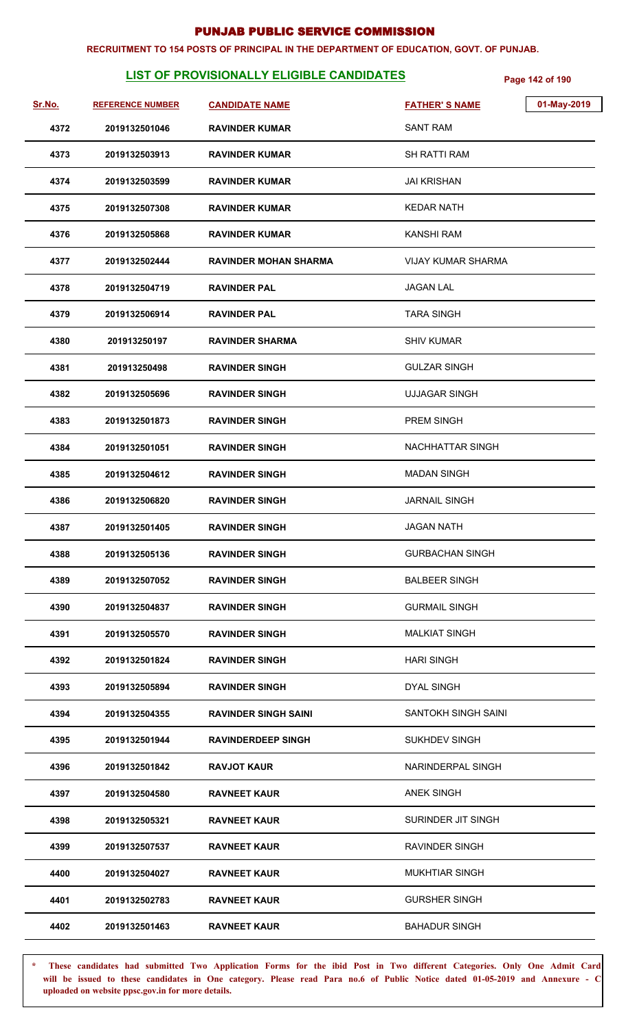# PUNJAB PUBLIC SERVICE COMMISSION

**RECRUITMENT TO 154 POSTS OF PRINCIPAL IN THE DEPARTMENT OF EDUCATION, GOVT. OF PUNJAB.**

## LIST OF PROVISIONALLY ELIGIBLE CANDIDATES

01-May-2019

| Sr.No. | REFERENCE NUMBER | CANDIDATE NAME | FATHER' S NAME |
|---|---|---|---|
| 4372 | 2019132501046 | RAVINDER KUMAR | SANT RAM |
| 4373 | 2019132503913 | RAVINDER KUMAR | SH RATTI RAM |
| 4374 | 2019132503599 | RAVINDER KUMAR | JAI KRISHAN |
| 4375 | 2019132507308 | RAVINDER KUMAR | KEDAR NATH |
| 4376 | 2019132505868 | RAVINDER KUMAR | KANSHI RAM |
| 4377 | 2019132502444 | RAVINDER MOHAN SHARMA | VIJAY KUMAR SHARMA |
| 4378 | 2019132504719 | RAVINDER PAL | JAGAN LAL |
| 4379 | 2019132506914 | RAVINDER PAL | TARA SINGH |
| 4380 | 201913250197 | RAVINDER SHARMA | SHIV KUMAR |
| 4381 | 201913250498 | RAVINDER SINGH | GULZAR SINGH |
| 4382 | 2019132505696 | RAVINDER SINGH | UJJAGAR SINGH |
| 4383 | 2019132501873 | RAVINDER SINGH | PREM SINGH |
| 4384 | 2019132501051 | RAVINDER SINGH | NACHHATTAR SINGH |
| 4385 | 2019132504612 | RAVINDER SINGH | MADAN SINGH |
| 4386 | 2019132506820 | RAVINDER SINGH | JARNAIL SINGH |
| 4387 | 2019132501405 | RAVINDER SINGH | JAGAN NATH |
| 4388 | 2019132505136 | RAVINDER SINGH | GURBACHAN SINGH |
| 4389 | 2019132507052 | RAVINDER SINGH | BALBEER SINGH |
| 4390 | 2019132504837 | RAVINDER SINGH | GURMAIL SINGH |
| 4391 | 2019132505570 | RAVINDER SINGH | MALKIAT SINGH |
| 4392 | 2019132501824 | RAVINDER SINGH | HARI SINGH |
| 4393 | 2019132505894 | RAVINDER SINGH | DYAL SINGH |
| 4394 | 2019132504355 | RAVINDER SINGH SAINI | SANTOKH SINGH SAINI |
| 4395 | 2019132501944 | RAVINDERDEEP SINGH | SUKHDEV SINGH |
| 4396 | 2019132501842 | RAVJOT KAUR | NARINDERPAL SINGH |
| 4397 | 2019132504580 | RAVNEET KAUR | ANEK SINGH |
| 4398 | 2019132505321 | RAVNEET KAUR | SURINDER JIT SINGH |
| 4399 | 2019132507537 | RAVNEET KAUR | RAVINDER SINGH |
| 4400 | 2019132504027 | RAVNEET KAUR | MUKHTIAR SINGH |
| 4401 | 2019132502783 | RAVNEET KAUR | GURSHER SINGH |
| 4402 | 2019132501463 | RAVNEET KAUR | BAHADUR SINGH |

**\* These candidates had submitted Two Application Forms for the ibid Post in Two different Categories. Only One Admit Card will be issued to these candidates in One category. Please read Para no.6 of Public Notice dated 01-05-2019 and Annexure - C uploaded on website ppsc.gov.in for more details.**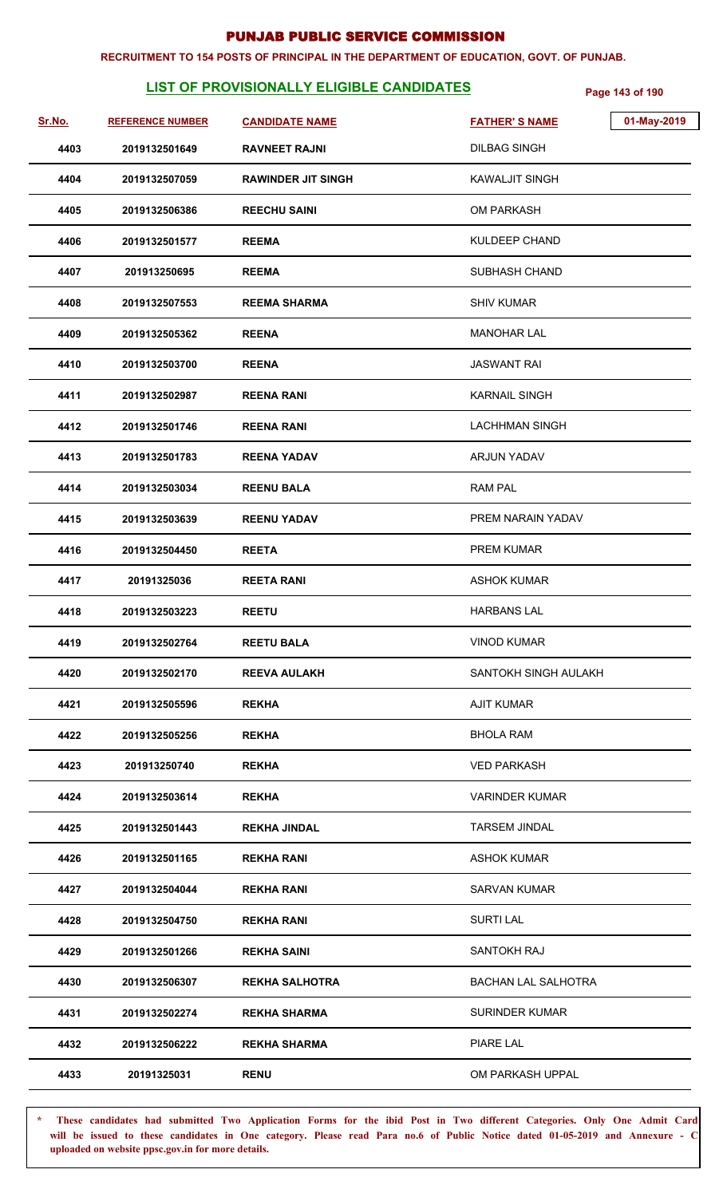# PUNJAB PUBLIC SERVICE COMMISSION

**RECRUITMENT TO 154 POSTS OF PRINCIPAL IN THE DEPARTMENT OF EDUCATION, GOVT. OF PUNJAB.**

## LIST OF PROVISIONALLY ELIGIBLE CANDIDATES

01-May-2019

| Sr.No. | REFERENCE NUMBER | CANDIDATE NAME | FATHER' S NAME |
|---|---|---|---|
| 4403 | 2019132501649 | RAVNEET RAJNI | DILBAG SINGH |
| 4404 | 2019132507059 | RAWINDER JIT SINGH | KAWALJIT SINGH |
| 4405 | 2019132506386 | REECHU SAINI | OM PARKASH |
| 4406 | 2019132501577 | REEMA | KULDEEP CHAND |
| 4407 | 201913250695 | REEMA | SUBHASH CHAND |
| 4408 | 2019132507553 | REEMA SHARMA | SHIV KUMAR |
| 4409 | 2019132505362 | REENA | MANOHAR LAL |
| 4410 | 2019132503700 | REENA | JASWANT RAI |
| 4411 | 2019132502987 | REENA RANI | KARNAIL SINGH |
| 4412 | 2019132501746 | REENA RANI | LACHHMAN SINGH |
| 4413 | 2019132501783 | REENA YADAV | ARJUN YADAV |
| 4414 | 2019132503034 | REENU BALA | RAM PAL |
| 4415 | 2019132503639 | REENU YADAV | PREM NARAIN YADAV |
| 4416 | 2019132504450 | REETA | PREM KUMAR |
| 4417 | 20191325036 | REETA RANI | ASHOK KUMAR |
| 4418 | 2019132503223 | REETU | HARBANS LAL |
| 4419 | 2019132502764 | REETU BALA | VINOD KUMAR |
| 4420 | 2019132502170 | REEVA AULAKH | SANTOKH SINGH AULAKH |
| 4421 | 2019132505596 | REKHA | AJIT KUMAR |
| 4422 | 2019132505256 | REKHA | BHOLA RAM |
| 4423 | 201913250740 | REKHA | VED PARKASH |
| 4424 | 2019132503614 | REKHA | VARINDER KUMAR |
| 4425 | 2019132501443 | REKHA JINDAL | TARSEM JINDAL |
| 4426 | 2019132501165 | REKHA RANI | ASHOK KUMAR |
| 4427 | 2019132504044 | REKHA RANI | SARVAN KUMAR |
| 4428 | 2019132504750 | REKHA RANI | SURTI LAL |
| 4429 | 2019132501266 | REKHA SAINI | SANTOKH RAJ |
| 4430 | 2019132506307 | REKHA SALHOTRA | BACHAN LAL SALHOTRA |
| 4431 | 2019132502274 | REKHA SHARMA | SURINDER KUMAR |
| 4432 | 2019132506222 | REKHA SHARMA | PIARE LAL |
| 4433 | 20191325031 | RENU | OM PARKASH UPPAL |

\* **These candidates had submitted Two Application Forms for the ibid Post in Two different Categories. Only One Admit Card will be issued to these candidates in One category. Please read Para no.6 of Public Notice dated 01-05-2019 and Annexure - C uploaded on website ppsc.gov.in for more details.**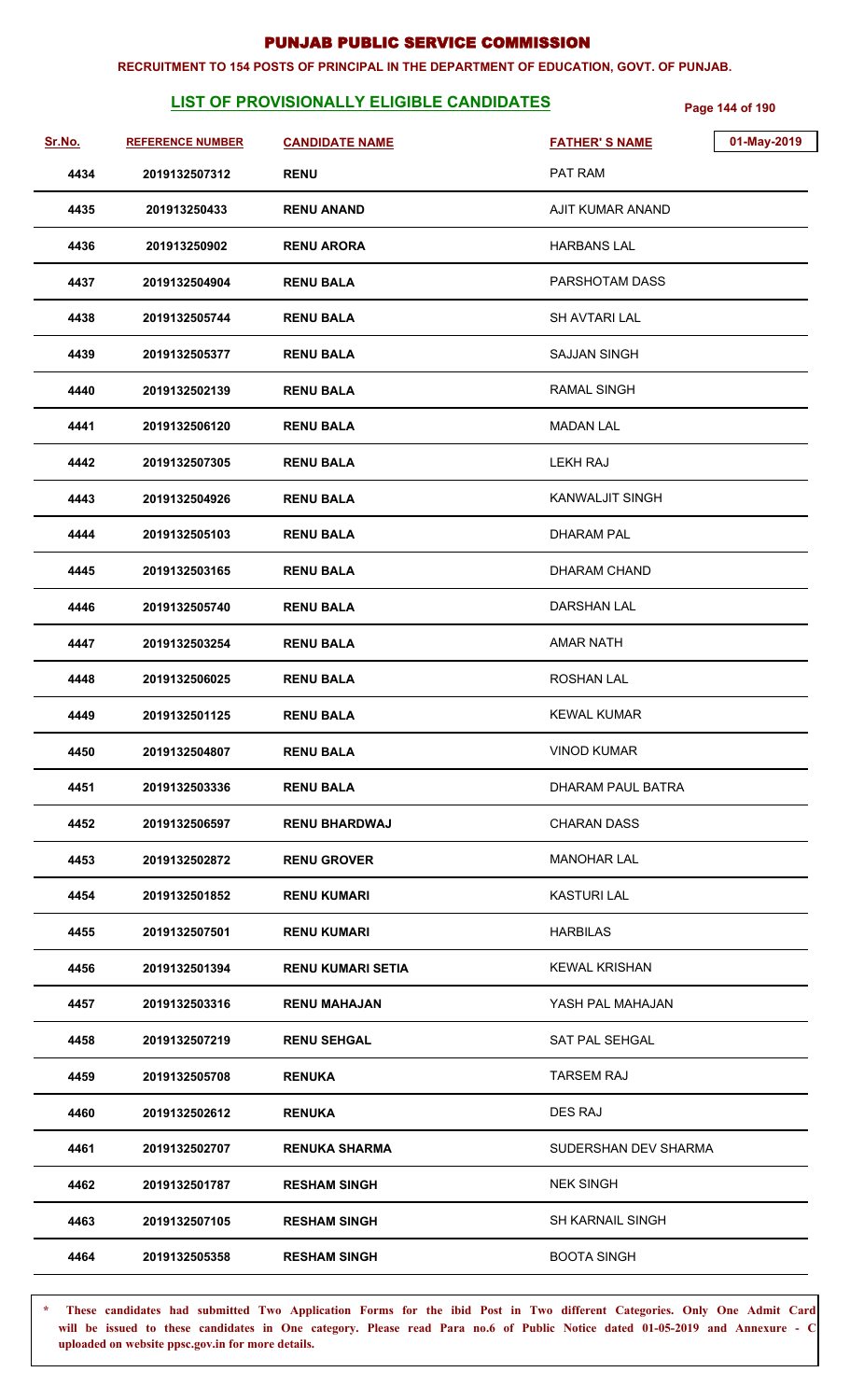# PUNJAB PUBLIC SERVICE COMMISSION

**RECRUITMENT TO 154 POSTS OF PRINCIPAL IN THE DEPARTMENT OF EDUCATION, GOVT. OF PUNJAB.**

## LIST OF PROVISIONALLY ELIGIBLE CANDIDATES

01-May-2019

| Sr.No. | REFERENCE NUMBER | CANDIDATE NAME | FATHER'S NAME |
|---|---|---|---|
| 4434 | 2019132507312 | RENU | PAT RAM |
| 4435 | 201913250433 | RENU ANAND | AJIT KUMAR ANAND |
| 4436 | 201913250902 | RENU ARORA | HARBANS LAL |
| 4437 | 2019132504904 | RENU BALA | PARSHOTAM DASS |
| 4438 | 2019132505744 | RENU BALA | SH AVTARI LAL |
| 4439 | 2019132505377 | RENU BALA | SAJJAN SINGH |
| 4440 | 2019132502139 | RENU BALA | RAMAL SINGH |
| 4441 | 2019132506120 | RENU BALA | MADAN LAL |
| 4442 | 2019132507305 | RENU BALA | LEKH RAJ |
| 4443 | 2019132504926 | RENU BALA | KANWALJIT SINGH |
| 4444 | 2019132505103 | RENU BALA | DHARAM PAL |
| 4445 | 2019132503165 | RENU BALA | DHARAM CHAND |
| 4446 | 2019132505740 | RENU BALA | DARSHAN LAL |
| 4447 | 2019132503254 | RENU BALA | AMAR NATH |
| 4448 | 2019132506025 | RENU BALA | ROSHAN LAL |
| 4449 | 2019132501125 | RENU BALA | KEWAL KUMAR |
| 4450 | 2019132504807 | RENU BALA | VINOD KUMAR |
| 4451 | 2019132503336 | RENU BALA | DHARAM PAUL BATRA |
| 4452 | 2019132506597 | RENU BHARDWAJ | CHARAN DASS |
| 4453 | 2019132502872 | RENU GROVER | MANOHAR LAL |
| 4454 | 2019132501852 | RENU KUMARI | KASTURI LAL |
| 4455 | 2019132507501 | RENU KUMARI | HARBILAS |
| 4456 | 2019132501394 | RENU KUMARI SETIA | KEWAL KRISHAN |
| 4457 | 2019132503316 | RENU MAHAJAN | YASH PAL MAHAJAN |
| 4458 | 2019132507219 | RENU SEHGAL | SAT PAL SEHGAL |
| 4459 | 2019132505708 | RENUKA | TARSEM RAJ |
| 4460 | 2019132502612 | RENUKA | DES RAJ |
| 4461 | 2019132502707 | RENUKA SHARMA | SUDERSHAN DEV SHARMA |
| 4462 | 2019132501787 | RESHAM SINGH | NEK SINGH |
| 4463 | 2019132507105 | RESHAM SINGH | SH KARNAIL SINGH |
| 4464 | 2019132505358 | RESHAM SINGH | BOOTA SINGH |

\* These candidates had submitted Two Application Forms for the ibid Post in Two different Categories. Only One Admit Card will be issued to these candidates in One category. Please read Para no.6 of Public Notice dated 01-05-2019 and Annexure - C uploaded on website ppsc.gov.in for more details.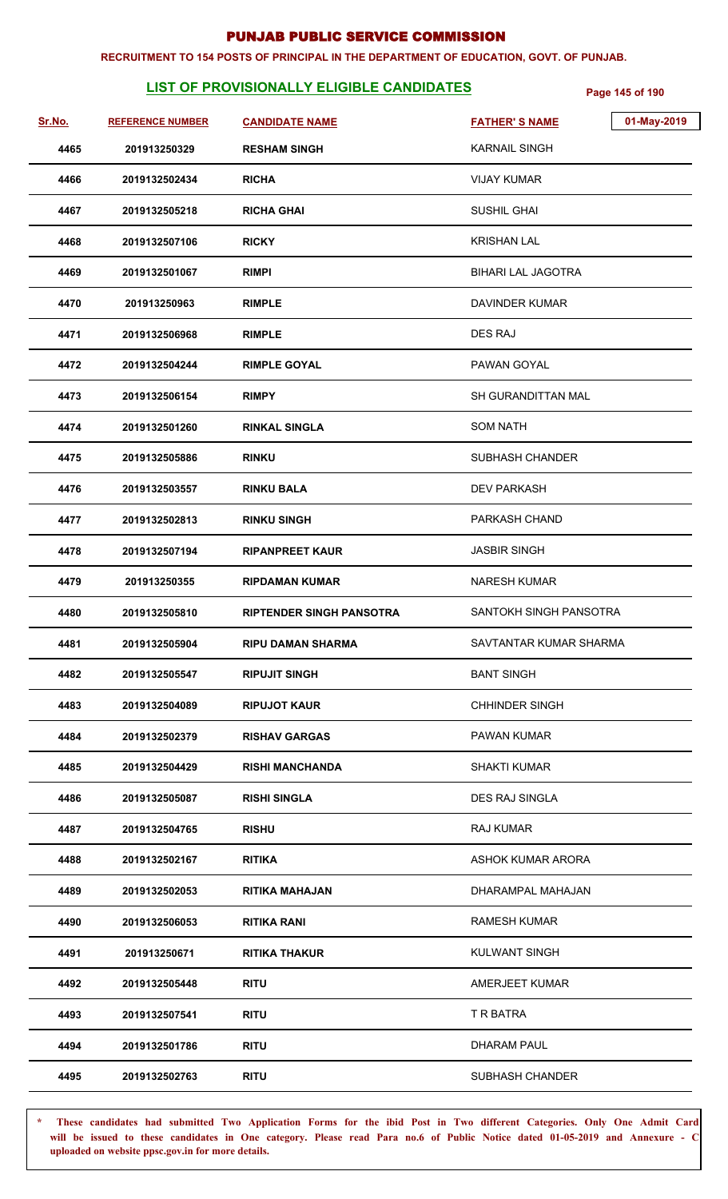# PUNJAB PUBLIC SERVICE COMMISSION

**RECRUITMENT TO 154 POSTS OF PRINCIPAL IN THE DEPARTMENT OF EDUCATION, GOVT. OF PUNJAB.**

## LIST OF PROVISIONALLY ELIGIBLE CANDIDATES

01-May-2019

| Sr.No. | REFERENCE NUMBER | CANDIDATE NAME | FATHER' S NAME |
|---|---|---|---|
| 4465 | 201913250329 | RESHAM SINGH | KARNAIL SINGH |
| 4466 | 2019132502434 | RICHA | VIJAY KUMAR |
| 4467 | 2019132505218 | RICHA GHAI | SUSHIL GHAI |
| 4468 | 2019132507106 | RICKY | KRISHAN LAL |
| 4469 | 2019132501067 | RIMPI | BIHARI LAL JAGOTRA |
| 4470 | 201913250963 | RIMPLE | DAVINDER KUMAR |
| 4471 | 2019132506968 | RIMPLE | DES RAJ |
| 4472 | 2019132504244 | RIMPLE GOYAL | PAWAN GOYAL |
| 4473 | 2019132506154 | RIMPY | SH GURANDITTAN MAL |
| 4474 | 2019132501260 | RINKAL SINGLA | SOM NATH |
| 4475 | 2019132505886 | RINKU | SUBHASH CHANDER |
| 4476 | 2019132503557 | RINKU BALA | DEV PARKASH |
| 4477 | 2019132502813 | RINKU SINGH | PARKASH CHAND |
| 4478 | 2019132507194 | RIPANPREET KAUR | JASBIR SINGH |
| 4479 | 201913250355 | RIPDAMAN KUMAR | NARESH KUMAR |
| 4480 | 2019132505810 | RIPTENDER SINGH PANSOTRA | SANTOKH SINGH PANSOTRA |
| 4481 | 2019132505904 | RIPU DAMAN SHARMA | SAVTANTAR KUMAR SHARMA |
| 4482 | 2019132505547 | RIPUJIT SINGH | BANT SINGH |
| 4483 | 2019132504089 | RIPUJOT KAUR | CHHINDER SINGH |
| 4484 | 2019132502379 | RISHAV GARGAS | PAWAN KUMAR |
| 4485 | 2019132504429 | RISHI MANCHANDA | SHAKTI KUMAR |
| 4486 | 2019132505087 | RISHI SINGLA | DES RAJ SINGLA |
| 4487 | 2019132504765 | RISHU | RAJ KUMAR |
| 4488 | 2019132502167 | RITIKA | ASHOK KUMAR ARORA |
| 4489 | 2019132502053 | RITIKA MAHAJAN | DHARAMPAL MAHAJAN |
| 4490 | 2019132506053 | RITIKA RANI | RAMESH KUMAR |
| 4491 | 201913250671 | RITIKA THAKUR | KULWANT SINGH |
| 4492 | 2019132505448 | RITU | AMERJEET KUMAR |
| 4493 | 2019132507541 | RITU | T R BATRA |
| 4494 | 2019132501786 | RITU | DHARAM PAUL |
| 4495 | 2019132502763 | RITU | SUBHASH CHANDER |

**\* These candidates had submitted Two Application Forms for the ibid Post in Two different Categories. Only One Admit Card will be issued to these candidates in One category. Please read Para no.6 of Public Notice dated 01-05-2019 and Annexure - C uploaded on website ppsc.gov.in for more details.**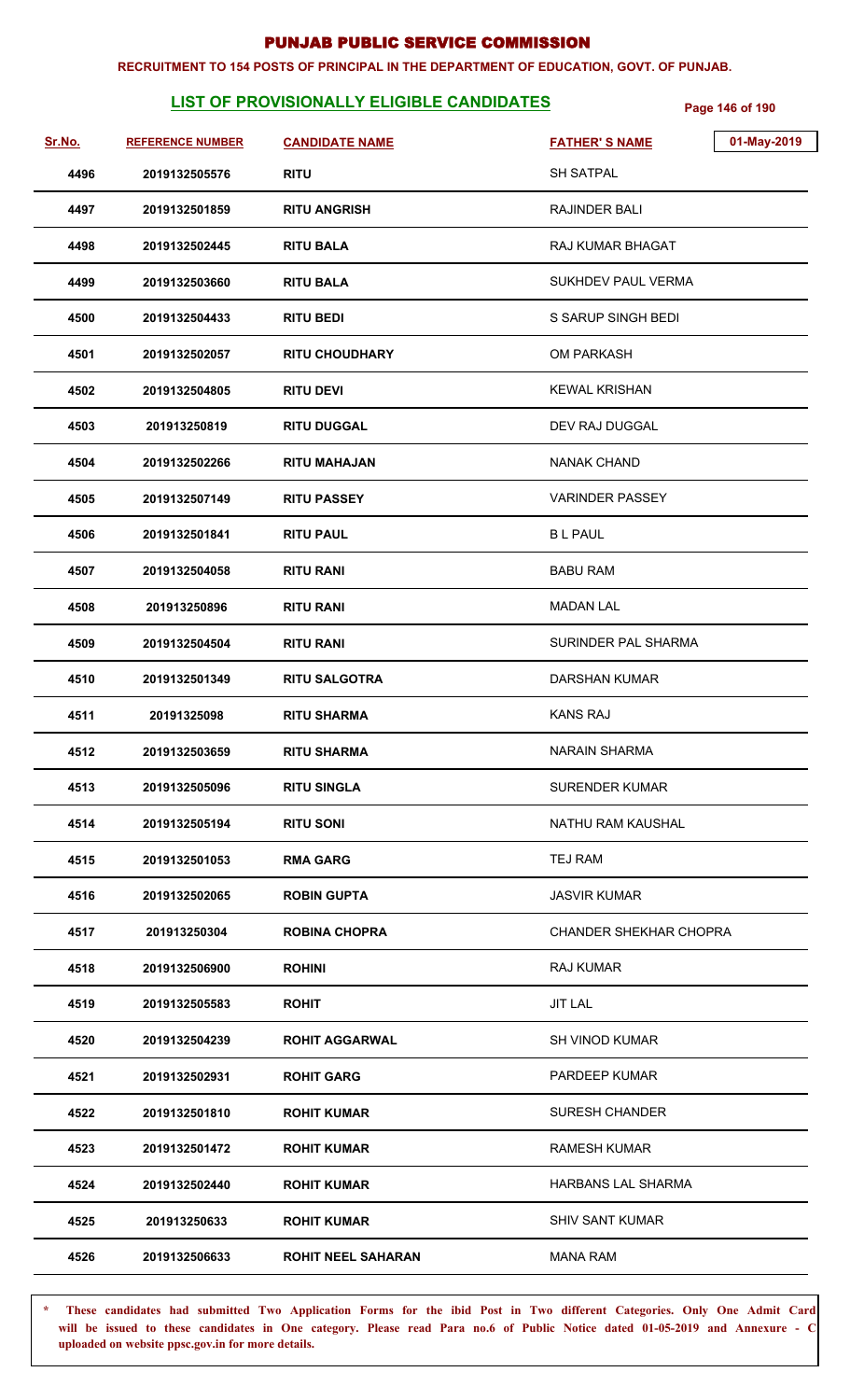# PUNJAB PUBLIC SERVICE COMMISSION

**RECRUITMENT TO 154 POSTS OF PRINCIPAL IN THE DEPARTMENT OF EDUCATION, GOVT. OF PUNJAB.**

## LIST OF PROVISIONALLY ELIGIBLE CANDIDATES

01-May-2019

| Sr.No. | REFERENCE NUMBER | CANDIDATE NAME | FATHER' S NAME |
|---|---|---|---|
| 4496 | 2019132505576 | RITU | SH SATPAL |
| 4497 | 2019132501859 | RITU ANGRISH | RAJINDER BALI |
| 4498 | 2019132502445 | RITU BALA | RAJ KUMAR BHAGAT |
| 4499 | 2019132503660 | RITU BALA | SUKHDEV PAUL VERMA |
| 4500 | 2019132504433 | RITU BEDI | S SARUP SINGH BEDI |
| 4501 | 2019132502057 | RITU CHOUDHARY | OM PARKASH |
| 4502 | 2019132504805 | RITU DEVI | KEWAL KRISHAN |
| 4503 | 201913250819 | RITU DUGGAL | DEV RAJ DUGGAL |
| 4504 | 2019132502266 | RITU MAHAJAN | NANAK CHAND |
| 4505 | 2019132507149 | RITU PASSEY | VARINDER PASSEY |
| 4506 | 2019132501841 | RITU PAUL | B L PAUL |
| 4507 | 2019132504058 | RITU RANI | BABU RAM |
| 4508 | 201913250896 | RITU RANI | MADAN LAL |
| 4509 | 2019132504504 | RITU RANI | SURINDER PAL SHARMA |
| 4510 | 2019132501349 | RITU SALGOTRA | DARSHAN KUMAR |
| 4511 | 20191325098 | RITU SHARMA | KANS RAJ |
| 4512 | 2019132503659 | RITU SHARMA | NARAIN SHARMA |
| 4513 | 2019132505096 | RITU SINGLA | SURENDER KUMAR |
| 4514 | 2019132505194 | RITU SONI | NATHU RAM KAUSHAL |
| 4515 | 2019132501053 | RMA GARG | TEJ RAM |
| 4516 | 2019132502065 | ROBIN GUPTA | JASVIR KUMAR |
| 4517 | 201913250304 | ROBINA CHOPRA | CHANDER SHEKHAR CHOPRA |
| 4518 | 2019132506900 | ROHINI | RAJ KUMAR |
| 4519 | 2019132505583 | ROHIT | JIT LAL |
| 4520 | 2019132504239 | ROHIT AGGARWAL | SH VINOD KUMAR |
| 4521 | 2019132502931 | ROHIT GARG | PARDEEP KUMAR |
| 4522 | 2019132501810 | ROHIT KUMAR | SURESH CHANDER |
| 4523 | 2019132501472 | ROHIT KUMAR | RAMESH KUMAR |
| 4524 | 2019132502440 | ROHIT KUMAR | HARBANS LAL SHARMA |
| 4525 | 201913250633 | ROHIT KUMAR | SHIV SANT KUMAR |
| 4526 | 2019132506633 | ROHIT NEEL SAHARAN | MANA RAM |

\* These candidates had submitted Two Application Forms for the ibid Post in Two different Categories. Only One Admit Card will be issued to these candidates in One category. Please read Para no.6 of Public Notice dated 01-05-2019 and Annexure - C uploaded on website ppsc.gov.in for more details.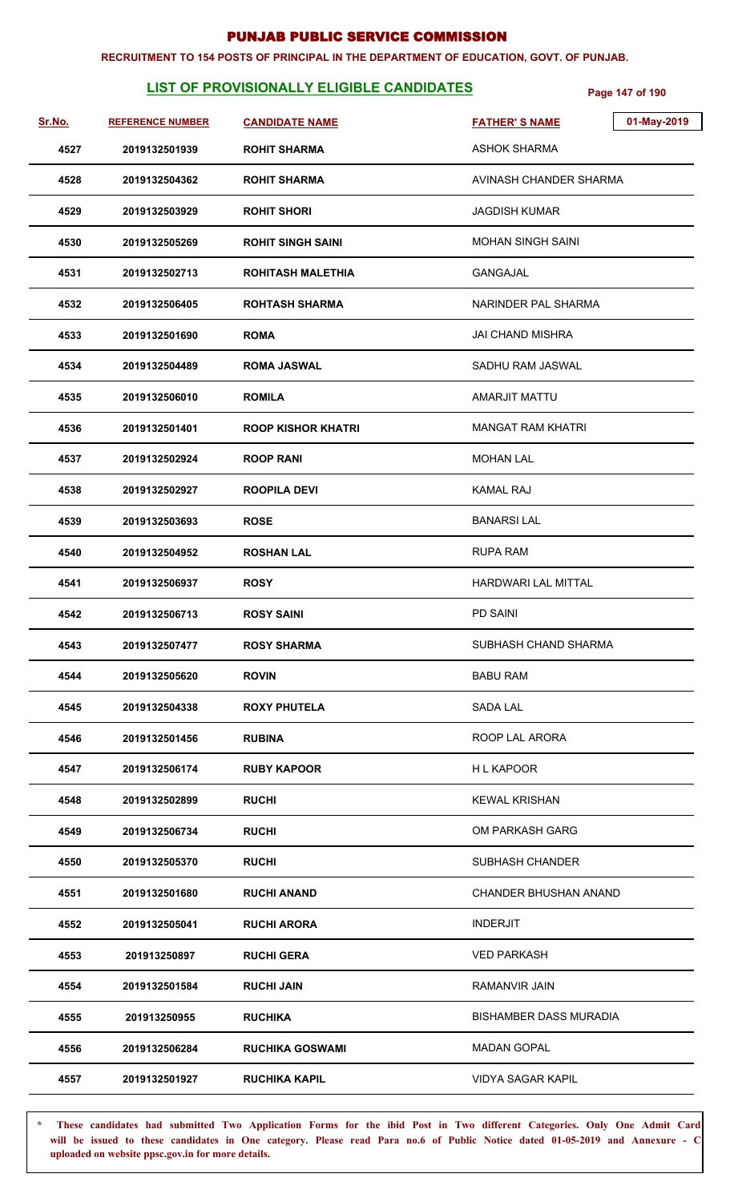# PUNJAB PUBLIC SERVICE COMMISSION

**RECRUITMENT TO 154 POSTS OF PRINCIPAL IN THE DEPARTMENT OF EDUCATION, GOVT. OF PUNJAB.**

## LIST OF PROVISIONALLY ELIGIBLE CANDIDATES

01-May-2019

| Sr.No. | REFERENCE NUMBER | CANDIDATE NAME | FATHER'S NAME |
|---|---|---|---|
| 4527 | 2019132501939 | ROHIT SHARMA | ASHOK SHARMA |
| 4528 | 2019132504362 | ROHIT SHARMA | AVINASH CHANDER SHARMA |
| 4529 | 2019132503929 | ROHIT SHORI | JAGDISH KUMAR |
| 4530 | 2019132505269 | ROHIT SINGH SAINI | MOHAN SINGH SAINI |
| 4531 | 2019132502713 | ROHITASH MALETHIA | GANGAJAL |
| 4532 | 2019132506405 | ROHTASH SHARMA | NARINDER PAL SHARMA |
| 4533 | 2019132501690 | ROMA | JAI CHAND MISHRA |
| 4534 | 2019132504489 | ROMA JASWAL | SADHU RAM JASWAL |
| 4535 | 2019132506010 | ROMILA | AMARJIT MATTU |
| 4536 | 2019132501401 | ROOP KISHOR KHATRI | MANGAT RAM KHATRI |
| 4537 | 2019132502924 | ROOP RANI | MOHAN LAL |
| 4538 | 2019132502927 | ROOPILA DEVI | KAMAL RAJ |
| 4539 | 2019132503693 | ROSE | BANARSI LAL |
| 4540 | 2019132504952 | ROSHAN LAL | RUPA RAM |
| 4541 | 2019132506937 | ROSY | HARDWARI LAL MITTAL |
| 4542 | 2019132506713 | ROSY SAINI | PD SAINI |
| 4543 | 2019132507477 | ROSY SHARMA | SUBHASH CHAND SHARMA |
| 4544 | 2019132505620 | ROVIN | BABU RAM |
| 4545 | 2019132504338 | ROXY PHUTELA | SADA LAL |
| 4546 | 2019132501456 | RUBINA | ROOP LAL ARORA |
| 4547 | 2019132506174 | RUBY KAPOOR | H L KAPOOR |
| 4548 | 2019132502899 | RUCHI | KEWAL KRISHAN |
| 4549 | 2019132506734 | RUCHI | OM PARKASH GARG |
| 4550 | 2019132505370 | RUCHI | SUBHASH CHANDER |
| 4551 | 2019132501680 | RUCHI ANAND | CHANDER BHUSHAN ANAND |
| 4552 | 2019132505041 | RUCHI ARORA | INDERJIT |
| 4553 | 201913250897 | RUCHI GERA | VED PARKASH |
| 4554 | 2019132501584 | RUCHI JAIN | RAMANVIR JAIN |
| 4555 | 201913250955 | RUCHIKA | BISHAMBER DASS MURADIA |
| 4556 | 2019132506284 | RUCHIKA GOSWAMI | MADAN GOPAL |
| 4557 | 2019132501927 | RUCHIKA KAPIL | VIDYA SAGAR KAPIL |

**\* These candidates had submitted Two Application Forms for the ibid Post in Two different Categories. Only One Admit Card will be issued to these candidates in One category. Please read Para no.6 of Public Notice dated 01-05-2019 and Annexure - C uploaded on website ppsc.gov.in for more details.**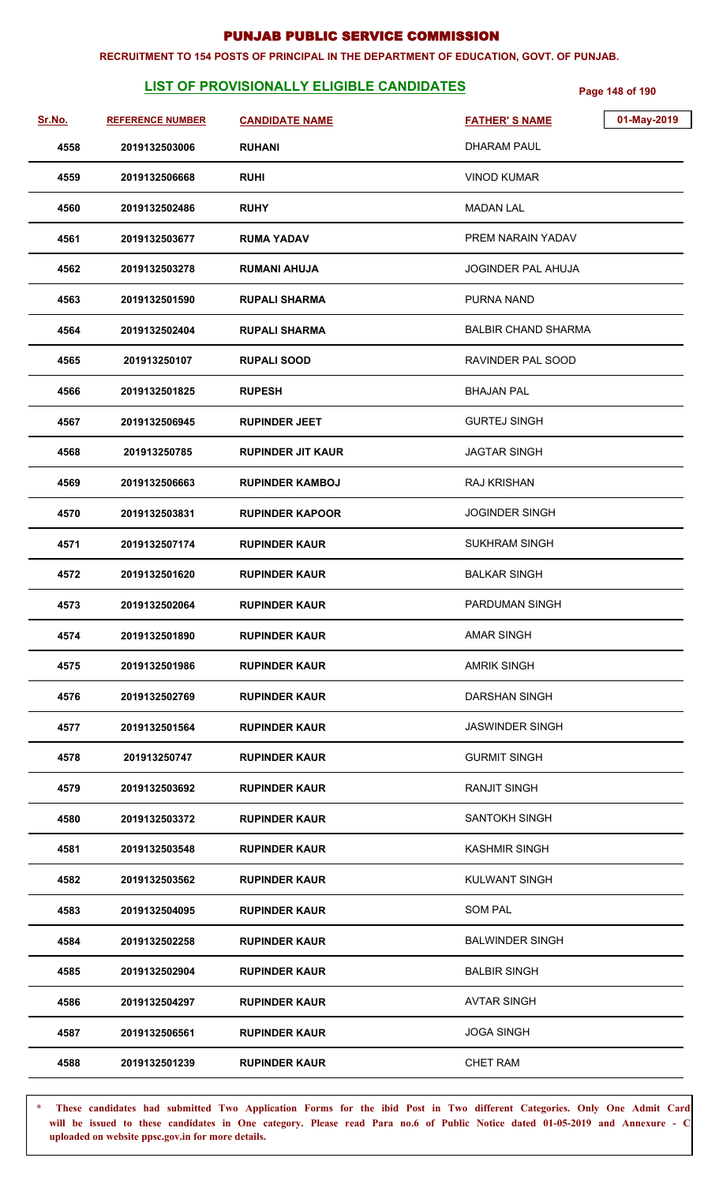# PUNJAB PUBLIC SERVICE COMMISSION

**RECRUITMENT TO 154 POSTS OF PRINCIPAL IN THE DEPARTMENT OF EDUCATION, GOVT. OF PUNJAB.**

## LIST OF PROVISIONALLY ELIGIBLE CANDIDATES

01-May-2019

| Sr.No. | REFERENCE NUMBER | CANDIDATE NAME | FATHER'S NAME |
|---|---|---|---|
| 4558 | 2019132503006 | RUHANI | DHARAM PAUL |
| 4559 | 2019132506668 | RUHI | VINOD KUMAR |
| 4560 | 2019132502486 | RUHY | MADAN LAL |
| 4561 | 2019132503677 | RUMA YADAV | PREM NARAIN YADAV |
| 4562 | 2019132503278 | RUMANI AHUJA | JOGINDER PAL AHUJA |
| 4563 | 2019132501590 | RUPALI SHARMA | PURNA NAND |
| 4564 | 2019132502404 | RUPALI SHARMA | BALBIR CHAND SHARMA |
| 4565 | 201913250107 | RUPALI SOOD | RAVINDER PAL SOOD |
| 4566 | 2019132501825 | RUPESH | BHAJAN PAL |
| 4567 | 2019132506945 | RUPINDER JEET | GURTEJ SINGH |
| 4568 | 201913250785 | RUPINDER JIT KAUR | JAGTAR SINGH |
| 4569 | 2019132506663 | RUPINDER KAMBOJ | RAJ KRISHAN |
| 4570 | 2019132503831 | RUPINDER KAPOOR | JOGINDER SINGH |
| 4571 | 2019132507174 | RUPINDER KAUR | SUKHRAM SINGH |
| 4572 | 2019132501620 | RUPINDER KAUR | BALKAR SINGH |
| 4573 | 2019132502064 | RUPINDER KAUR | PARDUMAN SINGH |
| 4574 | 2019132501890 | RUPINDER KAUR | AMAR SINGH |
| 4575 | 2019132501986 | RUPINDER KAUR | AMRIK SINGH |
| 4576 | 2019132502769 | RUPINDER KAUR | DARSHAN SINGH |
| 4577 | 2019132501564 | RUPINDER KAUR | JASWINDER SINGH |
| 4578 | 201913250747 | RUPINDER KAUR | GURMIT SINGH |
| 4579 | 2019132503692 | RUPINDER KAUR | RANJIT SINGH |
| 4580 | 2019132503372 | RUPINDER KAUR | SANTOKH SINGH |
| 4581 | 2019132503548 | RUPINDER KAUR | KASHMIR SINGH |
| 4582 | 2019132503562 | RUPINDER KAUR | KULWANT SINGH |
| 4583 | 2019132504095 | RUPINDER KAUR | SOM PAL |
| 4584 | 2019132502258 | RUPINDER KAUR | BALWINDER SINGH |
| 4585 | 2019132502904 | RUPINDER KAUR | BALBIR SINGH |
| 4586 | 2019132504297 | RUPINDER KAUR | AVTAR SINGH |
| 4587 | 2019132506561 | RUPINDER KAUR | JOGA SINGH |
| 4588 | 2019132501239 | RUPINDER KAUR | CHET RAM |

\* These candidates had submitted Two Application Forms for the ibid Post in Two different Categories. Only One Admit Card will be issued to these candidates in One category. Please read Para no.6 of Public Notice dated 01-05-2019 and Annexure - C uploaded on website ppsc.gov.in for more details.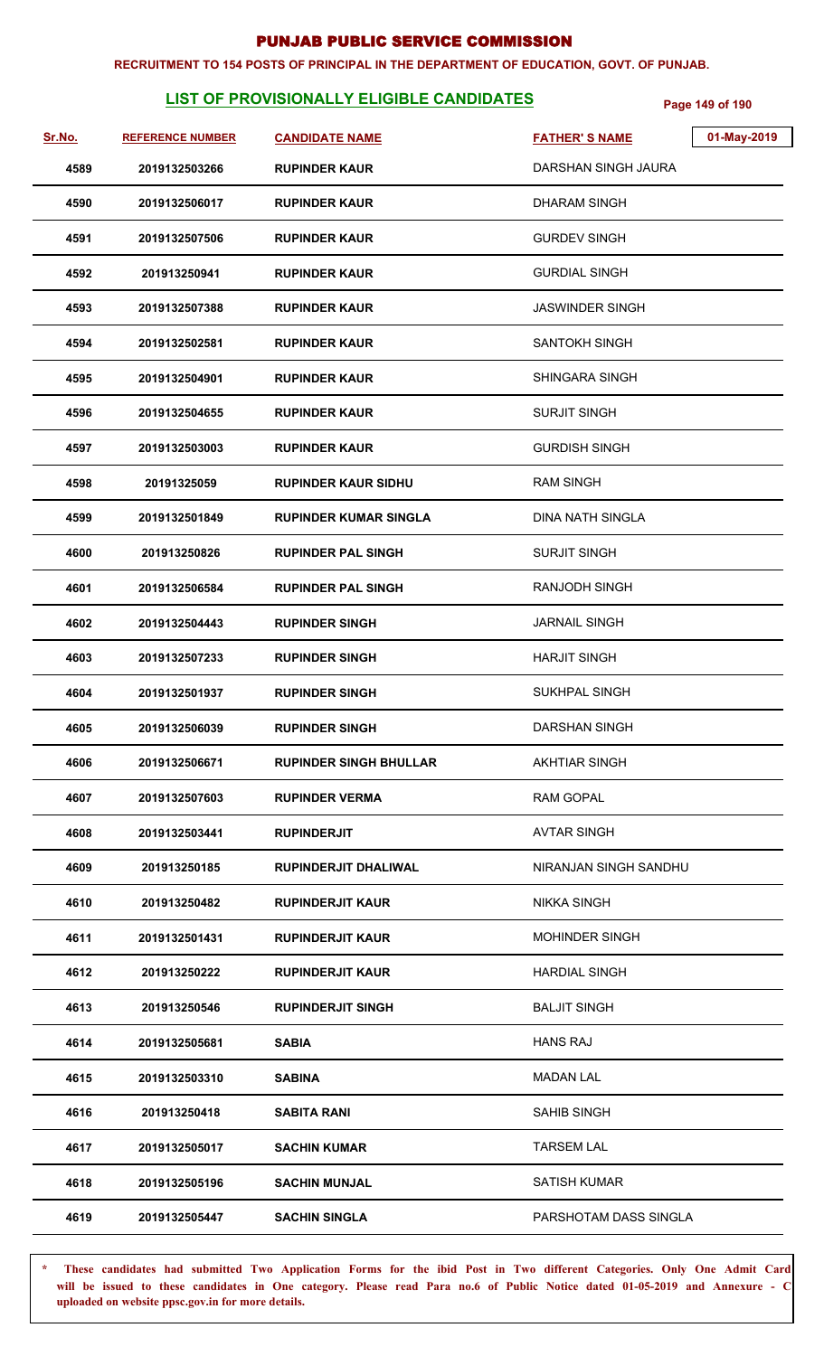# PUNJAB PUBLIC SERVICE COMMISSION

**RECRUITMENT TO 154 POSTS OF PRINCIPAL IN THE DEPARTMENT OF EDUCATION, GOVT. OF PUNJAB.**

## LIST OF PROVISIONALLY ELIGIBLE CANDIDATES

01-May-2019

| Sr.No. | REFERENCE NUMBER | CANDIDATE NAME | FATHER' S NAME |
|---|---|---|---|
| 4589 | 2019132503266 | RUPINDER KAUR | DARSHAN SINGH JAURA |
| 4590 | 2019132506017 | RUPINDER KAUR | DHARAM SINGH |
| 4591 | 2019132507506 | RUPINDER KAUR | GURDEV SINGH |
| 4592 | 201913250941 | RUPINDER KAUR | GURDIAL SINGH |
| 4593 | 2019132507388 | RUPINDER KAUR | JASWINDER SINGH |
| 4594 | 2019132502581 | RUPINDER KAUR | SANTOKH SINGH |
| 4595 | 2019132504901 | RUPINDER KAUR | SHINGARA SINGH |
| 4596 | 2019132504655 | RUPINDER KAUR | SURJIT SINGH |
| 4597 | 2019132503003 | RUPINDER KAUR | GURDISH SINGH |
| 4598 | 20191325059 | RUPINDER KAUR SIDHU | RAM SINGH |
| 4599 | 2019132501849 | RUPINDER KUMAR SINGLA | DINA NATH SINGLA |
| 4600 | 201913250826 | RUPINDER PAL SINGH | SURJIT SINGH |
| 4601 | 2019132506584 | RUPINDER PAL SINGH | RANJODH SINGH |
| 4602 | 2019132504443 | RUPINDER SINGH | JARNAIL SINGH |
| 4603 | 2019132507233 | RUPINDER SINGH | HARJIT SINGH |
| 4604 | 2019132501937 | RUPINDER SINGH | SUKHPAL SINGH |
| 4605 | 2019132506039 | RUPINDER SINGH | DARSHAN SINGH |
| 4606 | 2019132506671 | RUPINDER SINGH BHULLAR | AKHTIAR SINGH |
| 4607 | 2019132507603 | RUPINDER VERMA | RAM GOPAL |
| 4608 | 2019132503441 | RUPINDERJIT | AVTAR SINGH |
| 4609 | 201913250185 | RUPINDERJIT DHALIWAL | NIRANJAN SINGH SANDHU |
| 4610 | 201913250482 | RUPINDERJIT KAUR | NIKKA SINGH |
| 4611 | 2019132501431 | RUPINDERJIT KAUR | MOHINDER SINGH |
| 4612 | 201913250222 | RUPINDERJIT KAUR | HARDIAL SINGH |
| 4613 | 201913250546 | RUPINDERJIT SINGH | BALJIT SINGH |
| 4614 | 2019132505681 | SABIA | HANS RAJ |
| 4615 | 2019132503310 | SABINA | MADAN LAL |
| 4616 | 201913250418 | SABITA RANI | SAHIB SINGH |
| 4617 | 2019132505017 | SACHIN KUMAR | TARSEM LAL |
| 4618 | 2019132505196 | SACHIN MUNJAL | SATISH KUMAR |
| 4619 | 2019132505447 | SACHIN SINGLA | PARSHOTAM DASS SINGLA |

* These candidates had submitted Two Application Forms for the ibid Post in Two different Categories. Only One Admit Card will be issued to these candidates in One category. Please read Para no.6 of Public Notice dated 01-05-2019 and Annexure - C uploaded on website ppsc.gov.in for more details.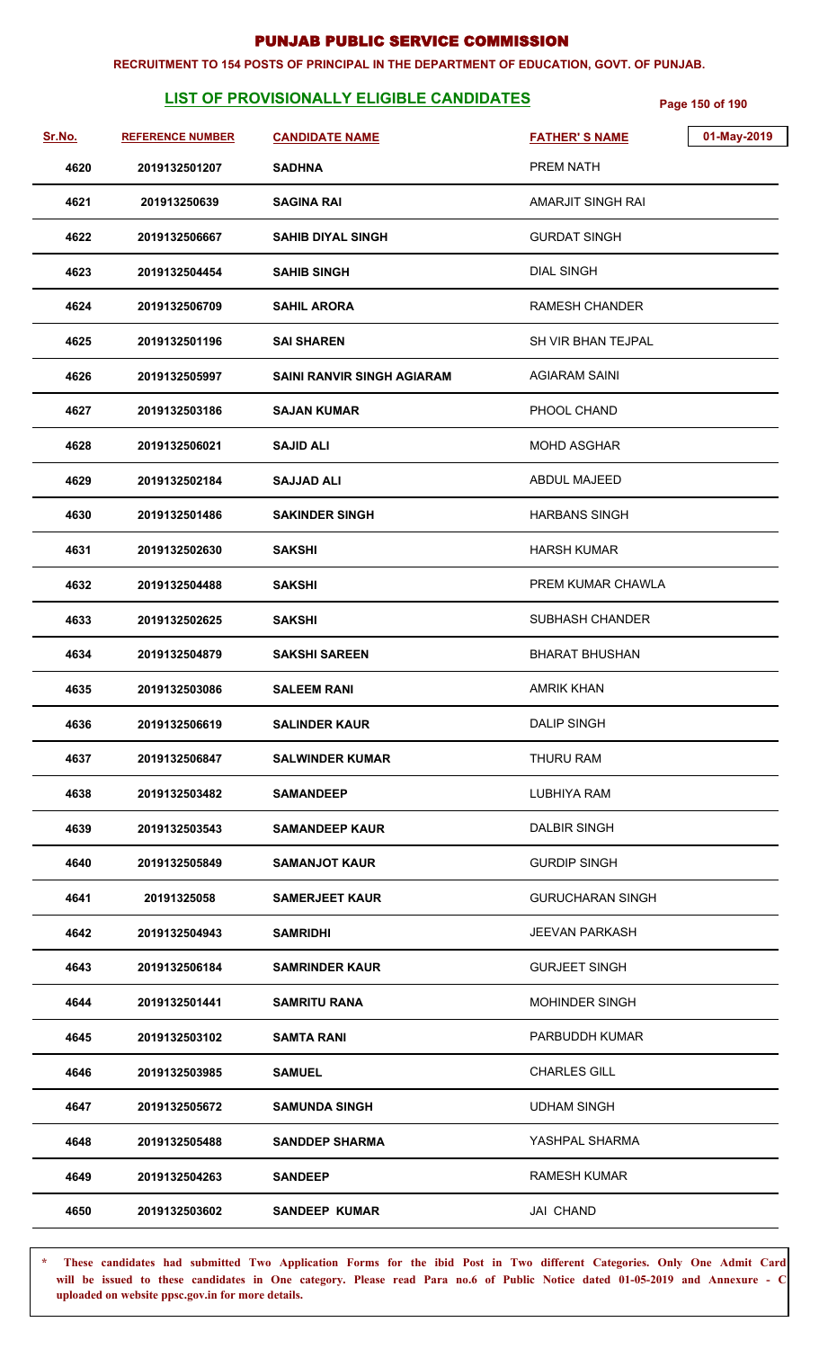# PUNJAB PUBLIC SERVICE COMMISSION

**RECRUITMENT TO 154 POSTS OF PRINCIPAL IN THE DEPARTMENT OF EDUCATION, GOVT. OF PUNJAB.**

## LIST OF PROVISIONALLY ELIGIBLE CANDIDATES

01-May-2019

| Sr.No. | REFERENCE NUMBER | CANDIDATE NAME | FATHER'S NAME |
|---|---|---|---|
| 4620 | 2019132501207 | SADHNA | PREM NATH |
| 4621 | 201913250639 | SAGINA RAI | AMARJIT SINGH RAI |
| 4622 | 2019132506667 | SAHIB DIYAL SINGH | GURDAT SINGH |
| 4623 | 2019132504454 | SAHIB SINGH | DIAL SINGH |
| 4624 | 2019132506709 | SAHIL ARORA | RAMESH CHANDER |
| 4625 | 2019132501196 | SAI SHAREN | SH VIR BHAN TEJPAL |
| 4626 | 2019132505997 | SAINI RANVIR SINGH AGIARAM | AGIARAM SAINI |
| 4627 | 2019132503186 | SAJAN KUMAR | PHOOL CHAND |
| 4628 | 2019132506021 | SAJID ALI | MOHD ASGHAR |
| 4629 | 2019132502184 | SAJJAD ALI | ABDUL MAJEED |
| 4630 | 2019132501486 | SAKINDER SINGH | HARBANS SINGH |
| 4631 | 2019132502630 | SAKSHI | HARSH KUMAR |
| 4632 | 2019132504488 | SAKSHI | PREM KUMAR CHAWLA |
| 4633 | 2019132502625 | SAKSHI | SUBHASH CHANDER |
| 4634 | 2019132504879 | SAKSHI SAREEN | BHARAT BHUSHAN |
| 4635 | 2019132503086 | SALEEM RANI | AMRIK KHAN |
| 4636 | 2019132506619 | SALINDER KAUR | DALIP SINGH |
| 4637 | 2019132506847 | SALWINDER KUMAR | THURU RAM |
| 4638 | 2019132503482 | SAMANDEEP | LUBHIYA RAM |
| 4639 | 2019132503543 | SAMANDEEP KAUR | DALBIR SINGH |
| 4640 | 2019132505849 | SAMANJOT KAUR | GURDIP SINGH |
| 4641 | 20191325058 | SAMERJEET KAUR | GURUCHARAN SINGH |
| 4642 | 2019132504943 | SAMRIDHI | JEEVAN PARKASH |
| 4643 | 2019132506184 | SAMRINDER KAUR | GURJEET SINGH |
| 4644 | 2019132501441 | SAMRITU RANA | MOHINDER SINGH |
| 4645 | 2019132503102 | SAMTA RANI | PARBUDDH KUMAR |
| 4646 | 2019132503985 | SAMUEL | CHARLES GILL |
| 4647 | 2019132505672 | SAMUNDA SINGH | UDHAM SINGH |
| 4648 | 2019132505488 | SANDDEP SHARMA | YASHPAL SHARMA |
| 4649 | 2019132504263 | SANDEEP | RAMESH KUMAR |
| 4650 | 2019132503602 | SANDEEP KUMAR | JAI CHAND |

**\* These candidates had submitted Two Application Forms for the ibid Post in Two different Categories. Only One Admit Card will be issued to these candidates in One category. Please read Para no.6 of Public Notice dated 01-05-2019 and Annexure - C uploaded on website ppsc.gov.in for more details.**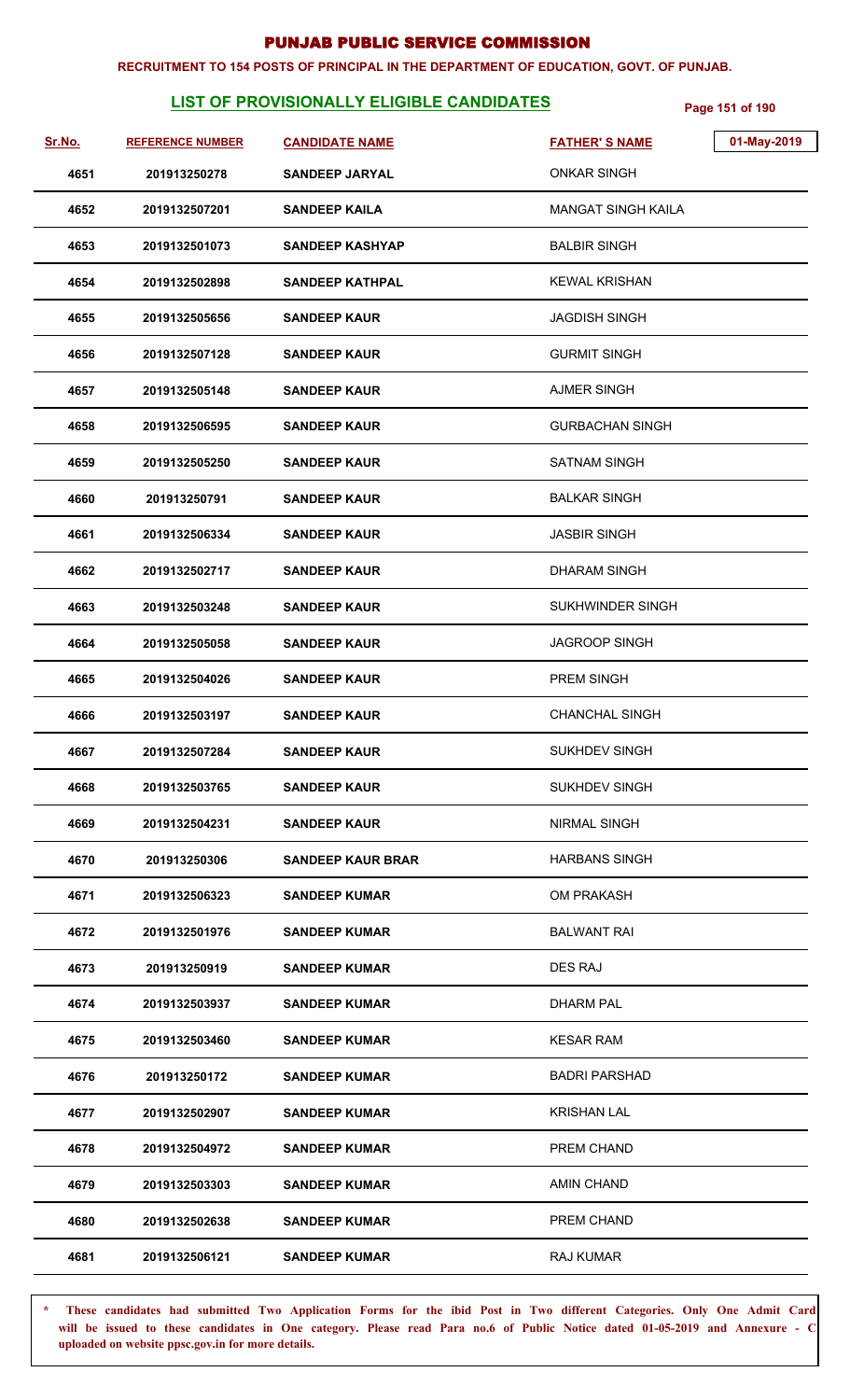# PUNJAB PUBLIC SERVICE COMMISSION

**RECRUITMENT TO 154 POSTS OF PRINCIPAL IN THE DEPARTMENT OF EDUCATION, GOVT. OF PUNJAB.**

## LIST OF PROVISIONALLY ELIGIBLE CANDIDATES

01-May-2019

| Sr.No. | REFERENCE NUMBER | CANDIDATE NAME | FATHER' S NAME |
|---|---|---|---|
| 4651 | 201913250278 | SANDEEP JARYAL | ONKAR SINGH |
| 4652 | 2019132507201 | SANDEEP KAILA | MANGAT SINGH KAILA |
| 4653 | 2019132501073 | SANDEEP KASHYAP | BALBIR SINGH |
| 4654 | 2019132502898 | SANDEEP KATHPAL | KEWAL KRISHAN |
| 4655 | 2019132505656 | SANDEEP KAUR | JAGDISH SINGH |
| 4656 | 2019132507128 | SANDEEP KAUR | GURMIT SINGH |
| 4657 | 2019132505148 | SANDEEP KAUR | AJMER SINGH |
| 4658 | 2019132506595 | SANDEEP KAUR | GURBACHAN SINGH |
| 4659 | 2019132505250 | SANDEEP KAUR | SATNAM SINGH |
| 4660 | 201913250791 | SANDEEP KAUR | BALKAR SINGH |
| 4661 | 2019132506334 | SANDEEP KAUR | JASBIR SINGH |
| 4662 | 2019132502717 | SANDEEP KAUR | DHARAM SINGH |
| 4663 | 2019132503248 | SANDEEP KAUR | SUKHWINDER SINGH |
| 4664 | 2019132505058 | SANDEEP KAUR | JAGROOP SINGH |
| 4665 | 2019132504026 | SANDEEP KAUR | PREM SINGH |
| 4666 | 2019132503197 | SANDEEP KAUR | CHANCHAL SINGH |
| 4667 | 2019132507284 | SANDEEP KAUR | SUKHDEV SINGH |
| 4668 | 2019132503765 | SANDEEP KAUR | SUKHDEV SINGH |
| 4669 | 2019132504231 | SANDEEP KAUR | NIRMAL SINGH |
| 4670 | 201913250306 | SANDEEP KAUR BRAR | HARBANS SINGH |
| 4671 | 2019132506323 | SANDEEP KUMAR | OM PRAKASH |
| 4672 | 2019132501976 | SANDEEP KUMAR | BALWANT RAI |
| 4673 | 201913250919 | SANDEEP KUMAR | DES RAJ |
| 4674 | 2019132503937 | SANDEEP KUMAR | DHARM PAL |
| 4675 | 2019132503460 | SANDEEP KUMAR | KESAR RAM |
| 4676 | 201913250172 | SANDEEP KUMAR | BADRI PARSHAD |
| 4677 | 2019132502907 | SANDEEP KUMAR | KRISHAN LAL |
| 4678 | 2019132504972 | SANDEEP KUMAR | PREM CHAND |
| 4679 | 2019132503303 | SANDEEP KUMAR | AMIN CHAND |
| 4680 | 2019132502638 | SANDEEP KUMAR | PREM CHAND |
| 4681 | 2019132506121 | SANDEEP KUMAR | RAJ KUMAR |

\* These candidates had submitted Two Application Forms for the ibid Post in Two different Categories. Only One Admit Card will be issued to these candidates in One category. Please read Para no.6 of Public Notice dated 01-05-2019 and Annexure - C uploaded on website ppsc.gov.in for more details.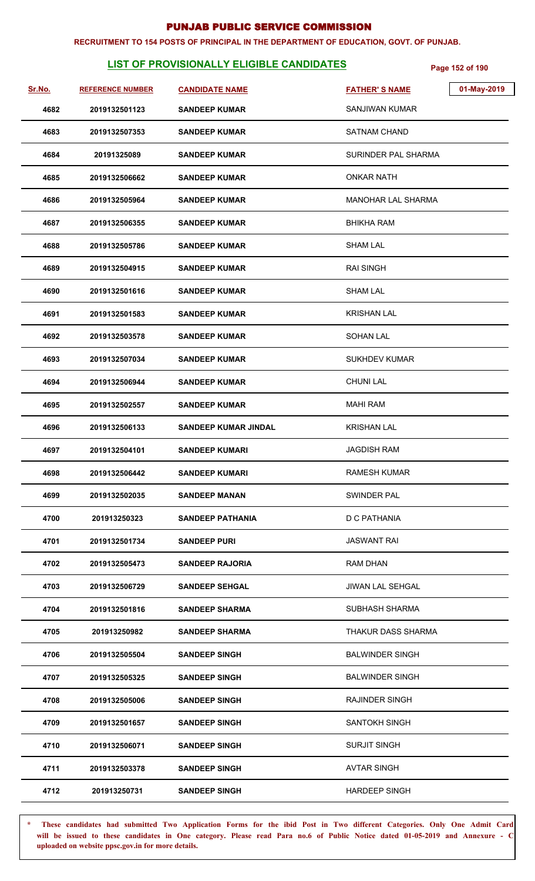# PUNJAB PUBLIC SERVICE COMMISSION

**RECRUITMENT TO 154 POSTS OF PRINCIPAL IN THE DEPARTMENT OF EDUCATION, GOVT. OF PUNJAB.**

## LIST OF PROVISIONALLY ELIGIBLE CANDIDATES

01-May-2019

| Sr.No. | REFERENCE NUMBER | CANDIDATE NAME | FATHER' S NAME |
|---|---|---|---|
| 4682 | 2019132501123 | SANDEEP KUMAR | SANJIWAN KUMAR |
| 4683 | 2019132507353 | SANDEEP KUMAR | SATNAM CHAND |
| 4684 | 20191325089 | SANDEEP KUMAR | SURINDER PAL SHARMA |
| 4685 | 2019132506662 | SANDEEP KUMAR | ONKAR NATH |
| 4686 | 2019132505964 | SANDEEP KUMAR | MANOHAR LAL SHARMA |
| 4687 | 2019132506355 | SANDEEP KUMAR | BHIKHA RAM |
| 4688 | 2019132505786 | SANDEEP KUMAR | SHAM LAL |
| 4689 | 2019132504915 | SANDEEP KUMAR | RAI SINGH |
| 4690 | 2019132501616 | SANDEEP KUMAR | SHAM LAL |
| 4691 | 2019132501583 | SANDEEP KUMAR | KRISHAN LAL |
| 4692 | 2019132503578 | SANDEEP KUMAR | SOHAN LAL |
| 4693 | 2019132507034 | SANDEEP KUMAR | SUKHDEV KUMAR |
| 4694 | 2019132506944 | SANDEEP KUMAR | CHUNI LAL |
| 4695 | 2019132502557 | SANDEEP KUMAR | MAHI RAM |
| 4696 | 2019132506133 | SANDEEP KUMAR JINDAL | KRISHAN LAL |
| 4697 | 2019132504101 | SANDEEP KUMARI | JAGDISH RAM |
| 4698 | 2019132506442 | SANDEEP KUMARI | RAMESH KUMAR |
| 4699 | 2019132502035 | SANDEEP MANAN | SWINDER PAL |
| 4700 | 201913250323 | SANDEEP PATHANIA | D C PATHANIA |
| 4701 | 2019132501734 | SANDEEP PURI | JASWANT RAI |
| 4702 | 2019132505473 | SANDEEP RAJORIA | RAM DHAN |
| 4703 | 2019132506729 | SANDEEP SEHGAL | JIWAN LAL SEHGAL |
| 4704 | 2019132501816 | SANDEEP SHARMA | SUBHASH SHARMA |
| 4705 | 201913250982 | SANDEEP SHARMA | THAKUR DASS SHARMA |
| 4706 | 2019132505504 | SANDEEP SINGH | BALWINDER SINGH |
| 4707 | 2019132505325 | SANDEEP SINGH | BALWINDER SINGH |
| 4708 | 2019132505006 | SANDEEP SINGH | RAJINDER SINGH |
| 4709 | 2019132501657 | SANDEEP SINGH | SANTOKH SINGH |
| 4710 | 2019132506071 | SANDEEP SINGH | SURJIT SINGH |
| 4711 | 2019132503378 | SANDEEP SINGH | AVTAR SINGH |
| 4712 | 201913250731 | SANDEEP SINGH | HARDEEP SINGH |

**\* These candidates had submitted Two Application Forms for the ibid Post in Two different Categories. Only One Admit Card will be issued to these candidates in One category. Please read Para no.6 of Public Notice dated 01-05-2019 and Annexure - C uploaded on website ppsc.gov.in for more details.**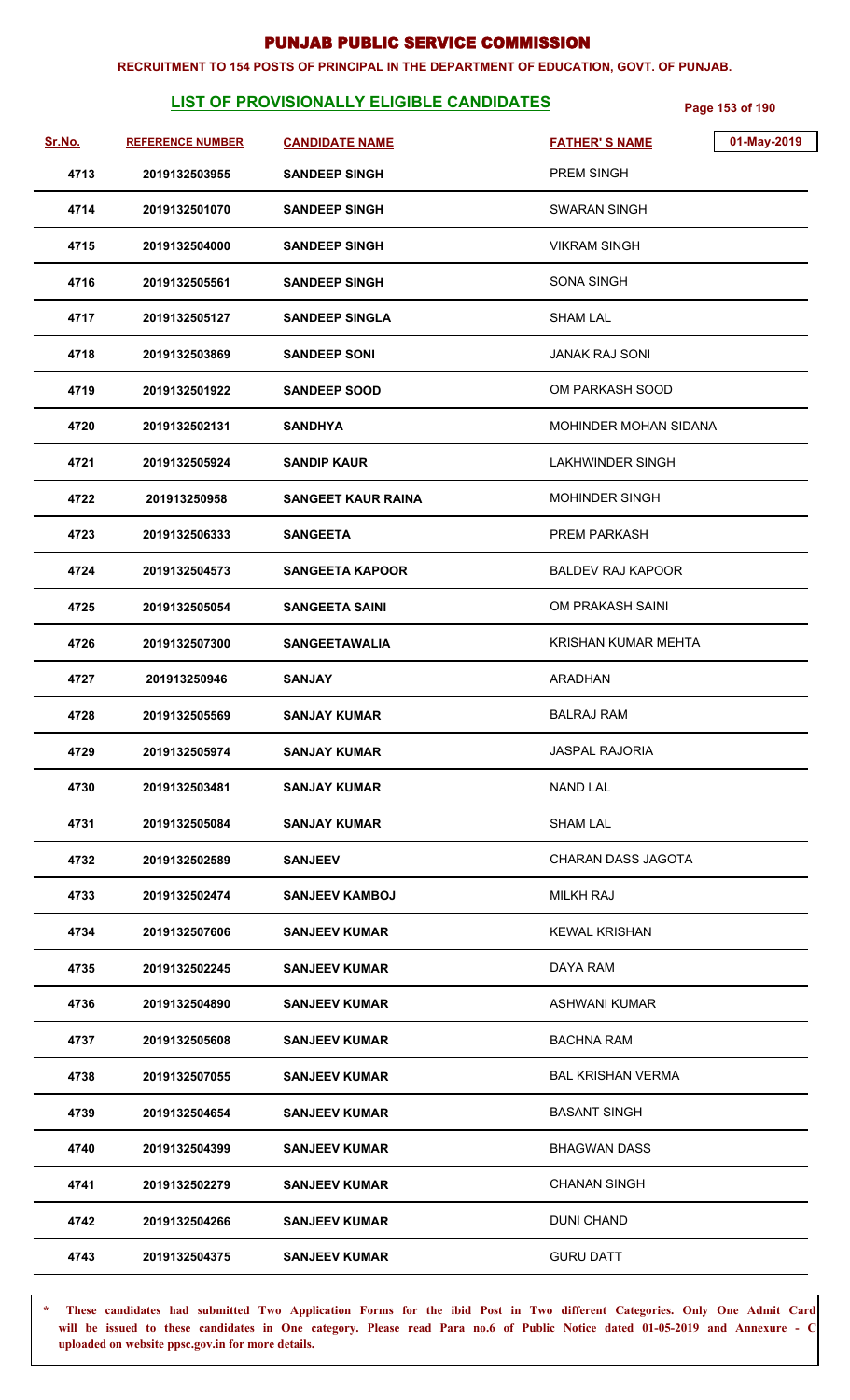# PUNJAB PUBLIC SERVICE COMMISSION

**RECRUITMENT TO 154 POSTS OF PRINCIPAL IN THE DEPARTMENT OF EDUCATION, GOVT. OF PUNJAB.**

## LIST OF PROVISIONALLY ELIGIBLE CANDIDATES

01-May-2019

| Sr.No. | REFERENCE NUMBER | CANDIDATE NAME | FATHER' S NAME |
|---|---|---|---|
| 4713 | 2019132503955 | SANDEEP SINGH | PREM SINGH |
| 4714 | 2019132501070 | SANDEEP SINGH | SWARAN SINGH |
| 4715 | 2019132504000 | SANDEEP SINGH | VIKRAM SINGH |
| 4716 | 2019132505561 | SANDEEP SINGH | SONA SINGH |
| 4717 | 2019132505127 | SANDEEP SINGLA | SHAM LAL |
| 4718 | 2019132503869 | SANDEEP SONI | JANAK RAJ SONI |
| 4719 | 2019132501922 | SANDEEP SOOD | OM PARKASH SOOD |
| 4720 | 2019132502131 | SANDHYA | MOHINDER MOHAN SIDANA |
| 4721 | 2019132505924 | SANDIP KAUR | LAKHWINDER SINGH |
| 4722 | 201913250958 | SANGEET KAUR RAINA | MOHINDER SINGH |
| 4723 | 2019132506333 | SANGEETA | PREM PARKASH |
| 4724 | 2019132504573 | SANGEETA KAPOOR | BALDEV RAJ KAPOOR |
| 4725 | 2019132505054 | SANGEETA SAINI | OM PRAKASH SAINI |
| 4726 | 2019132507300 | SANGEETAWALIA | KRISHAN KUMAR MEHTA |
| 4727 | 201913250946 | SANJAY | ARADHAN |
| 4728 | 2019132505569 | SANJAY KUMAR | BALRAJ RAM |
| 4729 | 2019132505974 | SANJAY KUMAR | JASPAL RAJORIA |
| 4730 | 2019132503481 | SANJAY KUMAR | NAND LAL |
| 4731 | 2019132505084 | SANJAY KUMAR | SHAM LAL |
| 4732 | 2019132502589 | SANJEEV | CHARAN DASS JAGOTA |
| 4733 | 2019132502474 | SANJEEV KAMBOJ | MILKH RAJ |
| 4734 | 2019132507606 | SANJEEV KUMAR | KEWAL KRISHAN |
| 4735 | 2019132502245 | SANJEEV KUMAR | DAYA RAM |
| 4736 | 2019132504890 | SANJEEV KUMAR | ASHWANI KUMAR |
| 4737 | 2019132505608 | SANJEEV KUMAR | BACHNA RAM |
| 4738 | 2019132507055 | SANJEEV KUMAR | BAL KRISHAN VERMA |
| 4739 | 2019132504654 | SANJEEV KUMAR | BASANT SINGH |
| 4740 | 2019132504399 | SANJEEV KUMAR | BHAGWAN DASS |
| 4741 | 2019132502279 | SANJEEV KUMAR | CHANAN SINGH |
| 4742 | 2019132504266 | SANJEEV KUMAR | DUNI CHAND |
| 4743 | 2019132504375 | SANJEEV KUMAR | GURU DATT |

\* These candidates had submitted Two Application Forms for the ibid Post in Two different Categories. Only One Admit Card will be issued to these candidates in One category. Please read Para no.6 of Public Notice dated 01-05-2019 and Annexure - C uploaded on website ppsc.gov.in for more details.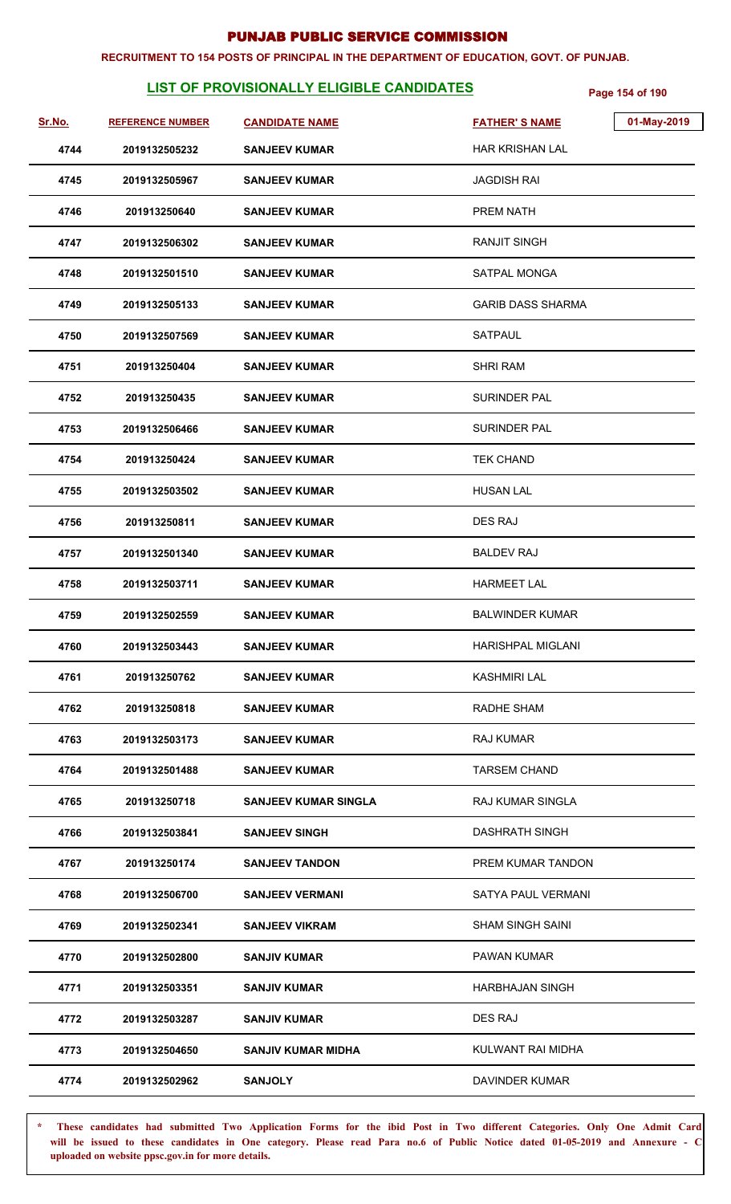# PUNJAB PUBLIC SERVICE COMMISSION

**RECRUITMENT TO 154 POSTS OF PRINCIPAL IN THE DEPARTMENT OF EDUCATION, GOVT. OF PUNJAB.**

## LIST OF PROVISIONALLY ELIGIBLE CANDIDATES

01-May-2019

| Sr.No. | REFERENCE NUMBER | CANDIDATE NAME | FATHER' S NAME |
|---|---|---|---|
| 4744 | 2019132505232 | SANJEEV KUMAR | HAR KRISHAN LAL |
| 4745 | 2019132505967 | SANJEEV KUMAR | JAGDISH RAI |
| 4746 | 201913250640 | SANJEEV KUMAR | PREM NATH |
| 4747 | 2019132506302 | SANJEEV KUMAR | RANJIT SINGH |
| 4748 | 2019132501510 | SANJEEV KUMAR | SATPAL MONGA |
| 4749 | 2019132505133 | SANJEEV KUMAR | GARIB DASS SHARMA |
| 4750 | 2019132507569 | SANJEEV KUMAR | SATPAUL |
| 4751 | 201913250404 | SANJEEV KUMAR | SHRI RAM |
| 4752 | 201913250435 | SANJEEV KUMAR | SURINDER PAL |
| 4753 | 2019132506466 | SANJEEV KUMAR | SURINDER PAL |
| 4754 | 201913250424 | SANJEEV KUMAR | TEK CHAND |
| 4755 | 2019132503502 | SANJEEV KUMAR | HUSAN LAL |
| 4756 | 201913250811 | SANJEEV KUMAR | DES RAJ |
| 4757 | 2019132501340 | SANJEEV KUMAR | BALDEV RAJ |
| 4758 | 2019132503711 | SANJEEV KUMAR | HARMEET LAL |
| 4759 | 2019132502559 | SANJEEV KUMAR | BALWINDER KUMAR |
| 4760 | 2019132503443 | SANJEEV KUMAR | HARISHPAL MIGLANI |
| 4761 | 201913250762 | SANJEEV KUMAR | KASHMIRI LAL |
| 4762 | 201913250818 | SANJEEV KUMAR | RADHE SHAM |
| 4763 | 2019132503173 | SANJEEV KUMAR | RAJ KUMAR |
| 4764 | 2019132501488 | SANJEEV KUMAR | TARSEM CHAND |
| 4765 | 201913250718 | SANJEEV KUMAR SINGLA | RAJ KUMAR SINGLA |
| 4766 | 2019132503841 | SANJEEV SINGH | DASHRATH SINGH |
| 4767 | 201913250174 | SANJEEV TANDON | PREM KUMAR TANDON |
| 4768 | 2019132506700 | SANJEEV VERMANI | SATYA PAUL VERMANI |
| 4769 | 2019132502341 | SANJEEV VIKRAM | SHAM SINGH SAINI |
| 4770 | 2019132502800 | SANJIV KUMAR | PAWAN KUMAR |
| 4771 | 2019132503351 | SANJIV KUMAR | HARBHAJAN SINGH |
| 4772 | 2019132503287 | SANJIV KUMAR | DES RAJ |
| 4773 | 2019132504650 | SANJIV KUMAR MIDHA | KULWANT RAI MIDHA |
| 4774 | 2019132502962 | SANJOLY | DAVINDER KUMAR |

\* These candidates had submitted Two Application Forms for the ibid Post in Two different Categories. Only One Admit Card will be issued to these candidates in One category. Please read Para no.6 of Public Notice dated 01-05-2019 and Annexure - C uploaded on website ppsc.gov.in for more details.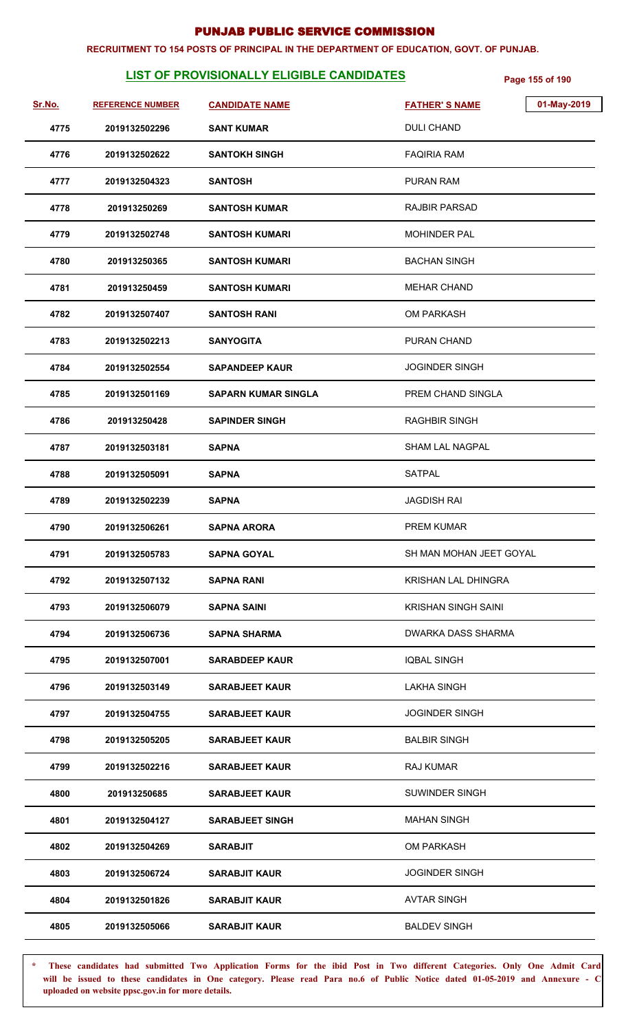# PUNJAB PUBLIC SERVICE COMMISSION

**RECRUITMENT TO 154 POSTS OF PRINCIPAL IN THE DEPARTMENT OF EDUCATION, GOVT. OF PUNJAB.**

## LIST OF PROVISIONALLY ELIGIBLE CANDIDATES

01-May-2019

| Sr.No. | REFERENCE NUMBER | CANDIDATE NAME | FATHER' S NAME |
|---|---|---|---|
| 4775 | 2019132502296 | SANT KUMAR | DULI CHAND |
| 4776 | 2019132502622 | SANTOKH SINGH | FAQIRIA RAM |
| 4777 | 2019132504323 | SANTOSH | PURAN RAM |
| 4778 | 201913250269 | SANTOSH KUMAR | RAJBIR PARSAD |
| 4779 | 2019132502748 | SANTOSH KUMARI | MOHINDER PAL |
| 4780 | 201913250365 | SANTOSH KUMARI | BACHAN SINGH |
| 4781 | 201913250459 | SANTOSH KUMARI | MEHAR CHAND |
| 4782 | 2019132507407 | SANTOSH RANI | OM PARKASH |
| 4783 | 2019132502213 | SANYOGITA | PURAN CHAND |
| 4784 | 2019132502554 | SAPANDEEP KAUR | JOGINDER SINGH |
| 4785 | 2019132501169 | SAPARN KUMAR SINGLA | PREM CHAND SINGLA |
| 4786 | 201913250428 | SAPINDER SINGH | RAGHBIR SINGH |
| 4787 | 2019132503181 | SAPNA | SHAM LAL NAGPAL |
| 4788 | 2019132505091 | SAPNA | SATPAL |
| 4789 | 2019132502239 | SAPNA | JAGDISH RAI |
| 4790 | 2019132506261 | SAPNA ARORA | PREM KUMAR |
| 4791 | 2019132505783 | SAPNA GOYAL | SH MAN MOHAN JEET GOYAL |
| 4792 | 2019132507132 | SAPNA RANI | KRISHAN LAL DHINGRA |
| 4793 | 2019132506079 | SAPNA SAINI | KRISHAN SINGH SAINI |
| 4794 | 2019132506736 | SAPNA SHARMA | DWARKA DASS SHARMA |
| 4795 | 2019132507001 | SARABDEEP KAUR | IQBAL SINGH |
| 4796 | 2019132503149 | SARABJEET KAUR | LAKHA SINGH |
| 4797 | 2019132504755 | SARABJEET KAUR | JOGINDER SINGH |
| 4798 | 2019132505205 | SARABJEET KAUR | BALBIR SINGH |
| 4799 | 2019132502216 | SARABJEET KAUR | RAJ KUMAR |
| 4800 | 201913250685 | SARABJEET KAUR | SUWINDER SINGH |
| 4801 | 2019132504127 | SARABJEET SINGH | MAHAN SINGH |
| 4802 | 2019132504269 | SARABJIT | OM PARKASH |
| 4803 | 2019132506724 | SARABJIT KAUR | JOGINDER SINGH |
| 4804 | 2019132501826 | SARABJIT KAUR | AVTAR SINGH |
| 4805 | 2019132505066 | SARABJIT KAUR | BALDEV SINGH |

\* These candidates had submitted Two Application Forms for the ibid Post in Two different Categories. Only One Admit Card will be issued to these candidates in One category. Please read Para no.6 of Public Notice dated 01-05-2019 and Annexure - C uploaded on website ppsc.gov.in for more details.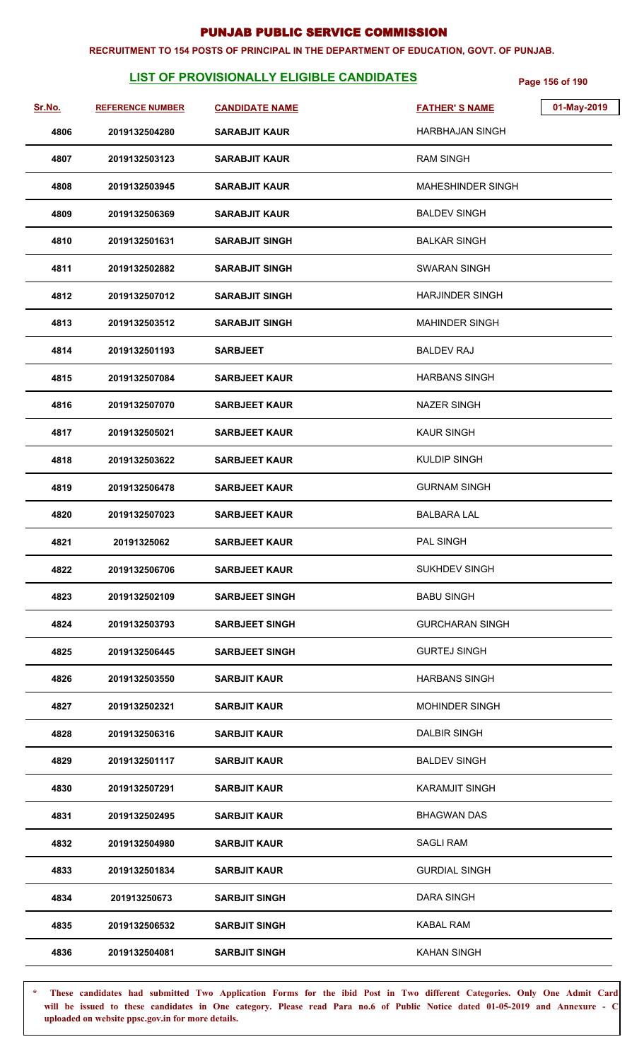# PUNJAB PUBLIC SERVICE COMMISSION

**RECRUITMENT TO 154 POSTS OF PRINCIPAL IN THE DEPARTMENT OF EDUCATION, GOVT. OF PUNJAB.**

## LIST OF PROVISIONALLY ELIGIBLE CANDIDATES

01-May-2019

| Sr.No. | REFERENCE NUMBER | CANDIDATE NAME | FATHER' S NAME |
|---|---|---|---|
| 4806 | 2019132504280 | SARABJIT KAUR | HARBHAJAN SINGH |
| 4807 | 2019132503123 | SARABJIT KAUR | RAM SINGH |
| 4808 | 2019132503945 | SARABJIT KAUR | MAHESHINDER SINGH |
| 4809 | 2019132506369 | SARABJIT KAUR | BALDEV SINGH |
| 4810 | 2019132501631 | SARABJIT SINGH | BALKAR SINGH |
| 4811 | 2019132502882 | SARABJIT SINGH | SWARAN SINGH |
| 4812 | 2019132507012 | SARABJIT SINGH | HARJINDER SINGH |
| 4813 | 2019132503512 | SARABJIT SINGH | MAHINDER SINGH |
| 4814 | 2019132501193 | SARBJEET | BALDEV RAJ |
| 4815 | 2019132507084 | SARBJEET KAUR | HARBANS SINGH |
| 4816 | 2019132507070 | SARBJEET KAUR | NAZER SINGH |
| 4817 | 2019132505021 | SARBJEET KAUR | KAUR SINGH |
| 4818 | 2019132503622 | SARBJEET KAUR | KULDIP SINGH |
| 4819 | 2019132506478 | SARBJEET KAUR | GURNAM SINGH |
| 4820 | 2019132507023 | SARBJEET KAUR | BALBARA LAL |
| 4821 | 20191325062 | SARBJEET KAUR | PAL SINGH |
| 4822 | 2019132506706 | SARBJEET KAUR | SUKHDEV SINGH |
| 4823 | 2019132502109 | SARBJEET SINGH | BABU SINGH |
| 4824 | 2019132503793 | SARBJEET SINGH | GURCHARAN SINGH |
| 4825 | 2019132506445 | SARBJEET SINGH | GURTEJ SINGH |
| 4826 | 2019132503550 | SARBJIT KAUR | HARBANS SINGH |
| 4827 | 2019132502321 | SARBJIT KAUR | MOHINDER SINGH |
| 4828 | 2019132506316 | SARBJIT KAUR | DALBIR SINGH |
| 4829 | 2019132501117 | SARBJIT KAUR | BALDEV SINGH |
| 4830 | 2019132507291 | SARBJIT KAUR | KARAMJIT SINGH |
| 4831 | 2019132502495 | SARBJIT KAUR | BHAGWAN DAS |
| 4832 | 2019132504980 | SARBJIT KAUR | SAGLI RAM |
| 4833 | 2019132501834 | SARBJIT KAUR | GURDIAL SINGH |
| 4834 | 201913250673 | SARBJIT SINGH | DARA SINGH |
| 4835 | 2019132506532 | SARBJIT SINGH | KABAL RAM |
| 4836 | 2019132504081 | SARBJIT SINGH | KAHAN SINGH |

\* These candidates had submitted Two Application Forms for the ibid Post in Two different Categories. Only One Admit Card will be issued to these candidates in One category. Please read Para no.6 of Public Notice dated 01-05-2019 and Annexure - C uploaded on website ppsc.gov.in for more details.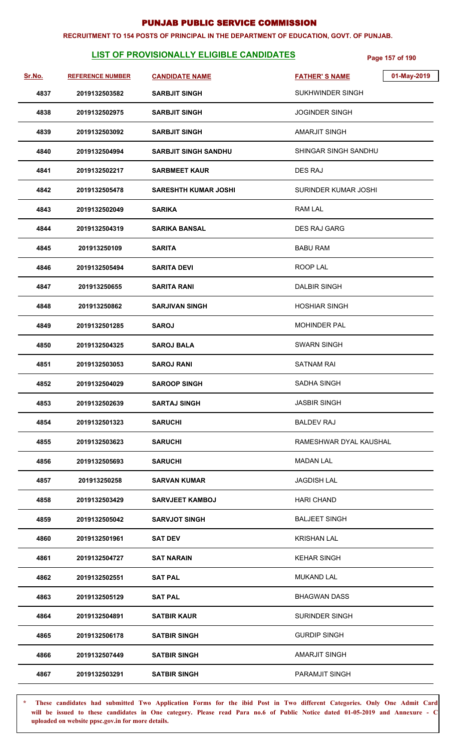# PUNJAB PUBLIC SERVICE COMMISSION

**RECRUITMENT TO 154 POSTS OF PRINCIPAL IN THE DEPARTMENT OF EDUCATION, GOVT. OF PUNJAB.**

## LIST OF PROVISIONALLY ELIGIBLE CANDIDATES

01-May-2019

| Sr.No. | REFERENCE NUMBER | CANDIDATE NAME | FATHER' S NAME |
|---|---|---|---|
| 4837 | 2019132503582 | SARBJIT SINGH | SUKHWINDER SINGH |
| 4838 | 2019132502975 | SARBJIT SINGH | JOGINDER SINGH |
| 4839 | 2019132503092 | SARBJIT SINGH | AMARJIT SINGH |
| 4840 | 2019132504994 | SARBJIT SINGH SANDHU | SHINGAR SINGH SANDHU |
| 4841 | 2019132502217 | SARBMEET KAUR | DES RAJ |
| 4842 | 2019132505478 | SARESHTH KUMAR JOSHI | SURINDER KUMAR JOSHI |
| 4843 | 2019132502049 | SARIKA | RAM LAL |
| 4844 | 2019132504319 | SARIKA BANSAL | DES RAJ GARG |
| 4845 | 201913250109 | SARITA | BABU RAM |
| 4846 | 2019132505494 | SARITA DEVI | ROOP LAL |
| 4847 | 201913250655 | SARITA RANI | DALBIR SINGH |
| 4848 | 201913250862 | SARJIVAN SINGH | HOSHIAR SINGH |
| 4849 | 2019132501285 | SAROJ | MOHINDER PAL |
| 4850 | 2019132504325 | SAROJ BALA | SWARN SINGH |
| 4851 | 2019132503053 | SAROJ RANI | SATNAM RAI |
| 4852 | 2019132504029 | SAROOP SINGH | SADHA SINGH |
| 4853 | 2019132502639 | SARTAJ SINGH | JASBIR SINGH |
| 4854 | 2019132501323 | SARUCHI | BALDEV RAJ |
| 4855 | 2019132503623 | SARUCHI | RAMESHWAR DYAL KAUSHAL |
| 4856 | 2019132505693 | SARUCHI | MADAN LAL |
| 4857 | 201913250258 | SARVAN KUMAR | JAGDISH LAL |
| 4858 | 2019132503429 | SARVJEET KAMBOJ | HARI CHAND |
| 4859 | 2019132505042 | SARVJOT SINGH | BALJEET SINGH |
| 4860 | 2019132501961 | SAT DEV | KRISHAN LAL |
| 4861 | 2019132504727 | SAT NARAIN | KEHAR SINGH |
| 4862 | 2019132502551 | SAT PAL | MUKAND LAL |
| 4863 | 2019132505129 | SAT PAL | BHAGWAN DASS |
| 4864 | 2019132504891 | SATBIR KAUR | SURINDER SINGH |
| 4865 | 2019132506178 | SATBIR SINGH | GURDIP SINGH |
| 4866 | 2019132507449 | SATBIR SINGH | AMARJIT SINGH |
| 4867 | 2019132503291 | SATBIR SINGH | PARAMJIT SINGH |

**\* These candidates had submitted Two Application Forms for the ibid Post in Two different Categories. Only One Admit Card will be issued to these candidates in One category. Please read Para no.6 of Public Notice dated 01-05-2019 and Annexure - C uploaded on website ppsc.gov.in for more details.**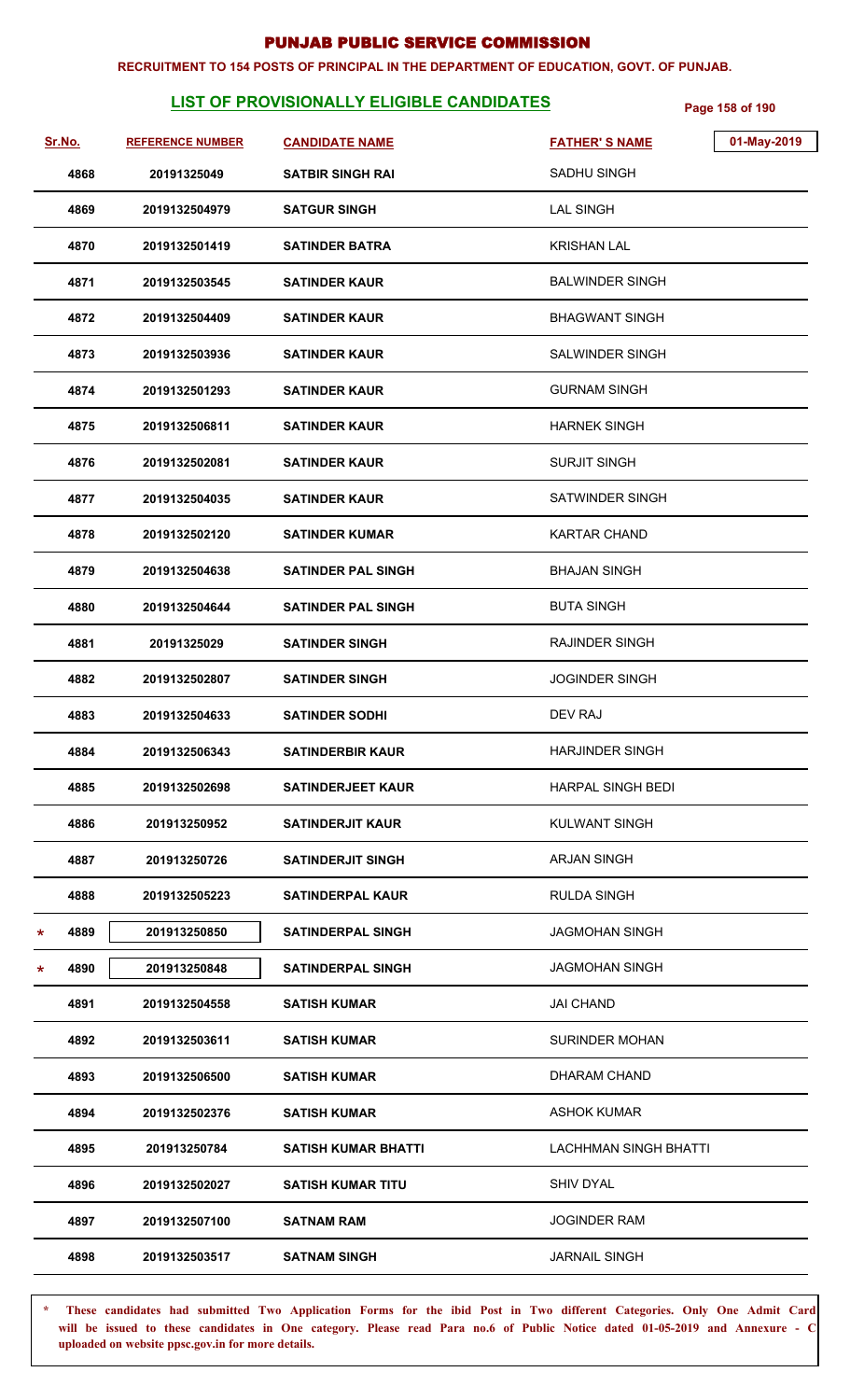# PUNJAB PUBLIC SERVICE COMMISSION

**RECRUITMENT TO 154 POSTS OF PRINCIPAL IN THE DEPARTMENT OF EDUCATION, GOVT. OF PUNJAB.**

## LIST OF PROVISIONALLY ELIGIBLE CANDIDATES

01-May-2019

| Sr.No. | REFERENCE NUMBER | CANDIDATE NAME | FATHER' S NAME |
|---|---|---|---|
| 4868 | 20191325049 | SATBIR SINGH RAI | SADHU SINGH |
| 4869 | 2019132504979 | SATGUR SINGH | LAL SINGH |
| 4870 | 2019132501419 | SATINDER BATRA | KRISHAN LAL |
| 4871 | 2019132503545 | SATINDER KAUR | BALWINDER SINGH |
| 4872 | 2019132504409 | SATINDER KAUR | BHAGWANT SINGH |
| 4873 | 2019132503936 | SATINDER KAUR | SALWINDER SINGH |
| 4874 | 2019132501293 | SATINDER KAUR | GURNAM SINGH |
| 4875 | 2019132506811 | SATINDER KAUR | HARNEK SINGH |
| 4876 | 2019132502081 | SATINDER KAUR | SURJIT SINGH |
| 4877 | 2019132504035 | SATINDER KAUR | SATWINDER SINGH |
| 4878 | 2019132502120 | SATINDER KUMAR | KARTAR CHAND |
| 4879 | 2019132504638 | SATINDER PAL SINGH | BHAJAN SINGH |
| 4880 | 2019132504644 | SATINDER PAL SINGH | BUTA SINGH |
| 4881 | 20191325029 | SATINDER SINGH | RAJINDER SINGH |
| 4882 | 2019132502807 | SATINDER SINGH | JOGINDER SINGH |
| 4883 | 2019132504633 | SATINDER SODHI | DEV RAJ |
| 4884 | 2019132506343 | SATINDERBIR KAUR | HARJINDER SINGH |
| 4885 | 2019132502698 | SATINDERJEET KAUR | HARPAL SINGH BEDI |
| 4886 | 201913250952 | SATINDERJIT KAUR | KULWANT SINGH |
| 4887 | 201913250726 | SATINDERJIT SINGH | ARJAN SINGH |
| 4888 | 2019132505223 | SATINDERPAL KAUR | RULDA SINGH |
| * 4889 | 201913250850 | SATINDERPAL SINGH | JAGMOHAN SINGH |
| * 4890 | 201913250848 | SATINDERPAL SINGH | JAGMOHAN SINGH |
| 4891 | 2019132504558 | SATISH KUMAR | JAI CHAND |
| 4892 | 2019132503611 | SATISH KUMAR | SURINDER MOHAN |
| 4893 | 2019132506500 | SATISH KUMAR | DHARAM CHAND |
| 4894 | 2019132502376 | SATISH KUMAR | ASHOK KUMAR |
| 4895 | 201913250784 | SATISH KUMAR BHATTI | LACHHMAN SINGH BHATTI |
| 4896 | 2019132502027 | SATISH KUMAR TITU | SHIV DYAL |
| 4897 | 2019132507100 | SATNAM RAM | JOGINDER RAM |
| 4898 | 2019132503517 | SATNAM SINGH | JARNAIL SINGH |

\* **These candidates had submitted Two Application Forms for the ibid Post in Two different Categories. Only One Admit Card will be issued to these candidates in One category. Please read Para no.6 of Public Notice dated 01-05-2019 and Annexure - C uploaded on website ppsc.gov.in for more details.**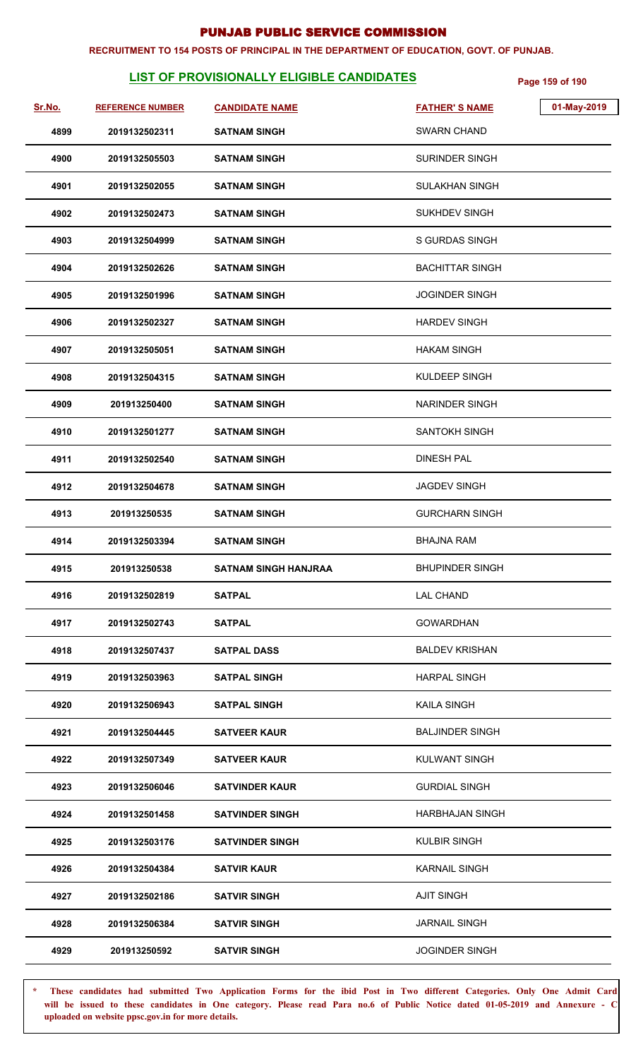# PUNJAB PUBLIC SERVICE COMMISSION

**RECRUITMENT TO 154 POSTS OF PRINCIPAL IN THE DEPARTMENT OF EDUCATION, GOVT. OF PUNJAB.**

## LIST OF PROVISIONALLY ELIGIBLE CANDIDATES

01-May-2019

| Sr.No. | REFERENCE NUMBER | CANDIDATE NAME | FATHER' S NAME |
|---|---|---|---|
| 4899 | 2019132502311 | SATNAM SINGH | SWARN CHAND |
| 4900 | 2019132505503 | SATNAM SINGH | SURINDER SINGH |
| 4901 | 2019132502055 | SATNAM SINGH | SULAKHAN SINGH |
| 4902 | 2019132502473 | SATNAM SINGH | SUKHDEV SINGH |
| 4903 | 2019132504999 | SATNAM SINGH | S GURDAS SINGH |
| 4904 | 2019132502626 | SATNAM SINGH | BACHITTAR SINGH |
| 4905 | 2019132501996 | SATNAM SINGH | JOGINDER SINGH |
| 4906 | 2019132502327 | SATNAM SINGH | HARDEV SINGH |
| 4907 | 2019132505051 | SATNAM SINGH | HAKAM SINGH |
| 4908 | 2019132504315 | SATNAM SINGH | KULDEEP SINGH |
| 4909 | 201913250400 | SATNAM SINGH | NARINDER SINGH |
| 4910 | 2019132501277 | SATNAM SINGH | SANTOKH SINGH |
| 4911 | 2019132502540 | SATNAM SINGH | DINESH PAL |
| 4912 | 2019132504678 | SATNAM SINGH | JAGDEV SINGH |
| 4913 | 201913250535 | SATNAM SINGH | GURCHARN SINGH |
| 4914 | 2019132503394 | SATNAM SINGH | BHAJNA RAM |
| 4915 | 201913250538 | SATNAM SINGH HANJRAA | BHUPINDER SINGH |
| 4916 | 2019132502819 | SATPAL | LAL CHAND |
| 4917 | 2019132502743 | SATPAL | GOWARDHAN |
| 4918 | 2019132507437 | SATPAL DASS | BALDEV KRISHAN |
| 4919 | 2019132503963 | SATPAL SINGH | HARPAL SINGH |
| 4920 | 2019132506943 | SATPAL SINGH | KAILA SINGH |
| 4921 | 2019132504445 | SATVEER KAUR | BALJINDER SINGH |
| 4922 | 2019132507349 | SATVEER KAUR | KULWANT SINGH |
| 4923 | 2019132506046 | SATVINDER KAUR | GURDIAL SINGH |
| 4924 | 2019132501458 | SATVINDER SINGH | HARBHAJAN SINGH |
| 4925 | 2019132503176 | SATVINDER SINGH | KULBIR SINGH |
| 4926 | 2019132504384 | SATVIR KAUR | KARNAIL SINGH |
| 4927 | 2019132502186 | SATVIR SINGH | AJIT SINGH |
| 4928 | 2019132506384 | SATVIR SINGH | JARNAIL SINGH |
| 4929 | 201913250592 | SATVIR SINGH | JOGINDER SINGH |

**\* These candidates had submitted Two Application Forms for the ibid Post in Two different Categories. Only One Admit Card will be issued to these candidates in One category. Please read Para no.6 of Public Notice dated 01-05-2019 and Annexure - C uploaded on website ppsc.gov.in for more details.**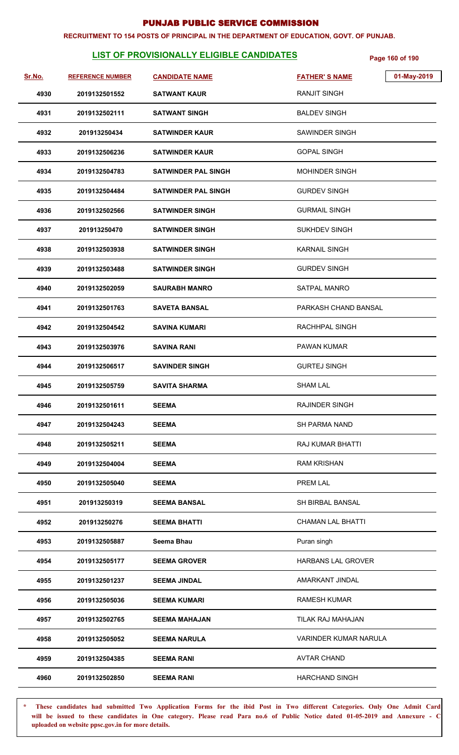# PUNJAB PUBLIC SERVICE COMMISSION

**RECRUITMENT TO 154 POSTS OF PRINCIPAL IN THE DEPARTMENT OF EDUCATION, GOVT. OF PUNJAB.**

## LIST OF PROVISIONALLY ELIGIBLE CANDIDATES

01-May-2019

| Sr.No. | REFERENCE NUMBER | CANDIDATE NAME | FATHER' S NAME |
|---|---|---|---|
| 4930 | 2019132501552 | SATWANT KAUR | RANJIT SINGH |
| 4931 | 2019132502111 | SATWANT SINGH | BALDEV SINGH |
| 4932 | 201913250434 | SATWINDER KAUR | SAWINDER SINGH |
| 4933 | 2019132506236 | SATWINDER KAUR | GOPAL SINGH |
| 4934 | 2019132504783 | SATWINDER PAL SINGH | MOHINDER SINGH |
| 4935 | 2019132504484 | SATWINDER PAL SINGH | GURDEV SINGH |
| 4936 | 2019132502566 | SATWINDER SINGH | GURMAIL SINGH |
| 4937 | 201913250470 | SATWINDER SINGH | SUKHDEV SINGH |
| 4938 | 2019132503938 | SATWINDER SINGH | KARNAIL SINGH |
| 4939 | 2019132503488 | SATWINDER SINGH | GURDEV SINGH |
| 4940 | 2019132502059 | SAURABH MANRO | SATPAL MANRO |
| 4941 | 2019132501763 | SAVETA BANSAL | PARKASH CHAND BANSAL |
| 4942 | 2019132504542 | SAVINA KUMARI | RACHHPAL SINGH |
| 4943 | 2019132503976 | SAVINA RANI | PAWAN KUMAR |
| 4944 | 2019132506517 | SAVINDER SINGH | GURTEJ SINGH |
| 4945 | 2019132505759 | SAVITA SHARMA | SHAM LAL |
| 4946 | 2019132501611 | SEEMA | RAJINDER SINGH |
| 4947 | 2019132504243 | SEEMA | SH PARMA NAND |
| 4948 | 2019132505211 | SEEMA | RAJ KUMAR BHATTI |
| 4949 | 2019132504004 | SEEMA | RAM KRISHAN |
| 4950 | 2019132505040 | SEEMA | PREM LAL |
| 4951 | 201913250319 | SEEMA BANSAL | SH BIRBAL BANSAL |
| 4952 | 201913250276 | SEEMA BHATTI | CHAMAN LAL BHATTI |
| 4953 | 2019132505887 | Seema Bhau | Puran singh |
| 4954 | 2019132505177 | SEEMA GROVER | HARBANS LAL GROVER |
| 4955 | 2019132501237 | SEEMA JINDAL | AMARKANT JINDAL |
| 4956 | 2019132505036 | SEEMA KUMARI | RAMESH KUMAR |
| 4957 | 2019132502765 | SEEMA MAHAJAN | TILAK RAJ MAHAJAN |
| 4958 | 2019132505052 | SEEMA NARULA | VARINDER KUMAR NARULA |
| 4959 | 2019132504385 | SEEMA RANI | AVTAR CHAND |
| 4960 | 2019132502850 | SEEMA RANI | HARCHAND SINGH |

\* **These candidates had submitted Two Application Forms for the ibid Post in Two different Categories. Only One Admit Card will be issued to these candidates in One category. Please read Para no.6 of Public Notice dated 01-05-2019 and Annexure - C uploaded on website ppsc.gov.in for more details.**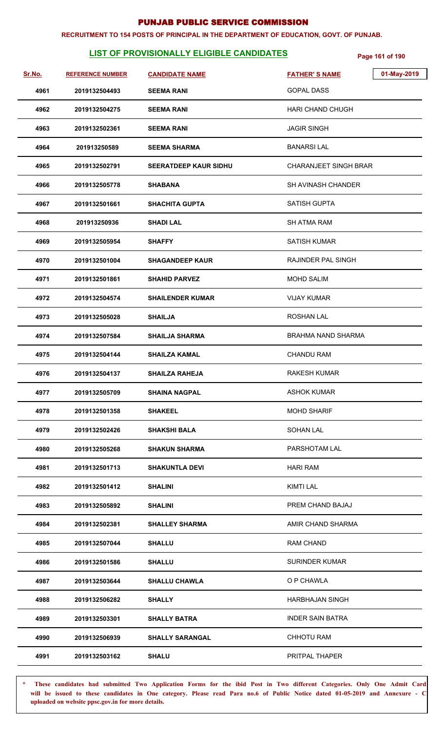# PUNJAB PUBLIC SERVICE COMMISSION

**RECRUITMENT TO 154 POSTS OF PRINCIPAL IN THE DEPARTMENT OF EDUCATION, GOVT. OF PUNJAB.**

## LIST OF PROVISIONALLY ELIGIBLE CANDIDATES

01-May-2019

| Sr.No. | REFERENCE NUMBER | CANDIDATE NAME | FATHER' S NAME |
|---|---|---|---|
| 4961 | 2019132504493 | SEEMA RANI | GOPAL DASS |
| 4962 | 2019132504275 | SEEMA RANI | HARI CHAND CHUGH |
| 4963 | 2019132502361 | SEEMA RANI | JAGIR SINGH |
| 4964 | 201913250589 | SEEMA SHARMA | BANARSI LAL |
| 4965 | 2019132502791 | SEERATDEEP KAUR SIDHU | CHARANJEET SINGH BRAR |
| 4966 | 2019132505778 | SHABANA | SH AVINASH CHANDER |
| 4967 | 2019132501661 | SHACHITA GUPTA | SATISH GUPTA |
| 4968 | 201913250936 | SHADI LAL | SH ATMA RAM |
| 4969 | 2019132505954 | SHAFFY | SATISH KUMAR |
| 4970 | 2019132501004 | SHAGANDEEP KAUR | RAJINDER PAL SINGH |
| 4971 | 2019132501861 | SHAHID PARVEZ | MOHD SALIM |
| 4972 | 2019132504574 | SHAILENDER KUMAR | VIJAY KUMAR |
| 4973 | 2019132505028 | SHAILJA | ROSHAN LAL |
| 4974 | 2019132507584 | SHAILJA SHARMA | BRAHMA NAND SHARMA |
| 4975 | 2019132504144 | SHAILZA KAMAL | CHANDU RAM |
| 4976 | 2019132504137 | SHAILZA RAHEJA | RAKESH KUMAR |
| 4977 | 2019132505709 | SHAINA NAGPAL | ASHOK KUMAR |
| 4978 | 2019132501358 | SHAKEEL | MOHD SHARIF |
| 4979 | 2019132502426 | SHAKSHI BALA | SOHAN LAL |
| 4980 | 2019132505268 | SHAKUN SHARMA | PARSHOTAM LAL |
| 4981 | 2019132501713 | SHAKUNTLA DEVI | HARI RAM |
| 4982 | 2019132501412 | SHALINI | KIMTI LAL |
| 4983 | 2019132505892 | SHALINI | PREM CHAND BAJAJ |
| 4984 | 2019132502381 | SHALLEY SHARMA | AMIR CHAND SHARMA |
| 4985 | 2019132507044 | SHALLU | RAM CHAND |
| 4986 | 2019132501586 | SHALLU | SURINDER KUMAR |
| 4987 | 2019132503644 | SHALLU CHAWLA | O P CHAWLA |
| 4988 | 2019132506282 | SHALLY | HARBHAJAN SINGH |
| 4989 | 2019132503301 | SHALLY BATRA | INDER SAIN BATRA |
| 4990 | 2019132506939 | SHALLY SARANGAL | CHHOTU RAM |
| 4991 | 2019132503162 | SHALU | PRITPAL THAPER |

**\* These candidates had submitted Two Application Forms for the ibid Post in Two different Categories. Only One Admit Card will be issued to these candidates in One category. Please read Para no.6 of Public Notice dated 01-05-2019 and Annexure - C uploaded on website ppsc.gov.in for more details.**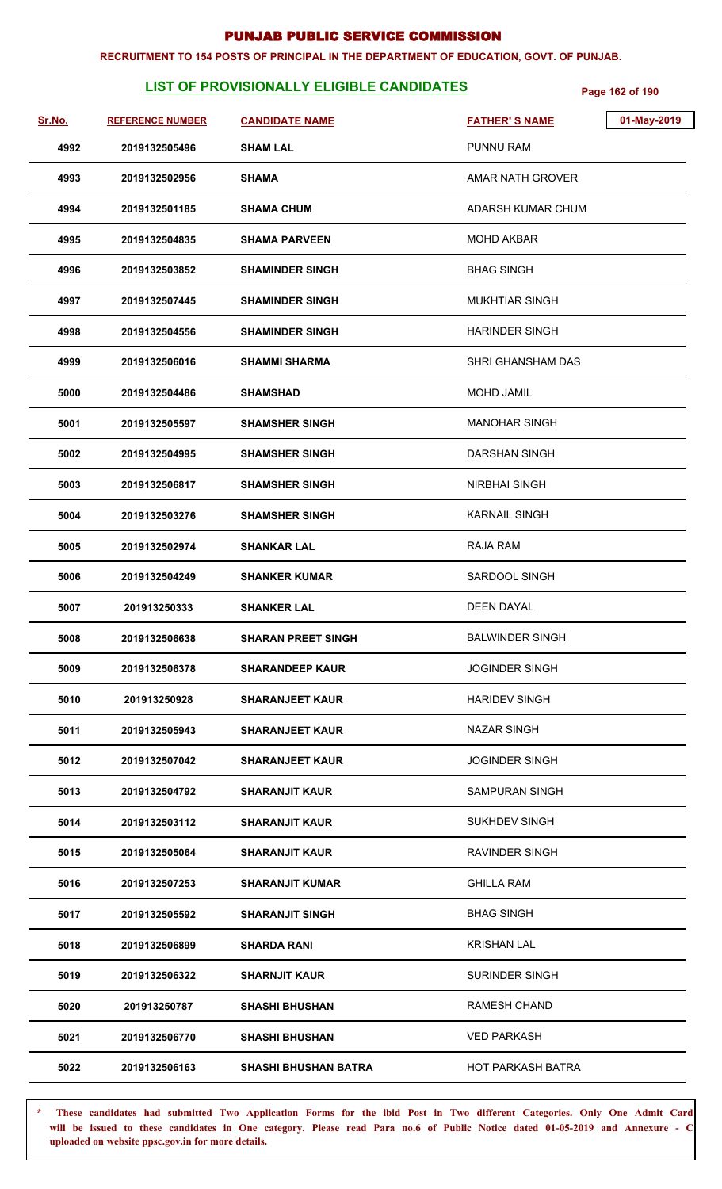# PUNJAB PUBLIC SERVICE COMMISSION

**RECRUITMENT TO 154 POSTS OF PRINCIPAL IN THE DEPARTMENT OF EDUCATION, GOVT. OF PUNJAB.**

## LIST OF PROVISIONALLY ELIGIBLE CANDIDATES

01-May-2019

| Sr.No. | REFERENCE NUMBER | CANDIDATE NAME | FATHER' S NAME |
|---|---|---|---|
| 4992 | 2019132505496 | SHAM LAL | PUNNU RAM |
| 4993 | 2019132502956 | SHAMA | AMAR NATH GROVER |
| 4994 | 2019132501185 | SHAMA CHUM | ADARSH KUMAR CHUM |
| 4995 | 2019132504835 | SHAMA PARVEEN | MOHD AKBAR |
| 4996 | 2019132503852 | SHAMINDER SINGH | BHAG SINGH |
| 4997 | 2019132507445 | SHAMINDER SINGH | MUKHTIAR SINGH |
| 4998 | 2019132504556 | SHAMINDER SINGH | HARINDER SINGH |
| 4999 | 2019132506016 | SHAMMI SHARMA | SHRI GHANSHAM DAS |
| 5000 | 2019132504486 | SHAMSHAD | MOHD JAMIL |
| 5001 | 2019132505597 | SHAMSHER SINGH | MANOHAR SINGH |
| 5002 | 2019132504995 | SHAMSHER SINGH | DARSHAN SINGH |
| 5003 | 2019132506817 | SHAMSHER SINGH | NIRBHAI SINGH |
| 5004 | 2019132503276 | SHAMSHER SINGH | KARNAIL SINGH |
| 5005 | 2019132502974 | SHANKAR LAL | RAJA RAM |
| 5006 | 2019132504249 | SHANKER KUMAR | SARDOOL SINGH |
| 5007 | 201913250333 | SHANKER LAL | DEEN DAYAL |
| 5008 | 2019132506638 | SHARAN PREET SINGH | BALWINDER SINGH |
| 5009 | 2019132506378 | SHARANDEEP KAUR | JOGINDER SINGH |
| 5010 | 201913250928 | SHARANJEET KAUR | HARIDEV SINGH |
| 5011 | 2019132505943 | SHARANJEET KAUR | NAZAR SINGH |
| 5012 | 2019132507042 | SHARANJEET KAUR | JOGINDER SINGH |
| 5013 | 2019132504792 | SHARANJIT KAUR | SAMPURAN SINGH |
| 5014 | 2019132503112 | SHARANJIT KAUR | SUKHDEV SINGH |
| 5015 | 2019132505064 | SHARANJIT KAUR | RAVINDER SINGH |
| 5016 | 2019132507253 | SHARANJIT KUMAR | GHILLA RAM |
| 5017 | 2019132505592 | SHARANJIT SINGH | BHAG SINGH |
| 5018 | 2019132506899 | SHARDA RANI | KRISHAN LAL |
| 5019 | 2019132506322 | SHARNJIT KAUR | SURINDER SINGH |
| 5020 | 201913250787 | SHASHI BHUSHAN | RAMESH CHAND |
| 5021 | 2019132506770 | SHASHI BHUSHAN | VED PARKASH |
| 5022 | 2019132506163 | SHASHI BHUSHAN BATRA | HOT PARKASH BATRA |

\* **These candidates had submitted Two Application Forms for the ibid Post in Two different Categories. Only One Admit Card will be issued to these candidates in One category. Please read Para no.6 of Public Notice dated 01-05-2019 and Annexure - C uploaded on website ppsc.gov.in for more details.**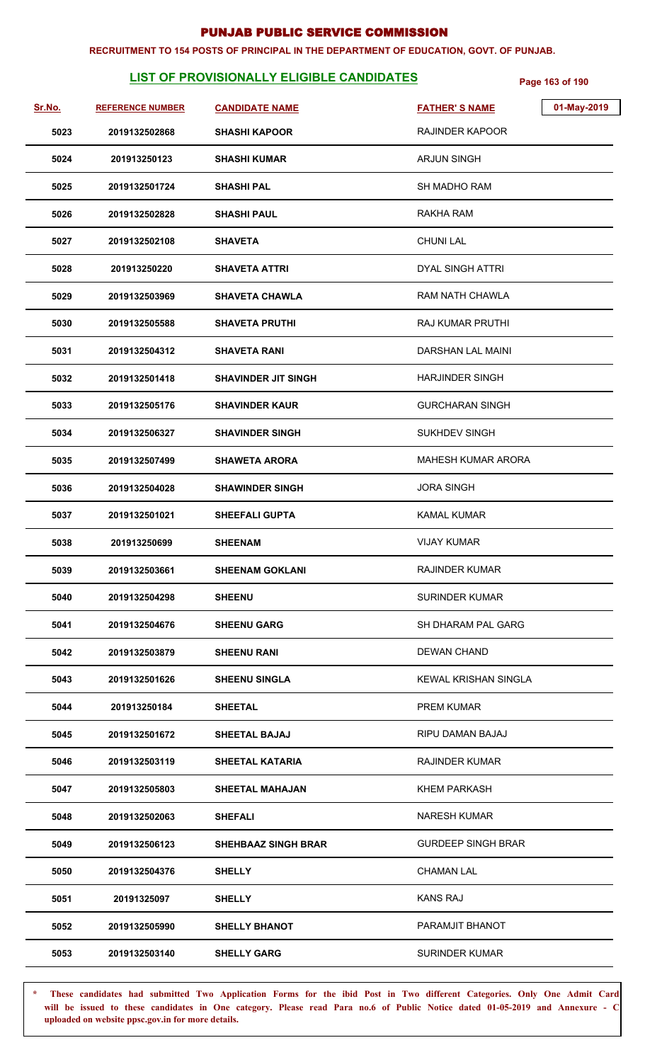# PUNJAB PUBLIC SERVICE COMMISSION

**RECRUITMENT TO 154 POSTS OF PRINCIPAL IN THE DEPARTMENT OF EDUCATION, GOVT. OF PUNJAB.**

## LIST OF PROVISIONALLY ELIGIBLE CANDIDATES

01-May-2019

| Sr.No. | REFERENCE NUMBER | CANDIDATE NAME | FATHER' S NAME |
|---|---|---|---|
| 5023 | 2019132502868 | SHASHI KAPOOR | RAJINDER KAPOOR |
| 5024 | 201913250123 | SHASHI KUMAR | ARJUN SINGH |
| 5025 | 2019132501724 | SHASHI PAL | SH MADHO RAM |
| 5026 | 2019132502828 | SHASHI PAUL | RAKHA RAM |
| 5027 | 2019132502108 | SHAVETA | CHUNI LAL |
| 5028 | 201913250220 | SHAVETA ATTRI | DYAL SINGH ATTRI |
| 5029 | 2019132503969 | SHAVETA CHAWLA | RAM NATH CHAWLA |
| 5030 | 2019132505588 | SHAVETA PRUTHI | RAJ KUMAR PRUTHI |
| 5031 | 2019132504312 | SHAVETA RANI | DARSHAN LAL MAINI |
| 5032 | 2019132501418 | SHAVINDER JIT SINGH | HARJINDER SINGH |
| 5033 | 2019132505176 | SHAVINDER KAUR | GURCHARAN SINGH |
| 5034 | 2019132506327 | SHAVINDER SINGH | SUKHDEV SINGH |
| 5035 | 2019132507499 | SHAWETA ARORA | MAHESH KUMAR ARORA |
| 5036 | 2019132504028 | SHAWINDER SINGH | JORA SINGH |
| 5037 | 2019132501021 | SHEEFALI GUPTA | KAMAL KUMAR |
| 5038 | 201913250699 | SHEENAM | VIJAY KUMAR |
| 5039 | 2019132503661 | SHEENAM GOKLANI | RAJINDER KUMAR |
| 5040 | 2019132504298 | SHEENU | SURINDER KUMAR |
| 5041 | 2019132504676 | SHEENU GARG | SH DHARAM PAL GARG |
| 5042 | 2019132503879 | SHEENU RANI | DEWAN CHAND |
| 5043 | 2019132501626 | SHEENU SINGLA | KEWAL KRISHAN SINGLA |
| 5044 | 201913250184 | SHEETAL | PREM KUMAR |
| 5045 | 2019132501672 | SHEETAL BAJAJ | RIPU DAMAN BAJAJ |
| 5046 | 2019132503119 | SHEETAL KATARIA | RAJINDER KUMAR |
| 5047 | 2019132505803 | SHEETAL MAHAJAN | KHEM PARKASH |
| 5048 | 2019132502063 | SHEFALI | NARESH KUMAR |
| 5049 | 2019132506123 | SHEHBAAZ SINGH BRAR | GURDEEP SINGH BRAR |
| 5050 | 2019132504376 | SHELLY | CHAMAN LAL |
| 5051 | 20191325097 | SHELLY | KANS RAJ |
| 5052 | 2019132505990 | SHELLY BHANOT | PARAMJIT BHANOT |
| 5053 | 2019132503140 | SHELLY GARG | SURINDER KUMAR |

* **These candidates had submitted Two Application Forms for the ibid Post in Two different Categories. Only One Admit Card will be issued to these candidates in One category. Please read Para no.6 of Public Notice dated 01-05-2019 and Annexure - C uploaded on website ppsc.gov.in for more details.**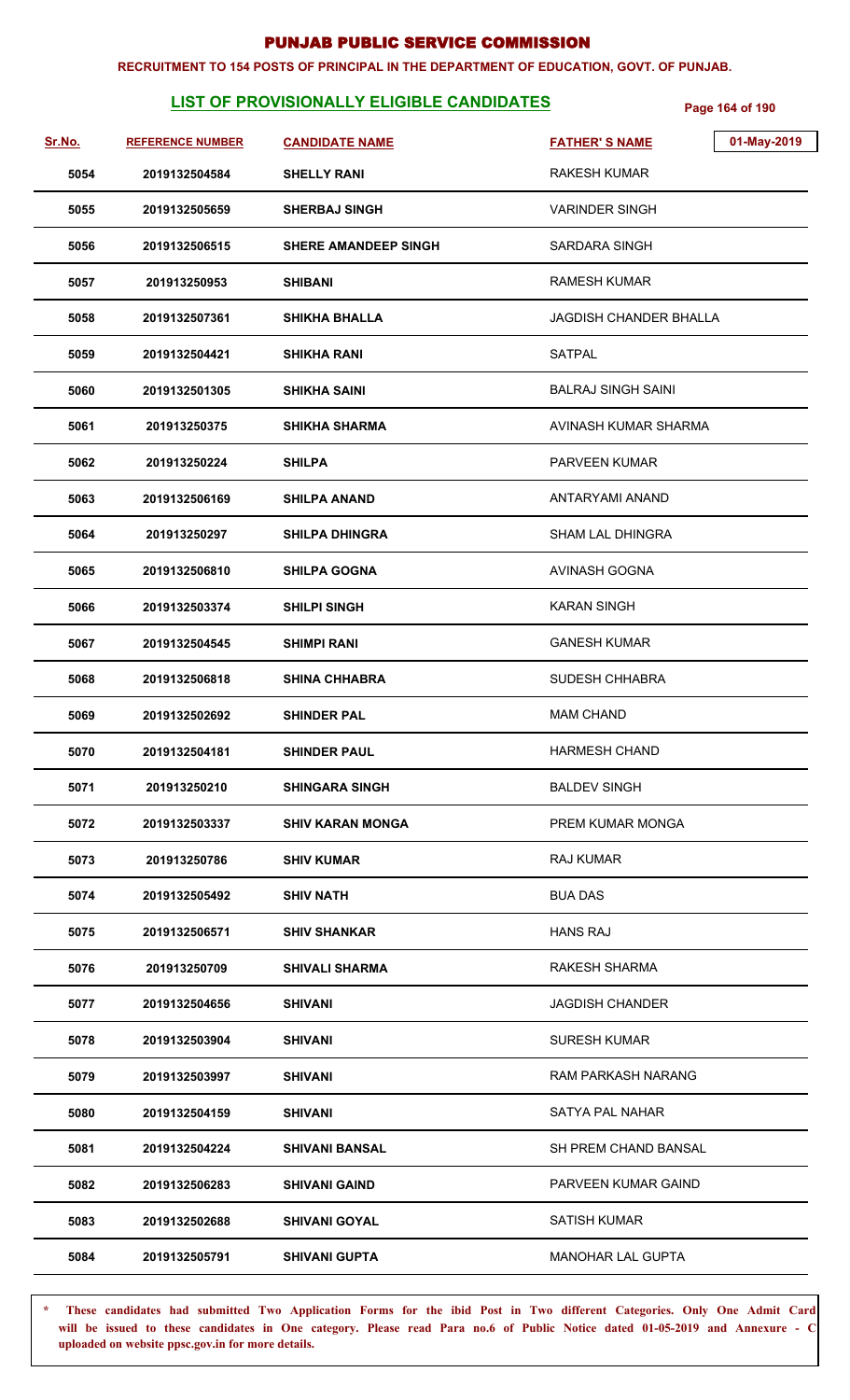# PUNJAB PUBLIC SERVICE COMMISSION

**RECRUITMENT TO 154 POSTS OF PRINCIPAL IN THE DEPARTMENT OF EDUCATION, GOVT. OF PUNJAB.**

## LIST OF PROVISIONALLY ELIGIBLE CANDIDATES

01-May-2019

| Sr.No. | REFERENCE NUMBER | CANDIDATE NAME | FATHER'S NAME |
|---|---|---|---|
| 5054 | 2019132504584 | SHELLY RANI | RAKESH KUMAR |
| 5055 | 2019132505659 | SHERBAJ SINGH | VARINDER SINGH |
| 5056 | 2019132506515 | SHERE AMANDEEP SINGH | SARDARA SINGH |
| 5057 | 201913250953 | SHIBANI | RAMESH KUMAR |
| 5058 | 2019132507361 | SHIKHA BHALLA | JAGDISH CHANDER BHALLA |
| 5059 | 2019132504421 | SHIKHA RANI | SATPAL |
| 5060 | 2019132501305 | SHIKHA SAINI | BALRAJ SINGH SAINI |
| 5061 | 201913250375 | SHIKHA SHARMA | AVINASH KUMAR SHARMA |
| 5062 | 201913250224 | SHILPA | PARVEEN KUMAR |
| 5063 | 2019132506169 | SHILPA ANAND | ANTARYAMI ANAND |
| 5064 | 201913250297 | SHILPA DHINGRA | SHAM LAL DHINGRA |
| 5065 | 2019132506810 | SHILPA GOGNA | AVINASH GOGNA |
| 5066 | 2019132503374 | SHILPI SINGH | KARAN SINGH |
| 5067 | 2019132504545 | SHIMPI RANI | GANESH KUMAR |
| 5068 | 2019132506818 | SHINA CHHABRA | SUDESH CHHABRA |
| 5069 | 2019132502692 | SHINDER PAL | MAM CHAND |
| 5070 | 2019132504181 | SHINDER PAUL | HARMESH CHAND |
| 5071 | 201913250210 | SHINGARA SINGH | BALDEV SINGH |
| 5072 | 2019132503337 | SHIV KARAN MONGA | PREM KUMAR MONGA |
| 5073 | 201913250786 | SHIV KUMAR | RAJ KUMAR |
| 5074 | 2019132505492 | SHIV NATH | BUA DAS |
| 5075 | 2019132506571 | SHIV SHANKAR | HANS RAJ |
| 5076 | 201913250709 | SHIVALI SHARMA | RAKESH SHARMA |
| 5077 | 2019132504656 | SHIVANI | JAGDISH CHANDER |
| 5078 | 2019132503904 | SHIVANI | SURESH KUMAR |
| 5079 | 2019132503997 | SHIVANI | RAM PARKASH NARANG |
| 5080 | 2019132504159 | SHIVANI | SATYA PAL NAHAR |
| 5081 | 2019132504224 | SHIVANI BANSAL | SH PREM CHAND BANSAL |
| 5082 | 2019132506283 | SHIVANI GAIND | PARVEEN KUMAR GAIND |
| 5083 | 2019132502688 | SHIVANI GOYAL | SATISH KUMAR |
| 5084 | 2019132505791 | SHIVANI GUPTA | MANOHAR LAL GUPTA |

\* These candidates had submitted Two Application Forms for the ibid Post in Two different Categories. Only One Admit Card will be issued to these candidates in One category. Please read Para no.6 of Public Notice dated 01-05-2019 and Annexure - C uploaded on website ppsc.gov.in for more details.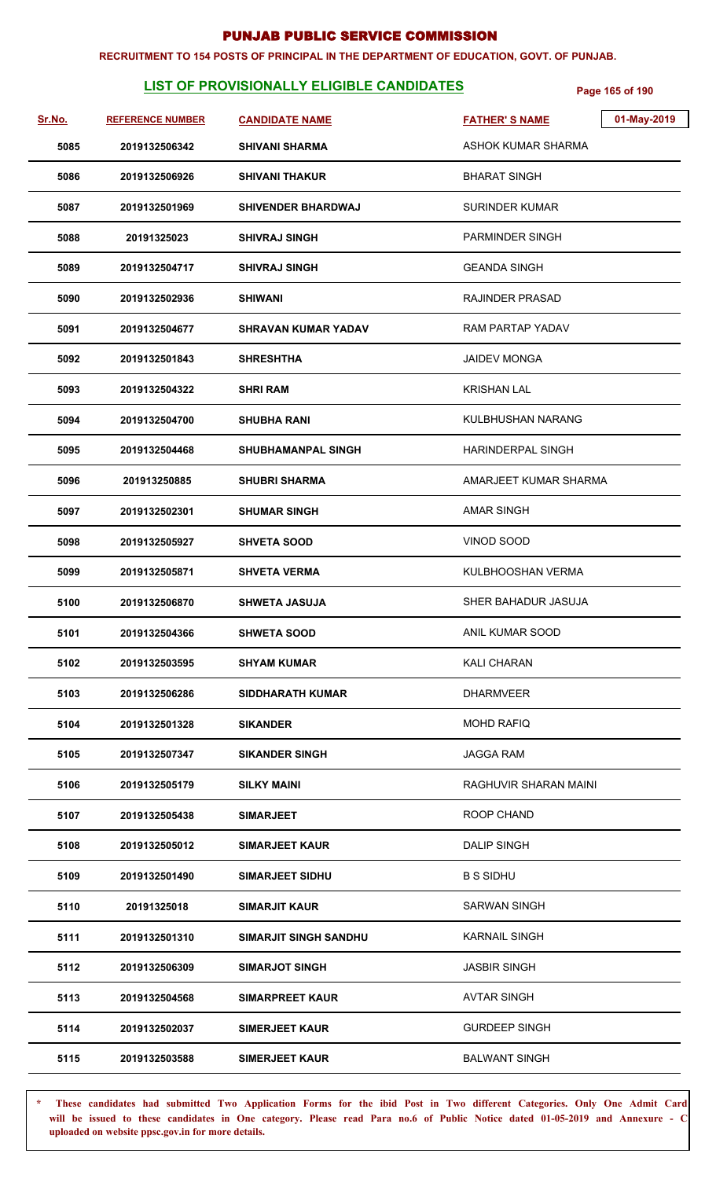# PUNJAB PUBLIC SERVICE COMMISSION

**RECRUITMENT TO 154 POSTS OF PRINCIPAL IN THE DEPARTMENT OF EDUCATION, GOVT. OF PUNJAB.**

## LIST OF PROVISIONALLY ELIGIBLE CANDIDATES

01-May-2019

| Sr.No. | REFERENCE NUMBER | CANDIDATE NAME | FATHER' S NAME |
|---|---|---|---|
| 5085 | 2019132506342 | SHIVANI SHARMA | ASHOK KUMAR SHARMA |
| 5086 | 2019132506926 | SHIVANI THAKUR | BHARAT SINGH |
| 5087 | 2019132501969 | SHIVENDER BHARDWAJ | SURINDER KUMAR |
| 5088 | 20191325023 | SHIVRAJ SINGH | PARMINDER SINGH |
| 5089 | 2019132504717 | SHIVRAJ SINGH | GEANDA SINGH |
| 5090 | 2019132502936 | SHIWANI | RAJINDER PRASAD |
| 5091 | 2019132504677 | SHRAVAN KUMAR YADAV | RAM PARTAP YADAV |
| 5092 | 2019132501843 | SHRESHTHA | JAIDEV MONGA |
| 5093 | 2019132504322 | SHRI RAM | KRISHAN LAL |
| 5094 | 2019132504700 | SHUBHA RANI | KULBHUSHAN NARANG |
| 5095 | 2019132504468 | SHUBHAMANPAL SINGH | HARINDERPAL SINGH |
| 5096 | 201913250885 | SHUBRI SHARMA | AMARJEET KUMAR SHARMA |
| 5097 | 2019132502301 | SHUMAR SINGH | AMAR SINGH |
| 5098 | 2019132505927 | SHVETA SOOD | VINOD SOOD |
| 5099 | 2019132505871 | SHVETA VERMA | KULBHOOSHAN VERMA |
| 5100 | 2019132506870 | SHWETA JASUJA | SHER BAHADUR JASUJA |
| 5101 | 2019132504366 | SHWETA SOOD | ANIL KUMAR SOOD |
| 5102 | 2019132503595 | SHYAM KUMAR | KALI CHARAN |
| 5103 | 2019132506286 | SIDDHARATH KUMAR | DHARMVEER |
| 5104 | 2019132501328 | SIKANDER | MOHD RAFIQ |
| 5105 | 2019132507347 | SIKANDER SINGH | JAGGA RAM |
| 5106 | 2019132505179 | SILKY MAINI | RAGHUVIR SHARAN MAINI |
| 5107 | 2019132505438 | SIMARJEET | ROOP CHAND |
| 5108 | 2019132505012 | SIMARJEET KAUR | DALIP SINGH |
| 5109 | 2019132501490 | SIMARJEET SIDHU | B S SIDHU |
| 5110 | 20191325018 | SIMARJIT KAUR | SARWAN SINGH |
| 5111 | 2019132501310 | SIMARJIT SINGH SANDHU | KARNAIL SINGH |
| 5112 | 2019132506309 | SIMARJOT SINGH | JASBIR SINGH |
| 5113 | 2019132504568 | SIMARPREET KAUR | AVTAR SINGH |
| 5114 | 2019132502037 | SIMERJEET KAUR | GURDEEP SINGH |
| 5115 | 2019132503588 | SIMERJEET KAUR | BALWANT SINGH |

\* **These candidates had submitted Two Application Forms for the ibid Post in Two different Categories. Only One Admit Card will be issued to these candidates in One category. Please read Para no.6 of Public Notice dated 01-05-2019 and Annexure - C uploaded on website ppsc.gov.in for more details.**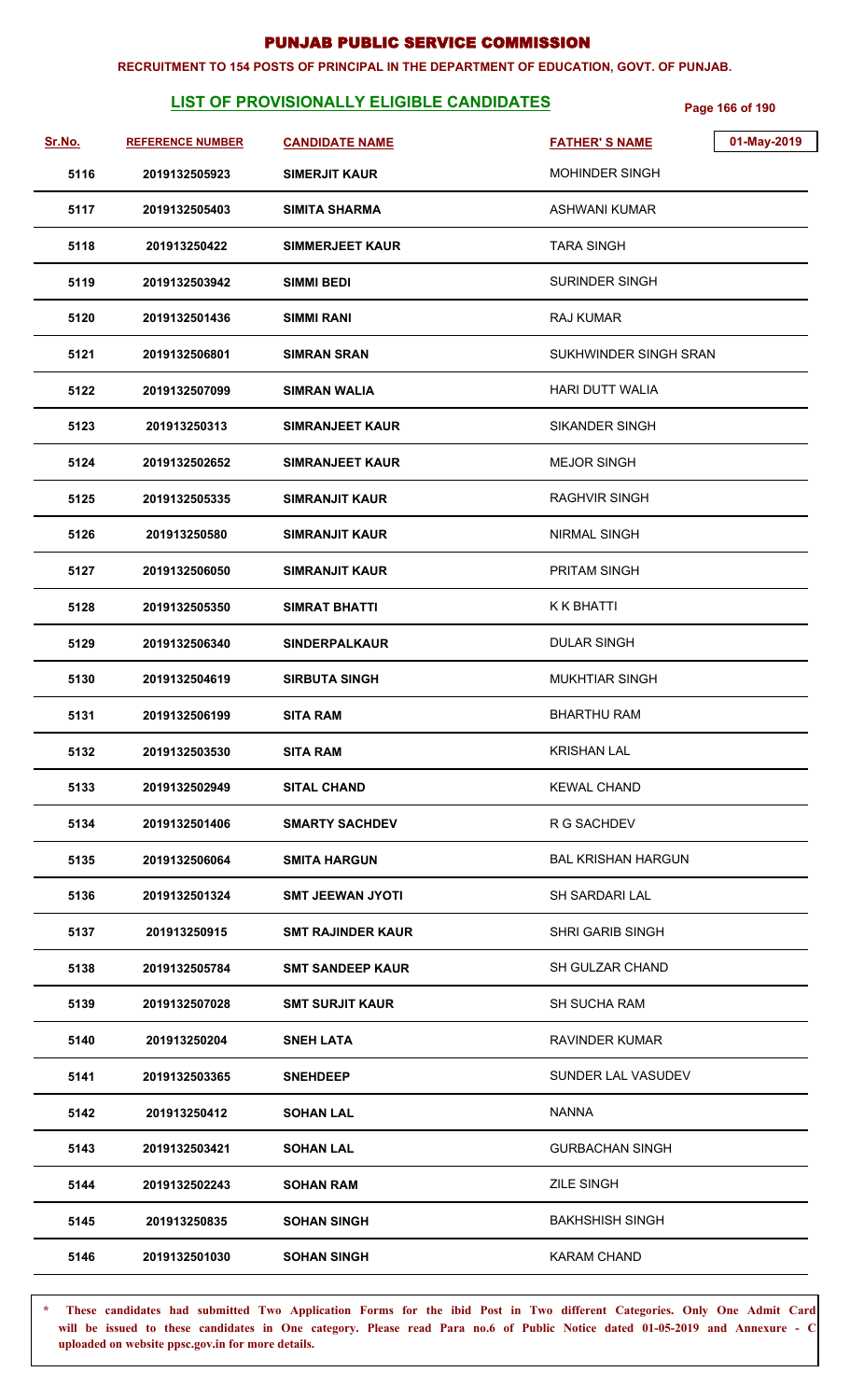# PUNJAB PUBLIC SERVICE COMMISSION

**RECRUITMENT TO 154 POSTS OF PRINCIPAL IN THE DEPARTMENT OF EDUCATION, GOVT. OF PUNJAB.**

## LIST OF PROVISIONALLY ELIGIBLE CANDIDATES

01-May-2019

| Sr.No. | REFERENCE NUMBER | CANDIDATE NAME | FATHER' S NAME |
|---|---|---|---|
| 5116 | 2019132505923 | SIMERJIT KAUR | MOHINDER SINGH |
| 5117 | 2019132505403 | SIMITA SHARMA | ASHWANI KUMAR |
| 5118 | 201913250422 | SIMMERJEET KAUR | TARA SINGH |
| 5119 | 2019132503942 | SIMMI BEDI | SURINDER SINGH |
| 5120 | 2019132501436 | SIMMI RANI | RAJ KUMAR |
| 5121 | 2019132506801 | SIMRAN SRAN | SUKHWINDER SINGH SRAN |
| 5122 | 2019132507099 | SIMRAN WALIA | HARI DUTT WALIA |
| 5123 | 201913250313 | SIMRANJEET KAUR | SIKANDER SINGH |
| 5124 | 2019132502652 | SIMRANJEET KAUR | MEJOR SINGH |
| 5125 | 2019132505335 | SIMRANJIT KAUR | RAGHVIR SINGH |
| 5126 | 201913250580 | SIMRANJIT KAUR | NIRMAL SINGH |
| 5127 | 2019132506050 | SIMRANJIT KAUR | PRITAM SINGH |
| 5128 | 2019132505350 | SIMRAT BHATTI | K K BHATTI |
| 5129 | 2019132506340 | SINDERPALKAUR | DULAR SINGH |
| 5130 | 2019132504619 | SIRBUTA SINGH | MUKHTIAR SINGH |
| 5131 | 2019132506199 | SITA RAM | BHARTHU RAM |
| 5132 | 2019132503530 | SITA RAM | KRISHAN LAL |
| 5133 | 2019132502949 | SITAL CHAND | KEWAL CHAND |
| 5134 | 2019132501406 | SMARTY SACHDEV | R G SACHDEV |
| 5135 | 2019132506064 | SMITA HARGUN | BAL KRISHAN HARGUN |
| 5136 | 2019132501324 | SMT JEEWAN JYOTI | SH SARDARI LAL |
| 5137 | 201913250915 | SMT RAJINDER KAUR | SHRI GARIB SINGH |
| 5138 | 2019132505784 | SMT SANDEEP KAUR | SH GULZAR CHAND |
| 5139 | 2019132507028 | SMT SURJIT KAUR | SH SUCHA RAM |
| 5140 | 201913250204 | SNEH LATA | RAVINDER KUMAR |
| 5141 | 2019132503365 | SNEHDEEP | SUNDER LAL VASUDEV |
| 5142 | 201913250412 | SOHAN LAL | NANNA |
| 5143 | 2019132503421 | SOHAN LAL | GURBACHAN SINGH |
| 5144 | 2019132502243 | SOHAN RAM | ZILE SINGH |
| 5145 | 201913250835 | SOHAN SINGH | BAKHSHISH SINGH |
| 5146 | 2019132501030 | SOHAN SINGH | KARAM CHAND |

\* These candidates had submitted Two Application Forms for the ibid Post in Two different Categories. Only One Admit Card will be issued to these candidates in One category. Please read Para no.6 of Public Notice dated 01-05-2019 and Annexure - C uploaded on website ppsc.gov.in for more details.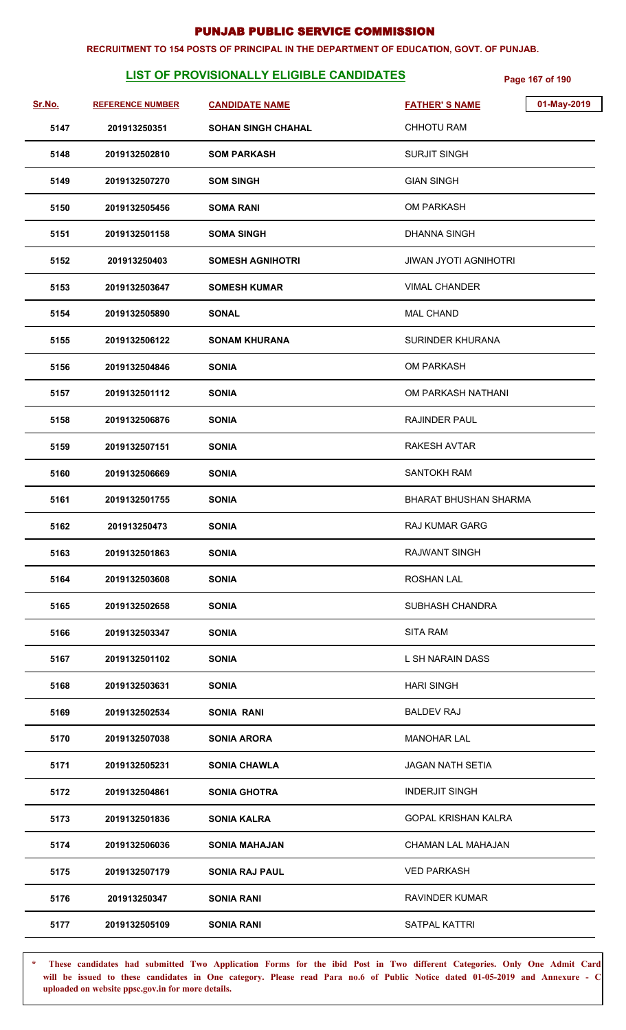# PUNJAB PUBLIC SERVICE COMMISSION

**RECRUITMENT TO 154 POSTS OF PRINCIPAL IN THE DEPARTMENT OF EDUCATION, GOVT. OF PUNJAB.**

## LIST OF PROVISIONALLY ELIGIBLE CANDIDATES

01-May-2019

| Sr.No. | REFERENCE NUMBER | CANDIDATE NAME | FATHER'S NAME |
|---|---|---|---|
| 5147 | 201913250351 | SOHAN SINGH CHAHAL | CHHOTU RAM |
| 5148 | 2019132502810 | SOM PARKASH | SURJIT SINGH |
| 5149 | 2019132507270 | SOM SINGH | GIAN SINGH |
| 5150 | 2019132505456 | SOMA RANI | OM PARKASH |
| 5151 | 2019132501158 | SOMA SINGH | DHANNA SINGH |
| 5152 | 201913250403 | SOMESH AGNIHOTRI | JIWAN JYOTI AGNIHOTRI |
| 5153 | 2019132503647 | SOMESH KUMAR | VIMAL CHANDER |
| 5154 | 2019132505890 | SONAL | MAL CHAND |
| 5155 | 2019132506122 | SONAM KHURANA | SURINDER KHURANA |
| 5156 | 2019132504846 | SONIA | OM PARKASH |
| 5157 | 2019132501112 | SONIA | OM PARKASH NATHANI |
| 5158 | 2019132506876 | SONIA | RAJINDER PAUL |
| 5159 | 2019132507151 | SONIA | RAKESH AVTAR |
| 5160 | 2019132506669 | SONIA | SANTOKH RAM |
| 5161 | 2019132501755 | SONIA | BHARAT BHUSHAN SHARMA |
| 5162 | 201913250473 | SONIA | RAJ KUMAR GARG |
| 5163 | 2019132501863 | SONIA | RAJWANT SINGH |
| 5164 | 2019132503608 | SONIA | ROSHAN LAL |
| 5165 | 2019132502658 | SONIA | SUBHASH CHANDRA |
| 5166 | 2019132503347 | SONIA | SITA RAM |
| 5167 | 2019132501102 | SONIA | L SH NARAIN DASS |
| 5168 | 2019132503631 | SONIA | HARI SINGH |
| 5169 | 2019132502534 | SONIA RANI | BALDEV RAJ |
| 5170 | 2019132507038 | SONIA ARORA | MANOHAR LAL |
| 5171 | 2019132505231 | SONIA CHAWLA | JAGAN NATH SETIA |
| 5172 | 2019132504861 | SONIA GHOTRA | INDERJIT SINGH |
| 5173 | 2019132501836 | SONIA KALRA | GOPAL KRISHAN KALRA |
| 5174 | 2019132506036 | SONIA MAHAJAN | CHAMAN LAL MAHAJAN |
| 5175 | 2019132507179 | SONIA RAJ PAUL | VED PARKASH |
| 5176 | 201913250347 | SONIA RANI | RAVINDER KUMAR |
| 5177 | 2019132505109 | SONIA RANI | SATPAL KATTRI |

\* These candidates had submitted Two Application Forms for the ibid Post in Two different Categories. Only One Admit Card will be issued to these candidates in One category. Please read Para no.6 of Public Notice dated 01-05-2019 and Annexure - C uploaded on website ppsc.gov.in for more details.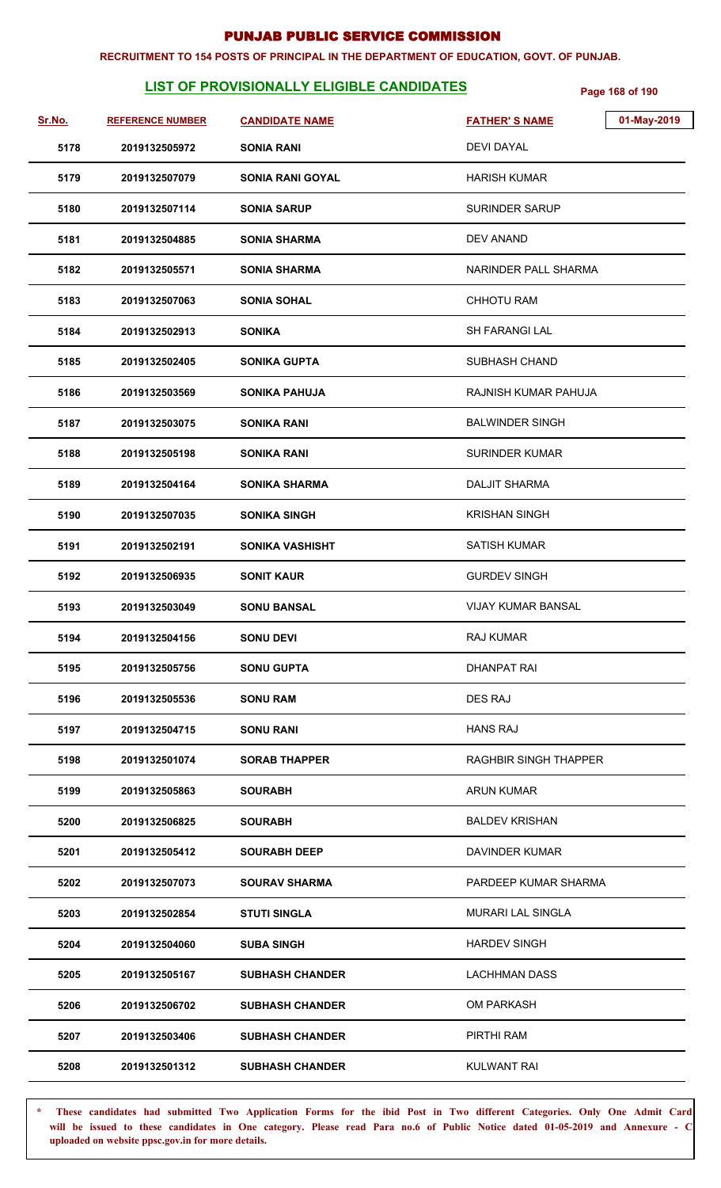# PUNJAB PUBLIC SERVICE COMMISSION

**RECRUITMENT TO 154 POSTS OF PRINCIPAL IN THE DEPARTMENT OF EDUCATION, GOVT. OF PUNJAB.**

## LIST OF PROVISIONALLY ELIGIBLE CANDIDATES

01-May-2019

| Sr.No. | REFERENCE NUMBER | CANDIDATE NAME | FATHER' S NAME |
|---|---|---|---|
| 5178 | 2019132505972 | SONIA RANI | DEVI DAYAL |
| 5179 | 2019132507079 | SONIA RANI GOYAL | HARISH KUMAR |
| 5180 | 2019132507114 | SONIA SARUP | SURINDER SARUP |
| 5181 | 2019132504885 | SONIA SHARMA | DEV ANAND |
| 5182 | 2019132505571 | SONIA SHARMA | NARINDER PALL SHARMA |
| 5183 | 2019132507063 | SONIA SOHAL | CHHOTU RAM |
| 5184 | 2019132502913 | SONIKA | SH FARANGI LAL |
| 5185 | 2019132502405 | SONIKA GUPTA | SUBHASH CHAND |
| 5186 | 2019132503569 | SONIKA PAHUJA | RAJNISH KUMAR PAHUJA |
| 5187 | 2019132503075 | SONIKA RANI | BALWINDER SINGH |
| 5188 | 2019132505198 | SONIKA RANI | SURINDER KUMAR |
| 5189 | 2019132504164 | SONIKA SHARMA | DALJIT SHARMA |
| 5190 | 2019132507035 | SONIKA SINGH | KRISHAN SINGH |
| 5191 | 2019132502191 | SONIKA VASHISHT | SATISH KUMAR |
| 5192 | 2019132506935 | SONIT KAUR | GURDEV SINGH |
| 5193 | 2019132503049 | SONU BANSAL | VIJAY KUMAR BANSAL |
| 5194 | 2019132504156 | SONU DEVI | RAJ KUMAR |
| 5195 | 2019132505756 | SONU GUPTA | DHANPAT RAI |
| 5196 | 2019132505536 | SONU RAM | DES RAJ |
| 5197 | 2019132504715 | SONU RANI | HANS RAJ |
| 5198 | 2019132501074 | SORAB THAPPER | RAGHBIR SINGH THAPPER |
| 5199 | 2019132505863 | SOURABH | ARUN KUMAR |
| 5200 | 2019132506825 | SOURABH | BALDEV KRISHAN |
| 5201 | 2019132505412 | SOURABH DEEP | DAVINDER KUMAR |
| 5202 | 2019132507073 | SOURAV SHARMA | PARDEEP KUMAR SHARMA |
| 5203 | 2019132502854 | STUTI SINGLA | MURARI LAL SINGLA |
| 5204 | 2019132504060 | SUBA SINGH | HARDEV SINGH |
| 5205 | 2019132505167 | SUBHASH CHANDER | LACHHMAN DASS |
| 5206 | 2019132506702 | SUBHASH CHANDER | OM PARKASH |
| 5207 | 2019132503406 | SUBHASH CHANDER | PIRTHI RAM |
| 5208 | 2019132501312 | SUBHASH CHANDER | KULWANT RAI |

**\* These candidates had submitted Two Application Forms for the ibid Post in Two different Categories. Only One Admit Card will be issued to these candidates in One category. Please read Para no.6 of Public Notice dated 01-05-2019 and Annexure - C uploaded on website ppsc.gov.in for more details.**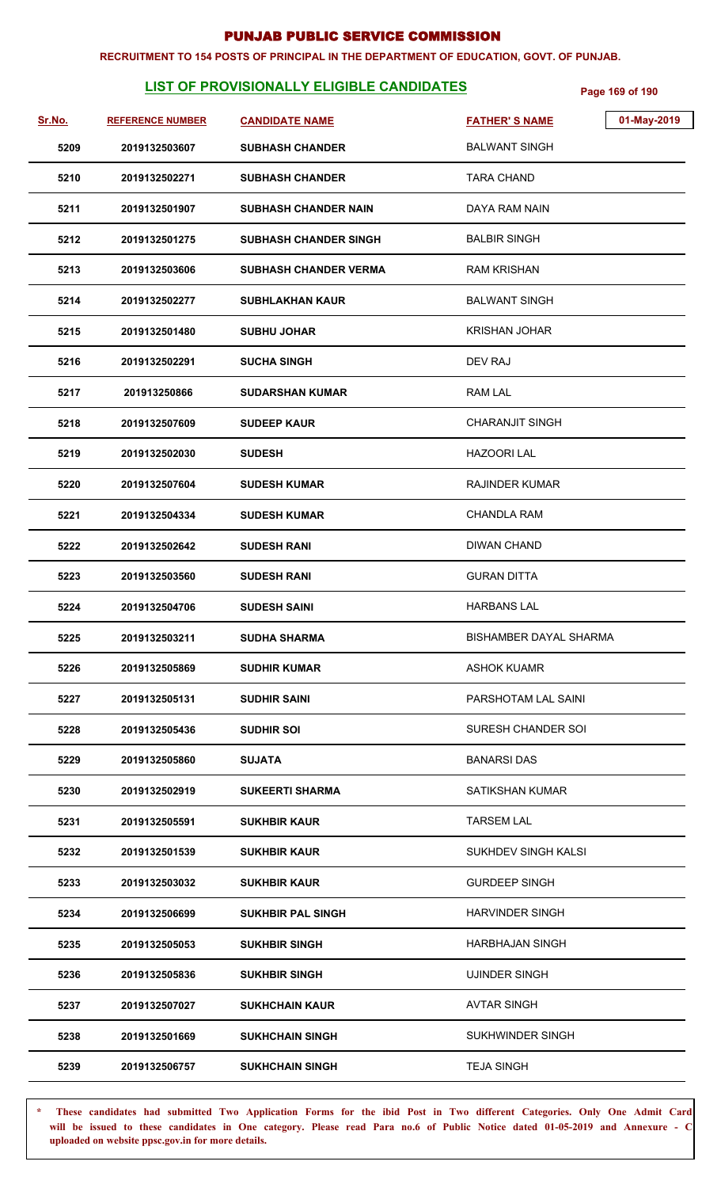# PUNJAB PUBLIC SERVICE COMMISSION

**RECRUITMENT TO 154 POSTS OF PRINCIPAL IN THE DEPARTMENT OF EDUCATION, GOVT. OF PUNJAB.**

## LIST OF PROVISIONALLY ELIGIBLE CANDIDATES

01-May-2019

| Sr.No. | REFERENCE NUMBER | CANDIDATE NAME | FATHER' S NAME |
|---|---|---|---|
| 5209 | 2019132503607 | SUBHASH CHANDER | BALWANT SINGH |
| 5210 | 2019132502271 | SUBHASH CHANDER | TARA CHAND |
| 5211 | 2019132501907 | SUBHASH CHANDER NAIN | DAYA RAM NAIN |
| 5212 | 2019132501275 | SUBHASH CHANDER SINGH | BALBIR SINGH |
| 5213 | 2019132503606 | SUBHASH CHANDER VERMA | RAM KRISHAN |
| 5214 | 2019132502277 | SUBHLAKHAN KAUR | BALWANT SINGH |
| 5215 | 2019132501480 | SUBHU JOHAR | KRISHAN JOHAR |
| 5216 | 2019132502291 | SUCHA SINGH | DEV RAJ |
| 5217 | 201913250866 | SUDARSHAN KUMAR | RAM LAL |
| 5218 | 2019132507609 | SUDEEP KAUR | CHARANJIT SINGH |
| 5219 | 2019132502030 | SUDESH | HAZOORI LAL |
| 5220 | 2019132507604 | SUDESH KUMAR | RAJINDER KUMAR |
| 5221 | 2019132504334 | SUDESH KUMAR | CHANDLA RAM |
| 5222 | 2019132502642 | SUDESH RANI | DIWAN CHAND |
| 5223 | 2019132503560 | SUDESH RANI | GURAN DITTA |
| 5224 | 2019132504706 | SUDESH SAINI | HARBANS LAL |
| 5225 | 2019132503211 | SUDHA SHARMA | BISHAMBER DAYAL SHARMA |
| 5226 | 2019132505869 | SUDHIR KUMAR | ASHOK KUAMR |
| 5227 | 2019132505131 | SUDHIR SAINI | PARSHOTAM LAL SAINI |
| 5228 | 2019132505436 | SUDHIR SOI | SURESH CHANDER SOI |
| 5229 | 2019132505860 | SUJATA | BANARSI DAS |
| 5230 | 2019132502919 | SUKEERTI SHARMA | SATIKSHAN KUMAR |
| 5231 | 2019132505591 | SUKHBIR KAUR | TARSEM LAL |
| 5232 | 2019132501539 | SUKHBIR KAUR | SUKHDEV SINGH KALSI |
| 5233 | 2019132503032 | SUKHBIR KAUR | GURDEEP SINGH |
| 5234 | 2019132506699 | SUKHBIR PAL SINGH | HARVINDER SINGH |
| 5235 | 2019132505053 | SUKHBIR SINGH | HARBHAJAN SINGH |
| 5236 | 2019132505836 | SUKHBIR SINGH | UJINDER SINGH |
| 5237 | 2019132507027 | SUKHCHAIN KAUR | AVTAR SINGH |
| 5238 | 2019132501669 | SUKHCHAIN SINGH | SUKHWINDER SINGH |
| 5239 | 2019132506757 | SUKHCHAIN SINGH | TEJA SINGH |

\* These candidates had submitted Two Application Forms for the ibid Post in Two different Categories. Only One Admit Card will be issued to these candidates in One category. Please read Para no.6 of Public Notice dated 01-05-2019 and Annexure - C uploaded on website ppsc.gov.in for more details.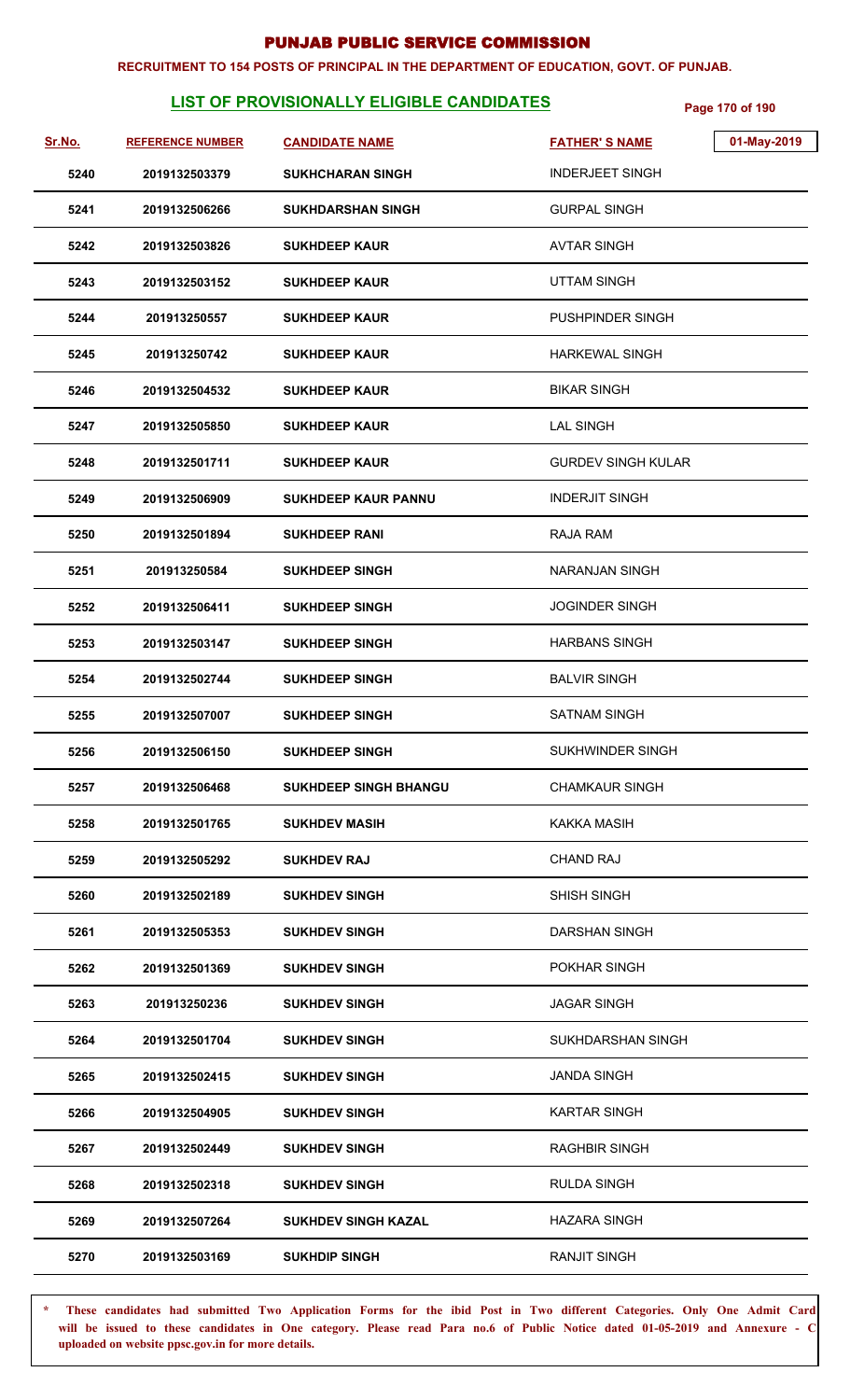# PUNJAB PUBLIC SERVICE COMMISSION

**RECRUITMENT TO 154 POSTS OF PRINCIPAL IN THE DEPARTMENT OF EDUCATION, GOVT. OF PUNJAB.**

## LIST OF PROVISIONALLY ELIGIBLE CANDIDATES

01-May-2019

| Sr.No. | REFERENCE NUMBER | CANDIDATE NAME | FATHER' S NAME |
|---|---|---|---|
| 5240 | 2019132503379 | SUKHCHARAN SINGH | INDERJEET SINGH |
| 5241 | 2019132506266 | SUKHDARSHAN SINGH | GURPAL SINGH |
| 5242 | 2019132503826 | SUKHDEEP KAUR | AVTAR SINGH |
| 5243 | 2019132503152 | SUKHDEEP KAUR | UTTAM SINGH |
| 5244 | 201913250557 | SUKHDEEP KAUR | PUSHPINDER SINGH |
| 5245 | 201913250742 | SUKHDEEP KAUR | HARKEWAL SINGH |
| 5246 | 2019132504532 | SUKHDEEP KAUR | BIKAR SINGH |
| 5247 | 2019132505850 | SUKHDEEP KAUR | LAL SINGH |
| 5248 | 2019132501711 | SUKHDEEP KAUR | GURDEV SINGH KULAR |
| 5249 | 2019132506909 | SUKHDEEP KAUR PANNU | INDERJIT SINGH |
| 5250 | 2019132501894 | SUKHDEEP RANI | RAJA RAM |
| 5251 | 201913250584 | SUKHDEEP SINGH | NARANJAN SINGH |
| 5252 | 2019132506411 | SUKHDEEP SINGH | JOGINDER SINGH |
| 5253 | 2019132503147 | SUKHDEEP SINGH | HARBANS SINGH |
| 5254 | 2019132502744 | SUKHDEEP SINGH | BALVIR SINGH |
| 5255 | 2019132507007 | SUKHDEEP SINGH | SATNAM SINGH |
| 5256 | 2019132506150 | SUKHDEEP SINGH | SUKHWINDER SINGH |
| 5257 | 2019132506468 | SUKHDEEP SINGH BHANGU | CHAMKAUR SINGH |
| 5258 | 2019132501765 | SUKHDEV MASIH | KAKKA MASIH |
| 5259 | 2019132505292 | SUKHDEV RAJ | CHAND RAJ |
| 5260 | 2019132502189 | SUKHDEV SINGH | SHISH SINGH |
| 5261 | 2019132505353 | SUKHDEV SINGH | DARSHAN SINGH |
| 5262 | 2019132501369 | SUKHDEV SINGH | POKHAR SINGH |
| 5263 | 201913250236 | SUKHDEV SINGH | JAGAR SINGH |
| 5264 | 2019132501704 | SUKHDEV SINGH | SUKHDARSHAN SINGH |
| 5265 | 2019132502415 | SUKHDEV SINGH | JANDA SINGH |
| 5266 | 2019132504905 | SUKHDEV SINGH | KARTAR SINGH |
| 5267 | 2019132502449 | SUKHDEV SINGH | RAGHBIR SINGH |
| 5268 | 2019132502318 | SUKHDEV SINGH | RULDA SINGH |
| 5269 | 2019132507264 | SUKHDEV SINGH KAZAL | HAZARA SINGH |
| 5270 | 2019132503169 | SUKHDIP SINGH | RANJIT SINGH |

**\* These candidates had submitted Two Application Forms for the ibid Post in Two different Categories. Only One Admit Card will be issued to these candidates in One category. Please read Para no.6 of Public Notice dated 01-05-2019 and Annexure - C uploaded on website ppsc.gov.in for more details.**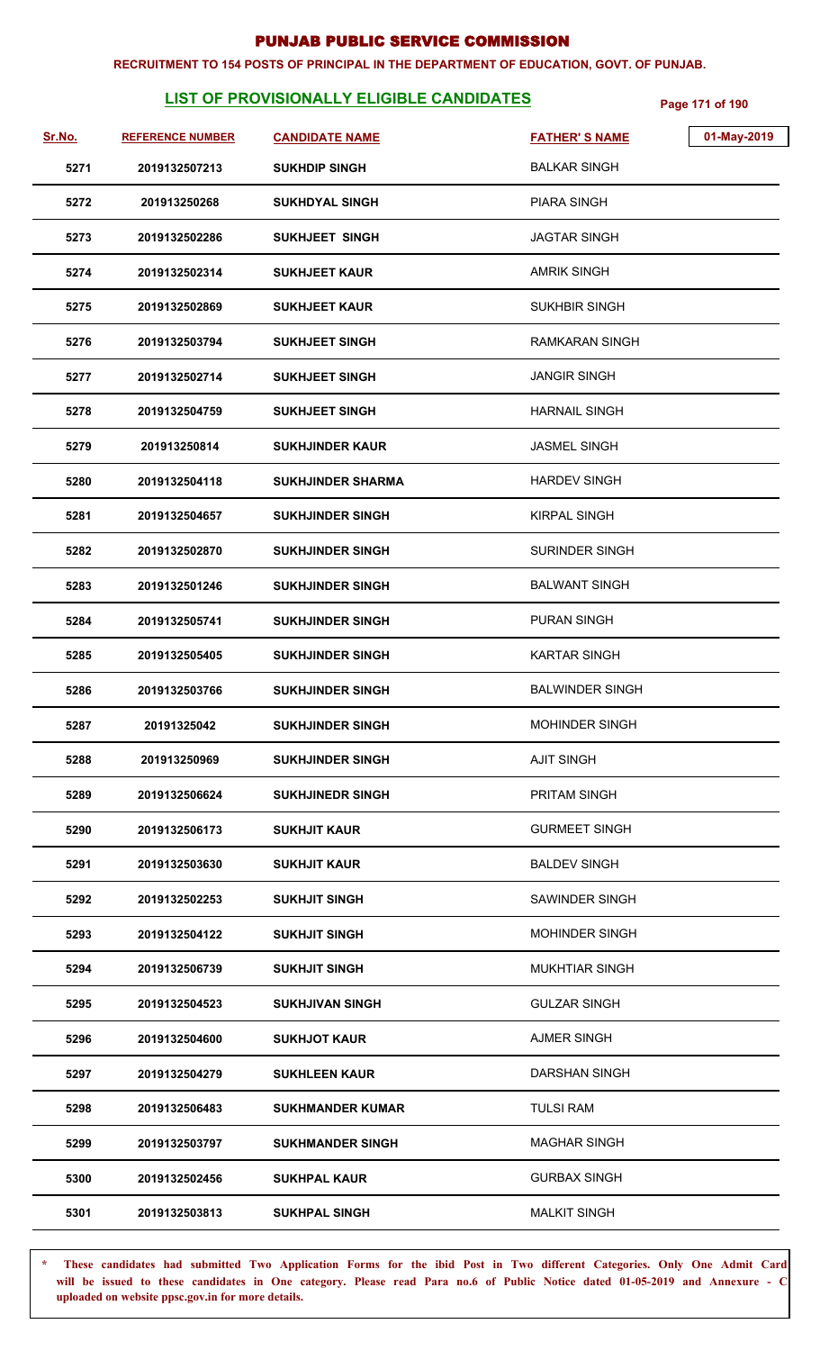# PUNJAB PUBLIC SERVICE COMMISSION

**RECRUITMENT TO 154 POSTS OF PRINCIPAL IN THE DEPARTMENT OF EDUCATION, GOVT. OF PUNJAB.**

## LIST OF PROVISIONALLY ELIGIBLE CANDIDATES

01-May-2019

| Sr.No. | REFERENCE NUMBER | CANDIDATE NAME | FATHER'S NAME |
|---|---|---|---|
| 5271 | 2019132507213 | SUKHDIP SINGH | BALKAR SINGH |
| 5272 | 201913250268 | SUKHDYAL SINGH | PIARA SINGH |
| 5273 | 2019132502286 | SUKHJEET SINGH | JAGTAR SINGH |
| 5274 | 2019132502314 | SUKHJEET KAUR | AMRIK SINGH |
| 5275 | 2019132502869 | SUKHJEET KAUR | SUKHBIR SINGH |
| 5276 | 2019132503794 | SUKHJEET SINGH | RAMKARAN SINGH |
| 5277 | 2019132502714 | SUKHJEET SINGH | JANGIR SINGH |
| 5278 | 2019132504759 | SUKHJEET SINGH | HARNAIL SINGH |
| 5279 | 201913250814 | SUKHJINDER KAUR | JASMEL SINGH |
| 5280 | 2019132504118 | SUKHJINDER SHARMA | HARDEV SINGH |
| 5281 | 2019132504657 | SUKHJINDER SINGH | KIRPAL SINGH |
| 5282 | 2019132502870 | SUKHJINDER SINGH | SURINDER SINGH |
| 5283 | 2019132501246 | SUKHJINDER SINGH | BALWANT SINGH |
| 5284 | 2019132505741 | SUKHJINDER SINGH | PURAN SINGH |
| 5285 | 2019132505405 | SUKHJINDER SINGH | KARTAR SINGH |
| 5286 | 2019132503766 | SUKHJINDER SINGH | BALWINDER SINGH |
| 5287 | 20191325042 | SUKHJINDER SINGH | MOHINDER SINGH |
| 5288 | 201913250969 | SUKHJINDER SINGH | AJIT SINGH |
| 5289 | 2019132506624 | SUKHJINEDR SINGH | PRITAM SINGH |
| 5290 | 2019132506173 | SUKHJIT KAUR | GURMEET SINGH |
| 5291 | 2019132503630 | SUKHJIT KAUR | BALDEV SINGH |
| 5292 | 2019132502253 | SUKHJIT SINGH | SAWINDER SINGH |
| 5293 | 2019132504122 | SUKHJIT SINGH | MOHINDER SINGH |
| 5294 | 2019132506739 | SUKHJIT SINGH | MUKHTIAR SINGH |
| 5295 | 2019132504523 | SUKHJIVAN SINGH | GULZAR SINGH |
| 5296 | 2019132504600 | SUKHJOT KAUR | AJMER SINGH |
| 5297 | 2019132504279 | SUKHLEEN KAUR | DARSHAN SINGH |
| 5298 | 2019132506483 | SUKHMANDER KUMAR | TULSI RAM |
| 5299 | 2019132503797 | SUKHMANDER SINGH | MAGHAR SINGH |
| 5300 | 2019132502456 | SUKHPAL KAUR | GURBAX SINGH |
| 5301 | 2019132503813 | SUKHPAL SINGH | MALKIT SINGH |

\* These candidates had submitted Two Application Forms for the ibid Post in Two different Categories. Only One Admit Card will be issued to these candidates in One category. Please read Para no.6 of Public Notice dated 01-05-2019 and Annexure - C uploaded on website ppsc.gov.in for more details.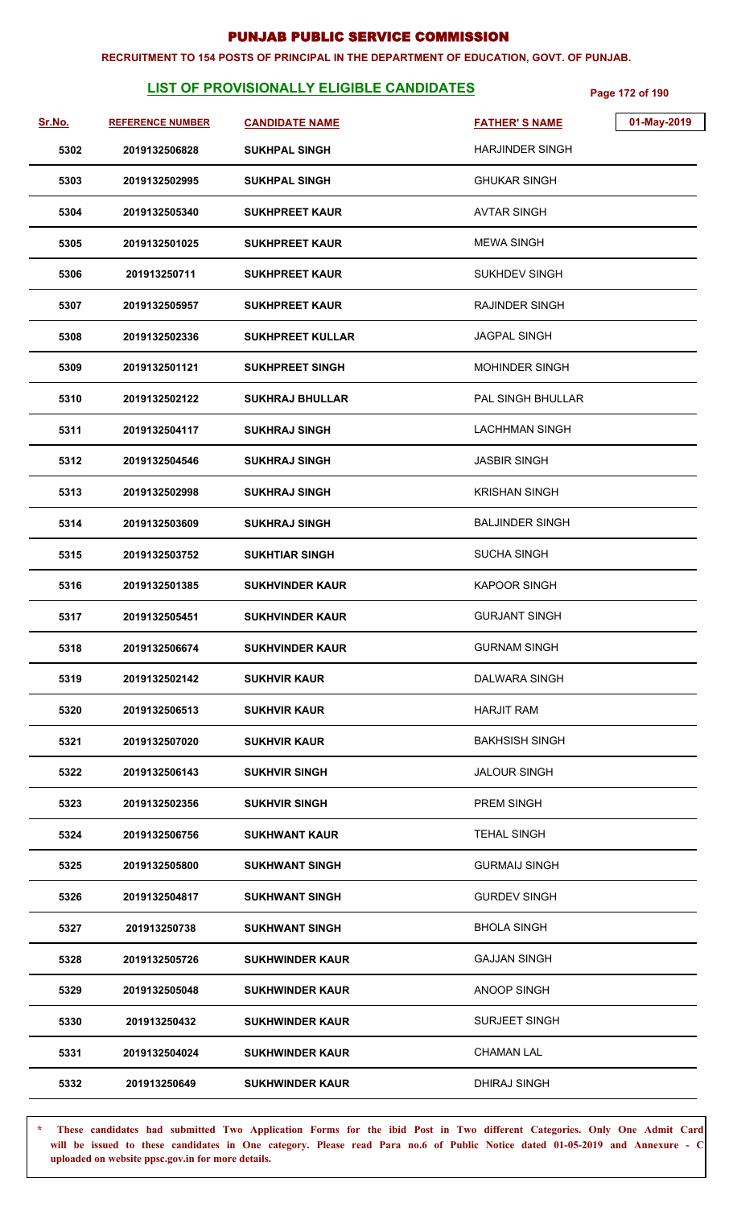# PUNJAB PUBLIC SERVICE COMMISSION

**RECRUITMENT TO 154 POSTS OF PRINCIPAL IN THE DEPARTMENT OF EDUCATION, GOVT. OF PUNJAB.**

## LIST OF PROVISIONALLY ELIGIBLE CANDIDATES

01-May-2019

| Sr.No. | REFERENCE NUMBER | CANDIDATE NAME | FATHER' S NAME |
|---|---|---|---|
| 5302 | 2019132506828 | SUKHPAL SINGH | HARJINDER SINGH |
| 5303 | 2019132502995 | SUKHPAL SINGH | GHUKAR SINGH |
| 5304 | 2019132505340 | SUKHPREET KAUR | AVTAR SINGH |
| 5305 | 2019132501025 | SUKHPREET KAUR | MEWA SINGH |
| 5306 | 201913250711 | SUKHPREET KAUR | SUKHDEV SINGH |
| 5307 | 2019132505957 | SUKHPREET KAUR | RAJINDER SINGH |
| 5308 | 2019132502336 | SUKHPREET KULLAR | JAGPAL SINGH |
| 5309 | 2019132501121 | SUKHPREET SINGH | MOHINDER SINGH |
| 5310 | 2019132502122 | SUKHRAJ BHULLAR | PAL SINGH BHULLAR |
| 5311 | 2019132504117 | SUKHRAJ SINGH | LACHHMAN SINGH |
| 5312 | 2019132504546 | SUKHRAJ SINGH | JASBIR SINGH |
| 5313 | 2019132502998 | SUKHRAJ SINGH | KRISHAN SINGH |
| 5314 | 2019132503609 | SUKHRAJ SINGH | BALJINDER SINGH |
| 5315 | 2019132503752 | SUKHTIAR SINGH | SUCHA SINGH |
| 5316 | 2019132501385 | SUKHVINDER KAUR | KAPOOR SINGH |
| 5317 | 2019132505451 | SUKHVINDER KAUR | GURJANT SINGH |
| 5318 | 2019132506674 | SUKHVINDER KAUR | GURNAM SINGH |
| 5319 | 2019132502142 | SUKHVIR KAUR | DALWARA SINGH |
| 5320 | 2019132506513 | SUKHVIR KAUR | HARJIT RAM |
| 5321 | 2019132507020 | SUKHVIR KAUR | BAKHSISH SINGH |
| 5322 | 2019132506143 | SUKHVIR SINGH | JALOUR SINGH |
| 5323 | 2019132502356 | SUKHVIR SINGH | PREM SINGH |
| 5324 | 2019132506756 | SUKHWANT KAUR | TEHAL SINGH |
| 5325 | 2019132505800 | SUKHWANT SINGH | GURMAIJ SINGH |
| 5326 | 2019132504817 | SUKHWANT SINGH | GURDEV SINGH |
| 5327 | 201913250738 | SUKHWANT SINGH | BHOLA SINGH |
| 5328 | 2019132505726 | SUKHWINDER KAUR | GAJJAN SINGH |
| 5329 | 2019132505048 | SUKHWINDER KAUR | ANOOP SINGH |
| 5330 | 201913250432 | SUKHWINDER KAUR | SURJEET SINGH |
| 5331 | 2019132504024 | SUKHWINDER KAUR | CHAMAN LAL |
| 5332 | 201913250649 | SUKHWINDER KAUR | DHIRAJ SINGH |

\* These candidates had submitted Two Application Forms for the ibid Post in Two different Categories. Only One Admit Card will be issued to these candidates in One category. Please read Para no.6 of Public Notice dated 01-05-2019 and Annexure - C uploaded on website ppsc.gov.in for more details.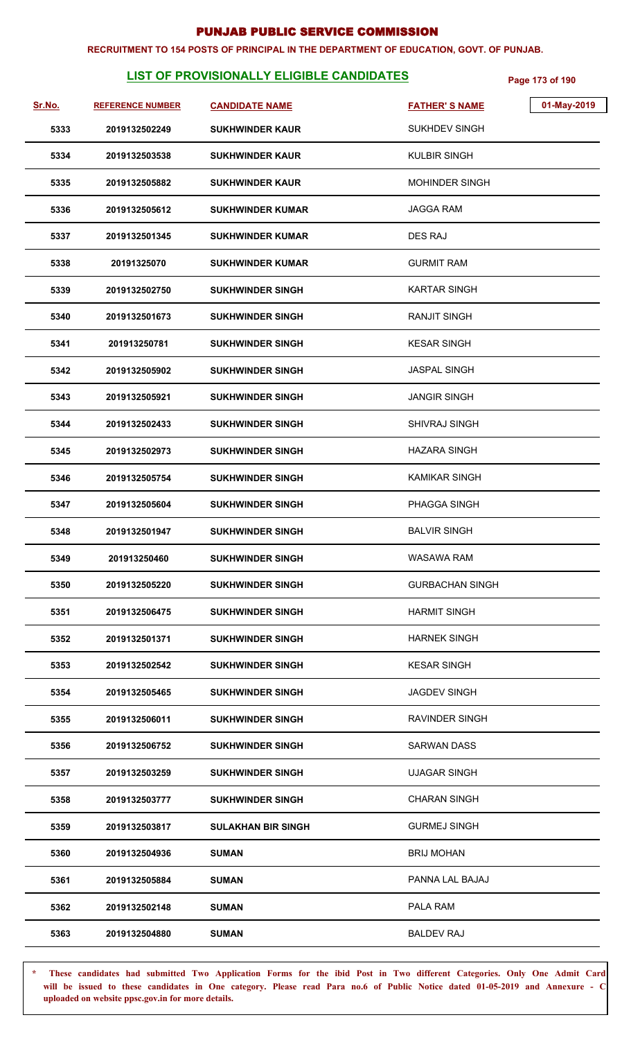# PUNJAB PUBLIC SERVICE COMMISSION

**RECRUITMENT TO 154 POSTS OF PRINCIPAL IN THE DEPARTMENT OF EDUCATION, GOVT. OF PUNJAB.**

## LIST OF PROVISIONALLY ELIGIBLE CANDIDATES

01-May-2019

| Sr.No. | REFERENCE NUMBER | CANDIDATE NAME | FATHER' S NAME |
|---|---|---|---|
| 5333 | 2019132502249 | SUKHWINDER KAUR | SUKHDEV SINGH |
| 5334 | 2019132503538 | SUKHWINDER KAUR | KULBIR SINGH |
| 5335 | 2019132505882 | SUKHWINDER KAUR | MOHINDER SINGH |
| 5336 | 2019132505612 | SUKHWINDER KUMAR | JAGGA RAM |
| 5337 | 2019132501345 | SUKHWINDER KUMAR | DES RAJ |
| 5338 | 20191325070 | SUKHWINDER KUMAR | GURMIT RAM |
| 5339 | 2019132502750 | SUKHWINDER SINGH | KARTAR SINGH |
| 5340 | 2019132501673 | SUKHWINDER SINGH | RANJIT SINGH |
| 5341 | 201913250781 | SUKHWINDER SINGH | KESAR SINGH |
| 5342 | 2019132505902 | SUKHWINDER SINGH | JASPAL SINGH |
| 5343 | 2019132505921 | SUKHWINDER SINGH | JANGIR SINGH |
| 5344 | 2019132502433 | SUKHWINDER SINGH | SHIVRAJ SINGH |
| 5345 | 2019132502973 | SUKHWINDER SINGH | HAZARA SINGH |
| 5346 | 2019132505754 | SUKHWINDER SINGH | KAMIKAR SINGH |
| 5347 | 2019132505604 | SUKHWINDER SINGH | PHAGGA SINGH |
| 5348 | 2019132501947 | SUKHWINDER SINGH | BALVIR SINGH |
| 5349 | 201913250460 | SUKHWINDER SINGH | WASAWA RAM |
| 5350 | 2019132505220 | SUKHWINDER SINGH | GURBACHAN SINGH |
| 5351 | 2019132506475 | SUKHWINDER SINGH | HARMIT SINGH |
| 5352 | 2019132501371 | SUKHWINDER SINGH | HARNEK SINGH |
| 5353 | 2019132502542 | SUKHWINDER SINGH | KESAR SINGH |
| 5354 | 2019132505465 | SUKHWINDER SINGH | JAGDEV SINGH |
| 5355 | 2019132506011 | SUKHWINDER SINGH | RAVINDER SINGH |
| 5356 | 2019132506752 | SUKHWINDER SINGH | SARWAN DASS |
| 5357 | 2019132503259 | SUKHWINDER SINGH | UJAGAR SINGH |
| 5358 | 2019132503777 | SUKHWINDER SINGH | CHARAN SINGH |
| 5359 | 2019132503817 | SULAKHAN BIR SINGH | GURMEJ SINGH |
| 5360 | 2019132504936 | SUMAN | BRIJ MOHAN |
| 5361 | 2019132505884 | SUMAN | PANNA LAL BAJAJ |
| 5362 | 2019132502148 | SUMAN | PALA RAM |
| 5363 | 2019132504880 | SUMAN | BALDEV RAJ |

\* These candidates had submitted Two Application Forms for the ibid Post in Two different Categories. Only One Admit Card will be issued to these candidates in One category. Please read Para no.6 of Public Notice dated 01-05-2019 and Annexure - C uploaded on website ppsc.gov.in for more details.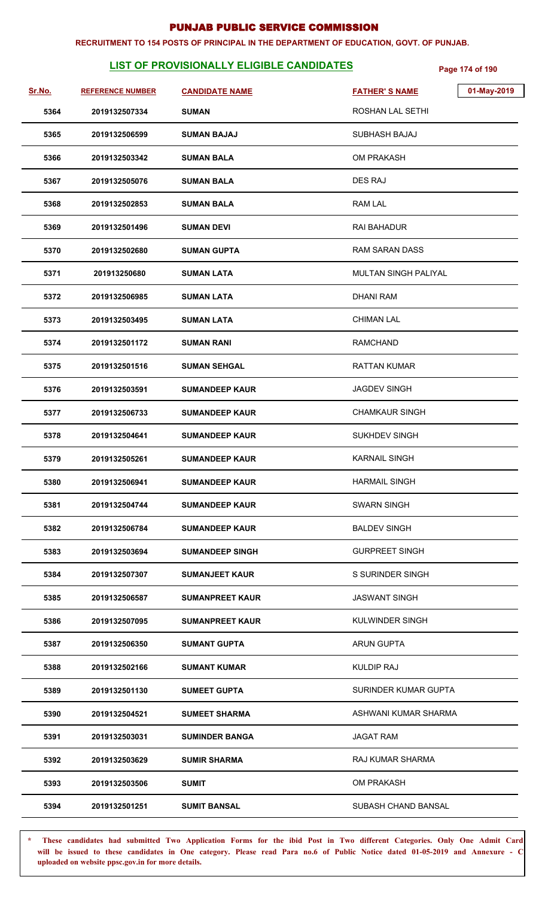# PUNJAB PUBLIC SERVICE COMMISSION

**RECRUITMENT TO 154 POSTS OF PRINCIPAL IN THE DEPARTMENT OF EDUCATION, GOVT. OF PUNJAB.**

## LIST OF PROVISIONALLY ELIGIBLE CANDIDATES

01-May-2019

| Sr.No. | REFERENCE NUMBER | CANDIDATE NAME | FATHER' S NAME |
|---|---|---|---|
| 5364 | 2019132507334 | SUMAN | ROSHAN LAL SETHI |
| 5365 | 2019132506599 | SUMAN BAJAJ | SUBHASH BAJAJ |
| 5366 | 2019132503342 | SUMAN BALA | OM PRAKASH |
| 5367 | 2019132505076 | SUMAN BALA | DES RAJ |
| 5368 | 2019132502853 | SUMAN BALA | RAM LAL |
| 5369 | 2019132501496 | SUMAN DEVI | RAI BAHADUR |
| 5370 | 2019132502680 | SUMAN GUPTA | RAM SARAN DASS |
| 5371 | 201913250680 | SUMAN LATA | MULTAN SINGH PALIYAL |
| 5372 | 2019132506985 | SUMAN LATA | DHANI RAM |
| 5373 | 2019132503495 | SUMAN LATA | CHIMAN LAL |
| 5374 | 2019132501172 | SUMAN RANI | RAMCHAND |
| 5375 | 2019132501516 | SUMAN SEHGAL | RATTAN KUMAR |
| 5376 | 2019132503591 | SUMANDEEP KAUR | JAGDEV SINGH |
| 5377 | 2019132506733 | SUMANDEEP KAUR | CHAMKAUR SINGH |
| 5378 | 2019132504641 | SUMANDEEP KAUR | SUKHDEV SINGH |
| 5379 | 2019132505261 | SUMANDEEP KAUR | KARNAIL SINGH |
| 5380 | 2019132506941 | SUMANDEEP KAUR | HARMAIL SINGH |
| 5381 | 2019132504744 | SUMANDEEP KAUR | SWARN SINGH |
| 5382 | 2019132506784 | SUMANDEEP KAUR | BALDEV SINGH |
| 5383 | 2019132503694 | SUMANDEEP SINGH | GURPREET SINGH |
| 5384 | 2019132507307 | SUMANJEET KAUR | S SURINDER SINGH |
| 5385 | 2019132506587 | SUMANPREET KAUR | JASWANT SINGH |
| 5386 | 2019132507095 | SUMANPREET KAUR | KULWINDER SINGH |
| 5387 | 2019132506350 | SUMANT GUPTA | ARUN GUPTA |
| 5388 | 2019132502166 | SUMANT KUMAR | KULDIP RAJ |
| 5389 | 2019132501130 | SUMEET GUPTA | SURINDER KUMAR GUPTA |
| 5390 | 2019132504521 | SUMEET SHARMA | ASHWANI KUMAR SHARMA |
| 5391 | 2019132503031 | SUMINDER BANGA | JAGAT RAM |
| 5392 | 2019132503629 | SUMIR SHARMA | RAJ KUMAR SHARMA |
| 5393 | 2019132503506 | SUMIT | OM PRAKASH |
| 5394 | 2019132501251 | SUMIT BANSAL | SUBASH CHAND BANSAL |

* These candidates had submitted Two Application Forms for the ibid Post in Two different Categories. Only One Admit Card will be issued to these candidates in One category. Please read Para no.6 of Public Notice dated 01-05-2019 and Annexure - C uploaded on website ppsc.gov.in for more details.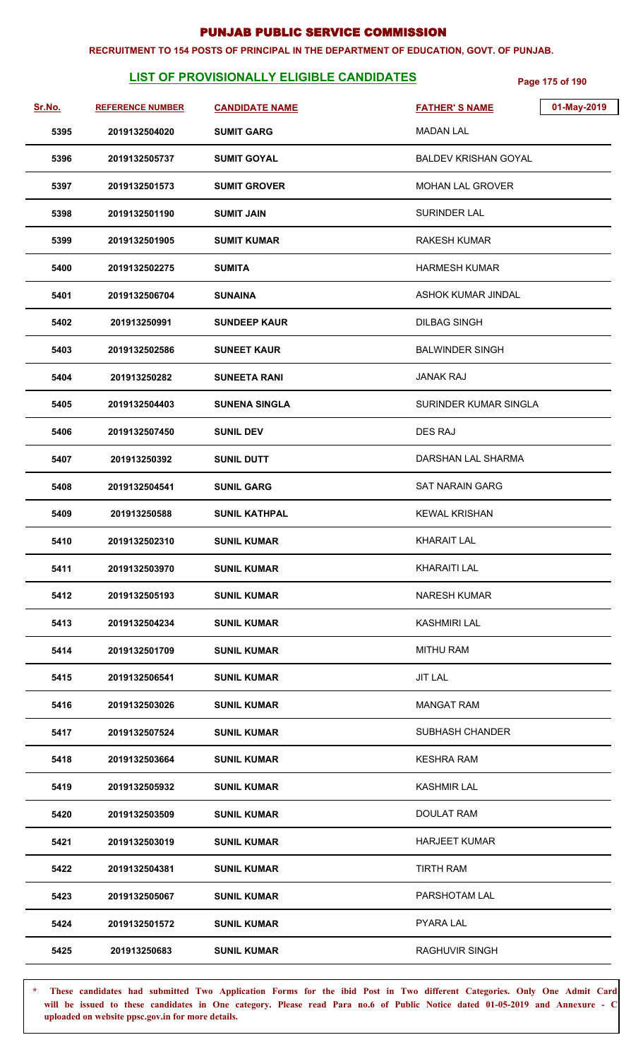# PUNJAB PUBLIC SERVICE COMMISSION

**RECRUITMENT TO 154 POSTS OF PRINCIPAL IN THE DEPARTMENT OF EDUCATION, GOVT. OF PUNJAB.**

## LIST OF PROVISIONALLY ELIGIBLE CANDIDATES

01-May-2019

| Sr.No. | REFERENCE NUMBER | CANDIDATE NAME | FATHER' S NAME |
|---|---|---|---|
| 5395 | 2019132504020 | SUMIT GARG | MADAN LAL |
| 5396 | 2019132505737 | SUMIT GOYAL | BALDEV KRISHAN GOYAL |
| 5397 | 2019132501573 | SUMIT GROVER | MOHAN LAL GROVER |
| 5398 | 2019132501190 | SUMIT JAIN | SURINDER LAL |
| 5399 | 2019132501905 | SUMIT KUMAR | RAKESH KUMAR |
| 5400 | 2019132502275 | SUMITA | HARMESH KUMAR |
| 5401 | 2019132506704 | SUNAINA | ASHOK KUMAR JINDAL |
| 5402 | 201913250991 | SUNDEEP KAUR | DILBAG SINGH |
| 5403 | 2019132502586 | SUNEET KAUR | BALWINDER SINGH |
| 5404 | 201913250282 | SUNEETA RANI | JANAK RAJ |
| 5405 | 2019132504403 | SUNENA SINGLA | SURINDER KUMAR SINGLA |
| 5406 | 2019132507450 | SUNIL DEV | DES RAJ |
| 5407 | 201913250392 | SUNIL DUTT | DARSHAN LAL SHARMA |
| 5408 | 2019132504541 | SUNIL GARG | SAT NARAIN GARG |
| 5409 | 201913250588 | SUNIL KATHPAL | KEWAL KRISHAN |
| 5410 | 2019132502310 | SUNIL KUMAR | KHARAIT LAL |
| 5411 | 2019132503970 | SUNIL KUMAR | KHARAITI LAL |
| 5412 | 2019132505193 | SUNIL KUMAR | NARESH KUMAR |
| 5413 | 2019132504234 | SUNIL KUMAR | KASHMIRI LAL |
| 5414 | 2019132501709 | SUNIL KUMAR | MITHU RAM |
| 5415 | 2019132506541 | SUNIL KUMAR | JIT LAL |
| 5416 | 2019132503026 | SUNIL KUMAR | MANGAT RAM |
| 5417 | 2019132507524 | SUNIL KUMAR | SUBHASH CHANDER |
| 5418 | 2019132503664 | SUNIL KUMAR | KESHRA RAM |
| 5419 | 2019132505932 | SUNIL KUMAR | KASHMIR LAL |
| 5420 | 2019132503509 | SUNIL KUMAR | DOULAT RAM |
| 5421 | 2019132503019 | SUNIL KUMAR | HARJEET KUMAR |
| 5422 | 2019132504381 | SUNIL KUMAR | TIRTH RAM |
| 5423 | 2019132505067 | SUNIL KUMAR | PARSHOTAM LAL |
| 5424 | 2019132501572 | SUNIL KUMAR | PYARA LAL |
| 5425 | 201913250683 | SUNIL KUMAR | RAGHUVIR SINGH |

\* These candidates had submitted Two Application Forms for the ibid Post in Two different Categories. Only One Admit Card will be issued to these candidates in One category. Please read Para no.6 of Public Notice dated 01-05-2019 and Annexure - C uploaded on website ppsc.gov.in for more details.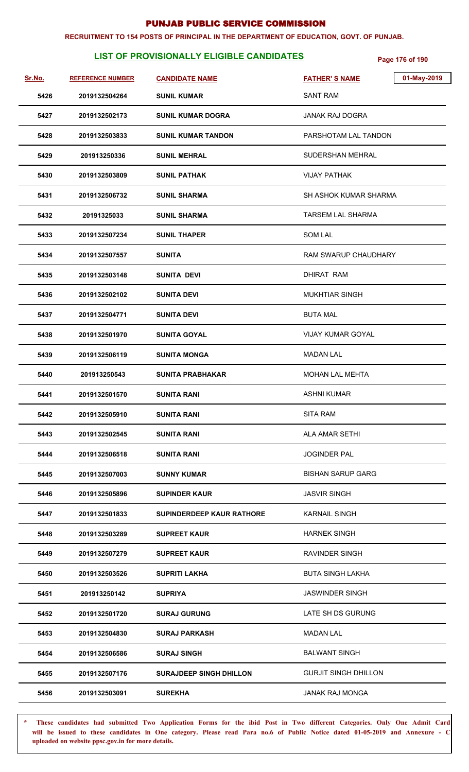# PUNJAB PUBLIC SERVICE COMMISSION

**RECRUITMENT TO 154 POSTS OF PRINCIPAL IN THE DEPARTMENT OF EDUCATION, GOVT. OF PUNJAB.**

## LIST OF PROVISIONALLY ELIGIBLE CANDIDATES

01-May-2019

| Sr.No. | REFERENCE NUMBER | CANDIDATE NAME | FATHER' S NAME |
|---|---|---|---|
| 5426 | 2019132504264 | SUNIL KUMAR | SANT RAM |
| 5427 | 2019132502173 | SUNIL KUMAR DOGRA | JANAK RAJ DOGRA |
| 5428 | 2019132503833 | SUNIL KUMAR TANDON | PARSHOTAM LAL TANDON |
| 5429 | 201913250336 | SUNIL MEHRAL | SUDERSHAN MEHRAL |
| 5430 | 2019132503809 | SUNIL PATHAK | VIJAY PATHAK |
| 5431 | 2019132506732 | SUNIL SHARMA | SH ASHOK KUMAR SHARMA |
| 5432 | 20191325033 | SUNIL SHARMA | TARSEM LAL SHARMA |
| 5433 | 2019132507234 | SUNIL THAPER | SOM LAL |
| 5434 | 2019132507557 | SUNITA | RAM SWARUP CHAUDHARY |
| 5435 | 2019132503148 | SUNITA DEVI | DHIRAT RAM |
| 5436 | 2019132502102 | SUNITA DEVI | MUKHTIAR SINGH |
| 5437 | 2019132504771 | SUNITA DEVI | BUTA MAL |
| 5438 | 2019132501970 | SUNITA GOYAL | VIJAY KUMAR GOYAL |
| 5439 | 2019132506119 | SUNITA MONGA | MADAN LAL |
| 5440 | 201913250543 | SUNITA PRABHAKAR | MOHAN LAL MEHTA |
| 5441 | 2019132501570 | SUNITA RANI | ASHNI KUMAR |
| 5442 | 2019132505910 | SUNITA RANI | SITA RAM |
| 5443 | 2019132502545 | SUNITA RANI | ALA AMAR SETHI |
| 5444 | 2019132506518 | SUNITA RANI | JOGINDER PAL |
| 5445 | 2019132507003 | SUNNY KUMAR | BISHAN SARUP GARG |
| 5446 | 2019132505896 | SUPINDER KAUR | JASVIR SINGH |
| 5447 | 2019132501833 | SUPINDERDEEP KAUR RATHORE | KARNAIL SINGH |
| 5448 | 2019132503289 | SUPREET KAUR | HARNEK SINGH |
| 5449 | 2019132507279 | SUPREET KAUR | RAVINDER SINGH |
| 5450 | 2019132503526 | SUPRITI LAKHA | BUTA SINGH LAKHA |
| 5451 | 201913250142 | SUPRIYA | JASWINDER SINGH |
| 5452 | 2019132501720 | SURAJ GURUNG | LATE SH DS GURUNG |
| 5453 | 2019132504830 | SURAJ PARKASH | MADAN LAL |
| 5454 | 2019132506586 | SURAJ SINGH | BALWANT SINGH |
| 5455 | 2019132507176 | SURAJDEEP SINGH DHILLON | GURJIT SINGH DHILLON |
| 5456 | 2019132503091 | SUREKHA | JANAK RAJ MONGA |

\* **These candidates had submitted Two Application Forms for the ibid Post in Two different Categories. Only One Admit Card will be issued to these candidates in One category. Please read Para no.6 of Public Notice dated 01-05-2019 and Annexure - C uploaded on website ppsc.gov.in for more details.**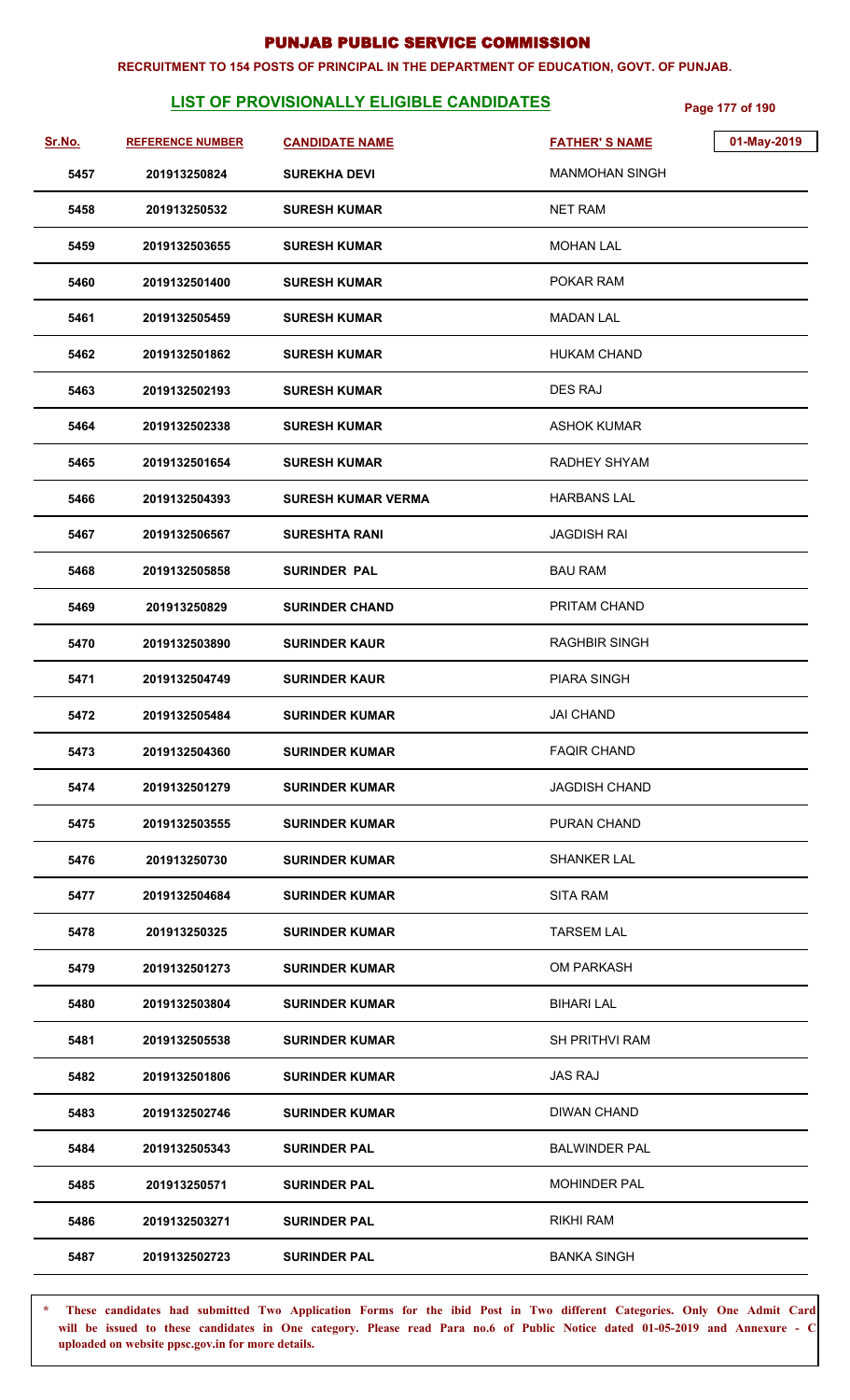# PUNJAB PUBLIC SERVICE COMMISSION

**RECRUITMENT TO 154 POSTS OF PRINCIPAL IN THE DEPARTMENT OF EDUCATION, GOVT. OF PUNJAB.**

## LIST OF PROVISIONALLY ELIGIBLE CANDIDATES

01-May-2019

| Sr.No. | REFERENCE NUMBER | CANDIDATE NAME | FATHER' S NAME |
|---|---|---|---|
| 5457 | 201913250824 | SUREKHA DEVI | MANMOHAN SINGH |
| 5458 | 201913250532 | SURESH KUMAR | NET RAM |
| 5459 | 2019132503655 | SURESH KUMAR | MOHAN LAL |
| 5460 | 2019132501400 | SURESH KUMAR | POKAR RAM |
| 5461 | 2019132505459 | SURESH KUMAR | MADAN LAL |
| 5462 | 2019132501862 | SURESH KUMAR | HUKAM CHAND |
| 5463 | 2019132502193 | SURESH KUMAR | DES RAJ |
| 5464 | 2019132502338 | SURESH KUMAR | ASHOK KUMAR |
| 5465 | 2019132501654 | SURESH KUMAR | RADHEY SHYAM |
| 5466 | 2019132504393 | SURESH KUMAR VERMA | HARBANS LAL |
| 5467 | 2019132506567 | SURESHTA RANI | JAGDISH RAI |
| 5468 | 2019132505858 | SURINDER PAL | BAU RAM |
| 5469 | 201913250829 | SURINDER CHAND | PRITAM CHAND |
| 5470 | 2019132503890 | SURINDER KAUR | RAGHBIR SINGH |
| 5471 | 2019132504749 | SURINDER KAUR | PIARA SINGH |
| 5472 | 2019132505484 | SURINDER KUMAR | JAI CHAND |
| 5473 | 2019132504360 | SURINDER KUMAR | FAQIR CHAND |
| 5474 | 2019132501279 | SURINDER KUMAR | JAGDISH CHAND |
| 5475 | 2019132503555 | SURINDER KUMAR | PURAN CHAND |
| 5476 | 201913250730 | SURINDER KUMAR | SHANKER LAL |
| 5477 | 2019132504684 | SURINDER KUMAR | SITA RAM |
| 5478 | 201913250325 | SURINDER KUMAR | TARSEM LAL |
| 5479 | 2019132501273 | SURINDER KUMAR | OM PARKASH |
| 5480 | 2019132503804 | SURINDER KUMAR | BIHARI LAL |
| 5481 | 2019132505538 | SURINDER KUMAR | SH PRITHVI RAM |
| 5482 | 2019132501806 | SURINDER KUMAR | JAS RAJ |
| 5483 | 2019132502746 | SURINDER KUMAR | DIWAN CHAND |
| 5484 | 2019132505343 | SURINDER PAL | BALWINDER PAL |
| 5485 | 201913250571 | SURINDER PAL | MOHINDER PAL |
| 5486 | 2019132503271 | SURINDER PAL | RIKHI RAM |
| 5487 | 2019132502723 | SURINDER PAL | BANKA SINGH |

\* These candidates had submitted Two Application Forms for the ibid Post in Two different Categories. Only One Admit Card will be issued to these candidates in One category. Please read Para no.6 of Public Notice dated 01-05-2019 and Annexure - C uploaded on website ppsc.gov.in for more details.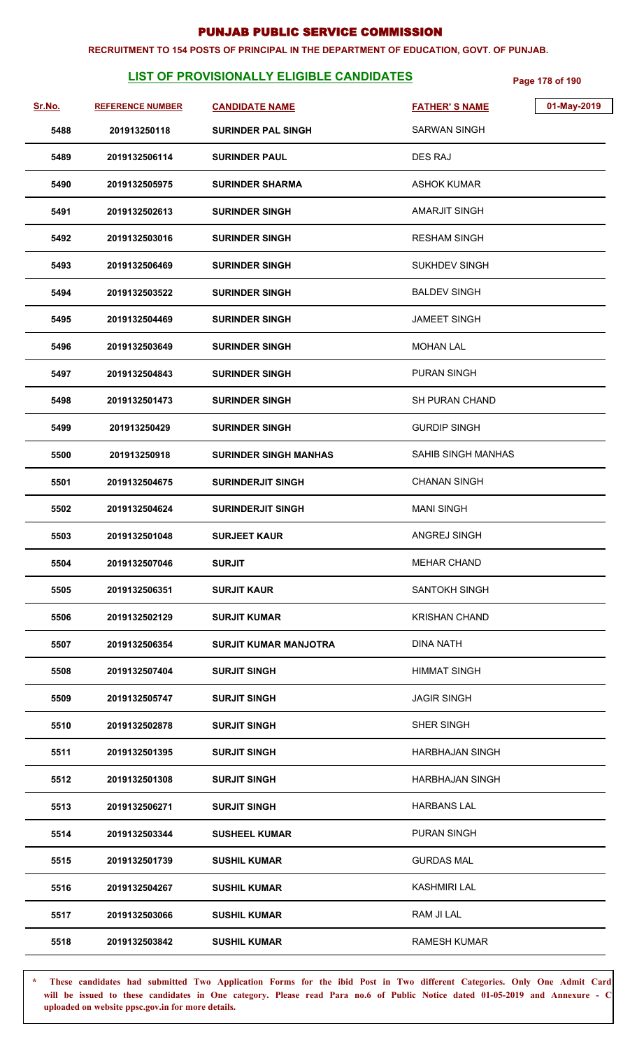# PUNJAB PUBLIC SERVICE COMMISSION

**RECRUITMENT TO 154 POSTS OF PRINCIPAL IN THE DEPARTMENT OF EDUCATION, GOVT. OF PUNJAB.**

## LIST OF PROVISIONALLY ELIGIBLE CANDIDATES

01-May-2019

| Sr.No. | REFERENCE NUMBER | CANDIDATE NAME | FATHER' S NAME |
|---|---|---|---|
| 5488 | 201913250118 | SURINDER PAL SINGH | SARWAN SINGH |
| 5489 | 2019132506114 | SURINDER PAUL | DES RAJ |
| 5490 | 2019132505975 | SURINDER SHARMA | ASHOK KUMAR |
| 5491 | 2019132502613 | SURINDER SINGH | AMARJIT SINGH |
| 5492 | 2019132503016 | SURINDER SINGH | RESHAM SINGH |
| 5493 | 2019132506469 | SURINDER SINGH | SUKHDEV SINGH |
| 5494 | 2019132503522 | SURINDER SINGH | BALDEV SINGH |
| 5495 | 2019132504469 | SURINDER SINGH | JAMEET SINGH |
| 5496 | 2019132503649 | SURINDER SINGH | MOHAN LAL |
| 5497 | 2019132504843 | SURINDER SINGH | PURAN SINGH |
| 5498 | 2019132501473 | SURINDER SINGH | SH PURAN CHAND |
| 5499 | 201913250429 | SURINDER SINGH | GURDIP SINGH |
| 5500 | 201913250918 | SURINDER SINGH MANHAS | SAHIB SINGH MANHAS |
| 5501 | 2019132504675 | SURINDERJIT SINGH | CHANAN SINGH |
| 5502 | 2019132504624 | SURINDERJIT SINGH | MANI SINGH |
| 5503 | 2019132501048 | SURJEET KAUR | ANGREJ SINGH |
| 5504 | 2019132507046 | SURJIT | MEHAR CHAND |
| 5505 | 2019132506351 | SURJIT KAUR | SANTOKH SINGH |
| 5506 | 2019132502129 | SURJIT KUMAR | KRISHAN CHAND |
| 5507 | 2019132506354 | SURJIT KUMAR MANJOTRA | DINA NATH |
| 5508 | 2019132507404 | SURJIT SINGH | HIMMAT SINGH |
| 5509 | 2019132505747 | SURJIT SINGH | JAGIR SINGH |
| 5510 | 2019132502878 | SURJIT SINGH | SHER SINGH |
| 5511 | 2019132501395 | SURJIT SINGH | HARBHAJAN SINGH |
| 5512 | 2019132501308 | SURJIT SINGH | HARBHAJAN SINGH |
| 5513 | 2019132506271 | SURJIT SINGH | HARBANS LAL |
| 5514 | 2019132503344 | SUSHEEL KUMAR | PURAN SINGH |
| 5515 | 2019132501739 | SUSHIL KUMAR | GURDAS MAL |
| 5516 | 2019132504267 | SUSHIL KUMAR | KASHMIRI LAL |
| 5517 | 2019132503066 | SUSHIL KUMAR | RAM JI LAL |
| 5518 | 2019132503842 | SUSHIL KUMAR | RAMESH KUMAR |

\* These candidates had submitted Two Application Forms for the ibid Post in Two different Categories. Only One Admit Card will be issued to these candidates in One category. Please read Para no.6 of Public Notice dated 01-05-2019 and Annexure - C uploaded on website ppsc.gov.in for more details.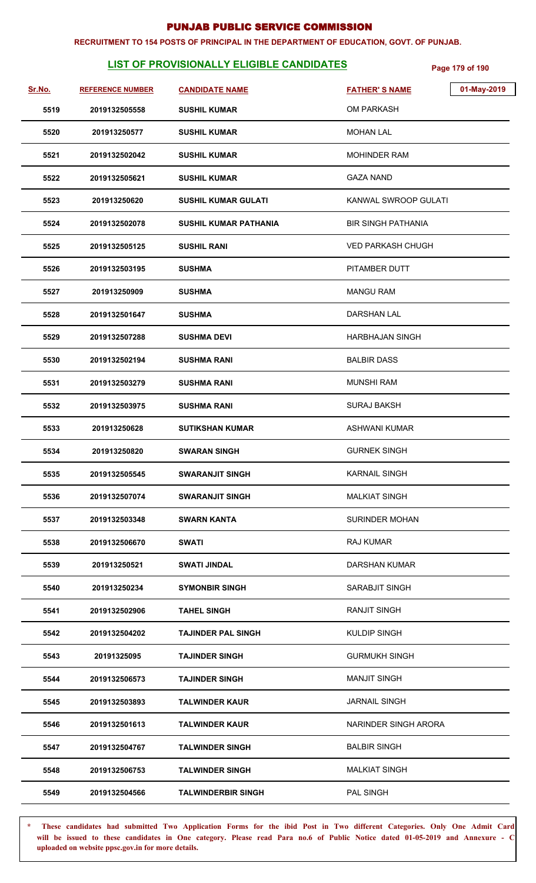# PUNJAB PUBLIC SERVICE COMMISSION

**RECRUITMENT TO 154 POSTS OF PRINCIPAL IN THE DEPARTMENT OF EDUCATION, GOVT. OF PUNJAB.**

## LIST OF PROVISIONALLY ELIGIBLE CANDIDATES

01-May-2019

| Sr.No. | REFERENCE NUMBER | CANDIDATE NAME | FATHER' S NAME |
|---|---|---|---|
| 5519 | 2019132505558 | SUSHIL KUMAR | OM PARKASH |
| 5520 | 201913250577 | SUSHIL KUMAR | MOHAN LAL |
| 5521 | 2019132502042 | SUSHIL KUMAR | MOHINDER RAM |
| 5522 | 2019132505621 | SUSHIL KUMAR | GAZA NAND |
| 5523 | 201913250620 | SUSHIL KUMAR GULATI | KANWAL SWROOP GULATI |
| 5524 | 2019132502078 | SUSHIL KUMAR PATHANIA | BIR SINGH PATHANIA |
| 5525 | 2019132505125 | SUSHIL RANI | VED PARKASH CHUGH |
| 5526 | 2019132503195 | SUSHMA | PITAMBER DUTT |
| 5527 | 201913250909 | SUSHMA | MANGU RAM |
| 5528 | 2019132501647 | SUSHMA | DARSHAN LAL |
| 5529 | 2019132507288 | SUSHMA DEVI | HARBHAJAN SINGH |
| 5530 | 2019132502194 | SUSHMA RANI | BALBIR DASS |
| 5531 | 2019132503279 | SUSHMA RANI | MUNSHI RAM |
| 5532 | 2019132503975 | SUSHMA RANI | SURAJ BAKSH |
| 5533 | 201913250628 | SUTIKSHAN KUMAR | ASHWANI KUMAR |
| 5534 | 201913250820 | SWARAN SINGH | GURNEK SINGH |
| 5535 | 2019132505545 | SWARANJIT SINGH | KARNAIL SINGH |
| 5536 | 2019132507074 | SWARANJIT SINGH | MALKIAT SINGH |
| 5537 | 2019132503348 | SWARN KANTA | SURINDER MOHAN |
| 5538 | 2019132506670 | SWATI | RAJ KUMAR |
| 5539 | 201913250521 | SWATI JINDAL | DARSHAN KUMAR |
| 5540 | 201913250234 | SYMONBIR SINGH | SARABJIT SINGH |
| 5541 | 2019132502906 | TAHEL SINGH | RANJIT SINGH |
| 5542 | 2019132504202 | TAJINDER PAL SINGH | KULDIP SINGH |
| 5543 | 20191325095 | TAJINDER SINGH | GURMUKH SINGH |
| 5544 | 2019132506573 | TAJINDER SINGH | MANJIT SINGH |
| 5545 | 2019132503893 | TALWINDER KAUR | JARNAIL SINGH |
| 5546 | 2019132501613 | TALWINDER KAUR | NARINDER SINGH ARORA |
| 5547 | 2019132504767 | TALWINDER SINGH | BALBIR SINGH |
| 5548 | 2019132506753 | TALWINDER SINGH | MALKIAT SINGH |
| 5549 | 2019132504566 | TALWINDERBIR SINGH | PAL SINGH |

\* These candidates had submitted Two Application Forms for the ibid Post in Two different Categories. Only One Admit Card will be issued to these candidates in One category. Please read Para no.6 of Public Notice dated 01-05-2019 and Annexure - C uploaded on website ppsc.gov.in for more details.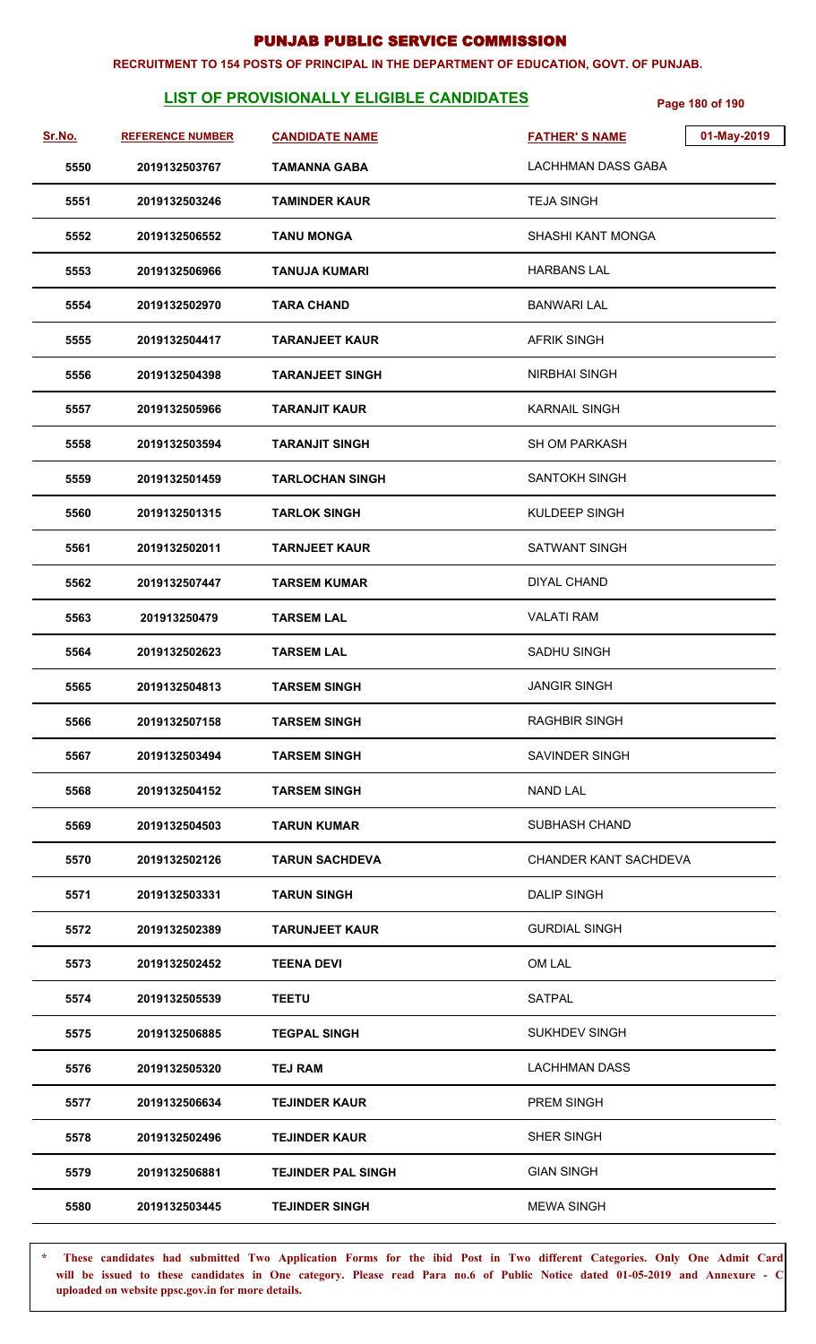# PUNJAB PUBLIC SERVICE COMMISSION

**RECRUITMENT TO 154 POSTS OF PRINCIPAL IN THE DEPARTMENT OF EDUCATION, GOVT. OF PUNJAB.**

## LIST OF PROVISIONALLY ELIGIBLE CANDIDATES

01-May-2019

| Sr.No. | REFERENCE NUMBER | CANDIDATE NAME | FATHER' S NAME |
|---|---|---|---|
| 5550 | 2019132503767 | TAMANNA GABA | LACHHMAN DASS GABA |
| 5551 | 2019132503246 | TAMINDER KAUR | TEJA SINGH |
| 5552 | 2019132506552 | TANU MONGA | SHASHI KANT MONGA |
| 5553 | 2019132506966 | TANUJA KUMARI | HARBANS LAL |
| 5554 | 2019132502970 | TARA CHAND | BANWARI LAL |
| 5555 | 2019132504417 | TARANJEET KAUR | AFRIK SINGH |
| 5556 | 2019132504398 | TARANJEET SINGH | NIRBHAI SINGH |
| 5557 | 2019132505966 | TARANJIT KAUR | KARNAIL SINGH |
| 5558 | 2019132503594 | TARANJIT SINGH | SH OM PARKASH |
| 5559 | 2019132501459 | TARLOCHAN SINGH | SANTOKH SINGH |
| 5560 | 2019132501315 | TARLOK SINGH | KULDEEP SINGH |
| 5561 | 2019132502011 | TARNJEET KAUR | SATWANT SINGH |
| 5562 | 2019132507447 | TARSEM KUMAR | DIYAL CHAND |
| 5563 | 201913250479 | TARSEM LAL | VALATI RAM |
| 5564 | 2019132502623 | TARSEM LAL | SADHU SINGH |
| 5565 | 2019132504813 | TARSEM SINGH | JANGIR SINGH |
| 5566 | 2019132507158 | TARSEM SINGH | RAGHBIR SINGH |
| 5567 | 2019132503494 | TARSEM SINGH | SAVINDER SINGH |
| 5568 | 2019132504152 | TARSEM SINGH | NAND LAL |
| 5569 | 2019132504503 | TARUN KUMAR | SUBHASH CHAND |
| 5570 | 2019132502126 | TARUN SACHDEVA | CHANDER KANT SACHDEVA |
| 5571 | 2019132503331 | TARUN SINGH | DALIP SINGH |
| 5572 | 2019132502389 | TARUNJEET KAUR | GURDIAL SINGH |
| 5573 | 2019132502452 | TEENA DEVI | OM LAL |
| 5574 | 2019132505539 | TEETU | SATPAL |
| 5575 | 2019132506885 | TEGPAL SINGH | SUKHDEV SINGH |
| 5576 | 2019132505320 | TEJ RAM | LACHHMAN DASS |
| 5577 | 2019132506634 | TEJINDER KAUR | PREM SINGH |
| 5578 | 2019132502496 | TEJINDER KAUR | SHER SINGH |
| 5579 | 2019132506881 | TEJINDER PAL SINGH | GIAN SINGH |
| 5580 | 2019132503445 | TEJINDER SINGH | MEWA SINGH |

\* These candidates had submitted Two Application Forms for the ibid Post in Two different Categories. Only One Admit Card will be issued to these candidates in One category. Please read Para no.6 of Public Notice dated 01-05-2019 and Annexure - C uploaded on website ppsc.gov.in for more details.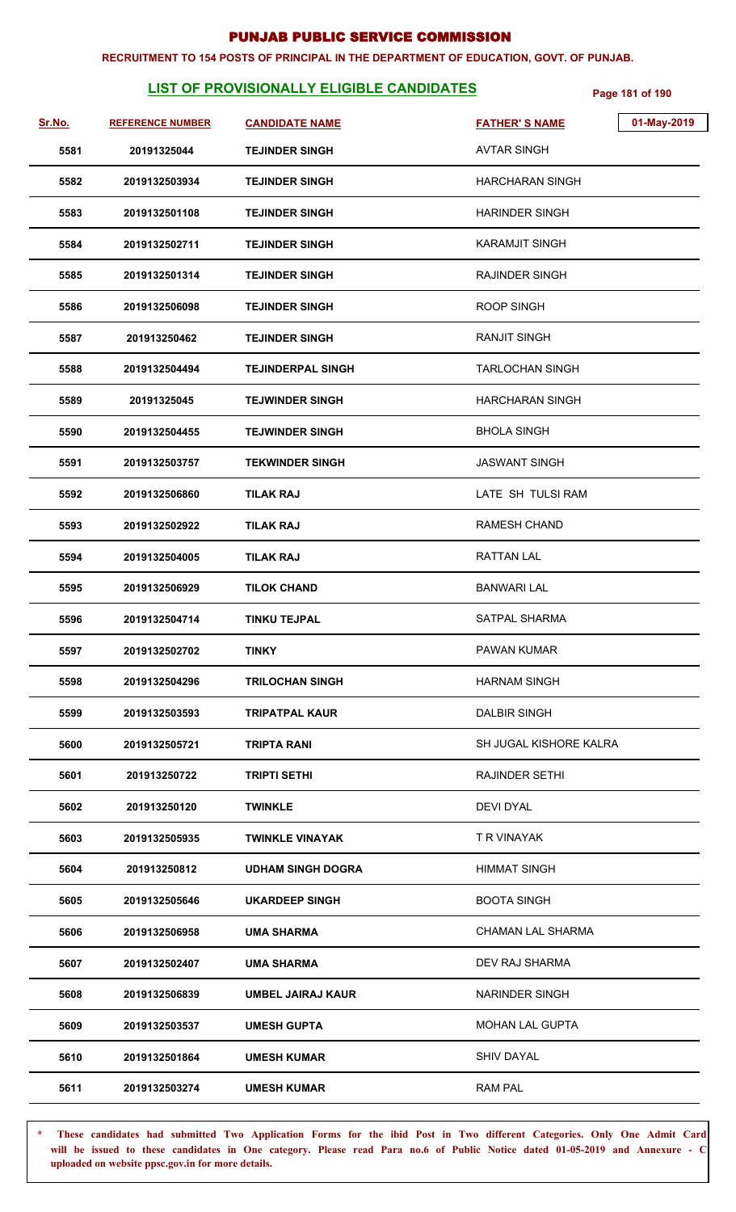# PUNJAB PUBLIC SERVICE COMMISSION

**RECRUITMENT TO 154 POSTS OF PRINCIPAL IN THE DEPARTMENT OF EDUCATION, GOVT. OF PUNJAB.**

## LIST OF PROVISIONALLY ELIGIBLE CANDIDATES

01-May-2019

| Sr.No. | REFERENCE NUMBER | CANDIDATE NAME | FATHER' S NAME |
|---|---|---|---|
| 5581 | 20191325044 | TEJINDER SINGH | AVTAR SINGH |
| 5582 | 2019132503934 | TEJINDER SINGH | HARCHARAN SINGH |
| 5583 | 2019132501108 | TEJINDER SINGH | HARINDER SINGH |
| 5584 | 2019132502711 | TEJINDER SINGH | KARAMJIT SINGH |
| 5585 | 2019132501314 | TEJINDER SINGH | RAJINDER SINGH |
| 5586 | 2019132506098 | TEJINDER SINGH | ROOP SINGH |
| 5587 | 201913250462 | TEJINDER SINGH | RANJIT SINGH |
| 5588 | 2019132504494 | TEJINDERPAL SINGH | TARLOCHAN SINGH |
| 5589 | 20191325045 | TEJWINDER SINGH | HARCHARAN SINGH |
| 5590 | 2019132504455 | TEJWINDER SINGH | BHOLA SINGH |
| 5591 | 2019132503757 | TEKWINDER SINGH | JASWANT SINGH |
| 5592 | 2019132506860 | TILAK RAJ | LATE SH TULSI RAM |
| 5593 | 2019132502922 | TILAK RAJ | RAMESH CHAND |
| 5594 | 2019132504005 | TILAK RAJ | RATTAN LAL |
| 5595 | 2019132506929 | TILOK CHAND | BANWARI LAL |
| 5596 | 2019132504714 | TINKU TEJPAL | SATPAL SHARMA |
| 5597 | 2019132502702 | TINKY | PAWAN KUMAR |
| 5598 | 2019132504296 | TRILOCHAN SINGH | HARNAM SINGH |
| 5599 | 2019132503593 | TRIPATPAL KAUR | DALBIR SINGH |
| 5600 | 2019132505721 | TRIPTA RANI | SH JUGAL KISHORE KALRA |
| 5601 | 201913250722 | TRIPTI SETHI | RAJINDER SETHI |
| 5602 | 201913250120 | TWINKLE | DEVI DYAL |
| 5603 | 2019132505935 | TWINKLE VINAYAK | T R VINAYAK |
| 5604 | 201913250812 | UDHAM SINGH DOGRA | HIMMAT SINGH |
| 5605 | 2019132505646 | UKARDEEP SINGH | BOOTA SINGH |
| 5606 | 2019132506958 | UMA SHARMA | CHAMAN LAL SHARMA |
| 5607 | 2019132502407 | UMA SHARMA | DEV RAJ SHARMA |
| 5608 | 2019132506839 | UMBEL JAIRAJ KAUR | NARINDER SINGH |
| 5609 | 2019132503537 | UMESH GUPTA | MOHAN LAL GUPTA |
| 5610 | 2019132501864 | UMESH KUMAR | SHIV DAYAL |
| 5611 | 2019132503274 | UMESH KUMAR | RAM PAL |

\* **These candidates had submitted Two Application Forms for the ibid Post in Two different Categories. Only One Admit Card will be issued to these candidates in One category. Please read Para no.6 of Public Notice dated 01-05-2019 and Annexure - C uploaded on website ppsc.gov.in for more details.**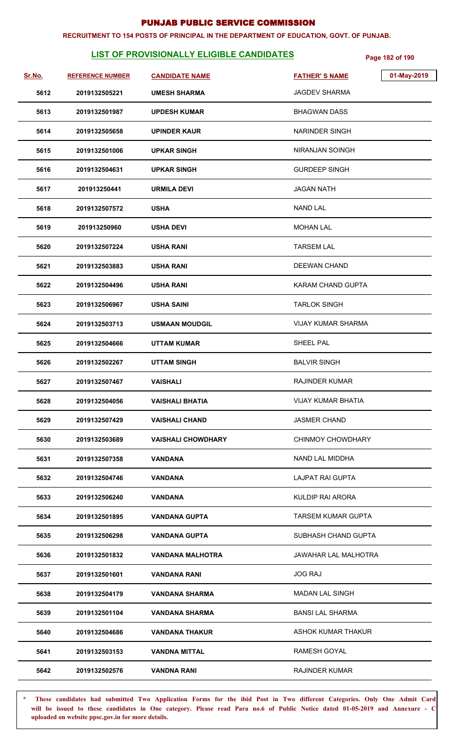# PUNJAB PUBLIC SERVICE COMMISSION

**RECRUITMENT TO 154 POSTS OF PRINCIPAL IN THE DEPARTMENT OF EDUCATION, GOVT. OF PUNJAB.**

## LIST OF PROVISIONALLY ELIGIBLE CANDIDATES

01-May-2019

| Sr.No. | REFERENCE NUMBER | CANDIDATE NAME | FATHER' S NAME |
|---|---|---|---|
| 5612 | 2019132505221 | UMESH SHARMA | JAGDEV SHARMA |
| 5613 | 2019132501987 | UPDESH KUMAR | BHAGWAN DASS |
| 5614 | 2019132505658 | UPINDER KAUR | NARINDER SINGH |
| 5615 | 2019132501006 | UPKAR SINGH | NIRANJAN SOINGH |
| 5616 | 2019132504631 | UPKAR SINGH | GURDEEP SINGH |
| 5617 | 201913250441 | URMILA DEVI | JAGAN NATH |
| 5618 | 2019132507572 | USHA | NAND LAL |
| 5619 | 201913250960 | USHA DEVI | MOHAN LAL |
| 5620 | 2019132507224 | USHA RANI | TARSEM LAL |
| 5621 | 2019132503883 | USHA RANI | DEEWAN CHAND |
| 5622 | 2019132504496 | USHA RANI | KARAM CHAND GUPTA |
| 5623 | 2019132506967 | USHA SAINI | TARLOK SINGH |
| 5624 | 2019132503713 | USMAAN MOUDGIL | VIJAY KUMAR SHARMA |
| 5625 | 2019132504666 | UTTAM KUMAR | SHEEL PAL |
| 5626 | 2019132502267 | UTTAM SINGH | BALVIR SINGH |
| 5627 | 2019132507467 | VAISHALI | RAJINDER KUMAR |
| 5628 | 2019132504056 | VAISHALI BHATIA | VIJAY KUMAR BHATIA |
| 5629 | 2019132507429 | VAISHALI CHAND | JASMER CHAND |
| 5630 | 2019132503689 | VAISHALI CHOWDHARY | CHINMOY CHOWDHARY |
| 5631 | 2019132507358 | VANDANA | NAND LAL MIDDHA |
| 5632 | 2019132504746 | VANDANA | LAJPAT RAI GUPTA |
| 5633 | 2019132506240 | VANDANA | KULDIP RAI ARORA |
| 5634 | 2019132501895 | VANDANA GUPTA | TARSEM KUMAR GUPTA |
| 5635 | 2019132506298 | VANDANA GUPTA | SUBHASH CHAND GUPTA |
| 5636 | 2019132501832 | VANDANA MALHOTRA | JAWAHAR LAL MALHOTRA |
| 5637 | 2019132501601 | VANDANA RANI | JOG RAJ |
| 5638 | 2019132504179 | VANDANA SHARMA | MADAN LAL SINGH |
| 5639 | 2019132501104 | VANDANA SHARMA | BANSI LAL SHARMA |
| 5640 | 2019132504686 | VANDANA THAKUR | ASHOK KUMAR THAKUR |
| 5641 | 2019132503153 | VANDNA MITTAL | RAMESH GOYAL |
| 5642 | 2019132502576 | VANDNA RANI | RAJINDER KUMAR |

**\* These candidates had submitted Two Application Forms for the ibid Post in Two different Categories. Only One Admit Card will be issued to these candidates in One category. Please read Para no.6 of Public Notice dated 01-05-2019 and Annexure - C uploaded on website ppsc.gov.in for more details.**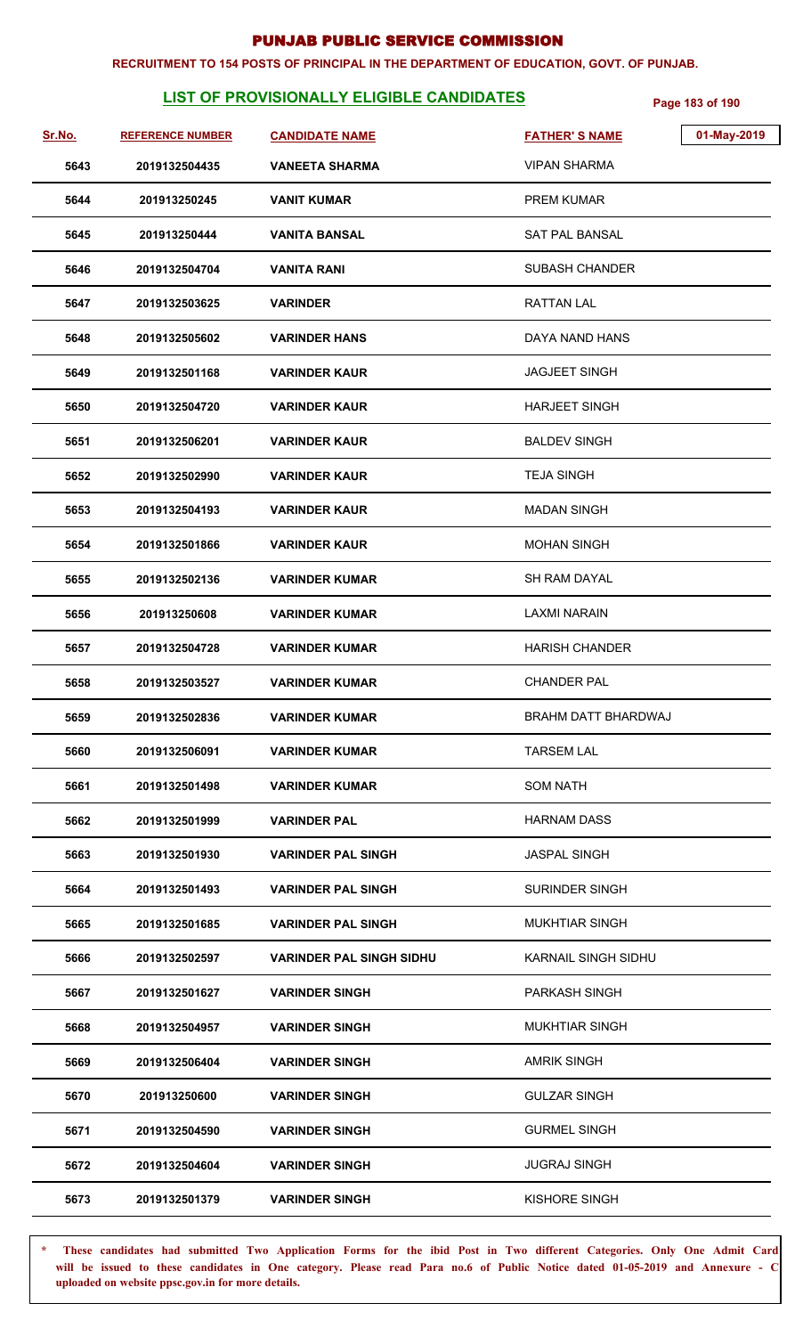# PUNJAB PUBLIC SERVICE COMMISSION

**RECRUITMENT TO 154 POSTS OF PRINCIPAL IN THE DEPARTMENT OF EDUCATION, GOVT. OF PUNJAB.**

## LIST OF PROVISIONALLY ELIGIBLE CANDIDATES

01-May-2019

| Sr.No. | REFERENCE NUMBER | CANDIDATE NAME | FATHER' S NAME |
|---|---|---|---|
| 5643 | 2019132504435 | VANEETA SHARMA | VIPAN SHARMA |
| 5644 | 201913250245 | VANIT KUMAR | PREM KUMAR |
| 5645 | 201913250444 | VANITA BANSAL | SAT PAL BANSAL |
| 5646 | 2019132504704 | VANITA RANI | SUBASH CHANDER |
| 5647 | 2019132503625 | VARINDER | RATTAN LAL |
| 5648 | 2019132505602 | VARINDER HANS | DAYA NAND HANS |
| 5649 | 2019132501168 | VARINDER KAUR | JAGJEET SINGH |
| 5650 | 2019132504720 | VARINDER KAUR | HARJEET SINGH |
| 5651 | 2019132506201 | VARINDER KAUR | BALDEV SINGH |
| 5652 | 2019132502990 | VARINDER KAUR | TEJA SINGH |
| 5653 | 2019132504193 | VARINDER KAUR | MADAN SINGH |
| 5654 | 2019132501866 | VARINDER KAUR | MOHAN SINGH |
| 5655 | 2019132502136 | VARINDER KUMAR | SH RAM DAYAL |
| 5656 | 201913250608 | VARINDER KUMAR | LAXMI NARAIN |
| 5657 | 2019132504728 | VARINDER KUMAR | HARISH CHANDER |
| 5658 | 2019132503527 | VARINDER KUMAR | CHANDER PAL |
| 5659 | 2019132502836 | VARINDER KUMAR | BRAHM DATT BHARDWAJ |
| 5660 | 2019132506091 | VARINDER KUMAR | TARSEM LAL |
| 5661 | 2019132501498 | VARINDER KUMAR | SOM NATH |
| 5662 | 2019132501999 | VARINDER PAL | HARNAM DASS |
| 5663 | 2019132501930 | VARINDER PAL SINGH | JASPAL SINGH |
| 5664 | 2019132501493 | VARINDER PAL SINGH | SURINDER SINGH |
| 5665 | 2019132501685 | VARINDER PAL SINGH | MUKHTIAR SINGH |
| 5666 | 2019132502597 | VARINDER PAL SINGH SIDHU | KARNAIL SINGH SIDHU |
| 5667 | 2019132501627 | VARINDER SINGH | PARKASH SINGH |
| 5668 | 2019132504957 | VARINDER SINGH | MUKHTIAR SINGH |
| 5669 | 2019132506404 | VARINDER SINGH | AMRIK SINGH |
| 5670 | 201913250600 | VARINDER SINGH | GULZAR SINGH |
| 5671 | 2019132504590 | VARINDER SINGH | GURMEL SINGH |
| 5672 | 2019132504604 | VARINDER SINGH | JUGRAJ SINGH |
| 5673 | 2019132501379 | VARINDER SINGH | KISHORE SINGH |

\* These candidates had submitted Two Application Forms for the ibid Post in Two different Categories. Only One Admit Card will be issued to these candidates in One category. Please read Para no.6 of Public Notice dated 01-05-2019 and Annexure - C uploaded on website ppsc.gov.in for more details.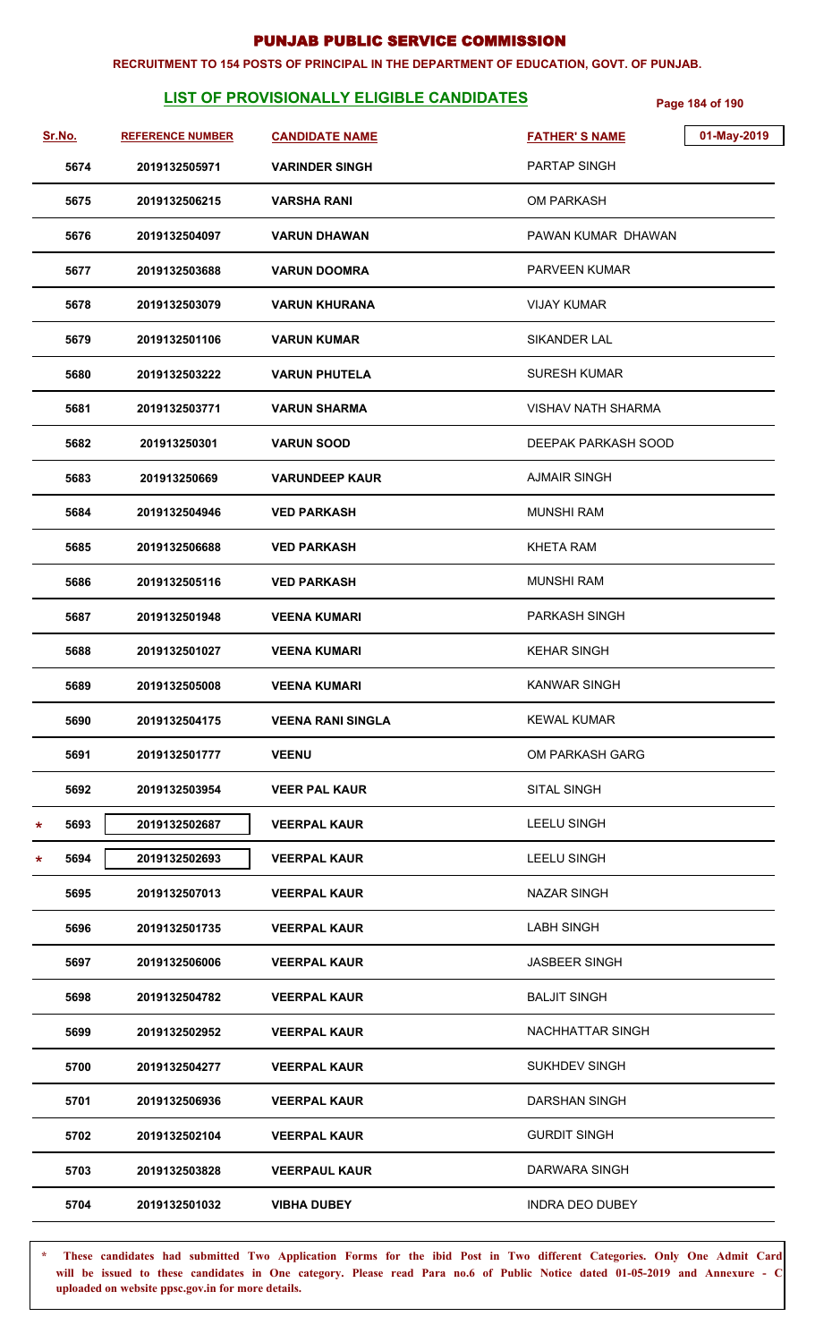# PUNJAB PUBLIC SERVICE COMMISSION

**RECRUITMENT TO 154 POSTS OF PRINCIPAL IN THE DEPARTMENT OF EDUCATION, GOVT. OF PUNJAB.**

## LIST OF PROVISIONALLY ELIGIBLE CANDIDATES

01-May-2019

| Sr.No. | REFERENCE NUMBER | CANDIDATE NAME | FATHER' S NAME |
|---|---|---|---|
| 5674 | 2019132505971 | VARINDER SINGH | PARTAP SINGH |
| 5675 | 2019132506215 | VARSHA RANI | OM PARKASH |
| 5676 | 2019132504097 | VARUN DHAWAN | PAWAN KUMAR DHAWAN |
| 5677 | 2019132503688 | VARUN DOOMRA | PARVEEN KUMAR |
| 5678 | 2019132503079 | VARUN KHURANA | VIJAY KUMAR |
| 5679 | 2019132501106 | VARUN KUMAR | SIKANDER LAL |
| 5680 | 2019132503222 | VARUN PHUTELA | SURESH KUMAR |
| 5681 | 2019132503771 | VARUN SHARMA | VISHAV NATH SHARMA |
| 5682 | 201913250301 | VARUN SOOD | DEEPAK PARKASH SOOD |
| 5683 | 201913250669 | VARUNDEEP KAUR | AJMAIR SINGH |
| 5684 | 2019132504946 | VED PARKASH | MUNSHI RAM |
| 5685 | 2019132506688 | VED PARKASH | KHETA RAM |
| 5686 | 2019132505116 | VED PARKASH | MUNSHI RAM |
| 5687 | 2019132501948 | VEENA KUMARI | PARKASH SINGH |
| 5688 | 2019132501027 | VEENA KUMARI | KEHAR SINGH |
| 5689 | 2019132505008 | VEENA KUMARI | KANWAR SINGH |
| 5690 | 2019132504175 | VEENA RANI SINGLA | KEWAL KUMAR |
| 5691 | 2019132501777 | VEENU | OM PARKASH GARG |
| 5692 | 2019132503954 | VEER PAL KAUR | SITAL SINGH |
| * 5693 | 2019132502687 | VEERPAL KAUR | LEELU SINGH |
| * 5694 | 2019132502693 | VEERPAL KAUR | LEELU SINGH |
| 5695 | 2019132507013 | VEERPAL KAUR | NAZAR SINGH |
| 5696 | 2019132501735 | VEERPAL KAUR | LABH SINGH |
| 5697 | 2019132506006 | VEERPAL KAUR | JASBEER SINGH |
| 5698 | 2019132504782 | VEERPAL KAUR | BALJIT SINGH |
| 5699 | 2019132502952 | VEERPAL KAUR | NACHHATTAR SINGH |
| 5700 | 2019132504277 | VEERPAL KAUR | SUKHDEV SINGH |
| 5701 | 2019132506936 | VEERPAL KAUR | DARSHAN SINGH |
| 5702 | 2019132502104 | VEERPAL KAUR | GURDIT SINGH |
| 5703 | 2019132503828 | VEERPAUL KAUR | DARWARA SINGH |
| 5704 | 2019132501032 | VIBHA DUBEY | INDRA DEO DUBEY |

\* These candidates had submitted Two Application Forms for the ibid Post in Two different Categories. Only One Admit Card will be issued to these candidates in One category. Please read Para no.6 of Public Notice dated 01-05-2019 and Annexure - C uploaded on website ppsc.gov.in for more details.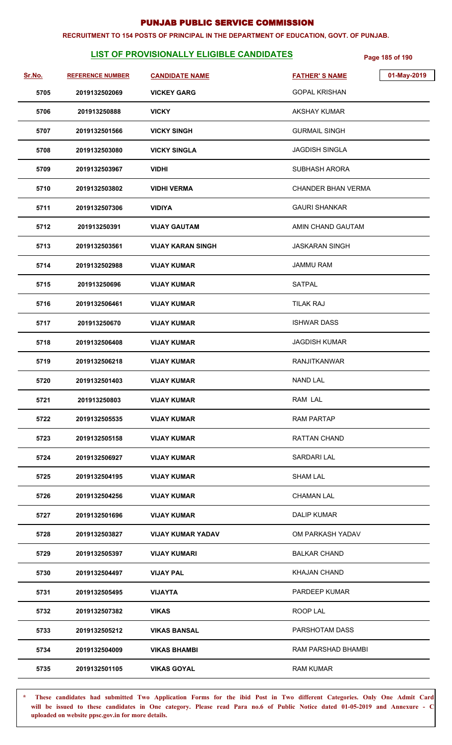# PUNJAB PUBLIC SERVICE COMMISSION

**RECRUITMENT TO 154 POSTS OF PRINCIPAL IN THE DEPARTMENT OF EDUCATION, GOVT. OF PUNJAB.**

## LIST OF PROVISIONALLY ELIGIBLE CANDIDATES

01-May-2019

| Sr.No. | REFERENCE NUMBER | CANDIDATE NAME | FATHER' S NAME |
|---|---|---|---|
| 5705 | 2019132502069 | VICKEY GARG | GOPAL KRISHAN |
| 5706 | 201913250888 | VICKY | AKSHAY KUMAR |
| 5707 | 2019132501566 | VICKY SINGH | GURMAIL SINGH |
| 5708 | 2019132503080 | VICKY SINGLA | JAGDISH SINGLA |
| 5709 | 2019132503967 | VIDHI | SUBHASH ARORA |
| 5710 | 2019132503802 | VIDHI VERMA | CHANDER BHAN VERMA |
| 5711 | 2019132507306 | VIDIYA | GAURI SHANKAR |
| 5712 | 201913250391 | VIJAY GAUTAM | AMIN CHAND GAUTAM |
| 5713 | 2019132503561 | VIJAY KARAN SINGH | JASKARAN SINGH |
| 5714 | 2019132502988 | VIJAY KUMAR | JAMMU RAM |
| 5715 | 201913250696 | VIJAY KUMAR | SATPAL |
| 5716 | 2019132506461 | VIJAY KUMAR | TILAK RAJ |
| 5717 | 201913250670 | VIJAY KUMAR | ISHWAR DASS |
| 5718 | 2019132506408 | VIJAY KUMAR | JAGDISH KUMAR |
| 5719 | 2019132506218 | VIJAY KUMAR | RANJITKANWAR |
| 5720 | 2019132501403 | VIJAY KUMAR | NAND LAL |
| 5721 | 201913250803 | VIJAY KUMAR | RAM LAL |
| 5722 | 2019132505535 | VIJAY KUMAR | RAM PARTAP |
| 5723 | 2019132505158 | VIJAY KUMAR | RATTAN CHAND |
| 5724 | 2019132506927 | VIJAY KUMAR | SARDARI LAL |
| 5725 | 2019132504195 | VIJAY KUMAR | SHAM LAL |
| 5726 | 2019132504256 | VIJAY KUMAR | CHAMAN LAL |
| 5727 | 2019132501696 | VIJAY KUMAR | DALIP KUMAR |
| 5728 | 2019132503827 | VIJAY KUMAR YADAV | OM PARKASH YADAV |
| 5729 | 2019132505397 | VIJAY KUMARI | BALKAR CHAND |
| 5730 | 2019132504497 | VIJAY PAL | KHAJAN CHAND |
| 5731 | 2019132505495 | VIJAYTA | PARDEEP KUMAR |
| 5732 | 2019132507382 | VIKAS | ROOP LAL |
| 5733 | 2019132505212 | VIKAS BANSAL | PARSHOTAM DASS |
| 5734 | 2019132504009 | VIKAS BHAMBI | RAM PARSHAD BHAMBI |
| 5735 | 2019132501105 | VIKAS GOYAL | RAM KUMAR |

\* **These candidates had submitted Two Application Forms for the ibid Post in Two different Categories. Only One Admit Card will be issued to these candidates in One category. Please read Para no.6 of Public Notice dated 01-05-2019 and Annexure - C uploaded on website ppsc.gov.in for more details.**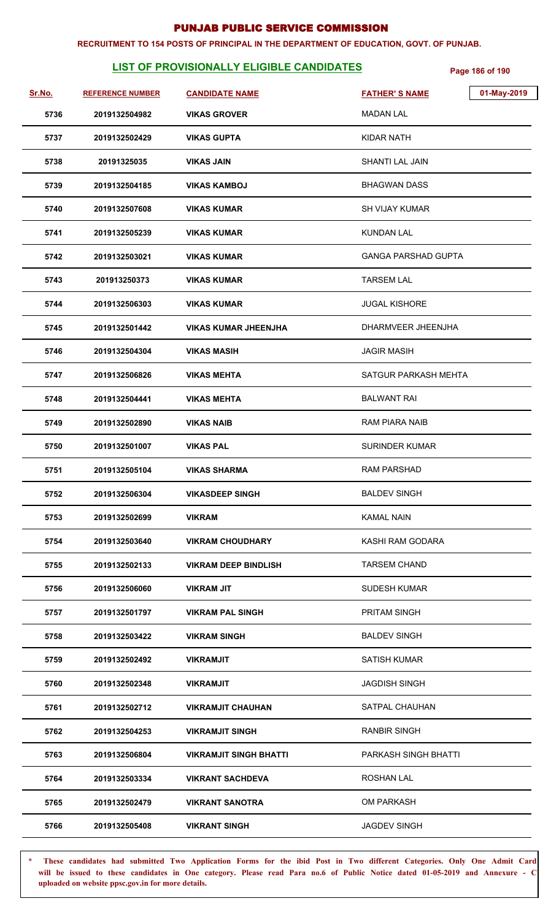# PUNJAB PUBLIC SERVICE COMMISSION

**RECRUITMENT TO 154 POSTS OF PRINCIPAL IN THE DEPARTMENT OF EDUCATION, GOVT. OF PUNJAB.**

## LIST OF PROVISIONALLY ELIGIBLE CANDIDATES

01-May-2019

| Sr.No. | REFERENCE NUMBER | CANDIDATE NAME | FATHER' S NAME |
|---|---|---|---|
| 5736 | 2019132504982 | VIKAS GROVER | MADAN LAL |
| 5737 | 2019132502429 | VIKAS GUPTA | KIDAR NATH |
| 5738 | 20191325035 | VIKAS JAIN | SHANTI LAL JAIN |
| 5739 | 2019132504185 | VIKAS KAMBOJ | BHAGWAN DASS |
| 5740 | 2019132507608 | VIKAS KUMAR | SH VIJAY KUMAR |
| 5741 | 2019132505239 | VIKAS KUMAR | KUNDAN LAL |
| 5742 | 2019132503021 | VIKAS KUMAR | GANGA PARSHAD GUPTA |
| 5743 | 201913250373 | VIKAS KUMAR | TARSEM LAL |
| 5744 | 2019132506303 | VIKAS KUMAR | JUGAL KISHORE |
| 5745 | 2019132501442 | VIKAS KUMAR JHEENJHA | DHARMVEER JHEENJHA |
| 5746 | 2019132504304 | VIKAS MASIH | JAGIR MASIH |
| 5747 | 2019132506826 | VIKAS MEHTA | SATGUR PARKASH MEHTA |
| 5748 | 2019132504441 | VIKAS MEHTA | BALWANT RAI |
| 5749 | 2019132502890 | VIKAS NAIB | RAM PIARA NAIB |
| 5750 | 2019132501007 | VIKAS PAL | SURINDER KUMAR |
| 5751 | 2019132505104 | VIKAS SHARMA | RAM PARSHAD |
| 5752 | 2019132506304 | VIKASDEEP SINGH | BALDEV SINGH |
| 5753 | 2019132502699 | VIKRAM | KAMAL NAIN |
| 5754 | 2019132503640 | VIKRAM CHOUDHARY | KASHI RAM GODARA |
| 5755 | 2019132502133 | VIKRAM DEEP BINDLISH | TARSEM CHAND |
| 5756 | 2019132506060 | VIKRAM JIT | SUDESH KUMAR |
| 5757 | 2019132501797 | VIKRAM PAL SINGH | PRITAM SINGH |
| 5758 | 2019132503422 | VIKRAM SINGH | BALDEV SINGH |
| 5759 | 2019132502492 | VIKRAMJIT | SATISH KUMAR |
| 5760 | 2019132502348 | VIKRAMJIT | JAGDISH SINGH |
| 5761 | 2019132502712 | VIKRAMJIT CHAUHAN | SATPAL CHAUHAN |
| 5762 | 2019132504253 | VIKRAMJIT SINGH | RANBIR SINGH |
| 5763 | 2019132506804 | VIKRAMJIT SINGH BHATTI | PARKASH SINGH BHATTI |
| 5764 | 2019132503334 | VIKRANT SACHDEVA | ROSHAN LAL |
| 5765 | 2019132502479 | VIKRANT SANOTRA | OM PARKASH |
| 5766 | 2019132505408 | VIKRANT SINGH | JAGDEV SINGH |

\* These candidates had submitted Two Application Forms for the ibid Post in Two different Categories. Only One Admit Card will be issued to these candidates in One category. Please read Para no.6 of Public Notice dated 01-05-2019 and Annexure - C uploaded on website ppsc.gov.in for more details.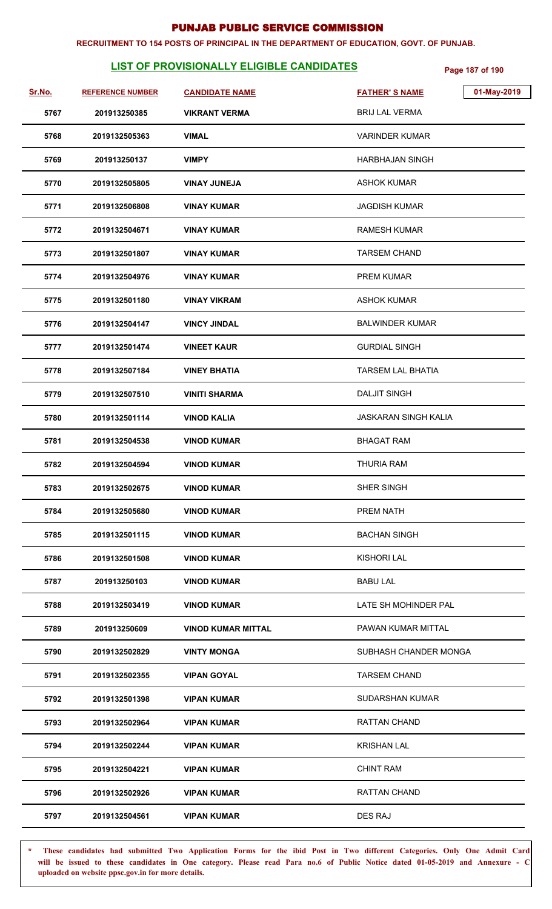# PUNJAB PUBLIC SERVICE COMMISSION

**RECRUITMENT TO 154 POSTS OF PRINCIPAL IN THE DEPARTMENT OF EDUCATION, GOVT. OF PUNJAB.**

## LIST OF PROVISIONALLY ELIGIBLE CANDIDATES

01-May-2019

| Sr.No. | REFERENCE NUMBER | CANDIDATE NAME | FATHER' S NAME |
|---|---|---|---|
| 5767 | 201913250385 | VIKRANT VERMA | BRIJ LAL VERMA |
| 5768 | 2019132505363 | VIMAL | VARINDER KUMAR |
| 5769 | 201913250137 | VIMPY | HARBHAJAN SINGH |
| 5770 | 2019132505805 | VINAY JUNEJA | ASHOK KUMAR |
| 5771 | 2019132506808 | VINAY KUMAR | JAGDISH KUMAR |
| 5772 | 2019132504671 | VINAY KUMAR | RAMESH KUMAR |
| 5773 | 2019132501807 | VINAY KUMAR | TARSEM CHAND |
| 5774 | 2019132504976 | VINAY KUMAR | PREM KUMAR |
| 5775 | 2019132501180 | VINAY VIKRAM | ASHOK KUMAR |
| 5776 | 2019132504147 | VINCY JINDAL | BALWINDER KUMAR |
| 5777 | 2019132501474 | VINEET KAUR | GURDIAL SINGH |
| 5778 | 2019132507184 | VINEY BHATIA | TARSEM LAL BHATIA |
| 5779 | 2019132507510 | VINITI SHARMA | DALJIT SINGH |
| 5780 | 2019132501114 | VINOD KALIA | JASKARAN SINGH KALIA |
| 5781 | 2019132504538 | VINOD KUMAR | BHAGAT RAM |
| 5782 | 2019132504594 | VINOD KUMAR | THURIA RAM |
| 5783 | 2019132502675 | VINOD KUMAR | SHER SINGH |
| 5784 | 2019132505680 | VINOD KUMAR | PREM NATH |
| 5785 | 2019132501115 | VINOD KUMAR | BACHAN SINGH |
| 5786 | 2019132501508 | VINOD KUMAR | KISHORI LAL |
| 5787 | 201913250103 | VINOD KUMAR | BABU LAL |
| 5788 | 2019132503419 | VINOD KUMAR | LATE SH MOHINDER PAL |
| 5789 | 201913250609 | VINOD KUMAR MITTAL | PAWAN KUMAR MITTAL |
| 5790 | 2019132502829 | VINTY MONGA | SUBHASH CHANDER MONGA |
| 5791 | 2019132502355 | VIPAN GOYAL | TARSEM CHAND |
| 5792 | 2019132501398 | VIPAN KUMAR | SUDARSHAN KUMAR |
| 5793 | 2019132502964 | VIPAN KUMAR | RATTAN CHAND |
| 5794 | 2019132502244 | VIPAN KUMAR | KRISHAN LAL |
| 5795 | 2019132504221 | VIPAN KUMAR | CHINT RAM |
| 5796 | 2019132502926 | VIPAN KUMAR | RATTAN CHAND |
| 5797 | 2019132504561 | VIPAN KUMAR | DES RAJ |

\* **These candidates had submitted Two Application Forms for the ibid Post in Two different Categories. Only One Admit Card will be issued to these candidates in One category. Please read Para no.6 of Public Notice dated 01-05-2019 and Annexure - C uploaded on website ppsc.gov.in for more details.**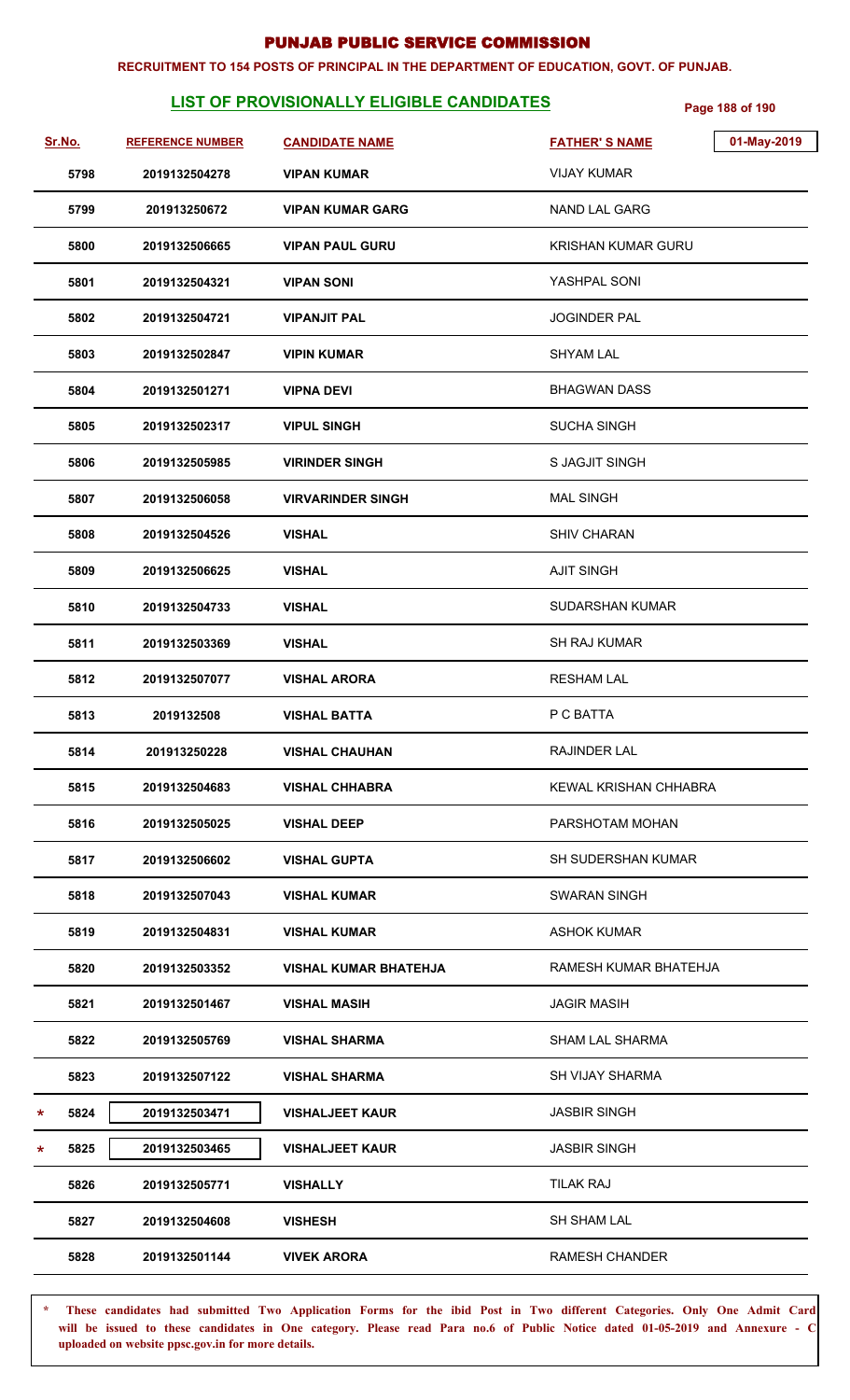# PUNJAB PUBLIC SERVICE COMMISSION

**RECRUITMENT TO 154 POSTS OF PRINCIPAL IN THE DEPARTMENT OF EDUCATION, GOVT. OF PUNJAB.**

## LIST OF PROVISIONALLY ELIGIBLE CANDIDATES

01-May-2019

| Sr.No. | REFERENCE NUMBER | CANDIDATE NAME | FATHER' S NAME |
|---|---|---|---|
| 5798 | 2019132504278 | VIPAN KUMAR | VIJAY KUMAR |
| 5799 | 201913250672 | VIPAN KUMAR GARG | NAND LAL GARG |
| 5800 | 2019132506665 | VIPAN PAUL GURU | KRISHAN KUMAR GURU |
| 5801 | 2019132504321 | VIPAN SONI | YASHPAL SONI |
| 5802 | 2019132504721 | VIPANJIT PAL | JOGINDER PAL |
| 5803 | 2019132502847 | VIPIN KUMAR | SHYAM LAL |
| 5804 | 2019132501271 | VIPNA DEVI | BHAGWAN DASS |
| 5805 | 2019132502317 | VIPUL SINGH | SUCHA SINGH |
| 5806 | 2019132505985 | VIRINDER SINGH | S JAGJIT SINGH |
| 5807 | 2019132506058 | VIRVARINDER SINGH | MAL SINGH |
| 5808 | 2019132504526 | VISHAL | SHIV CHARAN |
| 5809 | 2019132506625 | VISHAL | AJIT SINGH |
| 5810 | 2019132504733 | VISHAL | SUDARSHAN KUMAR |
| 5811 | 2019132503369 | VISHAL | SH RAJ KUMAR |
| 5812 | 2019132507077 | VISHAL ARORA | RESHAM LAL |
| 5813 | 2019132508 | VISHAL BATTA | P C BATTA |
| 5814 | 201913250228 | VISHAL CHAUHAN | RAJINDER LAL |
| 5815 | 2019132504683 | VISHAL CHHABRA | KEWAL KRISHAN CHHABRA |
| 5816 | 2019132505025 | VISHAL DEEP | PARSHOTAM MOHAN |
| 5817 | 2019132506602 | VISHAL GUPTA | SH SUDERSHAN KUMAR |
| 5818 | 2019132507043 | VISHAL KUMAR | SWARAN SINGH |
| 5819 | 2019132504831 | VISHAL KUMAR | ASHOK KUMAR |
| 5820 | 2019132503352 | VISHAL KUMAR BHATEHJA | RAMESH KUMAR BHATEHJA |
| 5821 | 2019132501467 | VISHAL MASIH | JAGIR MASIH |
| 5822 | 2019132505769 | VISHAL SHARMA | SHAM LAL SHARMA |
| 5823 | 2019132507122 | VISHAL SHARMA | SH VIJAY SHARMA |
| * 5824 | 2019132503471 | VISHALJEET KAUR | JASBIR SINGH |
| * 5825 | 2019132503465 | VISHALJEET KAUR | JASBIR SINGH |
| 5826 | 2019132505771 | VISHALLY | TILAK RAJ |
| 5827 | 2019132504608 | VISHESH | SH SHAM LAL |
| 5828 | 2019132501144 | VIVEK ARORA | RAMESH CHANDER |

\* **These candidates had submitted Two Application Forms for the ibid Post in Two different Categories. Only One Admit Card will be issued to these candidates in One category. Please read Para no.6 of Public Notice dated 01-05-2019 and Annexure - C uploaded on website ppsc.gov.in for more details.**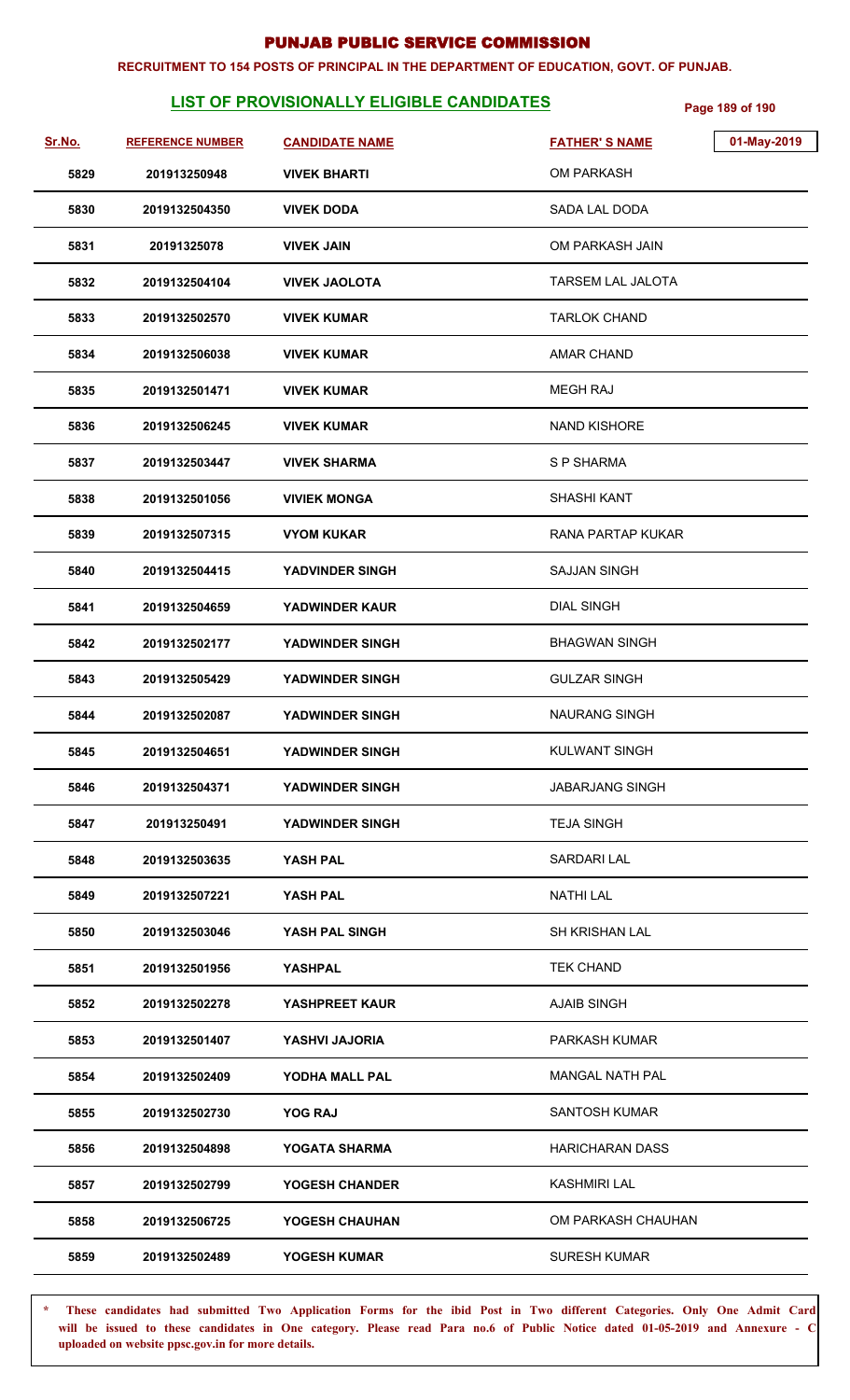# PUNJAB PUBLIC SERVICE COMMISSION

**RECRUITMENT TO 154 POSTS OF PRINCIPAL IN THE DEPARTMENT OF EDUCATION, GOVT. OF PUNJAB.**

## LIST OF PROVISIONALLY ELIGIBLE CANDIDATES

01-May-2019

| Sr.No. | REFERENCE NUMBER | CANDIDATE NAME | FATHER' S NAME |
|---|---|---|---|
| 5829 | 201913250948 | VIVEK BHARTI | OM PARKASH |
| 5830 | 2019132504350 | VIVEK DODA | SADA LAL DODA |
| 5831 | 20191325078 | VIVEK JAIN | OM PARKASH JAIN |
| 5832 | 2019132504104 | VIVEK JAOLOTA | TARSEM LAL JALOTA |
| 5833 | 2019132502570 | VIVEK KUMAR | TARLOK CHAND |
| 5834 | 2019132506038 | VIVEK KUMAR | AMAR CHAND |
| 5835 | 2019132501471 | VIVEK KUMAR | MEGH RAJ |
| 5836 | 2019132506245 | VIVEK KUMAR | NAND KISHORE |
| 5837 | 2019132503447 | VIVEK SHARMA | S P SHARMA |
| 5838 | 2019132501056 | VIVIEK MONGA | SHASHI KANT |
| 5839 | 2019132507315 | VYOM KUKAR | RANA PARTAP KUKAR |
| 5840 | 2019132504415 | YADVINDER SINGH | SAJJAN SINGH |
| 5841 | 2019132504659 | YADWINDER KAUR | DIAL SINGH |
| 5842 | 2019132502177 | YADWINDER SINGH | BHAGWAN SINGH |
| 5843 | 2019132505429 | YADWINDER SINGH | GULZAR SINGH |
| 5844 | 2019132502087 | YADWINDER SINGH | NAURANG SINGH |
| 5845 | 2019132504651 | YADWINDER SINGH | KULWANT SINGH |
| 5846 | 2019132504371 | YADWINDER SINGH | JABARJANG SINGH |
| 5847 | 201913250491 | YADWINDER SINGH | TEJA SINGH |
| 5848 | 2019132503635 | YASH PAL | SARDARI LAL |
| 5849 | 2019132507221 | YASH PAL | NATHI LAL |
| 5850 | 2019132503046 | YASH PAL SINGH | SH KRISHAN LAL |
| 5851 | 2019132501956 | YASHPAL | TEK CHAND |
| 5852 | 2019132502278 | YASHPREET KAUR | AJAIB SINGH |
| 5853 | 2019132501407 | YASHVI JAJORIA | PARKASH KUMAR |
| 5854 | 2019132502409 | YODHA MALL PAL | MANGAL NATH PAL |
| 5855 | 2019132502730 | YOG RAJ | SANTOSH KUMAR |
| 5856 | 2019132504898 | YOGATA SHARMA | HARICHARAN DASS |
| 5857 | 2019132502799 | YOGESH CHANDER | KASHMIRI LAL |
| 5858 | 2019132506725 | YOGESH CHAUHAN | OM PARKASH CHAUHAN |
| 5859 | 2019132502489 | YOGESH KUMAR | SURESH KUMAR |

\* **These candidates had submitted Two Application Forms for the ibid Post in Two different Categories. Only One Admit Card will be issued to these candidates in One category. Please read Para no.6 of Public Notice dated 01-05-2019 and Annexure - C uploaded on website ppsc.gov.in for more details.**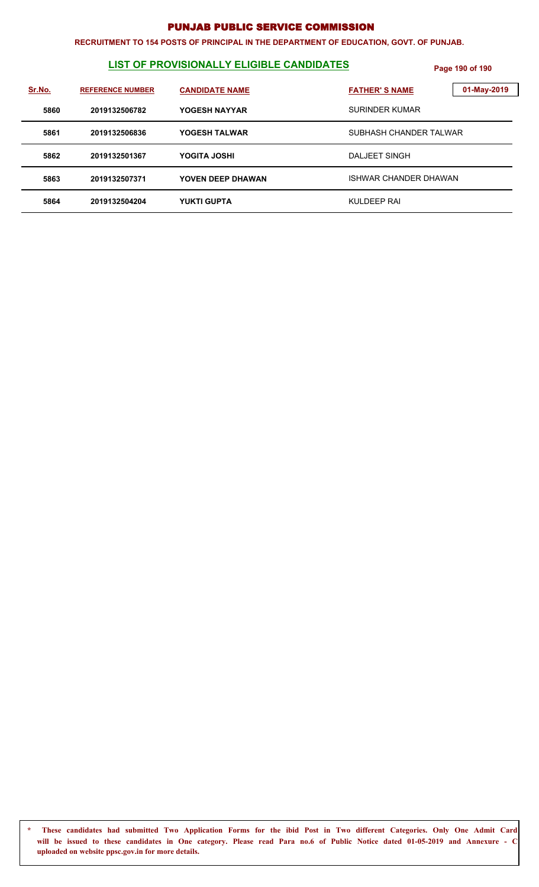# PUNJAB PUBLIC SERVICE COMMISSION

**RECRUITMENT TO 154 POSTS OF PRINCIPAL IN THE DEPARTMENT OF EDUCATION, GOVT. OF PUNJAB.**

## LIST OF PROVISIONALLY ELIGIBLE CANDIDATES

01-May-2019

| Sr.No. | REFERENCE NUMBER | CANDIDATE NAME | FATHER' S NAME |
|---|---|---|---|
| 5860 | 2019132506782 | YOGESH NAYYAR | SURINDER KUMAR |
| 5861 | 2019132506836 | YOGESH TALWAR | SUBHASH CHANDER TALWAR |
| 5862 | 2019132501367 | YOGITA JOSHI | DALJEET SINGH |
| 5863 | 2019132507371 | YOVEN DEEP DHAWAN | ISHWAR CHANDER DHAWAN |
| 5864 | 2019132504204 | YUKTI GUPTA | KULDEEP RAI |

**\* These candidates had submitted Two Application Forms for the ibid Post in Two different Categories. Only One Admit Card will be issued to these candidates in One category. Please read Para no.6 of Public Notice dated 01-05-2019 and Annexure - C uploaded on website ppsc.gov.in for more details.**